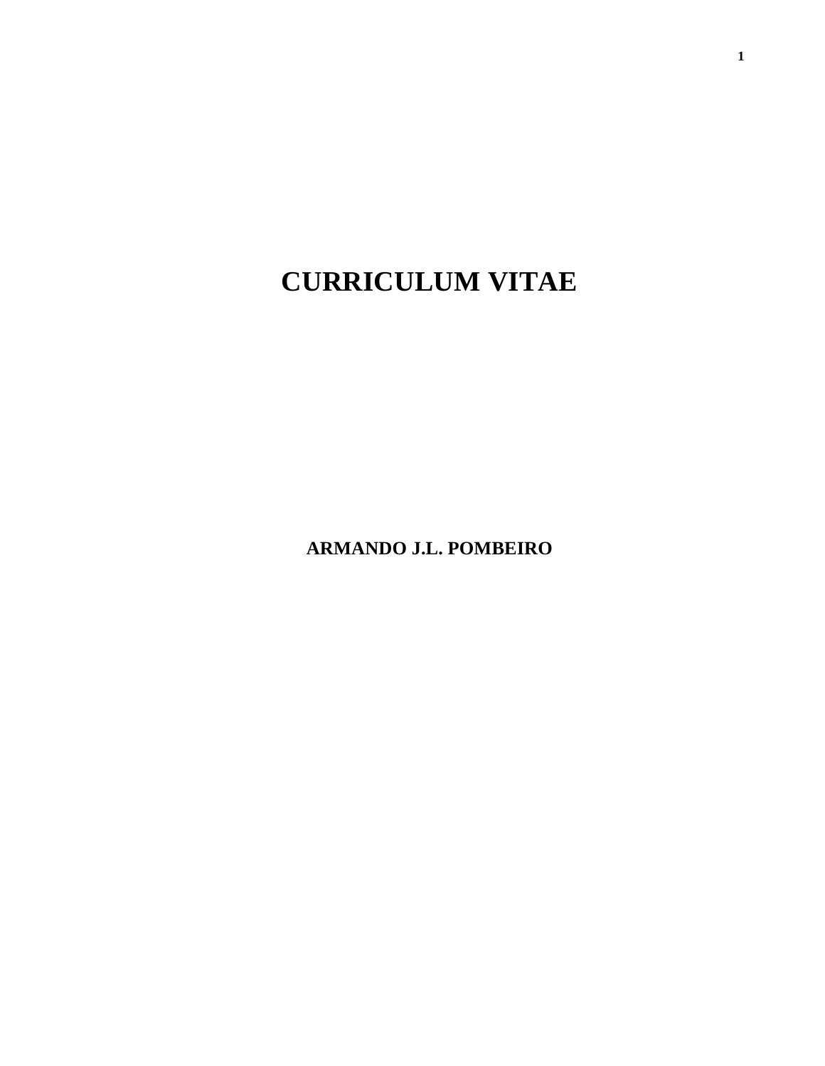# CURRICULUM VITAE

**ARMANDO J.L. POMBEIRO**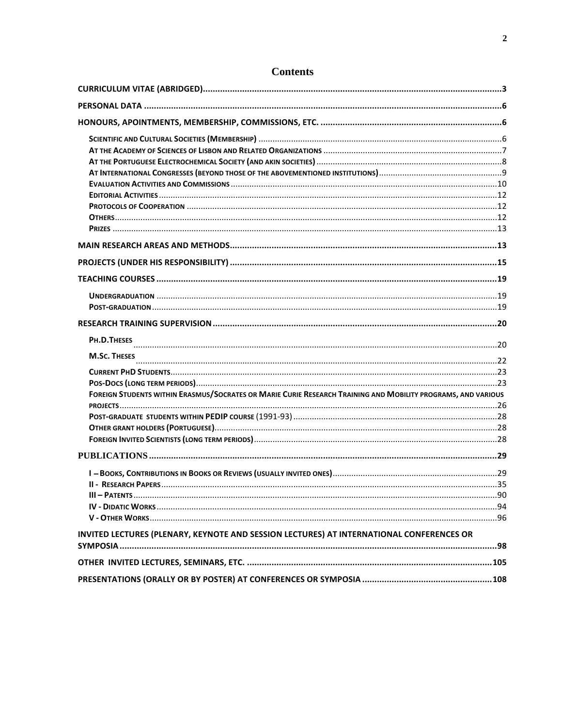# Contents

CURRICULUM VITAE (ABRIDGED)....3

PERSONAL DATA....6

HONOURS, APOINTMENTS, MEMBERSHIP, COMMISSIONS, ETC.....6

- SCIENTIFIC AND CULTURAL SOCIETIES (MEMBERSHIP)....6
- AT THE ACADEMY OF SCIENCES OF LISBON AND RELATED ORGANIZATIONS....7
- AT THE PORTUGUESE ELECTROCHEMICAL SOCIETY (AND AKIN SOCIETIES)....8
- AT INTERNATIONAL CONGRESSES (BEYOND THOSE OF THE ABOVEMENTIONED INSTITUTIONS)....9
- EVALUATION ACTIVITIES AND COMMISSIONS....10
- EDITORIAL ACTIVITIES....12
- PROTOCOLS OF COOPERATION....12
- OTHERS....12
- PRIZES....13

MAIN RESEARCH AREAS AND METHODS....13

PROJECTS (UNDER HIS RESPONSIBILITY)....15

TEACHING COURSES....19

- UNDERGRADUATION....19
- POST-GRADUATION....19

RESEARCH TRAINING SUPERVISION....20

- PH.D.THESES....20
- M.SC. THESES....22
- CURRENT PHD STUDENTS....23
- POS-DOCS (LONG TERM PERIODS)....23
- FOREIGN STUDENTS WITHIN ERASMUS/SOCRATES OR MARIE CURIE RESEARCH TRAINING AND MOBILITY PROGRAMS, AND VARIOUS PROJECTS....26
- POST-GRADUATE STUDENTS WITHIN PEDIP COURSE (1991-93)....28
- OTHER GRANT HOLDERS (PORTUGUESE)....28
- FOREIGN INVITED SCIENTISTS (LONG TERM PERIODS)....28

PUBLICATIONS....29

- I – BOOKS, CONTRIBUTIONS IN BOOKS OR REVIEWS (USUALLY INVITED ONES)....29
- II - RESEARCH PAPERS....35
- III – PATENTS....90
- IV - DIDATIC WORKS....94
- V - OTHER WORKS....96

INVITED LECTURES (PLENARY, KEYNOTE AND SESSION LECTURES) AT INTERNATIONAL CONFERENCES OR SYMPOSIA....98

OTHER INVITED LECTURES, SEMINARS, ETC.....105

PRESENTATIONS (ORALLY OR BY POSTER) AT CONFERENCES OR SYMPOSIA....108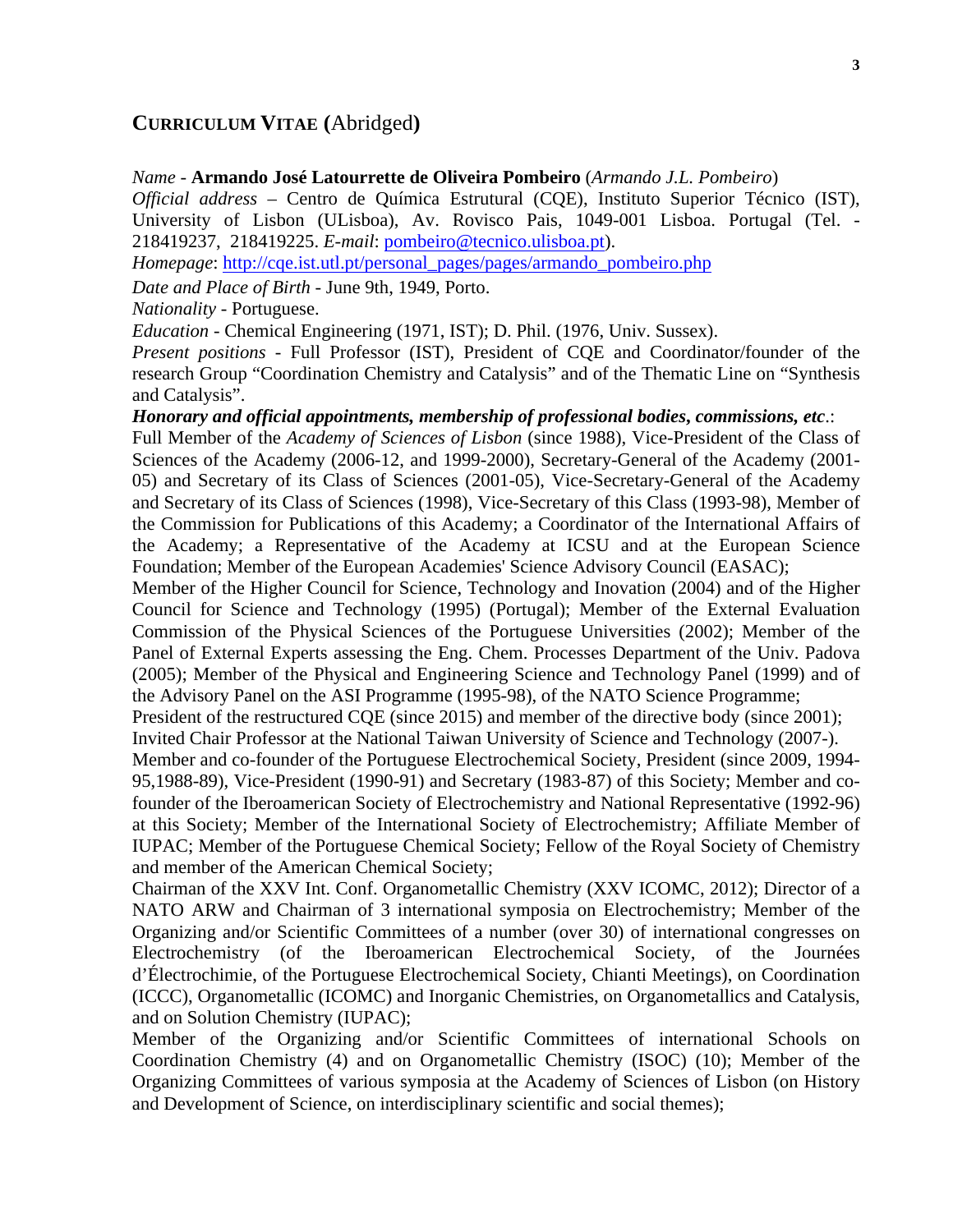## CURRICULUM VITAE (Abridged)

*Name* - **Armando José Latourrette de Oliveira Pombeiro** (*Armando J.L. Pombeiro*)

*Official address* – Centro de Química Estrutural (CQE), Instituto Superior Técnico (IST), University of Lisbon (ULisboa), Av. Rovisco Pais, 1049-001 Lisboa. Portugal (Tel. - 218419237, 218419225. *E-mail*: pombeiro@tecnico.ulisboa.pt).

*Homepage*: http://cqe.ist.utl.pt/personal_pages/pages/armando_pombeiro.php

*Date and Place of Birth* - June 9th, 1949, Porto.

*Nationality* - Portuguese.

*Education* - Chemical Engineering (1971, IST); D. Phil. (1976, Univ. Sussex).

*Present positions* - Full Professor (IST), President of CQE and Coordinator/founder of the research Group "Coordination Chemistry and Catalysis" and of the Thematic Line on "Synthesis and Catalysis".

***Honorary and official appointments, membership of professional bodies, commissions, etc*.**:

Full Member of the *Academy of Sciences of Lisbon* (since 1988), Vice-President of the Class of Sciences of the Academy (2006-12, and 1999-2000), Secretary-General of the Academy (2001-05) and Secretary of its Class of Sciences (2001-05), Vice-Secretary-General of the Academy and Secretary of its Class of Sciences (1998), Vice-Secretary of this Class (1993-98), Member of the Commission for Publications of this Academy; a Coordinator of the International Affairs of the Academy; a Representative of the Academy at ICSU and at the European Science Foundation; Member of the European Academies' Science Advisory Council (EASAC);

Member of the Higher Council for Science, Technology and Inovation (2004) and of the Higher Council for Science and Technology (1995) (Portugal); Member of the External Evaluation Commission of the Physical Sciences of the Portuguese Universities (2002); Member of the Panel of External Experts assessing the Eng. Chem. Processes Department of the Univ. Padova (2005); Member of the Physical and Engineering Science and Technology Panel (1999) and of the Advisory Panel on the ASI Programme (1995-98), of the NATO Science Programme;

President of the restructured CQE (since 2015) and member of the directive body (since 2001);

Invited Chair Professor at the National Taiwan University of Science and Technology (2007-).

Member and co-founder of the Portuguese Electrochemical Society, President (since 2009, 1994-95,1988-89), Vice-President (1990-91) and Secretary (1983-87) of this Society; Member and co-founder of the Iberoamerican Society of Electrochemistry and National Representative (1992-96) at this Society; Member of the International Society of Electrochemistry; Affiliate Member of IUPAC; Member of the Portuguese Chemical Society; Fellow of the Royal Society of Chemistry and member of the American Chemical Society;

Chairman of the XXV Int. Conf. Organometallic Chemistry (XXV ICOMC, 2012); Director of a NATO ARW and Chairman of 3 international symposia on Electrochemistry; Member of the Organizing and/or Scientific Committees of a number (over 30) of international congresses on Electrochemistry (of the Iberoamerican Electrochemical Society, of the Journées d'Électrochimie, of the Portuguese Electrochemical Society, Chianti Meetings), on Coordination (ICCC), Organometallic (ICOMC) and Inorganic Chemistries, on Organometallics and Catalysis, and on Solution Chemistry (IUPAC);

Member of the Organizing and/or Scientific Committees of international Schools on Coordination Chemistry (4) and on Organometallic Chemistry (ISOC) (10); Member of the Organizing Committees of various symposia at the Academy of Sciences of Lisbon (on History and Development of Science, on interdisciplinary scientific and social themes);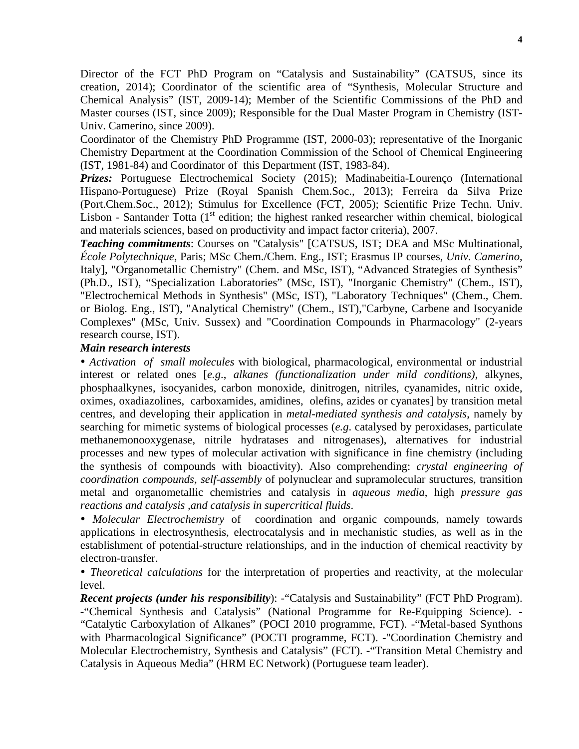Director of the FCT PhD Program on "Catalysis and Sustainability" (CATSUS, since its creation, 2014); Coordinator of the scientific area of "Synthesis, Molecular Structure and Chemical Analysis" (IST, 2009-14); Member of the Scientific Commissions of the PhD and Master courses (IST, since 2009); Responsible for the Dual Master Program in Chemistry (IST-Univ. Camerino, since 2009).

Coordinator of the Chemistry PhD Programme (IST, 2000-03); representative of the Inorganic Chemistry Department at the Coordination Commission of the School of Chemical Engineering (IST, 1981-84) and Coordinator of this Department (IST, 1983-84).

***Prizes:*** Portuguese Electrochemical Society (2015); Madinabeitia-Lourenço (International Hispano-Portuguese) Prize (Royal Spanish Chem.Soc., 2013); Ferreira da Silva Prize (Port.Chem.Soc., 2012); Stimulus for Excellence (FCT, 2005); Scientific Prize Techn. Univ. Lisbon - Santander Totta (1st edition; the highest ranked researcher within chemical, biological and materials sciences, based on productivity and impact factor criteria), 2007.

***Teaching commitments***: Courses on "Catalysis" [CATSUS, IST; DEA and MSc Multinational, *École Polytechnique*, Paris; MSc Chem./Chem. Eng., IST; Erasmus IP courses, *Univ. Camerino*, Italy], "Organometallic Chemistry" (Chem. and MSc, IST), "Advanced Strategies of Synthesis" (Ph.D., IST), "Specialization Laboratories" (MSc, IST), "Inorganic Chemistry" (Chem., IST), "Electrochemical Methods in Synthesis" (MSc, IST), "Laboratory Techniques" (Chem., Chem. or Biolog. Eng., IST), "Analytical Chemistry" (Chem., IST),"Carbyne, Carbene and Isocyanide Complexes" (MSc, Univ. Sussex) and "Coordination Compounds in Pharmacology" (2-years research course, IST).

***Main research interests***

- *Activation of small molecules* with biological, pharmacological, environmental or industrial interest or related ones [*e.g*., *alkanes (functionalization under mild conditions)*, alkynes, phosphaalkynes, isocyanides, carbon monoxide, dinitrogen, nitriles, cyanamides, nitric oxide, oximes, oxadiazolines, carboxamides, amidines, olefins, azides or cyanates] by transition metal centres, and developing their application in *metal-mediated synthesis and catalysis*, namely by searching for mimetic systems of biological processes (*e.g*. catalysed by peroxidases, particulate methanemonooxygenase, nitrile hydratases and nitrogenases), alternatives for industrial processes and new types of molecular activation with significance in fine chemistry (including the synthesis of compounds with bioactivity). Also comprehending: *crystal engineering of coordination compounds*, *self-assembly* of polynuclear and supramolecular structures, transition metal and organometallic chemistries and catalysis in *aqueous media*, high *pressure gas reactions and catalysis ,and catalysis in supercritical fluids*.
- *Molecular Electrochemistry* of coordination and organic compounds, namely towards applications in electrosynthesis, electrocatalysis and in mechanistic studies, as well as in the establishment of potential-structure relationships, and in the induction of chemical reactivity by electron-transfer.
- *Theoretical calculations* for the interpretation of properties and reactivity, at the molecular level.

***Recent projects (under his responsibility***): -"Catalysis and Sustainability" (FCT PhD Program). -"Chemical Synthesis and Catalysis" (National Programme for Re-Equipping Science). -"Catalytic Carboxylation of Alkanes" (POCI 2010 programme, FCT). -"Metal-based Synthons with Pharmacological Significance" (POCTI programme, FCT). -"Coordination Chemistry and Molecular Electrochemistry, Synthesis and Catalysis" (FCT). -"Transition Metal Chemistry and Catalysis in Aqueous Media" (HRM EC Network) (Portuguese team leader).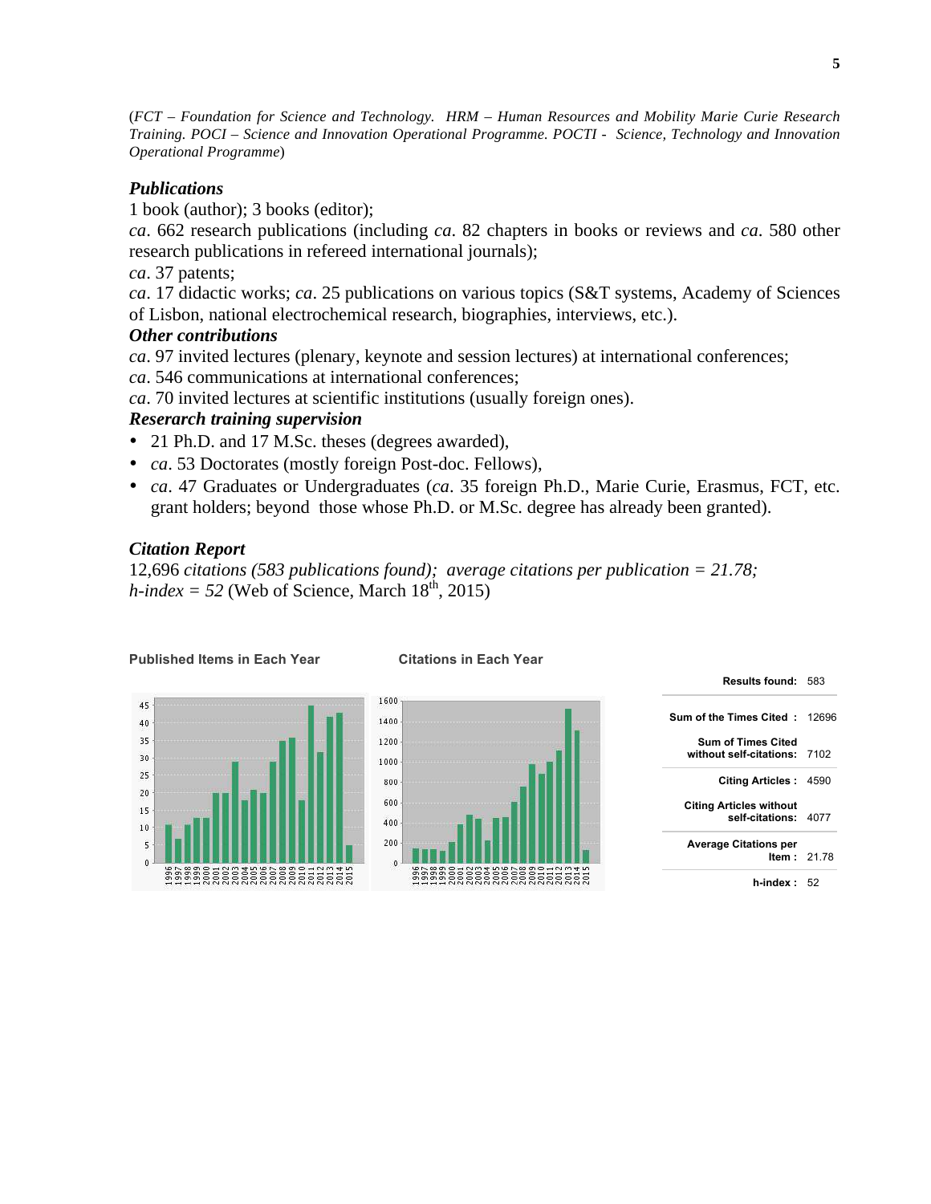(*FCT – Foundation for Science and Technology. HRM – Human Resources and Mobility Marie Curie Research Training. POCI – Science and Innovation Operational Programme. POCTI - Science, Technology and Innovation Operational Programme*)

***Publications***

1 book (author); 3 books (editor);

*ca*. 662 research publications (including *ca*. 82 chapters in books or reviews and *ca*. 580 other research publications in refereed international journals);

*ca*. 37 patents;

*ca*. 17 didactic works; *ca*. 25 publications on various topics (S&T systems, Academy of Sciences of Lisbon, national electrochemical research, biographies, interviews, etc.).

***Other contributions***

*ca*. 97 invited lectures (plenary, keynote and session lectures) at international conferences;

*ca*. 546 communications at international conferences;

*ca*. 70 invited lectures at scientific institutions (usually foreign ones).

***Research training supervision***

- 21 Ph.D. and 17 M.Sc. theses (degrees awarded),
- *ca*. 53 Doctorates (mostly foreign Post-doc. Fellows),
- *ca*. 47 Graduates or Undergraduates (*ca*. 35 foreign Ph.D., Marie Curie, Erasmus, FCT, etc. grant holders; beyond those whose Ph.D. or M.Sc. degree has already been granted).

***Citation Report***

12,696 *citations (583 publications found); average citations per publication = 21.78; h-index = 52* (Web of Science, March 18th, 2015)

**Published Items in Each Year**

**Citations in Each Year**

| | |
|---|---|
| **Results found:** | 583 |
| **Sum of the Times Cited :** | 12696 |
| **Sum of Times Cited without self-citations:** | 7102 |
| **Citing Articles :** | 4590 |
| **Citing Articles without self-citations:** | 4077 |
| **Average Citations per Item :** | 21.78 |
| **h-index :** | 52 |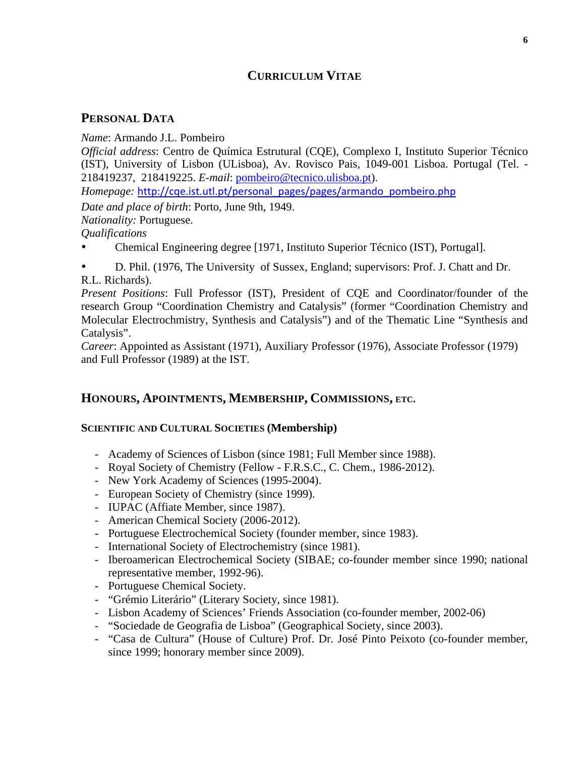# CURRICULUM VITAE

## PERSONAL DATA

*Name*: Armando J.L. Pombeiro

*Official address*: Centro de Química Estrutural (CQE), Complexo I, Instituto Superior Técnico (IST), University of Lisbon (ULisboa), Av. Rovisco Pais, 1049-001 Lisboa. Portugal (Tel. - 218419237, 218419225. *E-mail*: pombeiro@tecnico.ulisboa.pt).

*Homepage:* http://cqe.ist.utl.pt/personal_pages/pages/armando_pombeiro.php

*Date and place of birth*: Porto, June 9th, 1949.

*Nationality:* Portuguese.

*Qualifications*

- Chemical Engineering degree [1971, Instituto Superior Técnico (IST), Portugal].
- D. Phil. (1976, The University of Sussex, England; supervisors: Prof. J. Chatt and Dr. R.L. Richards).

*Present Positions*: Full Professor (IST), President of CQE and Coordinator/founder of the research Group "Coordination Chemistry and Catalysis" (former "Coordination Chemistry and Molecular Electrochmistry, Synthesis and Catalysis") and of the Thematic Line "Synthesis and Catalysis".

*Career*: Appointed as Assistant (1971), Auxiliary Professor (1976), Associate Professor (1979) and Full Professor (1989) at the IST.

## HONOURS, APOINTMENTS, MEMBERSHIP, COMMISSIONS, ETC.

### SCIENTIFIC AND CULTURAL SOCIETIES (Membership)

- Academy of Sciences of Lisbon (since 1981; Full Member since 1988).
- Royal Society of Chemistry (Fellow - F.R.S.C., C. Chem., 1986-2012).
- New York Academy of Sciences (1995-2004).
- European Society of Chemistry (since 1999).
- IUPAC (Affiate Member, since 1987).
- American Chemical Society (2006-2012).
- Portuguese Electrochemical Society (founder member, since 1983).
- International Society of Electrochemistry (since 1981).
- Iberoamerican Electrochemical Society (SIBAE; co-founder member since 1990; national representative member, 1992-96).
- Portuguese Chemical Society.
- "Grémio Literário" (Literary Society, since 1981).
- Lisbon Academy of Sciences' Friends Association (co-founder member, 2002-06)
- "Sociedade de Geografia de Lisboa" (Geographical Society, since 2003).
- "Casa de Cultura" (House of Culture) Prof. Dr. José Pinto Peixoto (co-founder member, since 1999; honorary member since 2009).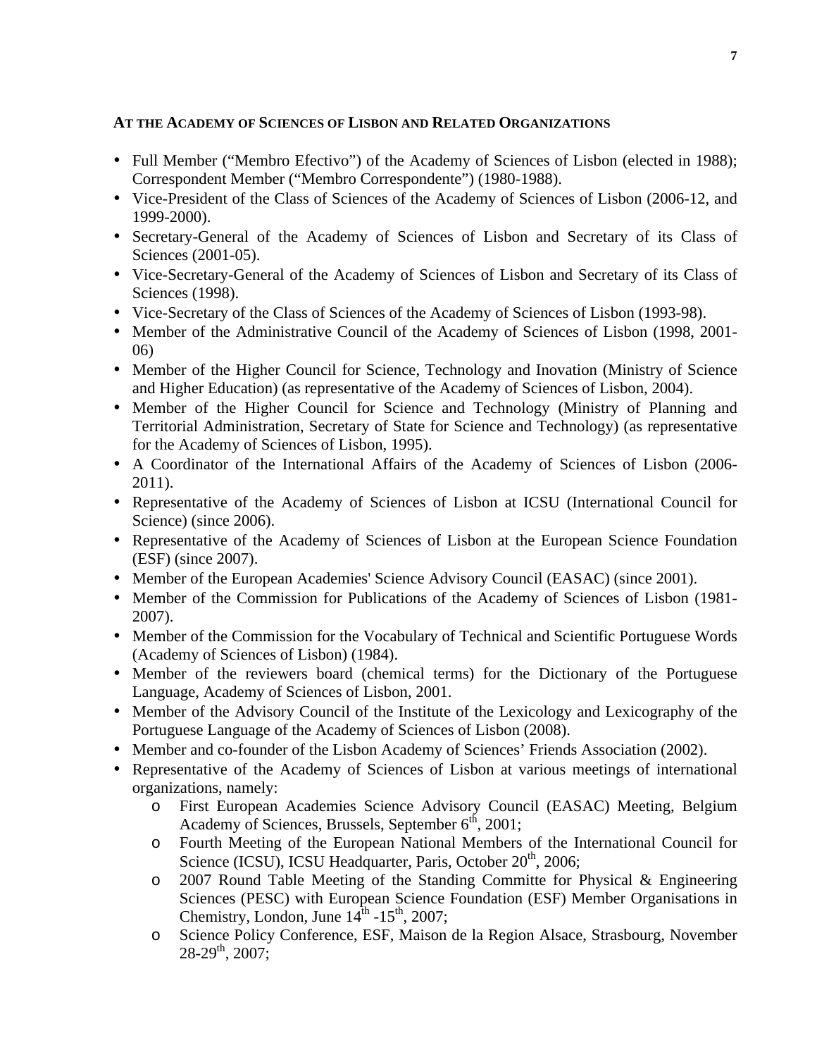### At the Academy of Sciences of Lisbon and Related Organizations

- Full Member ("Membro Efectivo") of the Academy of Sciences of Lisbon (elected in 1988); Correspondent Member ("Membro Correspondente") (1980-1988).
- Vice-President of the Class of Sciences of the Academy of Sciences of Lisbon (2006-12, and 1999-2000).
- Secretary-General of the Academy of Sciences of Lisbon and Secretary of its Class of Sciences (2001-05).
- Vice-Secretary-General of the Academy of Sciences of Lisbon and Secretary of its Class of Sciences (1998).
- Vice-Secretary of the Class of Sciences of the Academy of Sciences of Lisbon (1993-98).
- Member of the Administrative Council of the Academy of Sciences of Lisbon (1998, 2001-06)
- Member of the Higher Council for Science, Technology and Inovation (Ministry of Science and Higher Education) (as representative of the Academy of Sciences of Lisbon, 2004).
- Member of the Higher Council for Science and Technology (Ministry of Planning and Territorial Administration, Secretary of State for Science and Technology) (as representative for the Academy of Sciences of Lisbon, 1995).
- A Coordinator of the International Affairs of the Academy of Sciences of Lisbon (2006-2011).
- Representative of the Academy of Sciences of Lisbon at ICSU (International Council for Science) (since 2006).
- Representative of the Academy of Sciences of Lisbon at the European Science Foundation (ESF) (since 2007).
- Member of the European Academies' Science Advisory Council (EASAC) (since 2001).
- Member of the Commission for Publications of the Academy of Sciences of Lisbon (1981-2007).
- Member of the Commission for the Vocabulary of Technical and Scientific Portuguese Words (Academy of Sciences of Lisbon) (1984).
- Member of the reviewers board (chemical terms) for the Dictionary of the Portuguese Language, Academy of Sciences of Lisbon, 2001.
- Member of the Advisory Council of the Institute of the Lexicology and Lexicography of the Portuguese Language of the Academy of Sciences of Lisbon (2008).
- Member and co-founder of the Lisbon Academy of Sciences' Friends Association (2002).
- Representative of the Academy of Sciences of Lisbon at various meetings of international organizations, namely:
    - First European Academies Science Advisory Council (EASAC) Meeting, Belgium Academy of Sciences, Brussels, September 6th, 2001;
    - Fourth Meeting of the European National Members of the International Council for Science (ICSU), ICSU Headquarter, Paris, October 20th, 2006;
    - 2007 Round Table Meeting of the Standing Committe for Physical & Engineering Sciences (PESC) with European Science Foundation (ESF) Member Organisations in Chemistry, London, June 14th -15th, 2007;
    - Science Policy Conference, ESF, Maison de la Region Alsace, Strasbourg, November 28-29th, 2007;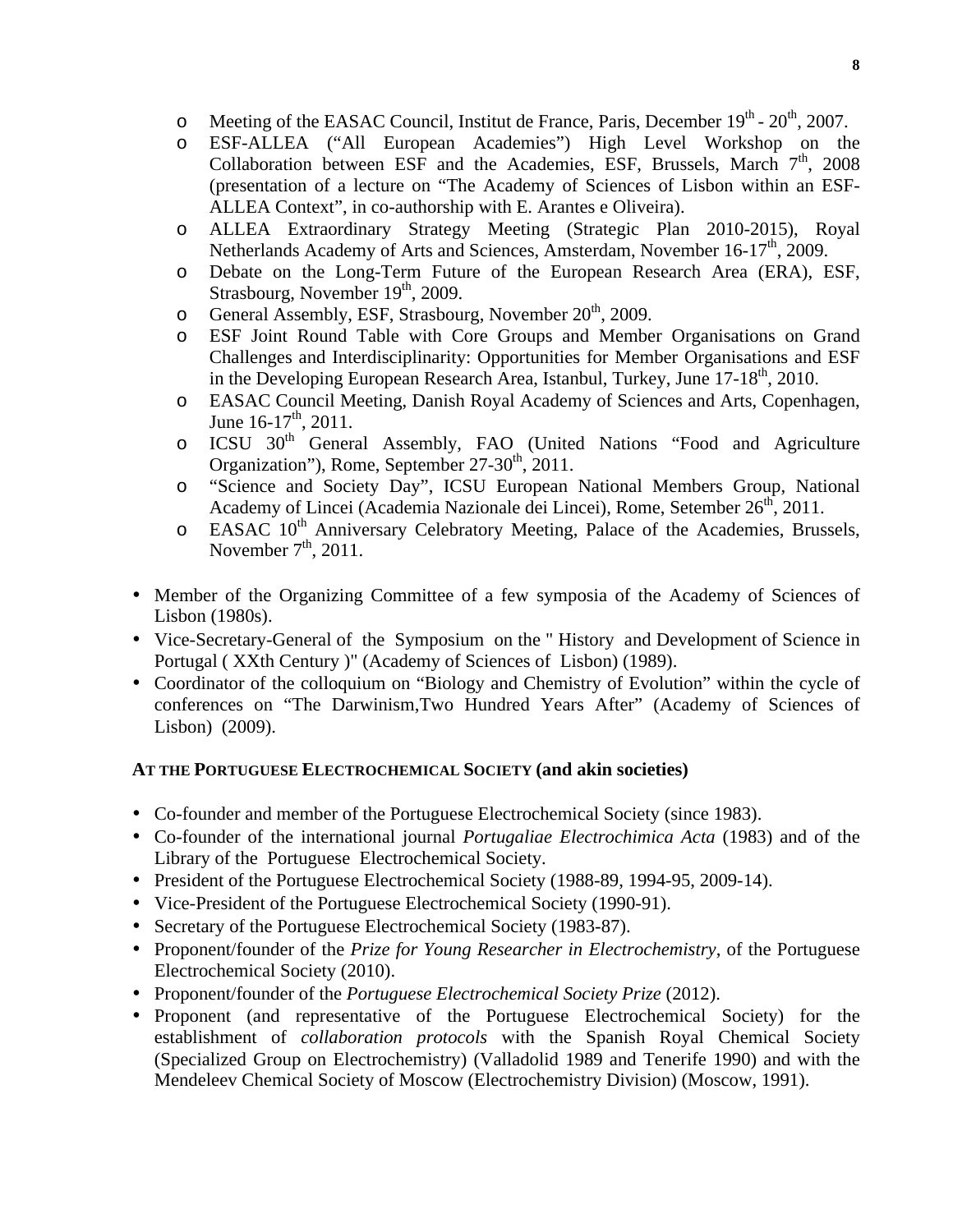- Meeting of the EASAC Council, Institut de France, Paris, December 19th - 20th, 2007.
- ESF-ALLEA ("All European Academies") High Level Workshop on the Collaboration between ESF and the Academies, ESF, Brussels, March 7th, 2008 (presentation of a lecture on "The Academy of Sciences of Lisbon within an ESF-ALLEA Context", in co-authorship with E. Arantes e Oliveira).
- ALLEA Extraordinary Strategy Meeting (Strategic Plan 2010-2015), Royal Netherlands Academy of Arts and Sciences, Amsterdam, November 16-17th, 2009.
- Debate on the Long-Term Future of the European Research Area (ERA), ESF, Strasbourg, November 19th, 2009.
- General Assembly, ESF, Strasbourg, November 20th, 2009.
- ESF Joint Round Table with Core Groups and Member Organisations on Grand Challenges and Interdisciplinarity: Opportunities for Member Organisations and ESF in the Developing European Research Area, Istanbul, Turkey, June 17-18th, 2010.
- EASAC Council Meeting, Danish Royal Academy of Sciences and Arts, Copenhagen, June 16-17th, 2011.
- ICSU 30th General Assembly, FAO (United Nations "Food and Agriculture Organization"), Rome, September 27-30th, 2011.
- "Science and Society Day", ICSU European National Members Group, National Academy of Lincei (Academia Nazionale dei Lincei), Rome, Setember 26th, 2011.
- EASAC 10th Anniversary Celebratory Meeting, Palace of the Academies, Brussels, November 7th, 2011.

- Member of the Organizing Committee of a few symposia of the Academy of Sciences of Lisbon (1980s).
- Vice-Secretary-General of the Symposium on the " History and Development of Science in Portugal ( XXth Century )" (Academy of Sciences of Lisbon) (1989).
- Coordinator of the colloquium on "Biology and Chemistry of Evolution" within the cycle of conferences on "The Darwinism,Two Hundred Years After" (Academy of Sciences of Lisbon) (2009).

**AT THE PORTUGUESE ELECTROCHEMICAL SOCIETY (and akin societies)**

- Co-founder and member of the Portuguese Electrochemical Society (since 1983).
- Co-founder of the international journal *Portugaliae Electrochimica Acta* (1983) and of the Library of the Portuguese Electrochemical Society.
- President of the Portuguese Electrochemical Society (1988-89, 1994-95, 2009-14).
- Vice-President of the Portuguese Electrochemical Society (1990-91).
- Secretary of the Portuguese Electrochemical Society (1983-87).
- Proponent/founder of the *Prize for Young Researcher in Electrochemistry*, of the Portuguese Electrochemical Society (2010).
- Proponent/founder of the *Portuguese Electrochemical Society Prize* (2012).
- Proponent (and representative of the Portuguese Electrochemical Society) for the establishment of *collaboration protocols* with the Spanish Royal Chemical Society (Specialized Group on Electrochemistry) (Valladolid 1989 and Tenerife 1990) and with the Mendeleev Chemical Society of Moscow (Electrochemistry Division) (Moscow, 1991).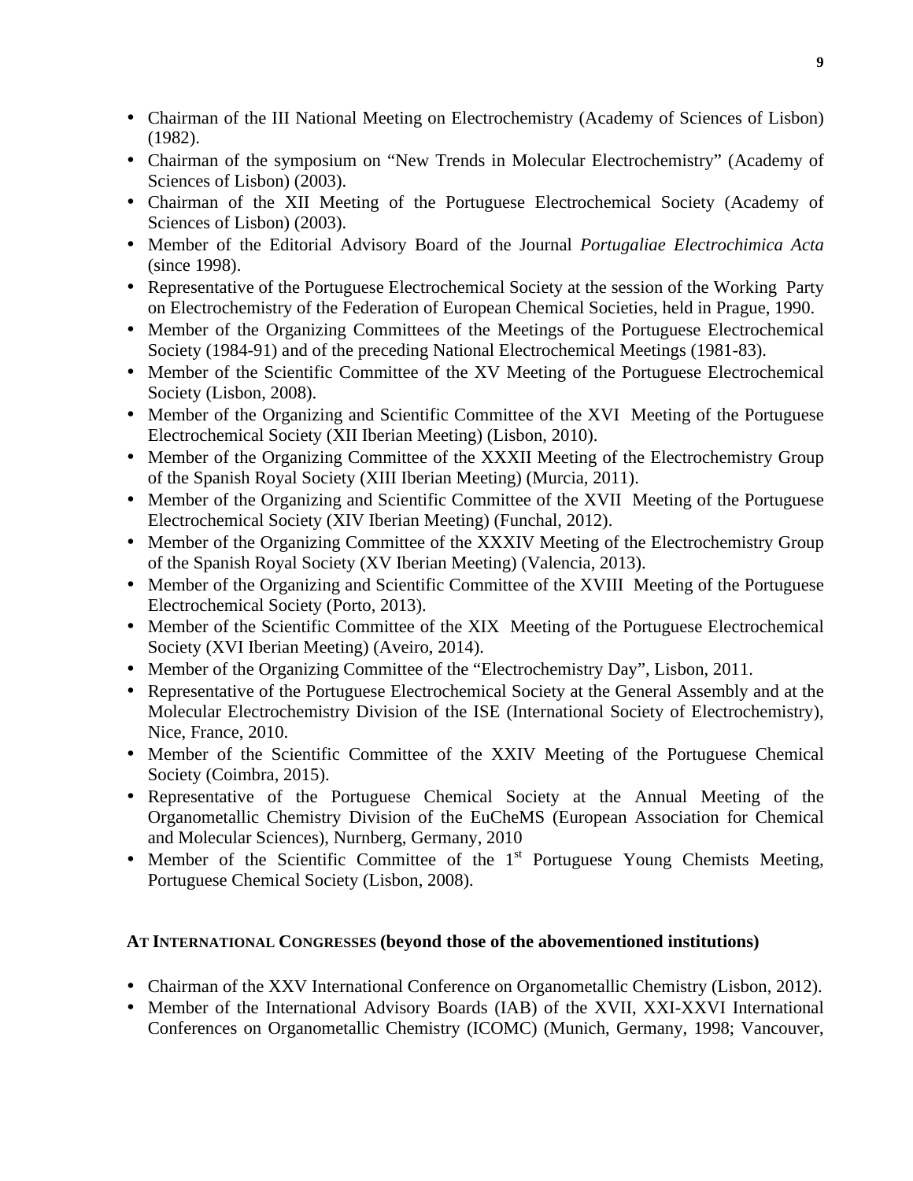- Chairman of the III National Meeting on Electrochemistry (Academy of Sciences of Lisbon) (1982).
- Chairman of the symposium on "New Trends in Molecular Electrochemistry" (Academy of Sciences of Lisbon) (2003).
- Chairman of the XII Meeting of the Portuguese Electrochemical Society (Academy of Sciences of Lisbon) (2003).
- Member of the Editorial Advisory Board of the Journal *Portugaliae Electrochimica Acta* (since 1998).
- Representative of the Portuguese Electrochemical Society at the session of the Working Party on Electrochemistry of the Federation of European Chemical Societies, held in Prague, 1990.
- Member of the Organizing Committees of the Meetings of the Portuguese Electrochemical Society (1984-91) and of the preceding National Electrochemical Meetings (1981-83).
- Member of the Scientific Committee of the XV Meeting of the Portuguese Electrochemical Society (Lisbon, 2008).
- Member of the Organizing and Scientific Committee of the XVI Meeting of the Portuguese Electrochemical Society (XII Iberian Meeting) (Lisbon, 2010).
- Member of the Organizing Committee of the XXXII Meeting of the Electrochemistry Group of the Spanish Royal Society (XIII Iberian Meeting) (Murcia, 2011).
- Member of the Organizing and Scientific Committee of the XVII Meeting of the Portuguese Electrochemical Society (XIV Iberian Meeting) (Funchal, 2012).
- Member of the Organizing Committee of the XXXIV Meeting of the Electrochemistry Group of the Spanish Royal Society (XV Iberian Meeting) (Valencia, 2013).
- Member of the Organizing and Scientific Committee of the XVIII Meeting of the Portuguese Electrochemical Society (Porto, 2013).
- Member of the Scientific Committee of the XIX Meeting of the Portuguese Electrochemical Society (XVI Iberian Meeting) (Aveiro, 2014).
- Member of the Organizing Committee of the "Electrochemistry Day", Lisbon, 2011.
- Representative of the Portuguese Electrochemical Society at the General Assembly and at the Molecular Electrochemistry Division of the ISE (International Society of Electrochemistry), Nice, France, 2010.
- Member of the Scientific Committee of the XXIV Meeting of the Portuguese Chemical Society (Coimbra, 2015).
- Representative of the Portuguese Chemical Society at the Annual Meeting of the Organometallic Chemistry Division of the EuCheMS (European Association for Chemical and Molecular Sciences), Nurnberg, Germany, 2010
- Member of the Scientific Committee of the 1st Portuguese Young Chemists Meeting, Portuguese Chemical Society (Lisbon, 2008).

**AT INTERNATIONAL CONGRESSES (beyond those of the abovementioned institutions)**

- Chairman of the XXV International Conference on Organometallic Chemistry (Lisbon, 2012).
- Member of the International Advisory Boards (IAB) of the XVII, XXI-XXVI International Conferences on Organometallic Chemistry (ICOMC) (Munich, Germany, 1998; Vancouver,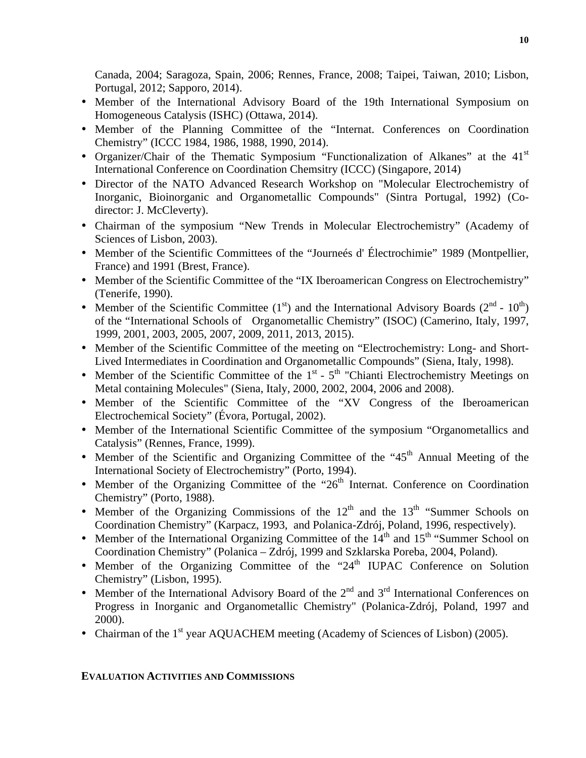Canada, 2004; Saragoza, Spain, 2006; Rennes, France, 2008; Taipei, Taiwan, 2010; Lisbon, Portugal, 2012; Sapporo, 2014).

- Member of the International Advisory Board of the 19th International Symposium on Homogeneous Catalysis (ISHC) (Ottawa, 2014).
- Member of the Planning Committee of the "Internat. Conferences on Coordination Chemistry" (ICCC 1984, 1986, 1988, 1990, 2014).
- Organizer/Chair of the Thematic Symposium "Functionalization of Alkanes" at the 41st International Conference on Coordination Chemsitry (ICCC) (Singapore, 2014)
- Director of the NATO Advanced Research Workshop on "Molecular Electrochemistry of Inorganic, Bioinorganic and Organometallic Compounds" (Sintra Portugal, 1992) (Co-director: J. McCleverty).
- Chairman of the symposium "New Trends in Molecular Electrochemistry" (Academy of Sciences of Lisbon, 2003).
- Member of the Scientific Committees of the "Journeés d' Électrochimie" 1989 (Montpellier, France) and 1991 (Brest, France).
- Member of the Scientific Committee of the "IX Iberoamerican Congress on Electrochemistry" (Tenerife, 1990).
- Member of the Scientific Committee (1st) and the International Advisory Boards (2nd - 10th) of the "International Schools of Organometallic Chemistry" (ISOC) (Camerino, Italy, 1997, 1999, 2001, 2003, 2005, 2007, 2009, 2011, 2013, 2015).
- Member of the Scientific Committee of the meeting on "Electrochemistry: Long- and Short-Lived Intermediates in Coordination and Organometallic Compounds" (Siena, Italy, 1998).
- Member of the Scientific Committee of the 1st - 5th "Chianti Electrochemistry Meetings on Metal containing Molecules" (Siena, Italy, 2000, 2002, 2004, 2006 and 2008).
- Member of the Scientific Committee of the "XV Congress of the Iberoamerican Electrochemical Society" (Évora, Portugal, 2002).
- Member of the International Scientific Committee of the symposium "Organometallics and Catalysis" (Rennes, France, 1999).
- Member of the Scientific and Organizing Committee of the "45th Annual Meeting of the International Society of Electrochemistry" (Porto, 1994).
- Member of the Organizing Committee of the "26th Internat. Conference on Coordination Chemistry" (Porto, 1988).
- Member of the Organizing Commissions of the 12th and the 13th "Summer Schools on Coordination Chemistry" (Karpacz, 1993, and Polanica-Zdrój, Poland, 1996, respectively).
- Member of the International Organizing Committee of the 14th and 15th "Summer School on Coordination Chemistry" (Polanica – Zdrój, 1999 and Szklarska Poreba, 2004, Poland).
- Member of the Organizing Committee of the "24th IUPAC Conference on Solution Chemistry" (Lisbon, 1995).
- Member of the International Advisory Board of the 2nd and 3rd International Conferences on Progress in Inorganic and Organometallic Chemistry" (Polanica-Zdrój, Poland, 1997 and 2000).
- Chairman of the 1st year AQUACHEM meeting (Academy of Sciences of Lisbon) (2005).

## EVALUATION ACTIVITIES AND COMMISSIONS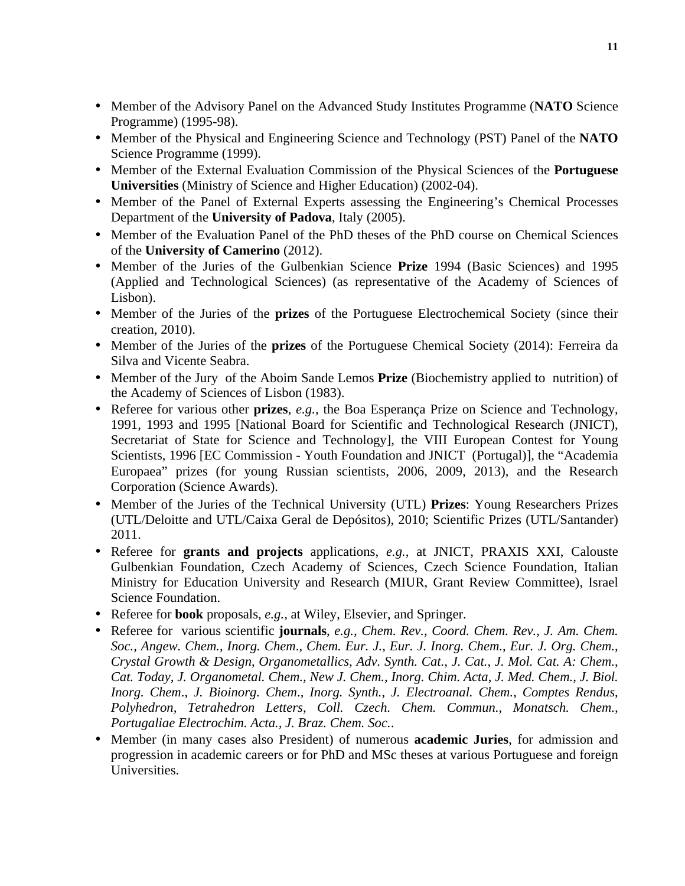- Member of the Advisory Panel on the Advanced Study Institutes Programme (**NATO** Science Programme) (1995-98).
- Member of the Physical and Engineering Science and Technology (PST) Panel of the **NATO** Science Programme (1999).
- Member of the External Evaluation Commission of the Physical Sciences of the **Portuguese Universities** (Ministry of Science and Higher Education) (2002-04).
- Member of the Panel of External Experts assessing the Engineering's Chemical Processes Department of the **University of Padova**, Italy (2005).
- Member of the Evaluation Panel of the PhD theses of the PhD course on Chemical Sciences of the **University of Camerino** (2012).
- Member of the Juries of the Gulbenkian Science **Prize** 1994 (Basic Sciences) and 1995 (Applied and Technological Sciences) (as representative of the Academy of Sciences of Lisbon).
- Member of the Juries of the **prizes** of the Portuguese Electrochemical Society (since their creation, 2010).
- Member of the Juries of the **prizes** of the Portuguese Chemical Society (2014): Ferreira da Silva and Vicente Seabra.
- Member of the Jury of the Aboim Sande Lemos **Prize** (Biochemistry applied to nutrition) of the Academy of Sciences of Lisbon (1983).
- Referee for various other **prizes**, *e.g.*, the Boa Esperança Prize on Science and Technology, 1991, 1993 and 1995 [National Board for Scientific and Technological Research (JNICT), Secretariat of State for Science and Technology], the VIII European Contest for Young Scientists, 1996 [EC Commission - Youth Foundation and JNICT (Portugal)], the "Academia Europaea" prizes (for young Russian scientists, 2006, 2009, 2013), and the Research Corporation (Science Awards).
- Member of the Juries of the Technical University (UTL) **Prizes**: Young Researchers Prizes (UTL/Deloitte and UTL/Caixa Geral de Depósitos), 2010; Scientific Prizes (UTL/Santander) 2011.
- Referee for **grants and projects** applications, *e.g.*, at JNICT, PRAXIS XXI, Calouste Gulbenkian Foundation, Czech Academy of Sciences, Czech Science Foundation, Italian Ministry for Education University and Research (MIUR, Grant Review Committee), Israel Science Foundation.
- Referee for **book** proposals, *e.g.*, at Wiley, Elsevier, and Springer.
- Referee for various scientific **journals**, *e.g.*, *Chem. Rev.*, *Coord. Chem. Rev.*, *J. Am. Chem. Soc.*, *Angew. Chem.*, *Inorg. Chem*., *Chem. Eur. J.*, *Eur. J. Inorg. Chem.*, *Eur. J. Org. Chem.*, *Crystal Growth & Design*, *Organometallics*, *Adv. Synth. Cat.*, *J. Cat.*, *J. Mol. Cat. A: Chem.*, *Cat. Today*, *J. Organometal. Chem.*, *New J. Chem.*, *Inorg. Chim. Acta*, *J. Med. Chem.*, *J. Biol. Inorg. Chem*., *J. Bioinorg. Chem*., *Inorg. Synth.*, *J. Electroanal. Chem.*, *Comptes Rendus*, *Polyhedron*, *Tetrahedron Letters*, *Coll. Czech. Chem. Commun.*, *Monatsch. Chem.*, *Portugaliae Electrochim. Acta.*, *J. Braz. Chem. Soc.*.
- Member (in many cases also President) of numerous **academic Juries**, for admission and progression in academic careers or for PhD and MSc theses at various Portuguese and foreign Universities.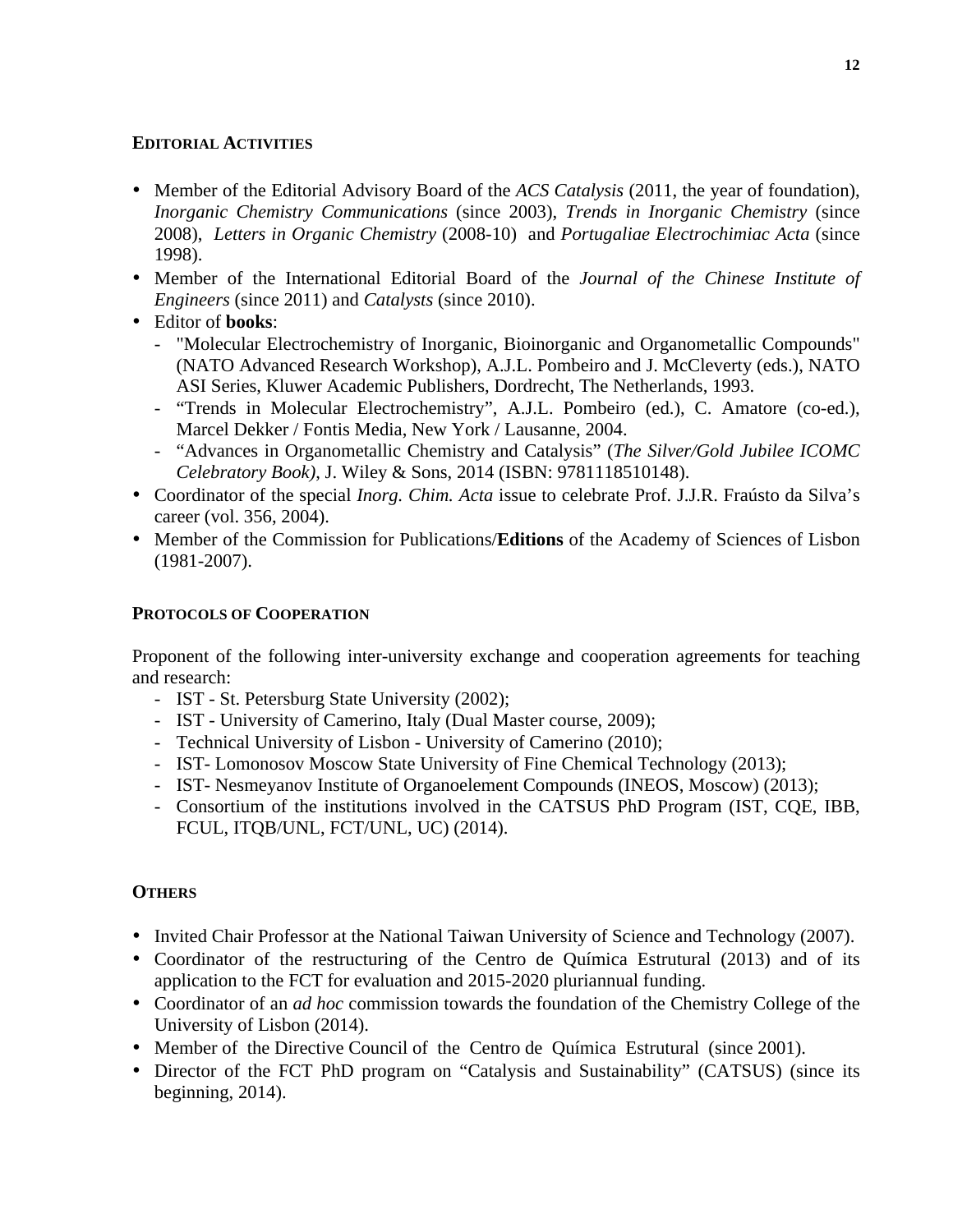## EDITORIAL ACTIVITIES

- Member of the Editorial Advisory Board of the *ACS Catalysis* (2011, the year of foundation), *Inorganic Chemistry Communications* (since 2003), *Trends in Inorganic Chemistry* (since 2008), *Letters in Organic Chemistry* (2008-10) and *Portugaliae Electrochimiac Acta* (since 1998).
- Member of the International Editorial Board of the *Journal of the Chinese Institute of Engineers* (since 2011) and *Catalysts* (since 2010).
- Editor of **books**:
  - "Molecular Electrochemistry of Inorganic, Bioinorganic and Organometallic Compounds" (NATO Advanced Research Workshop), A.J.L. Pombeiro and J. McCleverty (eds.), NATO ASI Series, Kluwer Academic Publishers, Dordrecht, The Netherlands, 1993.
  - "Trends in Molecular Electrochemistry", A.J.L. Pombeiro (ed.), C. Amatore (co-ed.), Marcel Dekker / Fontis Media, New York / Lausanne, 2004.
  - "Advances in Organometallic Chemistry and Catalysis" (*The Silver/Gold Jubilee ICOMC Celebratory Book)*, J. Wiley & Sons, 2014 (ISBN: 9781118510148).
- Coordinator of the special *Inorg. Chim. Acta* issue to celebrate Prof. J.J.R. Fraústo da Silva's career (vol. 356, 2004).
- Member of the Commission for Publications/**Editions** of the Academy of Sciences of Lisbon (1981-2007).

## PROTOCOLS OF COOPERATION

Proponent of the following inter-university exchange and cooperation agreements for teaching and research:

- IST - St. Petersburg State University (2002);
- IST - University of Camerino, Italy (Dual Master course, 2009);
- Technical University of Lisbon - University of Camerino (2010);
- IST- Lomonosov Moscow State University of Fine Chemical Technology (2013);
- IST- Nesmeyanov Institute of Organoelement Compounds (INEOS, Moscow) (2013);
- Consortium of the institutions involved in the CATSUS PhD Program (IST, CQE, IBB, FCUL, ITQB/UNL, FCT/UNL, UC) (2014).

## OTHERS

- Invited Chair Professor at the National Taiwan University of Science and Technology (2007).
- Coordinator of the restructuring of the Centro de Química Estrutural (2013) and of its application to the FCT for evaluation and 2015-2020 pluriannual funding.
- Coordinator of an *ad hoc* commission towards the foundation of the Chemistry College of the University of Lisbon (2014).
- Member of the Directive Council of the Centro de Química Estrutural (since 2001).
- Director of the FCT PhD program on "Catalysis and Sustainability" (CATSUS) (since its beginning, 2014).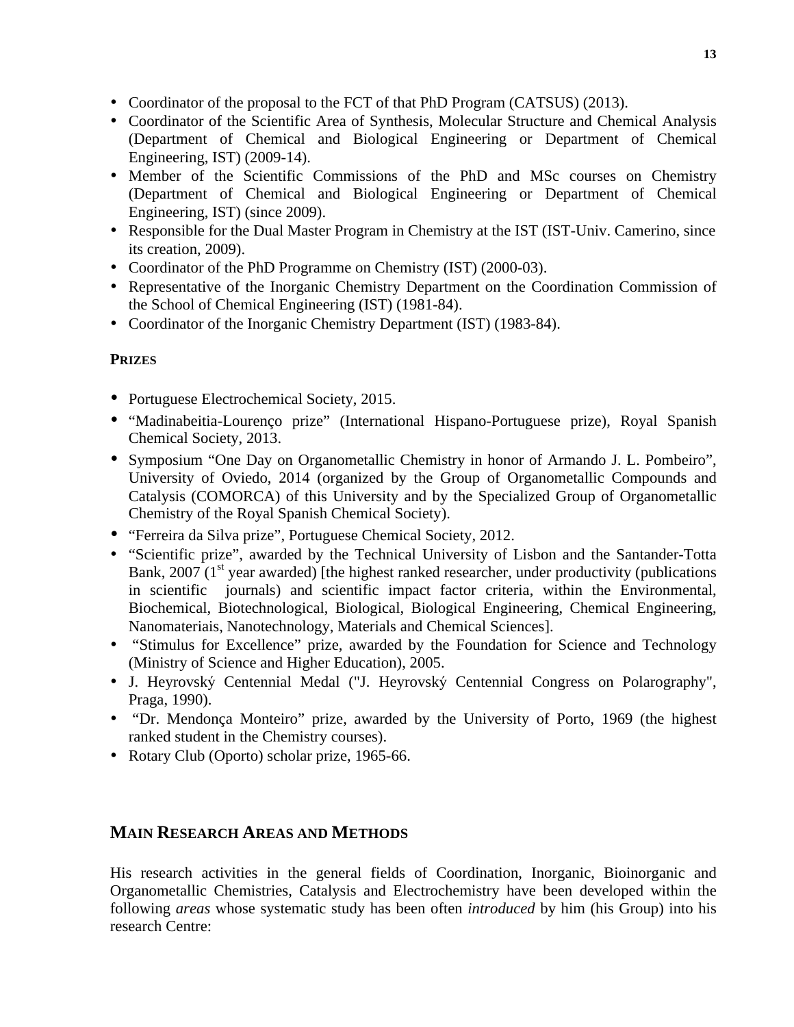- Coordinator of the proposal to the FCT of that PhD Program (CATSUS) (2013).
- Coordinator of the Scientific Area of Synthesis, Molecular Structure and Chemical Analysis (Department of Chemical and Biological Engineering or Department of Chemical Engineering, IST) (2009-14).
- Member of the Scientific Commissions of the PhD and MSc courses on Chemistry (Department of Chemical and Biological Engineering or Department of Chemical Engineering, IST) (since 2009).
- Responsible for the Dual Master Program in Chemistry at the IST (IST-Univ. Camerino, since its creation, 2009).
- Coordinator of the PhD Programme on Chemistry (IST) (2000-03).
- Representative of the Inorganic Chemistry Department on the Coordination Commission of the School of Chemical Engineering (IST) (1981-84).
- Coordinator of the Inorganic Chemistry Department (IST) (1983-84).

**PRIZES**

- Portuguese Electrochemical Society, 2015.
- "Madinabeitia-Lourenço prize" (International Hispano-Portuguese prize), Royal Spanish Chemical Society, 2013.
- Symposium "One Day on Organometallic Chemistry in honor of Armando J. L. Pombeiro", University of Oviedo, 2014 (organized by the Group of Organometallic Compounds and Catalysis (COMORCA) of this University and by the Specialized Group of Organometallic Chemistry of the Royal Spanish Chemical Society).
- "Ferreira da Silva prize", Portuguese Chemical Society, 2012.
- "Scientific prize", awarded by the Technical University of Lisbon and the Santander-Totta Bank, 2007 (1st year awarded) [the highest ranked researcher, under productivity (publications in scientific journals) and scientific impact factor criteria, within the Environmental, Biochemical, Biotechnological, Biological, Biological Engineering, Chemical Engineering, Nanomateriais, Nanotechnology, Materials and Chemical Sciences].
- "Stimulus for Excellence" prize, awarded by the Foundation for Science and Technology (Ministry of Science and Higher Education), 2005.
- J. Heyrovský Centennial Medal ("J. Heyrovský Centennial Congress on Polarography", Praga, 1990).
- "Dr. Mendonça Monteiro" prize, awarded by the University of Porto, 1969 (the highest ranked student in the Chemistry courses).
- Rotary Club (Oporto) scholar prize, 1965-66.

## MAIN RESEARCH AREAS AND METHODS

His research activities in the general fields of Coordination, Inorganic, Bioinorganic and Organometallic Chemistries, Catalysis and Electrochemistry have been developed within the following *areas* whose systematic study has been often *introduced* by him (his Group) into his research Centre: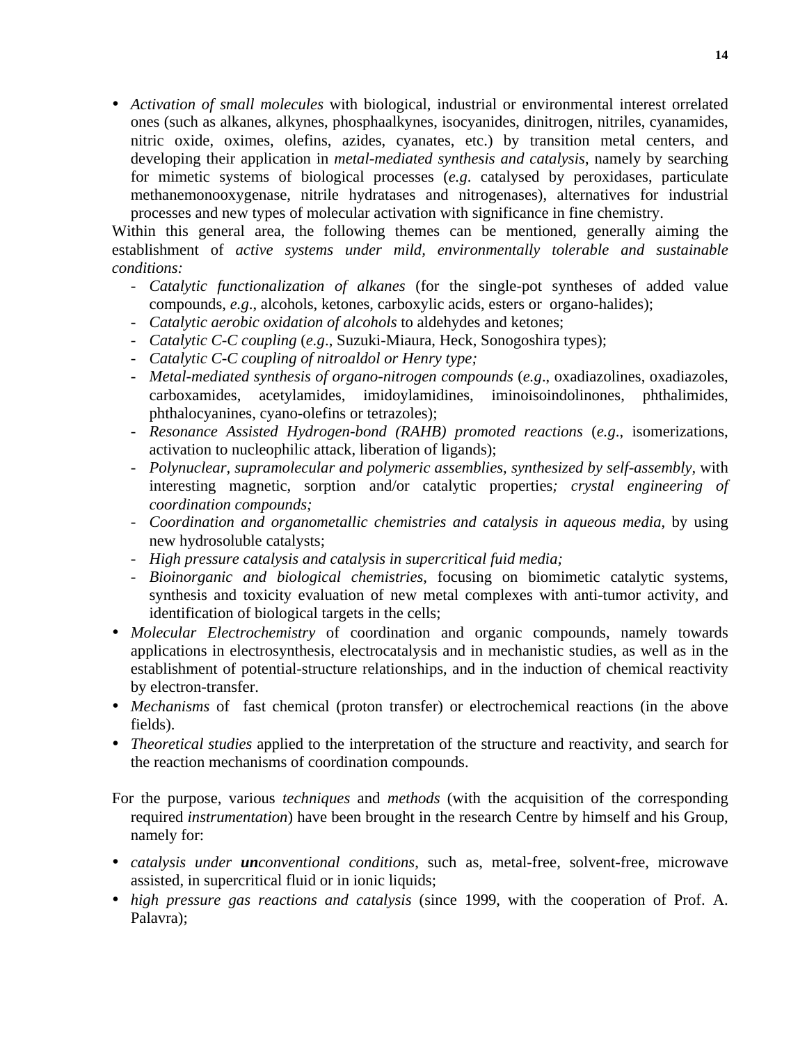- *Activation of small molecules* with biological, industrial or environmental interest orrelated ones (such as alkanes, alkynes, phosphaalkynes, isocyanides, dinitrogen, nitriles, cyanamides, nitric oxide, oximes, olefins, azides, cyanates, etc.) by transition metal centers, and developing their application in *metal-mediated synthesis and catalysis*, namely by searching for mimetic systems of biological processes (*e.g.* catalysed by peroxidases, particulate methanemonooxygenase, nitrile hydratases and nitrogenases), alternatives for industrial processes and new types of molecular activation with significance in fine chemistry.

Within this general area, the following themes can be mentioned, generally aiming the establishment of *active systems under mild, environmentally tolerable and sustainable conditions:*

- *Catalytic functionalization of alkanes* (for the single-pot syntheses of added value compounds, *e.g*., alcohols, ketones, carboxylic acids, esters or organo-halides);
- *Catalytic aerobic oxidation of alcohols* to aldehydes and ketones;
- *Catalytic C-C coupling* (*e.g*., Suzuki-Miaura, Heck, Sonogoshira types);
- *Catalytic C-C coupling of nitroaldol or Henry type;*
- *Metal-mediated synthesis of organo-nitrogen compounds* (*e.g*., oxadiazolines, oxadiazoles, carboxamides, acetylamides, imidoylamidines, iminoisoindolinones, phthalimides, phthalocyanines, cyano-olefins or tetrazoles);
- *Resonance Assisted Hydrogen-bond (RAHB) promoted reactions* (*e.g*., isomerizations, activation to nucleophilic attack, liberation of ligands);
- *Polynuclear, supramolecular and polymeric assemblies, synthesized by self-assembly,* with interesting magnetic, sorption and/or catalytic properties*; crystal engineering of coordination compounds;*
- *Coordination and organometallic chemistries and catalysis in aqueous media*, by using new hydrosoluble catalysts;
- *High pressure catalysis and catalysis in supercritical fuid media;*
- *Bioinorganic and biological chemistries*, focusing on biomimetic catalytic systems, synthesis and toxicity evaluation of new metal complexes with anti-tumor activity, and identification of biological targets in the cells;

- *Molecular Electrochemistry* of coordination and organic compounds, namely towards applications in electrosynthesis, electrocatalysis and in mechanistic studies, as well as in the establishment of potential-structure relationships, and in the induction of chemical reactivity by electron-transfer.
- *Mechanisms* of fast chemical (proton transfer) or electrochemical reactions (in the above fields).
- *Theoretical studies* applied to the interpretation of the structure and reactivity, and search for the reaction mechanisms of coordination compounds.

For the purpose, various *techniques* and *methods* (with the acquisition of the corresponding required *instrumentation*) have been brought in the research Centre by himself and his Group, namely for:

- *catalysis under **un**conventional conditions*, such as, metal-free, solvent-free, microwave assisted, in supercritical fluid or in ionic liquids;
- *high pressure gas reactions and catalysis* (since 1999, with the cooperation of Prof. A. Palavra);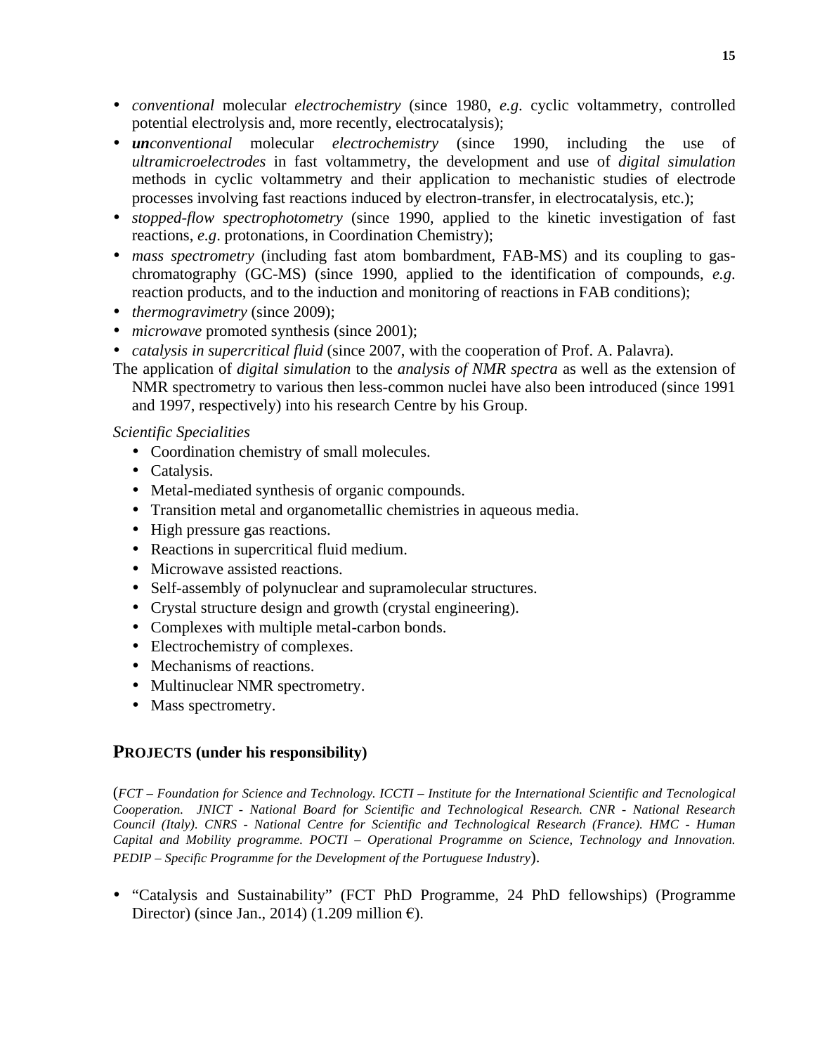- *conventional* molecular *electrochemistry* (since 1980, *e.g*. cyclic voltammetry, controlled potential electrolysis and, more recently, electrocatalysis);
- ***un**conventional* molecular *electrochemistry* (since 1990, including the use of *ultramicroelectrodes* in fast voltammetry, the development and use of *digital simulation* methods in cyclic voltammetry and their application to mechanistic studies of electrode processes involving fast reactions induced by electron-transfer, in electrocatalysis, etc.);
- *stopped-flow spectrophotometry* (since 1990, applied to the kinetic investigation of fast reactions, *e.g*. protonations, in Coordination Chemistry);
- *mass spectrometry* (including fast atom bombardment, FAB-MS) and its coupling to gas-chromatography (GC-MS) (since 1990, applied to the identification of compounds, *e.g*. reaction products, and to the induction and monitoring of reactions in FAB conditions);
- *thermogravimetry* (since 2009);
- *microwave* promoted synthesis (since 2001);
- *catalysis in supercritical fluid* (since 2007, with the cooperation of Prof. A. Palavra).

The application of *digital simulation* to the *analysis of NMR spectra* as well as the extension of NMR spectrometry to various then less-common nuclei have also been introduced (since 1991 and 1997, respectively) into his research Centre by his Group.

*Scientific Specialities*

- Coordination chemistry of small molecules.
- Catalysis.
- Metal-mediated synthesis of organic compounds.
- Transition metal and organometallic chemistries in aqueous media.
- High pressure gas reactions.
- Reactions in supercritical fluid medium.
- Microwave assisted reactions.
- Self-assembly of polynuclear and supramolecular structures.
- Crystal structure design and growth (crystal engineering).
- Complexes with multiple metal-carbon bonds.
- Electrochemistry of complexes.
- Mechanisms of reactions.
- Multinuclear NMR spectrometry.
- Mass spectrometry.

## PROJECTS (under his responsibility)

(*FCT – Foundation for Science and Technology. ICCTI – Institute for the International Scientific and Tecnological Cooperation. JNICT - National Board for Scientific and Technological Research. CNR - National Research Council (Italy). CNRS - National Centre for Scientific and Technological Research (France). HMC - Human Capital and Mobility programme. POCTI – Operational Programme on Science, Technology and Innovation. PEDIP – Specific Programme for the Development of the Portuguese Industry*).

- "Catalysis and Sustainability" (FCT PhD Programme, 24 PhD fellowships) (Programme Director) (since Jan., 2014) (1.209 million €).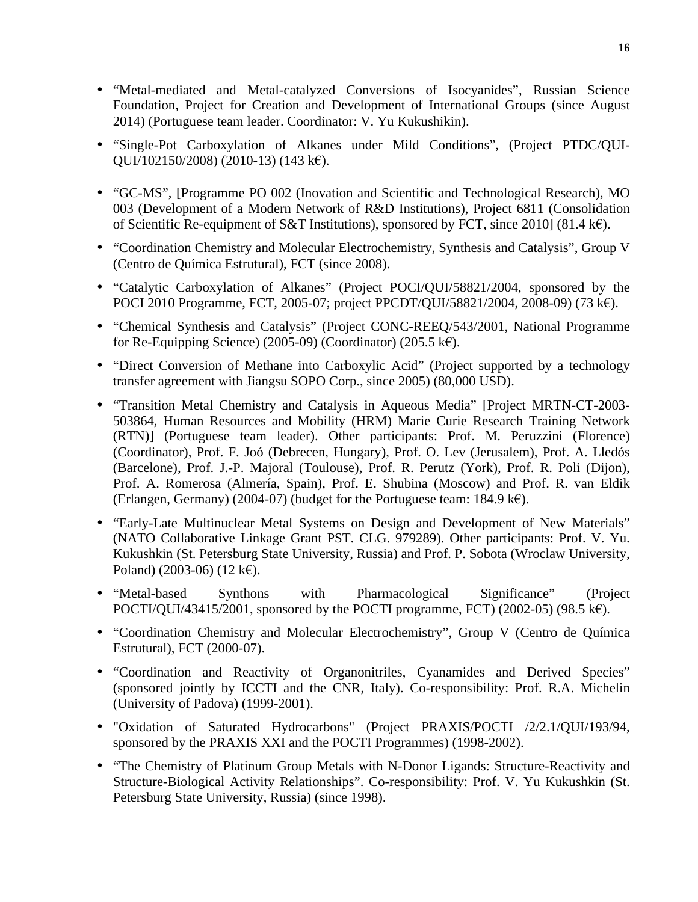- “Metal-mediated and Metal-catalyzed Conversions of Isocyanides”, Russian Science Foundation, Project for Creation and Development of International Groups (since August 2014) (Portuguese team leader. Coordinator: V. Yu Kukushikin).
- “Single-Pot Carboxylation of Alkanes under Mild Conditions”, (Project PTDC/QUI-QUI/102150/2008) (2010-13) (143 k€).
- “GC-MS”, [Programme PO 002 (Inovation and Scientific and Technological Research), MO 003 (Development of a Modern Network of R&D Institutions), Project 6811 (Consolidation of Scientific Re-equipment of S&T Institutions), sponsored by FCT, since 2010] (81.4 k€).
- “Coordination Chemistry and Molecular Electrochemistry, Synthesis and Catalysis”, Group V (Centro de Química Estrutural), FCT (since 2008).
- “Catalytic Carboxylation of Alkanes” (Project POCI/QUI/58821/2004, sponsored by the POCI 2010 Programme, FCT, 2005-07; project PPCDT/QUI/58821/2004, 2008-09) (73 k€).
- “Chemical Synthesis and Catalysis” (Project CONC-REEQ/543/2001, National Programme for Re-Equipping Science) (2005-09) (Coordinator) (205.5 k€).
- “Direct Conversion of Methane into Carboxylic Acid” (Project supported by a technology transfer agreement with Jiangsu SOPO Corp., since 2005) (80,000 USD).
- “Transition Metal Chemistry and Catalysis in Aqueous Media” [Project MRTN-CT-2003-503864, Human Resources and Mobility (HRM) Marie Curie Research Training Network (RTN)] (Portuguese team leader). Other participants: Prof. M. Peruzzini (Florence) (Coordinator), Prof. F. Joó (Debrecen, Hungary), Prof. O. Lev (Jerusalem), Prof. A. Lledós (Barcelone), Prof. J.-P. Majoral (Toulouse), Prof. R. Perutz (York), Prof. R. Poli (Dijon), Prof. A. Romerosa (Almería, Spain), Prof. E. Shubina (Moscow) and Prof. R. van Eldik (Erlangen, Germany) (2004-07) (budget for the Portuguese team: 184.9 k€).
- “Early-Late Multinuclear Metal Systems on Design and Development of New Materials” (NATO Collaborative Linkage Grant PST. CLG. 979289). Other participants: Prof. V. Yu. Kukushkin (St. Petersburg State University, Russia) and Prof. P. Sobota (Wroclaw University, Poland) (2003-06) (12 k€).
- “Metal-based Synthons with Pharmacological Significance” (Project POCTI/QUI/43415/2001, sponsored by the POCTI programme, FCT) (2002-05) (98.5 k€).
- “Coordination Chemistry and Molecular Electrochemistry”, Group V (Centro de Química Estrutural), FCT (2000-07).
- “Coordination and Reactivity of Organonitriles, Cyanamides and Derived Species” (sponsored jointly by ICCTI and the CNR, Italy). Co-responsibility: Prof. R.A. Michelin (University of Padova) (1999-2001).
- "Oxidation of Saturated Hydrocarbons" (Project PRAXIS/POCTI /2/2.1/QUI/193/94, sponsored by the PRAXIS XXI and the POCTI Programmes) (1998-2002).
- “The Chemistry of Platinum Group Metals with N-Donor Ligands: Structure-Reactivity and Structure-Biological Activity Relationships”. Co-responsibility: Prof. V. Yu Kukushkin (St. Petersburg State University, Russia) (since 1998).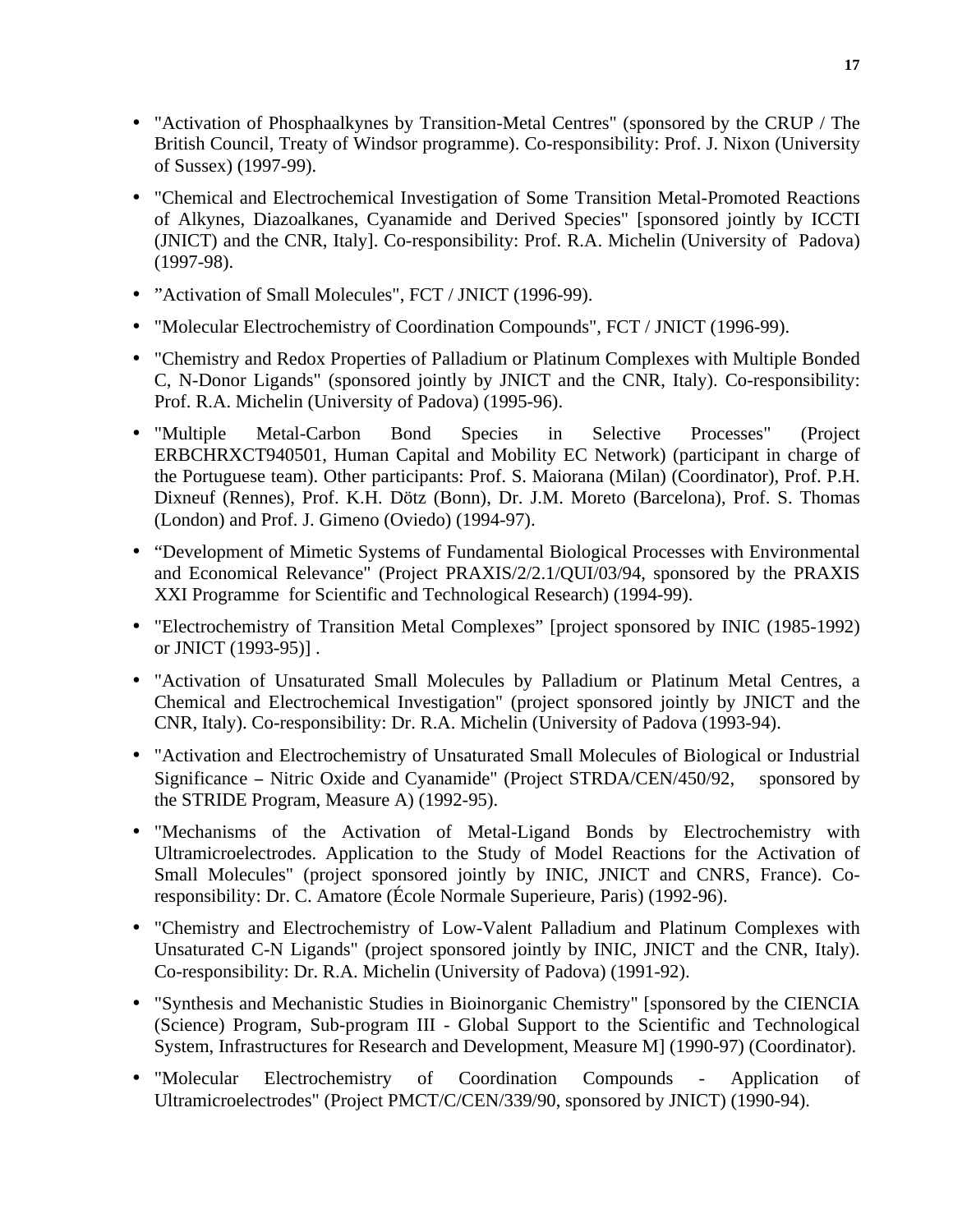- "Activation of Phosphaalkynes by Transition-Metal Centres" (sponsored by the CRUP / The British Council, Treaty of Windsor programme). Co-responsibility: Prof. J. Nixon (University of Sussex) (1997-99).
- "Chemical and Electrochemical Investigation of Some Transition Metal-Promoted Reactions of Alkynes, Diazoalkanes, Cyanamide and Derived Species" [sponsored jointly by ICCTI (JNICT) and the CNR, Italy]. Co-responsibility: Prof. R.A. Michelin (University of Padova) (1997-98).
- "Activation of Small Molecules", FCT / JNICT (1996-99).
- "Molecular Electrochemistry of Coordination Compounds", FCT / JNICT (1996-99).
- "Chemistry and Redox Properties of Palladium or Platinum Complexes with Multiple Bonded C, N-Donor Ligands" (sponsored jointly by JNICT and the CNR, Italy). Co-responsibility: Prof. R.A. Michelin (University of Padova) (1995-96).
- "Multiple Metal-Carbon Bond Species in Selective Processes" (Project ERBCHRXCT940501, Human Capital and Mobility EC Network) (participant in charge of the Portuguese team). Other participants: Prof. S. Maiorana (Milan) (Coordinator), Prof. P.H. Dixneuf (Rennes), Prof. K.H. Dötz (Bonn), Dr. J.M. Moreto (Barcelona), Prof. S. Thomas (London) and Prof. J. Gimeno (Oviedo) (1994-97).
- "Development of Mimetic Systems of Fundamental Biological Processes with Environmental and Economical Relevance" (Project PRAXIS/2/2.1/QUI/03/94, sponsored by the PRAXIS XXI Programme for Scientific and Technological Research) (1994-99).
- "Electrochemistry of Transition Metal Complexes" [project sponsored by INIC (1985-1992) or JNICT (1993-95)] .
- "Activation of Unsaturated Small Molecules by Palladium or Platinum Metal Centres, a Chemical and Electrochemical Investigation" (project sponsored jointly by JNICT and the CNR, Italy). Co-responsibility: Dr. R.A. Michelin (University of Padova (1993-94).
- "Activation and Electrochemistry of Unsaturated Small Molecules of Biological or Industrial Significance – Nitric Oxide and Cyanamide" (Project STRDA/CEN/450/92, sponsored by the STRIDE Program, Measure A) (1992-95).
- "Mechanisms of the Activation of Metal-Ligand Bonds by Electrochemistry with Ultramicroelectrodes. Application to the Study of Model Reactions for the Activation of Small Molecules" (project sponsored jointly by INIC, JNICT and CNRS, France). Co-responsibility: Dr. C. Amatore (École Normale Superieure, Paris) (1992-96).
- "Chemistry and Electrochemistry of Low-Valent Palladium and Platinum Complexes with Unsaturated C-N Ligands" (project sponsored jointly by INIC, JNICT and the CNR, Italy). Co-responsibility: Dr. R.A. Michelin (University of Padova) (1991-92).
- "Synthesis and Mechanistic Studies in Bioinorganic Chemistry" [sponsored by the CIENCIA (Science) Program, Sub-program III - Global Support to the Scientific and Technological System, Infrastructures for Research and Development, Measure M] (1990-97) (Coordinator).
- "Molecular Electrochemistry of Coordination Compounds - Application of Ultramicroelectrodes" (Project PMCT/C/CEN/339/90, sponsored by JNICT) (1990-94).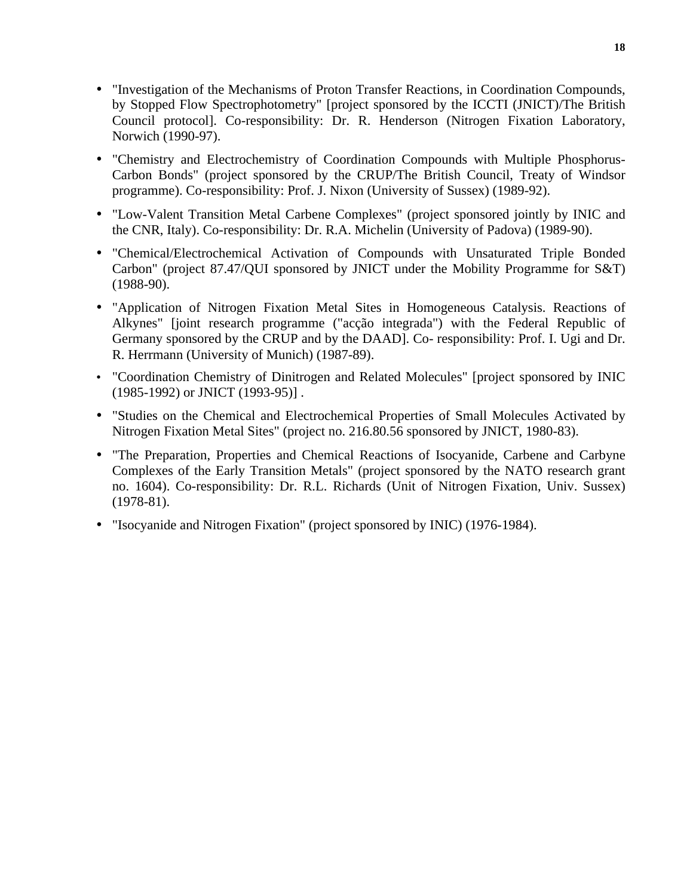- "Investigation of the Mechanisms of Proton Transfer Reactions, in Coordination Compounds, by Stopped Flow Spectrophotometry" [project sponsored by the ICCTI (JNICT)/The British Council protocol]. Co-responsibility: Dr. R. Henderson (Nitrogen Fixation Laboratory, Norwich (1990-97).
- "Chemistry and Electrochemistry of Coordination Compounds with Multiple Phosphorus-Carbon Bonds" (project sponsored by the CRUP/The British Council, Treaty of Windsor programme). Co-responsibility: Prof. J. Nixon (University of Sussex) (1989-92).
- "Low-Valent Transition Metal Carbene Complexes" (project sponsored jointly by INIC and the CNR, Italy). Co-responsibility: Dr. R.A. Michelin (University of Padova) (1989-90).
- "Chemical/Electrochemical Activation of Compounds with Unsaturated Triple Bonded Carbon" (project 87.47/QUI sponsored by JNICT under the Mobility Programme for S&T) (1988-90).
- "Application of Nitrogen Fixation Metal Sites in Homogeneous Catalysis. Reactions of Alkynes" [joint research programme ("acção integrada") with the Federal Republic of Germany sponsored by the CRUP and by the DAAD]. Co- responsibility: Prof. I. Ugi and Dr. R. Herrmann (University of Munich) (1987-89).
- "Coordination Chemistry of Dinitrogen and Related Molecules" [project sponsored by INIC (1985-1992) or JNICT (1993-95)] .
- "Studies on the Chemical and Electrochemical Properties of Small Molecules Activated by Nitrogen Fixation Metal Sites" (project no. 216.80.56 sponsored by JNICT, 1980-83).
- "The Preparation, Properties and Chemical Reactions of Isocyanide, Carbene and Carbyne Complexes of the Early Transition Metals" (project sponsored by the NATO research grant no. 1604). Co-responsibility: Dr. R.L. Richards (Unit of Nitrogen Fixation, Univ. Sussex) (1978-81).
- "Isocyanide and Nitrogen Fixation" (project sponsored by INIC) (1976-1984).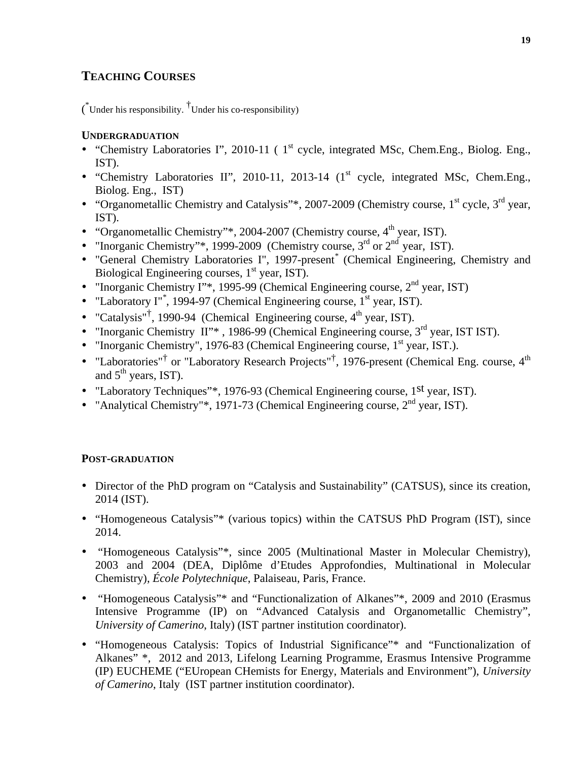## TEACHING COURSES

(*Under his responsibility. †Under his co-responsibility)

### UNDERGRADUATION

- “Chemistry Laboratories I”, 2010-11 ( 1st cycle, integrated MSc, Chem.Eng., Biolog. Eng., IST).
- “Chemistry Laboratories II”, 2010-11, 2013-14 (1st cycle, integrated MSc, Chem.Eng., Biolog. Eng., IST)
- “Organometallic Chemistry and Catalysis”*, 2007-2009 (Chemistry course, 1st cycle, 3rd year, IST).
- “Organometallic Chemistry”*, 2004-2007 (Chemistry course, 4th year, IST).
- "Inorganic Chemistry”*, 1999-2009 (Chemistry course, 3rd or 2nd year, IST).
- "General Chemistry Laboratories I", 1997-present* (Chemical Engineering, Chemistry and Biological Engineering courses, 1st year, IST).
- "Inorganic Chemistry I”*, 1995-99 (Chemical Engineering course, 2nd year, IST)
- "Laboratory I"*, 1994-97 (Chemical Engineering course, 1st year, IST).
- "Catalysis"†, 1990-94 (Chemical Engineering course, 4th year, IST).
- "Inorganic Chemistry II”* , 1986-99 (Chemical Engineering course, 3rd year, IST IST).
- "Inorganic Chemistry", 1976-83 (Chemical Engineering course, 1st year, IST.).
- "Laboratories"† or "Laboratory Research Projects"†, 1976-present (Chemical Eng. course, 4th and 5th years, IST).
- "Laboratory Techniques”*, 1976-93 (Chemical Engineering course, 1st year, IST).
- "Analytical Chemistry"*, 1971-73 (Chemical Engineering course, 2nd year, IST).

### POST-GRADUATION

- Director of the PhD program on “Catalysis and Sustainability” (CATSUS), since its creation, 2014 (IST).
- “Homogeneous Catalysis”* (various topics) within the CATSUS PhD Program (IST), since 2014.
- “Homogeneous Catalysis”*, since 2005 (Multinational Master in Molecular Chemistry), 2003 and 2004 (DEA, Diplôme d’Etudes Approfondies, Multinational in Molecular Chemistry), *École Polytechnique*, Palaiseau, Paris, France.
- “Homogeneous Catalysis”* and “Functionalization of Alkanes”*, 2009 and 2010 (Erasmus Intensive Programme (IP) on “Advanced Catalysis and Organometallic Chemistry”, *University of Camerino*, Italy) (IST partner institution coordinator).
- “Homogeneous Catalysis: Topics of Industrial Significance”* and “Functionalization of Alkanes” *, 2012 and 2013, Lifelong Learning Programme, Erasmus Intensive Programme (IP) EUCHEME (“EUropean CHemists for Energy, Materials and Environment”), *University of Camerino*, Italy (IST partner institution coordinator).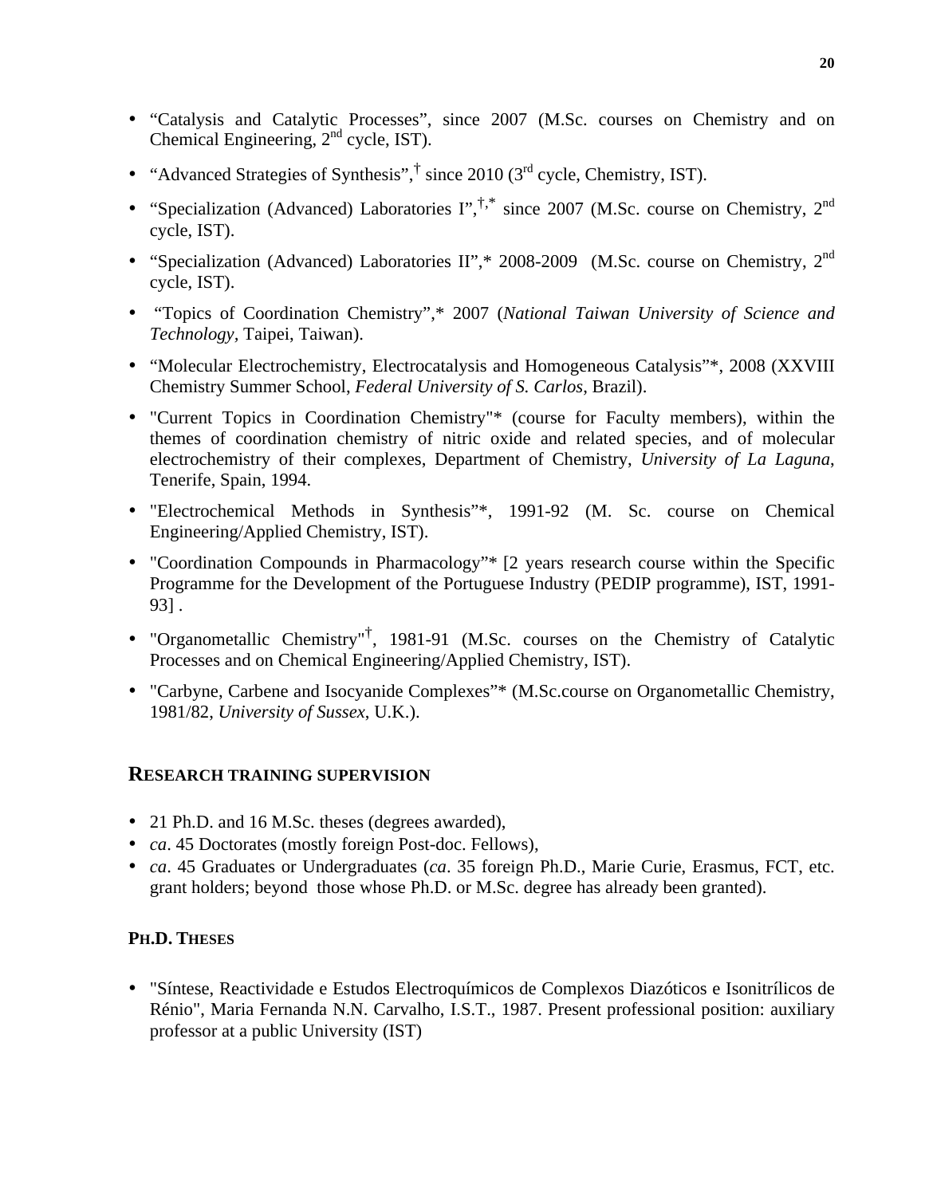- "Catalysis and Catalytic Processes", since 2007 (M.Sc. courses on Chemistry and on Chemical Engineering, 2nd cycle, IST).
- "Advanced Strategies of Synthesis",† since 2010 (3rd cycle, Chemistry, IST).
- "Specialization (Advanced) Laboratories I",†,* since 2007 (M.Sc. course on Chemistry, 2nd cycle, IST).
- "Specialization (Advanced) Laboratories II",* 2008-2009 (M.Sc. course on Chemistry, 2nd cycle, IST).
- "Topics of Coordination Chemistry",* 2007 (*National Taiwan University of Science and Technology*, Taipei, Taiwan).
- "Molecular Electrochemistry, Electrocatalysis and Homogeneous Catalysis"*, 2008 (XXVIII Chemistry Summer School, *Federal University of S. Carlos*, Brazil).
- "Current Topics in Coordination Chemistry"* (course for Faculty members), within the themes of coordination chemistry of nitric oxide and related species, and of molecular electrochemistry of their complexes, Department of Chemistry, *University of La Laguna*, Tenerife, Spain, 1994.
- "Electrochemical Methods in Synthesis"*, 1991-92 (M. Sc. course on Chemical Engineering/Applied Chemistry, IST).
- "Coordination Compounds in Pharmacology"* [2 years research course within the Specific Programme for the Development of the Portuguese Industry (PEDIP programme), IST, 1991-93] .
- "Organometallic Chemistry"†, 1981-91 (M.Sc. courses on the Chemistry of Catalytic Processes and on Chemical Engineering/Applied Chemistry, IST).
- "Carbyne, Carbene and Isocyanide Complexes"* (M.Sc.course on Organometallic Chemistry, 1981/82, *University of Sussex*, U.K.).

## RESEARCH TRAINING SUPERVISION

- 21 Ph.D. and 16 M.Sc. theses (degrees awarded),
- *ca*. 45 Doctorates (mostly foreign Post-doc. Fellows),
- *ca*. 45 Graduates or Undergraduates (*ca*. 35 foreign Ph.D., Marie Curie, Erasmus, FCT, etc. grant holders; beyond those whose Ph.D. or M.Sc. degree has already been granted).

### PH.D. THESES

- "Síntese, Reactividade e Estudos Electroquímicos de Complexos Diazóticos e Isonitrílicos de Rénio", Maria Fernanda N.N. Carvalho, I.S.T., 1987. Present professional position: auxiliary professor at a public University (IST)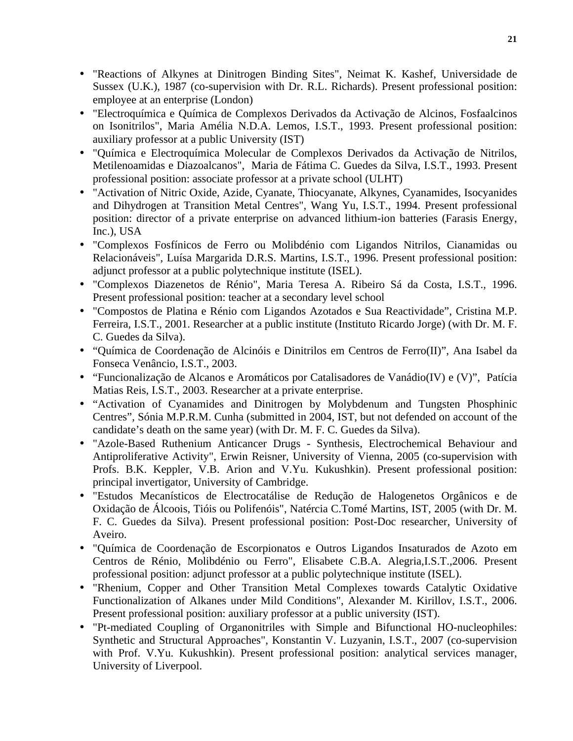- "Reactions of Alkynes at Dinitrogen Binding Sites", Neimat K. Kashef, Universidade de Sussex (U.K.), 1987 (co-supervision with Dr. R.L. Richards). Present professional position: employee at an enterprise (London)
- "Electroquímica e Química de Complexos Derivados da Activação de Alcinos, Fosfaalcinos on Isonitrilos", Maria Amélia N.D.A. Lemos, I.S.T., 1993. Present professional position: auxiliary professor at a public University (IST)
- "Química e Electroquímica Molecular de Complexos Derivados da Activação de Nitrilos, Metilenoamidas e Diazoalcanos", Maria de Fátima C. Guedes da Silva, I.S.T., 1993. Present professional position: associate professor at a private school (ULHT)
- "Activation of Nitric Oxide, Azide, Cyanate, Thiocyanate, Alkynes, Cyanamides, Isocyanides and Dihydrogen at Transition Metal Centres", Wang Yu, I.S.T., 1994. Present professional position: director of a private enterprise on advanced lithium-ion batteries (Farasis Energy, Inc.), USA
- "Complexos Fosfínicos de Ferro ou Molibdénio com Ligandos Nitrilos, Cianamidas ou Relacionáveis", Luísa Margarida D.R.S. Martins, I.S.T., 1996. Present professional position: adjunct professor at a public polytechnique institute (ISEL).
- "Complexos Diazenetos de Rénio", Maria Teresa A. Ribeiro Sá da Costa, I.S.T., 1996. Present professional position: teacher at a secondary level school
- "Compostos de Platina e Rénio com Ligandos Azotados e Sua Reactividade", Cristina M.P. Ferreira, I.S.T., 2001. Researcher at a public institute (Instituto Ricardo Jorge) (with Dr. M. F. C. Guedes da Silva).
- "Química de Coordenação de Alcinóis e Dinitrilos em Centros de Ferro(II)", Ana Isabel da Fonseca Venâncio, I.S.T., 2003.
- "Funcionalização de Alcanos e Aromáticos por Catalisadores de Vanádio(IV) e (V)", Patícia Matias Reis, I.S.T., 2003. Researcher at a private enterprise.
- "Activation of Cyanamides and Dinitrogen by Molybdenum and Tungsten Phosphinic Centres", Sónia M.P.R.M. Cunha (submitted in 2004, IST, but not defended on account of the candidate's death on the same year) (with Dr. M. F. C. Guedes da Silva).
- "Azole-Based Ruthenium Anticancer Drugs - Synthesis, Electrochemical Behaviour and Antiproliferative Activity", Erwin Reisner, University of Vienna, 2005 (co-supervision with Profs. B.K. Keppler, V.B. Arion and V.Yu. Kukushkin). Present professional position: principal invertigator, University of Cambridge.
- "Estudos Mecanísticos de Electrocatálise de Redução de Halogenetos Orgânicos e de Oxidação de Álcoois, Tióis ou Polifenóis", Natércia C.Tomé Martins, IST, 2005 (with Dr. M. F. C. Guedes da Silva). Present professional position: Post-Doc researcher, University of Aveiro.
- "Química de Coordenação de Escorpionatos e Outros Ligandos Insaturados de Azoto em Centros de Rénio, Molibdénio ou Ferro", Elisabete C.B.A. Alegria,I.S.T.,2006. Present professional position: adjunct professor at a public polytechnique institute (ISEL).
- "Rhenium, Copper and Other Transition Metal Complexes towards Catalytic Oxidative Functionalization of Alkanes under Mild Conditions", Alexander M. Kirillov, I.S.T., 2006. Present professional position: auxiliary professor at a public university (IST).
- "Pt-mediated Coupling of Organonitriles with Simple and Bifunctional HO-nucleophiles: Synthetic and Structural Approaches", Konstantin V. Luzyanin, I.S.T., 2007 (co-supervision with Prof. V.Yu. Kukushkin). Present professional position: analytical services manager, University of Liverpool.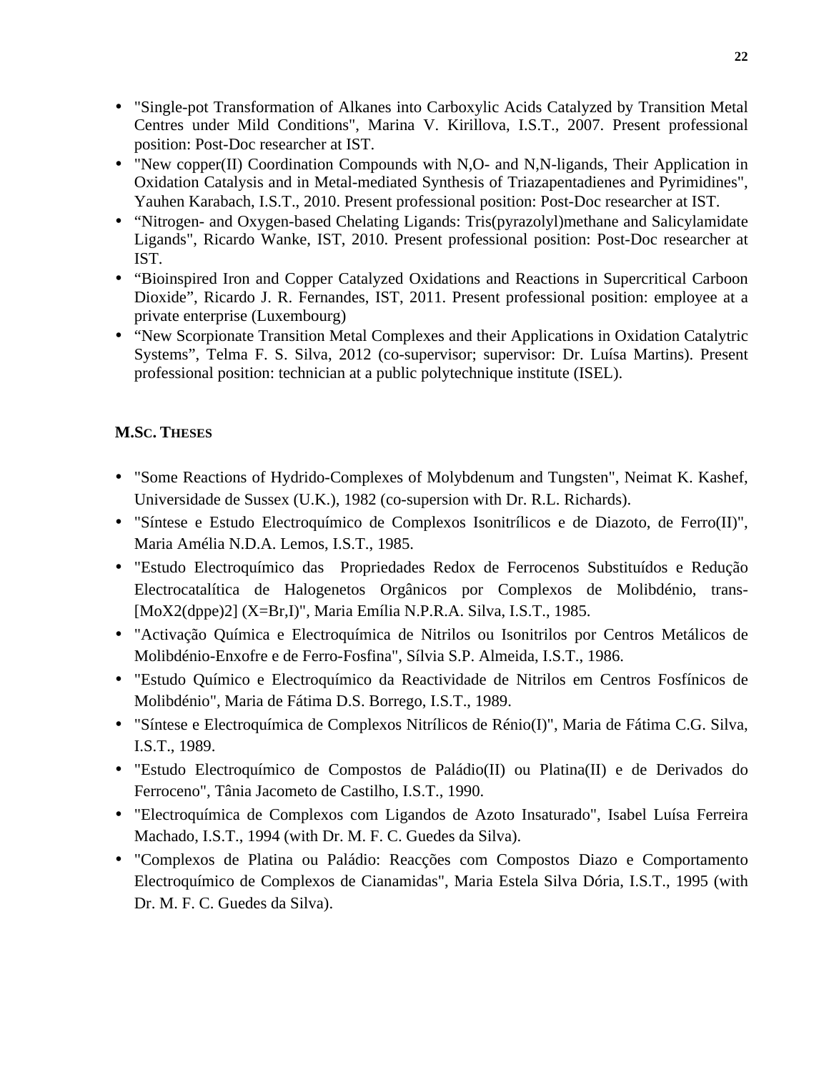- "Single-pot Transformation of Alkanes into Carboxylic Acids Catalyzed by Transition Metal Centres under Mild Conditions", Marina V. Kirillova, I.S.T., 2007. Present professional position: Post-Doc researcher at IST.
- "New copper(II) Coordination Compounds with N,O- and N,N-ligands, Their Application in Oxidation Catalysis and in Metal-mediated Synthesis of Triazapentadienes and Pyrimidines", Yauhen Karabach, I.S.T., 2010. Present professional position: Post-Doc researcher at IST.
- "Nitrogen- and Oxygen-based Chelating Ligands: Tris(pyrazolyl)methane and Salicylamidate Ligands", Ricardo Wanke, IST, 2010. Present professional position: Post-Doc researcher at IST.
- "Bioinspired Iron and Copper Catalyzed Oxidations and Reactions in Supercritical Carboon Dioxide", Ricardo J. R. Fernandes, IST, 2011. Present professional position: employee at a private enterprise (Luxembourg)
- "New Scorpionate Transition Metal Complexes and their Applications in Oxidation Catalytric Systems", Telma F. S. Silva, 2012 (co-supervisor; supervisor: Dr. Luísa Martins). Present professional position: technician at a public polytechnique institute (ISEL).

## M.Sc. Theses

- "Some Reactions of Hydrido-Complexes of Molybdenum and Tungsten", Neimat K. Kashef, Universidade de Sussex (U.K.), 1982 (co-supersion with Dr. R.L. Richards).
- "Síntese e Estudo Electroquímico de Complexos Isonitrílicos e de Diazoto, de Ferro(II)", Maria Amélia N.D.A. Lemos, I.S.T., 1985.
- "Estudo Electroquímico das Propriedades Redox de Ferrocenos Substituídos e Redução Electrocatalítica de Halogenetos Orgânicos por Complexos de Molibdénio, trans-[MoX2(dppe)2] (X=Br,I)", Maria Emília N.P.R.A. Silva, I.S.T., 1985.
- "Activação Química e Electroquímica de Nitrilos ou Isonitrilos por Centros Metálicos de Molibdénio-Enxofre e de Ferro-Fosfina", Sílvia S.P. Almeida, I.S.T., 1986.
- "Estudo Químico e Electroquímico da Reactividade de Nitrilos em Centros Fosfínicos de Molibdénio", Maria de Fátima D.S. Borrego, I.S.T., 1989.
- "Síntese e Electroquímica de Complexos Nitrílicos de Rénio(I)", Maria de Fátima C.G. Silva, I.S.T., 1989.
- "Estudo Electroquímico de Compostos de Paládio(II) ou Platina(II) e de Derivados do Ferroceno", Tânia Jacometo de Castilho, I.S.T., 1990.
- "Electroquímica de Complexos com Ligandos de Azoto Insaturado", Isabel Luísa Ferreira Machado, I.S.T., 1994 (with Dr. M. F. C. Guedes da Silva).
- "Complexos de Platina ou Paládio: Reacções com Compostos Diazo e Comportamento Electroquímico de Complexos de Cianamidas", Maria Estela Silva Dória, I.S.T., 1995 (with Dr. M. F. C. Guedes da Silva).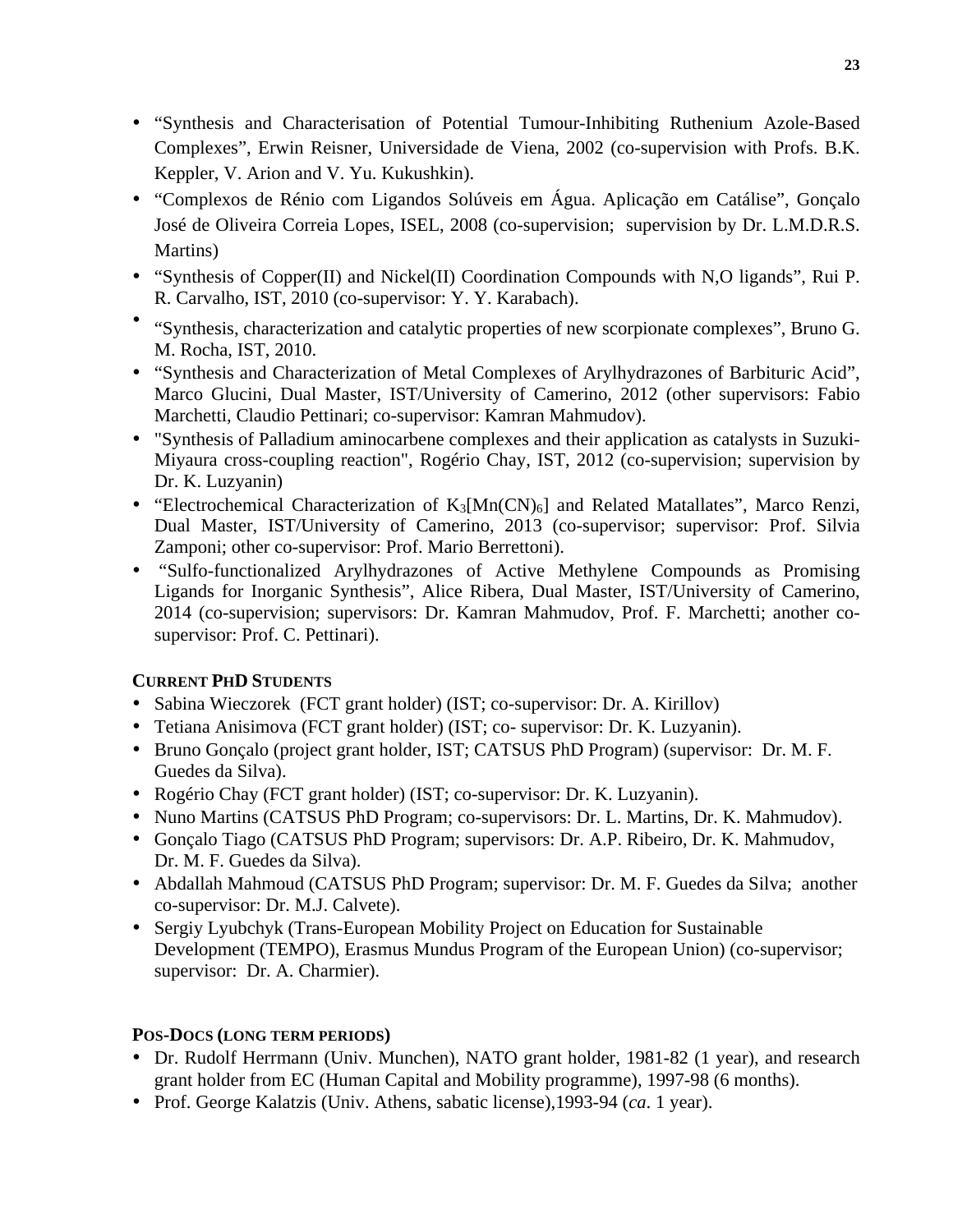- “Synthesis and Characterisation of Potential Tumour-Inhibiting Ruthenium Azole-Based Complexes”, Erwin Reisner, Universidade de Viena, 2002 (co-supervision with Profs. B.K. Keppler, V. Arion and V. Yu. Kukushkin).
- “Complexos de Rénio com Ligandos Solúveis em Água. Aplicação em Catálise”, Gonçalo José de Oliveira Correia Lopes, ISEL, 2008 (co-supervision; supervision by Dr. L.M.D.R.S. Martins)
- “Synthesis of Copper(II) and Nickel(II) Coordination Compounds with N,O ligands”, Rui P. R. Carvalho, IST, 2010 (co-supervisor: Y. Y. Karabach).
- “Synthesis, characterization and catalytic properties of new scorpionate complexes”, Bruno G. M. Rocha, IST, 2010.
- “Synthesis and Characterization of Metal Complexes of Arylhydrazones of Barbituric Acid”, Marco Glucini, Dual Master, IST/University of Camerino, 2012 (other supervisors: Fabio Marchetti, Claudio Pettinari; co-supervisor: Kamran Mahmudov).
- "Synthesis of Palladium aminocarbene complexes and their application as catalysts in Suzuki-Miyaura cross-coupling reaction", Rogério Chay, IST, 2012 (co-supervision; supervision by Dr. K. Luzyanin)
- “Electrochemical Characterization of $K_3[Mn(CN)_6]$ and Related Matallates”, Marco Renzi, Dual Master, IST/University of Camerino, 2013 (co-supervisor; supervisor: Prof. Silvia Zamponi; other co-supervisor: Prof. Mario Berrettoni).
- “Sulfo-functionalized Arylhydrazones of Active Methylene Compounds as Promising Ligands for Inorganic Synthesis”, Alice Ribera, Dual Master, IST/University of Camerino, 2014 (co-supervision; supervisors: Dr. Kamran Mahmudov, Prof. F. Marchetti; another co-supervisor: Prof. C. Pettinari).

**CURRENT PHD STUDENTS**

- Sabina Wieczorek (FCT grant holder) (IST; co-supervisor: Dr. A. Kirillov)
- Tetiana Anisimova (FCT grant holder) (IST; co- supervisor: Dr. K. Luzyanin).
- Bruno Gonçalo (project grant holder, IST; CATSUS PhD Program) (supervisor: Dr. M. F. Guedes da Silva).
- Rogério Chay (FCT grant holder) (IST; co-supervisor: Dr. K. Luzyanin).
- Nuno Martins (CATSUS PhD Program; co-supervisors: Dr. L. Martins, Dr. K. Mahmudov).
- Gonçalo Tiago (CATSUS PhD Program; supervisors: Dr. A.P. Ribeiro, Dr. K. Mahmudov, Dr. M. F. Guedes da Silva).
- Abdallah Mahmoud (CATSUS PhD Program; supervisor: Dr. M. F. Guedes da Silva; another co-supervisor: Dr. M.J. Calvete).
- Sergiy Lyubchyk (Trans-European Mobility Project on Education for Sustainable Development (TEMPO), Erasmus Mundus Program of the European Union) (co-supervisor; supervisor: Dr. A. Charmier).

**POS-DOCS (LONG TERM PERIODS)**

- Dr. Rudolf Herrmann (Univ. Munchen), NATO grant holder, 1981-82 (1 year), and research grant holder from EC (Human Capital and Mobility programme), 1997-98 (6 months).
- Prof. George Kalatzis (Univ. Athens, sabatic license),1993-94 (*ca.* 1 year).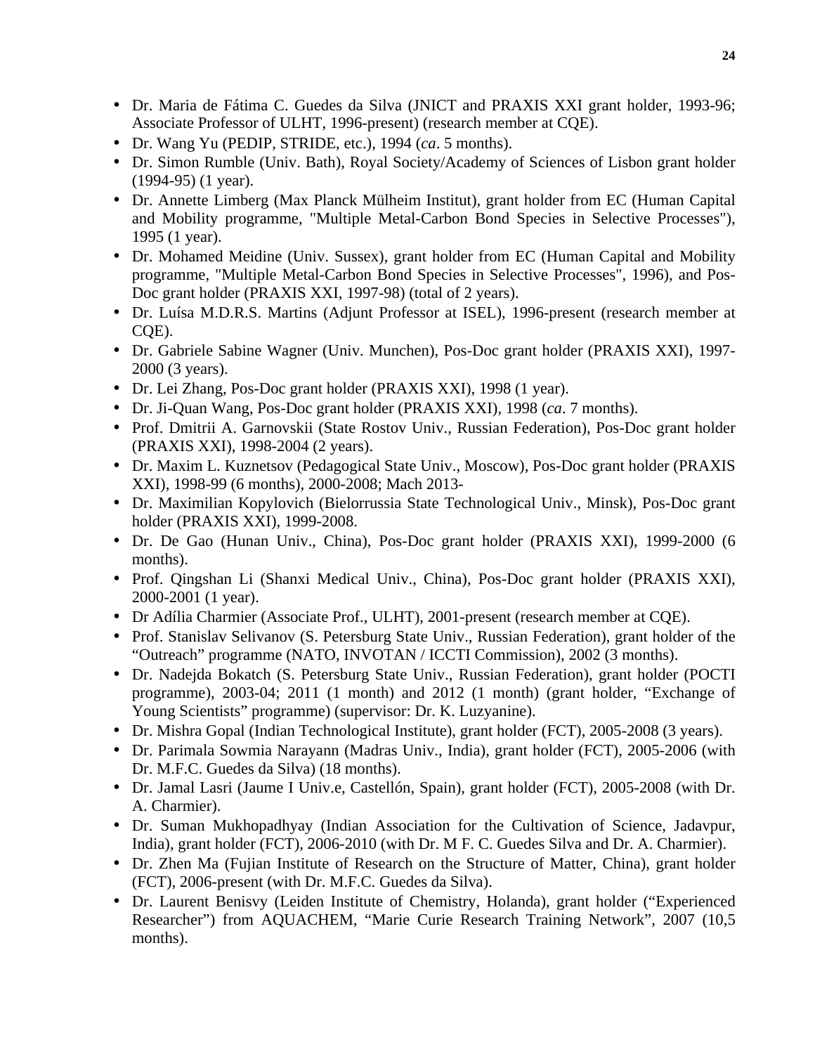- Dr. Maria de Fátima C. Guedes da Silva (JNICT and PRAXIS XXI grant holder, 1993-96; Associate Professor of ULHT, 1996-present) (research member at CQE).
- Dr. Wang Yu (PEDIP, STRIDE, etc.), 1994 (*ca*. 5 months).
- Dr. Simon Rumble (Univ. Bath), Royal Society/Academy of Sciences of Lisbon grant holder (1994-95) (1 year).
- Dr. Annette Limberg (Max Planck Mülheim Institut), grant holder from EC (Human Capital and Mobility programme, "Multiple Metal-Carbon Bond Species in Selective Processes"), 1995 (1 year).
- Dr. Mohamed Meidine (Univ. Sussex), grant holder from EC (Human Capital and Mobility programme, "Multiple Metal-Carbon Bond Species in Selective Processes", 1996), and Pos-Doc grant holder (PRAXIS XXI, 1997-98) (total of 2 years).
- Dr. Luísa M.D.R.S. Martins (Adjunt Professor at ISEL), 1996-present (research member at CQE).
- Dr. Gabriele Sabine Wagner (Univ. Munchen), Pos-Doc grant holder (PRAXIS XXI), 1997-2000 (3 years).
- Dr. Lei Zhang, Pos-Doc grant holder (PRAXIS XXI), 1998 (1 year).
- Dr. Ji-Quan Wang, Pos-Doc grant holder (PRAXIS XXI), 1998 (*ca*. 7 months).
- Prof. Dmitrii A. Garnovskii (State Rostov Univ., Russian Federation), Pos-Doc grant holder (PRAXIS XXI), 1998-2004 (2 years).
- Dr. Maxim L. Kuznetsov (Pedagogical State Univ., Moscow), Pos-Doc grant holder (PRAXIS XXI), 1998-99 (6 months), 2000-2008; Mach 2013-
- Dr. Maximilian Kopylovich (Bielorrussia State Technological Univ., Minsk), Pos-Doc grant holder (PRAXIS XXI), 1999-2008.
- Dr. De Gao (Hunan Univ., China), Pos-Doc grant holder (PRAXIS XXI), 1999-2000 (6 months).
- Prof. Qingshan Li (Shanxi Medical Univ., China), Pos-Doc grant holder (PRAXIS XXI), 2000-2001 (1 year).
- Dr Adília Charmier (Associate Prof., ULHT), 2001-present (research member at CQE).
- Prof. Stanislav Selivanov (S. Petersburg State Univ., Russian Federation), grant holder of the “Outreach” programme (NATO, INVOTAN / ICCTI Commission), 2002 (3 months).
- Dr. Nadejda Bokatch (S. Petersburg State Univ., Russian Federation), grant holder (POCTI programme), 2003-04; 2011 (1 month) and 2012 (1 month) (grant holder, “Exchange of Young Scientists” programme) (supervisor: Dr. K. Luzyanine).
- Dr. Mishra Gopal (Indian Technological Institute), grant holder (FCT), 2005-2008 (3 years).
- Dr. Parimala Sowmia Narayann (Madras Univ., India), grant holder (FCT), 2005-2006 (with Dr. M.F.C. Guedes da Silva) (18 months).
- Dr. Jamal Lasri (Jaume I Univ.e, Castellón, Spain), grant holder (FCT), 2005-2008 (with Dr. A. Charmier).
- Dr. Suman Mukhopadhyay (Indian Association for the Cultivation of Science, Jadavpur, India), grant holder (FCT), 2006-2010 (with Dr. M F. C. Guedes Silva and Dr. A. Charmier).
- Dr. Zhen Ma (Fujian Institute of Research on the Structure of Matter, China), grant holder (FCT), 2006-present (with Dr. M.F.C. Guedes da Silva).
- Dr. Laurent Benisvy (Leiden Institute of Chemistry, Holanda), grant holder (“Experienced Researcher”) from AQUACHEM, “Marie Curie Research Training Network”, 2007 (10,5 months).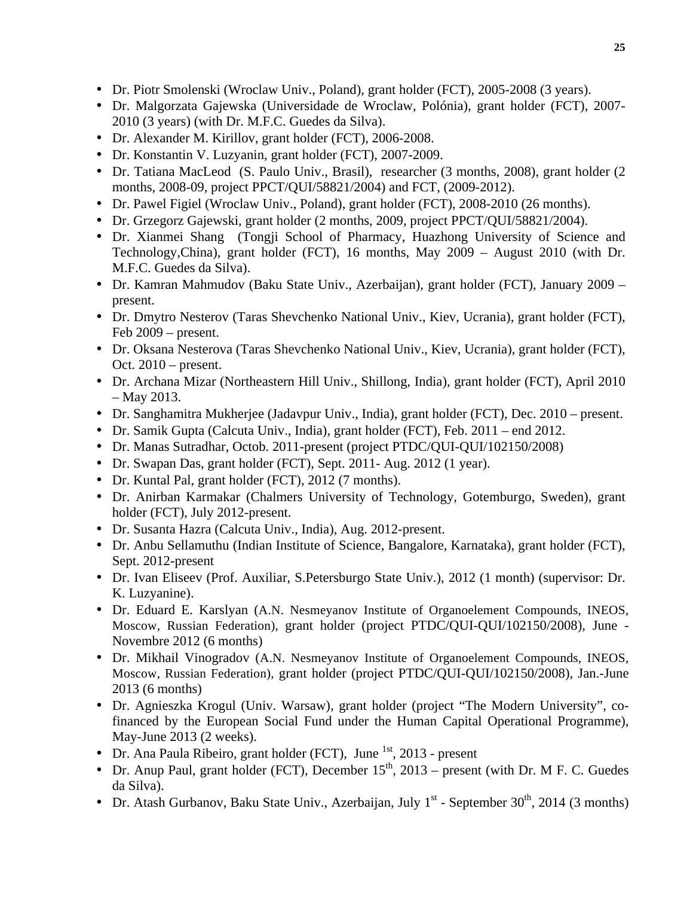- Dr. Piotr Smolenski (Wroclaw Univ., Poland), grant holder (FCT), 2005-2008 (3 years).
- Dr. Malgorzata Gajewska (Universidade de Wroclaw, Polónia), grant holder (FCT), 2007-2010 (3 years) (with Dr. M.F.C. Guedes da Silva).
- Dr. Alexander M. Kirillov, grant holder (FCT), 2006-2008.
- Dr. Konstantin V. Luzyanin, grant holder (FCT), 2007-2009.
- Dr. Tatiana MacLeod (S. Paulo Univ., Brasil), researcher (3 months, 2008), grant holder (2 months, 2008-09, project PPCT/QUI/58821/2004) and FCT, (2009-2012).
- Dr. Pawel Figiel (Wroclaw Univ., Poland), grant holder (FCT), 2008-2010 (26 months).
- Dr. Grzegorz Gajewski, grant holder (2 months, 2009, project PPCT/QUI/58821/2004).
- Dr. Xianmei Shang (Tongji School of Pharmacy, Huazhong University of Science and Technology,China), grant holder (FCT), 16 months, May 2009 – August 2010 (with Dr. M.F.C. Guedes da Silva).
- Dr. Kamran Mahmudov (Baku State Univ., Azerbaijan), grant holder (FCT), January 2009 – present.
- Dr. Dmytro Nesterov (Taras Shevchenko National Univ., Kiev, Ucrania), grant holder (FCT), Feb 2009 – present.
- Dr. Oksana Nesterova (Taras Shevchenko National Univ., Kiev, Ucrania), grant holder (FCT), Oct. 2010 – present.
- Dr. Archana Mizar (Northeastern Hill Univ., Shillong, India), grant holder (FCT), April 2010 – May 2013.
- Dr. Sanghamitra Mukherjee (Jadavpur Univ., India), grant holder (FCT), Dec. 2010 – present.
- Dr. Samik Gupta (Calcuta Univ., India), grant holder (FCT), Feb. 2011 – end 2012.
- Dr. Manas Sutradhar, Octob. 2011-present (project PTDC/QUI-QUI/102150/2008)
- Dr. Swapan Das, grant holder (FCT), Sept. 2011- Aug. 2012 (1 year).
- Dr. Kuntal Pal, grant holder (FCT), 2012 (7 months).
- Dr. Anirban Karmakar (Chalmers University of Technology, Gotemburgo, Sweden), grant holder (FCT), July 2012-present.
- Dr. Susanta Hazra (Calcuta Univ., India), Aug. 2012-present.
- Dr. Anbu Sellamuthu (Indian Institute of Science, Bangalore, Karnataka), grant holder (FCT), Sept. 2012-present
- Dr. Ivan Eliseev (Prof. Auxiliar, S.Petersburgo State Univ.), 2012 (1 month) (supervisor: Dr. K. Luzyanine).
- Dr. Eduard E. Karslyan (A.N. Nesmeyanov Institute of Organoelement Compounds, INEOS, Moscow, Russian Federation), grant holder (project PTDC/QUI-QUI/102150/2008), June - Novembre 2012 (6 months)
- Dr. Mikhail Vinogradov (A.N. Nesmeyanov Institute of Organoelement Compounds, INEOS, Moscow, Russian Federation), grant holder (project PTDC/QUI-QUI/102150/2008), Jan.-June 2013 (6 months)
- Dr. Agnieszka Krogul (Univ. Warsaw), grant holder (project "The Modern University", co-financed by the European Social Fund under the Human Capital Operational Programme), May-June 2013 (2 weeks).
- Dr. Ana Paula Ribeiro, grant holder (FCT), June 1st, 2013 - present
- Dr. Anup Paul, grant holder (FCT), December 15th, 2013 – present (with Dr. M F. C. Guedes da Silva).
- Dr. Atash Gurbanov, Baku State Univ., Azerbaijan, July 1st - September 30th, 2014 (3 months)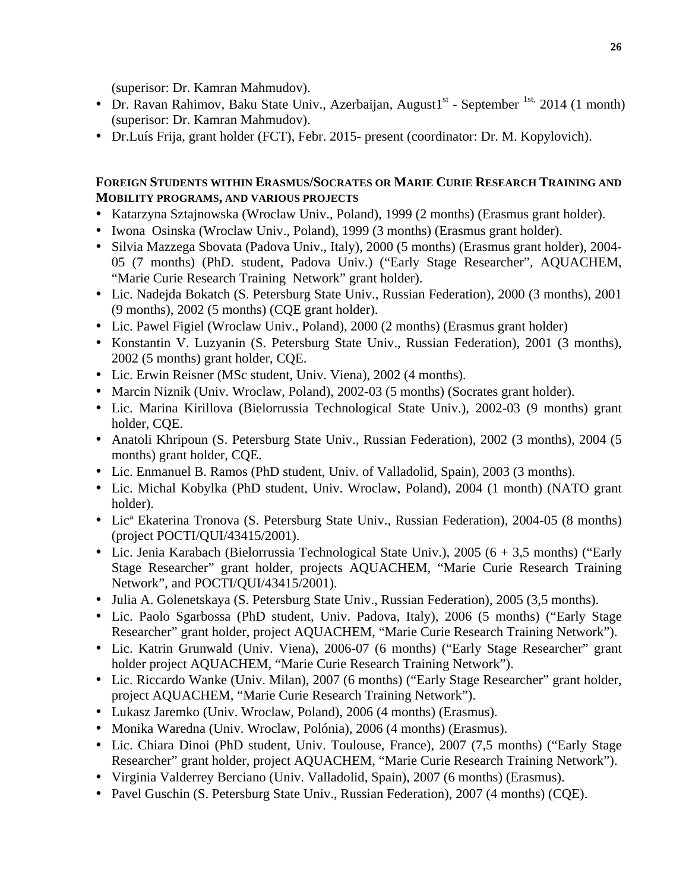(superisor: Dr. Kamran Mahmudov).

- Dr. Ravan Rahimov, Baku State Univ., Azerbaijan, August1st - September 1st, 2014 (1 month) (superisor: Dr. Kamran Mahmudov).
- Dr.Luís Frija, grant holder (FCT), Febr. 2015- present (coordinator: Dr. M. Kopylovich).

**FOREIGN STUDENTS WITHIN ERASMUS/SOCRATES OR MARIE CURIE RESEARCH TRAINING AND MOBILITY PROGRAMS, AND VARIOUS PROJECTS**

- Katarzyna Sztajnowska (Wroclaw Univ., Poland), 1999 (2 months) (Erasmus grant holder).
- Iwona Osinska (Wroclaw Univ., Poland), 1999 (3 months) (Erasmus grant holder).
- Silvia Mazzega Sbovata (Padova Univ., Italy), 2000 (5 months) (Erasmus grant holder), 2004-05 (7 months) (PhD. student, Padova Univ.) ("Early Stage Researcher", AQUACHEM, "Marie Curie Research Training Network" grant holder).
- Lic. Nadejda Bokatch (S. Petersburg State Univ., Russian Federation), 2000 (3 months), 2001 (9 months), 2002 (5 months) (CQE grant holder).
- Lic. Pawel Figiel (Wroclaw Univ., Poland), 2000 (2 months) (Erasmus grant holder)
- Konstantin V. Luzyanin (S. Petersburg State Univ., Russian Federation), 2001 (3 months), 2002 (5 months) grant holder, CQE.
- Lic. Erwin Reisner (MSc student, Univ. Viena), 2002 (4 months).
- Marcin Niznik (Univ. Wroclaw, Poland), 2002-03 (5 months) (Socrates grant holder).
- Lic. Marina Kirillova (Bielorrussia Technological State Univ.), 2002-03 (9 months) grant holder, CQE.
- Anatoli Khripoun (S. Petersburg State Univ., Russian Federation), 2002 (3 months), 2004 (5 months) grant holder, CQE.
- Lic. Enmanuel B. Ramos (PhD student, Univ. of Valladolid, Spain), 2003 (3 months).
- Lic. Michal Kobylka (PhD student, Univ. Wroclaw, Poland), 2004 (1 month) (NATO grant holder).
- Licª Ekaterina Tronova (S. Petersburg State Univ., Russian Federation), 2004-05 (8 months) (project POCTI/QUI/43415/2001).
- Lic. Jenia Karabach (Bielorrussia Technological State Univ.), 2005 (6 + 3,5 months) ("Early Stage Researcher" grant holder, projects AQUACHEM, "Marie Curie Research Training Network", and POCTI/QUI/43415/2001).
- Julia A. Golenetskaya (S. Petersburg State Univ., Russian Federation), 2005 (3,5 months).
- Lic. Paolo Sgarbossa (PhD student, Univ. Padova, Italy), 2006 (5 months) ("Early Stage Researcher" grant holder, project AQUACHEM, "Marie Curie Research Training Network").
- Lic. Katrin Grunwald (Univ. Viena), 2006-07 (6 months) ("Early Stage Researcher" grant holder project AQUACHEM, "Marie Curie Research Training Network").
- Lic. Riccardo Wanke (Univ. Milan), 2007 (6 months) ("Early Stage Researcher" grant holder, project AQUACHEM, "Marie Curie Research Training Network").
- Lukasz Jaremko (Univ. Wroclaw, Poland), 2006 (4 months) (Erasmus).
- Monika Waredna (Univ. Wroclaw, Polónia), 2006 (4 months) (Erasmus).
- Lic. Chiara Dinoi (PhD student, Univ. Toulouse, France), 2007 (7,5 months) ("Early Stage Researcher" grant holder, project AQUACHEM, "Marie Curie Research Training Network").
- Virginia Valderrey Berciano (Univ. Valladolid, Spain), 2007 (6 months) (Erasmus).
- Pavel Guschin (S. Petersburg State Univ., Russian Federation), 2007 (4 months) (CQE).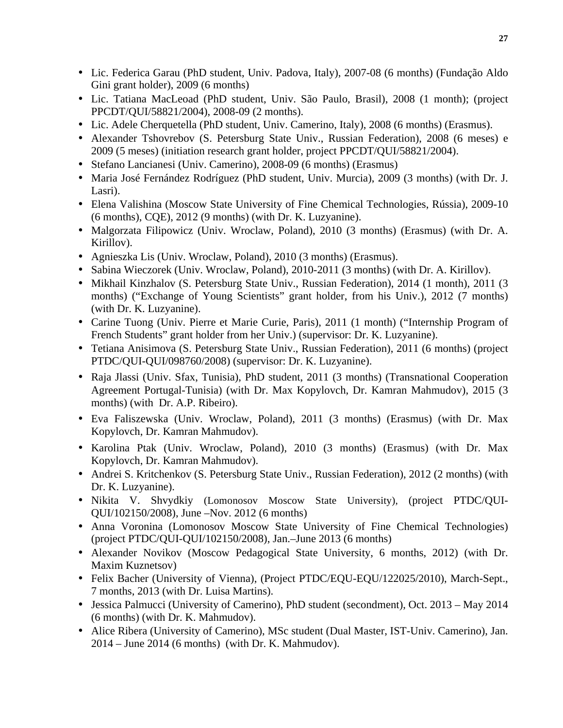- Lic. Federica Garau (PhD student, Univ. Padova, Italy), 2007-08 (6 months) (Fundação Aldo Gini grant holder), 2009 (6 months)
- Lic. Tatiana MacLeoad (PhD student, Univ. São Paulo, Brasil), 2008 (1 month); (project PPCDT/QUI/58821/2004), 2008-09 (2 months).
- Lic. Adele Cherquetella (PhD student, Univ. Camerino, Italy), 2008 (6 months) (Erasmus).
- Alexander Tshovrebov (S. Petersburg State Univ., Russian Federation), 2008 (6 meses) e 2009 (5 meses) (initiation research grant holder, project PPCDT/QUI/58821/2004).
- Stefano Lancianesi (Univ. Camerino), 2008-09 (6 months) (Erasmus)
- Maria José Fernández Rodríguez (PhD student, Univ. Murcia), 2009 (3 months) (with Dr. J. Lasri).
- Elena Valishina (Moscow State University of Fine Chemical Technologies, Rússia), 2009-10 (6 months), CQE), 2012 (9 months) (with Dr. K. Luzyanine).
- Malgorzata Filipowicz (Univ. Wroclaw, Poland), 2010 (3 months) (Erasmus) (with Dr. A. Kirillov).
- Agnieszka Lis (Univ. Wroclaw, Poland), 2010 (3 months) (Erasmus).
- Sabina Wieczorek (Univ. Wroclaw, Poland), 2010-2011 (3 months) (with Dr. A. Kirillov).
- Mikhail Kinzhalov (S. Petersburg State Univ., Russian Federation), 2014 (1 month), 2011 (3 months) ("Exchange of Young Scientists" grant holder, from his Univ.), 2012 (7 months) (with Dr. K. Luzyanine).
- Carine Tuong (Univ. Pierre et Marie Curie, Paris), 2011 (1 month) ("Internship Program of French Students" grant holder from her Univ.) (supervisor: Dr. K. Luzyanine).
- Tetiana Anisimova (S. Petersburg State Univ., Russian Federation), 2011 (6 months) (project PTDC/QUI-QUI/098760/2008) (supervisor: Dr. K. Luzyanine).
- Raja Jlassi (Univ. Sfax, Tunisia), PhD student, 2011 (3 months) (Transnational Cooperation Agreement Portugal-Tunisia) (with Dr. Max Kopylovch, Dr. Kamran Mahmudov), 2015 (3 months) (with Dr. A.P. Ribeiro).
- Eva Faliszewska (Univ. Wroclaw, Poland), 2011 (3 months) (Erasmus) (with Dr. Max Kopylovch, Dr. Kamran Mahmudov).
- Karolina Ptak (Univ. Wroclaw, Poland), 2010 (3 months) (Erasmus) (with Dr. Max Kopylovch, Dr. Kamran Mahmudov).
- Andrei S. Kritchenkov (S. Petersburg State Univ., Russian Federation), 2012 (2 months) (with Dr. K. Luzyanine).
- Nikita V. Shvydkiy (Lomonosov Moscow State University), (project PTDC/QUI-QUI/102150/2008), June –Nov. 2012 (6 months)
- Anna Voronina (Lomonosov Moscow State University of Fine Chemical Technologies) (project PTDC/QUI-QUI/102150/2008), Jan.–June 2013 (6 months)
- Alexander Novikov (Moscow Pedagogical State University, 6 months, 2012) (with Dr. Maxim Kuznetsov)
- Felix Bacher (University of Vienna), (Project PTDC/EQU-EQU/122025/2010), March-Sept., 7 months, 2013 (with Dr. Luisa Martins).
- Jessica Palmucci (University of Camerino), PhD student (secondment), Oct. 2013 – May 2014 (6 months) (with Dr. K. Mahmudov).
- Alice Ribera (University of Camerino), MSc student (Dual Master, IST-Univ. Camerino), Jan. 2014 – June 2014 (6 months) (with Dr. K. Mahmudov).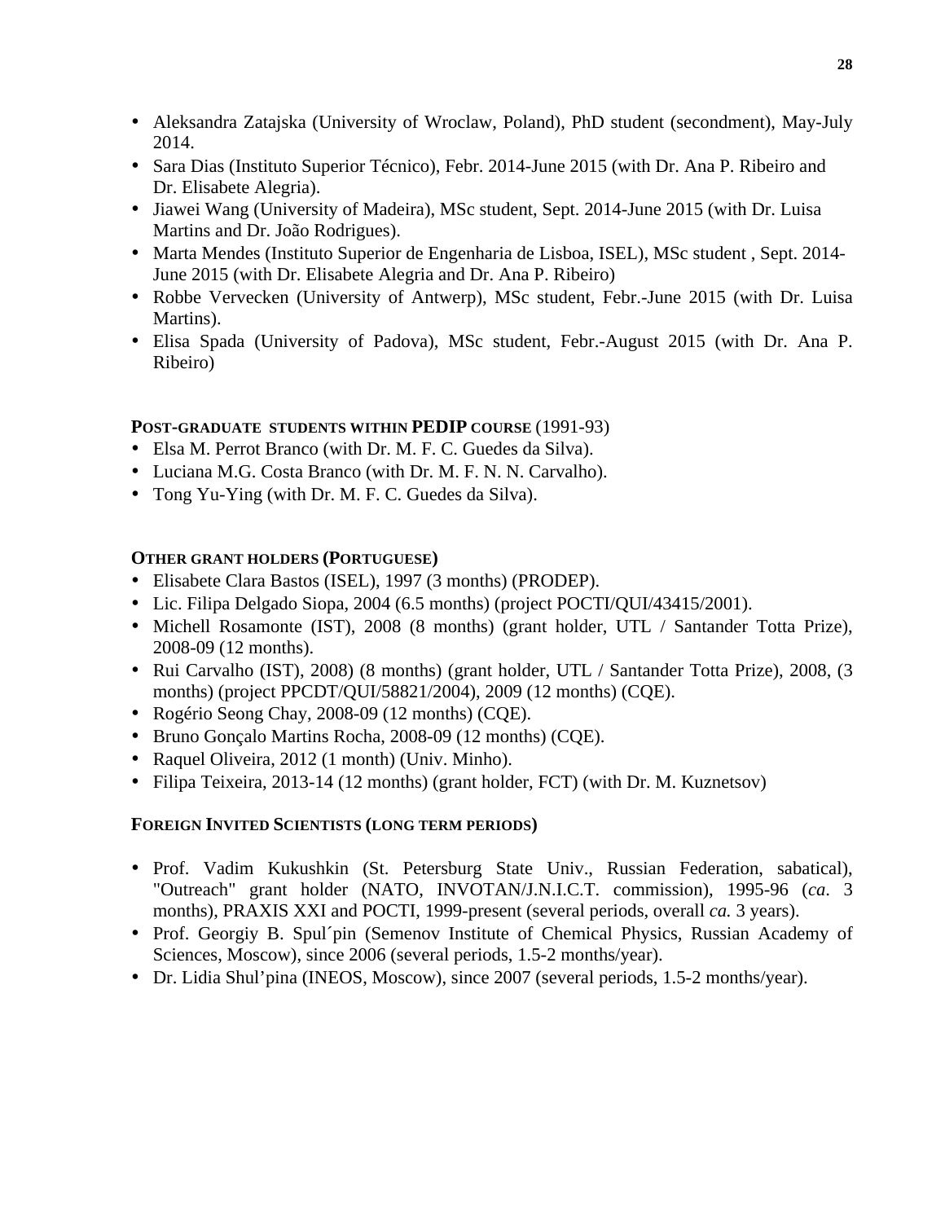- Aleksandra Zatajska (University of Wroclaw, Poland), PhD student (secondment), May-July 2014.
- Sara Dias (Instituto Superior Técnico), Febr. 2014-June 2015 (with Dr. Ana P. Ribeiro and Dr. Elisabete Alegria).
- Jiawei Wang (University of Madeira), MSc student, Sept. 2014-June 2015 (with Dr. Luisa Martins and Dr. João Rodrigues).
- Marta Mendes (Instituto Superior de Engenharia de Lisboa, ISEL), MSc student , Sept. 2014-June 2015 (with Dr. Elisabete Alegria and Dr. Ana P. Ribeiro)
- Robbe Vervecken (University of Antwerp), MSc student, Febr.-June 2015 (with Dr. Luisa Martins).
- Elisa Spada (University of Padova), MSc student, Febr.-August 2015 (with Dr. Ana P. Ribeiro)

**POST-GRADUATE STUDENTS WITHIN PEDIP COURSE** (1991-93)

- Elsa M. Perrot Branco (with Dr. M. F. C. Guedes da Silva).
- Luciana M.G. Costa Branco (with Dr. M. F. N. N. Carvalho).
- Tong Yu-Ying (with Dr. M. F. C. Guedes da Silva).

**OTHER GRANT HOLDERS (PORTUGUESE)**

- Elisabete Clara Bastos (ISEL), 1997 (3 months) (PRODEP).
- Lic. Filipa Delgado Siopa, 2004 (6.5 months) (project POCTI/QUI/43415/2001).
- Michell Rosamonte (IST), 2008 (8 months) (grant holder, UTL / Santander Totta Prize), 2008-09 (12 months).
- Rui Carvalho (IST), 2008) (8 months) (grant holder, UTL / Santander Totta Prize), 2008, (3 months) (project PPCDT/QUI/58821/2004), 2009 (12 months) (CQE).
- Rogério Seong Chay, 2008-09 (12 months) (CQE).
- Bruno Gonçalo Martins Rocha, 2008-09 (12 months) (CQE).
- Raquel Oliveira, 2012 (1 month) (Univ. Minho).
- Filipa Teixeira, 2013-14 (12 months) (grant holder, FCT) (with Dr. M. Kuznetsov)

**FOREIGN INVITED SCIENTISTS (LONG TERM PERIODS)**

- Prof. Vadim Kukushkin (St. Petersburg State Univ., Russian Federation, sabatical), "Outreach" grant holder (NATO, INVOTAN/J.N.I.C.T. commission), 1995-96 (*ca*. 3 months), PRAXIS XXI and POCTI, 1999-present (several periods, overall *ca.* 3 years).
- Prof. Georgiy B. Spul´pin (Semenov Institute of Chemical Physics, Russian Academy of Sciences, Moscow), since 2006 (several periods, 1.5-2 months/year).
- Dr. Lidia Shul'pina (INEOS, Moscow), since 2007 (several periods, 1.5-2 months/year).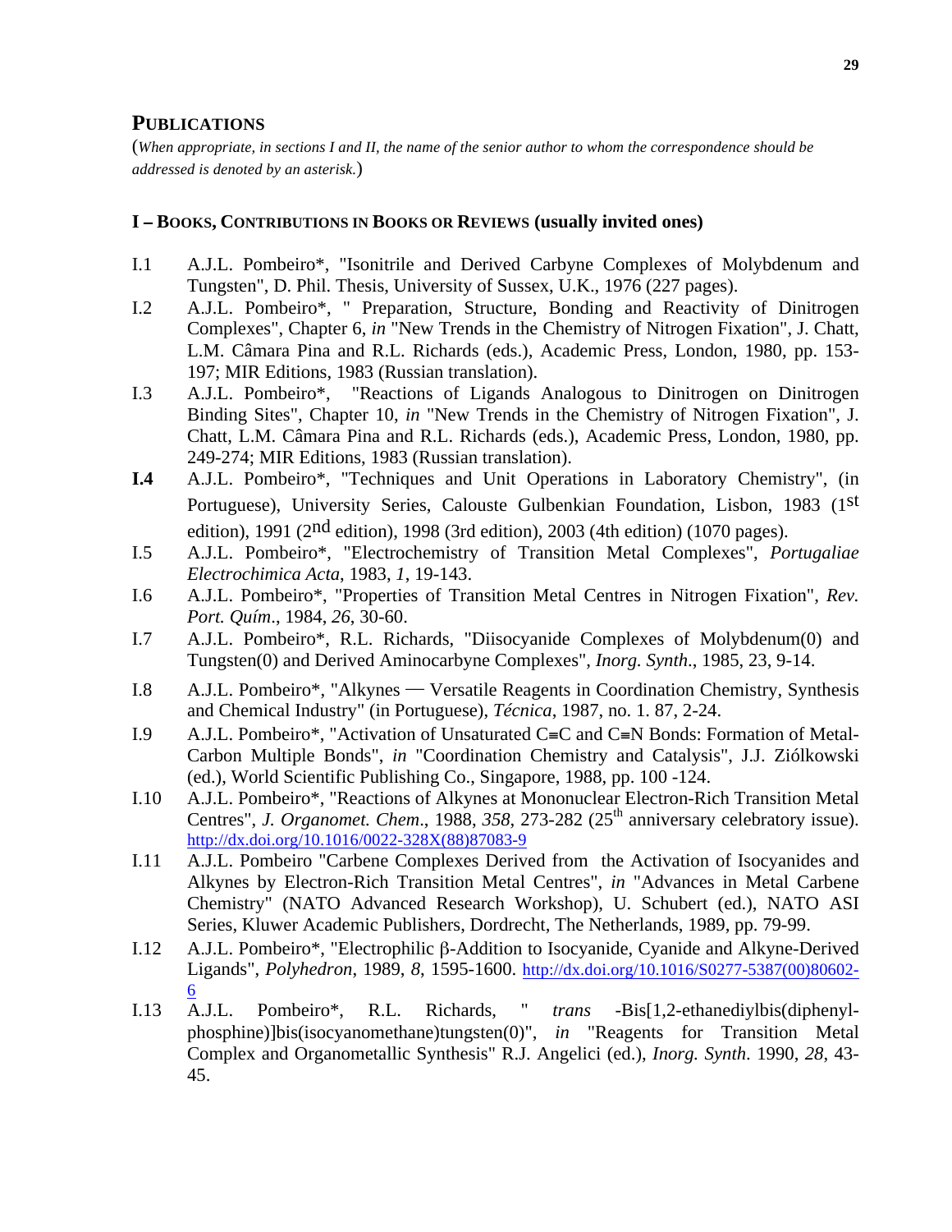## PUBLICATIONS

(*When appropriate, in sections I and II, the name of the senior author to whom the correspondence should be addressed is denoted by an asterisk.*)

### I – BOOKS, CONTRIBUTIONS IN BOOKS OR REVIEWS (usually invited ones)

I.1 A.J.L. Pombeiro*, "Isonitrile and Derived Carbyne Complexes of Molybdenum and Tungsten", D. Phil. Thesis, University of Sussex, U.K., 1976 (227 pages).

I.2 A.J.L. Pombeiro*, " Preparation, Structure, Bonding and Reactivity of Dinitrogen Complexes", Chapter 6, *in* "New Trends in the Chemistry of Nitrogen Fixation", J. Chatt, L.M. Câmara Pina and R.L. Richards (eds.), Academic Press, London, 1980, pp. 153-197; MIR Editions, 1983 (Russian translation).

I.3 A.J.L. Pombeiro*, "Reactions of Ligands Analogous to Dinitrogen on Dinitrogen Binding Sites", Chapter 10, *in* "New Trends in the Chemistry of Nitrogen Fixation", J. Chatt, L.M. Câmara Pina and R.L. Richards (eds.), Academic Press, London, 1980, pp. 249-274; MIR Editions, 1983 (Russian translation).

**I.4** A.J.L. Pombeiro*, "Techniques and Unit Operations in Laboratory Chemistry", (in Portuguese), University Series, Calouste Gulbenkian Foundation, Lisbon, 1983 (1st edition), 1991 (2nd edition), 1998 (3rd edition), 2003 (4th edition) (1070 pages).

I.5 A.J.L. Pombeiro*, "Electrochemistry of Transition Metal Complexes", *Portugaliae Electrochimica Acta*, 1983, *1*, 19-143.

I.6 A.J.L. Pombeiro*, "Properties of Transition Metal Centres in Nitrogen Fixation", *Rev. Port. Quím*., 1984, *26*, 30-60.

I.7 A.J.L. Pombeiro*, R.L. Richards, "Diisocyanide Complexes of Molybdenum(0) and Tungsten(0) and Derived Aminocarbyne Complexes", *Inorg. Synth*., 1985, 23, 9-14.

I.8 A.J.L. Pombeiro*, "Alkynes — Versatile Reagents in Coordination Chemistry, Synthesis and Chemical Industry" (in Portuguese), *Técnica*, 1987, no. 1. 87, 2-24.

I.9 A.J.L. Pombeiro*, "Activation of Unsaturated C≡C and C≡N Bonds: Formation of Metal-Carbon Multiple Bonds", *in* "Coordination Chemistry and Catalysis", J.J. Ziólkowski (ed.), World Scientific Publishing Co., Singapore, 1988, pp. 100 -124.

I.10 A.J.L. Pombeiro*, "Reactions of Alkynes at Mononuclear Electron-Rich Transition Metal Centres", *J. Organomet. Chem*., 1988, *358*, 273-282 (25th anniversary celebratory issue). http://dx.doi.org/10.1016/0022-328X(88)87083-9

I.11 A.J.L. Pombeiro "Carbene Complexes Derived from the Activation of Isocyanides and Alkynes by Electron-Rich Transition Metal Centres", *in* "Advances in Metal Carbene Chemistry" (NATO Advanced Research Workshop), U. Schubert (ed.), NATO ASI Series, Kluwer Academic Publishers, Dordrecht, The Netherlands, 1989, pp. 79-99.

I.12 A.J.L. Pombeiro*, "Electrophilic β-Addition to Isocyanide, Cyanide and Alkyne-Derived Ligands", *Polyhedron*, 1989, *8*, 1595-1600. http://dx.doi.org/10.1016/S0277-5387(00)80602-6

I.13 A.J.L. Pombeiro*, R.L. Richards, " *trans* -Bis[1,2-ethanediylbis(diphenylphosphine)]bis(isocyanomethane)tungsten(0)", *in* "Reagents for Transition Metal Complex and Organometallic Synthesis" R.J. Angelici (ed.), *Inorg. Synth*. 1990, *28*, 43-45.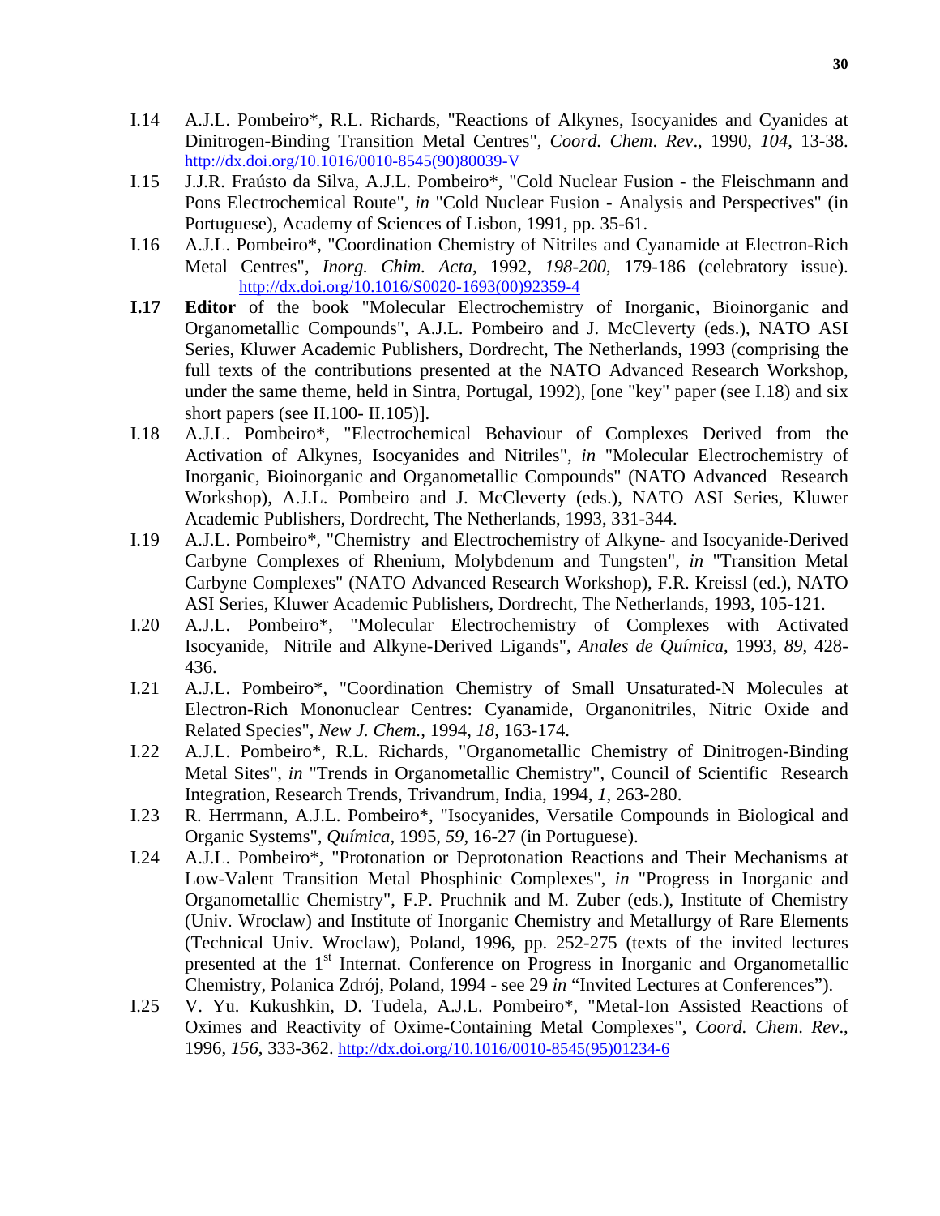I.14 A.J.L. Pombeiro*, R.L. Richards, "Reactions of Alkynes, Isocyanides and Cyanides at Dinitrogen-Binding Transition Metal Centres", *Coord. Chem. Rev.*, 1990, *104*, 13-38. http://dx.doi.org/10.1016/0010-8545(90)80039-V

I.15 J.J.R. Fraústo da Silva, A.J.L. Pombeiro*, "Cold Nuclear Fusion - the Fleischmann and Pons Electrochemical Route", *in* "Cold Nuclear Fusion - Analysis and Perspectives" (in Portuguese), Academy of Sciences of Lisbon, 1991, pp. 35-61.

I.16 A.J.L. Pombeiro*, "Coordination Chemistry of Nitriles and Cyanamide at Electron-Rich Metal Centres", *Inorg. Chim. Acta*, 1992, *198-200*, 179-186 (celebratory issue). http://dx.doi.org/10.1016/S0020-1693(00)92359-4

**I.17** **Editor** of the book "Molecular Electrochemistry of Inorganic, Bioinorganic and Organometallic Compounds", A.J.L. Pombeiro and J. McCleverty (eds.), NATO ASI Series, Kluwer Academic Publishers, Dordrecht, The Netherlands, 1993 (comprising the full texts of the contributions presented at the NATO Advanced Research Workshop, under the same theme, held in Sintra, Portugal, 1992), [one "key" paper (see I.18) and six short papers (see II.100- II.105)].

I.18 A.J.L. Pombeiro*, "Electrochemical Behaviour of Complexes Derived from the Activation of Alkynes, Isocyanides and Nitriles", *in* "Molecular Electrochemistry of Inorganic, Bioinorganic and Organometallic Compounds" (NATO Advanced Research Workshop), A.J.L. Pombeiro and J. McCleverty (eds.), NATO ASI Series, Kluwer Academic Publishers, Dordrecht, The Netherlands, 1993, 331-344.

I.19 A.J.L. Pombeiro*, "Chemistry and Electrochemistry of Alkyne- and Isocyanide-Derived Carbyne Complexes of Rhenium, Molybdenum and Tungsten", *in* "Transition Metal Carbyne Complexes" (NATO Advanced Research Workshop), F.R. Kreissl (ed.), NATO ASI Series, Kluwer Academic Publishers, Dordrecht, The Netherlands, 1993, 105-121.

I.20 A.J.L. Pombeiro*, "Molecular Electrochemistry of Complexes with Activated Isocyanide, Nitrile and Alkyne-Derived Ligands", *Anales de Química*, 1993, *89*, 428-436.

I.21 A.J.L. Pombeiro*, "Coordination Chemistry of Small Unsaturated-N Molecules at Electron-Rich Mononuclear Centres: Cyanamide, Organonitriles, Nitric Oxide and Related Species", *New J. Chem.*, 1994, *18*, 163-174.

I.22 A.J.L. Pombeiro*, R.L. Richards, "Organometallic Chemistry of Dinitrogen-Binding Metal Sites", *in* "Trends in Organometallic Chemistry", Council of Scientific Research Integration, Research Trends, Trivandrum, India, 1994, *1*, 263-280.

I.23 R. Herrmann, A.J.L. Pombeiro*, "Isocyanides, Versatile Compounds in Biological and Organic Systems", *Química*, 1995, *59*, 16-27 (in Portuguese).

I.24 A.J.L. Pombeiro*, "Protonation or Deprotonation Reactions and Their Mechanisms at Low-Valent Transition Metal Phosphinic Complexes", *in* "Progress in Inorganic and Organometallic Chemistry", F.P. Pruchnik and M. Zuber (eds.), Institute of Chemistry (Univ. Wroclaw) and Institute of Inorganic Chemistry and Metallurgy of Rare Elements (Technical Univ. Wroclaw), Poland, 1996, pp. 252-275 (texts of the invited lectures presented at the 1st Internat. Conference on Progress in Inorganic and Organometallic Chemistry, Polanica Zdrój, Poland, 1994 - see 29 *in* "Invited Lectures at Conferences").

I.25 V. Yu. Kukushkin, D. Tudela, A.J.L. Pombeiro*, "Metal-Ion Assisted Reactions of Oximes and Reactivity of Oxime-Containing Metal Complexes", *Coord. Chem. Rev.*, 1996, *156*, 333-362. http://dx.doi.org/10.1016/0010-8545(95)01234-6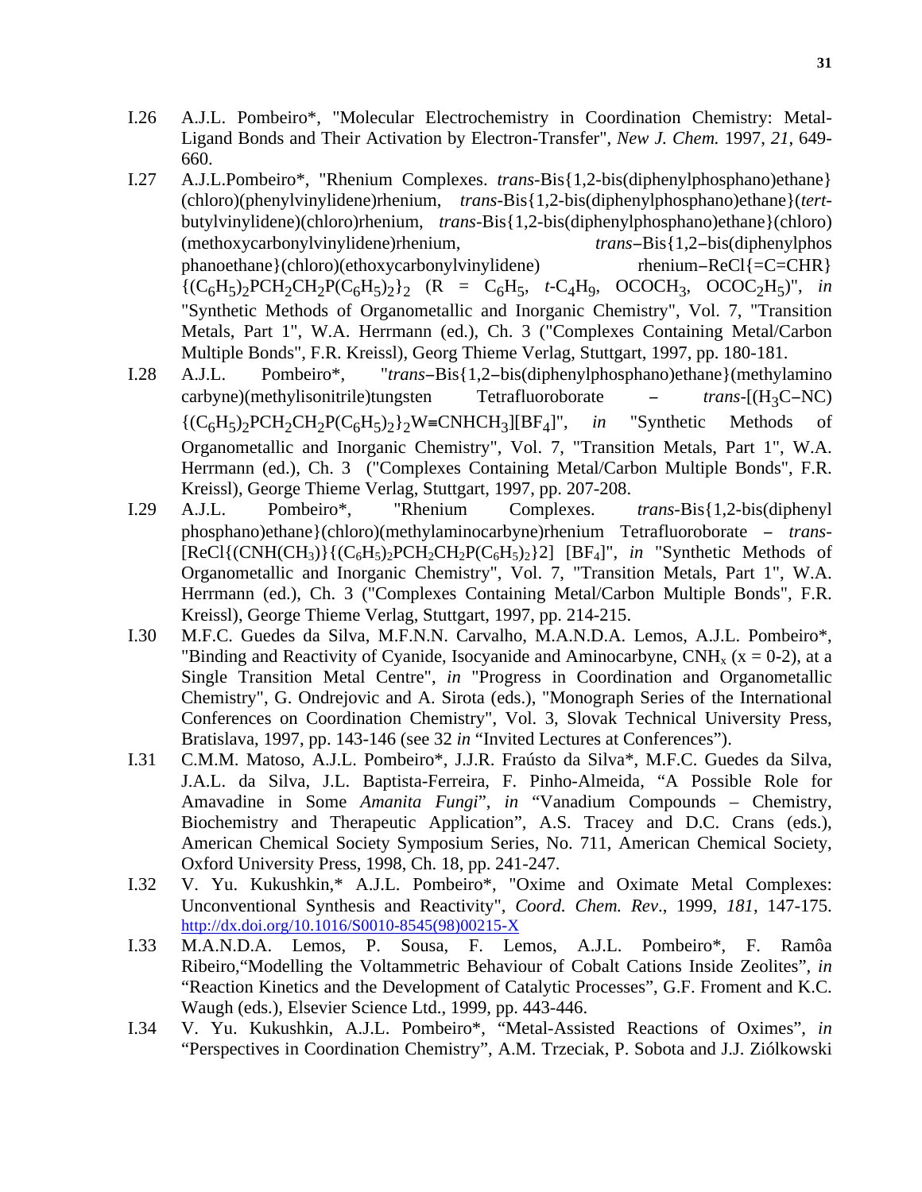I.26 A.J.L. Pombeiro*, "Molecular Electrochemistry in Coordination Chemistry: Metal-Ligand Bonds and Their Activation by Electron-Transfer", *New J. Chem.* 1997, *21*, 649-660.

I.27 A.J.L.Pombeiro*, "Rhenium Complexes. *trans*-Bis{1,2-bis(diphenylphosphano)ethane}(chloro)(phenylvinylidene)rhenium, *trans*-Bis{1,2-bis(diphenylphosphano)ethane}(*tert*-butylvinylidene)(chloro)rhenium, *trans*-Bis{1,2-bis(diphenylphosphano)ethane}(chloro)(methoxycarbonylvinylidene)rhenium, *trans*–Bis{1,2–bis(diphenylphos phanoethane}(chloro)(ethoxycarbonylvinylidene) rhenium–ReCl{=C=CHR}$\{(C_6H_5)_2PCH_2CH_2P(C_6H_5)_2\}_2$ (R = $C_6H_5$, $t$-$C_4H_9$, $OCOCH_3$, $OCOC_2H_5$)", *in* "Synthetic Methods of Organometallic and Inorganic Chemistry", Vol. 7, "Transition Metals, Part 1", W.A. Herrmann (ed.), Ch. 3 ("Complexes Containing Metal/Carbon Multiple Bonds", F.R. Kreissl), Georg Thieme Verlag, Stuttgart, 1997, pp. 180-181.

I.28 A.J.L. Pombeiro*, "*trans*–Bis{1,2–bis(diphenylphosphano)ethane}(methylamino carbyne)(methylisonitrile)tungsten Tetrafluoroborate – *trans*-[$(H_3C$–$NC)\{(C_6H_5)_2PCH_2CH_2P(C_6H_5)_2\}_2W{\equiv}CNHCH_3][BF_4]$", *in* "Synthetic Methods of Organometallic and Inorganic Chemistry", Vol. 7, "Transition Metals, Part 1", W.A. Herrmann (ed.), Ch. 3 ("Complexes Containing Metal/Carbon Multiple Bonds", F.R. Kreissl), George Thieme Verlag, Stuttgart, 1997, pp. 207-208.

I.29 A.J.L. Pombeiro*, "Rhenium Complexes. *trans*-Bis{1,2-bis(diphenyl phosphano)ethane}(chloro)(methylaminocarbyne)rhenium Tetrafluoroborate – *trans*-$[ReCl\{(CNH(CH_3)\}\{(C_6H_5)_2PCH_2CH_2P(C_6H_5)_2\}2]$ $[BF_4]$", *in* "Synthetic Methods of Organometallic and Inorganic Chemistry", Vol. 7, "Transition Metals, Part 1", W.A. Herrmann (ed.), Ch. 3 ("Complexes Containing Metal/Carbon Multiple Bonds", F.R. Kreissl), George Thieme Verlag, Stuttgart, 1997, pp. 214-215.

I.30 M.F.C. Guedes da Silva, M.F.N.N. Carvalho, M.A.N.D.A. Lemos, A.J.L. Pombeiro*, "Binding and Reactivity of Cyanide, Isocyanide and Aminocarbyne, $CNH_x$ (x = 0-2), at a Single Transition Metal Centre", *in* "Progress in Coordination and Organometallic Chemistry", G. Ondrejovic and A. Sirota (eds.), "Monograph Series of the International Conferences on Coordination Chemistry", Vol. 3, Slovak Technical University Press, Bratislava, 1997, pp. 143-146 (see 32 *in* "Invited Lectures at Conferences").

I.31 C.M.M. Matoso, A.J.L. Pombeiro*, J.J.R. Fraústo da Silva*, M.F.C. Guedes da Silva, J.A.L. da Silva, J.L. Baptista-Ferreira, F. Pinho-Almeida, "A Possible Role for Amavadine in Some *Amanita Fungi*", *in* "Vanadium Compounds – Chemistry, Biochemistry and Therapeutic Application", A.S. Tracey and D.C. Crans (eds.), American Chemical Society Symposium Series, No. 711, American Chemical Society, Oxford University Press, 1998, Ch. 18, pp. 241-247.

I.32 V. Yu. Kukushkin,* A.J.L. Pombeiro*, "Oxime and Oximate Metal Complexes: Unconventional Synthesis and Reactivity", *Coord. Chem. Rev.*, 1999, *181*, 147-175. http://dx.doi.org/10.1016/S0010-8545(98)00215-X

I.33 M.A.N.D.A. Lemos, P. Sousa, F. Lemos, A.J.L. Pombeiro*, F. Ramôa Ribeiro,"Modelling the Voltammetric Behaviour of Cobalt Cations Inside Zeolites", *in* "Reaction Kinetics and the Development of Catalytic Processes", G.F. Froment and K.C. Waugh (eds.), Elsevier Science Ltd., 1999, pp. 443-446.

I.34 V. Yu. Kukushkin, A.J.L. Pombeiro*, "Metal-Assisted Reactions of Oximes", *in* "Perspectives in Coordination Chemistry", A.M. Trzeciak, P. Sobota and J.J. Ziólkowski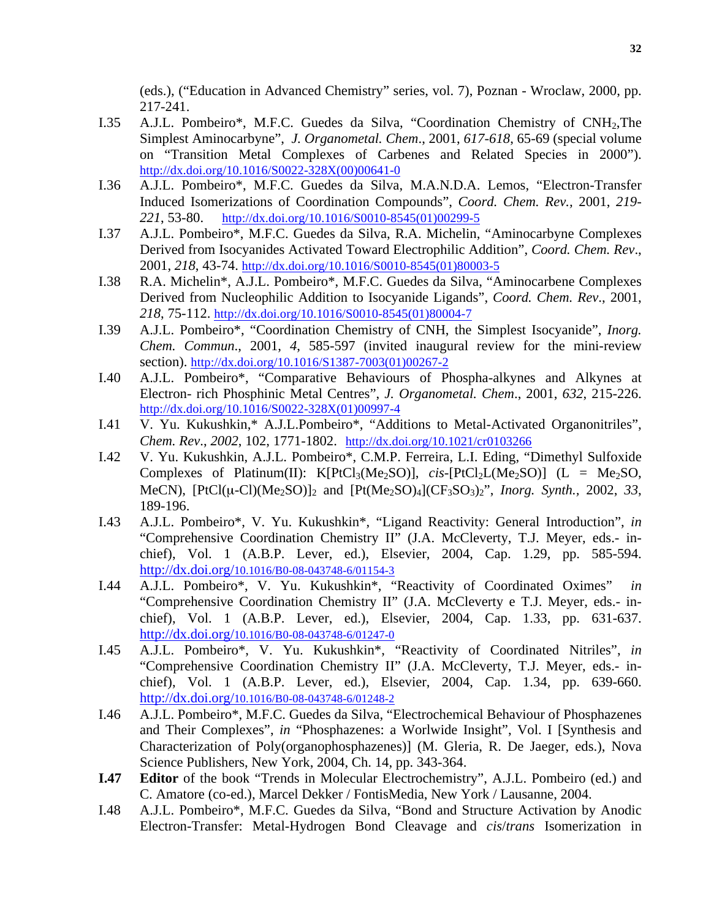(eds.), ("Education in Advanced Chemistry" series, vol. 7), Poznan - Wroclaw, 2000, pp. 217-241.

I.35 A.J.L. Pombeiro*, M.F.C. Guedes da Silva, "Coordination Chemistry of $CNH_2$,The Simplest Aminocarbyne", *J. Organometal. Chem*., 2001, *617-618*, 65-69 (special volume on "Transition Metal Complexes of Carbenes and Related Species in 2000"). http://dx.doi.org/10.1016/S0022-328X(00)00641-0

I.36 A.J.L. Pombeiro*, M.F.C. Guedes da Silva, M.A.N.D.A. Lemos, "Electron-Transfer Induced Isomerizations of Coordination Compounds", *Coord. Chem. Rev.,* 2001, *219-221*, 53-80. http://dx.doi.org/10.1016/S0010-8545(01)00299-5

I.37 A.J.L. Pombeiro*, M.F.C. Guedes da Silva, R.A. Michelin, "Aminocarbyne Complexes Derived from Isocyanides Activated Toward Electrophilic Addition", *Coord. Chem. Rev*., 2001, *218*, 43-74. http://dx.doi.org/10.1016/S0010-8545(01)80003-5

I.38 R.A. Michelin*, A.J.L. Pombeiro*, M.F.C. Guedes da Silva, "Aminocarbene Complexes Derived from Nucleophilic Addition to Isocyanide Ligands", *Coord. Chem. Rev*., 2001, *218*, 75-112. http://dx.doi.org/10.1016/S0010-8545(01)80004-7

I.39 A.J.L. Pombeiro*, "Coordination Chemistry of CNH, the Simplest Isocyanide", *Inorg. Chem. Commun*., 2001, *4*, 585-597 (invited inaugural review for the mini-review section). http://dx.doi.org/10.1016/S1387-7003(01)00267-2

I.40 A.J.L. Pombeiro*, "Comparative Behaviours of Phospha-alkynes and Alkynes at Electron- rich Phosphinic Metal Centres", *J. Organometal. Chem*., 2001, *632*, 215-226. http://dx.doi.org/10.1016/S0022-328X(01)00997-4

I.41 V. Yu. Kukushkin,* A.J.L.Pombeiro*, "Additions to Metal-Activated Organonitriles", *Chem. Rev*., *2002,* 102, 1771-1802. http://dx.doi.org/10.1021/cr0103266

I.42 V. Yu. Kukushkin, A.J.L. Pombeiro*, C.M.P. Ferreira, L.I. Eding, "Dimethyl Sulfoxide Complexes of Platinum(II): $K[PtCl_3(Me_2SO)]$, *cis*-$[PtCl_2L(Me_2SO)]$ (L = $Me_2SO$, MeCN), $[PtCl(\mu\text{-}Cl)(Me_2SO)]_2$ and $[Pt(Me_2SO)_4](CF_3SO_3)_2$", *Inorg. Synth.*, 2002, *33*, 189-196.

I.43 A.J.L. Pombeiro*, V. Yu. Kukushkin*, "Ligand Reactivity: General Introduction", *in* "Comprehensive Coordination Chemistry II" (J.A. McCleverty, T.J. Meyer, eds.- in-chief), Vol. 1 (A.B.P. Lever, ed.), Elsevier, 2004, Cap. 1.29, pp. 585-594. http://dx.doi.org/10.1016/B0-08-043748-6/01154-3

I.44 A.J.L. Pombeiro*, V. Yu. Kukushkin*, "Reactivity of Coordinated Oximes" *in* "Comprehensive Coordination Chemistry II" (J.A. McCleverty e T.J. Meyer, eds.- in-chief), Vol. 1 (A.B.P. Lever, ed.), Elsevier, 2004, Cap. 1.33, pp. 631-637. http://dx.doi.org/10.1016/B0-08-043748-6/01247-0

I.45 A.J.L. Pombeiro*, V. Yu. Kukushkin*, "Reactivity of Coordinated Nitriles", *in* "Comprehensive Coordination Chemistry II" (J.A. McCleverty, T.J. Meyer, eds.- in-chief), Vol. 1 (A.B.P. Lever, ed.), Elsevier, 2004, Cap. 1.34, pp. 639-660. http://dx.doi.org/10.1016/B0-08-043748-6/01248-2

I.46 A.J.L. Pombeiro*, M.F.C. Guedes da Silva, "Electrochemical Behaviour of Phosphazenes and Their Complexes", *in* "Phosphazenes: a Worlwide Insight", Vol. I [Synthesis and Characterization of Poly(organophosphazenes)] (M. Gleria, R. De Jaeger, eds.), Nova Science Publishers, New York, 2004, Ch. 14, pp. 343-364.

**I.47** **Editor** of the book "Trends in Molecular Electrochemistry", A.J.L. Pombeiro (ed.) and C. Amatore (co-ed.), Marcel Dekker / FontisMedia, New York / Lausanne, 2004.

I.48 A.J.L. Pombeiro*, M.F.C. Guedes da Silva, "Bond and Structure Activation by Anodic Electron-Transfer: Metal-Hydrogen Bond Cleavage and *cis*/*trans* Isomerization in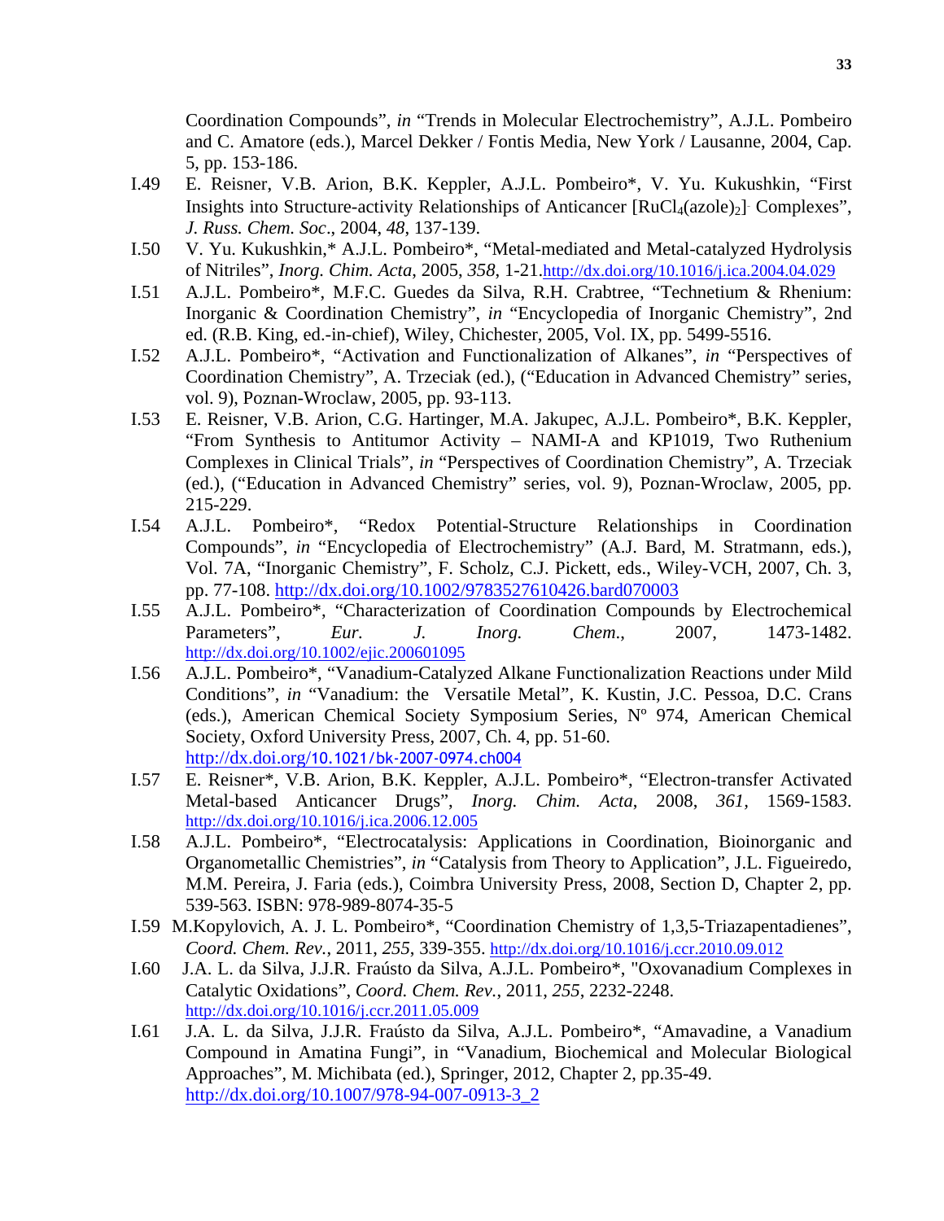Coordination Compounds", *in* "Trends in Molecular Electrochemistry", A.J.L. Pombeiro and C. Amatore (eds.), Marcel Dekker / Fontis Media, New York / Lausanne, 2004, Cap. 5, pp. 153-186.

I.49 E. Reisner, V.B. Arion, B.K. Keppler, A.J.L. Pombeiro*, V. Yu. Kukushkin, "First Insights into Structure-activity Relationships of Anticancer $[RuCl_4(azole)_2]^-$ Complexes", *J. Russ. Chem. Soc*., 2004, *48*, 137-139.

I.50 V. Yu. Kukushkin,* A.J.L. Pombeiro*, "Metal-mediated and Metal-catalyzed Hydrolysis of Nitriles", *Inorg. Chim. Acta*, 2005, *358*, 1-21. http://dx.doi.org/10.1016/j.ica.2004.04.029

I.51 A.J.L. Pombeiro*, M.F.C. Guedes da Silva, R.H. Crabtree, "Technetium & Rhenium: Inorganic & Coordination Chemistry", *in* "Encyclopedia of Inorganic Chemistry", 2nd ed. (R.B. King, ed.-in-chief), Wiley, Chichester, 2005, Vol. IX, pp. 5499-5516.

I.52 A.J.L. Pombeiro*, "Activation and Functionalization of Alkanes", *in* "Perspectives of Coordination Chemistry", A. Trzeciak (ed.), ("Education in Advanced Chemistry" series, vol. 9), Poznan-Wroclaw, 2005, pp. 93-113.

I.53 E. Reisner, V.B. Arion, C.G. Hartinger, M.A. Jakupec, A.J.L. Pombeiro*, B.K. Keppler, "From Synthesis to Antitumor Activity – NAMI-A and KP1019, Two Ruthenium Complexes in Clinical Trials", *in* "Perspectives of Coordination Chemistry", A. Trzeciak (ed.), ("Education in Advanced Chemistry" series, vol. 9), Poznan-Wroclaw, 2005, pp. 215-229.

I.54 A.J.L. Pombeiro*, "Redox Potential-Structure Relationships in Coordination Compounds", *in* "Encyclopedia of Electrochemistry" (A.J. Bard, M. Stratmann, eds.), Vol. 7A, "Inorganic Chemistry", F. Scholz, C.J. Pickett, eds., Wiley-VCH, 2007, Ch. 3, pp. 77-108. http://dx.doi.org/10.1002/9783527610426.bard070003

I.55 A.J.L. Pombeiro*, "Characterization of Coordination Compounds by Electrochemical Parameters", *Eur. J. Inorg. Chem.*, 2007, 1473-1482. http://dx.doi.org/10.1002/ejic.200601095

I.56 A.J.L. Pombeiro*, "Vanadium-Catalyzed Alkane Functionalization Reactions under Mild Conditions", *in* "Vanadium: the Versatile Metal", K. Kustin, J.C. Pessoa, D.C. Crans (eds.), American Chemical Society Symposium Series, Nº 974, American Chemical Society, Oxford University Press, 2007, Ch. 4, pp. 51-60. http://dx.doi.org/10.1021/bk-2007-0974.ch004

I.57 E. Reisner*, V.B. Arion, B.K. Keppler, A.J.L. Pombeiro*, "Electron-transfer Activated Metal-based Anticancer Drugs", *Inorg. Chim. Acta*, 2008, *361*, 1569-1583. http://dx.doi.org/10.1016/j.ica.2006.12.005

I.58 A.J.L. Pombeiro*, "Electrocatalysis: Applications in Coordination, Bioinorganic and Organometallic Chemistries", *in* "Catalysis from Theory to Application", J.L. Figueiredo, M.M. Pereira, J. Faria (eds.), Coimbra University Press, 2008, Section D, Chapter 2, pp. 539-563. ISBN: 978-989-8074-35-5

I.59 M.Kopylovich, A. J. L. Pombeiro*, "Coordination Chemistry of 1,3,5-Triazapentadienes", *Coord. Chem. Rev.*, 2011, *255*, 339-355. http://dx.doi.org/10.1016/j.ccr.2010.09.012

I.60 J.A. L. da Silva, J.J.R. Fraústo da Silva, A.J.L. Pombeiro*, "Oxovanadium Complexes in Catalytic Oxidations", *Coord. Chem. Rev.*, 2011, *255*, 2232-2248. http://dx.doi.org/10.1016/j.ccr.2011.05.009

I.61 J.A. L. da Silva, J.J.R. Fraústo da Silva, A.J.L. Pombeiro*, "Amavadine, a Vanadium Compound in Amatina Fungi", in "Vanadium, Biochemical and Molecular Biological Approaches", M. Michibata (ed.), Springer, 2012, Chapter 2, pp.35-49. http://dx.doi.org/10.1007/978-94-007-0913-3_2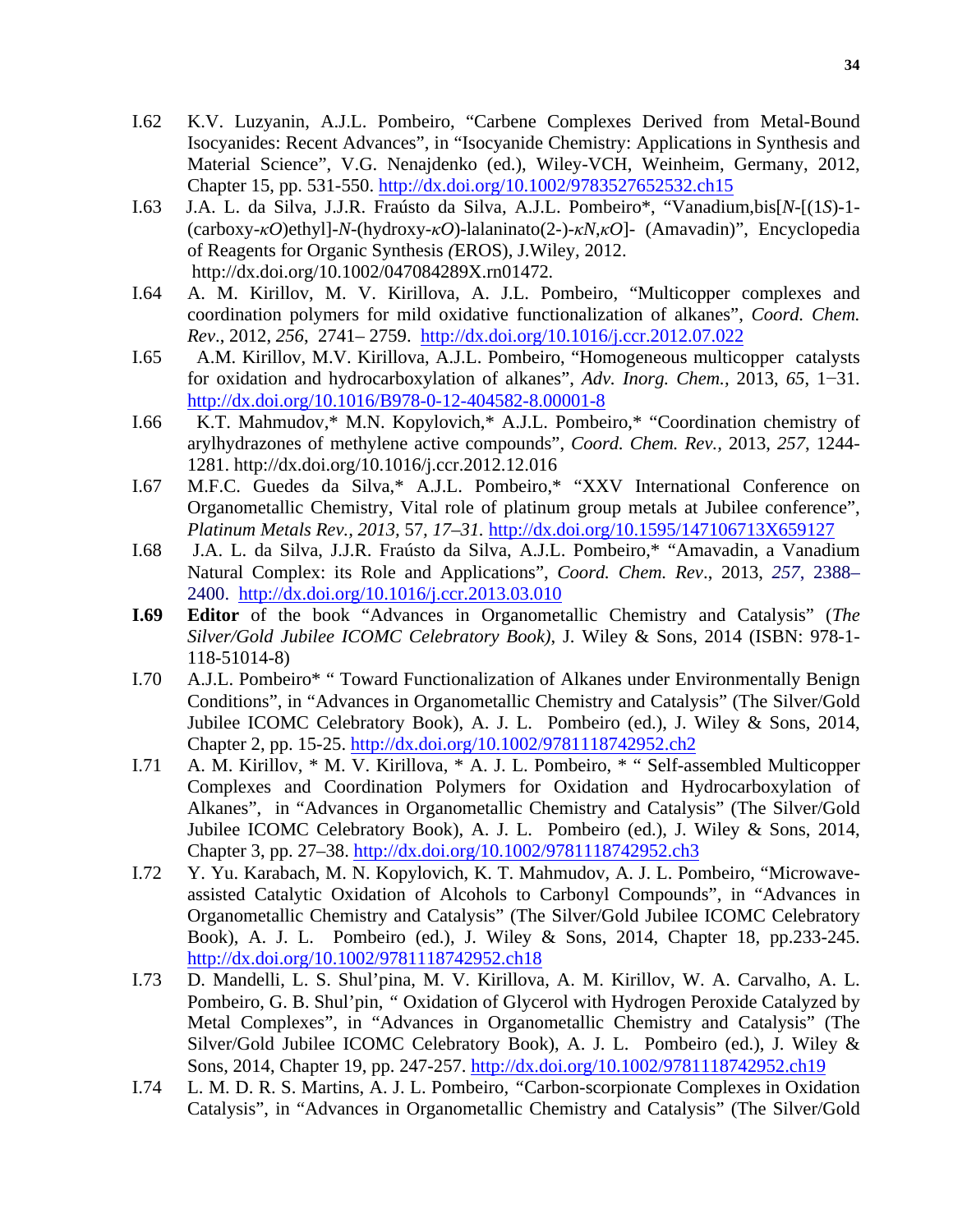I.62 K.V. Luzyanin, A.J.L. Pombeiro, “Carbene Complexes Derived from Metal-Bound Isocyanides: Recent Advances”, in “Isocyanide Chemistry: Applications in Synthesis and Material Science”, V.G. Nenajdenko (ed.), Wiley-VCH, Weinheim, Germany, 2012, Chapter 15, pp. 531-550. http://dx.doi.org/10.1002/9783527652532.ch15

I.63 J.A. L. da Silva, J.J.R. Fraústo da Silva, A.J.L. Pombeiro*, “Vanadium,bis[*N*-[(1*S*)-1-(carboxy-*κO*)ethyl]-*N*-(hydroxy-*κO*)-lalaninato(2-)-*κN*,*κO*]- (Amavadin)”, Encyclopedia of Reagents for Organic Synthesis *(*EROS), J.Wiley, 2012. http://dx.doi.org/10.1002/047084289X.rn01472.

I.64 A. M. Kirillov, M. V. Kirillova, A. J.L. Pombeiro, “Multicopper complexes and coordination polymers for mild oxidative functionalization of alkanes”, *Coord. Chem. Rev*., 2012, *256*, 2741– 2759. http://dx.doi.org/10.1016/j.ccr.2012.07.022

I.65 A.M. Kirillov, M.V. Kirillova, A.J.L. Pombeiro, “Homogeneous multicopper catalysts for oxidation and hydrocarboxylation of alkanes”, *Adv. Inorg. Chem.,* 2013, *65*, 1−31. http://dx.doi.org/10.1016/B978-0-12-404582-8.00001-8

I.66 K.T. Mahmudov,* M.N. Kopylovich,* A.J.L. Pombeiro,* “Coordination chemistry of arylhydrazones of methylene active compounds”, *Coord. Chem. Rev.,* 2013, *257*, 1244-1281. http://dx.doi.org/10.1016/j.ccr.2012.12.016

I.67 M.F.C. Guedes da Silva,* A.J.L. Pombeiro,* “XXV International Conference on Organometallic Chemistry, Vital role of platinum group metals at Jubilee conference”, *Platinum Metals Rev., 2013,* 57*, 17–31.* http://dx.doi.org/10.1595/147106713X659127

I.68 J.A. L. da Silva, J.J.R. Fraústo da Silva, A.J.L. Pombeiro,* “Amavadin, a Vanadium Natural Complex: its Role and Applications”, *Coord. Chem. Rev*., 2013, *257*, 2388–2400. http://dx.doi.org/10.1016/j.ccr.2013.03.010

**I.69** **Editor** of the book “Advances in Organometallic Chemistry and Catalysis” (*The Silver/Gold Jubilee ICOMC Celebratory Book)*, J. Wiley & Sons, 2014 (ISBN: 978-1-118-51014-8)

I.70 A.J.L. Pombeiro* “ Toward Functionalization of Alkanes under Environmentally Benign Conditions”, in “Advances in Organometallic Chemistry and Catalysis” (The Silver/Gold Jubilee ICOMC Celebratory Book), A. J. L. Pombeiro (ed.), J. Wiley & Sons, 2014, Chapter 2, pp. 15-25. http://dx.doi.org/10.1002/9781118742952.ch2

I.71 A. M. Kirillov, * M. V. Kirillova, * A. J. L. Pombeiro, * “ Self-assembled Multicopper Complexes and Coordination Polymers for Oxidation and Hydrocarboxylation of Alkanes”, in “Advances in Organometallic Chemistry and Catalysis” (The Silver/Gold Jubilee ICOMC Celebratory Book), A. J. L. Pombeiro (ed.), J. Wiley & Sons, 2014, Chapter 3, pp. 27–38. http://dx.doi.org/10.1002/9781118742952.ch3

I.72 Y. Yu. Karabach, M. N. Kopylovich, K. T. Mahmudov, A. J. L. Pombeiro, “Microwave-assisted Catalytic Oxidation of Alcohols to Carbonyl Compounds”, in “Advances in Organometallic Chemistry and Catalysis” (The Silver/Gold Jubilee ICOMC Celebratory Book), A. J. L. Pombeiro (ed.), J. Wiley & Sons, 2014, Chapter 18, pp.233-245. http://dx.doi.org/10.1002/9781118742952.ch18

I.73 D. Mandelli, L. S. Shul’pina, M. V. Kirillova, A. M. Kirillov, W. A. Carvalho, A. L. Pombeiro, G. B. Shul’pin, “ Oxidation of Glycerol with Hydrogen Peroxide Catalyzed by Metal Complexes”, in “Advances in Organometallic Chemistry and Catalysis” (The Silver/Gold Jubilee ICOMC Celebratory Book), A. J. L. Pombeiro (ed.), J. Wiley & Sons, 2014, Chapter 19, pp. 247-257. http://dx.doi.org/10.1002/9781118742952.ch19

I.74 L. M. D. R. S. Martins, A. J. L. Pombeiro, “Carbon-scorpionate Complexes in Oxidation Catalysis”, in “Advances in Organometallic Chemistry and Catalysis” (The Silver/Gold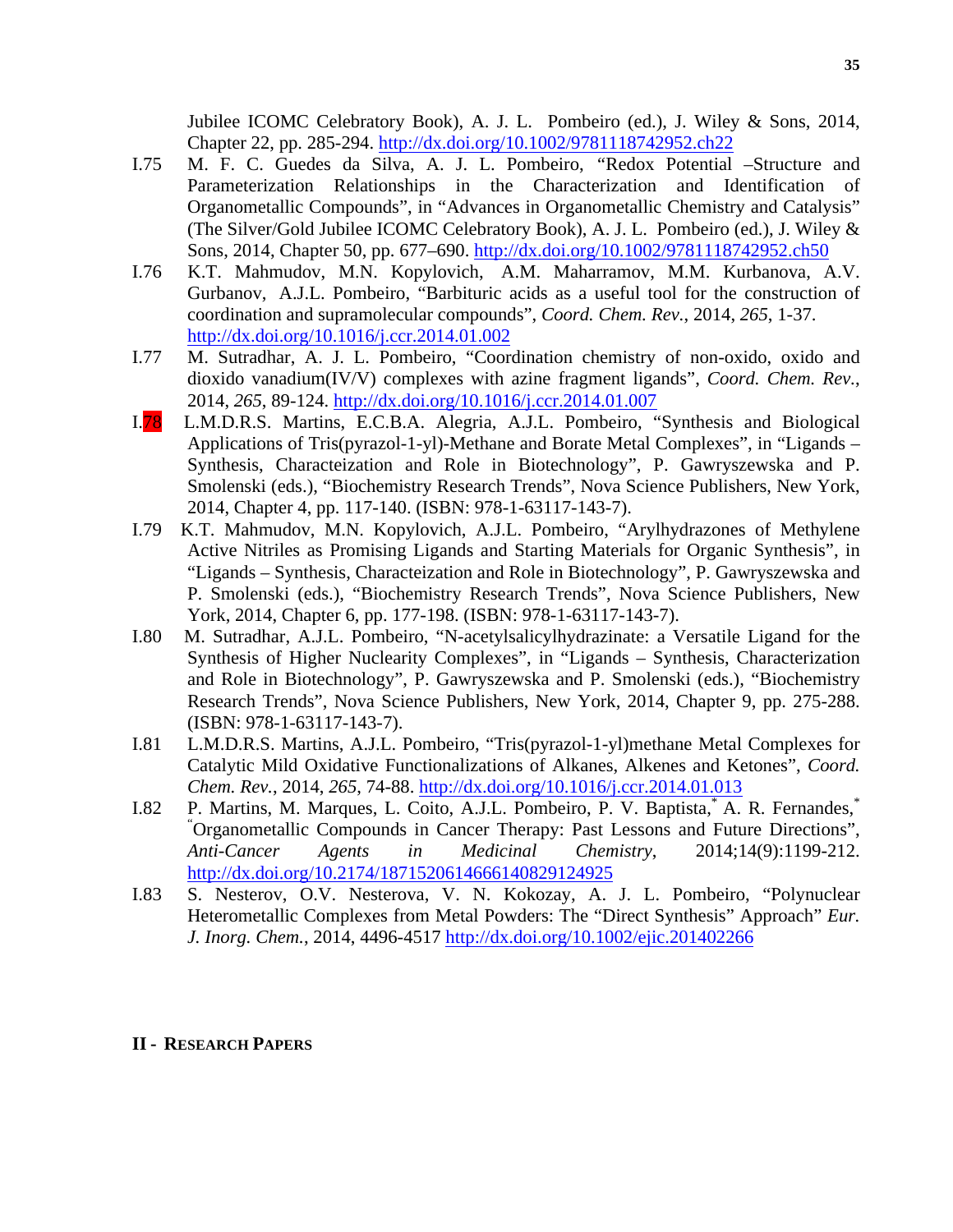Jubilee ICOMC Celebratory Book), A. J. L. Pombeiro (ed.), J. Wiley & Sons, 2014, Chapter 22, pp. 285-294. http://dx.doi.org/10.1002/9781118742952.ch22

I.75 M. F. C. Guedes da Silva, A. J. L. Pombeiro, "Redox Potential –Structure and Parameterization Relationships in the Characterization and Identification of Organometallic Compounds", in "Advances in Organometallic Chemistry and Catalysis" (The Silver/Gold Jubilee ICOMC Celebratory Book), A. J. L. Pombeiro (ed.), J. Wiley & Sons, 2014, Chapter 50, pp. 677–690. http://dx.doi.org/10.1002/9781118742952.ch50

I.76 K.T. Mahmudov, M.N. Kopylovich, A.M. Maharramov, M.M. Kurbanova, A.V. Gurbanov, A.J.L. Pombeiro, "Barbituric acids as a useful tool for the construction of coordination and supramolecular compounds", *Coord. Chem. Rev.*, 2014, *265*, 1-37. http://dx.doi.org/10.1016/j.ccr.2014.01.002

I.77 M. Sutradhar, A. J. L. Pombeiro, "Coordination chemistry of non-oxido, oxido and dioxido vanadium(IV/V) complexes with azine fragment ligands", *Coord. Chem. Rev.*, 2014, *265*, 89-124. http://dx.doi.org/10.1016/j.ccr.2014.01.007

I.78 L.M.D.R.S. Martins, E.C.B.A. Alegria, A.J.L. Pombeiro, "Synthesis and Biological Applications of Tris(pyrazol-1-yl)-Methane and Borate Metal Complexes", in "Ligands – Synthesis, Characteization and Role in Biotechnology", P. Gawryszewska and P. Smolenski (eds.), "Biochemistry Research Trends", Nova Science Publishers, New York, 2014, Chapter 4, pp. 117-140. (ISBN: 978-1-63117-143-7).

I.79 K.T. Mahmudov, M.N. Kopylovich, A.J.L. Pombeiro, "Arylhydrazones of Methylene Active Nitriles as Promising Ligands and Starting Materials for Organic Synthesis", in "Ligands – Synthesis, Characteization and Role in Biotechnology", P. Gawryszewska and P. Smolenski (eds.), "Biochemistry Research Trends", Nova Science Publishers, New York, 2014, Chapter 6, pp. 177-198. (ISBN: 978-1-63117-143-7).

I.80 M. Sutradhar, A.J.L. Pombeiro, "N-acetylsalicylhydrazinate: a Versatile Ligand for the Synthesis of Higher Nuclearity Complexes", in "Ligands – Synthesis, Characterization and Role in Biotechnology", P. Gawryszewska and P. Smolenski (eds.), "Biochemistry Research Trends", Nova Science Publishers, New York, 2014, Chapter 9, pp. 275-288. (ISBN: 978-1-63117-143-7).

I.81 L.M.D.R.S. Martins, A.J.L. Pombeiro, "Tris(pyrazol-1-yl)methane Metal Complexes for Catalytic Mild Oxidative Functionalizations of Alkanes, Alkenes and Ketones", *Coord. Chem. Rev.*, 2014, *265*, 74-88. http://dx.doi.org/10.1016/j.ccr.2014.01.013

I.82 P. Martins, M. Marques, L. Coito, A.J.L. Pombeiro, P. V. Baptista,* A. R. Fernandes,* "Organometallic Compounds in Cancer Therapy: Past Lessons and Future Directions", *Anti-Cancer Agents in Medicinal Chemistry*, 2014;14(9):1199-212. http://dx.doi.org/10.2174/1871520614666140829124925

I.83 S. Nesterov, O.V. Nesterova, V. N. Kokozay, A. J. L. Pombeiro, "Polynuclear Heterometallic Complexes from Metal Powders: The "Direct Synthesis" Approach" *Eur. J. Inorg. Chem.*, 2014, 4496-4517 http://dx.doi.org/10.1002/ejic.201402266

## II - RESEARCH PAPERS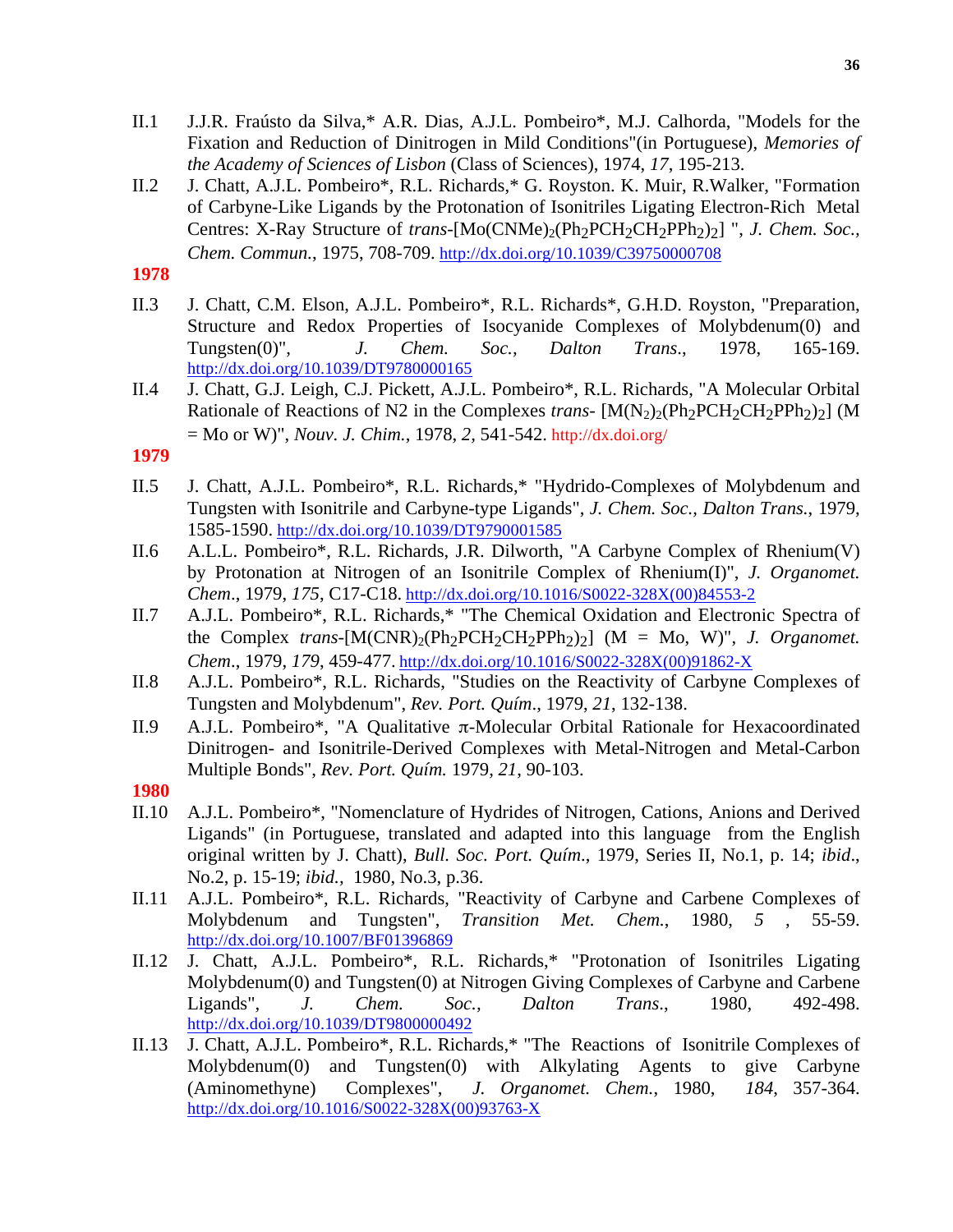II.1 J.J.R. Fraústo da Silva,* A.R. Dias, A.J.L. Pombeiro*, M.J. Calhorda, "Models for the Fixation and Reduction of Dinitrogen in Mild Conditions"(in Portuguese), *Memories of the Academy of Sciences of Lisbon* (Class of Sciences), 1974, *17*, 195-213.

II.2 J. Chatt, A.J.L. Pombeiro*, R.L. Richards,* G. Royston. K. Muir, R.Walker, "Formation of Carbyne-Like Ligands by the Protonation of Isonitriles Ligating Electron-Rich Metal Centres: X-Ray Structure of *trans*-$[Mo(CNMe)_2(Ph_2PCH_2CH_2PPh_2)_2]$ ", *J. Chem. Soc., Chem. Commun.*, 1975, 708-709. http://dx.doi.org/10.1039/C39750000708

**1978**

II.3 J. Chatt, C.M. Elson, A.J.L. Pombeiro*, R.L. Richards*, G.H.D. Royston, "Preparation, Structure and Redox Properties of Isocyanide Complexes of Molybdenum(0) and Tungsten(0)", *J. Chem. Soc., Dalton Trans.*, 1978, 165-169. http://dx.doi.org/10.1039/DT9780000165

II.4 J. Chatt, G.J. Leigh, C.J. Pickett, A.J.L. Pombeiro*, R.L. Richards, "A Molecular Orbital Rationale of Reactions of N2 in the Complexes *trans*- $[M(N_2)_2(Ph_2PCH_2CH_2PPh_2)_2]$ (M = Mo or W)", *Nouv. J. Chim.*, 1978, *2*, 541-542. http://dx.doi.org/

**1979**

II.5 J. Chatt, A.J.L. Pombeiro*, R.L. Richards,* "Hydrido-Complexes of Molybdenum and Tungsten with Isonitrile and Carbyne-type Ligands", *J. Chem. Soc., Dalton Trans.*, 1979, 1585-1590. http://dx.doi.org/10.1039/DT9790001585

II.6 A.L.L. Pombeiro*, R.L. Richards, J.R. Dilworth, "A Carbyne Complex of Rhenium(V) by Protonation at Nitrogen of an Isonitrile Complex of Rhenium(I)", *J. Organomet. Chem*., 1979, *175*, C17-C18. http://dx.doi.org/10.1016/S0022-328X(00)84553-2

II.7 A.J.L. Pombeiro*, R.L. Richards,* "The Chemical Oxidation and Electronic Spectra of the Complex *trans*-$[M(CNR)_2(Ph_2PCH_2CH_2PPh_2)_2]$ (M = Mo, W)", *J. Organomet. Chem*., 1979, *179*, 459-477. http://dx.doi.org/10.1016/S0022-328X(00)91862-X

II.8 A.J.L. Pombeiro*, R.L. Richards, "Studies on the Reactivity of Carbyne Complexes of Tungsten and Molybdenum", *Rev. Port. Quím*., 1979, *21*, 132-138.

II.9 A.J.L. Pombeiro*, "A Qualitative π-Molecular Orbital Rationale for Hexacoordinated Dinitrogen- and Isonitrile-Derived Complexes with Metal-Nitrogen and Metal-Carbon Multiple Bonds", *Rev. Port. Quím.* 1979, *21*, 90-103.

**1980**

II.10 A.J.L. Pombeiro*, "Nomenclature of Hydrides of Nitrogen, Cations, Anions and Derived Ligands" (in Portuguese, translated and adapted into this language from the English original written by J. Chatt), *Bull. Soc. Port. Quím*., 1979, Series II, No.1, p. 14; *ibid*., No.2, p. 15-19; *ibid.*, 1980, No.3, p.36.

II.11 A.J.L. Pombeiro*, R.L. Richards, "Reactivity of Carbyne and Carbene Complexes of Molybdenum and Tungsten", *Transition Met. Chem.*, 1980, *5* , 55-59. http://dx.doi.org/10.1007/BF01396869

II.12 J. Chatt, A.J.L. Pombeiro*, R.L. Richards,* "Protonation of Isonitriles Ligating Molybdenum(0) and Tungsten(0) at Nitrogen Giving Complexes of Carbyne and Carbene Ligands", *J. Chem. Soc., Dalton Trans.*, 1980, 492-498. http://dx.doi.org/10.1039/DT9800000492

II.13 J. Chatt, A.J.L. Pombeiro*, R.L. Richards,* "The Reactions of Isonitrile Complexes of Molybdenum(0) and Tungsten(0) with Alkylating Agents to give Carbyne (Aminomethyne) Complexes", *J. Organomet. Chem.*, 1980, *184*, 357-364. http://dx.doi.org/10.1016/S0022-328X(00)93763-X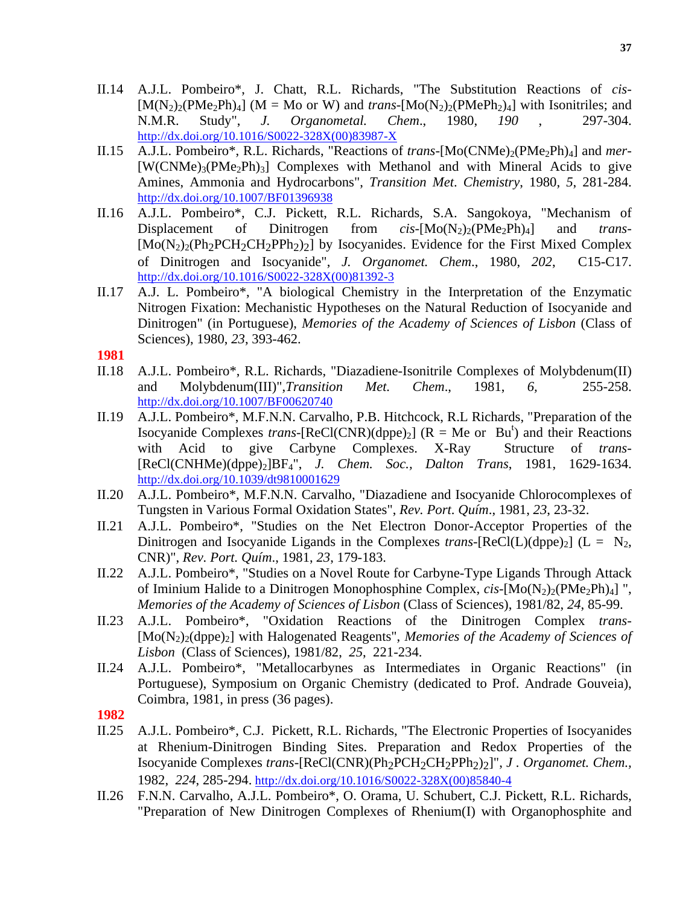II.14 A.J.L. Pombeiro*, J. Chatt, R.L. Richards, "The Substitution Reactions of *cis*-[$M(N_2)_2(PMe_2Ph)_4$] (M = Mo or W) and *trans*-[$Mo(N_2)_2(PMePh_2)_4$] with Isonitriles; and N.M.R. Study", *J. Organometal. Chem*., 1980, *190* , 297-304. http://dx.doi.org/10.1016/S0022-328X(00)83987-X

II.15 A.J.L. Pombeiro*, R.L. Richards, "Reactions of *trans*-[$Mo(CNMe)_2(PMe_2Ph)_4$] and *mer*-[$W(CNMe)_3(PMe_2Ph)_3$] Complexes with Methanol and with Mineral Acids to give Amines, Ammonia and Hydrocarbons", *Transition Met. Chemistry*, 1980, *5*, 281-284. http://dx.doi.org/10.1007/BF01396938

II.16 A.J.L. Pombeiro*, C.J. Pickett, R.L. Richards, S.A. Sangokoya, "Mechanism of Displacement of Dinitrogen from *cis*-[$Mo(N_2)_2(PMe_2Ph)_4$] and *trans*-[$Mo(N_2)_2(Ph_2PCH_2CH_2PPh_2)_2$] by Isocyanides. Evidence for the First Mixed Complex of Dinitrogen and Isocyanide", *J. Organomet. Chem*., 1980, *202*, C15-C17. http://dx.doi.org/10.1016/S0022-328X(00)81392-3

II.17 A.J. L. Pombeiro*, "A biological Chemistry in the Interpretation of the Enzymatic Nitrogen Fixation: Mechanistic Hypotheses on the Natural Reduction of Isocyanide and Dinitrogen" (in Portuguese), *Memories of the Academy of Sciences of Lisbon* (Class of Sciences), 1980, *23*, 393-462.

**1981**

II.18 A.J.L. Pombeiro*, R.L. Richards, "Diazadiene-Isonitrile Complexes of Molybdenum(II) and Molybdenum(III)",*Transition Met. Chem*., 1981, *6*, 255-258. http://dx.doi.org/10.1007/BF00620740

II.19 A.J.L. Pombeiro*, M.F.N.N. Carvalho, P.B. Hitchcock, R.L Richards, "Preparation of the Isocyanide Complexes *trans*-[ReCl(CNR)(dppe)$_2$] (R = Me or Bu$^t$) and their Reactions with Acid to give Carbyne Complexes. X-Ray Structure of *trans*-[ReCl(CNHMe)(dppe)$_2$]$BF_4$", *J. Chem. Soc., Dalton Trans*, 1981, 1629-1634. http://dx.doi.org/10.1039/dt9810001629

II.20 A.J.L. Pombeiro*, M.F.N.N. Carvalho, "Diazadiene and Isocyanide Chlorocomplexes of Tungsten in Various Formal Oxidation States", *Rev. Port. Quím*., 1981, *23*, 23-32.

II.21 A.J.L. Pombeiro*, "Studies on the Net Electron Donor-Acceptor Properties of the Dinitrogen and Isocyanide Ligands in the Complexes *trans*-[ReCl(L)(dppe)$_2$] (L = $N_2$, CNR)", *Rev. Port. Quím*., 1981, *23*, 179-183.

II.22 A.J.L. Pombeiro*, "Studies on a Novel Route for Carbyne-Type Ligands Through Attack of Iminium Halide to a Dinitrogen Monophosphine Complex, *cis*-[$Mo(N_2)_2(PMe_2Ph)_4$] ", *Memories of the Academy of Sciences of Lisbon* (Class of Sciences), 1981/82, *24*, 85-99.

II.23 A.J.L. Pombeiro*, "Oxidation Reactions of the Dinitrogen Complex *trans*-[$Mo(N_2)_2$(dppe)$_2$] with Halogenated Reagents", *Memories of the Academy of Sciences of Lisbon* (Class of Sciences), 1981/82, *25*, 221-234.

II.24 A.J.L. Pombeiro*, "Metallocarbynes as Intermediates in Organic Reactions" (in Portuguese), Symposium on Organic Chemistry (dedicated to Prof. Andrade Gouveia), Coimbra, 1981, in press (36 pages).

**1982**

II.25 A.J.L. Pombeiro*, C.J. Pickett, R.L. Richards, "The Electronic Properties of Isocyanides at Rhenium-Dinitrogen Binding Sites. Preparation and Redox Properties of the Isocyanide Complexes *trans*-[ReCl(CNR)($Ph_2PCH_2CH_2PPh_2$)$_2$]", *J . Organomet. Chem.,* 1982, *224*, 285-294. http://dx.doi.org/10.1016/S0022-328X(00)85840-4

II.26 F.N.N. Carvalho, A.J.L. Pombeiro*, O. Orama, U. Schubert, C.J. Pickett, R.L. Richards, "Preparation of New Dinitrogen Complexes of Rhenium(I) with Organophosphite and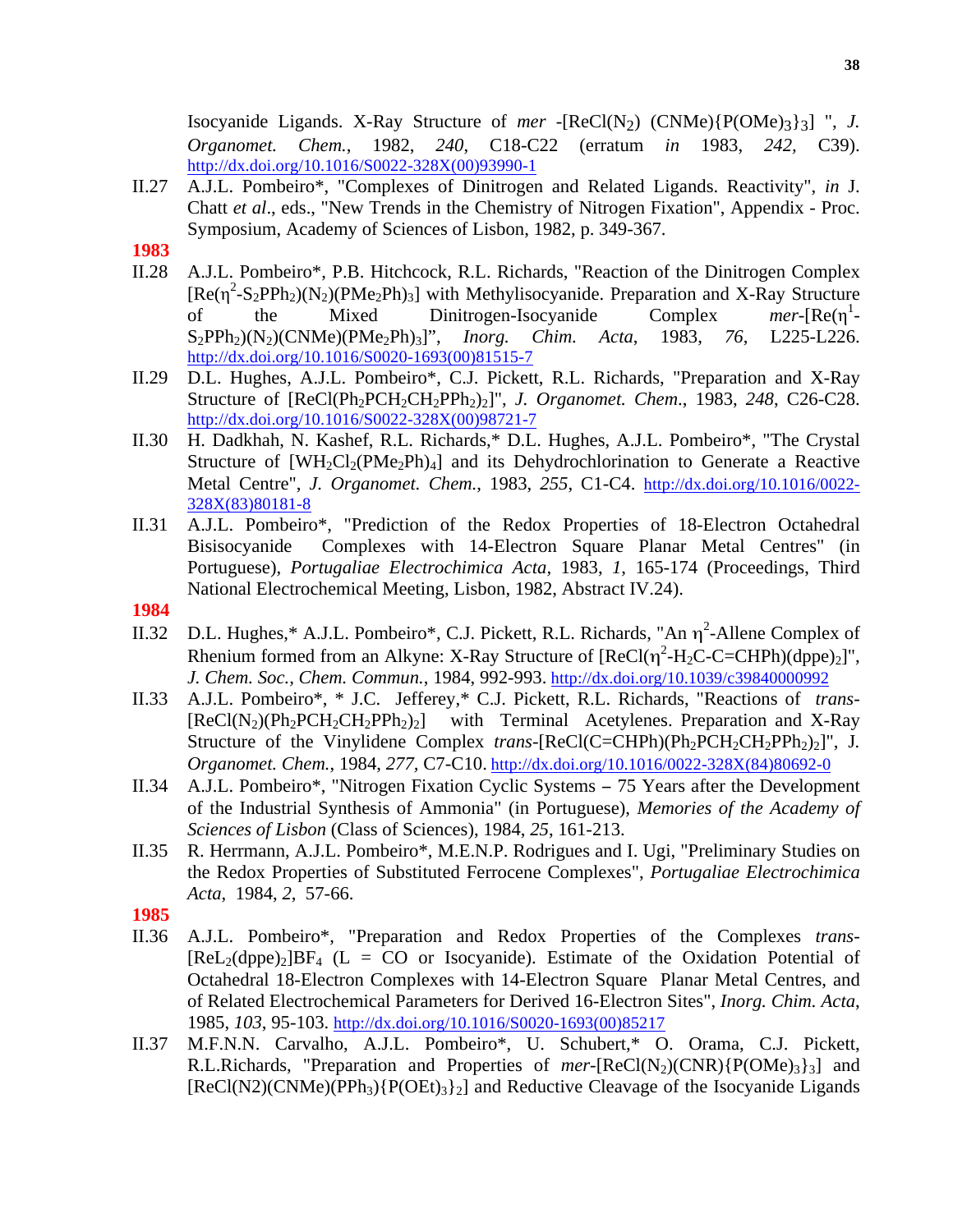Isocyanide Ligands. X-Ray Structure of *mer* -[ReCl($N_2$) (CNMe){P(OMe)$_3$}$_3$] ", *J. Organomet. Chem.*, 1982, *240*, C18-C22 (erratum *in* 1983, *242,* C39). http://dx.doi.org/10.1016/S0022-328X(00)93990-1

II.27 A.J.L. Pombeiro*, "Complexes of Dinitrogen and Related Ligands. Reactivity", *in* J. Chatt *et al*., eds., "New Trends in the Chemistry of Nitrogen Fixation", Appendix - Proc. Symposium, Academy of Sciences of Lisbon, 1982, p. 349-367.

**1983**

II.28 A.J.L. Pombeiro*, P.B. Hitchcock, R.L. Richards, "Reaction of the Dinitrogen Complex [Re($\eta^2$-$S_2PPh_2$)($N_2$)($PMe_2Ph$)$_3$] with Methylisocyanide. Preparation and X-Ray Structure of the Mixed Dinitrogen-Isocyanide Complex *mer*-[Re($\eta^1$-$S_2PPh_2$)($N_2$)(CNMe)($PMe_2Ph$)$_3$]", *Inorg. Chim. Acta*, 1983, *76*, L225-L226. http://dx.doi.org/10.1016/S0020-1693(00)81515-7

II.29 D.L. Hughes, A.J.L. Pombeiro*, C.J. Pickett, R.L. Richards, "Preparation and X-Ray Structure of [ReCl($Ph_2PCH_2CH_2PPh_2$)$_2$]", *J. Organomet. Chem*., 1983, *248*, C26-C28. http://dx.doi.org/10.1016/S0022-328X(00)98721-7

II.30 H. Dadkhah, N. Kashef, R.L. Richards,* D.L. Hughes, A.J.L. Pombeiro*, "The Crystal Structure of [$WH_2Cl_2$($PMe_2Ph$)$_4$] and its Dehydrochlorination to Generate a Reactive Metal Centre", *J. Organomet. Chem.*, 1983, *255*, C1-C4. http://dx.doi.org/10.1016/0022-328X(83)80181-8

II.31 A.J.L. Pombeiro*, "Prediction of the Redox Properties of 18-Electron Octahedral Bisisocyanide Complexes with 14-Electron Square Planar Metal Centres" (in Portuguese), *Portugaliae Electrochimica Acta*, 1983, *1*, 165-174 (Proceedings, Third National Electrochemical Meeting, Lisbon, 1982, Abstract IV.24).

**1984**

II.32 D.L. Hughes,* A.J.L. Pombeiro*, C.J. Pickett, R.L. Richards, "An $\eta^2$-Allene Complex of Rhenium formed from an Alkyne: X-Ray Structure of [ReCl($\eta^2$-$H_2$C-C=CHPh)(dppe)$_2$]", *J. Chem. Soc., Chem. Commun.*, 1984, 992-993. http://dx.doi.org/10.1039/c39840000992

II.33 A.J.L. Pombeiro*, * J.C. Jefferey,* C.J. Pickett, R.L. Richards, "Reactions of *trans*-[ReCl($N_2$)($Ph_2PCH_2CH_2PPh_2$)$_2$] with Terminal Acetylenes. Preparation and X-Ray Structure of the Vinylidene Complex *trans*-[ReCl(C=CHPh)($Ph_2PCH_2CH_2PPh_2$)$_2$]", J. *Organomet. Chem.*, 1984, *277*, C7-C10. http://dx.doi.org/10.1016/0022-328X(84)80692-0

II.34 A.J.L. Pombeiro*, "Nitrogen Fixation Cyclic Systems – 75 Years after the Development of the Industrial Synthesis of Ammonia" (in Portuguese), *Memories of the Academy of Sciences of Lisbon* (Class of Sciences), 1984, *25*, 161-213.

II.35 R. Herrmann, A.J.L. Pombeiro*, M.E.N.P. Rodrigues and I. Ugi, "Preliminary Studies on the Redox Properties of Substituted Ferrocene Complexes", *Portugaliae Electrochimica Acta*, 1984, *2*, 57-66.

**1985**

II.36 A.J.L. Pombeiro*, "Preparation and Redox Properties of the Complexes *trans*-[$ReL_2$(dppe)$_2$]$BF_4$ (L = CO or Isocyanide). Estimate of the Oxidation Potential of Octahedral 18-Electron Complexes with 14-Electron Square Planar Metal Centres, and of Related Electrochemical Parameters for Derived 16-Electron Sites", *Inorg. Chim. Acta*, 1985, *103*, 95-103. http://dx.doi.org/10.1016/S0020-1693(00)85217

II.37 M.F.N.N. Carvalho, A.J.L. Pombeiro*, U. Schubert,* O. Orama, C.J. Pickett, R.L.Richards, "Preparation and Properties of *mer*-[ReCl($N_2$)(CNR){P(OMe)$_3$}$_3$] and [ReCl(N2)(CNMe)($PPh_3$){P(OEt)$_3$}$_2$] and Reductive Cleavage of the Isocyanide Ligands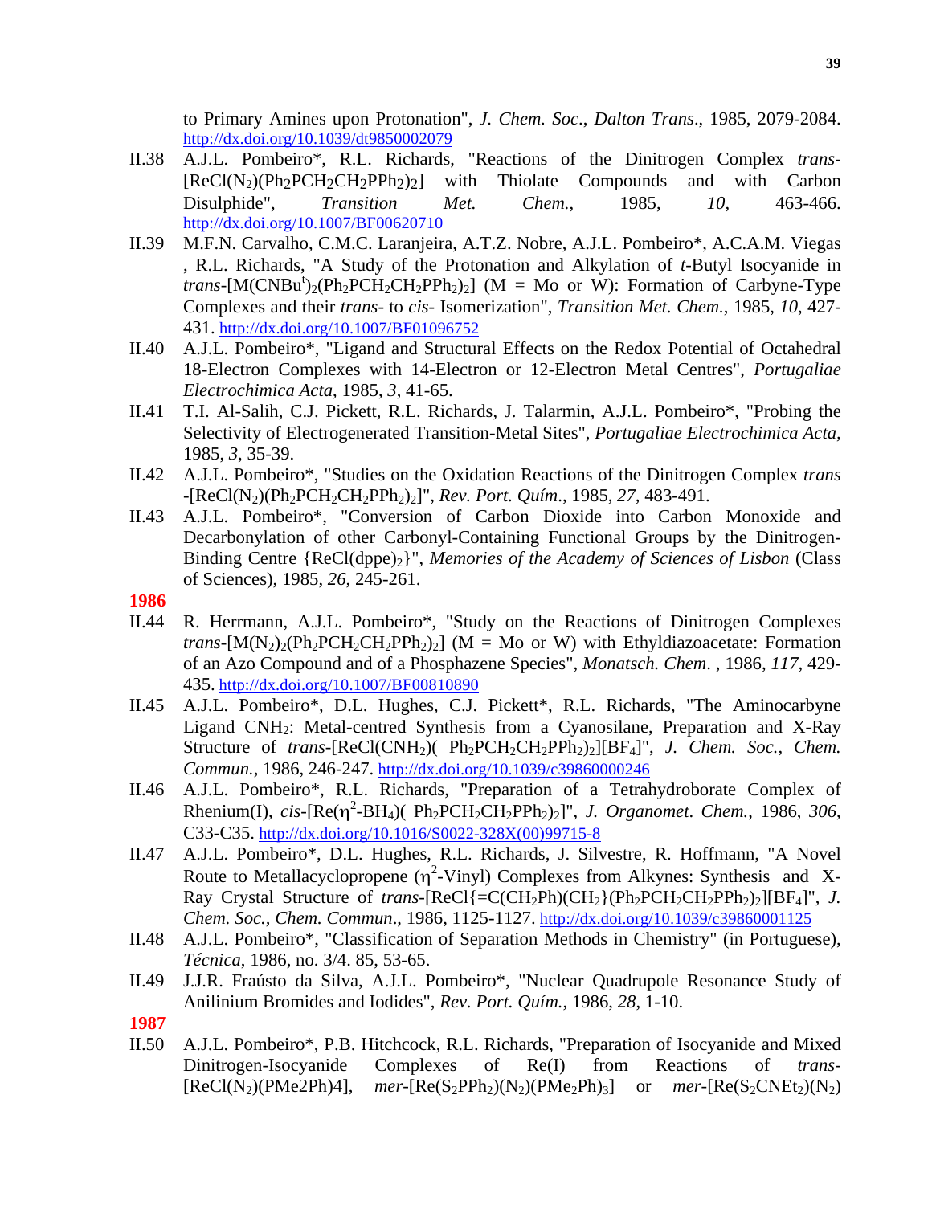to Primary Amines upon Protonation", *J. Chem. Soc., Dalton Trans.*, 1985, 2079-2084. http://dx.doi.org/10.1039/dt9850002079

II.38 A.J.L. Pombeiro*, R.L. Richards, "Reactions of the Dinitrogen Complex *trans*-$[ReCl(N_2)(Ph_2PCH_2CH_2PPh_2)_2]$ with Thiolate Compounds and with Carbon Disulphide", *Transition Met. Chem.*, 1985, *10*, 463-466. http://dx.doi.org/10.1007/BF00620710

II.39 M.F.N. Carvalho, C.M.C. Laranjeira, A.T.Z. Nobre, A.J.L. Pombeiro*, A.C.A.M. Viegas , R.L. Richards, "A Study of the Protonation and Alkylation of *t*-Butyl Isocyanide in *trans*-$[M(CNBu^t)_2(Ph_2PCH_2CH_2PPh_2)_2]$ (M = Mo or W): Formation of Carbyne-Type Complexes and their *trans*- to *cis*- Isomerization", *Transition Met. Chem.*, 1985, *10*, 427-431. http://dx.doi.org/10.1007/BF01096752

II.40 A.J.L. Pombeiro*, "Ligand and Structural Effects on the Redox Potential of Octahedral 18-Electron Complexes with 14-Electron or 12-Electron Metal Centres", *Portugaliae Electrochimica Acta*, 1985, *3*, 41-65.

II.41 T.I. Al-Salih, C.J. Pickett, R.L. Richards, J. Talarmin, A.J.L. Pombeiro*, "Probing the Selectivity of Electrogenerated Transition-Metal Sites", *Portugaliae Electrochimica Acta*, 1985, *3*, 35-39.

II.42 A.J.L. Pombeiro*, "Studies on the Oxidation Reactions of the Dinitrogen Complex *trans* -$[ReCl(N_2)(Ph_2PCH_2CH_2PPh_2)_2]$", *Rev. Port. Quím.*, 1985, *27*, 483-491.

II.43 A.J.L. Pombeiro*, "Conversion of Carbon Dioxide into Carbon Monoxide and Decarbonylation of other Carbonyl-Containing Functional Groups by the Dinitrogen-Binding Centre $\{ReCl(dppe)_2\}$", *Memories of the Academy of Sciences of Lisbon* (Class of Sciences), 1985, *26*, 245-261.

**1986**

II.44 R. Herrmann, A.J.L. Pombeiro*, "Study on the Reactions of Dinitrogen Complexes *trans*-$[M(N_2)_2(Ph_2PCH_2CH_2PPh_2)_2]$ (M = Mo or W) with Ethyldiazoacetate: Formation of an Azo Compound and of a Phosphazene Species", *Monatsch. Chem.* , 1986, *117*, 429-435. http://dx.doi.org/10.1007/BF00810890

II.45 A.J.L. Pombeiro*, D.L. Hughes, C.J. Pickett*, R.L. Richards, "The Aminocarbyne Ligand $CNH_2$: Metal-centred Synthesis from a Cyanosilane, Preparation and X-Ray Structure of *trans*-$[ReCl(CNH_2)(Ph_2PCH_2CH_2PPh_2)_2][BF_4]$", *J. Chem. Soc., Chem. Commun.*, 1986, 246-247. http://dx.doi.org/10.1039/c39860000246

II.46 A.J.L. Pombeiro*, R.L. Richards, "Preparation of a Tetrahydroborate Complex of Rhenium(I), *cis*-$[Re(\eta^2\text{-}BH_4)(Ph_2PCH_2CH_2PPh_2)_2]$", *J. Organomet. Chem.*, 1986, *306*, C33-C35. http://dx.doi.org/10.1016/S0022-328X(00)99715-8

II.47 A.J.L. Pombeiro*, D.L. Hughes, R.L. Richards, J. Silvestre, R. Hoffmann, "A Novel Route to Metallacyclopropene ($\eta^2$-Vinyl) Complexes from Alkynes: Synthesis and X-Ray Crystal Structure of *trans*-$[ReCl\{=C(CH_2Ph)(CH_2)\}(Ph_2PCH_2CH_2PPh_2)_2][BF_4]$", *J. Chem. Soc., Chem. Commun.*, 1986, 1125-1127. http://dx.doi.org/10.1039/c39860001125

II.48 A.J.L. Pombeiro*, "Classification of Separation Methods in Chemistry" (in Portuguese), *Técnica*, 1986, no. 3/4. 85, 53-65.

II.49 J.J.R. Fraústo da Silva, A.J.L. Pombeiro*, "Nuclear Quadrupole Resonance Study of Anilinium Bromides and Iodides", *Rev. Port. Quím.*, 1986, *28*, 1-10.

**1987**

II.50 A.J.L. Pombeiro*, P.B. Hitchcock, R.L. Richards, "Preparation of Isocyanide and Mixed Dinitrogen-Isocyanide Complexes of Re(I) from Reactions of *trans*-$[ReCl(N_2)(PMe2Ph)4]$, *mer*-$[Re(S_2PPh_2)(N_2)(PMe_2Ph)_3]$ or *mer*-$[Re(S_2CNEt_2)(N_2)$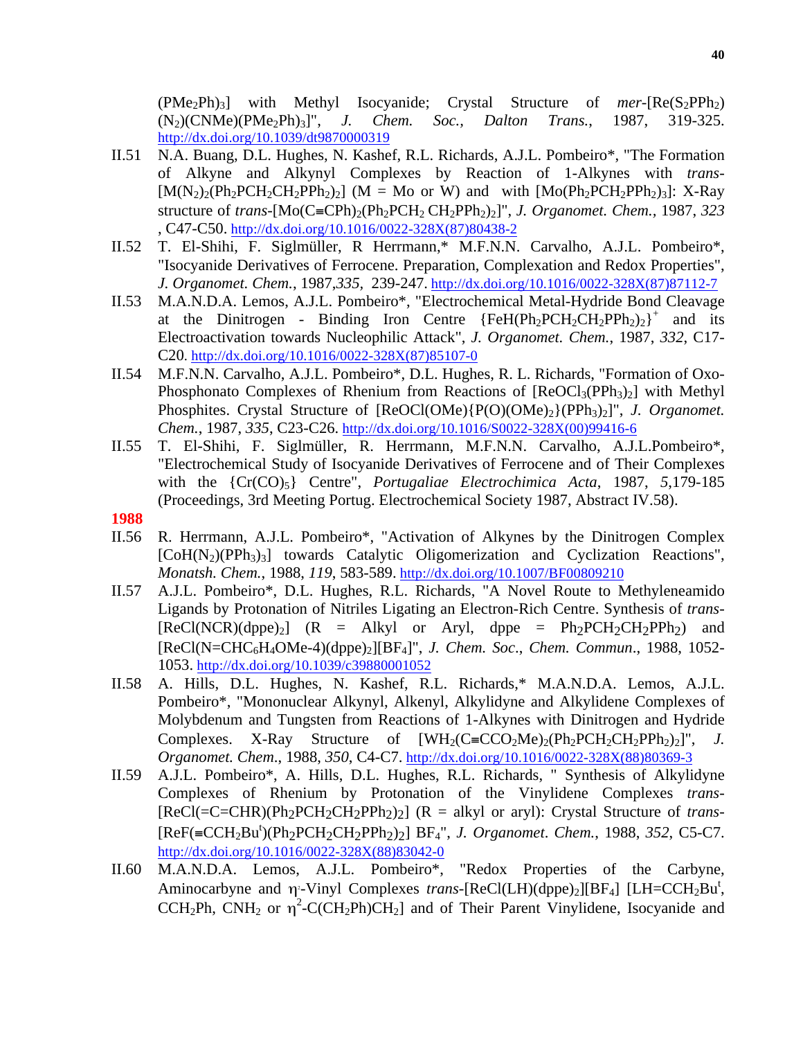$(PMe_2Ph)_3$] with Methyl Isocyanide; Crystal Structure of *mer*-[Re($S_2PPh_2$)($N_2$)(CNMe)($PMe_2Ph)_3$]", *J. Chem. Soc., Dalton Trans.*, 1987, 319-325. http://dx.doi.org/10.1039/dt9870000319

II.51 N.A. Buang, D.L. Hughes, N. Kashef, R.L. Richards, A.J.L. Pombeiro*, "The Formation of Alkyne and Alkynyl Complexes by Reaction of 1-Alkynes with *trans*-[M($N_2$)$_2$($Ph_2PCH_2CH_2PPh_2$)$_2$] (M = Mo or W) and with [Mo($Ph_2PCH_2PPh_2$)$_3$]: X-Ray structure of *trans*-[Mo(C≡CPh)$_2$($Ph_2PCH_2$ $CH_2PPh_2$)$_2$]", *J. Organomet. Chem.*, 1987, *323*, C47-C50. http://dx.doi.org/10.1016/0022-328X(87)80438-2

II.52 T. El-Shihi, F. Siglmüller, R Herrmann,* M.F.N.N. Carvalho, A.J.L. Pombeiro*, "Isocyanide Derivatives of Ferrocene. Preparation, Complexation and Redox Properties", *J. Organomet. Chem.*, 1987,*335*, 239-247. http://dx.doi.org/10.1016/0022-328X(87)87112-7

II.53 M.A.N.D.A. Lemos, A.J.L. Pombeiro*, "Electrochemical Metal-Hydride Bond Cleavage at the Dinitrogen - Binding Iron Centre {FeH($Ph_2PCH_2CH_2PPh_2$)$_2$}$^+$ and its Electroactivation towards Nucleophilic Attack", *J. Organomet. Chem.*, 1987, *332*, C17-C20. http://dx.doi.org/10.1016/0022-328X(87)85107-0

II.54 M.F.N.N. Carvalho, A.J.L. Pombeiro*, D.L. Hughes, R. L. Richards, "Formation of Oxo-Phosphonato Complexes of Rhenium from Reactions of [$ReOCl_3$($PPh_3$)$_2$] with Methyl Phosphites. Crystal Structure of [ReOCl(OMe){P(O)(OMe)$_2$}($PPh_3$)$_2$]", *J. Organomet. Chem.*, 1987, *335*, C23-C26. http://dx.doi.org/10.1016/S0022-328X(00)99416-6

II.55 T. El-Shihi, F. Siglmüller, R. Herrmann, M.F.N.N. Carvalho, A.J.L.Pombeiro*, "Electrochemical Study of Isocyanide Derivatives of Ferrocene and of Their Complexes with the {Cr(CO)$_5$} Centre", *Portugaliae Electrochimica Acta*, 1987, *5*,179-185 (Proceedings, 3rd Meeting Portug. Electrochemical Society 1987, Abstract IV.58).

**1988**

II.56 R. Herrmann, A.J.L. Pombeiro*, "Activation of Alkynes by the Dinitrogen Complex [CoH($N_2$)($PPh_3$)$_3$] towards Catalytic Oligomerization and Cyclization Reactions", *Monatsh. Chem.*, 1988, *119*, 583-589. http://dx.doi.org/10.1007/BF00809210

II.57 A.J.L. Pombeiro*, D.L. Hughes, R.L. Richards, "A Novel Route to Methyleneamido Ligands by Protonation of Nitriles Ligating an Electron-Rich Centre. Synthesis of *trans*-[ReCl(NCR)(dppe)$_2$] (R = Alkyl or Aryl, dppe = $Ph_2PCH_2CH_2PPh_2$) and [ReCl(N=CH$C_6H_4$OMe-4)(dppe)$_2$][$BF_4$]", *J. Chem. Soc., Chem. Commun.*, 1988, 1052-1053. http://dx.doi.org/10.1039/c39880001052

II.58 A. Hills, D.L. Hughes, N. Kashef, R.L. Richards,* M.A.N.D.A. Lemos, A.J.L. Pombeiro*, "Mononuclear Alkynyl, Alkenyl, Alkylidyne and Alkylidene Complexes of Molybdenum and Tungsten from Reactions of 1-Alkynes with Dinitrogen and Hydride Complexes. X-Ray Structure of [$WH_2$(C≡C$CO_2$Me)$_2$($Ph_2PCH_2CH_2PPh_2$)$_2$]", *J. Organomet. Chem.*, 1988, *350*, C4-C7. http://dx.doi.org/10.1016/0022-328X(88)80369-3

II.59 A.J.L. Pombeiro*, A. Hills, D.L. Hughes, R.L. Richards, " Synthesis of Alkylidyne Complexes of Rhenium by Protonation of the Vinylidene Complexes *trans*-[ReCl(=C=CHR)($Ph_2PCH_2CH_2PPh_2$)$_2$] (R = alkyl or aryl): Crystal Structure of *trans*-[ReF(≡C$CH_2Bu^t$)($Ph_2PCH_2CH_2PPh_2$)$_2$] $BF_4$", *J. Organomet. Chem.*, 1988, *352*, C5-C7. http://dx.doi.org/10.1016/0022-328X(88)83042-0

II.60 M.A.N.D.A. Lemos, A.J.L. Pombeiro*, "Redox Properties of the Carbyne, Aminocarbyne and $\eta^1$-Vinyl Complexes *trans*-[ReCl(LH)(dppe)$_2$][$BF_4$] [LH=C$CH_2Bu^t$, C$CH_2$Ph, C$NH_2$ or $\eta^2$-C($CH_2$Ph)$CH_2$] and of Their Parent Vinylidene, Isocyanide and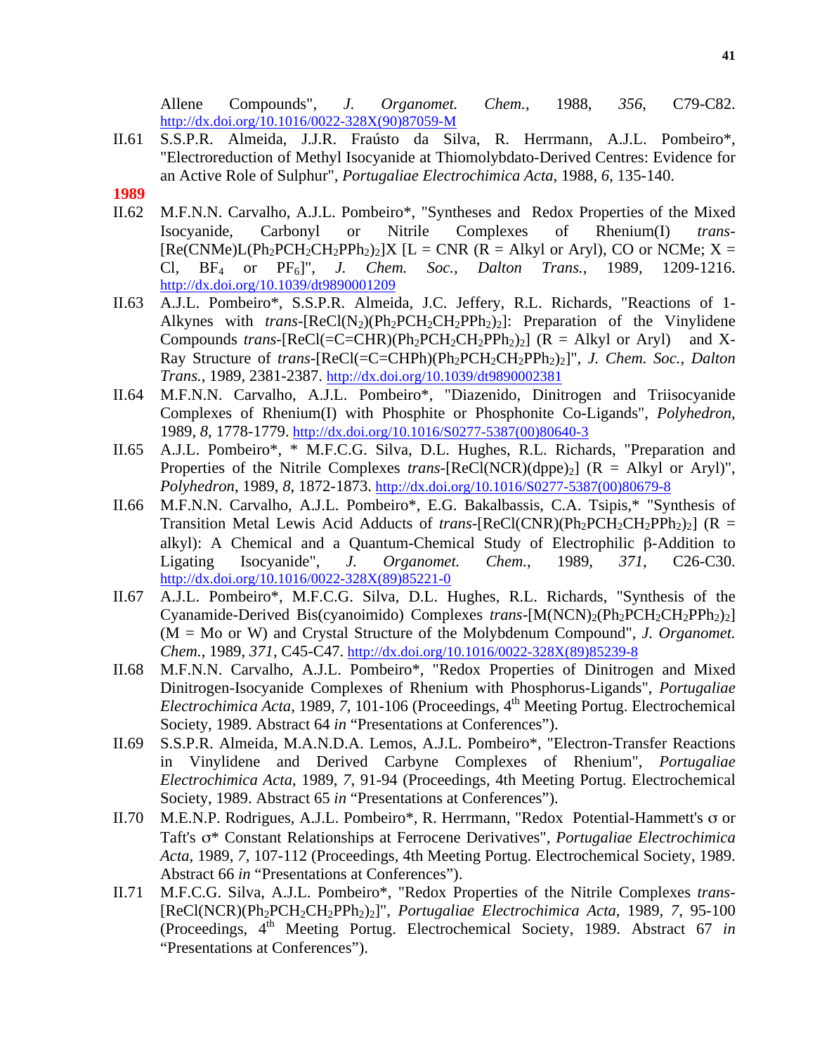Allene Compounds", *J. Organomet. Chem.*, 1988, *356*, C79-C82. http://dx.doi.org/10.1016/0022-328X(90)87059-M

II.61 S.S.P.R. Almeida, J.J.R. Fraústo da Silva, R. Herrmann, A.J.L. Pombeiro*, "Electroreduction of Methyl Isocyanide at Thiomolybdato-Derived Centres: Evidence for an Active Role of Sulphur", *Portugaliae Electrochimica Acta*, 1988, *6*, 135-140.

**1989**

II.62 M.F.N.N. Carvalho, A.J.L. Pombeiro*, "Syntheses and Redox Properties of the Mixed Isocyanide, Carbonyl or Nitrile Complexes of Rhenium(I) *trans*-$[Re(CNMe)L(Ph_2PCH_2CH_2PPh_2)_2]X$ [L = CNR (R = Alkyl or Aryl), CO or NCMe; X = Cl, $BF_4$ or $PF_6$]", *J. Chem. Soc., Dalton Trans.*, 1989, 1209-1216. http://dx.doi.org/10.1039/dt9890001209

II.63 A.J.L. Pombeiro*, S.S.P.R. Almeida, J.C. Jeffery, R.L. Richards, "Reactions of 1-Alkynes with *trans*-$[ReCl(N_2)(Ph_2PCH_2CH_2PPh_2)_2]$: Preparation of the Vinylidene Compounds *trans*-$[ReCl(=C=CHR)(Ph_2PCH_2CH_2PPh_2)_2]$ (R = Alkyl or Aryl) and X-Ray Structure of *trans*-$[ReCl(=C=CHPh)(Ph_2PCH_2CH_2PPh_2)_2]$", *J. Chem. Soc., Dalton Trans.*, 1989, 2381-2387. http://dx.doi.org/10.1039/dt9890002381

II.64 M.F.N.N. Carvalho, A.J.L. Pombeiro*, "Diazenido, Dinitrogen and Triisocyanide Complexes of Rhenium(I) with Phosphite or Phosphonite Co-Ligands", *Polyhedron*, 1989, *8*, 1778-1779. http://dx.doi.org/10.1016/S0277-5387(00)80640-3

II.65 A.J.L. Pombeiro*, * M.F.C.G. Silva, D.L. Hughes, R.L. Richards, "Preparation and Properties of the Nitrile Complexes *trans*-$[ReCl(NCR)(dppe)_2]$ (R = Alkyl or Aryl)", *Polyhedron*, 1989, *8*, 1872-1873. http://dx.doi.org/10.1016/S0277-5387(00)80679-8

II.66 M.F.N.N. Carvalho, A.J.L. Pombeiro*, E.G. Bakalbassis, C.A. Tsipis,* "Synthesis of Transition Metal Lewis Acid Adducts of *trans*-$[ReCl(CNR)(Ph_2PCH_2CH_2PPh_2)_2]$ (R = alkyl): A Chemical and a Quantum-Chemical Study of Electrophilic β-Addition to Ligating Isocyanide", *J. Organomet. Chem.*, 1989, *371*, C26-C30. http://dx.doi.org/10.1016/0022-328X(89)85221-0

II.67 A.J.L. Pombeiro*, M.F.C.G. Silva, D.L. Hughes, R.L. Richards, "Synthesis of the Cyanamide-Derived Bis(cyanoimido) Complexes *trans*-$[M(NCN)_2(Ph_2PCH_2CH_2PPh_2)_2]$ (M = Mo or W) and Crystal Structure of the Molybdenum Compound", *J. Organomet. Chem.*, 1989, *371*, C45-C47. http://dx.doi.org/10.1016/0022-328X(89)85239-8

II.68 M.F.N.N. Carvalho, A.J.L. Pombeiro*, "Redox Properties of Dinitrogen and Mixed Dinitrogen-Isocyanide Complexes of Rhenium with Phosphorus-Ligands", *Portugaliae Electrochimica Acta*, 1989, *7*, 101-106 (Proceedings, 4th Meeting Portug. Electrochemical Society, 1989. Abstract 64 *in* "Presentations at Conferences").

II.69 S.S.P.R. Almeida, M.A.N.D.A. Lemos, A.J.L. Pombeiro*, "Electron-Transfer Reactions in Vinylidene and Derived Carbyne Complexes of Rhenium", *Portugaliae Electrochimica Acta*, 1989, *7*, 91-94 (Proceedings, 4th Meeting Portug. Electrochemical Society, 1989. Abstract 65 *in* "Presentations at Conferences").

II.70 M.E.N.P. Rodrigues, A.J.L. Pombeiro*, R. Herrmann, "Redox Potential-Hammett's σ or Taft's σ* Constant Relationships at Ferrocene Derivatives", *Portugaliae Electrochimica Acta*, 1989, *7*, 107-112 (Proceedings, 4th Meeting Portug. Electrochemical Society, 1989. Abstract 66 *in* "Presentations at Conferences").

II.71 M.F.C.G. Silva, A.J.L. Pombeiro*, "Redox Properties of the Nitrile Complexes *trans*-$[ReCl(NCR)(Ph_2PCH_2CH_2PPh_2)_2]$", *Portugaliae Electrochimica Acta*, 1989, *7*, 95-100 (Proceedings, 4th Meeting Portug. Electrochemical Society, 1989. Abstract 67 *in* "Presentations at Conferences").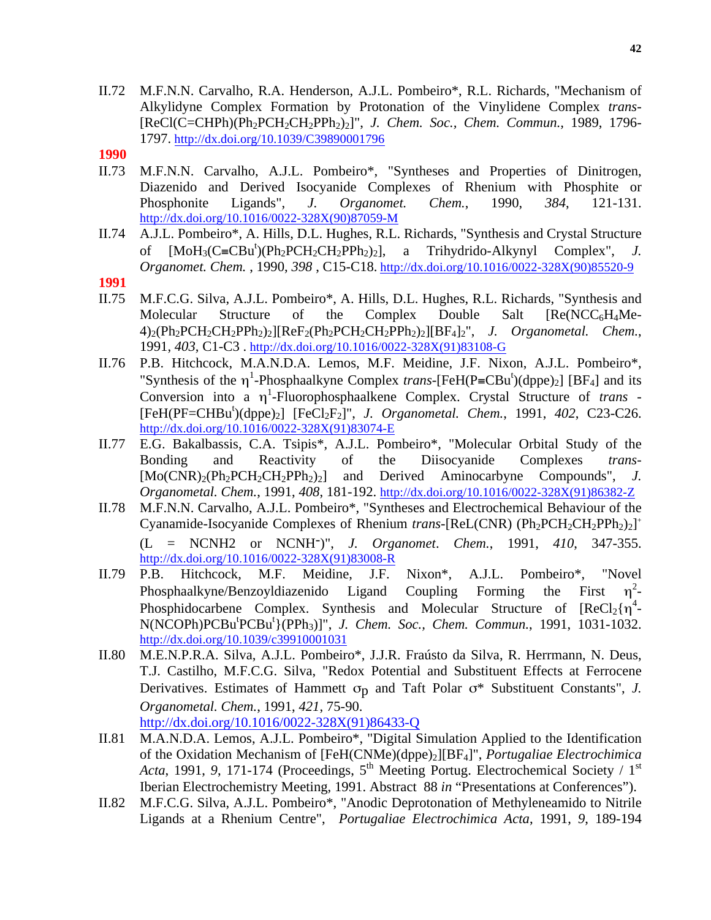II.72 M.F.N.N. Carvalho, R.A. Henderson, A.J.L. Pombeiro*, R.L. Richards, "Mechanism of Alkylidyne Complex Formation by Protonation of the Vinylidene Complex *trans*-$[ReCl(C{=}CHPh)(Ph_2PCH_2CH_2PPh_2)_2]$", *J. Chem. Soc., Chem. Commun.*, 1989, 1796-1797. http://dx.doi.org/10.1039/C39890001796

**1990**

II.73 M.F.N.N. Carvalho, A.J.L. Pombeiro*, "Syntheses and Properties of Dinitrogen, Diazenido and Derived Isocyanide Complexes of Rhenium with Phosphite or Phosphonite Ligands", *J. Organomet. Chem.*, 1990, *384*, 121-131. http://dx.doi.org/10.1016/0022-328X(90)87059-M

II.74 A.J.L. Pombeiro*, A. Hills, D.L. Hughes, R.L. Richards, "Synthesis and Crystal Structure of $[MoH_3(C{\equiv}CBu^t)(Ph_2PCH_2CH_2PPh_2)_2]$, a Trihydrido-Alkynyl Complex", *J. Organomet. Chem.* , 1990, *398* , C15-C18. http://dx.doi.org/10.1016/0022-328X(90)85520-9

**1991**

II.75 M.F.C.G. Silva, A.J.L. Pombeiro*, A. Hills, D.L. Hughes, R.L. Richards, "Synthesis and Molecular Structure of the Complex Double Salt $[Re(NCC_6H_4Me\text{-}4)_2(Ph_2PCH_2CH_2PPh_2)_2][ReF_2(Ph_2PCH_2CH_2PPh_2)_2][BF_4]_2$", *J. Organometal. Chem.*, 1991, *403*, C1-C3 . http://dx.doi.org/10.1016/0022-328X(91)83108-G

II.76 P.B. Hitchcock, M.A.N.D.A. Lemos, M.F. Meidine, J.F. Nixon, A.J.L. Pombeiro*, "Synthesis of the $\eta^1$-Phosphaalkyne Complex *trans*-$[FeH(P{\equiv}CBu^t)(dppe)_2]$ $[BF_4]$ and its Conversion into a $\eta^1$-Fluorophosphaalkene Complex. Crystal Structure of *trans* -$[FeH(PF{=}CHBu^t)(dppe)_2]$ $[FeCl_2F_2]$", *J. Organometal. Chem.*, 1991, *402*, C23-C26. http://dx.doi.org/10.1016/0022-328X(91)83074-E

II.77 E.G. Bakalbassis, C.A. Tsipis*, A.J.L. Pombeiro*, "Molecular Orbital Study of the Bonding and Reactivity of the Diisocyanide Complexes *trans*-$[Mo(CNR)_2(Ph_2PCH_2CH_2PPh_2)_2]$ and Derived Aminocarbyne Compounds", *J. Organometal. Chem.*, 1991, *408*, 181-192. http://dx.doi.org/10.1016/0022-328X(91)86382-Z

II.78 M.F.N.N. Carvalho, A.J.L. Pombeiro*, "Syntheses and Electrochemical Behaviour of the Cyanamide-Isocyanide Complexes of Rhenium *trans*-$[ReL(CNR)(Ph_2PCH_2CH_2PPh_2)_2]^+$ (L = NCNH2 or $NCNH^-$)", *J. Organomet. Chem.*, 1991, *410*, 347-355. http://dx.doi.org/10.1016/0022-328X(91)83008-R

II.79 P.B. Hitchcock, M.F. Meidine, J.F. Nixon*, A.J.L. Pombeiro*, "Novel Phosphaalkyne/Benzoyldiazenido Ligand Coupling Forming the First $\eta^2$-Phosphidocarbene Complex. Synthesis and Molecular Structure of $[ReCl_2\{\eta^4\text{-}N(NCOPh)PCBu^tPCBu^t\}(PPh_3)]$", *J. Chem. Soc., Chem. Commun.*, 1991, 1031-1032. http://dx.doi.org/10.1039/c39910001031

II.80 M.E.N.P.R.A. Silva, A.J.L. Pombeiro*, J.J.R. Fraústo da Silva, R. Herrmann, N. Deus, T.J. Castilho, M.F.C.G. Silva, "Redox Potential and Substituent Effects at Ferrocene Derivatives. Estimates of Hammett $\sigma_p$ and Taft Polar $\sigma^*$ Substituent Constants", *J. Organometal. Chem.*, 1991, *421*, 75-90. http://dx.doi.org/10.1016/0022-328X(91)86433-Q

II.81 M.A.N.D.A. Lemos, A.J.L. Pombeiro*, "Digital Simulation Applied to the Identification of the Oxidation Mechanism of $[FeH(CNMe)(dppe)_2][BF_4]$", *Portugaliae Electrochimica Acta*, 1991, *9*, 171-174 (Proceedings, 5th Meeting Portug. Electrochemical Society / 1st Iberian Electrochemistry Meeting, 1991. Abstract 88 *in* "Presentations at Conferences").

II.82 M.F.C.G. Silva, A.J.L. Pombeiro*, "Anodic Deprotonation of Methyleneamido to Nitrile Ligands at a Rhenium Centre", *Portugaliae Electrochimica Acta*, 1991, *9*, 189-194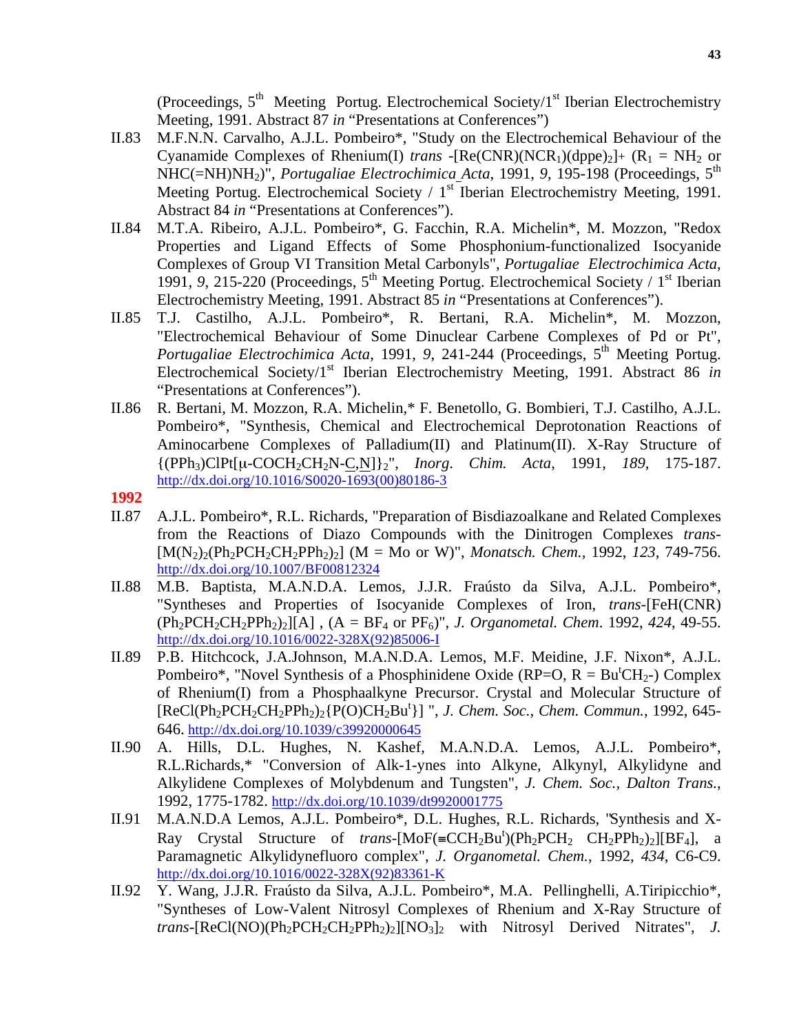(Proceedings, 5[th] Meeting Portug. Electrochemical Society/1[st] Iberian Electrochemistry Meeting, 1991. Abstract 87 *in* “Presentations at Conferences”)

II.83 M.F.N.N. Carvalho, A.J.L. Pombeiro*, "Study on the Electrochemical Behaviour of the Cyanamide Complexes of Rhenium(I) *trans* -$[Re(CNR)(NCR_1)(dppe)_2]^+$ ($R_1$ = $NH_2$ or $NHC(=NH)NH_2$)", *Portugaliae Electrochimica Acta*, 1991, *9*, 195-198 (Proceedings, 5[th] Meeting Portug. Electrochemical Society / 1[st] Iberian Electrochemistry Meeting, 1991. Abstract 84 *in* “Presentations at Conferences”).

II.84 M.T.A. Ribeiro, A.J.L. Pombeiro*, G. Facchin, R.A. Michelin*, M. Mozzon, "Redox Properties and Ligand Effects of Some Phosphonium-functionalized Isocyanide Complexes of Group VI Transition Metal Carbonyls", *Portugaliae Electrochimica Acta*, 1991, *9*, 215-220 (Proceedings, 5[th] Meeting Portug. Electrochemical Society / 1[st] Iberian Electrochemistry Meeting, 1991. Abstract 85 *in* “Presentations at Conferences”).

II.85 T.J. Castilho, A.J.L. Pombeiro*, R. Bertani, R.A. Michelin*, M. Mozzon, "Electrochemical Behaviour of Some Dinuclear Carbene Complexes of Pd or Pt", *Portugaliae Electrochimica Acta*, 1991, *9*, 241-244 (Proceedings, 5[th] Meeting Portug. Electrochemical Society/1[st] Iberian Electrochemistry Meeting, 1991. Abstract 86 *in* “Presentations at Conferences”).

II.86 R. Bertani, M. Mozzon, R.A. Michelin,* F. Benetollo, G. Bombieri, T.J. Castilho, A.J.L. Pombeiro*, "Synthesis, Chemical and Electrochemical Deprotonation Reactions of Aminocarbene Complexes of Palladium(II) and Platinum(II). X-Ray Structure of $\{(PPh_3)ClPt[\mu\text{-}COCH_2CH_2N\text{-}\underline{C},\underline{N}]\}_2$", *Inorg. Chim. Acta*, 1991, *189*, 175-187. http://dx.doi.org/10.1016/S0020-1693(00)80186-3

**1992**

II.87 A.J.L. Pombeiro*, R.L. Richards, "Preparation of Bisdiazoalkane and Related Complexes from the Reactions of Diazo Compounds with the Dinitrogen Complexes *trans*-$[M(N_2)_2(Ph_2PCH_2CH_2PPh_2)_2]$ (M = Mo or W)", *Monatsch. Chem.*, 1992, *123*, 749-756. http://dx.doi.org/10.1007/BF00812324

II.88 M.B. Baptista, M.A.N.D.A. Lemos, J.J.R. Fraústo da Silva, A.J.L. Pombeiro*, "Syntheses and Properties of Isocyanide Complexes of Iron, *trans*-$[FeH(CNR)(Ph_2PCH_2CH_2PPh_2)_2][A]$ , (A = $BF_4$ or $PF_6$)", *J. Organometal. Chem*. 1992, *424*, 49-55. http://dx.doi.org/10.1016/0022-328X(92)85006-I

II.89 P.B. Hitchcock, J.A.Johnson, M.A.N.D.A. Lemos, M.F. Meidine, J.F. Nixon*, A.J.L. Pombeiro*, "Novel Synthesis of a Phosphinidene Oxide (RP=O, R = $Bu^tCH_2$-) Complex of Rhenium(I) from a Phosphaalkyne Precursor. Crystal and Molecular Structure of $[ReCl(Ph_2PCH_2CH_2PPh_2)_2\{P(O)CH_2Bu^t\}]$ ", *J. Chem. Soc., Chem. Commun.*, 1992, 645-646. http://dx.doi.org/10.1039/c39920000645

II.90 A. Hills, D.L. Hughes, N. Kashef, M.A.N.D.A. Lemos, A.J.L. Pombeiro*, R.L.Richards,* "Conversion of Alk-1-ynes into Alkyne, Alkynyl, Alkylidyne and Alkylidene Complexes of Molybdenum and Tungsten", *J. Chem. Soc., Dalton Trans.*, 1992, 1775-1782. http://dx.doi.org/10.1039/dt9920001775

II.91 M.A.N.D.A Lemos, A.J.L. Pombeiro*, D.L. Hughes, R.L. Richards, "Synthesis and X-Ray Crystal Structure of *trans*-$[MoF(\equiv CCH_2Bu^t)(Ph_2PCH_2\ CH_2PPh_2)_2][BF_4]$, a Paramagnetic Alkylidynefluoro complex", *J. Organometal. Chem.*, 1992, *434*, C6-C9. http://dx.doi.org/10.1016/0022-328X(92)83361-K

II.92 Y. Wang, J.J.R. Fraústo da Silva, A.J.L. Pombeiro*, M.A. Pellinghelli, A.Tiripicchio*, "Syntheses of Low-Valent Nitrosyl Complexes of Rhenium and X-Ray Structure of *trans*-$[ReCl(NO)(Ph_2PCH_2CH_2PPh_2)_2][NO_3]_2$ with Nitrosyl Derived Nitrates", *J.*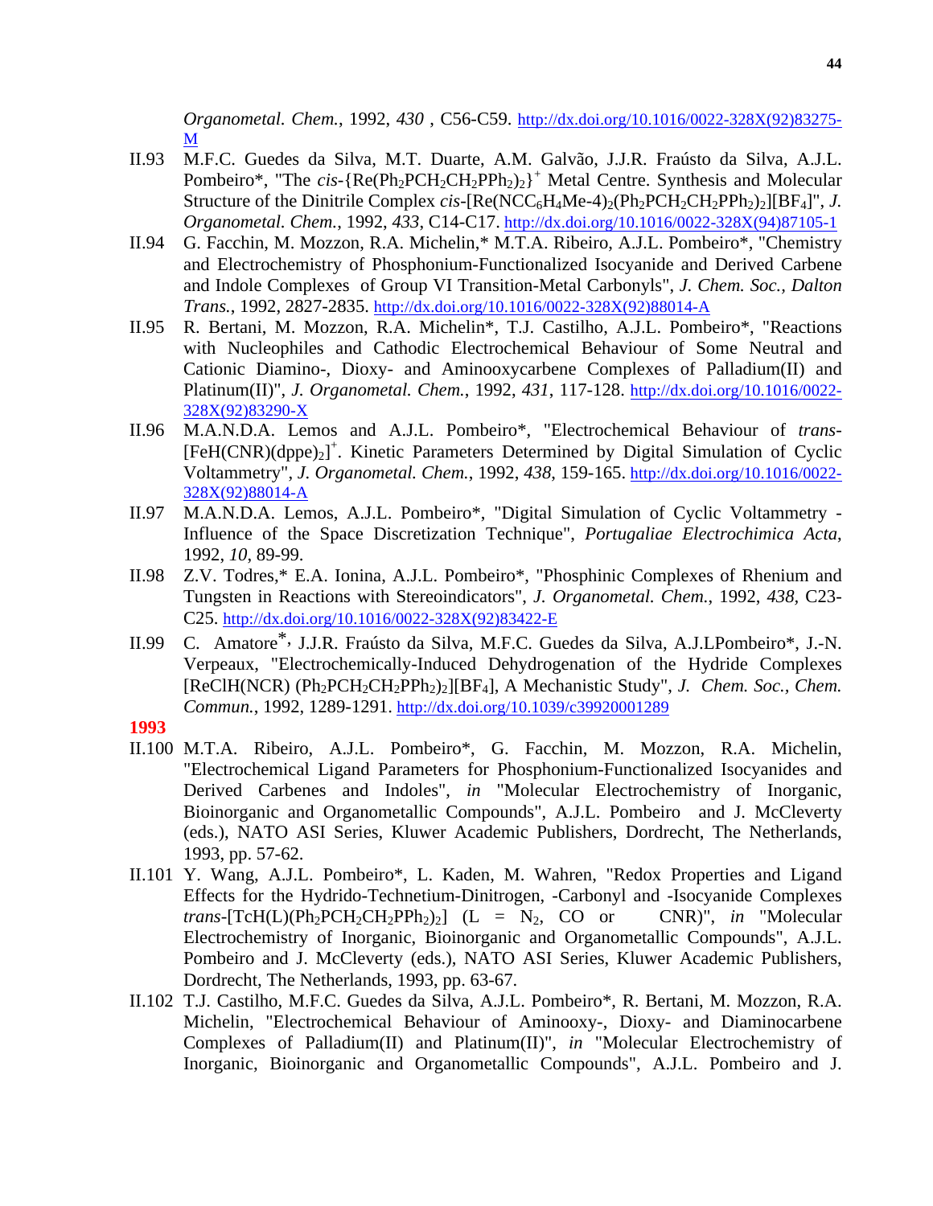*Organometal. Chem.*, 1992, *430* , C56-C59. http://dx.doi.org/10.1016/0022-328X(92)83275-M

II.93 M.F.C. Guedes da Silva, M.T. Duarte, A.M. Galvão, J.J.R. Fraústo da Silva, A.J.L. Pombeiro*, "The *cis*-$\{Re(Ph_2PCH_2CH_2PPh_2)_2\}^+$ Metal Centre. Synthesis and Molecular Structure of the Dinitrile Complex *cis*-$[Re(NCC_6H_4Me\text{-}4)_2(Ph_2PCH_2CH_2PPh_2)_2][BF_4]$", *J. Organometal. Chem.*, 1992, *433*, C14-C17. http://dx.doi.org/10.1016/0022-328X(94)87105-1

II.94 G. Facchin, M. Mozzon, R.A. Michelin,* M.T.A. Ribeiro, A.J.L. Pombeiro*, "Chemistry and Electrochemistry of Phosphonium-Functionalized Isocyanide and Derived Carbene and Indole Complexes of Group VI Transition-Metal Carbonyls", *J. Chem. Soc., Dalton Trans.*, 1992, 2827-2835. http://dx.doi.org/10.1016/0022-328X(92)88014-A

II.95 R. Bertani, M. Mozzon, R.A. Michelin*, T.J. Castilho, A.J.L. Pombeiro*, "Reactions with Nucleophiles and Cathodic Electrochemical Behaviour of Some Neutral and Cationic Diamino-, Dioxy- and Aminooxycarbene Complexes of Palladium(II) and Platinum(II)", *J. Organometal. Chem.*, 1992, *431*, 117-128. http://dx.doi.org/10.1016/0022-328X(92)83290-X

II.96 M.A.N.D.A. Lemos and A.J.L. Pombeiro*, "Electrochemical Behaviour of *trans*-$[FeH(CNR)(dppe)_2]^+$. Kinetic Parameters Determined by Digital Simulation of Cyclic Voltammetry", *J. Organometal. Chem.*, 1992, *438*, 159-165. http://dx.doi.org/10.1016/0022-328X(92)88014-A

II.97 M.A.N.D.A. Lemos, A.J.L. Pombeiro*, "Digital Simulation of Cyclic Voltammetry - Influence of the Space Discretization Technique", *Portugaliae Electrochimica Acta*, 1992, *10*, 89-99.

II.98 Z.V. Todres,* E.A. Ionina, A.J.L. Pombeiro*, "Phosphinic Complexes of Rhenium and Tungsten in Reactions with Stereoindicators", *J. Organometal. Chem.*, 1992, *438*, C23-C25. http://dx.doi.org/10.1016/0022-328X(92)83422-E

II.99 C. Amatore*, J.J.R. Fraústo da Silva, M.F.C. Guedes da Silva, A.J.LPombeiro*, J.-N. Verpeaux, "Electrochemically-Induced Dehydrogenation of the Hydride Complexes $[ReClH(NCR)(Ph_2PCH_2CH_2PPh_2)_2][BF_4]$, A Mechanistic Study", *J. Chem. Soc., Chem. Commun.*, 1992, 1289-1291. http://dx.doi.org/10.1039/c39920001289

**1993**

II.100 M.T.A. Ribeiro, A.J.L. Pombeiro*, G. Facchin, M. Mozzon, R.A. Michelin, "Electrochemical Ligand Parameters for Phosphonium-Functionalized Isocyanides and Derived Carbenes and Indoles", *in* "Molecular Electrochemistry of Inorganic, Bioinorganic and Organometallic Compounds", A.J.L. Pombeiro and J. McCleverty (eds.), NATO ASI Series, Kluwer Academic Publishers, Dordrecht, The Netherlands, 1993, pp. 57-62.

II.101 Y. Wang, A.J.L. Pombeiro*, L. Kaden, M. Wahren, "Redox Properties and Ligand Effects for the Hydrido-Technetium-Dinitrogen, -Carbonyl and -Isocyanide Complexes *trans*-$[TcH(L)(Ph_2PCH_2CH_2PPh_2)_2]$ (L = $N_2$, CO or CNR)", *in* "Molecular Electrochemistry of Inorganic, Bioinorganic and Organometallic Compounds", A.J.L. Pombeiro and J. McCleverty (eds.), NATO ASI Series, Kluwer Academic Publishers, Dordrecht, The Netherlands, 1993, pp. 63-67.

II.102 T.J. Castilho, M.F.C. Guedes da Silva, A.J.L. Pombeiro*, R. Bertani, M. Mozzon, R.A. Michelin, "Electrochemical Behaviour of Aminooxy-, Dioxy- and Diaminocarbene Complexes of Palladium(II) and Platinum(II)", *in* "Molecular Electrochemistry of Inorganic, Bioinorganic and Organometallic Compounds", A.J.L. Pombeiro and J.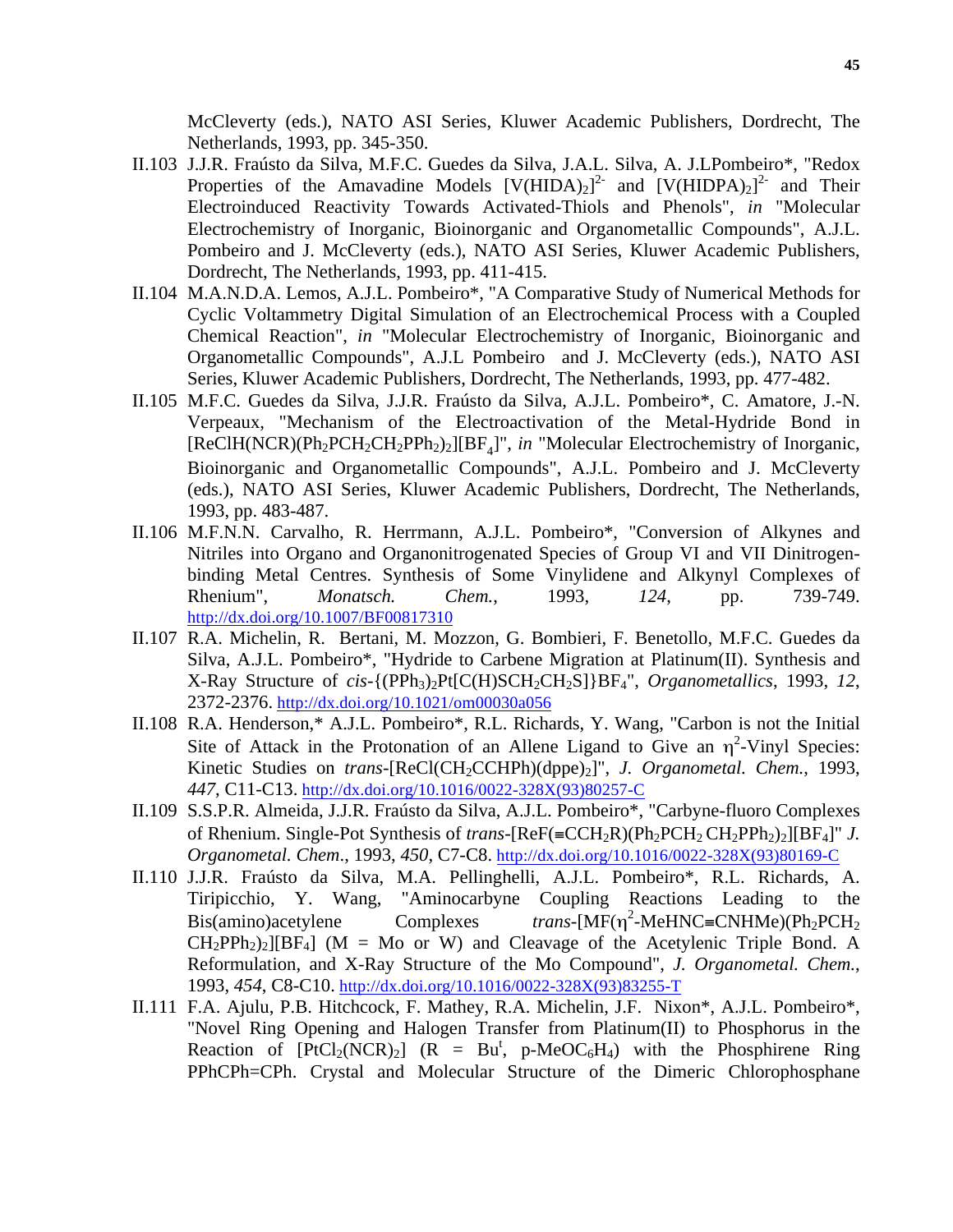McCleverty (eds.), NATO ASI Series, Kluwer Academic Publishers, Dordrecht, The Netherlands, 1993, pp. 345-350.

II.103 J.J.R. Fraústo da Silva, M.F.C. Guedes da Silva, J.A.L. Silva, A. J.LPombeiro*, "Redox Properties of the Amavadine Models $[V(HIDA)_2]^{2-}$ and $[V(HIDPA)_2]^{2-}$ and Their Electroinduced Reactivity Towards Activated-Thiols and Phenols", *in* "Molecular Electrochemistry of Inorganic, Bioinorganic and Organometallic Compounds", A.J.L. Pombeiro and J. McCleverty (eds.), NATO ASI Series, Kluwer Academic Publishers, Dordrecht, The Netherlands, 1993, pp. 411-415.

II.104 M.A.N.D.A. Lemos, A.J.L. Pombeiro*, "A Comparative Study of Numerical Methods for Cyclic Voltammetry Digital Simulation of an Electrochemical Process with a Coupled Chemical Reaction", *in* "Molecular Electrochemistry of Inorganic, Bioinorganic and Organometallic Compounds", A.J.L Pombeiro and J. McCleverty (eds.), NATO ASI Series, Kluwer Academic Publishers, Dordrecht, The Netherlands, 1993, pp. 477-482.

II.105 M.F.C. Guedes da Silva, J.J.R. Fraústo da Silva, A.J.L. Pombeiro*, C. Amatore, J.-N. Verpeaux, "Mechanism of the Electroactivation of the Metal-Hydride Bond in $[ReClH(NCR)(Ph_2PCH_2CH_2PPh_2)_2][BF_4]$", *in* "Molecular Electrochemistry of Inorganic, Bioinorganic and Organometallic Compounds", A.J.L. Pombeiro and J. McCleverty (eds.), NATO ASI Series, Kluwer Academic Publishers, Dordrecht, The Netherlands, 1993, pp. 483-487.

II.106 M.F.N.N. Carvalho, R. Herrmann, A.J.L. Pombeiro*, "Conversion of Alkynes and Nitriles into Organo and Organonitrogenated Species of Group VI and VII Dinitrogen-binding Metal Centres. Synthesis of Some Vinylidene and Alkynyl Complexes of Rhenium", *Monatsch. Chem.*, 1993, *124*, pp. 739-749. http://dx.doi.org/10.1007/BF00817310

II.107 R.A. Michelin, R. Bertani, M. Mozzon, G. Bombieri, F. Benetollo, M.F.C. Guedes da Silva, A.J.L. Pombeiro*, "Hydride to Carbene Migration at Platinum(II). Synthesis and X-Ray Structure of *cis*-$\{(PPh_3)_2Pt[C(H)SCH_2CH_2S]\}BF_4$", *Organometallics*, 1993, *12*, 2372-2376. http://dx.doi.org/10.1021/om00030a056

II.108 R.A. Henderson,* A.J.L. Pombeiro*, R.L. Richards, Y. Wang, "Carbon is not the Initial Site of Attack in the Protonation of an Allene Ligand to Give an $\eta^2$-Vinyl Species: Kinetic Studies on *trans*-$[ReCl(CH_2CCHPh)(dppe)_2]$", *J. Organometal. Chem.*, 1993, *447*, C11-C13. http://dx.doi.org/10.1016/0022-328X(93)80257-C

II.109 S.S.P.R. Almeida, J.J.R. Fraústo da Silva, A.J.L. Pombeiro*, "Carbyne-fluoro Complexes of Rhenium. Single-Pot Synthesis of *trans*-$[ReF(\equiv CCH_2R)(Ph_2PCH_2CH_2PPh_2)_2][BF_4]$" *J. Organometal. Chem*., 1993, *450*, C7-C8. http://dx.doi.org/10.1016/0022-328X(93)80169-C

II.110 J.J.R. Fraústo da Silva, M.A. Pellinghelli, A.J.L. Pombeiro*, R.L. Richards, A. Tiripicchio, Y. Wang, "Aminocarbyne Coupling Reactions Leading to the Bis(amino)acetylene Complexes *trans*-$[MF(\eta^2\text{-}MeHNC\equiv CNHMe)(Ph_2PCH_2CH_2PPh_2)_2][BF_4]$ (M = Mo or W) and Cleavage of the Acetylenic Triple Bond. A Reformulation, and X-Ray Structure of the Mo Compound", *J. Organometal. Chem.*, 1993, *454*, C8-C10. http://dx.doi.org/10.1016/0022-328X(93)83255-T

II.111 F.A. Ajulu, P.B. Hitchcock, F. Mathey, R.A. Michelin, J.F. Nixon*, A.J.L. Pombeiro*, "Novel Ring Opening and Halogen Transfer from Platinum(II) to Phosphorus in the Reaction of $[PtCl_2(NCR)_2]$ (R = Bu$^t$, p-$MeOC_6H_4$) with the Phosphirene Ring PPhCPh=CPh. Crystal and Molecular Structure of the Dimeric Chlorophosphane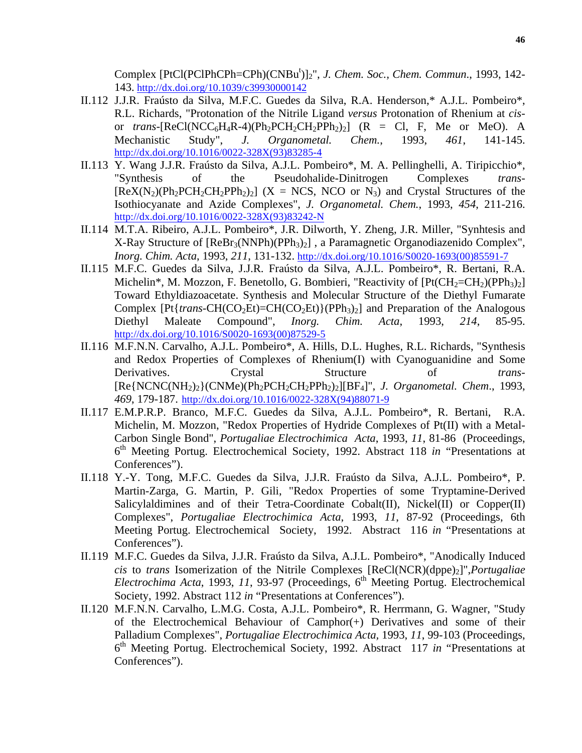Complex $[PtCl(PClPhCPh=CPh)(CNBu^t)]_2$", *J. Chem. Soc., Chem. Commun*., 1993, 142-143. http://dx.doi.org/10.1039/c39930000142

II.112 J.J.R. Fraústo da Silva, M.F.C. Guedes da Silva, R.A. Henderson,* A.J.L. Pombeiro*, R.L. Richards, "Protonation of the Nitrile Ligand *versus* Protonation of Rhenium at *cis*- or *trans*-$[ReCl(NCC_6H_4R\text{-}4)(Ph_2PCH_2CH_2PPh_2)_2]$ (R = Cl, F, Me or MeO). A Mechanistic Study", *J. Organometal. Chem.*, 1993, *461*, 141-145. http://dx.doi.org/10.1016/0022-328X(93)83285-4

II.113 Y. Wang J.J.R. Fraústo da Silva, A.J.L. Pombeiro*, M. A. Pellinghelli, A. Tiripicchio*, "Synthesis of the Pseudohalide-Dinitrogen Complexes *trans*-$[ReX(N_2)(Ph_2PCH_2CH_2PPh_2)_2]$ (X = NCS, NCO or $N_3$) and Crystal Structures of the Isothiocyanate and Azide Complexes", *J. Organometal. Chem.*, 1993, *454*, 211-216. http://dx.doi.org/10.1016/0022-328X(93)83242-N

II.114 M.T.A. Ribeiro, A.J.L. Pombeiro*, J.R. Dilworth, Y. Zheng, J.R. Miller, "Synhtesis and X-Ray Structure of $[ReBr_3(NNPh)(PPh_3)_2]$ , a Paramagnetic Organodiazenido Complex", *Inorg. Chim. Acta*, 1993, *211*, 131-132. http://dx.doi.org/10.1016/S0020-1693(00)85591-7

II.115 M.F.C. Guedes da Silva, J.J.R. Fraústo da Silva, A.J.L. Pombeiro*, R. Bertani, R.A. Michelin*, M. Mozzon, F. Benetollo, G. Bombieri, "Reactivity of $[Pt(CH_2{=}CH_2)(PPh_3)_2]$ Toward Ethyldiazoacetate. Synthesis and Molecular Structure of the Diethyl Fumarate Complex $[Pt\{trans\text{-}CH(CO_2Et){=}CH(CO_2Et)\}(PPh_3)_2]$ and Preparation of the Analogous Diethyl Maleate Compound", *Inorg. Chim. Acta*, 1993, *214*, 85-95. http://dx.doi.org/10.1016/S0020-1693(00)87529-5

II.116 M.F.N.N. Carvalho, A.J.L. Pombeiro*, A. Hills, D.L. Hughes, R.L. Richards, "Synthesis and Redox Properties of Complexes of Rhenium(I) with Cyanoguanidine and Some Derivatives. Crystal Structure of *trans*-$[Re\{NCNC(NH_2)_2\}(CNMe)(Ph_2PCH_2CH_2PPh_2)_2][BF_4]$", *J. Organometal. Chem*., 1993, *469*, 179-187. http://dx.doi.org/10.1016/0022-328X(94)88071-9

II.117 E.M.P.R.P. Branco, M.F.C. Guedes da Silva, A.J.L. Pombeiro*, R. Bertani, R.A. Michelin, M. Mozzon, "Redox Properties of Hydride Complexes of Pt(II) with a Metal-Carbon Single Bond", *Portugaliae Electrochimica Acta*, 1993, *11*, 81-86 (Proceedings, 6th Meeting Portug. Electrochemical Society, 1992. Abstract 118 *in* "Presentations at Conferences").

II.118 Y.-Y. Tong, M.F.C. Guedes da Silva, J.J.R. Fraústo da Silva, A.J.L. Pombeiro*, P. Martin-Zarga, G. Martin, P. Gili, "Redox Properties of some Tryptamine-Derived Salicylaldimines and of their Tetra-Coordinate Cobalt(II), Nickel(II) or Copper(II) Complexes", *Portugaliae Electrochimica Acta*, 1993, *11*, 87-92 (Proceedings, 6th Meeting Portug. Electrochemical Society, 1992. Abstract 116 *in* "Presentations at Conferences").

II.119 M.F.C. Guedes da Silva, J.J.R. Fraústo da Silva, A.J.L. Pombeiro*, "Anodically Induced *cis* to *trans* Isomerization of the Nitrile Complexes $[ReCl(NCR)(dppe)_2]$",*Portugaliae Electrochima Acta*, 1993, *11*, 93-97 (Proceedings, 6th Meeting Portug. Electrochemical Society, 1992. Abstract 112 *in* "Presentations at Conferences").

II.120 M.F.N.N. Carvalho, L.M.G. Costa, A.J.L. Pombeiro*, R. Herrmann, G. Wagner, "Study of the Electrochemical Behaviour of Camphor(+) Derivatives and some of their Palladium Complexes", *Portugaliae Electrochimica Acta*, 1993, *11*, 99-103 (Proceedings, 6th Meeting Portug. Electrochemical Society, 1992. Abstract 117 *in* "Presentations at Conferences").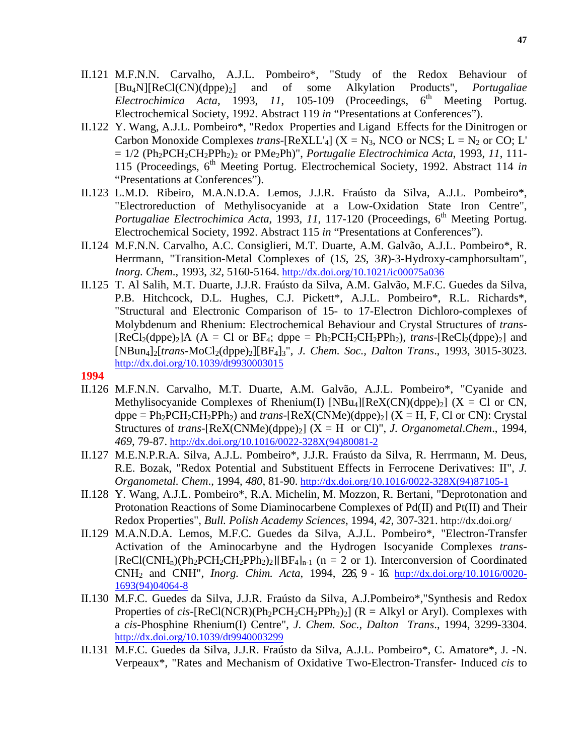II.121 M.F.N.N. Carvalho, A.J.L. Pombeiro*, "Study of the Redox Behaviour of $[Bu_4N][ReCl(CN)(dppe)_2]$ and of some Alkylation Products", *Portugaliae Electrochimica Acta*, 1993, *11*, 105-109 (Proceedings, 6th Meeting Portug. Electrochemical Society, 1992. Abstract 119 *in* "Presentations at Conferences").

II.122 Y. Wang, A.J.L. Pombeiro*, "Redox Properties and Ligand Effects for the Dinitrogen or Carbon Monoxide Complexes *trans*-$[ReXLL'_4]$ (X = $N_3$, NCO or NCS; L = $N_2$ or CO; L' = 1/2 $(Ph_2PCH_2CH_2PPh_2)_2$ or $PMe_2Ph$)", *Portugalie Electrochimica Acta*, 1993, *11*, 111-115 (Proceedings, 6th Meeting Portug. Electrochemical Society, 1992. Abstract 114 *in* "Presentations at Conferences").

II.123 L.M.D. Ribeiro, M.A.N.D.A. Lemos, J.J.R. Fraústo da Silva, A.J.L. Pombeiro*, "Electroreduction of Methylisocyanide at a Low-Oxidation State Iron Centre", *Portugaliae Electrochimica Acta*, 1993, *11*, 117-120 (Proceedings, 6th Meeting Portug. Electrochemical Society, 1992. Abstract 115 *in* "Presentations at Conferences").

II.124 M.F.N.N. Carvalho, A.C. Consiglieri, M.T. Duarte, A.M. Galvão, A.J.L. Pombeiro*, R. Herrmann, "Transition-Metal Complexes of (1*S*, 2*S*, 3*R*)-3-Hydroxy-camphorsultam", *Inorg. Chem*., 1993, *32*, 5160-5164. http://dx.doi.org/10.1021/ic00075a036

II.125 T. Al Salih, M.T. Duarte, J.J.R. Fraústo da Silva, A.M. Galvão, M.F.C. Guedes da Silva, P.B. Hitchcock, D.L. Hughes, C.J. Pickett*, A.J.L. Pombeiro*, R.L. Richards*, "Structural and Electronic Comparison of 15- to 17-Electron Dichloro-complexes of Molybdenum and Rhenium: Electrochemical Behaviour and Crystal Structures of *trans*-$[ReCl_2(dppe)_2]A$ (A = Cl or $BF_4$; dppe = $Ph_2PCH_2CH_2PPh_2$), *trans*-$[ReCl_2(dppe)_2]$ and $[NBun_4]_2$[*trans*-$MoCl_2(dppe)_2][BF_4]_3$", *J. Chem. Soc., Dalton Trans*., 1993, 3015-3023. http://dx.doi.org/10.1039/dt9930003015

**1994**

II.126 M.F.N.N. Carvalho, M.T. Duarte, A.M. Galvão, A.J.L. Pombeiro*, "Cyanide and Methylisocyanide Complexes of Rhenium(I) $[NBu_4][ReX(CN)(dppe)_2]$ (X = Cl or CN, dppe = $Ph_2PCH_2CH_2PPh_2$) and *trans*-$[ReX(CNMe)(dppe)_2]$ (X = H, F, Cl or CN): Crystal Structures of *trans*-$[ReX(CNMe)(dppe)_2]$ (X = H or Cl)", *J. Organometal.Chem*., 1994, *469*, 79-87. http://dx.doi.org/10.1016/0022-328X(94)80081-2

II.127 M.E.N.P.R.A. Silva, A.J.L. Pombeiro*, J.J.R. Fraústo da Silva, R. Herrmann, M. Deus, R.E. Bozak, "Redox Potential and Substituent Effects in Ferrocene Derivatives: II", *J. Organometal. Chem*., 1994, *480*, 81-90. http://dx.doi.org/10.1016/0022-328X(94)87105-1

II.128 Y. Wang, A.J.L. Pombeiro*, R.A. Michelin, M. Mozzon, R. Bertani, "Deprotonation and Protonation Reactions of Some Diaminocarbene Complexes of Pd(II) and Pt(II) and Their Redox Properties", *Bull. Polish Academy Sciences*, 1994, *42*, 307-321. http://dx.doi.org/

II.129 M.A.N.D.A. Lemos, M.F.C. Guedes da Silva, A.J.L. Pombeiro*, "Electron-Transfer Activation of the Aminocarbyne and the Hydrogen Isocyanide Complexes *trans*-$[ReCl(CNH_n)(Ph_2PCH_2CH_2PPh_2)_2][BF_4]_{n-1}$ (n = 2 or 1). Interconversion of Coordinated $CNH_2$ and CNH", *Inorg. Chim. Acta*, 1994, *226*, 9 - 16. http://dx.doi.org/10.1016/0020-1693(94)04064-8

II.130 M.F.C. Guedes da Silva, J.J.R. Fraústo da Silva, A.J.Pombeiro*,"Synthesis and Redox Properties of *cis*-$[ReCl(NCR)(Ph_2PCH_2CH_2PPh_2)_2]$ (R = Alkyl or Aryl). Complexes with a *cis*-Phosphine Rhenium(I) Centre", *J. Chem. Soc., Dalton Trans*., 1994, 3299-3304. http://dx.doi.org/10.1039/dt9940003299

II.131 M.F.C. Guedes da Silva, J.J.R. Fraústo da Silva, A.J.L. Pombeiro*, C. Amatore*, J. -N. Verpeaux*, "Rates and Mechanism of Oxidative Two-Electron-Transfer- Induced *cis* to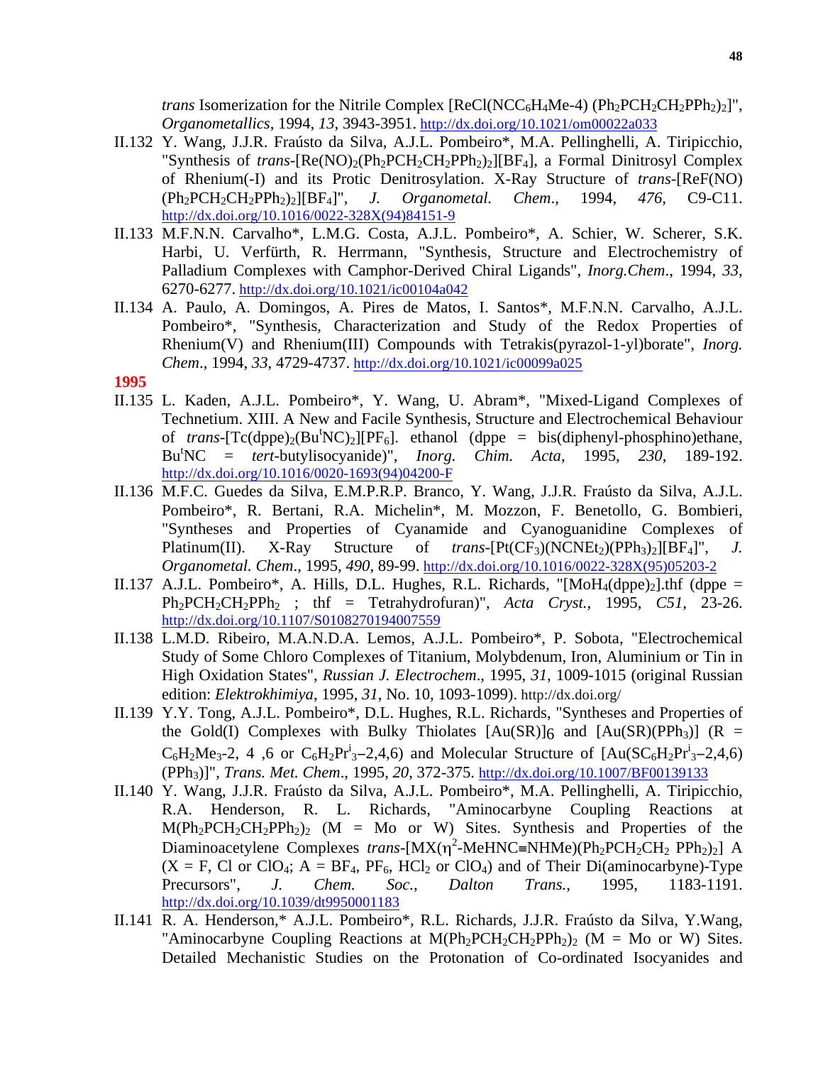*trans* Isomerization for the Nitrile Complex [ReCl(NCC$_6$H$_4$Me-4) (Ph$_2$PCH$_2$CH$_2$PPh$_2$)$_2$]", *Organometallics*, 1994, *13*, 3943-3951. http://dx.doi.org/10.1021/om00022a033

II.132 Y. Wang, J.J.R. Fraústo da Silva, A.J.L. Pombeiro*, M.A. Pellinghelli, A. Tiripicchio, "Synthesis of *trans*-[Re(NO)$_2$(Ph$_2$PCH$_2$CH$_2$PPh$_2$)$_2$][BF$_4$], a Formal Dinitrosyl Complex of Rhenium(-I) and its Protic Denitrosylation. X-Ray Structure of *trans*-[ReF(NO) (Ph$_2$PCH$_2$CH$_2$PPh$_2$)$_2$][BF$_4$]", *J. Organometal. Chem*., 1994, *476*, C9-C11. http://dx.doi.org/10.1016/0022-328X(94)84151-9

II.133 M.F.N.N. Carvalho*, L.M.G. Costa, A.J.L. Pombeiro*, A. Schier, W. Scherer, S.K. Harbi, U. Verfürth, R. Herrmann, "Synthesis, Structure and Electrochemistry of Palladium Complexes with Camphor-Derived Chiral Ligands", *Inorg.Chem*., 1994, *33*, 6270-6277. http://dx.doi.org/10.1021/ic00104a042

II.134 A. Paulo, A. Domingos, A. Pires de Matos, I. Santos*, M.F.N.N. Carvalho, A.J.L. Pombeiro*, "Synthesis, Characterization and Study of the Redox Properties of Rhenium(V) and Rhenium(III) Compounds with Tetrakis(pyrazol-1-yl)borate", *Inorg. Chem*., 1994, *33*, 4729-4737. http://dx.doi.org/10.1021/ic00099a025

**1995**

II.135 L. Kaden, A.J.L. Pombeiro*, Y. Wang, U. Abram*, "Mixed-Ligand Complexes of Technetium. XIII. A New and Facile Synthesis, Structure and Electrochemical Behaviour of *trans*-[Tc(dppe)$_2$(Bu$^t$NC)$_2$][PF$_6$]. ethanol (dppe = bis(diphenyl-phosphino)ethane, Bu$^t$NC = *tert*-butylisocyanide)", *Inorg. Chim. Acta*, 1995, *230*, 189-192. http://dx.doi.org/10.1016/0020-1693(94)04200-F

II.136 M.F.C. Guedes da Silva, E.M.P.R.P. Branco, Y. Wang, J.J.R. Fraústo da Silva, A.J.L. Pombeiro*, R. Bertani, R.A. Michelin*, M. Mozzon, F. Benetollo, G. Bombieri, "Syntheses and Properties of Cyanamide and Cyanoguanidine Complexes of Platinum(II). X-Ray Structure of *trans*-[Pt(CF$_3$)(NCNEt$_2$)(PPh$_3$)$_2$][BF$_4$]", *J. Organometal. Chem*., 1995, *490*, 89-99. http://dx.doi.org/10.1016/0022-328X(95)05203-2

II.137 A.J.L. Pombeiro*, A. Hills, D.L. Hughes, R.L. Richards, "[MoH$_4$(dppe)$_2$].thf (dppe = Ph$_2$PCH$_2$CH$_2$PPh$_2$ ; thf = Tetrahydrofuran)", *Acta Cryst.*, 1995, *C51*, 23-26. http://dx.doi.org/10.1107/S0108270194007559

II.138 L.M.D. Ribeiro, M.A.N.D.A. Lemos, A.J.L. Pombeiro*, P. Sobota, "Electrochemical Study of Some Chloro Complexes of Titanium, Molybdenum, Iron, Aluminium or Tin in High Oxidation States", *Russian J. Electrochem*., 1995, *31*, 1009-1015 (original Russian edition: *Elektrokhimiya*, 1995, *31*, No. 10, 1093-1099). http://dx.doi.org/

II.139 Y.Y. Tong, A.J.L. Pombeiro*, D.L. Hughes, R.L. Richards, "Syntheses and Properties of the Gold(I) Complexes with Bulky Thiolates [Au(SR)]$_6$ and [Au(SR)(PPh$_3$)] (R = C$_6$H$_2$Me$_3$-2, 4 ,6 or C$_6$H$_2$Pr$^i_3$–2,4,6) and Molecular Structure of [Au(SC$_6$H$_2$Pr$^i_3$–2,4,6) (PPh$_3$)]", *Trans. Met. Chem*., 1995, *20*, 372-375. http://dx.doi.org/10.1007/BF00139133

II.140 Y. Wang, J.J.R. Fraústo da Silva, A.J.L. Pombeiro*, M.A. Pellinghelli, A. Tiripicchio, R.A. Henderson, R. L. Richards, "Aminocarbyne Coupling Reactions at M(Ph$_2$PCH$_2$CH$_2$PPh$_2$)$_2$ (M = Mo or W) Sites. Synthesis and Properties of the Diaminoacetylene Complexes *trans*-[MX($\eta^2$-MeHNC≡NHMe)(Ph$_2$PCH$_2$CH$_2$ PPh$_2$)$_2$] A (X = F, Cl or ClO$_4$; A = BF$_4$, PF$_6$, HCl$_2$ or ClO$_4$) and of Their Di(aminocarbyne)-Type Precursors", *J. Chem. Soc., Dalton Trans.*, 1995, 1183-1191. http://dx.doi.org/10.1039/dt9950001183

II.141 R. A. Henderson,* A.J.L. Pombeiro*, R.L. Richards, J.J.R. Fraústo da Silva, Y.Wang, "Aminocarbyne Coupling Reactions at M(Ph$_2$PCH$_2$CH$_2$PPh$_2$)$_2$ (M = Mo or W) Sites. Detailed Mechanistic Studies on the Protonation of Co-ordinated Isocyanides and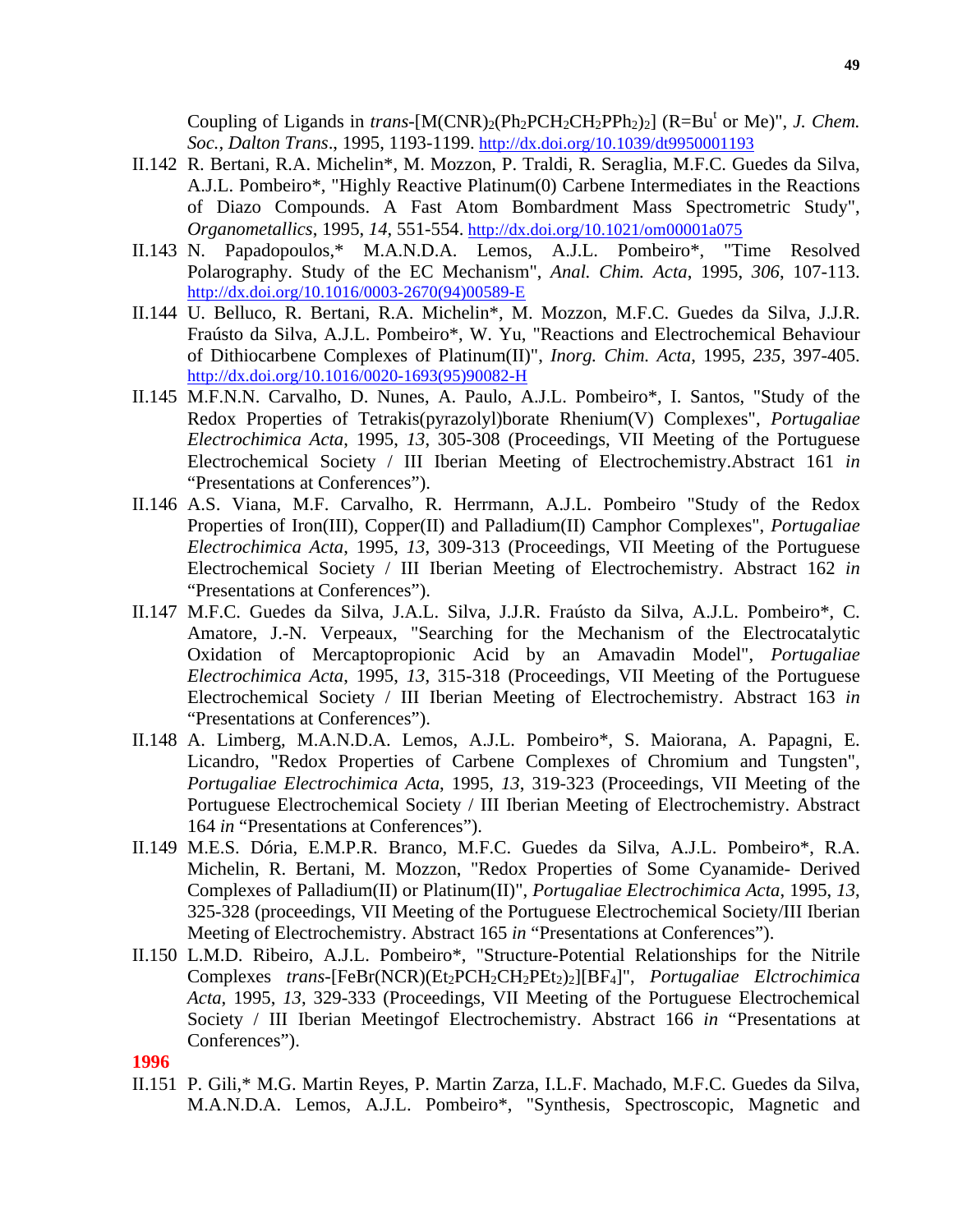Coupling of Ligands in *trans*-[$M(CNR)_2(Ph_2PCH_2CH_2PPh_2)_2$] (R=$Bu^t$ or Me)", *J. Chem. Soc., Dalton Trans*., 1995, 1193-1199. http://dx.doi.org/10.1039/dt9950001193

II.142 R. Bertani, R.A. Michelin*, M. Mozzon, P. Traldi, R. Seraglia, M.F.C. Guedes da Silva, A.J.L. Pombeiro*, "Highly Reactive Platinum(0) Carbene Intermediates in the Reactions of Diazo Compounds. A Fast Atom Bombardment Mass Spectrometric Study", *Organometallics*, 1995, *14*, 551-554. http://dx.doi.org/10.1021/om00001a075

II.143 N. Papadopoulos,* M.A.N.D.A. Lemos, A.J.L. Pombeiro*, "Time Resolved Polarography. Study of the EC Mechanism", *Anal. Chim. Acta*, 1995, *306*, 107-113. http://dx.doi.org/10.1016/0003-2670(94)00589-E

II.144 U. Belluco, R. Bertani, R.A. Michelin*, M. Mozzon, M.F.C. Guedes da Silva, J.J.R. Fraústo da Silva, A.J.L. Pombeiro*, W. Yu, "Reactions and Electrochemical Behaviour of Dithiocarbene Complexes of Platinum(II)", *Inorg. Chim. Acta*, 1995, *235*, 397-405. http://dx.doi.org/10.1016/0020-1693(95)90082-H

II.145 M.F.N.N. Carvalho, D. Nunes, A. Paulo, A.J.L. Pombeiro*, I. Santos, "Study of the Redox Properties of Tetrakis(pyrazolyl)borate Rhenium(V) Complexes", *Portugaliae Electrochimica Acta*, 1995, *13*, 305-308 (Proceedings, VII Meeting of the Portuguese Electrochemical Society / III Iberian Meeting of Electrochemistry.Abstract 161 *in* “Presentations at Conferences”).

II.146 A.S. Viana, M.F. Carvalho, R. Herrmann, A.J.L. Pombeiro "Study of the Redox Properties of Iron(III), Copper(II) and Palladium(II) Camphor Complexes", *Portugaliae Electrochimica Acta*, 1995, *13*, 309-313 (Proceedings, VII Meeting of the Portuguese Electrochemical Society / III Iberian Meeting of Electrochemistry. Abstract 162 *in* “Presentations at Conferences”).

II.147 M.F.C. Guedes da Silva, J.A.L. Silva, J.J.R. Fraústo da Silva, A.J.L. Pombeiro*, C. Amatore, J.-N. Verpeaux, "Searching for the Mechanism of the Electrocatalytic Oxidation of Mercaptopropionic Acid by an Amavadin Model", *Portugaliae Electrochimica Acta*, 1995, *13*, 315-318 (Proceedings, VII Meeting of the Portuguese Electrochemical Society / III Iberian Meeting of Electrochemistry. Abstract 163 *in* “Presentations at Conferences”).

II.148 A. Limberg, M.A.N.D.A. Lemos, A.J.L. Pombeiro*, S. Maiorana, A. Papagni, E. Licandro, "Redox Properties of Carbene Complexes of Chromium and Tungsten", *Portugaliae Electrochimica Acta*, 1995, *13*, 319-323 (Proceedings, VII Meeting of the Portuguese Electrochemical Society / III Iberian Meeting of Electrochemistry. Abstract 164 *in* “Presentations at Conferences”).

II.149 M.E.S. Dória, E.M.P.R. Branco, M.F.C. Guedes da Silva, A.J.L. Pombeiro*, R.A. Michelin, R. Bertani, M. Mozzon, "Redox Properties of Some Cyanamide- Derived Complexes of Palladium(II) or Platinum(II)", *Portugaliae Electrochimica Acta*, 1995, *13*, 325-328 (proceedings, VII Meeting of the Portuguese Electrochemical Society/III Iberian Meeting of Electrochemistry. Abstract 165 *in* “Presentations at Conferences”).

II.150 L.M.D. Ribeiro, A.J.L. Pombeiro*, "Structure-Potential Relationships for the Nitrile Complexes *trans*-[$FeBr(NCR)(Et_2PCH_2CH_2PEt_2)_2$][$BF_4$]", *Portugaliae Elctrochimica Acta*, 1995, *13*, 329-333 (Proceedings, VII Meeting of the Portuguese Electrochemical Society / III Iberian Meetingof Electrochemistry. Abstract 166 *in* “Presentations at Conferences”).

**1996**

II.151 P. Gili,* M.G. Martin Reyes, P. Martin Zarza, I.L.F. Machado, M.F.C. Guedes da Silva, M.A.N.D.A. Lemos, A.J.L. Pombeiro*, "Synthesis, Spectroscopic, Magnetic and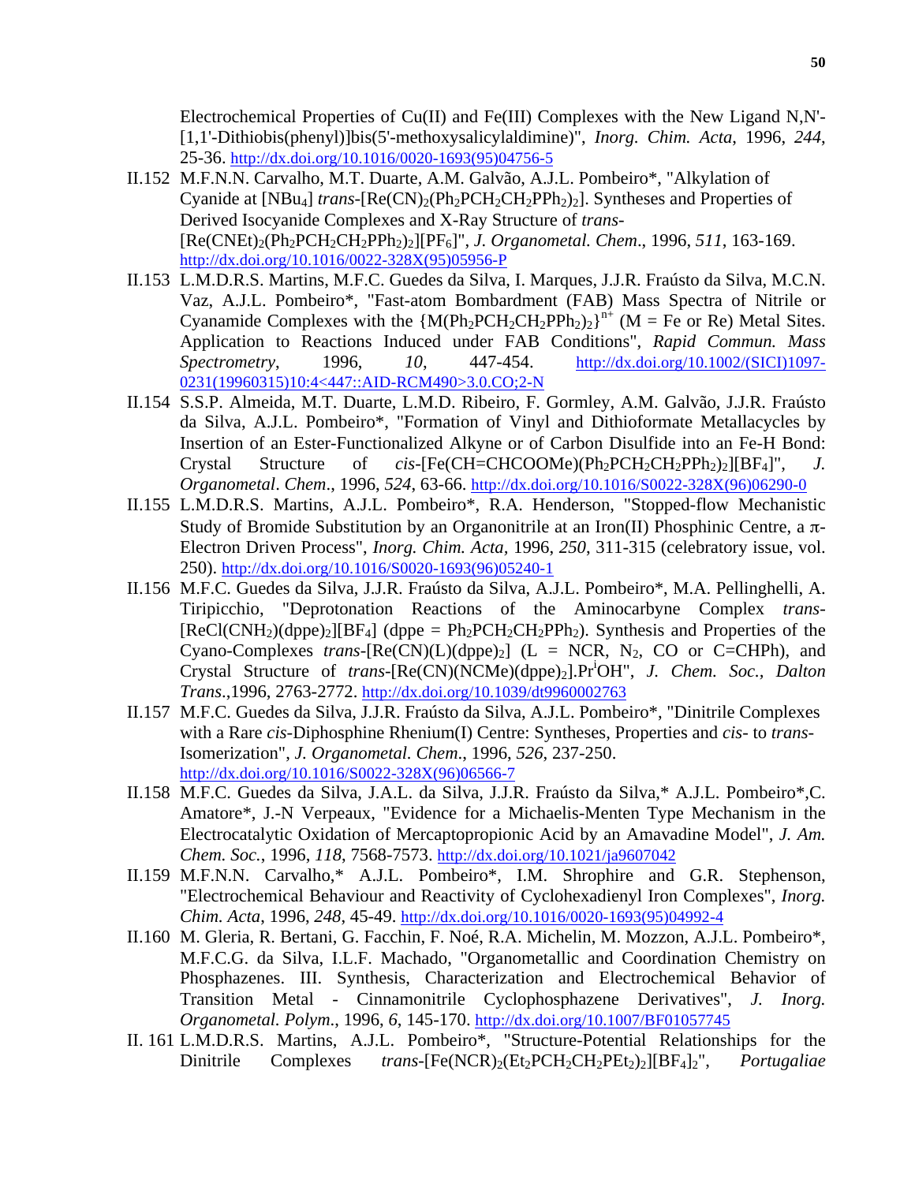Electrochemical Properties of Cu(II) and Fe(III) Complexes with the New Ligand N,N'-[1,1'-Dithiobis(phenyl)]bis(5'-methoxysalicylaldimine)", *Inorg. Chim. Acta*, 1996, *244*, 25-36. http://dx.doi.org/10.1016/0020-1693(95)04756-5

II.152 M.F.N.N. Carvalho, M.T. Duarte, A.M. Galvão, A.J.L. Pombeiro*, "Alkylation of Cyanide at $[NBu_4]$ *trans*-$[Re(CN)_2(Ph_2PCH_2CH_2PPh_2)_2]$. Syntheses and Properties of Derived Isocyanide Complexes and X-Ray Structure of *trans*-$[Re(CNEt)_2(Ph_2PCH_2CH_2PPh_2)_2][PF_6]$", *J. Organometal. Chem*., 1996, *511*, 163-169. http://dx.doi.org/10.1016/0022-328X(95)05956-P

II.153 L.M.D.R.S. Martins, M.F.C. Guedes da Silva, I. Marques, J.J.R. Fraústo da Silva, M.C.N. Vaz, A.J.L. Pombeiro*, "Fast-atom Bombardment (FAB) Mass Spectra of Nitrile or Cyanamide Complexes with the $\{M(Ph_2PCH_2CH_2PPh_2)_2\}^{n+}$ (M = Fe or Re) Metal Sites. Application to Reactions Induced under FAB Conditions", *Rapid Commun. Mass Spectrometry*, 1996, *10*, 447-454. http://dx.doi.org/10.1002/(SICI)1097-0231(19960315)10:4<447::AID-RCM490>3.0.CO;2-N

II.154 S.S.P. Almeida, M.T. Duarte, L.M.D. Ribeiro, F. Gormley, A.M. Galvão, J.J.R. Fraústo da Silva, A.J.L. Pombeiro*, "Formation of Vinyl and Dithioformate Metallacycles by Insertion of an Ester-Functionalized Alkyne or of Carbon Disulfide into an Fe-H Bond: Crystal Structure of *cis*-$[Fe(CH{=}CHCOOMe)(Ph_2PCH_2CH_2PPh_2)_2][BF_4]$", *J. Organometal*. *Chem*., 1996, *524*, 63-66. http://dx.doi.org/10.1016/S0022-328X(96)06290-0

II.155 L.M.D.R.S. Martins, A.J.L. Pombeiro*, R.A. Henderson, "Stopped-flow Mechanistic Study of Bromide Substitution by an Organonitrile at an Iron(II) Phosphinic Centre, a π-Electron Driven Process", *Inorg. Chim. Acta*, 1996, *250*, 311-315 (celebratory issue, vol. 250). http://dx.doi.org/10.1016/S0020-1693(96)05240-1

II.156 M.F.C. Guedes da Silva, J.J.R. Fraústo da Silva, A.J.L. Pombeiro*, M.A. Pellinghelli, A. Tiripicchio, "Deprotonation Reactions of the Aminocarbyne Complex *trans*-$[ReCl(CNH_2)(dppe)_2][BF_4]$ (dppe = $Ph_2PCH_2CH_2PPh_2$). Synthesis and Properties of the Cyano-Complexes *trans*-$[Re(CN)(L)(dppe)_2]$ (L = NCR, $N_2$, CO or C=CHPh), and Crystal Structure of *trans*-$[Re(CN)(NCMe)(dppe)_2].Pr^iOH$", *J. Chem. Soc., Dalton Trans*.,1996, 2763-2772. http://dx.doi.org/10.1039/dt9960002763

II.157 M.F.C. Guedes da Silva, J.J.R. Fraústo da Silva, A.J.L. Pombeiro*, "Dinitrile Complexes with a Rare *cis*-Diphosphine Rhenium(I) Centre: Syntheses, Properties and *cis*- to *trans*-Isomerization", *J. Organometal. Chem*., 1996, *526*, 237-250. http://dx.doi.org/10.1016/S0022-328X(96)06566-7

II.158 M.F.C. Guedes da Silva, J.A.L. da Silva, J.J.R. Fraústo da Silva,* A.J.L. Pombeiro*,C. Amatore*, J.-N Verpeaux, "Evidence for a Michaelis-Menten Type Mechanism in the Electrocatalytic Oxidation of Mercaptopropionic Acid by an Amavadine Model", *J. Am. Chem. Soc.*, 1996, *118*, 7568-7573. http://dx.doi.org/10.1021/ja9607042

II.159 M.F.N.N. Carvalho,* A.J.L. Pombeiro*, I.M. Shrophire and G.R. Stephenson, "Electrochemical Behaviour and Reactivity of Cyclohexadienyl Iron Complexes", *Inorg. Chim. Acta*, 1996, *248*, 45-49. http://dx.doi.org/10.1016/0020-1693(95)04992-4

II.160 M. Gleria, R. Bertani, G. Facchin, F. Noé, R.A. Michelin, M. Mozzon, A.J.L. Pombeiro*, M.F.C.G. da Silva, I.L.F. Machado, "Organometallic and Coordination Chemistry on Phosphazenes. III. Synthesis, Characterization and Electrochemical Behavior of Transition Metal - Cinnamonitrile Cyclophosphazene Derivatives", *J. Inorg. Organometal. Polym*., 1996, *6*, 145-170. http://dx.doi.org/10.1007/BF01057745

II. 161 L.M.D.R.S. Martins, A.J.L. Pombeiro*, "Structure-Potential Relationships for the Dinitrile Complexes *trans*-$[Fe(NCR)_2(Et_2PCH_2CH_2PEt_2)_2][BF_4]_2$", *Portugaliae*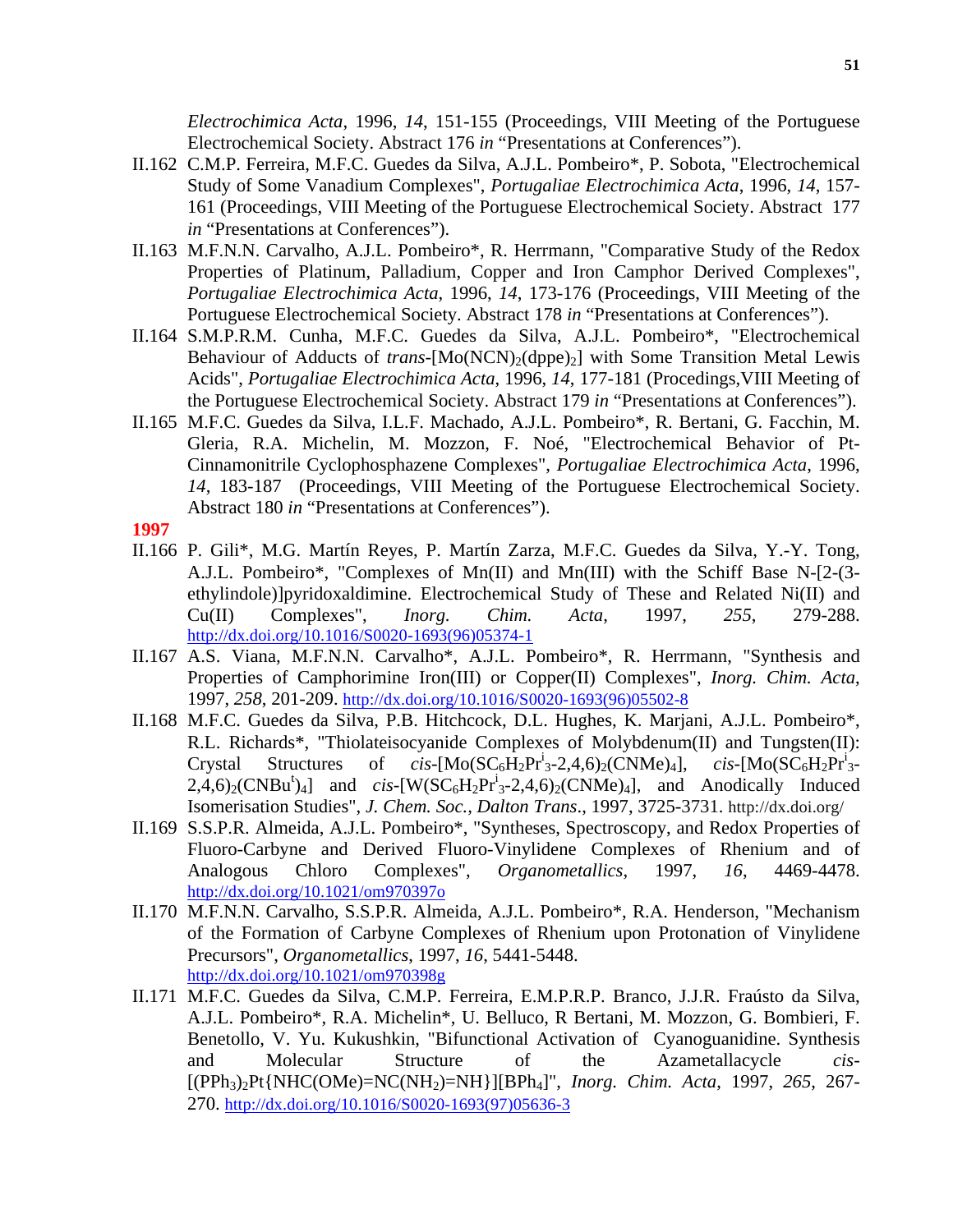*Electrochimica Acta*, 1996, *14*, 151-155 (Proceedings, VIII Meeting of the Portuguese Electrochemical Society. Abstract 176 *in* "Presentations at Conferences").

II.162 C.M.P. Ferreira, M.F.C. Guedes da Silva, A.J.L. Pombeiro*, P. Sobota, "Electrochemical Study of Some Vanadium Complexes", *Portugaliae Electrochimica Acta*, 1996, *14*, 157-161 (Proceedings, VIII Meeting of the Portuguese Electrochemical Society. Abstract 177 *in* "Presentations at Conferences").

II.163 M.F.N.N. Carvalho, A.J.L. Pombeiro*, R. Herrmann, "Comparative Study of the Redox Properties of Platinum, Palladium, Copper and Iron Camphor Derived Complexes", *Portugaliae Electrochimica Acta*, 1996, *14*, 173-176 (Proceedings, VIII Meeting of the Portuguese Electrochemical Society. Abstract 178 *in* "Presentations at Conferences").

II.164 S.M.P.R.M. Cunha, M.F.C. Guedes da Silva, A.J.L. Pombeiro*, "Electrochemical Behaviour of Adducts of *trans*-$[Mo(NCN)_2(dppe)_2]$ with Some Transition Metal Lewis Acids", *Portugaliae Electrochimica Acta*, 1996, *14*, 177-181 (Procedings,VIII Meeting of the Portuguese Electrochemical Society. Abstract 179 *in* "Presentations at Conferences").

II.165 M.F.C. Guedes da Silva, I.L.F. Machado, A.J.L. Pombeiro*, R. Bertani, G. Facchin, M. Gleria, R.A. Michelin, M. Mozzon, F. Noé, "Electrochemical Behavior of Pt-Cinnamonitrile Cyclophosphazene Complexes", *Portugaliae Electrochimica Acta*, 1996, *14*, 183-187 (Proceedings, VIII Meeting of the Portuguese Electrochemical Society. Abstract 180 *in* "Presentations at Conferences").

**1997**

II.166 P. Gili*, M.G. Martín Reyes, P. Martín Zarza, M.F.C. Guedes da Silva, Y.-Y. Tong, A.J.L. Pombeiro*, "Complexes of Mn(II) and Mn(III) with the Schiff Base N-[2-(3-ethylindole)]pyridoxaldimine. Electrochemical Study of These and Related Ni(II) and Cu(II) Complexes", *Inorg. Chim. Acta*, 1997, *255*, 279-288. http://dx.doi.org/10.1016/S0020-1693(96)05374-1

II.167 A.S. Viana, M.F.N.N. Carvalho*, A.J.L. Pombeiro*, R. Herrmann, "Synthesis and Properties of Camphorimine Iron(III) or Copper(II) Complexes", *Inorg. Chim. Acta*, 1997, *258*, 201-209. http://dx.doi.org/10.1016/S0020-1693(96)05502-8

II.168 M.F.C. Guedes da Silva, P.B. Hitchcock, D.L. Hughes, K. Marjani, A.J.L. Pombeiro*, R.L. Richards*, "Thiolateisocyanide Complexes of Molybdenum(II) and Tungsten(II): Crystal Structures of *cis*-$[Mo(SC_6H_2Pr^i_3\text{-}2,4,6)_2(CNMe)_4]$, *cis*-$[Mo(SC_6H_2Pr^i_3\text{-}2,4,6)_2(CNBu^t)_4]$ and *cis*-$[W(SC_6H_2Pr^i_3\text{-}2,4,6)_2(CNMe)_4]$, and Anodically Induced Isomerisation Studies", *J. Chem. Soc., Dalton Trans*., 1997, 3725-3731. http://dx.doi.org/

II.169 S.S.P.R. Almeida, A.J.L. Pombeiro*, "Syntheses, Spectroscopy, and Redox Properties of Fluoro-Carbyne and Derived Fluoro-Vinylidene Complexes of Rhenium and of Analogous Chloro Complexes", *Organometallics*, 1997, *16*, 4469-4478. http://dx.doi.org/10.1021/om970397o

II.170 M.F.N.N. Carvalho, S.S.P.R. Almeida, A.J.L. Pombeiro*, R.A. Henderson, "Mechanism of the Formation of Carbyne Complexes of Rhenium upon Protonation of Vinylidene Precursors", *Organometallics*, 1997, *16*, 5441-5448. http://dx.doi.org/10.1021/om970398g

II.171 M.F.C. Guedes da Silva, C.M.P. Ferreira, E.M.P.R.P. Branco, J.J.R. Fraústo da Silva, A.J.L. Pombeiro*, R.A. Michelin*, U. Belluco, R Bertani, M. Mozzon, G. Bombieri, F. Benetollo, V. Yu. Kukushkin, "Bifunctional Activation of Cyanoguanidine. Synthesis and Molecular Structure of the Azametallacycle *cis*-$[(PPh_3)_2Pt\{NHC(OMe)=NC(NH_2)=NH\}][BPh_4]$", *Inorg. Chim. Acta*, 1997, *265*, 267-270. http://dx.doi.org/10.1016/S0020-1693(97)05636-3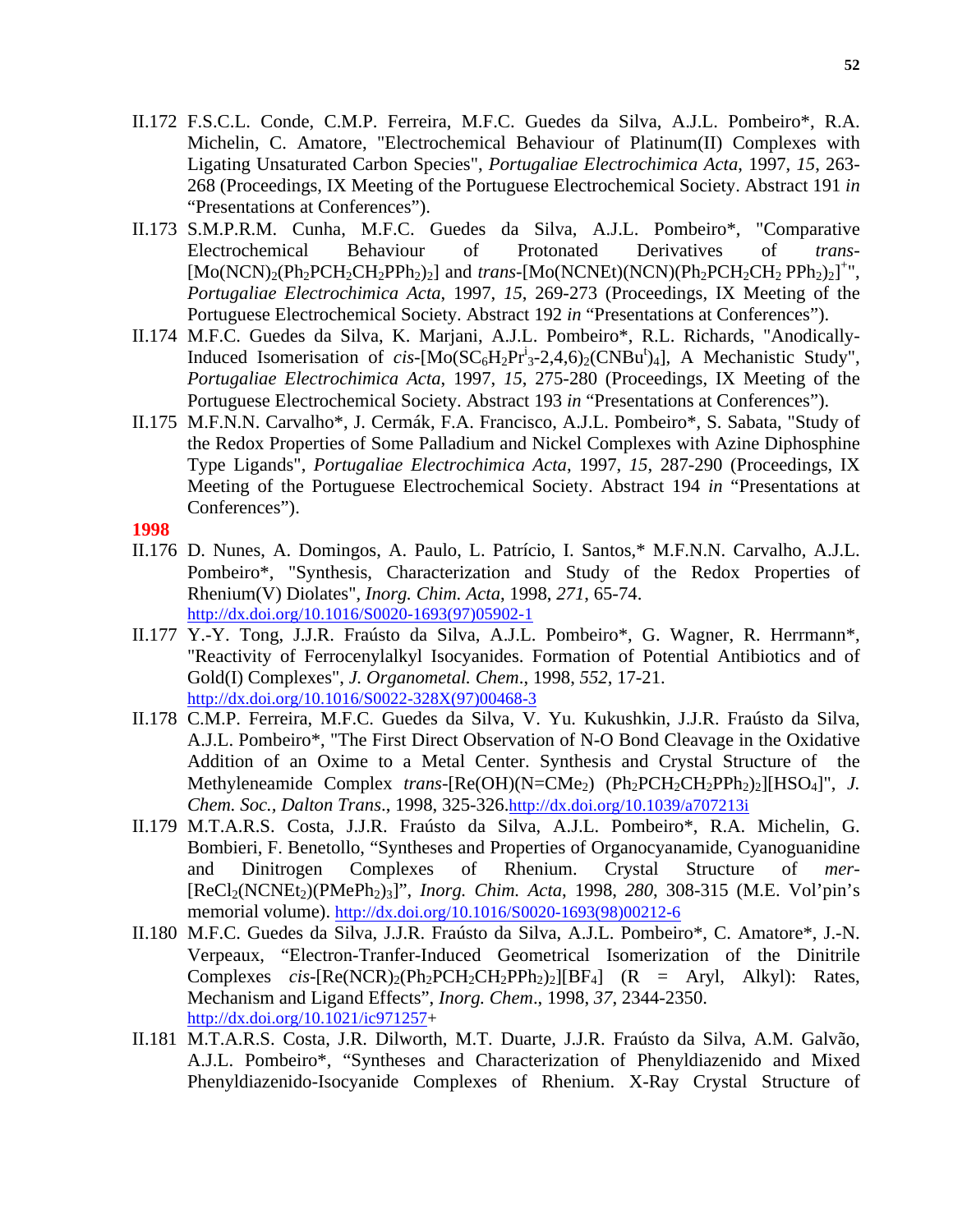II.172 F.S.C.L. Conde, C.M.P. Ferreira, M.F.C. Guedes da Silva, A.J.L. Pombeiro*, R.A. Michelin, C. Amatore, "Electrochemical Behaviour of Platinum(II) Complexes with Ligating Unsaturated Carbon Species", *Portugaliae Electrochimica Acta*, 1997, *15*, 263-268 (Proceedings, IX Meeting of the Portuguese Electrochemical Society. Abstract 191 *in* “Presentations at Conferences”).

II.173 S.M.P.R.M. Cunha, M.F.C. Guedes da Silva, A.J.L. Pombeiro*, "Comparative Electrochemical Behaviour of Protonated Derivatives of *trans*-$[Mo(NCN)_2(Ph_2PCH_2CH_2PPh_2)_2]$ and *trans*-$[Mo(NCNEt)(NCN)(Ph_2PCH_2CH_2PPh_2)_2]^{+}$", *Portugaliae Electrochimica Acta*, 1997, *15*, 269-273 (Proceedings, IX Meeting of the Portuguese Electrochemical Society. Abstract 192 *in* “Presentations at Conferences”).

II.174 M.F.C. Guedes da Silva, K. Marjani, A.J.L. Pombeiro*, R.L. Richards, "Anodically-Induced Isomerisation of *cis*-$[Mo(SC_6H_2Pr^i_3\text{-}2,4,6)_2(CNBu^t)_4]$, A Mechanistic Study", *Portugaliae Electrochimica Acta*, 1997, *15*, 275-280 (Proceedings, IX Meeting of the Portuguese Electrochemical Society. Abstract 193 *in* “Presentations at Conferences”).

II.175 M.F.N.N. Carvalho*, J. Cermák, F.A. Francisco, A.J.L. Pombeiro*, S. Sabata, "Study of the Redox Properties of Some Palladium and Nickel Complexes with Azine Diphosphine Type Ligands", *Portugaliae Electrochimica Acta*, 1997, *15*, 287-290 (Proceedings, IX Meeting of the Portuguese Electrochemical Society. Abstract 194 *in* “Presentations at Conferences”).

**1998**

II.176 D. Nunes, A. Domingos, A. Paulo, L. Patrício, I. Santos,* M.F.N.N. Carvalho, A.J.L. Pombeiro*, "Synthesis, Characterization and Study of the Redox Properties of Rhenium(V) Diolates", *Inorg. Chim. Acta*, 1998, *271*, 65-74. http://dx.doi.org/10.1016/S0020-1693(97)05902-1

II.177 Y.-Y. Tong, J.J.R. Fraústo da Silva, A.J.L. Pombeiro*, G. Wagner, R. Herrmann*, "Reactivity of Ferrocenylalkyl Isocyanides. Formation of Potential Antibiotics and of Gold(I) Complexes", *J. Organometal. Chem*., 1998, *552*, 17-21. http://dx.doi.org/10.1016/S0022-328X(97)00468-3

II.178 C.M.P. Ferreira, M.F.C. Guedes da Silva, V. Yu. Kukushkin, J.J.R. Fraústo da Silva, A.J.L. Pombeiro*, "The First Direct Observation of N-O Bond Cleavage in the Oxidative Addition of an Oxime to a Metal Center. Synthesis and Crystal Structure of the Methyleneamide Complex *trans*-$[Re(OH)(N{=}CMe_2)(Ph_2PCH_2CH_2PPh_2)_2][HSO_4]$", *J. Chem. Soc., Dalton Trans*., 1998, 325-326.http://dx.doi.org/10.1039/a707213i

II.179 M.T.A.R.S. Costa, J.J.R. Fraústo da Silva, A.J.L. Pombeiro*, R.A. Michelin, G. Bombieri, F. Benetollo, “Syntheses and Properties of Organocyanamide, Cyanoguanidine and Dinitrogen Complexes of Rhenium. Crystal Structure of *mer*-$[ReCl_2(NCNEt_2)(PMePh_2)_3]$”, *Inorg. Chim. Acta*, 1998, *280*, 308-315 (M.E. Vol’pin’s memorial volume). http://dx.doi.org/10.1016/S0020-1693(98)00212-6

II.180 M.F.C. Guedes da Silva, J.J.R. Fraústo da Silva, A.J.L. Pombeiro*, C. Amatore*, J.-N. Verpeaux, “Electron-Tranfer-Induced Geometrical Isomerization of the Dinitrile Complexes *cis*-$[Re(NCR)_2(Ph_2PCH_2CH_2PPh_2)_2][BF_4]$ (R = Aryl, Alkyl): Rates, Mechanism and Ligand Effects”, *Inorg. Chem*., 1998, *37*, 2344-2350. http://dx.doi.org/10.1021/ic971257+

II.181 M.T.A.R.S. Costa, J.R. Dilworth, M.T. Duarte, J.J.R. Fraústo da Silva, A.M. Galvão, A.J.L. Pombeiro*, “Syntheses and Characterization of Phenyldiazenido and Mixed Phenyldiazenido-Isocyanide Complexes of Rhenium. X-Ray Crystal Structure of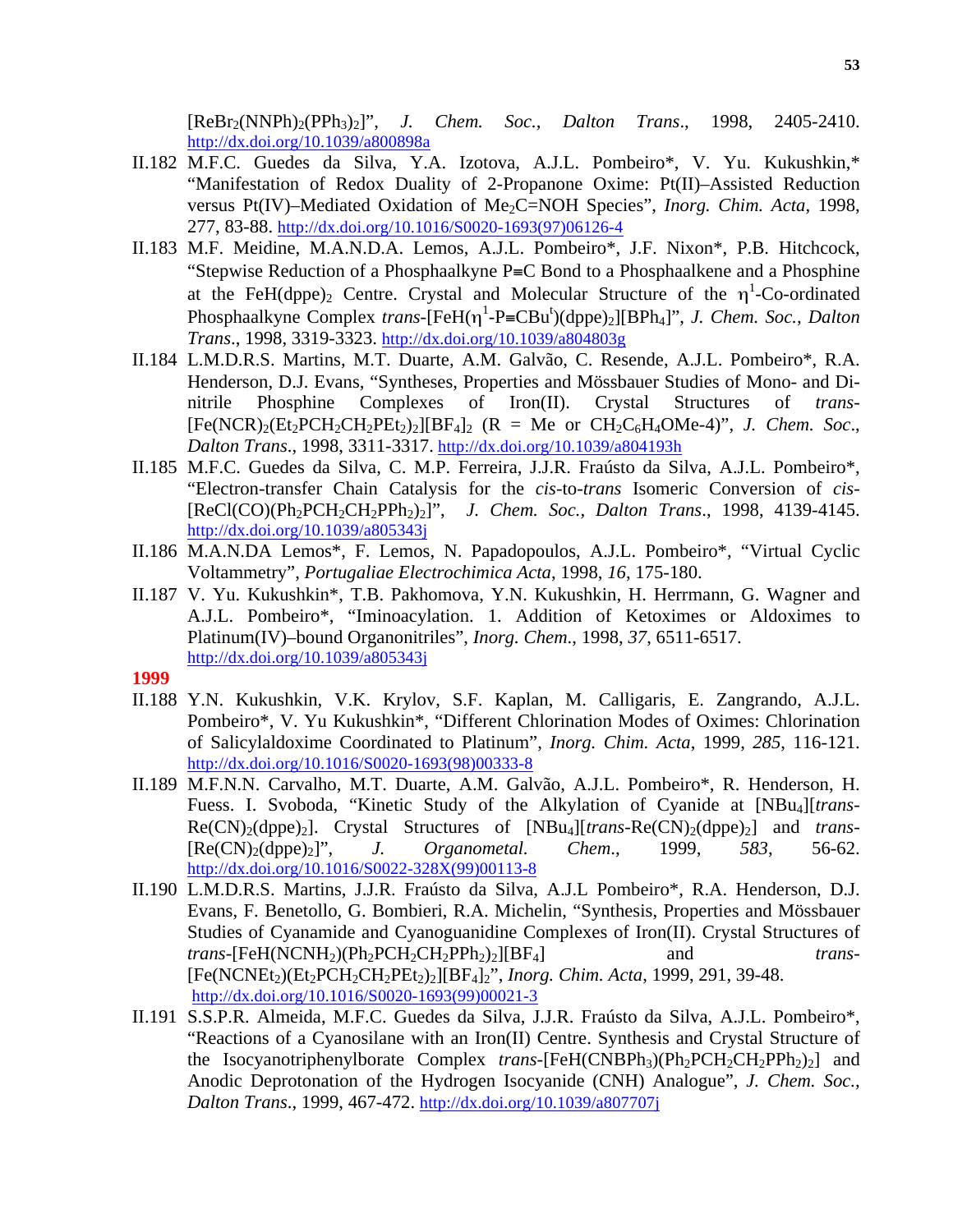[$ReBr_2(NNPh)_2(PPh_3)_2$]", *J. Chem. Soc., Dalton Trans.*, 1998, 2405-2410. http://dx.doi.org/10.1039/a800898a

II.182 M.F.C. Guedes da Silva, Y.A. Izotova, A.J.L. Pombeiro*, V. Yu. Kukushkin,* "Manifestation of Redox Duality of 2-Propanone Oxime: Pt(II)–Assisted Reduction versus Pt(IV)–Mediated Oxidation of $Me_2C$=NOH Species", *Inorg. Chim. Acta*, 1998, 277, 83-88. http://dx.doi.org/10.1016/S0020-1693(97)06126-4

II.183 M.F. Meidine, M.A.N.D.A. Lemos, A.J.L. Pombeiro*, J.F. Nixon*, P.B. Hitchcock, "Stepwise Reduction of a Phosphaalkyne P≡C Bond to a Phosphaalkene and a Phosphine at the FeH(dppe)$_2$ Centre. Crystal and Molecular Structure of the $\eta^1$-Co-ordinated Phosphaalkyne Complex *trans*-[FeH($\eta^1$-P≡CBu$^t$)(dppe)$_2$][$BPh_4$]", *J. Chem. Soc., Dalton Trans.*, 1998, 3319-3323. http://dx.doi.org/10.1039/a804803g

II.184 L.M.D.R.S. Martins, M.T. Duarte, A.M. Galvão, C. Resende, A.J.L. Pombeiro*, R.A. Henderson, D.J. Evans, "Syntheses, Properties and Mössbauer Studies of Mono- and Di-nitrile Phosphine Complexes of Iron(II). Crystal Structures of *trans*-[Fe(NCR)$_2$($Et_2PCH_2CH_2PEt_2$)$_2$][$BF_4$]$_2$ (R = Me or $CH_2C_6H_4OMe$-4)", *J. Chem. Soc., Dalton Trans.*, 1998, 3311-3317. http://dx.doi.org/10.1039/a804193h

II.185 M.F.C. Guedes da Silva, C. M.P. Ferreira, J.J.R. Fraústo da Silva, A.J.L. Pombeiro*, "Electron-transfer Chain Catalysis for the *cis*-to-*trans* Isomeric Conversion of *cis*-[ReCl(CO)($Ph_2PCH_2CH_2PPh_2$)$_2$]", *J. Chem. Soc., Dalton Trans.*, 1998, 4139-4145. http://dx.doi.org/10.1039/a805343j

II.186 M.A.N.DA Lemos*, F. Lemos, N. Papadopoulos, A.J.L. Pombeiro*, "Virtual Cyclic Voltammetry", *Portugaliae Electrochimica Acta*, 1998, *16*, 175-180.

II.187 V. Yu. Kukushkin*, T.B. Pakhomova, Y.N. Kukushkin, H. Herrmann, G. Wagner and A.J.L. Pombeiro*, "Iminoacylation. 1. Addition of Ketoximes or Aldoximes to Platinum(IV)–bound Organonitriles", *Inorg. Chem.*, 1998, *37*, 6511-6517. http://dx.doi.org/10.1039/a805343j

**1999**

II.188 Y.N. Kukushkin, V.K. Krylov, S.F. Kaplan, M. Calligaris, E. Zangrando, A.J.L. Pombeiro*, V. Yu Kukushkin*, "Different Chlorination Modes of Oximes: Chlorination of Salicylaldoxime Coordinated to Platinum", *Inorg. Chim. Acta*, 1999, *285*, 116-121. http://dx.doi.org/10.1016/S0020-1693(98)00333-8

II.189 M.F.N.N. Carvalho, M.T. Duarte, A.M. Galvão, A.J.L. Pombeiro*, R. Henderson, H. Fuess. I. Svoboda, "Kinetic Study of the Alkylation of Cyanide at [$NBu_4$][*trans*-Re(CN)$_2$(dppe)$_2$]. Crystal Structures of [$NBu_4$][*trans*-Re(CN)$_2$(dppe)$_2$] and *trans*-[Re(CN)$_2$(dppe)$_2$]", *J. Organometal. Chem.*, 1999, *583*, 56-62. http://dx.doi.org/10.1016/S0022-328X(99)00113-8

II.190 L.M.D.R.S. Martins, J.J.R. Fraústo da Silva, A.J.L Pombeiro*, R.A. Henderson, D.J. Evans, F. Benetollo, G. Bombieri, R.A. Michelin, "Synthesis, Properties and Mössbauer Studies of Cyanamide and Cyanoguanidine Complexes of Iron(II). Crystal Structures of *trans*-[FeH($NCNH_2$)($Ph_2PCH_2CH_2PPh_2$)$_2$][$BF_4$] and *trans*-[Fe($NCNEt_2$)$_2$($Et_2PCH_2CH_2PEt_2$)$_2$][$BF_4$]$_2$", *Inorg. Chim. Acta*, 1999, 291, 39-48. http://dx.doi.org/10.1016/S0020-1693(99)00021-3

II.191 S.S.P.R. Almeida, M.F.C. Guedes da Silva, J.J.R. Fraústo da Silva, A.J.L. Pombeiro*, "Reactions of a Cyanosilane with an Iron(II) Centre. Synthesis and Crystal Structure of the Isocyanotriphenylborate Complex *trans*-[FeH($CNBPh_3$)($Ph_2PCH_2CH_2PPh_2$)$_2$] and Anodic Deprotonation of the Hydrogen Isocyanide (CNH) Analogue", *J. Chem. Soc., Dalton Trans.*, 1999, 467-472. http://dx.doi.org/10.1039/a807707j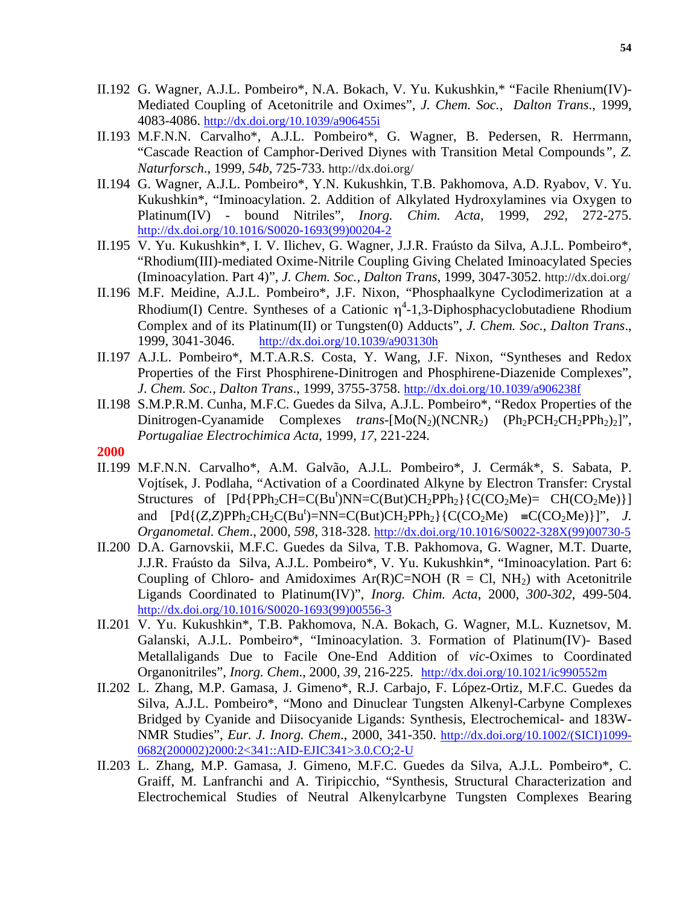II.192 G. Wagner, A.J.L. Pombeiro*, N.A. Bokach, V. Yu. Kukushkin,* "Facile Rhenium(IV)-Mediated Coupling of Acetonitrile and Oximes", *J. Chem. Soc., Dalton Trans*., 1999, 4083-4086. http://dx.doi.org/10.1039/a906455i

II.193 M.F.N.N. Carvalho*, A.J.L. Pombeiro*, G. Wagner, B. Pedersen, R. Herrmann, "Cascade Reaction of Camphor-Derived Diynes with Transition Metal Compounds", *Z. Naturforsch*., 1999, *54b*, 725-733. http://dx.doi.org/

II.194 G. Wagner, A.J.L. Pombeiro*, Y.N. Kukushkin, T.B. Pakhomova, A.D. Ryabov, V. Yu. Kukushkin*, "Iminoacylation. 2. Addition of Alkylated Hydroxylamines via Oxygen to Platinum(IV) - bound Nitriles", *Inorg. Chim. Acta*, 1999, *292*, 272-275. http://dx.doi.org/10.1016/S0020-1693(99)00204-2

II.195 V. Yu. Kukushkin*, I. V. Ilichev, G. Wagner, J.J.R. Fraústo da Silva, A.J.L. Pombeiro*, "Rhodium(III)-mediated Oxime-Nitrile Coupling Giving Chelated Iminoacylated Species (Iminoacylation. Part 4)", *J. Chem. Soc., Dalton Trans*, 1999, 3047-3052. http://dx.doi.org/

II.196 M.F. Meidine, A.J.L. Pombeiro*, J.F. Nixon, "Phosphaalkyne Cyclodimerization at a Rhodium(I) Centre. Syntheses of a Cationic $\eta^4$-1,3-Diphosphacyclobutadiene Rhodium Complex and of its Platinum(II) or Tungsten(0) Adducts", *J. Chem. Soc., Dalton Trans*., 1999, 3041-3046. http://dx.doi.org/10.1039/a903130h

II.197 A.J.L. Pombeiro*, M.T.A.R.S. Costa, Y. Wang, J.F. Nixon, "Syntheses and Redox Properties of the First Phosphirene-Dinitrogen and Phosphirene-Diazenide Complexes", *J. Chem. Soc., Dalton Trans*., 1999, 3755-3758. http://dx.doi.org/10.1039/a906238f

II.198 S.M.P.R.M. Cunha, M.F.C. Guedes da Silva, A.J.L. Pombeiro*, "Redox Properties of the Dinitrogen-Cyanamide Complexes *trans*-[Mo($N_2$)($NCNR_2$) ($Ph_2PCH_2CH_2PPh_2$)$_2$]", *Portugaliae Electrochimica Acta*, 1999, *17*, 221-224.

**2000**

II.199 M.F.N.N. Carvalho*, A.M. Galvão, A.J.L. Pombeiro*, J. Cermák*, S. Sabata, P. Vojtísek, J. Podlaha, "Activation of a Coordinated Alkyne by Electron Transfer: Crystal Structures of [Pd{$PPh_2CH$=C(Bu$^t$)NN=C(But)$CH_2PPh_2$}{C($CO_2$Me)= CH($CO_2$Me)}] and [Pd{(*Z,Z*)$PPh_2CH_2$C(Bu$^t$)=NN=C(But)$CH_2PPh_2$}{C($CO_2$Me) ≡C($CO_2$Me)}]", *J. Organometal. Chem*., 2000, *598*, 318-328. http://dx.doi.org/10.1016/S0022-328X(99)00730-5

II.200 D.A. Garnovskii, M.F.C. Guedes da Silva, T.B. Pakhomova, G. Wagner, M.T. Duarte, J.J.R. Fraústo da Silva, A.J.L. Pombeiro*, V. Yu. Kukushkin*, "Iminoacylation. Part 6: Coupling of Chloro- and Amidoximes Ar(R)C=NOH (R = Cl, $NH_2$) with Acetonitrile Ligands Coordinated to Platinum(IV)", *Inorg. Chim. Acta*, 2000, *300-302*, 499-504. http://dx.doi.org/10.1016/S0020-1693(99)00556-3

II.201 V. Yu. Kukushkin*, T.B. Pakhomova, N.A. Bokach, G. Wagner, M.L. Kuznetsov, M. Galanski, A.J.L. Pombeiro*, "Iminoacylation. 3. Formation of Platinum(IV)- Based Metallaligands Due to Facile One-End Addition of *vic*-Oximes to Coordinated Organonitriles", *Inorg. Chem*., 2000, *39*, 216-225. http://dx.doi.org/10.1021/ic990552m

II.202 L. Zhang, M.P. Gamasa, J. Gimeno*, R.J. Carbajo, F. López-Ortiz, M.F.C. Guedes da Silva, A.J.L. Pombeiro*, "Mono and Dinuclear Tungsten Alkenyl-Carbyne Complexes Bridged by Cyanide and Diisocyanide Ligands: Synthesis, Electrochemical- and 183W-NMR Studies", *Eur. J. Inorg. Chem*., 2000, 341-350. http://dx.doi.org/10.1002/(SICI)1099-0682(200002)2000:2<341::AID-EJIC341>3.0.CO;2-U

II.203 L. Zhang, M.P. Gamasa, J. Gimeno, M.F.C. Guedes da Silva, A.J.L. Pombeiro*, C. Graiff, M. Lanfranchi and A. Tiripicchio, "Synthesis, Structural Characterization and Electrochemical Studies of Neutral Alkenylcarbyne Tungsten Complexes Bearing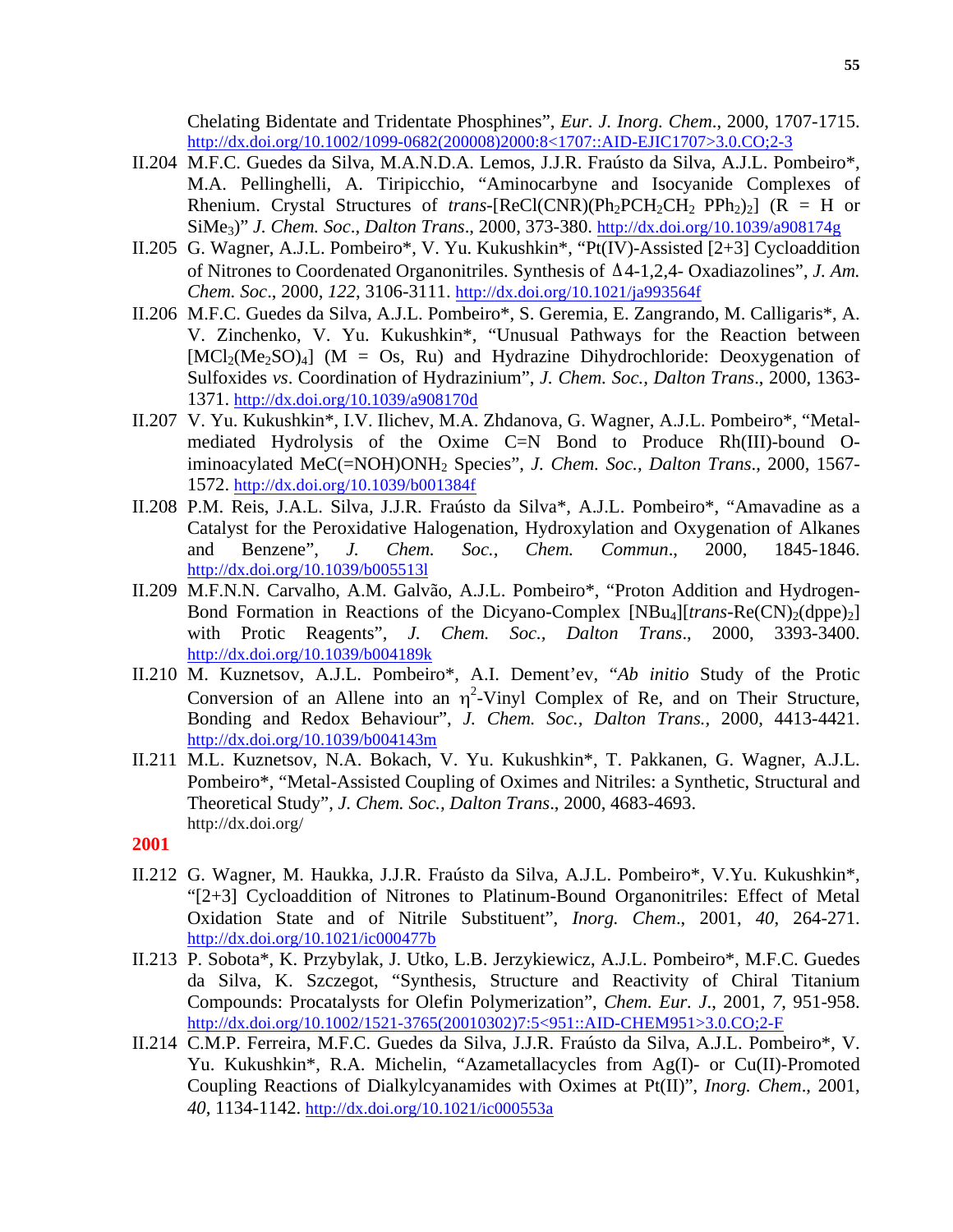Chelating Bidentate and Tridentate Phosphines", *Eur. J. Inorg. Chem*., 2000, 1707-1715. http://dx.doi.org/10.1002/1099-0682(200008)2000:8<1707::AID-EJIC1707>3.0.CO;2-3

II.204 M.F.C. Guedes da Silva, M.A.N.D.A. Lemos, J.J.R. Fraústo da Silva, A.J.L. Pombeiro*, M.A. Pellinghelli, A. Tiripicchio, "Aminocarbyne and Isocyanide Complexes of Rhenium. Crystal Structures of *trans*-[ReCl(CNR)($Ph_2PCH_2CH_2$ $PPh_2$)$_2$] (R = H or $SiMe_3$)" *J. Chem. Soc*., *Dalton Trans*., 2000, 373-380. http://dx.doi.org/10.1039/a908174g

II.205 G. Wagner, A.J.L. Pombeiro*, V. Yu. Kukushkin*, "Pt(IV)-Assisted [2+3] Cycloaddition of Nitrones to Coordenated Organonitriles. Synthesis of Δ4-1,2,4- Oxadiazolines", *J. Am. Chem. Soc*., 2000, *122*, 3106-3111. http://dx.doi.org/10.1021/ja993564f

II.206 M.F.C. Guedes da Silva, A.J.L. Pombeiro*, S. Geremia, E. Zangrando, M. Calligaris*, A. V. Zinchenko, V. Yu. Kukushkin*, "Unusual Pathways for the Reaction between [$MCl_2(Me_2SO)_4$] (M = Os, Ru) and Hydrazine Dihydrochloride: Deoxygenation of Sulfoxides *vs*. Coordination of Hydrazinium", *J. Chem. Soc., Dalton Trans*., 2000, 1363-1371. http://dx.doi.org/10.1039/a908170d

II.207 V. Yu. Kukushkin*, I.V. Ilichev, M.A. Zhdanova, G. Wagner, A.J.L. Pombeiro*, "Metal-mediated Hydrolysis of the Oxime C=N Bond to Produce Rh(III)-bound O-iminoacylated MeC(=NOH)$ONH_2$ Species", *J. Chem. Soc., Dalton Trans*., 2000, 1567-1572. http://dx.doi.org/10.1039/b001384f

II.208 P.M. Reis, J.A.L. Silva, J.J.R. Fraústo da Silva*, A.J.L. Pombeiro*, "Amavadine as a Catalyst for the Peroxidative Halogenation, Hydroxylation and Oxygenation of Alkanes and Benzene", *J. Chem. Soc., Chem. Commun*., 2000, 1845-1846. http://dx.doi.org/10.1039/b005513l

II.209 M.F.N.N. Carvalho, A.M. Galvão, A.J.L. Pombeiro*, "Proton Addition and Hydrogen-Bond Formation in Reactions of the Dicyano-Complex [$NBu_4$][*trans*-Re(CN)$_2$(dppe)$_2$] with Protic Reagents", *J. Chem. Soc., Dalton Trans*., 2000, 3393-3400. http://dx.doi.org/10.1039/b004189k

II.210 M. Kuznetsov, A.J.L. Pombeiro*, A.I. Dement'ev, "*Ab initio* Study of the Protic Conversion of an Allene into an $\eta^2$-Vinyl Complex of Re, and on Their Structure, Bonding and Redox Behaviour", *J. Chem. Soc., Dalton Trans.,* 2000, 4413-4421. http://dx.doi.org/10.1039/b004143m

II.211 M.L. Kuznetsov, N.A. Bokach, V. Yu. Kukushkin*, T. Pakkanen, G. Wagner, A.J.L. Pombeiro*, "Metal-Assisted Coupling of Oximes and Nitriles: a Synthetic, Structural and Theoretical Study", *J. Chem. Soc., Dalton Trans*., 2000, 4683-4693. http://dx.doi.org/

**2001**

II.212 G. Wagner, M. Haukka, J.J.R. Fraústo da Silva, A.J.L. Pombeiro*, V.Yu. Kukushkin*, "[2+3] Cycloaddition of Nitrones to Platinum-Bound Organonitriles: Effect of Metal Oxidation State and of Nitrile Substituent", *Inorg. Chem*., 2001, *40*, 264-271. http://dx.doi.org/10.1021/ic000477b

II.213 P. Sobota*, K. Przybylak, J. Utko, L.B. Jerzykiewicz, A.J.L. Pombeiro*, M.F.C. Guedes da Silva, K. Szczegot, "Synthesis, Structure and Reactivity of Chiral Titanium Compounds: Procatalysts for Olefin Polymerization", *Chem. Eur. J*., 2001, *7*, 951-958. http://dx.doi.org/10.1002/1521-3765(20010302)7:5<951::AID-CHEM951>3.0.CO;2-F

II.214 C.M.P. Ferreira, M.F.C. Guedes da Silva, J.J.R. Fraústo da Silva, A.J.L. Pombeiro*, V. Yu. Kukushkin*, R.A. Michelin, "Azametallacycles from Ag(I)- or Cu(II)-Promoted Coupling Reactions of Dialkylcyanamides with Oximes at Pt(II)", *Inorg. Chem*., 2001, *40*, 1134-1142. http://dx.doi.org/10.1021/ic000553a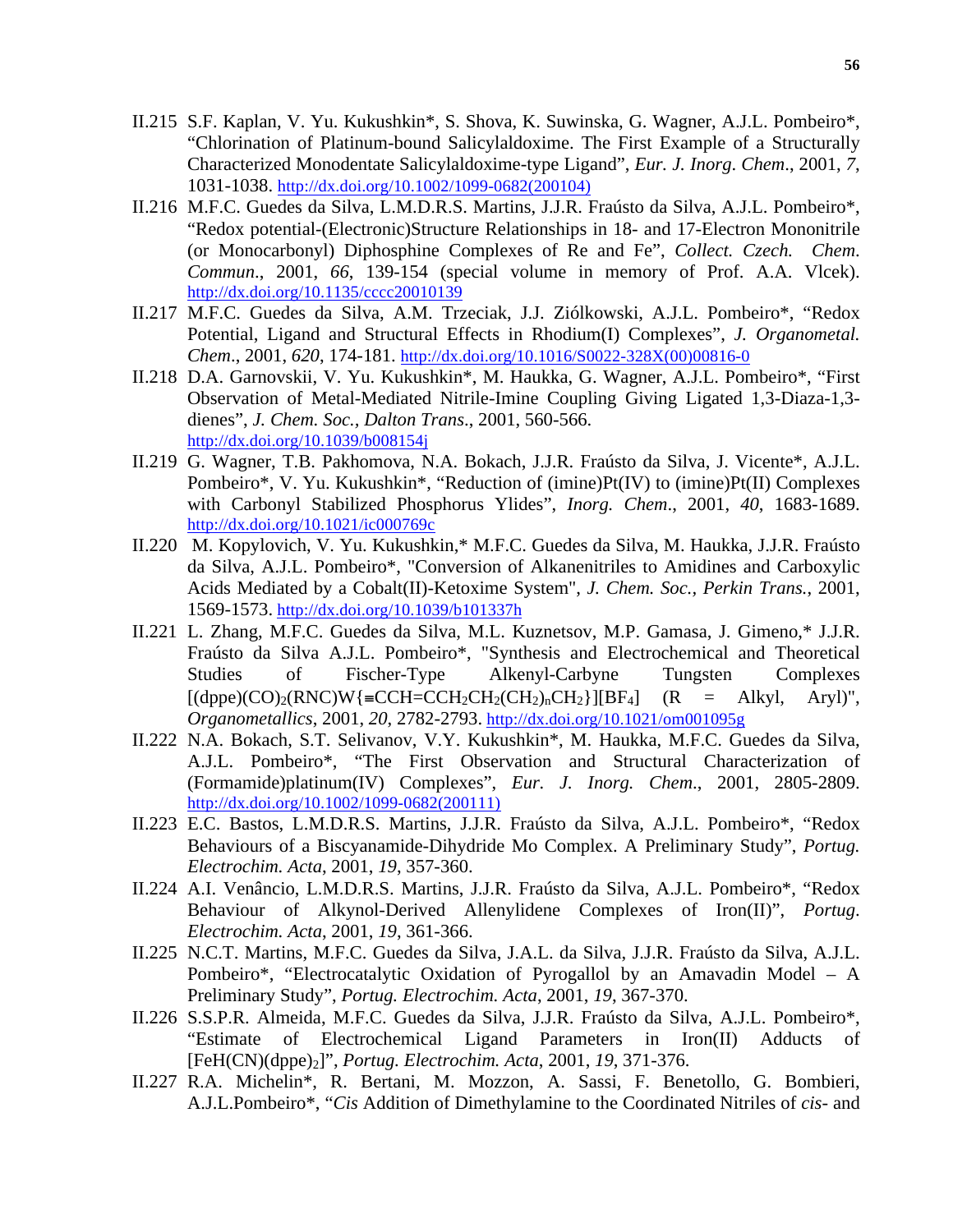II.215 S.F. Kaplan, V. Yu. Kukushkin*, S. Shova, K. Suwinska, G. Wagner, A.J.L. Pombeiro*, “Chlorination of Platinum-bound Salicylaldoxime. The First Example of a Structurally Characterized Monodentate Salicylaldoxime-type Ligand”, *Eur. J. Inorg. Chem*., 2001, *7*, 1031-1038. http://dx.doi.org/10.1002/1099-0682(200104)

II.216 M.F.C. Guedes da Silva, L.M.D.R.S. Martins, J.J.R. Fraústo da Silva, A.J.L. Pombeiro*, “Redox potential-(Electronic)Structure Relationships in 18- and 17-Electron Mononitrile (or Monocarbonyl) Diphosphine Complexes of Re and Fe”, *Collect. Czech. Chem. Commun*., 2001, *66*, 139-154 (special volume in memory of Prof. A.A. Vlcek). http://dx.doi.org/10.1135/cccc20010139

II.217 M.F.C. Guedes da Silva, A.M. Trzeciak, J.J. Ziólkowski, A.J.L. Pombeiro*, “Redox Potential, Ligand and Structural Effects in Rhodium(I) Complexes”, *J. Organometal. Chem*., 2001, *620*, 174-181. http://dx.doi.org/10.1016/S0022-328X(00)00816-0

II.218 D.A. Garnovskii, V. Yu. Kukushkin*, M. Haukka, G. Wagner, A.J.L. Pombeiro*, “First Observation of Metal-Mediated Nitrile-Imine Coupling Giving Ligated 1,3-Diaza-1,3-dienes”, *J. Chem. Soc., Dalton Trans*., 2001, 560-566. http://dx.doi.org/10.1039/b008154j

II.219 G. Wagner, T.B. Pakhomova, N.A. Bokach, J.J.R. Fraústo da Silva, J. Vicente*, A.J.L. Pombeiro*, V. Yu. Kukushkin*, “Reduction of (imine)Pt(IV) to (imine)Pt(II) Complexes with Carbonyl Stabilized Phosphorus Ylides”, *Inorg. Chem*., 2001, *40*, 1683-1689. http://dx.doi.org/10.1021/ic000769c

II.220 M. Kopylovich, V. Yu. Kukushkin,* M.F.C. Guedes da Silva, M. Haukka, J.J.R. Fraústo da Silva, A.J.L. Pombeiro*, "Conversion of Alkanenitriles to Amidines and Carboxylic Acids Mediated by a Cobalt(II)-Ketoxime System", *J. Chem. Soc., Perkin Trans.*, 2001, 1569-1573. http://dx.doi.org/10.1039/b101337h

II.221 L. Zhang, M.F.C. Guedes da Silva, M.L. Kuznetsov, M.P. Gamasa, J. Gimeno,* J.J.R. Fraústo da Silva A.J.L. Pombeiro*, "Synthesis and Electrochemical and Theoretical Studies of Fischer-Type Alkenyl-Carbyne Tungsten Complexes $[(dppe)(CO)_2(RNC)W\{\equiv CCH{=}CCH_2CH_2(CH_2)_nCH_2\}][BF_4]$ (R = Alkyl, Aryl)", *Organometallics*, 2001, *20*, 2782-2793. http://dx.doi.org/10.1021/om001095g

II.222 N.A. Bokach, S.T. Selivanov, V.Y. Kukushkin*, M. Haukka, M.F.C. Guedes da Silva, A.J.L. Pombeiro*, “The First Observation and Structural Characterization of (Formamide)platinum(IV) Complexes”, *Eur. J. Inorg. Chem*., 2001, 2805-2809. http://dx.doi.org/10.1002/1099-0682(200111)

II.223 E.C. Bastos, L.M.D.R.S. Martins, J.J.R. Fraústo da Silva, A.J.L. Pombeiro*, “Redox Behaviours of a Biscyanamide-Dihydride Mo Complex. A Preliminary Study”, *Portug. Electrochim. Acta*, 2001, *19*, 357-360.

II.224 A.I. Venâncio, L.M.D.R.S. Martins, J.J.R. Fraústo da Silva, A.J.L. Pombeiro*, “Redox Behaviour of Alkynol-Derived Allenylidene Complexes of Iron(II)”, *Portug. Electrochim. Acta*, 2001, *19*, 361-366.

II.225 N.C.T. Martins, M.F.C. Guedes da Silva, J.A.L. da Silva, J.J.R. Fraústo da Silva, A.J.L. Pombeiro*, “Electrocatalytic Oxidation of Pyrogallol by an Amavadin Model – A Preliminary Study”, *Portug. Electrochim. Acta*, 2001, *19*, 367-370.

II.226 S.S.P.R. Almeida, M.F.C. Guedes da Silva, J.J.R. Fraústo da Silva, A.J.L. Pombeiro*, “Estimate of Electrochemical Ligand Parameters in Iron(II) Adducts of $[FeH(CN)(dppe)_2]$”, *Portug. Electrochim. Acta*, 2001, *19*, 371-376.

II.227 R.A. Michelin*, R. Bertani, M. Mozzon, A. Sassi, F. Benetollo, G. Bombieri, A.J.L.Pombeiro*, “*Cis* Addition of Dimethylamine to the Coordinated Nitriles of *cis*- and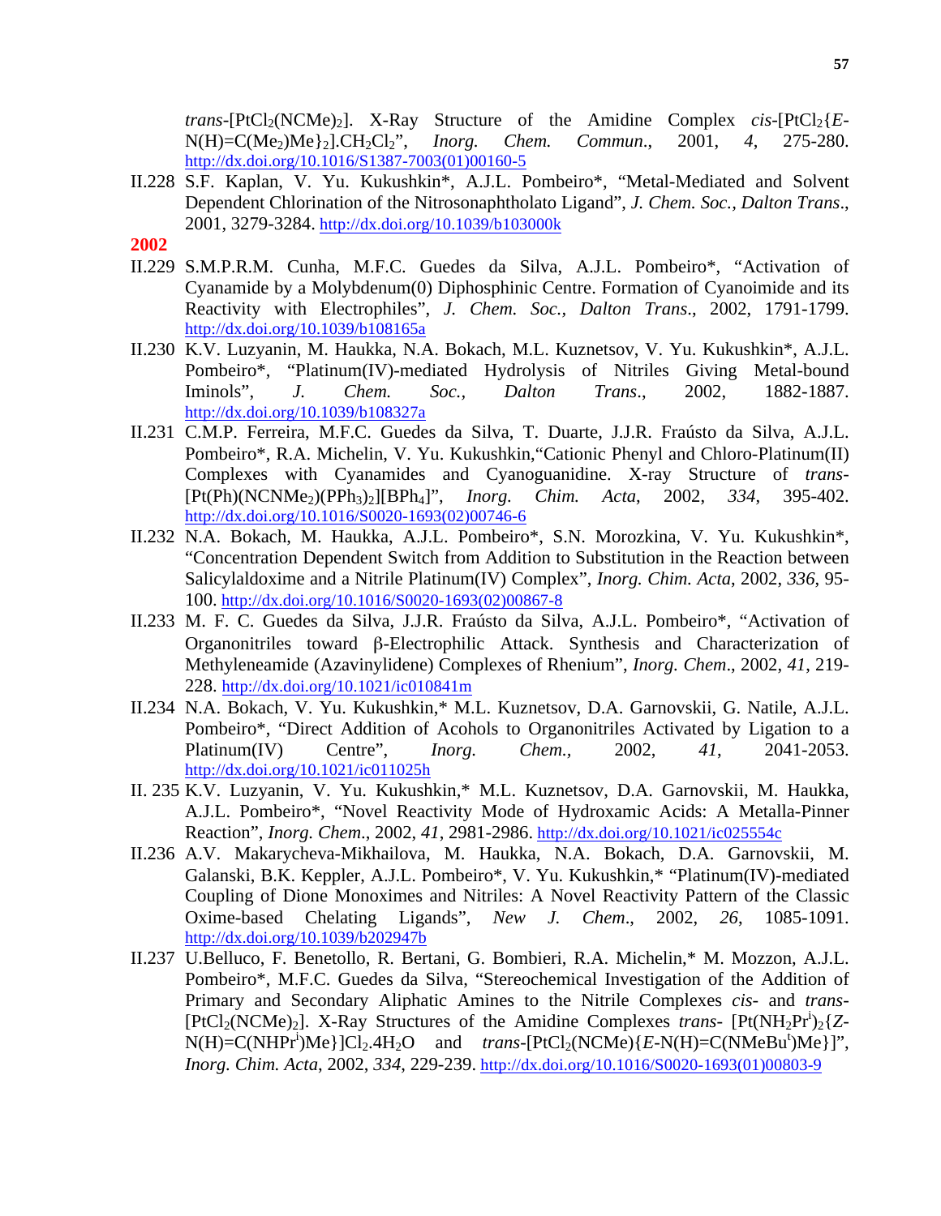*trans*-$[PtCl_2(NCMe)_2]$. X-Ray Structure of the Amidine Complex *cis*-$[PtCl_2\{E\text{-}N(H){=}C(Me_2)Me\}_2].CH_2Cl_2$", *Inorg. Chem. Commun*., 2001, *4*, 275-280. http://dx.doi.org/10.1016/S1387-7003(01)00160-5

II.228 S.F. Kaplan, V. Yu. Kukushkin*, A.J.L. Pombeiro*, "Metal-Mediated and Solvent Dependent Chlorination of the Nitrosonaphtholato Ligand", *J. Chem. Soc., Dalton Trans*., 2001, 3279-3284. http://dx.doi.org/10.1039/b103000k

**2002**

II.229 S.M.P.R.M. Cunha, M.F.C. Guedes da Silva, A.J.L. Pombeiro*, "Activation of Cyanamide by a Molybdenum(0) Diphosphinic Centre. Formation of Cyanoimide and its Reactivity with Electrophiles", *J. Chem. Soc., Dalton Trans*., 2002, 1791-1799. http://dx.doi.org/10.1039/b108165a

II.230 K.V. Luzyanin, M. Haukka, N.A. Bokach, M.L. Kuznetsov, V. Yu. Kukushkin*, A.J.L. Pombeiro*, "Platinum(IV)-mediated Hydrolysis of Nitriles Giving Metal-bound Iminols", *J. Chem. Soc., Dalton Trans*., 2002, 1882-1887. http://dx.doi.org/10.1039/b108327a

II.231 C.M.P. Ferreira, M.F.C. Guedes da Silva, T. Duarte, J.J.R. Fraústo da Silva, A.J.L. Pombeiro*, R.A. Michelin, V. Yu. Kukushkin,"Cationic Phenyl and Chloro-Platinum(II) Complexes with Cyanamides and Cyanoguanidine. X-ray Structure of *trans*-$[Pt(Ph)(NCNMe_2)(PPh_3)_2][BPh_4]$", *Inorg. Chim. Acta*, 2002, *334*, 395-402. http://dx.doi.org/10.1016/S0020-1693(02)00746-6

II.232 N.A. Bokach, M. Haukka, A.J.L. Pombeiro*, S.N. Morozkina, V. Yu. Kukushkin*, "Concentration Dependent Switch from Addition to Substitution in the Reaction between Salicylaldoxime and a Nitrile Platinum(IV) Complex", *Inorg. Chim. Acta*, 2002, *336*, 95-100. http://dx.doi.org/10.1016/S0020-1693(02)00867-8

II.233 M. F. C. Guedes da Silva, J.J.R. Fraústo da Silva, A.J.L. Pombeiro*, "Activation of Organonitriles toward β-Electrophilic Attack. Synthesis and Characterization of Methyleneamide (Azavinylidene) Complexes of Rhenium", *Inorg. Chem*., 2002, *41*, 219-228. http://dx.doi.org/10.1021/ic010841m

II.234 N.A. Bokach, V. Yu. Kukushkin,* M.L. Kuznetsov, D.A. Garnovskii, G. Natile, A.J.L. Pombeiro*, "Direct Addition of Acohols to Organonitriles Activated by Ligation to a Platinum(IV) Centre", *Inorg. Chem.*, 2002, *41*, 2041-2053. http://dx.doi.org/10.1021/ic011025h

II. 235 K.V. Luzyanin, V. Yu. Kukushkin,* M.L. Kuznetsov, D.A. Garnovskii, M. Haukka, A.J.L. Pombeiro*, "Novel Reactivity Mode of Hydroxamic Acids: A Metalla-Pinner Reaction", *Inorg. Chem*., 2002, *41*, 2981-2986. http://dx.doi.org/10.1021/ic025554c

II.236 A.V. Makarycheva-Mikhailova, M. Haukka, N.A. Bokach, D.A. Garnovskii, M. Galanski, B.K. Keppler, A.J.L. Pombeiro*, V. Yu. Kukushkin,* "Platinum(IV)-mediated Coupling of Dione Monoximes and Nitriles: A Novel Reactivity Pattern of the Classic Oxime-based Chelating Ligands", *New J. Chem*., 2002, *26*, 1085-1091. http://dx.doi.org/10.1039/b202947b

II.237 U.Belluco, F. Benetollo, R. Bertani, G. Bombieri, R.A. Michelin,* M. Mozzon, A.J.L. Pombeiro*, M.F.C. Guedes da Silva, "Stereochemical Investigation of the Addition of Primary and Secondary Aliphatic Amines to the Nitrile Complexes *cis*- and *trans*-$[PtCl_2(NCMe)_2]$. X-Ray Structures of the Amidine Complexes *trans*- $[Pt(NH_2Pr^i)_2\{Z\text{-}N(H){=}C(NHPr^i)Me\}]Cl_2.4H_2O$ and *trans*-$[PtCl_2(NCMe)\{E\text{-}N(H){=}C(NMeBu^t)Me\}]$", *Inorg. Chim. Acta*, 2002, *334*, 229-239. http://dx.doi.org/10.1016/S0020-1693(01)00803-9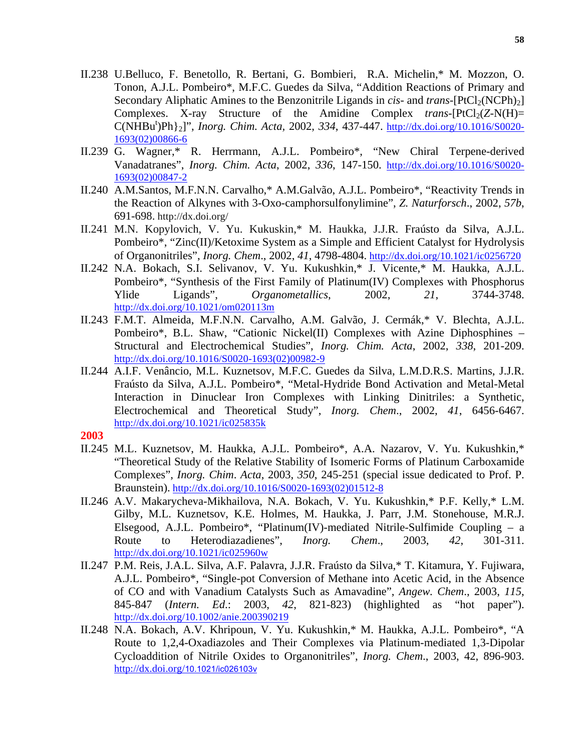II.238 U.Belluco, F. Benetollo, R. Bertani, G. Bombieri, R.A. Michelin,* M. Mozzon, O. Tonon, A.J.L. Pombeiro*, M.F.C. Guedes da Silva, "Addition Reactions of Primary and Secondary Aliphatic Amines to the Benzonitrile Ligands in *cis*- and *trans*-[$PtCl_2(NCPh)_2$] Complexes. X-ray Structure of the Amidine Complex *trans*-[$PtCl_2${*Z*-N(H)=C($NHBu^t$)Ph}$_2$]", *Inorg. Chim. Acta*, 2002, *334*, 437-447. http://dx.doi.org/10.1016/S0020-1693(02)00866-6

II.239 G. Wagner,* R. Herrmann, A.J.L. Pombeiro*, "New Chiral Terpene-derived Vanadatranes", *Inorg. Chim. Acta*, 2002, *336*, 147-150. http://dx.doi.org/10.1016/S0020-1693(02)00847-2

II.240 A.M.Santos, M.F.N.N. Carvalho,* A.M.Galvão, A.J.L. Pombeiro*, "Reactivity Trends in the Reaction of Alkynes with 3-Oxo-camphorsulfonylimine", *Z. Naturforsch*., 2002, *57b*, 691-698. http://dx.doi.org/

II.241 M.N. Kopylovich, V. Yu. Kukuskin,* M. Haukka, J.J.R. Fraústo da Silva, A.J.L. Pombeiro*, "Zinc(II)/Ketoxime System as a Simple and Efficient Catalyst for Hydrolysis of Organonitriles", *Inorg. Chem*., 2002, *41*, 4798-4804. http://dx.doi.org/10.1021/ic0256720

II.242 N.A. Bokach, S.I. Selivanov, V. Yu. Kukushkin,* J. Vicente,* M. Haukka, A.J.L. Pombeiro*, "Synthesis of the First Family of Platinum(IV) Complexes with Phosphorus Ylide Ligands", *Organometallics*, 2002, *21*, 3744-3748. http://dx.doi.org/10.1021/om020113m

II.243 F.M.T. Almeida, M.F.N.N. Carvalho, A.M. Galvão, J. Cermák,* V. Blechta, A.J.L. Pombeiro*, B.L. Shaw, "Cationic Nickel(II) Complexes with Azine Diphosphines – Structural and Electrochemical Studies", *Inorg. Chim. Acta*, 2002, *338*, 201-209. http://dx.doi.org/10.1016/S0020-1693(02)00982-9

II.244 A.I.F. Venâncio, M.L. Kuznetsov, M.F.C. Guedes da Silva, L.M.D.R.S. Martins, J.J.R. Fraústo da Silva, A.J.L. Pombeiro*, "Metal-Hydride Bond Activation and Metal-Metal Interaction in Dinuclear Iron Complexes with Linking Dinitriles: a Synthetic, Electrochemical and Theoretical Study", *Inorg. Chem*., 2002, *41*, 6456-6467. http://dx.doi.org/10.1021/ic025835k

**2003**

II.245 M.L. Kuznetsov, M. Haukka, A.J.L. Pombeiro*, A.A. Nazarov, V. Yu. Kukushkin,* "Theoretical Study of the Relative Stability of Isomeric Forms of Platinum Carboxamide Complexes", *Inorg. Chim. Acta*, 2003, *350*, 245-251 (special issue dedicated to Prof. P. Braunstein). http://dx.doi.org/10.1016/S0020-1693(02)01512-8

II.246 A.V. Makarycheva-Mikhailova, N.A. Bokach, V. Yu. Kukushkin,* P.F. Kelly,* L.M. Gilby, M.L. Kuznetsov, K.E. Holmes, M. Haukka, J. Parr, J.M. Stonehouse, M.R.J. Elsegood, A.J.L. Pombeiro*, "Platinum(IV)-mediated Nitrile-Sulfimide Coupling – a Route to Heterodiazadienes", *Inorg. Chem*., 2003, *42*, 301-311. http://dx.doi.org/10.1021/ic025960w

II.247 P.M. Reis, J.A.L. Silva, A.F. Palavra, J.J.R. Fraústo da Silva,* T. Kitamura, Y. Fujiwara, A.J.L. Pombeiro*, "Single-pot Conversion of Methane into Acetic Acid, in the Absence of CO and with Vanadium Catalysts Such as Amavadine", *Angew. Chem*., 2003, *115*, 845-847 (*Intern. Ed*.: 2003, *42*, 821-823) (highlighted as "hot paper"). http://dx.doi.org/10.1002/anie.200390219

II.248 N.A. Bokach, A.V. Khripoun, V. Yu. Kukushkin,* M. Haukka, A.J.L. Pombeiro*, "A Route to 1,2,4-Oxadiazoles and Their Complexes via Platinum-mediated 1,3-Dipolar Cycloaddition of Nitrile Oxides to Organonitriles", *Inorg. Chem*., 2003, 42, 896-903. http://dx.doi.org/10.1021/ic026103v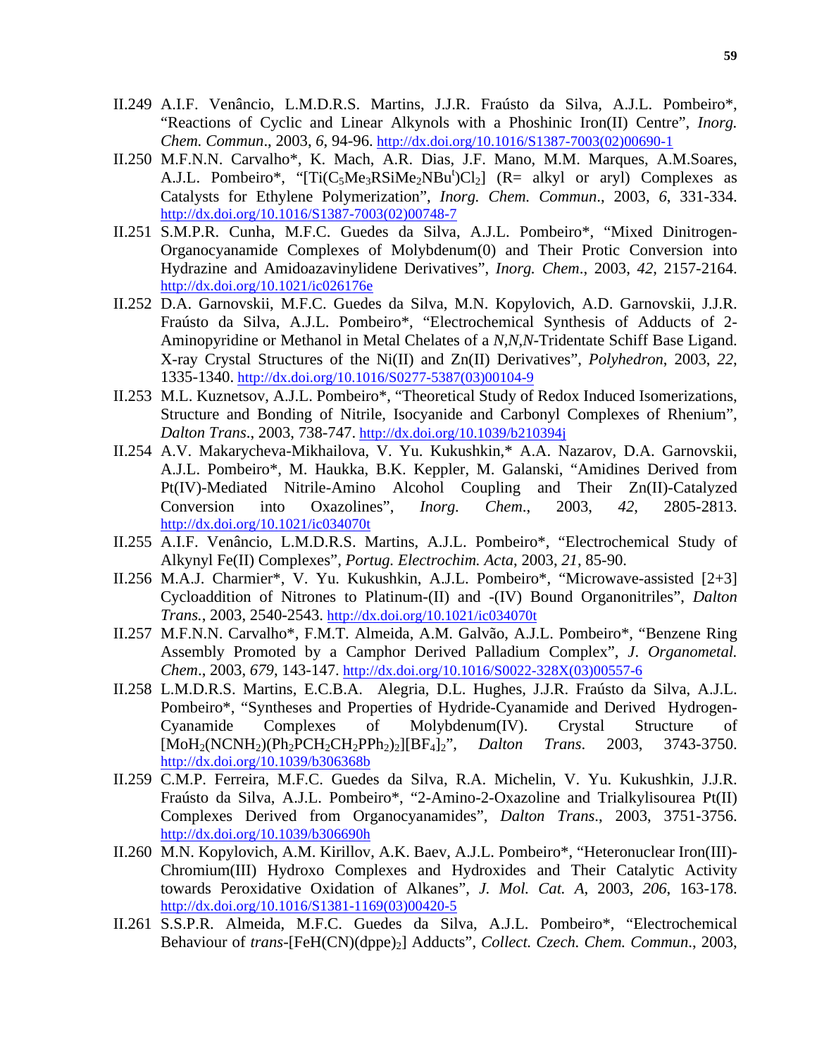II.249 A.I.F. Venâncio, L.M.D.R.S. Martins, J.J.R. Fraústo da Silva, A.J.L. Pombeiro*, "Reactions of Cyclic and Linear Alkynols with a Phoshinic Iron(II) Centre", *Inorg. Chem. Commun*., 2003, *6*, 94-96. http://dx.doi.org/10.1016/S1387-7003(02)00690-1

II.250 M.F.N.N. Carvalho*, K. Mach, A.R. Dias, J.F. Mano, M.M. Marques, A.M.Soares, A.J.L. Pombeiro*, "[Ti($C_5Me_3RSiMe_2NBu^t$)$Cl_2$] (R= alkyl or aryl) Complexes as Catalysts for Ethylene Polymerization", *Inorg. Chem. Commun*., 2003, *6*, 331-334. http://dx.doi.org/10.1016/S1387-7003(02)00748-7

II.251 S.M.P.R. Cunha, M.F.C. Guedes da Silva, A.J.L. Pombeiro*, "Mixed Dinitrogen-Organocyanamide Complexes of Molybdenum(0) and Their Protic Conversion into Hydrazine and Amidoazavinylidene Derivatives", *Inorg. Chem*., 2003, *42*, 2157-2164. http://dx.doi.org/10.1021/ic026176e

II.252 D.A. Garnovskii, M.F.C. Guedes da Silva, M.N. Kopylovich, A.D. Garnovskii, J.J.R. Fraústo da Silva, A.J.L. Pombeiro*, "Electrochemical Synthesis of Adducts of 2-Aminopyridine or Methanol in Metal Chelates of a *N,N,N*-Tridentate Schiff Base Ligand. X-ray Crystal Structures of the Ni(II) and Zn(II) Derivatives", *Polyhedron*, 2003, *22*, 1335-1340. http://dx.doi.org/10.1016/S0277-5387(03)00104-9

II.253 M.L. Kuznetsov, A.J.L. Pombeiro*, "Theoretical Study of Redox Induced Isomerizations, Structure and Bonding of Nitrile, Isocyanide and Carbonyl Complexes of Rhenium", *Dalton Trans*., 2003, 738-747. http://dx.doi.org/10.1039/b210394j

II.254 A.V. Makarycheva-Mikhailova, V. Yu. Kukushkin,* A.A. Nazarov, D.A. Garnovskii, A.J.L. Pombeiro*, M. Haukka, B.K. Keppler, M. Galanski, "Amidines Derived from Pt(IV)-Mediated Nitrile-Amino Alcohol Coupling and Their Zn(II)-Catalyzed Conversion into Oxazolines", *Inorg. Chem*., 2003, *42*, 2805-2813. http://dx.doi.org/10.1021/ic034070t

II.255 A.I.F. Venâncio, L.M.D.R.S. Martins, A.J.L. Pombeiro*, "Electrochemical Study of Alkynyl Fe(II) Complexes", *Portug. Electrochim. Acta*, 2003, *21*, 85-90.

II.256 M.A.J. Charmier*, V. Yu. Kukushkin, A.J.L. Pombeiro*, "Microwave-assisted [2+3] Cycloaddition of Nitrones to Platinum-(II) and -(IV) Bound Organonitriles", *Dalton Trans.*, 2003, 2540-2543. http://dx.doi.org/10.1021/ic034070t

II.257 M.F.N.N. Carvalho*, F.M.T. Almeida, A.M. Galvão, A.J.L. Pombeiro*, "Benzene Ring Assembly Promoted by a Camphor Derived Palladium Complex", *J. Organometal. Chem*., 2003, *679*, 143-147. http://dx.doi.org/10.1016/S0022-328X(03)00557-6

II.258 L.M.D.R.S. Martins, E.C.B.A. Alegria, D.L. Hughes, J.J.R. Fraústo da Silva, A.J.L. Pombeiro*, "Syntheses and Properties of Hydride-Cyanamide and Derived Hydrogen-Cyanamide Complexes of Molybdenum(IV). Crystal Structure of [$MoH_2(NCNH_2)(Ph_2PCH_2CH_2PPh_2)_2$][$BF_4$]$_2$", *Dalton Trans*. 2003, 3743-3750. http://dx.doi.org/10.1039/b306368b

II.259 C.M.P. Ferreira, M.F.C. Guedes da Silva, R.A. Michelin, V. Yu. Kukushkin, J.J.R. Fraústo da Silva, A.J.L. Pombeiro*, "2-Amino-2-Oxazoline and Trialkylisourea Pt(II) Complexes Derived from Organocyanamides", *Dalton Trans*., 2003, 3751-3756. http://dx.doi.org/10.1039/b306690h

II.260 M.N. Kopylovich, A.M. Kirillov, A.K. Baev, A.J.L. Pombeiro*, "Heteronuclear Iron(III)-Chromium(III) Hydroxo Complexes and Hydroxides and Their Catalytic Activity towards Peroxidative Oxidation of Alkanes", *J. Mol. Cat. A*, 2003, *206*, 163-178. http://dx.doi.org/10.1016/S1381-1169(03)00420-5

II.261 S.S.P.R. Almeida, M.F.C. Guedes da Silva, A.J.L. Pombeiro*, "Electrochemical Behaviour of *trans*-[FeH(CN)(dppe)$_2$] Adducts", *Collect. Czech. Chem. Commun*., 2003,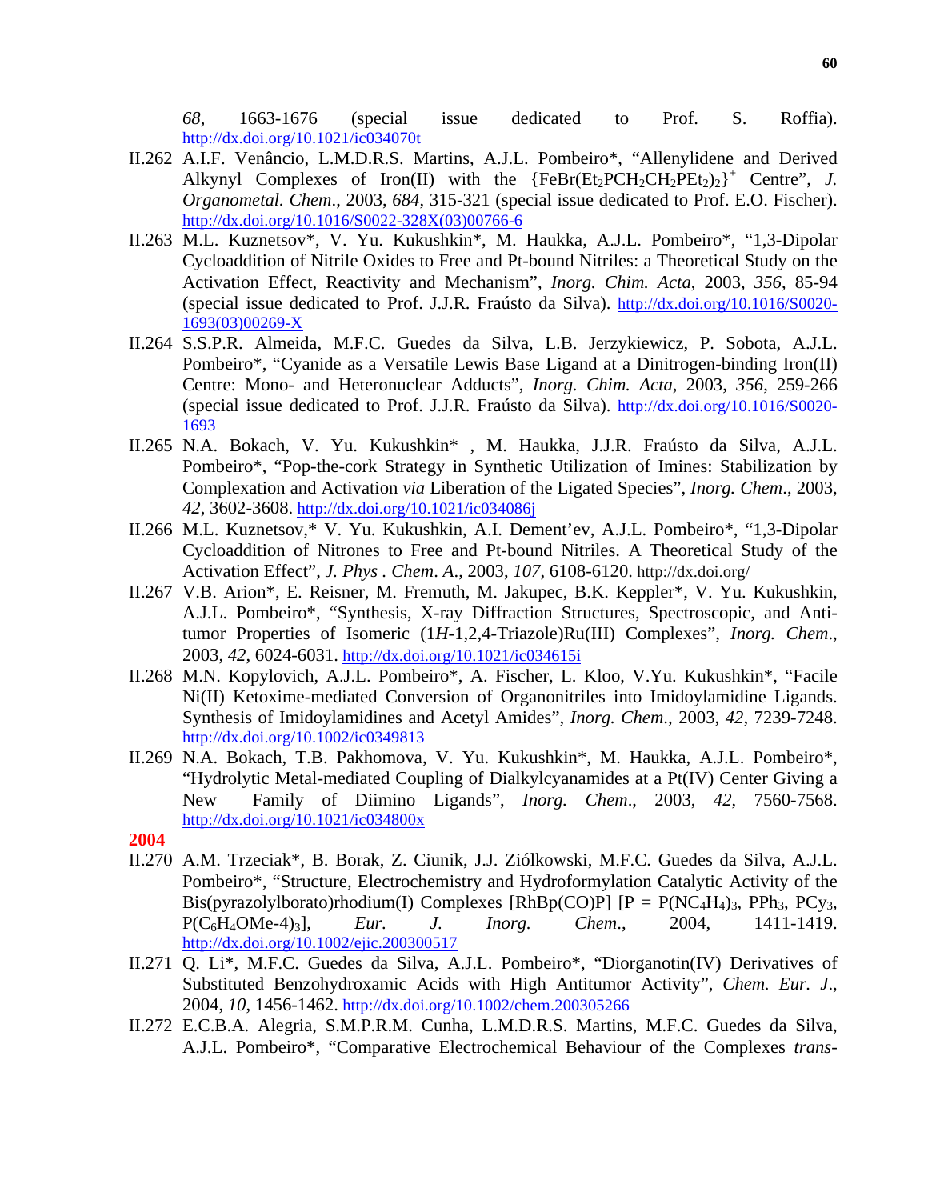*68*, 1663-1676 (special issue dedicated to Prof. S. Roffia). http://dx.doi.org/10.1021/ic034070t

II.262 A.I.F. Venâncio, L.M.D.R.S. Martins, A.J.L. Pombeiro*, "Allenylidene and Derived Alkynyl Complexes of Iron(II) with the $\{FeBr(Et_2PCH_2CH_2PEt_2)_2\}^+$ Centre", *J. Organometal. Chem.*, 2003, *684*, 315-321 (special issue dedicated to Prof. E.O. Fischer). http://dx.doi.org/10.1016/S0022-328X(03)00766-6

II.263 M.L. Kuznetsov*, V. Yu. Kukushkin*, M. Haukka, A.J.L. Pombeiro*, "1,3-Dipolar Cycloaddition of Nitrile Oxides to Free and Pt-bound Nitriles: a Theoretical Study on the Activation Effect, Reactivity and Mechanism", *Inorg. Chim. Acta*, 2003, *356*, 85-94 (special issue dedicated to Prof. J.J.R. Fraústo da Silva). http://dx.doi.org/10.1016/S0020-1693(03)00269-X

II.264 S.S.P.R. Almeida, M.F.C. Guedes da Silva, L.B. Jerzykiewicz, P. Sobota, A.J.L. Pombeiro*, "Cyanide as a Versatile Lewis Base Ligand at a Dinitrogen-binding Iron(II) Centre: Mono- and Heteronuclear Adducts", *Inorg. Chim. Acta*, 2003, *356*, 259-266 (special issue dedicated to Prof. J.J.R. Fraústo da Silva). http://dx.doi.org/10.1016/S0020-1693

II.265 N.A. Bokach, V. Yu. Kukushkin* , M. Haukka, J.J.R. Fraústo da Silva, A.J.L. Pombeiro*, "Pop-the-cork Strategy in Synthetic Utilization of Imines: Stabilization by Complexation and Activation *via* Liberation of the Ligated Species", *Inorg. Chem.*, 2003, *42*, 3602-3608. http://dx.doi.org/10.1021/ic034086j

II.266 M.L. Kuznetsov,* V. Yu. Kukushkin, A.I. Dement'ev, A.J.L. Pombeiro*, "1,3-Dipolar Cycloaddition of Nitrones to Free and Pt-bound Nitriles. A Theoretical Study of the Activation Effect", *J. Phys . Chem. A.*, 2003, *107*, 6108-6120. http://dx.doi.org/

II.267 V.B. Arion*, E. Reisner, M. Fremuth, M. Jakupec, B.K. Keppler*, V. Yu. Kukushkin, A.J.L. Pombeiro*, "Synthesis, X-ray Diffraction Structures, Spectroscopic, and Anti-tumor Properties of Isomeric (1*H*-1,2,4-Triazole)Ru(III) Complexes", *Inorg. Chem.*, 2003, *42*, 6024-6031. http://dx.doi.org/10.1021/ic034615i

II.268 M.N. Kopylovich, A.J.L. Pombeiro*, A. Fischer, L. Kloo, V.Yu. Kukushkin*, "Facile Ni(II) Ketoxime-mediated Conversion of Organonitriles into Imidoylamidine Ligands. Synthesis of Imidoylamidines and Acetyl Amides", *Inorg. Chem.*, 2003, *42*, 7239-7248. http://dx.doi.org/10.1002/ic0349813

II.269 N.A. Bokach, T.B. Pakhomova, V. Yu. Kukushkin*, M. Haukka, A.J.L. Pombeiro*, "Hydrolytic Metal-mediated Coupling of Dialkylcyanamides at a Pt(IV) Center Giving a New Family of Diimino Ligands", *Inorg. Chem.*, 2003, *42*, 7560-7568. http://dx.doi.org/10.1021/ic034800x

**2004**

II.270 A.M. Trzeciak*, B. Borak, Z. Ciunik, J.J. Ziólkowski, M.F.C. Guedes da Silva, A.J.L. Pombeiro*, "Structure, Electrochemistry and Hydroformylation Catalytic Activity of the Bis(pyrazolylborato)rhodium(I) Complexes [RhBp(CO)P] [P = $P(NC_4H_4)_3$, $PPh_3$, $PCy_3$, $P(C_6H_4OMe\text{-}4)_3$], *Eur. J. Inorg. Chem.*, 2004, 1411-1419. http://dx.doi.org/10.1002/ejic.200300517

II.271 Q. Li*, M.F.C. Guedes da Silva, A.J.L. Pombeiro*, "Diorganotin(IV) Derivatives of Substituted Benzohydroxamic Acids with High Antitumor Activity", *Chem. Eur. J.*, 2004, *10*, 1456-1462. http://dx.doi.org/10.1002/chem.200305266

II.272 E.C.B.A. Alegria, S.M.P.R.M. Cunha, L.M.D.R.S. Martins, M.F.C. Guedes da Silva, A.J.L. Pombeiro*, "Comparative Electrochemical Behaviour of the Complexes *trans-*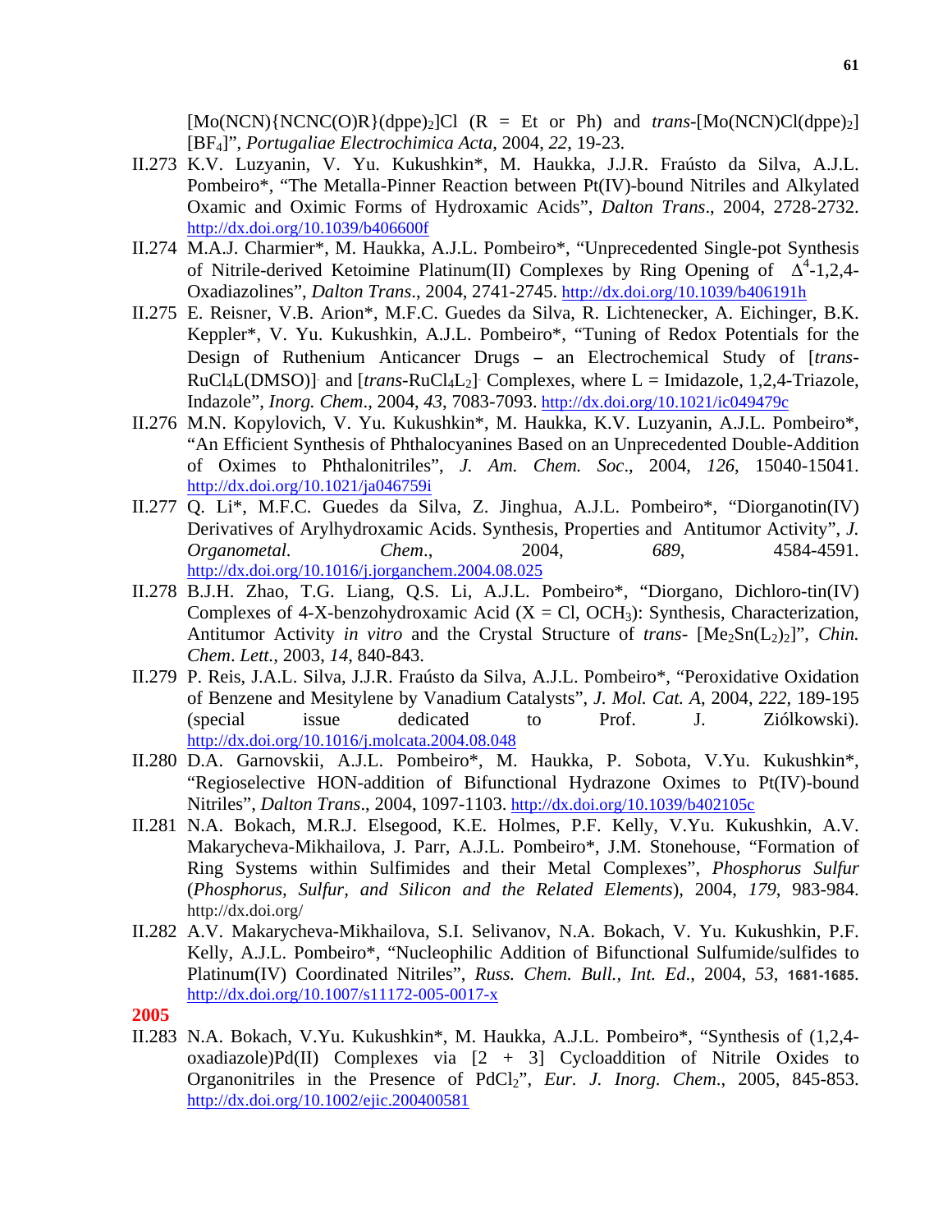$[Mo(NCN)\{NCNC(O)R\}(dppe)_2]Cl$ (R = Et or Ph) and *trans*-$[Mo(NCN)Cl(dppe)_2][BF_4]$", *Portugaliae Electrochimica Acta*, 2004, *22*, 19-23.

II.273 K.V. Luzyanin, V. Yu. Kukushkin*, M. Haukka, J.J.R. Fraústo da Silva, A.J.L. Pombeiro*, "The Metalla-Pinner Reaction between Pt(IV)-bound Nitriles and Alkylated Oxamic and Oximic Forms of Hydroxamic Acids", *Dalton Trans*., 2004, 2728-2732. http://dx.doi.org/10.1039/b406600f

II.274 M.A.J. Charmier*, M. Haukka, A.J.L. Pombeiro*, "Unprecedented Single-pot Synthesis of Nitrile-derived Ketoimine Platinum(II) Complexes by Ring Opening of $\Delta^4$-1,2,4-Oxadiazolines", *Dalton Trans*., 2004, 2741-2745. http://dx.doi.org/10.1039/b406191h

II.275 E. Reisner, V.B. Arion*, M.F.C. Guedes da Silva, R. Lichtenecker, A. Eichinger, B.K. Keppler*, V. Yu. Kukushkin, A.J.L. Pombeiro*, "Tuning of Redox Potentials for the Design of Ruthenium Anticancer Drugs – an Electrochemical Study of [*trans*-$RuCl_4L(DMSO)]^-$ and [*trans*-$RuCl_4L_2]^-$ Complexes, where L = Imidazole, 1,2,4-Triazole, Indazole", *Inorg. Chem*., 2004, *43*, 7083-7093. http://dx.doi.org/10.1021/ic049479c

II.276 M.N. Kopylovich, V. Yu. Kukushkin*, M. Haukka, K.V. Luzyanin, A.J.L. Pombeiro*, "An Efficient Synthesis of Phthalocyanines Based on an Unprecedented Double-Addition of Oximes to Phthalonitriles", *J. Am. Chem. Soc*., 2004, *126*, 15040-15041. http://dx.doi.org/10.1021/ja046759i

II.277 Q. Li*, M.F.C. Guedes da Silva, Z. Jinghua, A.J.L. Pombeiro*, "Diorganotin(IV) Derivatives of Arylhydroxamic Acids. Synthesis, Properties and Antitumor Activity", *J. Organometal. Chem*., 2004, *689*, 4584-4591. http://dx.doi.org/10.1016/j.jorganchem.2004.08.025

II.278 B.J.H. Zhao, T.G. Liang, Q.S. Li, A.J.L. Pombeiro*, "Diorgano, Dichloro-tin(IV) Complexes of 4-X-benzohydroxamic Acid (X = Cl, $OCH_3$): Synthesis, Characterization, Antitumor Activity *in vitro* and the Crystal Structure of *trans*- $[Me_2Sn(L_2)_2]$", *Chin. Chem. Lett.*, 2003, *14*, 840-843.

II.279 P. Reis, J.A.L. Silva, J.J.R. Fraústo da Silva, A.J.L. Pombeiro*, "Peroxidative Oxidation of Benzene and Mesitylene by Vanadium Catalysts", *J. Mol. Cat. A*, 2004, *222*, 189-195 (special issue dedicated to Prof. J. Ziółkowski). http://dx.doi.org/10.1016/j.molcata.2004.08.048

II.280 D.A. Garnovskii, A.J.L. Pombeiro*, M. Haukka, P. Sobota, V.Yu. Kukushkin*, "Regioselective HON-addition of Bifunctional Hydrazone Oximes to Pt(IV)-bound Nitriles", *Dalton Trans*., 2004, 1097-1103. http://dx.doi.org/10.1039/b402105c

II.281 N.A. Bokach, M.R.J. Elsegood, K.E. Holmes, P.F. Kelly, V.Yu. Kukushkin, A.V. Makarycheva-Mikhailova, J. Parr, A.J.L. Pombeiro*, J.M. Stonehouse, "Formation of Ring Systems within Sulfimides and their Metal Complexes", *Phosphorus Sulfur* (*Phosphorus, Sulfur, and Silicon and the Related Elements*), 2004, *179*, 983-984. http://dx.doi.org/

II.282 A.V. Makarycheva-Mikhailova, S.I. Selivanov, N.A. Bokach, V. Yu. Kukushkin, P.F. Kelly, A.J.L. Pombeiro*, "Nucleophilic Addition of Bifunctional Sulfumide/sulfides to Platinum(IV) Coordinated Nitriles", *Russ. Chem. Bull., Int. Ed*., 2004, *53*, 1681-1685. http://dx.doi.org/10.1007/s11172-005-0017-x

**2005**

II.283 N.A. Bokach, V.Yu. Kukushkin*, M. Haukka, A.J.L. Pombeiro*, "Synthesis of (1,2,4-oxadiazole)Pd(II) Complexes via [2 + 3] Cycloaddition of Nitrile Oxides to Organonitriles in the Presence of $PdCl_2$", *Eur. J. Inorg. Chem*., 2005, 845-853. http://dx.doi.org/10.1002/ejic.200400581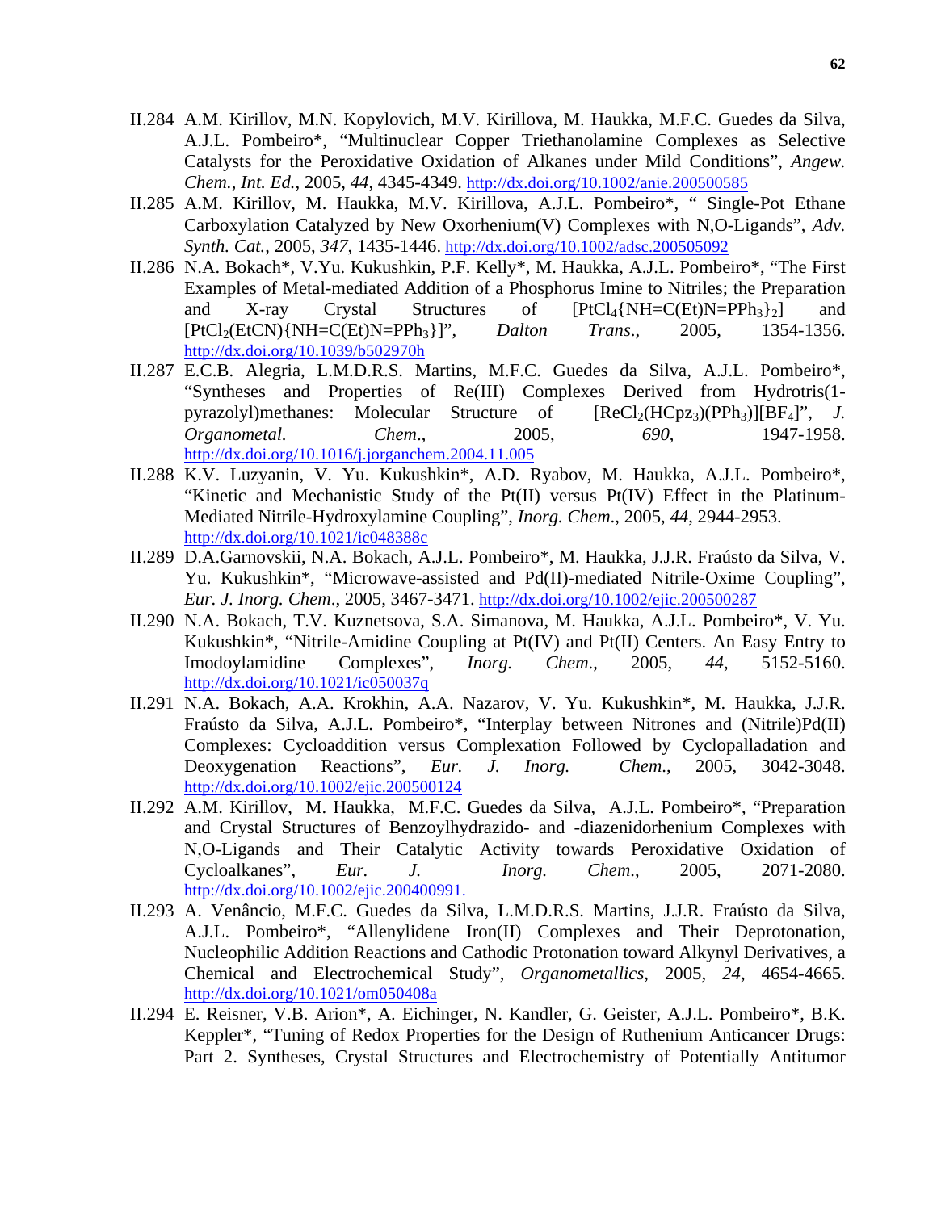II.284 A.M. Kirillov, M.N. Kopylovich, M.V. Kirillova, M. Haukka, M.F.C. Guedes da Silva, A.J.L. Pombeiro*, "Multinuclear Copper Triethanolamine Complexes as Selective Catalysts for the Peroxidative Oxidation of Alkanes under Mild Conditions", *Angew. Chem.*, *Int. Ed.*, 2005, *44*, 4345-4349. http://dx.doi.org/10.1002/anie.200500585

II.285 A.M. Kirillov, M. Haukka, M.V. Kirillova, A.J.L. Pombeiro*, " Single-Pot Ethane Carboxylation Catalyzed by New Oxorhenium(V) Complexes with N,O-Ligands", *Adv. Synth. Cat.*, 2005, *347*, 1435-1446. http://dx.doi.org/10.1002/adsc.200505092

II.286 N.A. Bokach*, V.Yu. Kukushkin, P.F. Kelly*, M. Haukka, A.J.L. Pombeiro*, "The First Examples of Metal-mediated Addition of a Phosphorus Imine to Nitriles; the Preparation and X-ray Crystal Structures of $[PtCl_4\{NH{=}C(Et)N{=}PPh_3\}_2]$ and $[PtCl_2(EtCN)\{NH{=}C(Et)N{=}PPh_3\}]$", *Dalton Trans.*, 2005, 1354-1356. http://dx.doi.org/10.1039/b502970h

II.287 E.C.B. Alegria, L.M.D.R.S. Martins, M.F.C. Guedes da Silva, A.J.L. Pombeiro*, "Syntheses and Properties of Re(III) Complexes Derived from Hydrotris(1-pyrazolyl)methanes: Molecular Structure of $[ReCl_2(HCpz_3)(PPh_3)][BF_4]$", *J. Organometal. Chem.*, 2005, *690*, 1947-1958. http://dx.doi.org/10.1016/j.jorganchem.2004.11.005

II.288 K.V. Luzyanin, V. Yu. Kukushkin*, A.D. Ryabov, M. Haukka, A.J.L. Pombeiro*, "Kinetic and Mechanistic Study of the Pt(II) versus Pt(IV) Effect in the Platinum-Mediated Nitrile-Hydroxylamine Coupling", *Inorg. Chem*., 2005, *44*, 2944-2953. http://dx.doi.org/10.1021/ic048388c

II.289 D.A.Garnovskii, N.A. Bokach, A.J.L. Pombeiro*, M. Haukka, J.J.R. Fraústo da Silva, V. Yu. Kukushkin*, "Microwave-assisted and Pd(II)-mediated Nitrile-Oxime Coupling", *Eur. J. Inorg. Chem*., 2005, 3467-3471. http://dx.doi.org/10.1002/ejic.200500287

II.290 N.A. Bokach, T.V. Kuznetsova, S.A. Simanova, M. Haukka, A.J.L. Pombeiro*, V. Yu. Kukushkin*, "Nitrile-Amidine Coupling at Pt(IV) and Pt(II) Centers. An Easy Entry to Imodoylamidine Complexes", *Inorg. Chem*., 2005, *44*, 5152-5160. http://dx.doi.org/10.1021/ic050037q

II.291 N.A. Bokach, A.A. Krokhin, A.A. Nazarov, V. Yu. Kukushkin*, M. Haukka, J.J.R. Fraústo da Silva, A.J.L. Pombeiro*, "Interplay between Nitrones and (Nitrile)Pd(II) Complexes: Cycloaddition versus Complexation Followed by Cyclopalladation and Deoxygenation Reactions", *Eur. J. Inorg. Chem*., 2005, 3042-3048. http://dx.doi.org/10.1002/ejic.200500124

II.292 A.M. Kirillov, M. Haukka, M.F.C. Guedes da Silva, A.J.L. Pombeiro*, "Preparation and Crystal Structures of Benzoylhydrazido- and -diazenidorhenium Complexes with N,O-Ligands and Their Catalytic Activity towards Peroxidative Oxidation of Cycloalkanes", *Eur. J. Inorg. Chem*., 2005, 2071-2080. http://dx.doi.org/10.1002/ejic.200400991.

II.293 A. Venâncio, M.F.C. Guedes da Silva, L.M.D.R.S. Martins, J.J.R. Fraústo da Silva, A.J.L. Pombeiro*, "Allenylidene Iron(II) Complexes and Their Deprotonation, Nucleophilic Addition Reactions and Cathodic Protonation toward Alkynyl Derivatives, a Chemical and Electrochemical Study", *Organometallics*, 2005, *24*, 4654-4665. http://dx.doi.org/10.1021/om050408a

II.294 E. Reisner, V.B. Arion*, A. Eichinger, N. Kandler, G. Geister, A.J.L. Pombeiro*, B.K. Keppler*, "Tuning of Redox Properties for the Design of Ruthenium Anticancer Drugs: Part 2. Syntheses, Crystal Structures and Electrochemistry of Potentially Antitumor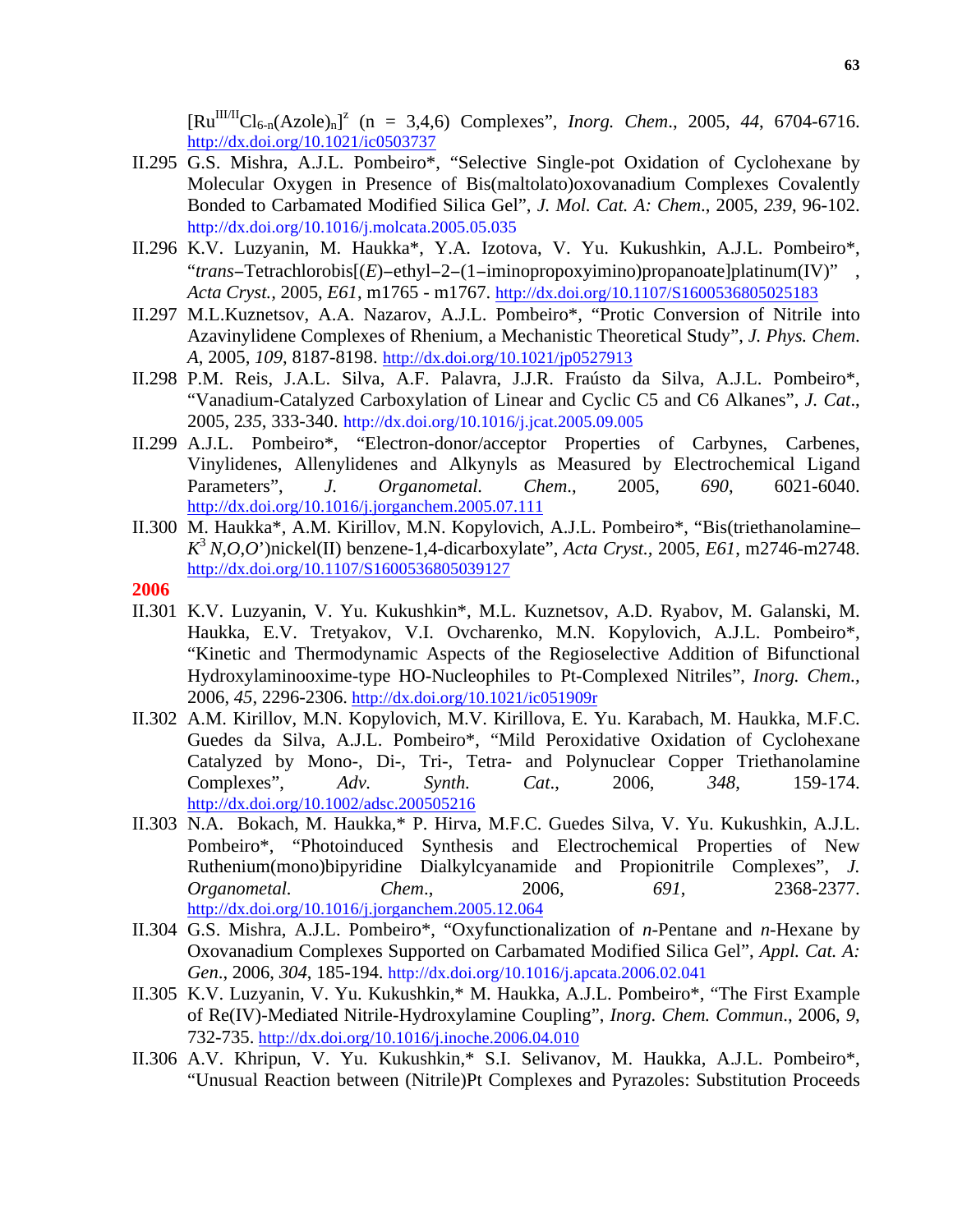$[Ru^{III/II}Cl_{6-n}(Azole)_n]^z$ (n = 3,4,6) Complexes", *Inorg. Chem.*, 2005, *44*, 6704-6716. http://dx.doi.org/10.1021/ic0503737

II.295 G.S. Mishra, A.J.L. Pombeiro*, "Selective Single-pot Oxidation of Cyclohexane by Molecular Oxygen in Presence of Bis(maltolato)oxovanadium Complexes Covalently Bonded to Carbamated Modified Silica Gel", *J. Mol. Cat. A: Chem*., 2005, *239*, 96-102. http://dx.doi.org/10.1016/j.molcata.2005.05.035

II.296 K.V. Luzyanin, M. Haukka*, Y.A. Izotova, V. Yu. Kukushkin, A.J.L. Pombeiro*, "*trans*–Tetrachlorobis[(*E*)–ethyl–2–(1–iminopropoxyimino)propanoate]platinum(IV)" , *Acta Cryst.*, 2005, *E61*, m1765 - m1767. http://dx.doi.org/10.1107/S1600536805025183

II.297 M.L.Kuznetsov, A.A. Nazarov, A.J.L. Pombeiro*, "Protic Conversion of Nitrile into Azavinylidene Complexes of Rhenium, a Mechanistic Theoretical Study", *J. Phys. Chem. A*, 2005, *109*, 8187-8198. http://dx.doi.org/10.1021/jp0527913

II.298 P.M. Reis, J.A.L. Silva, A.F. Palavra, J.J.R. Fraústo da Silva, A.J.L. Pombeiro*, "Vanadium-Catalyzed Carboxylation of Linear and Cyclic C5 and C6 Alkanes", *J. Cat*., 2005, 2*35*, 333-340. http://dx.doi.org/10.1016/j.jcat.2005.09.005

II.299 A.J.L. Pombeiro*, "Electron-donor/acceptor Properties of Carbynes, Carbenes, Vinylidenes, Allenylidenes and Alkynyls as Measured by Electrochemical Ligand Parameters", *J. Organometal. Chem*., 2005, *690*, 6021-6040. http://dx.doi.org/10.1016/j.jorganchem.2005.07.111

II.300 M. Haukka*, A.M. Kirillov, M.N. Kopylovich, A.J.L. Pombeiro*, "Bis(triethanolamine–$K^3$ *N,O,O'*)nickel(II) benzene-1,4-dicarboxylate", *Acta Cryst.*, 2005, *E61*, m2746-m2748. http://dx.doi.org/10.1107/S1600536805039127

**2006**

II.301 K.V. Luzyanin, V. Yu. Kukushkin*, M.L. Kuznetsov, A.D. Ryabov, M. Galanski, M. Haukka, E.V. Tretyakov, V.I. Ovcharenko, M.N. Kopylovich, A.J.L. Pombeiro*, "Kinetic and Thermodynamic Aspects of the Regioselective Addition of Bifunctional Hydroxylaminooxime-type HO-Nucleophiles to Pt-Complexed Nitriles", *Inorg. Chem.*, 2006, *45*, 2296-2306. http://dx.doi.org/10.1021/ic051909r

II.302 A.M. Kirillov, M.N. Kopylovich, M.V. Kirillova, E. Yu. Karabach, M. Haukka, M.F.C. Guedes da Silva, A.J.L. Pombeiro*, "Mild Peroxidative Oxidation of Cyclohexane Catalyzed by Mono-, Di-, Tri-, Tetra- and Polynuclear Copper Triethanolamine Complexes", *Adv. Synth. Cat*., 2006, *348*, 159-174. http://dx.doi.org/10.1002/adsc.200505216

II.303 N.A. Bokach, M. Haukka,* P. Hirva, M.F.C. Guedes Silva, V. Yu. Kukushkin, A.J.L. Pombeiro*, "Photoinduced Synthesis and Electrochemical Properties of New Ruthenium(mono)bipyridine Dialkylcyanamide and Propionitrile Complexes", *J. Organometal. Chem*., 2006, *691*, 2368-2377. http://dx.doi.org/10.1016/j.jorganchem.2005.12.064

II.304 G.S. Mishra, A.J.L. Pombeiro*, "Oxyfunctionalization of *n*-Pentane and *n*-Hexane by Oxovanadium Complexes Supported on Carbamated Modified Silica Gel", *Appl. Cat. A: Gen*., 2006, *304*, 185-194. http://dx.doi.org/10.1016/j.apcata.2006.02.041

II.305 K.V. Luzyanin, V. Yu. Kukushkin,* M. Haukka, A.J.L. Pombeiro*, "The First Example of Re(IV)-Mediated Nitrile-Hydroxylamine Coupling", *Inorg. Chem. Commun*., 2006, *9*, 732-735. http://dx.doi.org/10.1016/j.inoche.2006.04.010

II.306 A.V. Khripun, V. Yu. Kukushkin,* S.I. Selivanov, M. Haukka, A.J.L. Pombeiro*, "Unusual Reaction between (Nitrile)Pt Complexes and Pyrazoles: Substitution Proceeds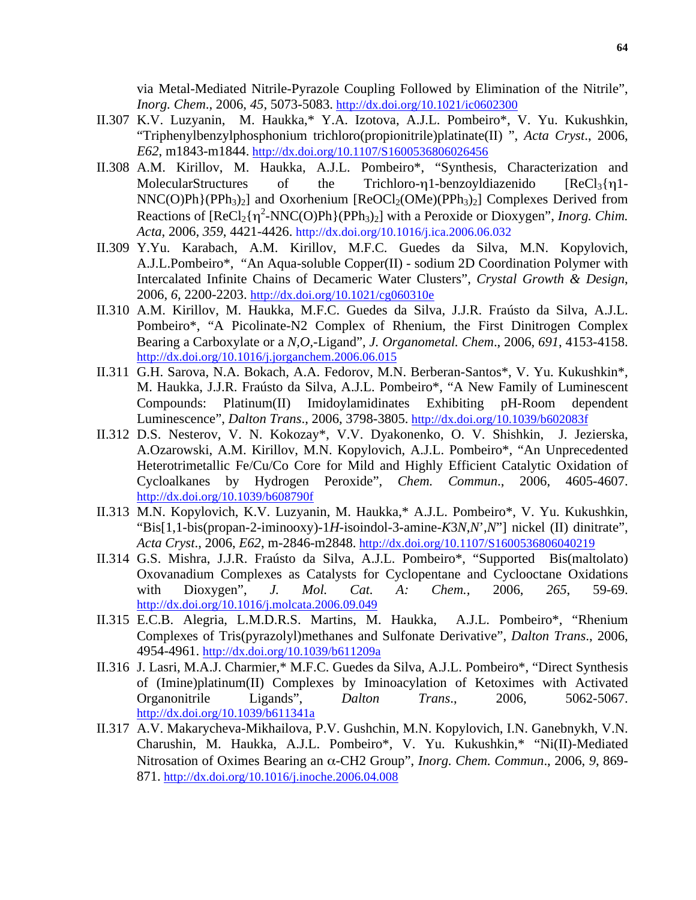via Metal-Mediated Nitrile-Pyrazole Coupling Followed by Elimination of the Nitrile", *Inorg. Chem*., 2006, *45*, 5073-5083. http://dx.doi.org/10.1021/ic0602300

II.307 K.V. Luzyanin, M. Haukka,* Y.A. Izotova, A.J.L. Pombeiro*, V. Yu. Kukushkin, "Triphenylbenzylphosphonium trichloro(propionitrile)platinate(II) ", *Acta Cryst*., 2006, *E62*, m1843-m1844. http://dx.doi.org/10.1107/S1600536806026456

II.308 A.M. Kirillov, M. Haukka, A.J.L. Pombeiro*, "Synthesis, Characterization and MolecularStructures of the Trichloro-η1-benzoyldiazenido [$ReCl_3${η1-NNC(O)Ph}$(PPh_3)_2$] and Oxorhenium [$ReOCl_2$(OMe)$(PPh_3)_2$] Complexes Derived from Reactions of [$ReCl_2${$\eta^2$-NNC(O)Ph}$(PPh_3)_2$] with a Peroxide or Dioxygen", *Inorg. Chim. Acta*, 2006, *359*, 4421-4426. http://dx.doi.org/10.1016/j.ica.2006.06.032

II.309 Y.Yu. Karabach, A.M. Kirillov, M.F.C. Guedes da Silva, M.N. Kopylovich, A.J.L.Pombeiro*, "An Aqua-soluble Copper(II) - sodium 2D Coordination Polymer with Intercalated Infinite Chains of Decameric Water Clusters", *Crystal Growth & Design*, 2006, *6*, 2200-2203. http://dx.doi.org/10.1021/cg060310e

II.310 A.M. Kirillov, M. Haukka, M.F.C. Guedes da Silva, J.J.R. Fraústo da Silva, A.J.L. Pombeiro*, "A Picolinate-N2 Complex of Rhenium, the First Dinitrogen Complex Bearing a Carboxylate or a *N*,*O*,-Ligand", *J. Organometal. Chem*., 2006, *691*, 4153-4158. http://dx.doi.org/10.1016/j.jorganchem.2006.06.015

II.311 G.H. Sarova, N.A. Bokach, A.A. Fedorov, M.N. Berberan-Santos*, V. Yu. Kukushkin*, M. Haukka, J.J.R. Fraústo da Silva, A.J.L. Pombeiro*, "A New Family of Luminescent Compounds: Platinum(II) Imidoylamidinates Exhibiting pH-Room dependent Luminescence", *Dalton Trans*., 2006, 3798-3805. http://dx.doi.org/10.1039/b602083f

II.312 D.S. Nesterov, V. N. Kokozay*, V.V. Dyakonenko, O. V. Shishkin, J. Jezierska, A.Ozarowski, A.M. Kirillov, M.N. Kopylovich, A.J.L. Pombeiro*, "An Unprecedented Heterotrimetallic Fe/Cu/Co Core for Mild and Highly Efficient Catalytic Oxidation of Cycloalkanes by Hydrogen Peroxide", *Chem. Commun*., 2006, 4605-4607. http://dx.doi.org/10.1039/b608790f

II.313 M.N. Kopylovich, K.V. Luzyanin, M. Haukka,* A.J.L. Pombeiro*, V. Yu. Kukushkin, "Bis[1,1-bis(propan-2-iminooxy)-1*H*-isoindol-3-amine-*K*3*N*,*N*',*N*"] nickel (II) dinitrate", *Acta Cryst*., 2006, *E62*, m-2846-m2848. http://dx.doi.org/10.1107/S1600536806040219

II.314 G.S. Mishra, J.J.R. Fraústo da Silva, A.J.L. Pombeiro*, "Supported Bis(maltolato) Oxovanadium Complexes as Catalysts for Cyclopentane and Cyclooctane Oxidations with Dioxygen", *J. Mol. Cat. A: Chem.*, 2006, *265*, 59-69. http://dx.doi.org/10.1016/j.molcata.2006.09.049

II.315 E.C.B. Alegria, L.M.D.R.S. Martins, M. Haukka, A.J.L. Pombeiro*, "Rhenium Complexes of Tris(pyrazolyl)methanes and Sulfonate Derivative", *Dalton Trans*., 2006, 4954-4961. http://dx.doi.org/10.1039/b611209a

II.316 J. Lasri, M.A.J. Charmier,* M.F.C. Guedes da Silva, A.J.L. Pombeiro*, "Direct Synthesis of (Imine)platinum(II) Complexes by Iminoacylation of Ketoximes with Activated Organonitrile Ligands", *Dalton Trans*., 2006, 5062-5067. http://dx.doi.org/10.1039/b611341a

II.317 A.V. Makarycheva-Mikhailova, P.V. Gushchin, M.N. Kopylovich, I.N. Ganebnykh, V.N. Charushin, M. Haukka, A.J.L. Pombeiro*, V. Yu. Kukushkin,* "Ni(II)-Mediated Nitrosation of Oximes Bearing an α-CH2 Group", *Inorg. Chem. Commun*., 2006, *9*, 869-871. http://dx.doi.org/10.1016/j.inoche.2006.04.008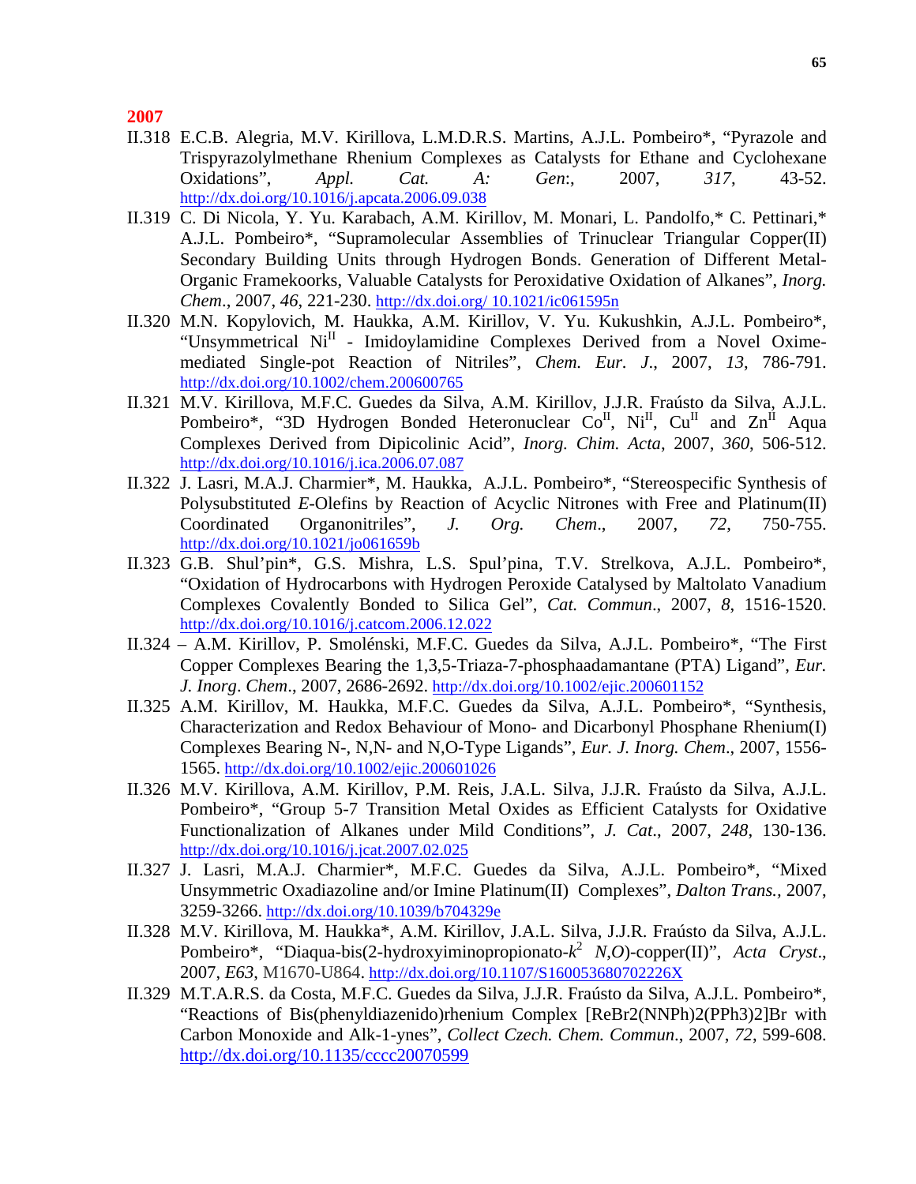## 2007

II.318 E.C.B. Alegria, M.V. Kirillova, L.M.D.R.S. Martins, A.J.L. Pombeiro*, "Pyrazole and Trispyrazolylmethane Rhenium Complexes as Catalysts for Ethane and Cyclohexane Oxidations", *Appl. Cat. A: Gen:*, 2007, *317*, 43-52. http://dx.doi.org/10.1016/j.apcata.2006.09.038

II.319 C. Di Nicola, Y. Yu. Karabach, A.M. Kirillov, M. Monari, L. Pandolfo,* C. Pettinari,* A.J.L. Pombeiro*, "Supramolecular Assemblies of Trinuclear Triangular Copper(II) Secondary Building Units through Hydrogen Bonds. Generation of Different Metal-Organic Framekoorks, Valuable Catalysts for Peroxidative Oxidation of Alkanes", *Inorg. Chem*., 2007, *46*, 221-230. http://dx.doi.org/ 10.1021/ic061595n

II.320 M.N. Kopylovich, M. Haukka, A.M. Kirillov, V. Yu. Kukushkin, A.J.L. Pombeiro*, "Unsymmetrical $Ni^{II}$ - Imidoylamidine Complexes Derived from a Novel Oxime-mediated Single-pot Reaction of Nitriles", *Chem. Eur. J*., 2007, *13*, 786-791. http://dx.doi.org/10.1002/chem.200600765

II.321 M.V. Kirillova, M.F.C. Guedes da Silva, A.M. Kirillov, J.J.R. Fraústo da Silva, A.J.L. Pombeiro*, "3D Hydrogen Bonded Heteronuclear $Co^{II}$, $Ni^{II}$, $Cu^{II}$ and $Zn^{II}$ Aqua Complexes Derived from Dipicolinic Acid", *Inorg. Chim. Acta*, 2007, *360*, 506-512. http://dx.doi.org/10.1016/j.ica.2006.07.087

II.322 J. Lasri, M.A.J. Charmier*, M. Haukka, A.J.L. Pombeiro*, "Stereospecific Synthesis of Polysubstituted *E*-Olefins by Reaction of Acyclic Nitrones with Free and Platinum(II) Coordinated Organonitriles", *J. Org. Chem*., 2007, *72*, 750-755. http://dx.doi.org/10.1021/jo061659b

II.323 G.B. Shul'pin*, G.S. Mishra, L.S. Spul'pina, T.V. Strelkova, A.J.L. Pombeiro*, "Oxidation of Hydrocarbons with Hydrogen Peroxide Catalysed by Maltolato Vanadium Complexes Covalently Bonded to Silica Gel", *Cat. Commun*., 2007, *8*, 1516-1520. http://dx.doi.org/10.1016/j.catcom.2006.12.022

II.324 – A.M. Kirillov, P. Smolénski, M.F.C. Guedes da Silva, A.J.L. Pombeiro*, "The First Copper Complexes Bearing the 1,3,5-Triaza-7-phosphaadamantane (PTA) Ligand", *Eur. J. Inorg*. *Chem*., 2007, 2686-2692. http://dx.doi.org/10.1002/ejic.200601152

II.325 A.M. Kirillov, M. Haukka, M.F.C. Guedes da Silva, A.J.L. Pombeiro*, "Synthesis, Characterization and Redox Behaviour of Mono- and Dicarbonyl Phosphane Rhenium(I) Complexes Bearing N-, N,N- and N,O-Type Ligands", *Eur. J. Inorg. Chem*., 2007, 1556-1565. http://dx.doi.org/10.1002/ejic.200601026

II.326 M.V. Kirillova, A.M. Kirillov, P.M. Reis, J.A.L. Silva, J.J.R. Fraústo da Silva, A.J.L. Pombeiro*, "Group 5-7 Transition Metal Oxides as Efficient Catalysts for Oxidative Functionalization of Alkanes under Mild Conditions", *J. Cat*., 2007, *248*, 130-136. http://dx.doi.org/10.1016/j.jcat.2007.02.025

II.327 J. Lasri, M.A.J. Charmier*, M.F.C. Guedes da Silva, A.J.L. Pombeiro*, "Mixed Unsymmetric Oxadiazoline and/or Imine Platinum(II) Complexes", *Dalton Trans.,* 2007, 3259-3266. http://dx.doi.org/10.1039/b704329e

II.328 M.V. Kirillova, M. Haukka*, A.M. Kirillov, J.A.L. Silva, J.J.R. Fraústo da Silva, A.J.L. Pombeiro*, "Diaqua-bis(2-hydroxyiminopropionato-$k^2$ *N,O*)-copper(II)", *Acta Cryst*., 2007, *E63*, M1670-U864. http://dx.doi.org/10.1107/S160053680702226X

II.329 M.T.A.R.S. da Costa, M.F.C. Guedes da Silva, J.J.R. Fraústo da Silva, A.J.L. Pombeiro*, "Reactions of Bis(phenyldiazenido)rhenium Complex [ReBr2(NNPh)2(PPh3)2]Br with Carbon Monoxide and Alk-1-ynes", *Collect Czech. Chem. Commun*., 2007, *72*, 599-608. http://dx.doi.org/10.1135/cccc20070599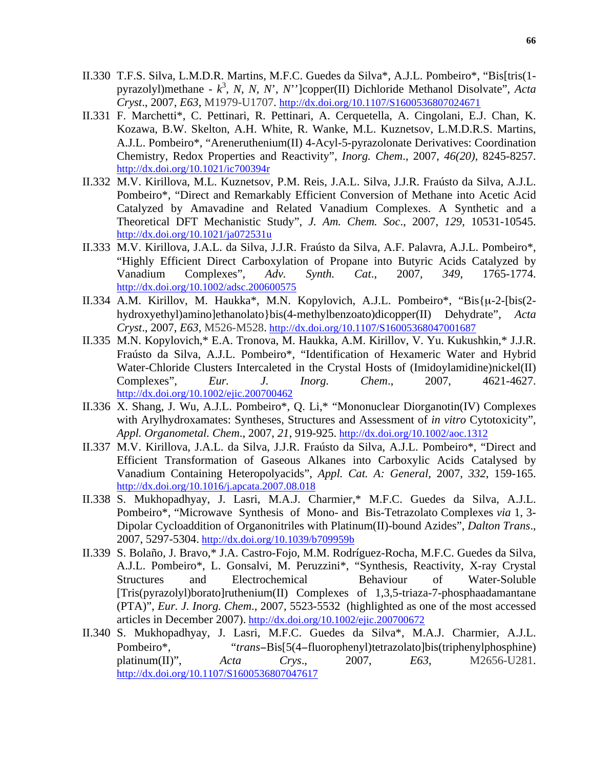II.330 T.F.S. Silva, L.M.D.R. Martins, M.F.C. Guedes da Silva*, A.J.L. Pombeiro*, "Bis[tris(1-pyrazolyl)methane - $k^3$, *N*, *N*, *N*', *N*'']copper(II) Dichloride Methanol Disolvate", *Acta Cryst*., 2007, *E63*, M1979-U1707. http://dx.doi.org/10.1107/S1600536807024671

II.331 F. Marchetti*, C. Pettinari, R. Pettinari, A. Cerquetella, A. Cingolani, E.J. Chan, K. Kozawa, B.W. Skelton, A.H. White, R. Wanke, M.L. Kuznetsov, L.M.D.R.S. Martins, A.J.L. Pombeiro*, "Areneruthenium(II) 4-Acyl-5-pyrazolonate Derivatives: Coordination Chemistry, Redox Properties and Reactivity", *Inorg. Chem*., 2007, *46(20)*, 8245-8257. http://dx.doi.org/10.1021/ic700394r

II.332 M.V. Kirillova, M.L. Kuznetsov, P.M. Reis, J.A.L. Silva, J.J.R. Fraústo da Silva, A.J.L. Pombeiro*, "Direct and Remarkably Efficient Conversion of Methane into Acetic Acid Catalyzed by Amavadine and Related Vanadium Complexes. A Synthetic and a Theoretical DFT Mechanistic Study", *J. Am. Chem. Soc*., 2007, *129*, 10531-10545. http://dx.doi.org/10.1021/ja072531u

II.333 M.V. Kirillova, J.A.L. da Silva, J.J.R. Fraústo da Silva, A.F. Palavra, A.J.L. Pombeiro*, "Highly Efficient Direct Carboxylation of Propane into Butyric Acids Catalyzed by Vanadium Complexes", *Adv. Synth. Cat*., 2007, *349*, 1765-1774. http://dx.doi.org/10.1002/adsc.200600575

II.334 A.M. Kirillov, M. Haukka*, M.N. Kopylovich, A.J.L. Pombeiro*, "Bis{μ-2-[bis(2-hydroxyethyl)amino]ethanolato}bis(4-methylbenzoato)dicopper(II) Dehydrate", *Acta Cryst*., 2007, *E63*, M526-M528. http://dx.doi.org/10.1107/S16005368047001687

II.335 M.N. Kopylovich,* E.A. Tronova, M. Haukka, A.M. Kirillov, V. Yu. Kukushkin,* J.J.R. Fraústo da Silva, A.J.L. Pombeiro*, "Identification of Hexameric Water and Hybrid Water-Chloride Clusters Intercaleted in the Crystal Hosts of (Imidoylamidine)nickel(II) Complexes", *Eur. J. Inorg. Chem*., 2007, 4621-4627. http://dx.doi.org/10.1002/ejic.200700462

II.336 X. Shang, J. Wu, A.J.L. Pombeiro*, Q. Li,* "Mononuclear Diorganotin(IV) Complexes with Arylhydroxamates: Syntheses, Structures and Assessment of *in vitro* Cytotoxicity", *Appl. Organometal. Chem*., 2007, *21*, 919-925. http://dx.doi.org/10.1002/aoc.1312

II.337 M.V. Kirillova, J.A.L. da Silva, J.J.R. Fraústo da Silva, A.J.L. Pombeiro*, "Direct and Efficient Transformation of Gaseous Alkanes into Carboxylic Acids Catalysed by Vanadium Containing Heteropolyacids", *Appl. Cat. A: General*, 2007, *332*, 159-165. http://dx.doi.org/10.1016/j.apcata.2007.08.018

II.338 S. Mukhopadhyay, J. Lasri, M.A.J. Charmier,* M.F.C. Guedes da Silva, A.J.L. Pombeiro*, "Microwave Synthesis of Mono- and Bis-Tetrazolato Complexes *via* 1, 3-Dipolar Cycloaddition of Organonitriles with Platinum(II)-bound Azides", *Dalton Trans*., 2007, 5297-5304. http://dx.doi.org/10.1039/b709959b

II.339 S. Bolaño, J. Bravo,* J.A. Castro-Fojo, M.M. Rodríguez-Rocha, M.F.C. Guedes da Silva, A.J.L. Pombeiro*, L. Gonsalvi, M. Peruzzini*, "Synthesis, Reactivity, X-ray Crystal Structures and Electrochemical Behaviour of Water-Soluble [Tris(pyrazolyl)borato]ruthenium(II) Complexes of 1,3,5-triaza-7-phosphaadamantane (PTA)", *Eur. J. Inorg. Chem*., 2007, 5523-5532 (highlighted as one of the most accessed articles in December 2007). http://dx.doi.org/10.1002/ejic.200700672

II.340 S. Mukhopadhyay, J. Lasri, M.F.C. Guedes da Silva*, M.A.J. Charmier, A.J.L. Pombeiro*, "*trans*–Bis[5(4–fluorophenyl)tetrazolato]bis(triphenylphosphine) platinum(II)", *Acta Crys*., 2007, *E63*, M2656-U281. http://dx.doi.org/10.1107/S1600536807047617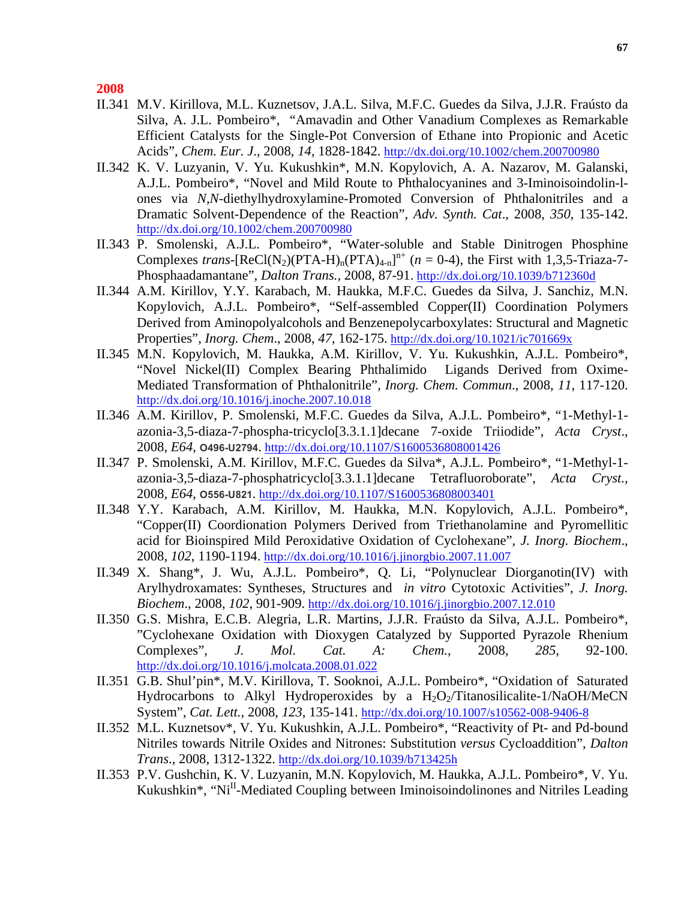**2008**

II.341 M.V. Kirillova, M.L. Kuznetsov, J.A.L. Silva, M.F.C. Guedes da Silva, J.J.R. Fraústo da Silva, A. J.L. Pombeiro*, "Amavadin and Other Vanadium Complexes as Remarkable Efficient Catalysts for the Single-Pot Conversion of Ethane into Propionic and Acetic Acids", *Chem. Eur. J.*, 2008, *14*, 1828-1842. http://dx.doi.org/10.1002/chem.200700980

II.342 K. V. Luzyanin, V. Yu. Kukushkin*, M.N. Kopylovich, A. A. Nazarov, M. Galanski, A.J.L. Pombeiro*, "Novel and Mild Route to Phthalocyanines and 3-Iminoisoindolin-l-ones via *N,N*-diethylhydroxylamine-Promoted Conversion of Phthalonitriles and a Dramatic Solvent-Dependence of the Reaction", *Adv. Synth. Cat*., 2008, *350*, 135-142. http://dx.doi.org/10.1002/chem.200700980

II.343 P. Smolenski, A.J.L. Pombeiro*, "Water-soluble and Stable Dinitrogen Phosphine Complexes *trans*-$[ReCl(N_2)(PTA\text{-}H)_n(PTA)_{4\text{-}n}]^{n+}$ (*n* = 0-4), the First with 1,3,5-Triaza-7-Phosphaadamantane", *Dalton Trans.*, 2008, 87-91. http://dx.doi.org/10.1039/b712360d

II.344 A.M. Kirillov, Y.Y. Karabach, M. Haukka, M.F.C. Guedes da Silva, J. Sanchiz, M.N. Kopylovich, A.J.L. Pombeiro*, "Self-assembled Copper(II) Coordination Polymers Derived from Aminopolyalcohols and Benzenepolycarboxylates: Structural and Magnetic Properties", *Inorg. Chem*., 2008, *47*, 162-175. http://dx.doi.org/10.1021/ic701669x

II.345 M.N. Kopylovich, M. Haukka, A.M. Kirillov, V. Yu. Kukushkin, A.J.L. Pombeiro*, "Novel Nickel(II) Complex Bearing Phthalimido Ligands Derived from Oxime-Mediated Transformation of Phthalonitrile", *Inorg. Chem. Commun*., 2008, *11*, 117-120. http://dx.doi.org/10.1016/j.inoche.2007.10.018

II.346 A.M. Kirillov, P. Smolenski, M.F.C. Guedes da Silva, A.J.L. Pombeiro*, "1-Methyl-1-azonia-3,5-diaza-7-phospha-tricyclo[3.3.1.1]decane 7-oxide Triiodide", *Acta Cryst*., 2008, *E64*, **O496-U2794**. http://dx.doi.org/10.1107/S1600536808001426

II.347 P. Smolenski, A.M. Kirillov, M.F.C. Guedes da Silva*, A.J.L. Pombeiro*, "1-Methyl-1-azonia-3,5-diaza-7-phosphatricyclo[3.3.1.1]decane Tetrafluoroborate", *Acta Cryst.*, 2008, *E64*, **O556-U821**. http://dx.doi.org/10.1107/S1600536808003401

II.348 Y.Y. Karabach, A.M. Kirillov, M. Haukka, M.N. Kopylovich, A.J.L. Pombeiro*, "Copper(II) Coordination Polymers Derived from Triethanolamine and Pyromellitic acid for Bioinspired Mild Peroxidative Oxidation of Cyclohexane", *J. Inorg. Biochem*., 2008, *102*, 1190-1194. http://dx.doi.org/10.1016/j.jinorgbio.2007.11.007

II.349 X. Shang*, J. Wu, A.J.L. Pombeiro*, Q. Li, "Polynuclear Diorganotin(IV) with Arylhydroxamates: Syntheses, Structures and *in vitro* Cytotoxic Activities", *J. Inorg. Biochem*., 2008, *102*, 901-909. http://dx.doi.org/10.1016/j.jinorgbio.2007.12.010

II.350 G.S. Mishra, E.C.B. Alegria, L.R. Martins, J.J.R. Fraústo da Silva, A.J.L. Pombeiro*, "Cyclohexane Oxidation with Dioxygen Catalyzed by Supported Pyrazole Rhenium Complexes", *J. Mol. Cat. A: Chem.*, 2008, *285*, 92-100. http://dx.doi.org/10.1016/j.molcata.2008.01.022

II.351 G.B. Shul'pin*, M.V. Kirillova, T. Sooknoi, A.J.L. Pombeiro*, "Oxidation of Saturated Hydrocarbons to Alkyl Hydroperoxides by a $H_2O_2$/Titanosilicalite-1/NaOH/MeCN System", *Cat. Lett.*, 2008, *123*, 135-141. http://dx.doi.org/10.1007/s10562-008-9406-8

II.352 M.L. Kuznetsov*, V. Yu. Kukushkin, A.J.L. Pombeiro*, "Reactivity of Pt- and Pd-bound Nitriles towards Nitrile Oxides and Nitrones: Substitution *versus* Cycloaddition", *Dalton Trans*., 2008, 1312-1322. http://dx.doi.org/10.1039/b713425h

II.353 P.V. Gushchin, K. V. Luzyanin, M.N. Kopylovich, M. Haukka, A.J.L. Pombeiro*, V. Yu. Kukushkin*, "$Ni^{II}$-Mediated Coupling between Iminoisoindolinones and Nitriles Leading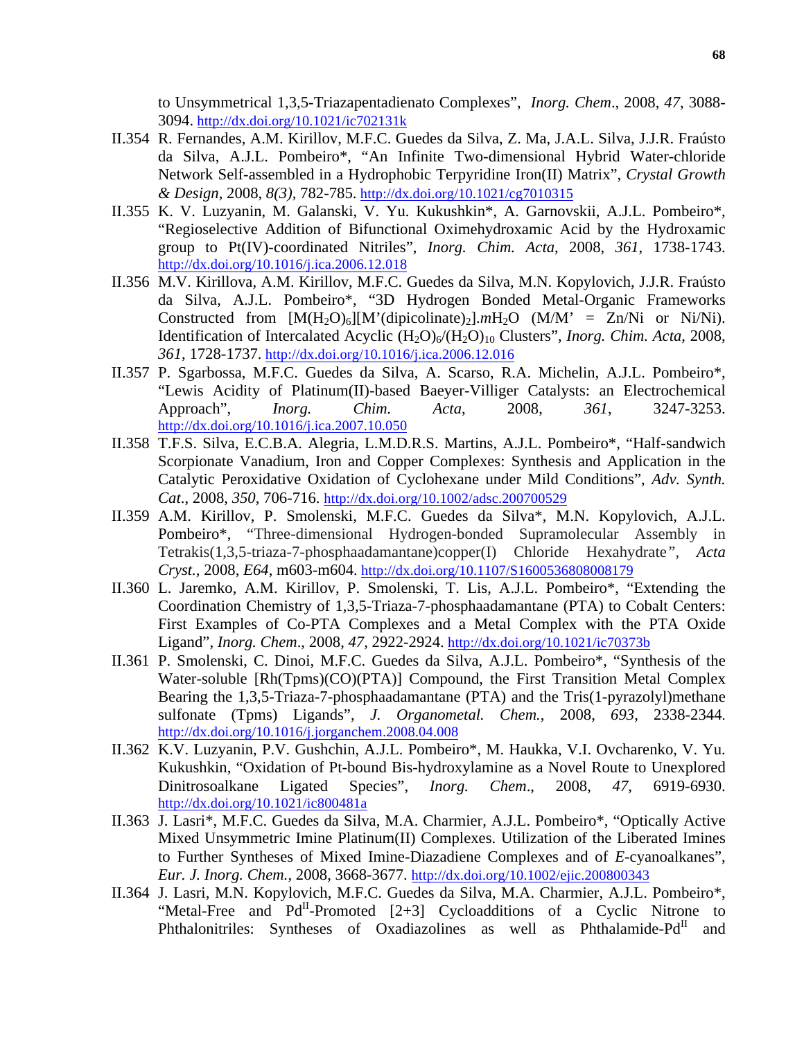to Unsymmetrical 1,3,5-Triazapentadienato Complexes", *Inorg. Chem*., 2008, *47*, 3088-3094. http://dx.doi.org/10.1021/ic702131k

II.354 R. Fernandes, A.M. Kirillov, M.F.C. Guedes da Silva, Z. Ma, J.A.L. Silva, J.J.R. Fraústo da Silva, A.J.L. Pombeiro*, "An Infinite Two-dimensional Hybrid Water-chloride Network Self-assembled in a Hydrophobic Terpyridine Iron(II) Matrix", *Crystal Growth & Design*, 2008, *8(3)*, 782-785. http://dx.doi.org/10.1021/cg7010315

II.355 K. V. Luzyanin, M. Galanski, V. Yu. Kukushkin*, A. Garnovskii, A.J.L. Pombeiro*, "Regioselective Addition of Bifunctional Oximehydroxamic Acid by the Hydroxamic group to Pt(IV)-coordinated Nitriles", *Inorg. Chim. Acta*, 2008, *361*, 1738-1743. http://dx.doi.org/10.1016/j.ica.2006.12.018

II.356 M.V. Kirillova, A.M. Kirillov, M.F.C. Guedes da Silva, M.N. Kopylovich, J.J.R. Fraústo da Silva, A.J.L. Pombeiro*, "3D Hydrogen Bonded Metal-Organic Frameworks Constructed from $[M(H_2O)_6][M'(dipicolinate)_2].mH_2O$ (M/M' = Zn/Ni or Ni/Ni). Identification of Intercalated Acyclic $(H_2O)_6/(H_2O)_{10}$ Clusters", *Inorg. Chim. Acta*, 2008, *361*, 1728-1737. http://dx.doi.org/10.1016/j.ica.2006.12.016

II.357 P. Sgarbossa, M.F.C. Guedes da Silva, A. Scarso, R.A. Michelin, A.J.L. Pombeiro*, "Lewis Acidity of Platinum(II)-based Baeyer-Villiger Catalysts: an Electrochemical Approach", *Inorg. Chim. Acta*, 2008, *361*, 3247-3253. http://dx.doi.org/10.1016/j.ica.2007.10.050

II.358 T.F.S. Silva, E.C.B.A. Alegria, L.M.D.R.S. Martins, A.J.L. Pombeiro*, "Half-sandwich Scorpionate Vanadium, Iron and Copper Complexes: Synthesis and Application in the Catalytic Peroxidative Oxidation of Cyclohexane under Mild Conditions", *Adv. Synth. Cat*., 2008, *350*, 706-716. http://dx.doi.org/10.1002/adsc.200700529

II.359 A.M. Kirillov, P. Smolenski, M.F.C. Guedes da Silva*, M.N. Kopylovich, A.J.L. Pombeiro*, "Three-dimensional Hydrogen-bonded Supramolecular Assembly in Tetrakis(1,3,5-triaza-7-phosphaadamantane)copper(I) Chloride Hexahydrate", *Acta Cryst.*, 2008, *E64*, m603-m604. http://dx.doi.org/10.1107/S1600536808008179

II.360 L. Jaremko, A.M. Kirillov, P. Smolenski, T. Lis, A.J.L. Pombeiro*, "Extending the Coordination Chemistry of 1,3,5-Triaza-7-phosphaadamantane (PTA) to Cobalt Centers: First Examples of Co-PTA Complexes and a Metal Complex with the PTA Oxide Ligand", *Inorg. Chem*., 2008, *47*, 2922-2924. http://dx.doi.org/10.1021/ic70373b

II.361 P. Smolenski, C. Dinoi, M.F.C. Guedes da Silva, A.J.L. Pombeiro*, "Synthesis of the Water-soluble [Rh(Tpms)(CO)(PTA)] Compound, the First Transition Metal Complex Bearing the 1,3,5-Triaza-7-phosphaadamantane (PTA) and the Tris(1-pyrazolyl)methane sulfonate (Tpms) Ligands", *J. Organometal. Chem.*, 2008, *693*, 2338-2344. http://dx.doi.org/10.1016/j.jorganchem.2008.04.008

II.362 K.V. Luzyanin, P.V. Gushchin, A.J.L. Pombeiro*, M. Haukka, V.I. Ovcharenko, V. Yu. Kukushkin, "Oxidation of Pt-bound Bis-hydroxylamine as a Novel Route to Unexplored Dinitrosoalkane Ligated Species", *Inorg. Chem*., 2008, *47*, 6919-6930. http://dx.doi.org/10.1021/ic800481a

II.363 J. Lasri*, M.F.C. Guedes da Silva, M.A. Charmier, A.J.L. Pombeiro*, "Optically Active Mixed Unsymmetric Imine Platinum(II) Complexes. Utilization of the Liberated Imines to Further Syntheses of Mixed Imine-Diazadiene Complexes and of *E*-cyanoalkanes", *Eur. J. Inorg. Chem.*, 2008, 3668-3677. http://dx.doi.org/10.1002/ejic.200800343

II.364 J. Lasri, M.N. Kopylovich, M.F.C. Guedes da Silva, M.A. Charmier, A.J.L. Pombeiro*, "Metal-Free and $Pd^{II}$-Promoted [2+3] Cycloadditions of a Cyclic Nitrone to Phthalonitriles: Syntheses of Oxadiazolines as well as Phthalamide-$Pd^{II}$ and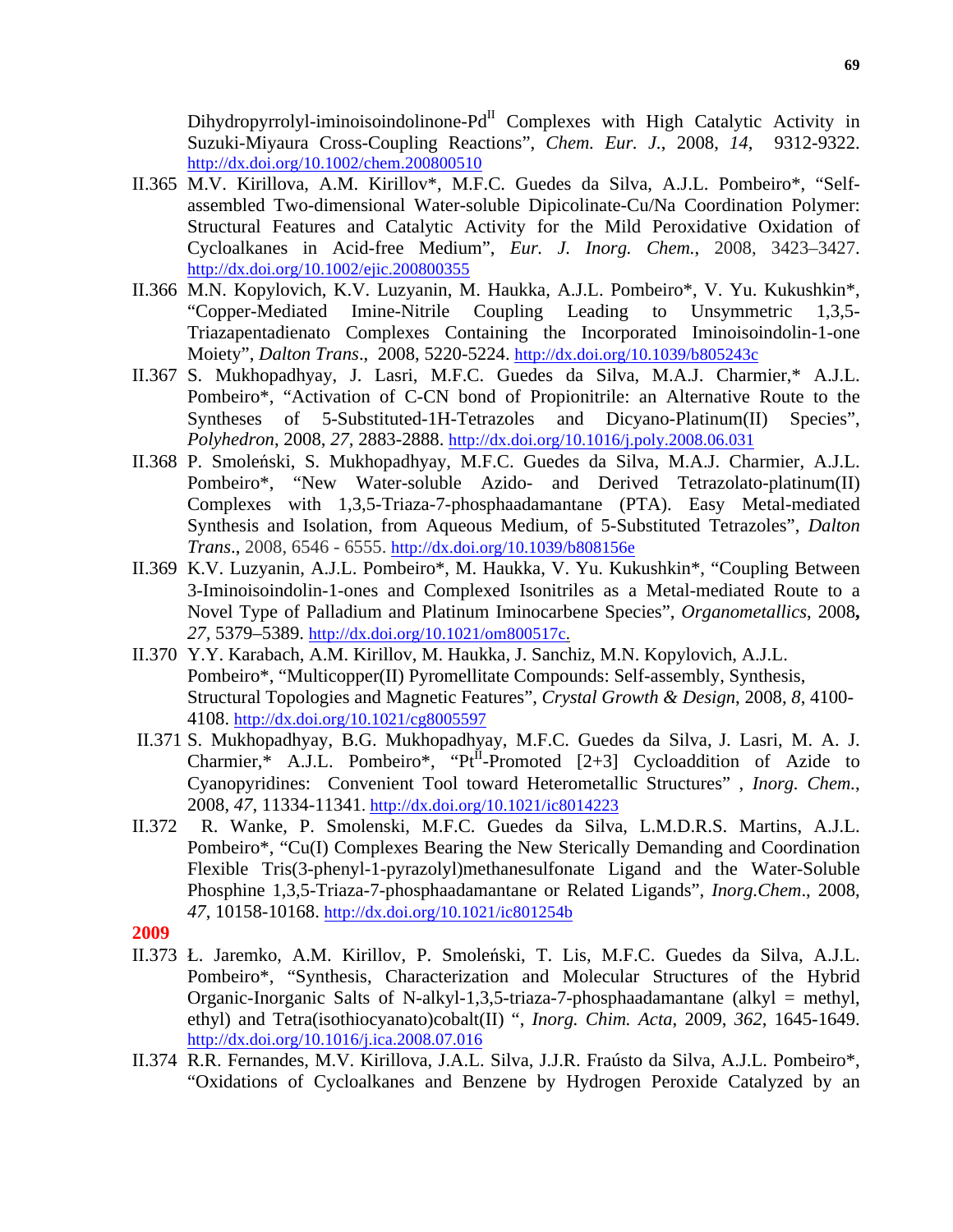Dihydropyrrolyl-iminoisoindolinone-Pd$^{II}$ Complexes with High Catalytic Activity in Suzuki-Miyaura Cross-Coupling Reactions", *Chem. Eur. J.*, 2008, *14*, 9312-9322. http://dx.doi.org/10.1002/chem.200800510

II.365 M.V. Kirillova, A.M. Kirillov*, M.F.C. Guedes da Silva, A.J.L. Pombeiro*, "Self-assembled Two-dimensional Water-soluble Dipicolinate-Cu/Na Coordination Polymer: Structural Features and Catalytic Activity for the Mild Peroxidative Oxidation of Cycloalkanes in Acid-free Medium", *Eur. J. Inorg. Chem.*, 2008, 3423–3427. http://dx.doi.org/10.1002/ejic.200800355

II.366 M.N. Kopylovich, K.V. Luzyanin, M. Haukka, A.J.L. Pombeiro*, V. Yu. Kukushkin*, "Copper-Mediated Imine-Nitrile Coupling Leading to Unsymmetric 1,3,5-Triazapentadienato Complexes Containing the Incorporated Iminoisoindolin-1-one Moiety", *Dalton Trans*., 2008, 5220-5224. http://dx.doi.org/10.1039/b805243c

II.367 S. Mukhopadhyay, J. Lasri, M.F.C. Guedes da Silva, M.A.J. Charmier,* A.J.L. Pombeiro*, "Activation of C-CN bond of Propionitrile: an Alternative Route to the Syntheses of 5-Substituted-1H-Tetrazoles and Dicyano-Platinum(II) Species", *Polyhedron*, 2008, *27*, 2883-2888. http://dx.doi.org/10.1016/j.poly.2008.06.031

II.368 P. Smoleński, S. Mukhopadhyay, M.F.C. Guedes da Silva, M.A.J. Charmier, A.J.L. Pombeiro*, "New Water-soluble Azido- and Derived Tetrazolato-platinum(II) Complexes with 1,3,5-Triaza-7-phosphaadamantane (PTA). Easy Metal-mediated Synthesis and Isolation, from Aqueous Medium, of 5-Substituted Tetrazoles", *Dalton Trans*., 2008, 6546 - 6555. http://dx.doi.org/10.1039/b808156e

II.369 K.V. Luzyanin, A.J.L. Pombeiro*, M. Haukka, V. Yu. Kukushkin*, "Coupling Between 3-Iminoisoindolin-1-ones and Complexed Isonitriles as a Metal-mediated Route to a Novel Type of Palladium and Platinum Iminocarbene Species", *Organometallics*, 2008**,** *27*, 5379–5389. http://dx.doi.org/10.1021/om800517c.

II.370 Y.Y. Karabach, A.M. Kirillov, M. Haukka, J. Sanchiz, M.N. Kopylovich, A.J.L. Pombeiro*, "Multicopper(II) Pyromellitate Compounds: Self-assembly, Synthesis, Structural Topologies and Magnetic Features", *Crystal Growth & Design*, 2008, *8*, 4100-4108. http://dx.doi.org/10.1021/cg8005597

II.371 S. Mukhopadhyay, B.G. Mukhopadhyay, M.F.C. Guedes da Silva, J. Lasri, M. A. J. Charmier,* A.J.L. Pombeiro*, "Pt$^{II}$-Promoted [2+3] Cycloaddition of Azide to Cyanopyridines: Convenient Tool toward Heterometallic Structures" , *Inorg. Chem.*, 2008, *47*, 11334-11341. http://dx.doi.org/10.1021/ic8014223

II.372 R. Wanke, P. Smolenski, M.F.C. Guedes da Silva, L.M.D.R.S. Martins, A.J.L. Pombeiro*, "Cu(I) Complexes Bearing the New Sterically Demanding and Coordination Flexible Tris(3-phenyl-1-pyrazolyl)methanesulfonate Ligand and the Water-Soluble Phosphine 1,3,5-Triaza-7-phosphaadamantane or Related Ligands", *Inorg.Chem*., 2008, *47*, 10158-10168. http://dx.doi.org/10.1021/ic801254b

**2009**

II.373 Ł. Jaremko, A.M. Kirillov, P. Smoleński, T. Lis, M.F.C. Guedes da Silva, A.J.L. Pombeiro*, "Synthesis, Characterization and Molecular Structures of the Hybrid Organic-Inorganic Salts of N-alkyl-1,3,5-triaza-7-phosphaadamantane (alkyl = methyl, ethyl) and Tetra(isothiocyanato)cobalt(II) ", *Inorg. Chim. Acta*, 2009, *362*, 1645-1649. http://dx.doi.org/10.1016/j.ica.2008.07.016

II.374 R.R. Fernandes, M.V. Kirillova, J.A.L. Silva, J.J.R. Fraústo da Silva, A.J.L. Pombeiro*, "Oxidations of Cycloalkanes and Benzene by Hydrogen Peroxide Catalyzed by an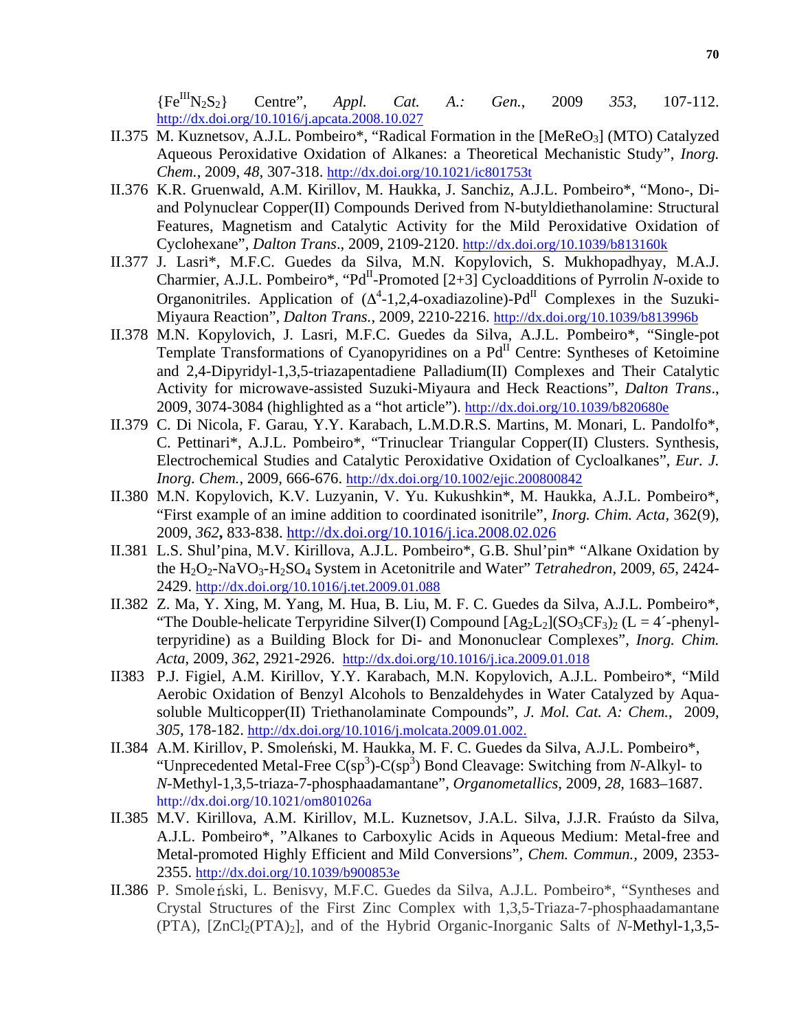{$Fe^{III}N_2S_2$} Centre", *Appl. Cat. A.: Gen.*, 2009 *353*, 107-112. http://dx.doi.org/10.1016/j.apcata.2008.10.027

II.375 M. Kuznetsov, A.J.L. Pombeiro*, "Radical Formation in the [$MeReO_3$] (MTO) Catalyzed Aqueous Peroxidative Oxidation of Alkanes: a Theoretical Mechanistic Study", *Inorg. Chem.*, 2009, *48*, 307-318. http://dx.doi.org/10.1021/ic801753t

II.376 K.R. Gruenwald, A.M. Kirillov, M. Haukka, J. Sanchiz, A.J.L. Pombeiro*, "Mono-, Di- and Polynuclear Copper(II) Compounds Derived from N-butyldiethanolamine: Structural Features, Magnetism and Catalytic Activity for the Mild Peroxidative Oxidation of Cyclohexane", *Dalton Trans*., 2009, 2109-2120. http://dx.doi.org/10.1039/b813160k

II.377 J. Lasri*, M.F.C. Guedes da Silva, M.N. Kopylovich, S. Mukhopadhyay, M.A.J. Charmier, A.J.L. Pombeiro*, "$Pd^{II}$-Promoted [2+3] Cycloadditions of Pyrrolin *N*-oxide to Organonitriles. Application of ($\Delta^4$-1,2,4-oxadiazoline)-$Pd^{II}$ Complexes in the Suzuki-Miyaura Reaction", *Dalton Trans.*, 2009, 2210-2216. http://dx.doi.org/10.1039/b813996b

II.378 M.N. Kopylovich, J. Lasri, M.F.C. Guedes da Silva, A.J.L. Pombeiro*, "Single-pot Template Transformations of Cyanopyridines on a $Pd^{II}$ Centre: Syntheses of Ketoimine and 2,4-Dipyridyl-1,3,5-triazapentadiene Palladium(II) Complexes and Their Catalytic Activity for microwave-assisted Suzuki-Miyaura and Heck Reactions", *Dalton Trans*., 2009, 3074-3084 (highlighted as a "hot article"). http://dx.doi.org/10.1039/b820680e

II.379 C. Di Nicola, F. Garau, Y.Y. Karabach, L.M.D.R.S. Martins, M. Monari, L. Pandolfo*, C. Pettinari*, A.J.L. Pombeiro*, "Trinuclear Triangular Copper(II) Clusters. Synthesis, Electrochemical Studies and Catalytic Peroxidative Oxidation of Cycloalkanes", *Eur. J. Inorg. Chem.*, 2009, 666-676. http://dx.doi.org/10.1002/ejic.200800842

II.380 M.N. Kopylovich, K.V. Luzyanin, V. Yu. Kukushkin*, M. Haukka, A.J.L. Pombeiro*, "First example of an imine addition to coordinated isonitrile", *Inorg. Chim. Acta*, 362(9), 2009, ***362*****,** 833-838. http://dx.doi.org/10.1016/j.ica.2008.02.026

II.381 L.S. Shul'pina, M.V. Kirillova, A.J.L. Pombeiro*, G.B. Shul'pin* "Alkane Oxidation by the $H_2O_2$-$NaVO_3$-$H_2SO_4$ System in Acetonitrile and Water" *Tetrahedron*, 2009, *65*, 2424-2429. http://dx.doi.org/10.1016/j.tet.2009.01.088

II.382 Z. Ma, Y. Xing, M. Yang, M. Hua, B. Liu, M. F. C. Guedes da Silva, A.J.L. Pombeiro*, "The Double-helicate Terpyridine Silver(I) Compound [$Ag_2L_2$]($SO_3CF_3$)$_2$ (L = 4´-phenyl-terpyridine) as a Building Block for Di- and Mononuclear Complexes", *Inorg. Chim. Acta*, 2009, *362*, 2921-2926. http://dx.doi.org/10.1016/j.ica.2009.01.018

II383 P.J. Figiel, A.M. Kirillov, Y.Y. Karabach, M.N. Kopylovich, A.J.L. Pombeiro*, "Mild Aerobic Oxidation of Benzyl Alcohols to Benzaldehydes in Water Catalyzed by Aqua-soluble Multicopper(II) Triethanolaminate Compounds", *J. Mol. Cat. A: Chem.*, 2009, *305*, 178-182. http://dx.doi.org/10.1016/j.molcata.2009.01.002.

II.384 A.M. Kirillov, P. Smoleński, M. Haukka, M. F. C. Guedes da Silva, A.J.L. Pombeiro*, "Unprecedented Metal-Free C($sp^3$)-C($sp^3$) Bond Cleavage: Switching from *N*-Alkyl- to *N*-Methyl-1,3,5-triaza-7-phosphaadamantane", *Organometallics*, 2009, *28*, 1683–1687. http://dx.doi.org/10.1021/om801026a

II.385 M.V. Kirillova, A.M. Kirillov, M.L. Kuznetsov, J.A.L. Silva, J.J.R. Fraústo da Silva, A.J.L. Pombeiro*, "Alkanes to Carboxylic Acids in Aqueous Medium: Metal-free and Metal-promoted Highly Efficient and Mild Conversions", *Chem. Commun.*, 2009, 2353-2355. http://dx.doi.org/10.1039/b900853e

II.386 P. Smoleński, L. Benisvy, M.F.C. Guedes da Silva, A.J.L. Pombeiro*, "Syntheses and Crystal Structures of the First Zinc Complex with 1,3,5-Triaza-7-phosphaadamantane (PTA), [$ZnCl_2(PTA)_2$], and of the Hybrid Organic-Inorganic Salts of *N*-Methyl-1,3,5-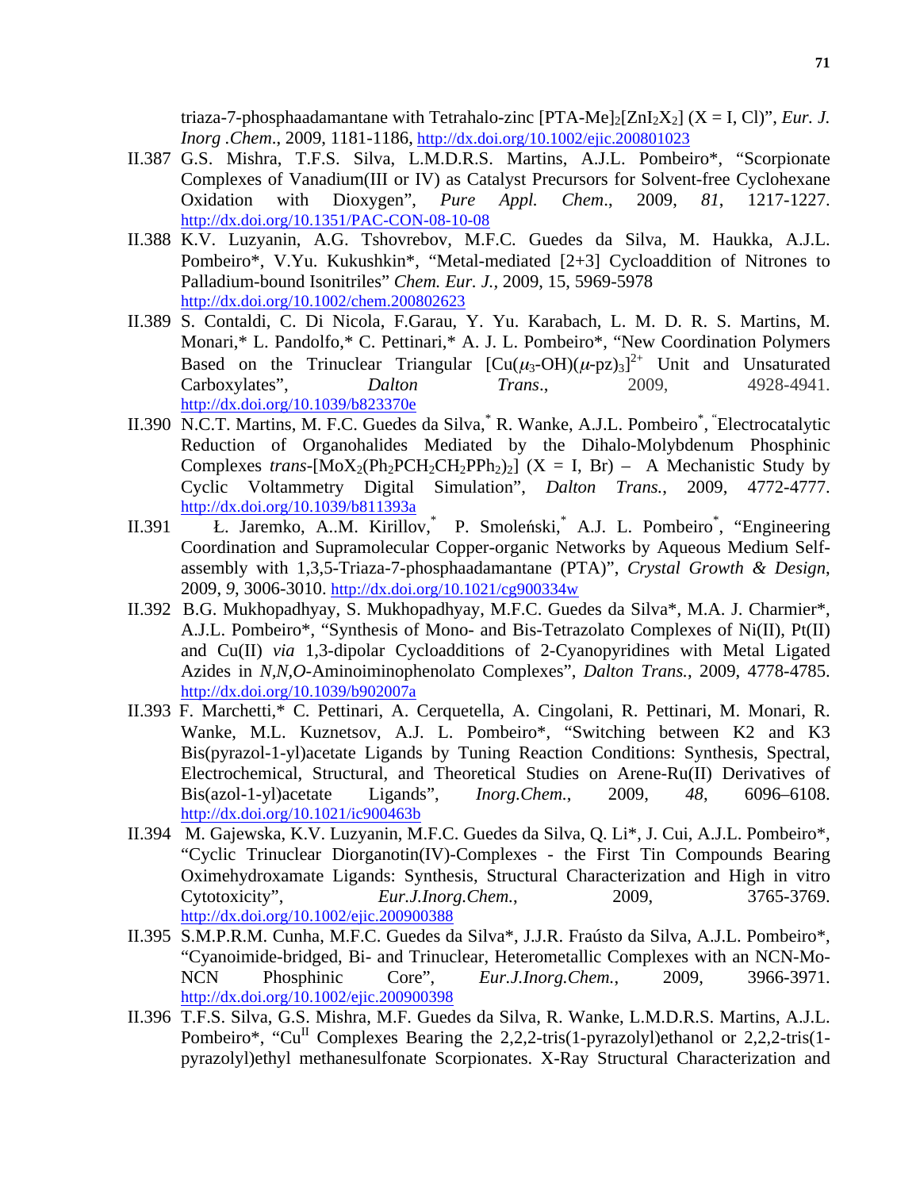triaza-7-phosphaadamantane with Tetrahalo-zinc $[PTA\text{-}Me]_2[ZnI_2X_2]$ (X = I, Cl)", *Eur. J. Inorg .Chem.*, 2009, 1181-1186, http://dx.doi.org/10.1002/ejic.200801023

II.387 G.S. Mishra, T.F.S. Silva, L.M.D.R.S. Martins, A.J.L. Pombeiro*, "Scorpionate Complexes of Vanadium(III or IV) as Catalyst Precursors for Solvent-free Cyclohexane Oxidation with Dioxygen", *Pure Appl. Chem.*, 2009, *81*, 1217-1227. http://dx.doi.org/10.1351/PAC-CON-08-10-08

II.388 K.V. Luzyanin, A.G. Tshovrebov, M.F.C. Guedes da Silva, M. Haukka, A.J.L. Pombeiro*, V.Yu. Kukushkin*, "Metal-mediated [2+3] Cycloaddition of Nitrones to Palladium-bound Isonitriles" *Chem. Eur. J.*, 2009, 15, 5969-5978 http://dx.doi.org/10.1002/chem.200802623

II.389 S. Contaldi, C. Di Nicola, F.Garau, Y. Yu. Karabach, L. M. D. R. S. Martins, M. Monari,* L. Pandolfo,* C. Pettinari,* A. J. L. Pombeiro*, "New Coordination Polymers Based on the Trinuclear Triangular $[Cu(\mu_3\text{-}OH)(\mu\text{-}pz)_3]^{2+}$ Unit and Unsaturated Carboxylates", *Dalton Trans.*, 2009, 4928-4941. http://dx.doi.org/10.1039/b823370e

II.390 N.C.T. Martins, M. F.C. Guedes da Silva,* R. Wanke, A.J.L. Pombeiro*, "Electrocatalytic Reduction of Organohalides Mediated by the Dihalo-Molybdenum Phosphinic Complexes *trans*-$[MoX_2(Ph_2PCH_2CH_2PPh_2)_2]$ (X = I, Br) – A Mechanistic Study by Cyclic Voltammetry Digital Simulation", *Dalton Trans.*, 2009, 4772-4777. http://dx.doi.org/10.1039/b811393a

II.391 Ł. Jaremko, A..M. Kirillov,* P. Smoleński,* A.J. L. Pombeiro*, "Engineering Coordination and Supramolecular Copper-organic Networks by Aqueous Medium Self-assembly with 1,3,5-Triaza-7-phosphaadamantane (PTA)", *Crystal Growth & Design*, 2009, *9*, 3006-3010. http://dx.doi.org/10.1021/cg900334w

II.392 B.G. Mukhopadhyay, S. Mukhopadhyay, M.F.C. Guedes da Silva*, M.A. J. Charmier*, A.J.L. Pombeiro*, "Synthesis of Mono- and Bis-Tetrazolato Complexes of Ni(II), Pt(II) and Cu(II) *via* 1,3-dipolar Cycloadditions of 2-Cyanopyridines with Metal Ligated Azides in *N,N,O*-Aminoiminophenolato Complexes", *Dalton Trans.*, 2009, 4778-4785. http://dx.doi.org/10.1039/b902007a

II.393 F. Marchetti,* C. Pettinari, A. Cerquetella, A. Cingolani, R. Pettinari, M. Monari, R. Wanke, M.L. Kuznetsov, A.J. L. Pombeiro*, "Switching between K2 and K3 Bis(pyrazol-1-yl)acetate Ligands by Tuning Reaction Conditions: Synthesis, Spectral, Electrochemical, Structural, and Theoretical Studies on Arene-Ru(II) Derivatives of Bis(azol-1-yl)acetate Ligands", *Inorg.Chem.*, 2009, *48*, 6096–6108. http://dx.doi.org/10.1021/ic900463b

II.394 M. Gajewska, K.V. Luzyanin, M.F.C. Guedes da Silva, Q. Li*, J. Cui, A.J.L. Pombeiro*, "Cyclic Trinuclear Diorganotin(IV)-Complexes - the First Tin Compounds Bearing Oximehydroxamate Ligands: Synthesis, Structural Characterization and High in vitro Cytotoxicity", *Eur.J.Inorg.Chem.*, 2009, 3765-3769. http://dx.doi.org/10.1002/ejic.200900388

II.395 S.M.P.R.M. Cunha, M.F.C. Guedes da Silva*, J.J.R. Fraústo da Silva, A.J.L. Pombeiro*, "Cyanoimide-bridged, Bi- and Trinuclear, Heterometallic Complexes with an NCN-Mo-NCN Phosphinic Core", *Eur.J.Inorg.Chem.*, 2009, 3966-3971. http://dx.doi.org/10.1002/ejic.200900398

II.396 T.F.S. Silva, G.S. Mishra, M.F. Guedes da Silva, R. Wanke, L.M.D.R.S. Martins, A.J.L. Pombeiro*, "$Cu^{II}$ Complexes Bearing the 2,2,2-tris(1-pyrazolyl)ethanol or 2,2,2-tris(1-pyrazolyl)ethyl methanesulfonate Scorpionates. X-Ray Structural Characterization and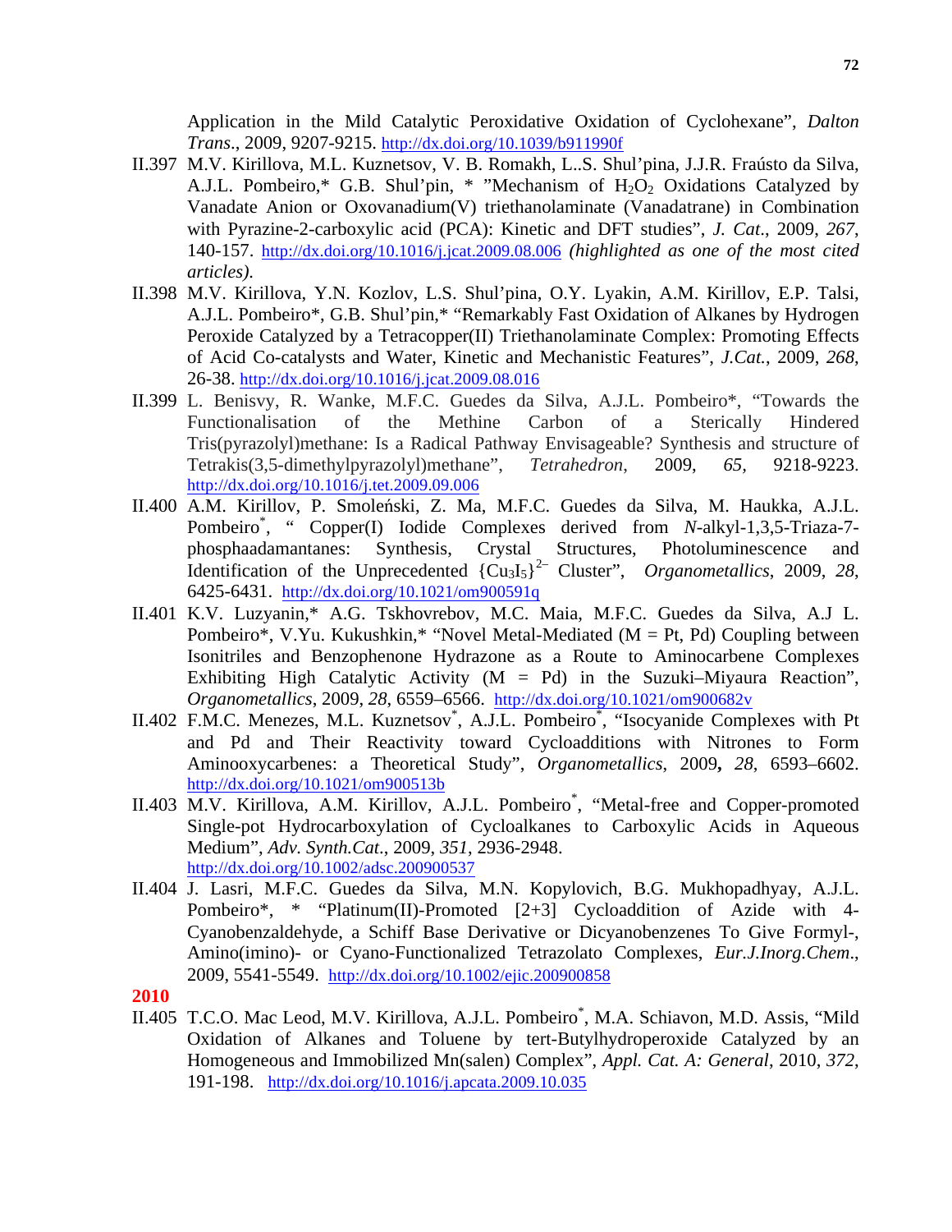Application in the Mild Catalytic Peroxidative Oxidation of Cyclohexane", *Dalton Trans*., 2009, 9207-9215. http://dx.doi.org/10.1039/b911990f

II.397 M.V. Kirillova, M.L. Kuznetsov, V. B. Romakh, L..S. Shul'pina, J.J.R. Fraústo da Silva, A.J.L. Pombeiro,* G.B. Shul'pin, * "Mechanism of $H_2O_2$ Oxidations Catalyzed by Vanadate Anion or Oxovanadium(V) triethanolaminate (Vanadatrane) in Combination with Pyrazine-2-carboxylic acid (PCA): Kinetic and DFT studies", *J. Cat*., 2009, *267*, 140-157. http://dx.doi.org/10.1016/j.jcat.2009.08.006 *(highlighted as one of the most cited articles)*.

II.398 M.V. Kirillova, Y.N. Kozlov, L.S. Shul'pina, O.Y. Lyakin, A.M. Kirillov, E.P. Talsi, A.J.L. Pombeiro*, G.B. Shul'pin,* "Remarkably Fast Oxidation of Alkanes by Hydrogen Peroxide Catalyzed by a Tetracopper(II) Triethanolaminate Complex: Promoting Effects of Acid Co-catalysts and Water, Kinetic and Mechanistic Features", *J.Cat.*, 2009, *268*, 26-38. http://dx.doi.org/10.1016/j.jcat.2009.08.016

II.399 L. Benisvy, R. Wanke, M.F.C. Guedes da Silva, A.J.L. Pombeiro*, "Towards the Functionalisation of the Methine Carbon of a Sterically Hindered Tris(pyrazolyl)methane: Is a Radical Pathway Envisageable? Synthesis and structure of Tetrakis(3,5-dimethylpyrazolyl)methane", *Tetrahedron*, 2009, *65*, 9218-9223. http://dx.doi.org/10.1016/j.tet.2009.09.006

II.400 A.M. Kirillov, P. Smoleński, Z. Ma, M.F.C. Guedes da Silva, M. Haukka, A.J.L. Pombeiro*, " Copper(I) Iodide Complexes derived from *N*-alkyl-1,3,5-Triaza-7-phosphaadamantanes: Synthesis, Crystal Structures, Photoluminescence and Identification of the Unprecedented $\{Cu_3I_5\}^{2-}$ Cluster", *Organometallics*, 2009, *28*, 6425-6431. http://dx.doi.org/10.1021/om900591q

II.401 K.V. Luzyanin,* A.G. Tskhovrebov, M.C. Maia, M.F.C. Guedes da Silva, A.J L. Pombeiro*, V.Yu. Kukushkin,* "Novel Metal-Mediated (M = Pt, Pd) Coupling between Isonitriles and Benzophenone Hydrazone as a Route to Aminocarbene Complexes Exhibiting High Catalytic Activity (M = Pd) in the Suzuki–Miyaura Reaction", *Organometallics*, 2009, *28*, 6559–6566. http://dx.doi.org/10.1021/om900682v

II.402 F.M.C. Menezes, M.L. Kuznetsov*, A.J.L. Pombeiro*, "Isocyanide Complexes with Pt and Pd and Their Reactivity toward Cycloadditions with Nitrones to Form Aminooxycarbenes: a Theoretical Study", *Organometallics*, 2009**,** *28*, 6593–6602. http://dx.doi.org/10.1021/om900513b

II.403 M.V. Kirillova, A.M. Kirillov, A.J.L. Pombeiro*, "Metal-free and Copper-promoted Single-pot Hydrocarboxylation of Cycloalkanes to Carboxylic Acids in Aqueous Medium", *Adv. Synth.Cat*., 2009, *351*, 2936-2948. http://dx.doi.org/10.1002/adsc.200900537

II.404 J. Lasri, M.F.C. Guedes da Silva, M.N. Kopylovich, B.G. Mukhopadhyay, A.J.L. Pombeiro*, * "Platinum(II)-Promoted [2+3] Cycloaddition of Azide with 4-Cyanobenzaldehyde, a Schiff Base Derivative or Dicyanobenzenes To Give Formyl-, Amino(imino)- or Cyano-Functionalized Tetrazolato Complexes, *Eur.J.Inorg.Chem*., 2009, 5541-5549. http://dx.doi.org/10.1002/ejic.200900858

**2010**

II.405 T.C.O. Mac Leod, M.V. Kirillova, A.J.L. Pombeiro*, M.A. Schiavon, M.D. Assis, "Mild Oxidation of Alkanes and Toluene by tert-Butylhydroperoxide Catalyzed by an Homogeneous and Immobilized Mn(salen) Complex", *Appl. Cat. A: General*, 2010, *372*, 191-198. http://dx.doi.org/10.1016/j.apcata.2009.10.035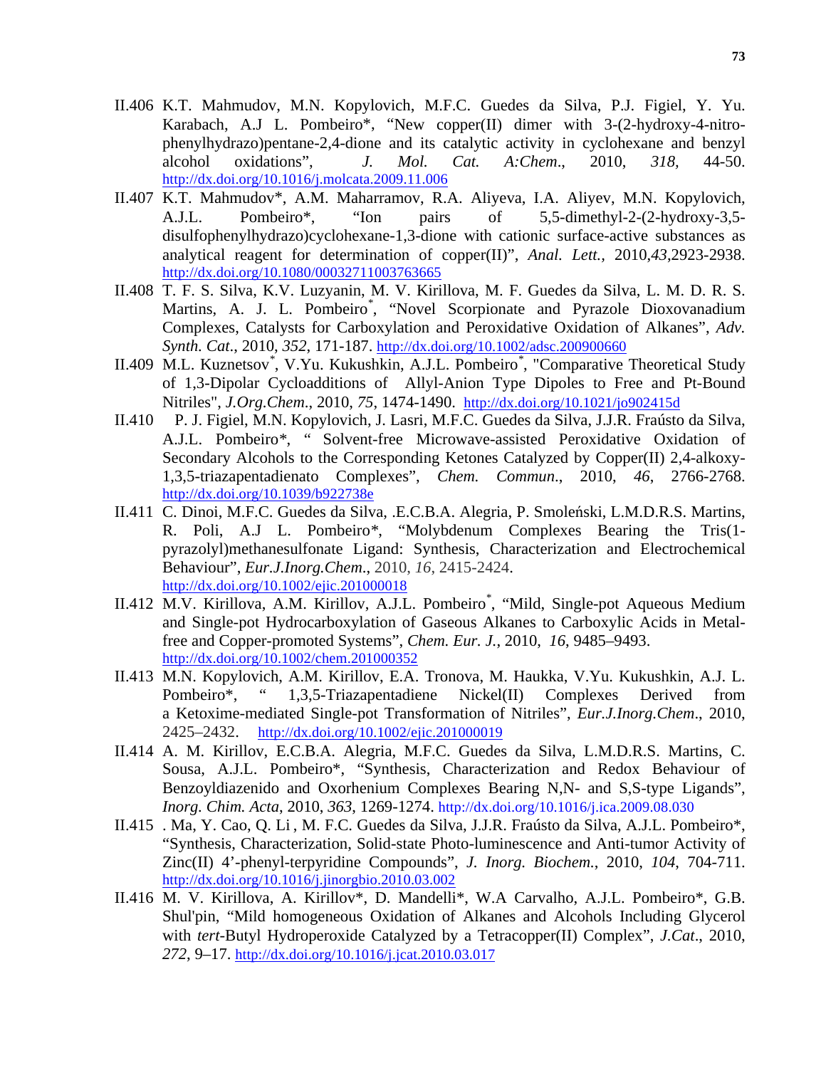II.406 K.T. Mahmudov, M.N. Kopylovich, M.F.C. Guedes da Silva, P.J. Figiel, Y. Yu. Karabach, A.J L. Pombeiro*, "New copper(II) dimer with 3-(2-hydroxy-4-nitro-phenylhydrazo)pentane-2,4-dione and its catalytic activity in cyclohexane and benzyl alcohol oxidations", *J. Mol. Cat. A:Chem*., 2010, *318*, 44-50. http://dx.doi.org/10.1016/j.molcata.2009.11.006

II.407 K.T. Mahmudov*, A.M. Maharramov, R.A. Aliyeva, I.A. Aliyev, M.N. Kopylovich, A.J.L. Pombeiro*, "Ion pairs of 5,5-dimethyl-2-(2-hydroxy-3,5-disulfophenylhydrazo)cyclohexane-1,3-dione with cationic surface-active substances as analytical reagent for determination of copper(II)", *Anal. Lett.,* 2010,*43*,2923-2938. http://dx.doi.org/10.1080/00032711003763665

II.408 T. F. S. Silva, K.V. Luzyanin, M. V. Kirillova, M. F. Guedes da Silva, L. M. D. R. S. Martins, A. J. L. Pombeiro*, "Novel Scorpionate and Pyrazole Dioxovanadium Complexes, Catalysts for Carboxylation and Peroxidative Oxidation of Alkanes", *Adv. Synth. Cat*., 2010, *352*, 171-187. http://dx.doi.org/10.1002/adsc.200900660

II.409 M.L. Kuznetsov*, V.Yu. Kukushkin, A.J.L. Pombeiro*, "Comparative Theoretical Study of 1,3-Dipolar Cycloadditions of Allyl-Anion Type Dipoles to Free and Pt-Bound Nitriles", *J.Org.Chem*., 2010, *75*, 1474-1490. http://dx.doi.org/10.1021/jo902415d

II.410 P. J. Figiel, M.N. Kopylovich, J. Lasri, M.F.C. Guedes da Silva, J.J.R. Fraústo da Silva, A.J.L. Pombeiro*, " Solvent-free Microwave-assisted Peroxidative Oxidation of Secondary Alcohols to the Corresponding Ketones Catalyzed by Copper(II) 2,4-alkoxy-1,3,5-triazapentadienato Complexes", *Chem. Commun*., 2010, *46*, 2766-2768. http://dx.doi.org/10.1039/b922738e

II.411 C. Dinoi, M.F.C. Guedes da Silva, .E.C.B.A. Alegria, P. Smoleński, L.M.D.R.S. Martins, R. Poli, A.J L. Pombeiro*, "Molybdenum Complexes Bearing the Tris(1-pyrazolyl)methanesulfonate Ligand: Synthesis, Characterization and Electrochemical Behaviour", *Eur.J.Inorg.Chem*., 2010, *16*, 2415-2424. http://dx.doi.org/10.1002/ejic.201000018

II.412 M.V. Kirillova, A.M. Kirillov, A.J.L. Pombeiro*, "Mild, Single-pot Aqueous Medium and Single-pot Hydrocarboxylation of Gaseous Alkanes to Carboxylic Acids in Metal-free and Copper-promoted Systems", *Chem. Eur. J.*, 2010, *16*, 9485–9493. http://dx.doi.org/10.1002/chem.201000352

II.413 M.N. Kopylovich, A.M. Kirillov, E.A. Tronova, M. Haukka, V.Yu. Kukushkin, A.J. L. Pombeiro*, " 1,3,5-Triazapentadiene Nickel(II) Complexes Derived from a Ketoxime-mediated Single-pot Transformation of Nitriles", *Eur.J.Inorg.Chem*., 2010, 2425–2432. http://dx.doi.org/10.1002/ejic.201000019

II.414 A. M. Kirillov, E.C.B.A. Alegria, M.F.C. Guedes da Silva, L.M.D.R.S. Martins, C. Sousa, A.J.L. Pombeiro*, "Synthesis, Characterization and Redox Behaviour of Benzoyldiazenido and Oxorhenium Complexes Bearing N,N- and S,S-type Ligands", *Inorg. Chim. Acta*, 2010, *363*, 1269-1274. http://dx.doi.org/10.1016/j.ica.2009.08.030

II.415 . Ma, Y. Cao, Q. Li , M. F.C. Guedes da Silva, J.J.R. Fraústo da Silva, A.J.L. Pombeiro*, "Synthesis, Characterization, Solid-state Photo-luminescence and Anti-tumor Activity of Zinc(II) 4'-phenyl-terpyridine Compounds", *J. Inorg. Biochem.*, 2010, *104*, 704-711. http://dx.doi.org/10.1016/j.jinorgbio.2010.03.002

II.416 M. V. Kirillova, A. Kirillov*, D. Mandelli*, W.A Carvalho, A.J.L. Pombeiro*, G.B. Shul'pin, "Mild homogeneous Oxidation of Alkanes and Alcohols Including Glycerol with *tert*-Butyl Hydroperoxide Catalyzed by a Tetracopper(II) Complex", *J.Cat*., 2010, *272*, 9–17. http://dx.doi.org/10.1016/j.jcat.2010.03.017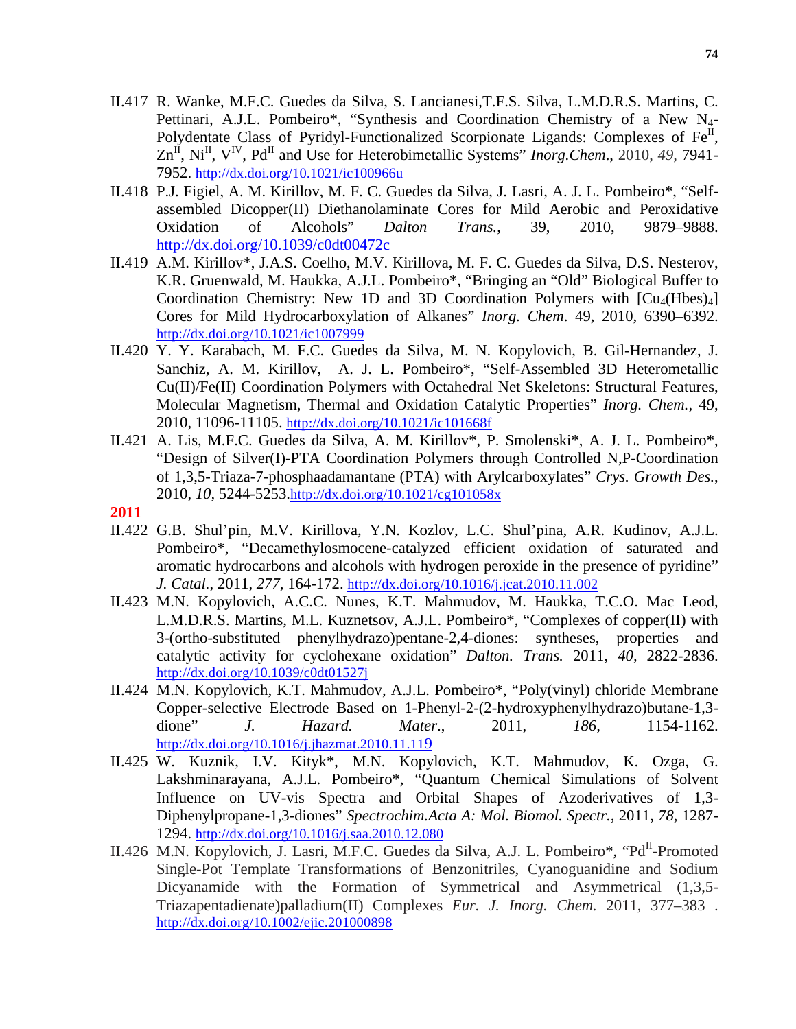II.417 R. Wanke, M.F.C. Guedes da Silva, S. Lancianesi,T.F.S. Silva, L.M.D.R.S. Martins, C. Pettinari, A.J.L. Pombeiro*, "Synthesis and Coordination Chemistry of a New $N_4$-Polydentate Class of Pyridyl-Functionalized Scorpionate Ligands: Complexes of $Fe^{II}$, $Zn^{II}$, $Ni^{II}$, $V^{IV}$, $Pd^{II}$ and Use for Heterobimetallic Systems" *Inorg.Chem*., 2010, *49*, 7941-7952. http://dx.doi.org/10.1021/ic100966u

II.418 P.J. Figiel, A. M. Kirillov, M. F. C. Guedes da Silva, J. Lasri, A. J. L. Pombeiro*, "Self-assembled Dicopper(II) Diethanolaminate Cores for Mild Aerobic and Peroxidative Oxidation of Alcohols" *Dalton Trans.*, 39, 2010, 9879–9888. http://dx.doi.org/10.1039/c0dt00472c

II.419 A.M. Kirillov*, J.A.S. Coelho, M.V. Kirillova, M. F. C. Guedes da Silva, D.S. Nesterov, K.R. Gruenwald, M. Haukka, A.J.L. Pombeiro*, "Bringing an "Old" Biological Buffer to Coordination Chemistry: New 1D and 3D Coordination Polymers with $[Cu_4(Hbes)_4]$ Cores for Mild Hydrocarboxylation of Alkanes" *Inorg. Chem*. 49, 2010, 6390–6392. http://dx.doi.org/10.1021/ic1007999

II.420 Y. Y. Karabach, M. F.C. Guedes da Silva, M. N. Kopylovich, B. Gil-Hernandez, J. Sanchiz, A. M. Kirillov, A. J. L. Pombeiro*, "Self-Assembled 3D Heterometallic Cu(II)/Fe(II) Coordination Polymers with Octahedral Net Skeletons: Structural Features, Molecular Magnetism, Thermal and Oxidation Catalytic Properties" *Inorg. Chem.*, 49, 2010, 11096-11105. http://dx.doi.org/10.1021/ic101668f

II.421 A. Lis, M.F.C. Guedes da Silva, A. M. Kirillov*, P. Smolenski*, A. J. L. Pombeiro*, "Design of Silver(I)-PTA Coordination Polymers through Controlled N,P-Coordination of 1,3,5-Triaza-7-phosphaadamantane (PTA) with Arylcarboxylates" *Crys. Growth Des.*, 2010, *10*, 5244-5253.http://dx.doi.org/10.1021/cg101058x

**2011**

II.422 G.B. Shul'pin, M.V. Kirillova, Y.N. Kozlov, L.C. Shul'pina, A.R. Kudinov, A.J.L. Pombeiro*, "Decamethylosmocene-catalyzed efficient oxidation of saturated and aromatic hydrocarbons and alcohols with hydrogen peroxide in the presence of pyridine" *J. Catal.*, 2011, *277*, 164-172. http://dx.doi.org/10.1016/j.jcat.2010.11.002

II.423 M.N. Kopylovich, A.C.C. Nunes, K.T. Mahmudov, M. Haukka, T.C.O. Mac Leod, L.M.D.R.S. Martins, M.L. Kuznetsov, A.J.L. Pombeiro*, "Complexes of copper(II) with 3-(ortho-substituted phenylhydrazo)pentane-2,4-diones: syntheses, properties and catalytic activity for cyclohexane oxidation" *Dalton. Trans.* 2011, *40*, 2822-2836. http://dx.doi.org/10.1039/c0dt01527j

II.424 M.N. Kopylovich, K.T. Mahmudov, A.J.L. Pombeiro*, "Poly(vinyl) chloride Membrane Copper-selective Electrode Based on 1-Phenyl-2-(2-hydroxyphenylhydrazo)butane-1,3-dione" *J. Hazard. Mater*., 2011, *186,* 1154-1162. http://dx.doi.org/10.1016/j.jhazmat.2010.11.119

II.425 W. Kuznik, I.V. Kityk*, M.N. Kopylovich, K.T. Mahmudov, K. Ozga, G. Lakshminarayana, A.J.L. Pombeiro*, "Quantum Chemical Simulations of Solvent Influence on UV-vis Spectra and Orbital Shapes of Azoderivatives of 1,3-Diphenylpropane-1,3-diones" *Spectrochim.Acta A: Mol. Biomol. Spectr.*, 2011, *78,* 1287-1294. http://dx.doi.org/10.1016/j.saa.2010.12.080

II.426 M.N. Kopylovich, J. Lasri, M.F.C. Guedes da Silva, A.J. L. Pombeiro*, "$Pd^{II}$-Promoted Single-Pot Template Transformations of Benzonitriles, Cyanoguanidine and Sodium Dicyanamide with the Formation of Symmetrical and Asymmetrical (1,3,5-Triazapentadienate)palladium(II) Complexes *Eur. J. Inorg. Chem.* 2011, 377–383 . http://dx.doi.org/10.1002/ejic.201000898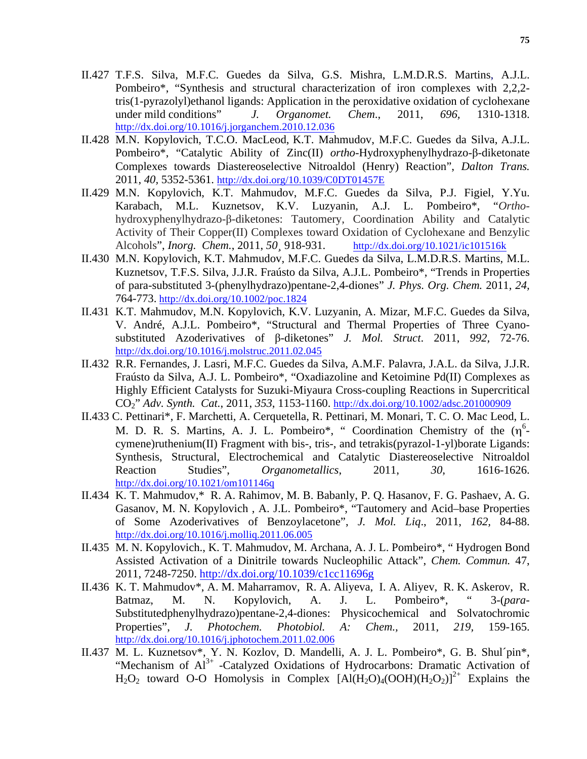II.427 T.F.S. Silva, M.F.C. Guedes da Silva, G.S. Mishra, L.M.D.R.S. Martins, A.J.L. Pombeiro*, "Synthesis and structural characterization of iron complexes with 2,2,2-tris(1-pyrazolyl)ethanol ligands: Application in the peroxidative oxidation of cyclohexane under mild conditions" *J. Organomet. Chem.*, 2011, *696*, 1310-1318. http://dx.doi.org/10.1016/j.jorganchem.2010.12.036

II.428 M.N. Kopylovich, T.C.O. MacLeod, K.T. Mahmudov, M.F.C. Guedes da Silva, A.J.L. Pombeiro*, "Catalytic Ability of Zinc(II) *ortho*-Hydroxyphenylhydrazo-β-diketonate Complexes towards Diastereoselective Nitroaldol (Henry) Reaction", *Dalton Trans.* 2011, *40*, 5352-5361. http://dx.doi.org/10.1039/C0DT01457E

II.429 M.N. Kopylovich, K.T. Mahmudov, M.F.C. Guedes da Silva, P.J. Figiel, Y.Yu. Karabach, M.L. Kuznetsov, K.V. Luzyanin, A.J. L. Pombeiro*, "*Ortho*-hydroxyphenylhydrazo-β-diketones: Tautomery, Coordination Ability and Catalytic Activity of Their Copper(II) Complexes toward Oxidation of Cyclohexane and Benzylic Alcohols", *Inorg. Chem.*, 2011, *50*¸ 918-931. http://dx.doi.org/10.1021/ic101516k

II.430 M.N. Kopylovich, K.T. Mahmudov, M.F.C. Guedes da Silva, L.M.D.R.S. Martins, M.L. Kuznetsov, T.F.S. Silva, J.J.R. Fraústo da Silva, A.J.L. Pombeiro*, "Trends in Properties of para-substituted 3-(phenylhydrazo)pentane-2,4-diones" *J. Phys. Org. Chem.* 2011, *24*, 764-773. http://dx.doi.org/10.1002/poc.1824

II.431 K.T. Mahmudov, M.N. Kopylovich, K.V. Luzyanin, A. Mizar, M.F.C. Guedes da Silva, V. André, A.J.L. Pombeiro*, "Structural and Thermal Properties of Three Cyano-substituted Azoderivatives of β-diketones" *J. Mol. Struct*. 2011, *992*, 72-76. http://dx.doi.org/10.1016/j.molstruc.2011.02.045

II.432 R.R. Fernandes, J. Lasri, M.F.C. Guedes da Silva, A.M.F. Palavra, J.A.L. da Silva, J.J.R. Fraústo da Silva, A.J. L. Pombeiro*, "Oxadiazoline and Ketoimine Pd(II) Complexes as Highly Efficient Catalysts for Suzuki-Miyaura Cross-coupling Reactions in Supercritical $CO_2$" *Adv. Synth. Cat.*, 2011, *353*, 1153-1160. http://dx.doi.org/10.1002/adsc.201000909

II.433 C. Pettinari*, F. Marchetti, A. Cerquetella, R. Pettinari, M. Monari, T. C. O. Mac Leod, L. M. D. R. S. Martins, A. J. L. Pombeiro*, " Coordination Chemistry of the ($\eta^6$-cymene)ruthenium(II) Fragment with bis-, tris-, and tetrakis(pyrazol-1-yl)borate Ligands: Synthesis, Structural, Electrochemical and Catalytic Diastereoselective Nitroaldol Reaction Studies", *Organometallics*, 2011, *30*, 1616-1626. http://dx.doi.org/10.1021/om101146q

II.434 K. T. Mahmudov,* R. A. Rahimov, M. B. Babanly, P. Q. Hasanov, F. G. Pashaev, A. G. Gasanov, M. N. Kopylovich , A. J.L. Pombeiro*, "Tautomery and Acid–base Properties of Some Azoderivatives of Benzoylacetone", *J. Mol. Liq*., 2011, *162*, 84-88. http://dx.doi.org/10.1016/j.molliq.2011.06.005

II.435 M. N. Kopylovich., K. T. Mahmudov, M. Archana, A. J. L. Pombeiro*, " Hydrogen Bond Assisted Activation of a Dinitrile towards Nucleophilic Attack", *Chem. Commun.* 47, 2011, 7248-7250. http://dx.doi.org/10.1039/c1cc11696g

II.436 K. T. Mahmudov*, A. M. Maharramov, R. A. Aliyeva, I. A. Aliyev, R. K. Askerov, R. Batmaz, M. N. Kopylovich, A. J. L. Pombeiro*, " 3-(*para*-Substitutedphenylhydrazo)pentane-2,4-diones: Physicochemical and Solvatochromic Properties", *J. Photochem. Photobiol. A: Chem.*, 2011, *219*, 159-165. http://dx.doi.org/10.1016/j.jphotochem.2011.02.006

II.437 M. L. Kuznetsov*, Y. N. Kozlov, D. Mandelli, A. J. L. Pombeiro*, G. B. Shul´pin*, "Mechanism of $Al^{3+}$ -Catalyzed Oxidations of Hydrocarbons: Dramatic Activation of $H_2O_2$ toward O-O Homolysis in Complex $[Al(H_2O)_4(OOH)(H_2O_2)]^{2+}$ Explains the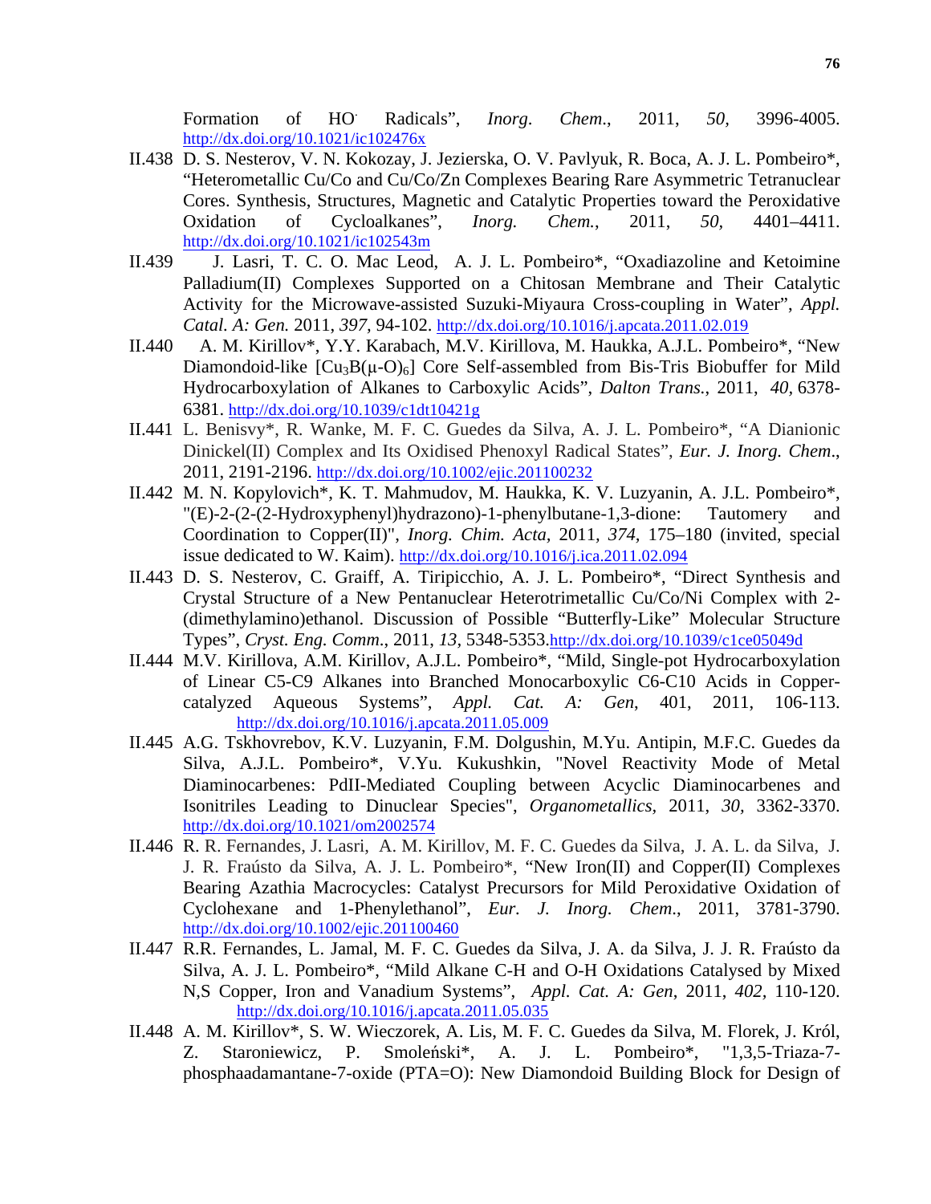Formation of HO· Radicals", *Inorg. Chem.*, 2011, *50*, 3996-4005. http://dx.doi.org/10.1021/ic102476x

II.438 D. S. Nesterov, V. N. Kokozay, J. Jezierska, O. V. Pavlyuk, R. Boca, A. J. L. Pombeiro*, "Heterometallic Cu/Co and Cu/Co/Zn Complexes Bearing Rare Asymmetric Tetranuclear Cores. Synthesis, Structures, Magnetic and Catalytic Properties toward the Peroxidative Oxidation of Cycloalkanes", *Inorg. Chem.*, 2011, *50*, 4401–4411. http://dx.doi.org/10.1021/ic102543m

II.439 J. Lasri, T. C. O. Mac Leod, A. J. L. Pombeiro*, "Oxadiazoline and Ketoimine Palladium(II) Complexes Supported on a Chitosan Membrane and Their Catalytic Activity for the Microwave-assisted Suzuki-Miyaura Cross-coupling in Water", *Appl. Catal. A: Gen.* 2011, *397*, 94-102. http://dx.doi.org/10.1016/j.apcata.2011.02.019

II.440 A. M. Kirillov*, Y.Y. Karabach, M.V. Kirillova, M. Haukka, A.J.L. Pombeiro*, "New Diamondoid-like $[Cu_3B(\mu\text{-}O)_6]$ Core Self-assembled from Bis-Tris Biobuffer for Mild Hydrocarboxylation of Alkanes to Carboxylic Acids", *Dalton Trans.*, 2011, *40*, 6378-6381. http://dx.doi.org/10.1039/c1dt10421g

II.441 L. Benisvy*, R. Wanke, M. F. C. Guedes da Silva, A. J. L. Pombeiro*, "A Dianionic Dinickel(II) Complex and Its Oxidised Phenoxyl Radical States", *Eur. J. Inorg. Chem*., 2011, 2191-2196. http://dx.doi.org/10.1002/ejic.201100232

II.442 M. N. Kopylovich*, K. T. Mahmudov, M. Haukka, K. V. Luzyanin, A. J.L. Pombeiro*, "(E)-2-(2-(2-Hydroxyphenyl)hydrazono)-1-phenylbutane-1,3-dione: Tautomery and Coordination to Copper(II)", *Inorg. Chim. Acta*, 2011, *374*, 175–180 (invited, special issue dedicated to W. Kaim). http://dx.doi.org/10.1016/j.ica.2011.02.094

II.443 D. S. Nesterov, C. Graiff, A. Tiripicchio, A. J. L. Pombeiro*, "Direct Synthesis and Crystal Structure of a New Pentanuclear Heterotrimetallic Cu/Co/Ni Complex with 2-(dimethylamino)ethanol. Discussion of Possible "Butterfly-Like" Molecular Structure Types", *Cryst. Eng. Comm.*, 2011, *13*, 5348-5353. http://dx.doi.org/10.1039/c1ce05049d

II.444 M.V. Kirillova, A.M. Kirillov, A.J.L. Pombeiro*, "Mild, Single-pot Hydrocarboxylation of Linear C5-C9 Alkanes into Branched Monocarboxylic C6-C10 Acids in Copper-catalyzed Aqueous Systems", *Appl. Cat. A: Gen*, 401, 2011, 106-113. http://dx.doi.org/10.1016/j.apcata.2011.05.009

II.445 A.G. Tskhovrebov, K.V. Luzyanin, F.M. Dolgushin, M.Yu. Antipin, M.F.C. Guedes da Silva, A.J.L. Pombeiro*, V.Yu. Kukushkin, "Novel Reactivity Mode of Metal Diaminocarbenes: PdII-Mediated Coupling between Acyclic Diaminocarbenes and Isonitriles Leading to Dinuclear Species", *Organometallics*, 2011, *30*, 3362-3370. http://dx.doi.org/10.1021/om2002574

II.446 R. R. Fernandes, J. Lasri, A. M. Kirillov, M. F. C. Guedes da Silva, J. A. L. da Silva, J. J. R. Fraústo da Silva, A. J. L. Pombeiro*, "New Iron(II) and Copper(II) Complexes Bearing Azathia Macrocycles: Catalyst Precursors for Mild Peroxidative Oxidation of Cyclohexane and 1-Phenylethanol", *Eur. J. Inorg. Chem.*, 2011, 3781-3790. http://dx.doi.org/10.1002/ejic.201100460

II.447 R.R. Fernandes, L. Jamal, M. F. C. Guedes da Silva, J. A. da Silva, J. J. R. Fraústo da Silva, A. J. L. Pombeiro*, "Mild Alkane C-H and O-H Oxidations Catalysed by Mixed N,S Copper, Iron and Vanadium Systems", *Appl. Cat. A: Gen*, 2011, *402*, 110-120. http://dx.doi.org/10.1016/j.apcata.2011.05.035

II.448 A. M. Kirillov*, S. W. Wieczorek, A. Lis, M. F. C. Guedes da Silva, M. Florek, J. Król, Z. Staroniewicz, P. Smoleński*, A. J. L. Pombeiro*, "1,3,5-Triaza-7-phosphaadamantane-7-oxide (PTA=O): New Diamondoid Building Block for Design of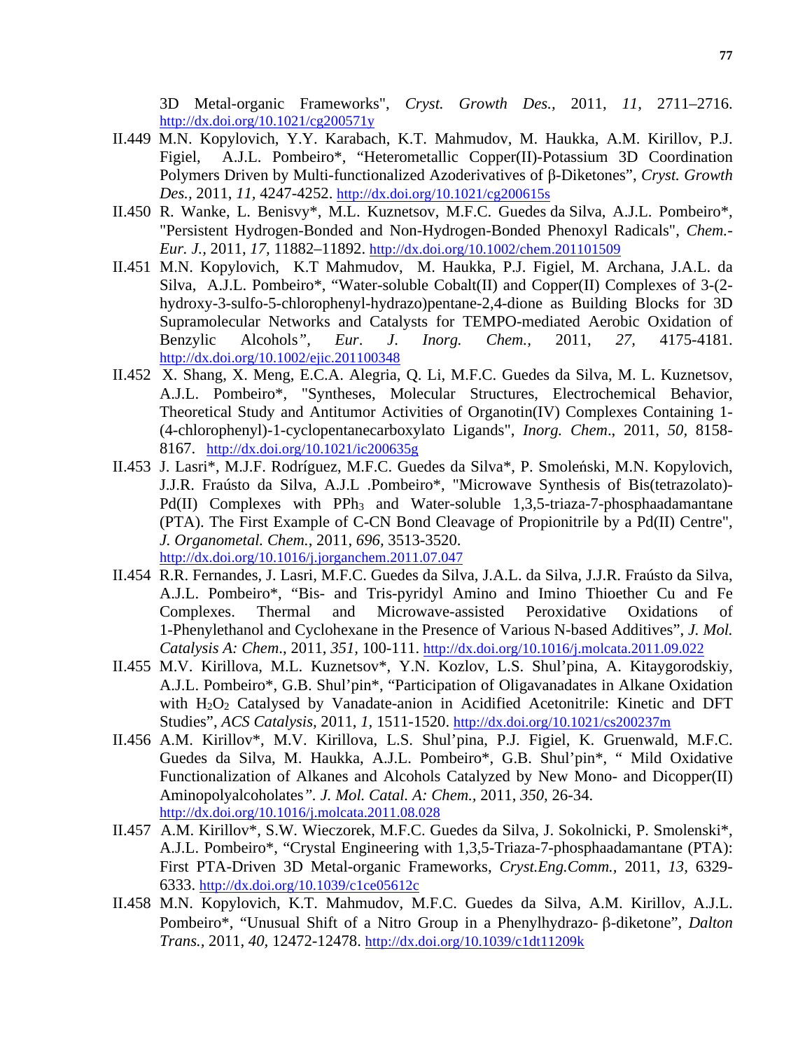3D Metal-organic Frameworks", *Cryst. Growth Des.,* 2011, *11,* 2711–2716. http://dx.doi.org/10.1021/cg200571y

II.449 M.N. Kopylovich, Y.Y. Karabach, K.T. Mahmudov, M. Haukka, A.M. Kirillov, P.J. Figiel, A.J.L. Pombeiro*, "Heterometallic Copper(II)-Potassium 3D Coordination Polymers Driven by Multi-functionalized Azoderivatives of β-Diketones", *Cryst. Growth Des.,* 2011, *11,* 4247-4252. http://dx.doi.org/10.1021/cg200615s

II.450 R. Wanke, L. Benisvy*, M.L. Kuznetsov, M.F.C. Guedes da Silva, A.J.L. Pombeiro*, "Persistent Hydrogen-Bonded and Non-Hydrogen-Bonded Phenoxyl Radicals", *Chem.-Eur. J.,* 2011, *17,* 11882–11892. http://dx.doi.org/10.1002/chem.201101509

II.451 M.N. Kopylovich, K.T Mahmudov, M. Haukka, P.J. Figiel, M. Archana, J.A.L. da Silva, A.J.L. Pombeiro*, "Water-soluble Cobalt(II) and Copper(II) Complexes of 3-(2-hydroxy-3-sulfo-5-chlorophenyl-hydrazo)pentane-2,4-dione as Building Blocks for 3D Supramolecular Networks and Catalysts for TEMPO-mediated Aerobic Oxidation of Benzylic Alcohols", *Eur. J. Inorg. Chem.,* 2011, *27,* 4175-4181. http://dx.doi.org/10.1002/ejic.201100348

II.452 X. Shang, X. Meng, E.C.A. Alegria, Q. Li, M.F.C. Guedes da Silva, M. L. Kuznetsov, A.J.L. Pombeiro*, "Syntheses, Molecular Structures, Electrochemical Behavior, Theoretical Study and Antitumor Activities of Organotin(IV) Complexes Containing 1-(4-chlorophenyl)-1-cyclopentanecarboxylato Ligands", *Inorg. Chem*., 2011, *50,* 8158-8167. http://dx.doi.org/10.1021/ic200635g

II.453 J. Lasri*, M.J.F. Rodríguez, M.F.C. Guedes da Silva*, P. Smoleński, M.N. Kopylovich, J.J.R. Fraústo da Silva, A.J.L .Pombeiro*, "Microwave Synthesis of Bis(tetrazolato)-Pd(II) Complexes with $PPh_3$ and Water-soluble 1,3,5-triaza-7-phosphaadamantane (PTA). The First Example of C-CN Bond Cleavage of Propionitrile by a Pd(II) Centre", *J. Organometal. Chem.*, 2011, *696,* 3513-3520. http://dx.doi.org/10.1016/j.jorganchem.2011.07.047

II.454 R.R. Fernandes, J. Lasri, M.F.C. Guedes da Silva, J.A.L. da Silva, J.J.R. Fraústo da Silva, A.J.L. Pombeiro*, "Bis- and Tris-pyridyl Amino and Imino Thioether Cu and Fe Complexes. Thermal and Microwave-assisted Peroxidative Oxidations of 1-Phenylethanol and Cyclohexane in the Presence of Various N-based Additives", *J. Mol. Catalysis A: Chem*., 2011, *351,* 100-111. http://dx.doi.org/10.1016/j.molcata.2011.09.022

II.455 M.V. Kirillova, M.L. Kuznetsov*, Y.N. Kozlov, L.S. Shul'pina, A. Kitaygorodskiy, A.J.L. Pombeiro*, G.B. Shul'pin*, "Participation of Oligavanadates in Alkane Oxidation with $H_2O_2$ Catalysed by Vanadate-anion in Acidified Acetonitrile: Kinetic and DFT Studies", *ACS Catalysis,* 2011, *1,* 1511-1520. http://dx.doi.org/10.1021/cs200237m

II.456 A.M. Kirillov*, M.V. Kirillova, L.S. Shul'pina, P.J. Figiel, K. Gruenwald, M.F.C. Guedes da Silva, M. Haukka, A.J.L. Pombeiro*, G.B. Shul'pin*, " Mild Oxidative Functionalization of Alkanes and Alcohols Catalyzed by New Mono- and Dicopper(II) Aminopolyalcoholates". *J. Mol. Catal. A: Chem.*, 2011, *350,* 26-34. http://dx.doi.org/10.1016/j.molcata.2011.08.028

II.457 A.M. Kirillov*, S.W. Wieczorek, M.F.C. Guedes da Silva, J. Sokolnicki, P. Smolenski*, A.J.L. Pombeiro*, "Crystal Engineering with 1,3,5-Triaza-7-phosphaadamantane (PTA): First PTA-Driven 3D Metal-organic Frameworks, *Cryst.Eng.Comm.,* 2011, *13,* 6329-6333. http://dx.doi.org/10.1039/c1ce05612c

II.458 M.N. Kopylovich, K.T. Mahmudov, M.F.C. Guedes da Silva, A.M. Kirillov, A.J.L. Pombeiro*, "Unusual Shift of a Nitro Group in a Phenylhydrazo- β-diketone", *Dalton Trans.,* 2011, *40,* 12472-12478. http://dx.doi.org/10.1039/c1dt11209k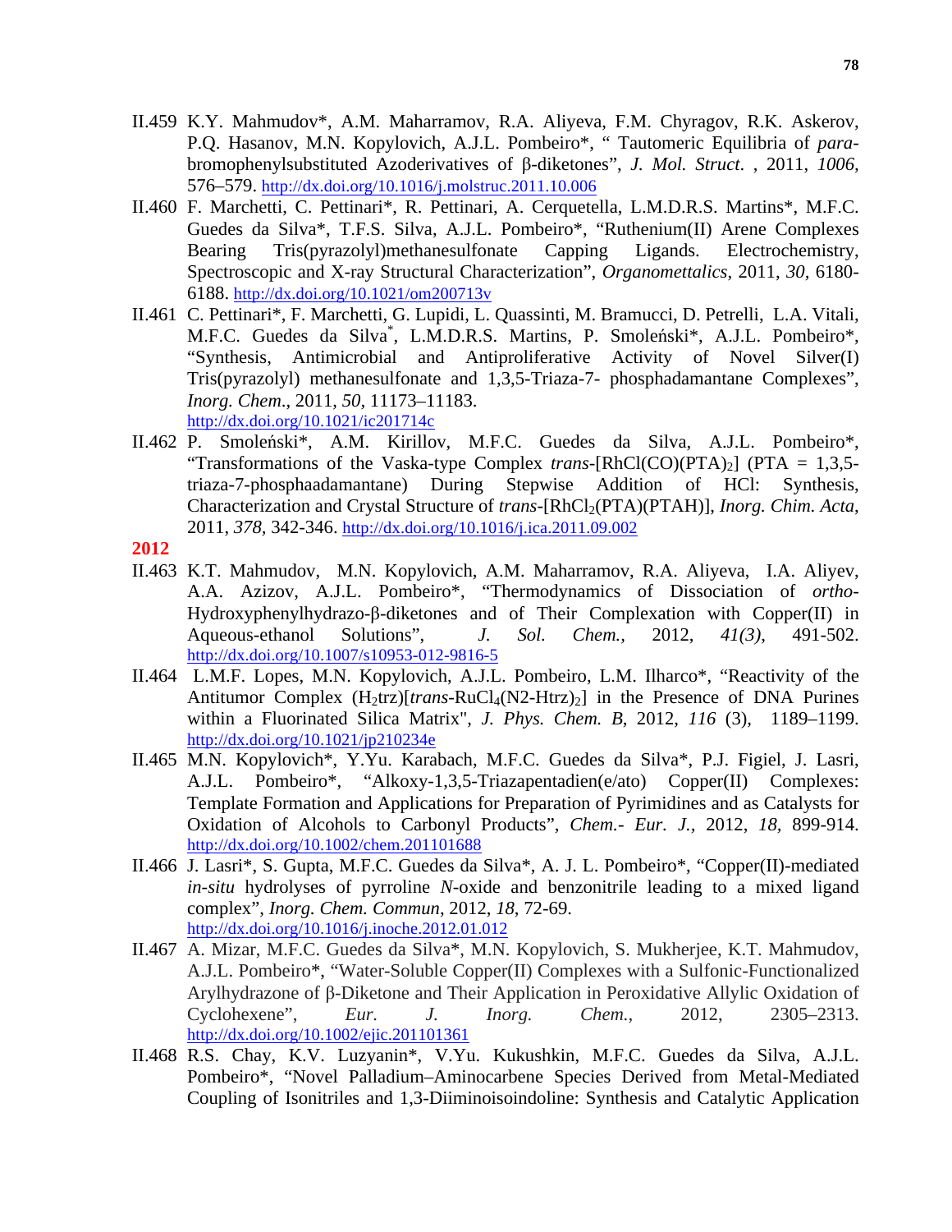II.459 K.Y. Mahmudov*, A.M. Maharramov, R.A. Aliyeva, F.M. Chyragov, R.K. Askerov, P.Q. Hasanov, M.N. Kopylovich, A.J.L. Pombeiro*, " Tautomeric Equilibria of *para*-bromophenylsubstituted Azoderivatives of β-diketones", *J. Mol. Struct.* , 2011, *1006,* 576–579. http://dx.doi.org/10.1016/j.molstruc.2011.10.006

II.460 F. Marchetti, C. Pettinari*, R. Pettinari, A. Cerquetella, L.M.D.R.S. Martins*, M.F.C. Guedes da Silva*, T.F.S. Silva, A.J.L. Pombeiro*, "Ruthenium(II) Arene Complexes Bearing Tris(pyrazolyl)methanesulfonate Capping Ligands. Electrochemistry, Spectroscopic and X-ray Structural Characterization", *Organomettalics*, 2011, *30,* 6180-6188. http://dx.doi.org/10.1021/om200713v

II.461 C. Pettinari*, F. Marchetti, G. Lupidi, L. Quassinti, M. Bramucci, D. Petrelli, L.A. Vitali, M.F.C. Guedes da Silva*, L.M.D.R.S. Martins, P. Smoleński*, A.J.L. Pombeiro*, "Synthesis, Antimicrobial and Antiproliferative Activity of Novel Silver(I) Tris(pyrazolyl) methanesulfonate and 1,3,5-Triaza-7- phosphadamantane Complexes", *Inorg. Chem.*, 2011, *50,* 11173–11183. http://dx.doi.org/10.1021/ic201714c

II.462 P. Smoleński*, A.M. Kirillov, M.F.C. Guedes da Silva, A.J.L. Pombeiro*, "Transformations of the Vaska-type Complex *trans*-[RhCl(CO)(PTA)$_2$] (PTA = 1,3,5-triaza-7-phosphaadamantane) During Stepwise Addition of HCl: Synthesis, Characterization and Crystal Structure of *trans*-[RhCl$_2$(PTA)(PTAH)], *Inorg. Chim. Acta*, 2011, *378,* 342-346. http://dx.doi.org/10.1016/j.ica.2011.09.002

**2012**

II.463 K.T. Mahmudov, M.N. Kopylovich, A.M. Maharramov, R.A. Aliyeva, I.A. Aliyev, A.A. Azizov, A.J.L. Pombeiro*, "Thermodynamics of Dissociation of *ortho*-Hydroxyphenylhydrazo-β-diketones and of Their Complexation with Copper(II) in Aqueous-ethanol Solutions", *J. Sol. Chem.*, 2012, *41(3)*, 491-502. http://dx.doi.org/10.1007/s10953-012-9816-5

II.464 L.M.F. Lopes, M.N. Kopylovich, A.J.L. Pombeiro, L.M. Ilharco*, "Reactivity of the Antitumor Complex (H$_2$trz)[*trans*-RuCl$_4$(N2-Htrz)$_2$] in the Presence of DNA Purines within a Fluorinated Silica Matrix", *J. Phys. Chem. B*, 2012, *116* (3), 1189–1199. http://dx.doi.org/10.1021/jp210234e

II.465 M.N. Kopylovich*, Y.Yu. Karabach, M.F.C. Guedes da Silva*, P.J. Figiel, J. Lasri, A.J.L. Pombeiro*, "Alkoxy-1,3,5-Triazapentadien(e/ato) Copper(II) Complexes: Template Formation and Applications for Preparation of Pyrimidines and as Catalysts for Oxidation of Alcohols to Carbonyl Products", *Chem.- Eur. J.*, 2012, *18,* 899-914. http://dx.doi.org/10.1002/chem.201101688

II.466 J. Lasri*, S. Gupta, M.F.C. Guedes da Silva*, A. J. L. Pombeiro*, "Copper(II)-mediated *in-situ* hydrolyses of pyrroline *N*-oxide and benzonitrile leading to a mixed ligand complex", *Inorg. Chem. Commun*, 2012, *18*, 72-69. http://dx.doi.org/10.1016/j.inoche.2012.01.012

II.467 A. Mizar, M.F.C. Guedes da Silva*, M.N. Kopylovich, S. Mukherjee, K.T. Mahmudov, A.J.L. Pombeiro*, "Water-Soluble Copper(II) Complexes with a Sulfonic-Functionalized Arylhydrazone of β-Diketone and Their Application in Peroxidative Allylic Oxidation of Cyclohexene", *Eur. J. Inorg. Chem.*, 2012, 2305–2313. http://dx.doi.org/10.1002/ejic.201101361

II.468 R.S. Chay, K.V. Luzyanin*, V.Yu. Kukushkin, M.F.C. Guedes da Silva, A.J.L. Pombeiro*, "Novel Palladium–Aminocarbene Species Derived from Metal-Mediated Coupling of Isonitriles and 1,3-Diiminoisoindoline: Synthesis and Catalytic Application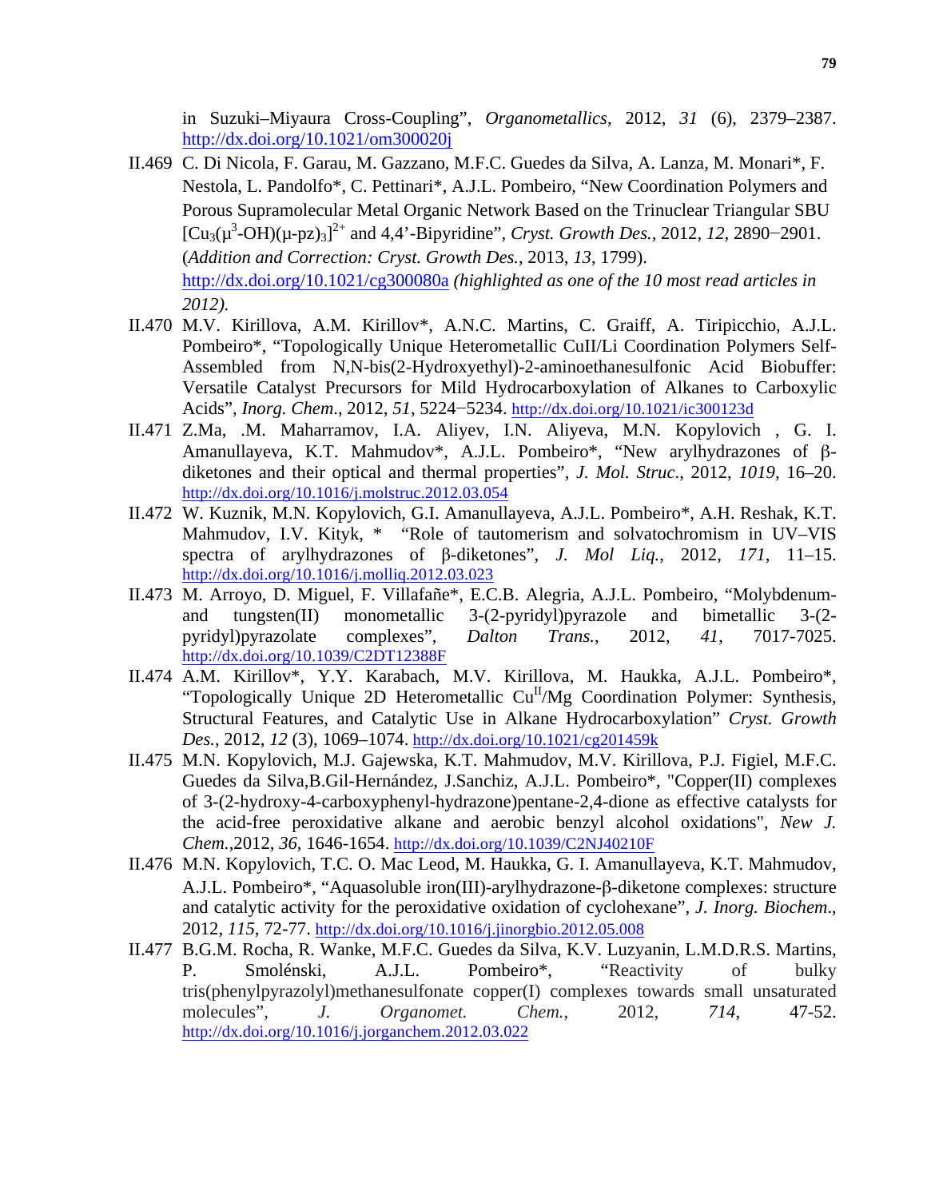in Suzuki–Miyaura Cross-Coupling", *Organometallics*, 2012, *31* (6), 2379–2387. http://dx.doi.org/10.1021/om300020j

II.469 C. Di Nicola, F. Garau, M. Gazzano, M.F.C. Guedes da Silva, A. Lanza, M. Monari*, F. Nestola, L. Pandolfo*, C. Pettinari*, A.J.L. Pombeiro, "New Coordination Polymers and Porous Supramolecular Metal Organic Network Based on the Trinuclear Triangular SBU $[Cu_3(\mu^3\text{-}OH)(\mu\text{-}pz)_3]^{2+}$ and 4,4'-Bipyridine", *Cryst. Growth Des.*, 2012, *12*, 2890−2901. (*Addition and Correction: Cryst. Growth Des.*, 2013, *13*, 1799). http://dx.doi.org/10.1021/cg300080a *(highlighted as one of the 10 most read articles in 2012).*

II.470 M.V. Kirillova, A.M. Kirillov*, A.N.C. Martins, C. Graiff, A. Tiripicchio, A.J.L. Pombeiro*, "Topologically Unique Heterometallic CuII/Li Coordination Polymers Self-Assembled from N,N-bis(2-Hydroxyethyl)-2-aminoethanesulfonic Acid Biobuffer: Versatile Catalyst Precursors for Mild Hydrocarboxylation of Alkanes to Carboxylic Acids", *Inorg. Chem*., 2012, *51*, 5224−5234. http://dx.doi.org/10.1021/ic300123d

II.471 Z.Ma, .M. Maharramov, I.A. Aliyev, I.N. Aliyeva, M.N. Kopylovich , G. I. Amanullayeva, K.T. Mahmudov*, A.J.L. Pombeiro*, "New arylhydrazones of β-diketones and their optical and thermal properties", *J. Mol. Struc*., 2012, *1019,* 16–20. http://dx.doi.org/10.1016/j.molstruc.2012.03.054

II.472 W. Kuznik, M.N. Kopylovich, G.I. Amanullayeva, A.J.L. Pombeiro*, A.H. Reshak, K.T. Mahmudov, I.V. Kityk, * "Role of tautomerism and solvatochromism in UV–VIS spectra of arylhydrazones of β-diketones", *J. Mol Liq.*, 2012, *171*, 11–15. http://dx.doi.org/10.1016/j.molliq.2012.03.023

II.473 M. Arroyo, D. Miguel, F. Villafañe*, E.C.B. Alegria, A.J.L. Pombeiro, "Molybdenum- and tungsten(II) monometallic 3-(2-pyridyl)pyrazole and bimetallic 3-(2-pyridyl)pyrazolate complexes", *Dalton Trans.*, 2012, *41*, 7017-7025. http://dx.doi.org/10.1039/C2DT12388F

II.474 A.M. Kirillov*, Y.Y. Karabach, M.V. Kirillova, M. Haukka, A.J.L. Pombeiro*, "Topologically Unique 2D Heterometallic $Cu^{II}$/Mg Coordination Polymer: Synthesis, Structural Features, and Catalytic Use in Alkane Hydrocarboxylation" *Cryst. Growth Des.*, 2012, *12* (3), 1069–1074. http://dx.doi.org/10.1021/cg201459k

II.475 M.N. Kopylovich, M.J. Gajewska, K.T. Mahmudov, M.V. Kirillova, P.J. Figiel, M.F.C. Guedes da Silva,B.Gil-Hernández, J.Sanchiz, A.J.L. Pombeiro*, "Copper(II) complexes of 3-(2-hydroxy-4-carboxyphenyl-hydrazone)pentane-2,4-dione as effective catalysts for the acid-free peroxidative alkane and aerobic benzyl alcohol oxidations", *New J. Chem.*,2012, *36*, 1646-1654. http://dx.doi.org/10.1039/C2NJ40210F

II.476 M.N. Kopylovich, T.C. O. Mac Leod, M. Haukka, G. I. Amanullayeva, K.T. Mahmudov, A.J.L. Pombeiro*, "Aquasoluble iron(III)-arylhydrazone-β-diketone complexes: structure and catalytic activity for the peroxidative oxidation of cyclohexane", *J. Inorg. Biochem*., 2012, *115*, 72-77. http://dx.doi.org/10.1016/j.jinorgbio.2012.05.008

II.477 B.G.M. Rocha, R. Wanke, M.F.C. Guedes da Silva, K.V. Luzyanin, L.M.D.R.S. Martins, P. Smolénski, A.J.L. Pombeiro*, "Reactivity of bulky tris(phenylpyrazolyl)methanesulfonate copper(I) complexes towards small unsaturated molecules", *J. Organomet. Chem.*, 2012, *714*, 47-52. http://dx.doi.org/10.1016/j.jorganchem.2012.03.022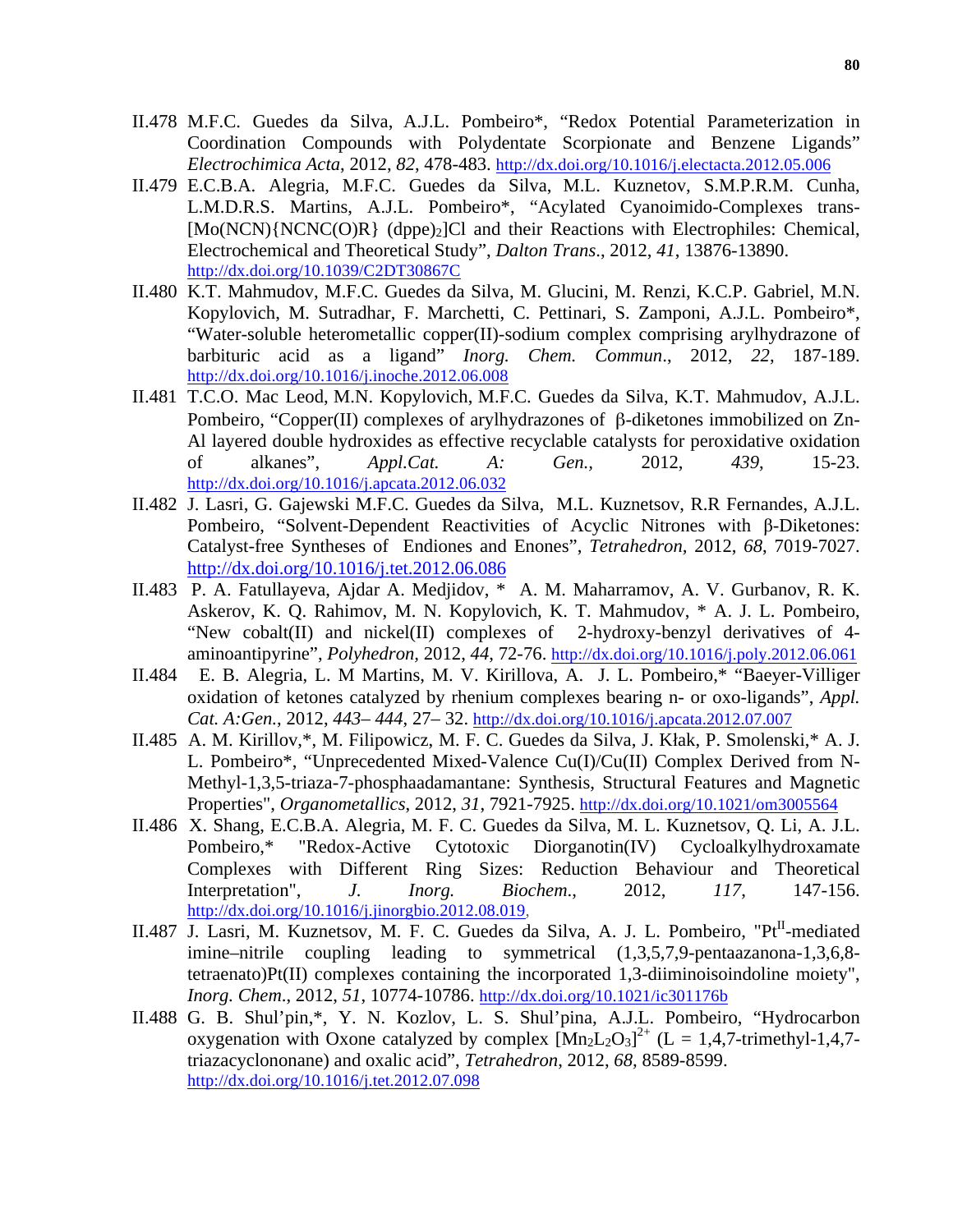II.478 M.F.C. Guedes da Silva, A.J.L. Pombeiro*, "Redox Potential Parameterization in Coordination Compounds with Polydentate Scorpionate and Benzene Ligands" *Electrochimica Acta*, 2012, *82*, 478-483. http://dx.doi.org/10.1016/j.electacta.2012.05.006

II.479 E.C.B.A. Alegria, M.F.C. Guedes da Silva, M.L. Kuznetov, S.M.P.R.M. Cunha, L.M.D.R.S. Martins, A.J.L. Pombeiro*, "Acylated Cyanoimido-Complexes trans-[Mo(NCN){NCNC(O)R} $(dppe)_2$]Cl and their Reactions with Electrophiles: Chemical, Electrochemical and Theoretical Study", *Dalton Trans*., 2012, *41*, 13876-13890. http://dx.doi.org/10.1039/C2DT30867C

II.480 K.T. Mahmudov, M.F.C. Guedes da Silva, M. Glucini, M. Renzi, K.C.P. Gabriel, M.N. Kopylovich, M. Sutradhar, F. Marchetti, C. Pettinari, S. Zamponi, A.J.L. Pombeiro*, "Water-soluble heterometallic copper(II)-sodium complex comprising arylhydrazone of barbituric acid as a ligand" *Inorg. Chem. Commun*., 2012, *22*, 187-189. http://dx.doi.org/10.1016/j.inoche.2012.06.008

II.481 T.C.O. Mac Leod, M.N. Kopylovich, M.F.C. Guedes da Silva, K.T. Mahmudov, A.J.L. Pombeiro, "Copper(II) complexes of arylhydrazones of β-diketones immobilized on Zn-Al layered double hydroxides as effective recyclable catalysts for peroxidative oxidation of alkanes", *Appl.Cat. A: Gen.,* 2012, *439*, 15-23. http://dx.doi.org/10.1016/j.apcata.2012.06.032

II.482 J. Lasri, G. Gajewski M.F.C. Guedes da Silva, M.L. Kuznetsov, R.R Fernandes, A.J.L. Pombeiro, "Solvent-Dependent Reactivities of Acyclic Nitrones with β-Diketones: Catalyst-free Syntheses of Endiones and Enones", *Tetrahedron,* 2012, *68*, 7019-7027. http://dx.doi.org/10.1016/j.tet.2012.06.086

II.483 P. A. Fatullayeva, Ajdar A. Medjidov, * A. M. Maharramov, A. V. Gurbanov, R. K. Askerov, K. Q. Rahimov, M. N. Kopylovich, K. T. Mahmudov, * A. J. L. Pombeiro, "New cobalt(II) and nickel(II) complexes of 2-hydroxy-benzyl derivatives of 4-aminoantipyrine", *Polyhedron,* 2012, *44*, 72-76. http://dx.doi.org/10.1016/j.poly.2012.06.061

II.484 E. B. Alegria, L. M Martins, M. V. Kirillova, A. J. L. Pombeiro,* "Baeyer-Villiger oxidation of ketones catalyzed by rhenium complexes bearing n- or oxo-ligands", *Appl. Cat. A:Gen.*, 2012, *443– 444*, 27– 32. http://dx.doi.org/10.1016/j.apcata.2012.07.007

II.485 A. M. Kirillov,*, M. Filipowicz, M. F. C. Guedes da Silva, J. Kłak, P. Smolenski,* A. J. L. Pombeiro*, "Unprecedented Mixed-Valence Cu(I)/Cu(II) Complex Derived from N-Methyl-1,3,5-triaza-7-phosphaadamantane: Synthesis, Structural Features and Magnetic Properties", *Organometallics*, 2012, *31*, 7921-7925. http://dx.doi.org/10.1021/om3005564

II.486 X. Shang, E.C.B.A. Alegria, M. F. C. Guedes da Silva, M. L. Kuznetsov, Q. Li, A. J.L. Pombeiro,* "Redox-Active Cytotoxic Diorganotin(IV) Cycloalkylhydroxamate Complexes with Different Ring Sizes: Reduction Behaviour and Theoretical Interpretation", *J. Inorg. Biochem*., 2012, *117*, 147-156. http://dx.doi.org/10.1016/j.jinorgbio.2012.08.019,

II.487 J. Lasri, M. Kuznetsov, M. F. C. Guedes da Silva, A. J. L. Pombeiro, "$Pt^{II}$-mediated imine–nitrile coupling leading to symmetrical (1,3,5,7,9-pentaazanona-1,3,6,8-tetraenato)Pt(II) complexes containing the incorporated 1,3-diiminoisoindoline moiety", *Inorg. Chem*., 2012, *51*, 10774-10786. http://dx.doi.org/10.1021/ic301176b

II.488 G. B. Shul'pin,*, Y. N. Kozlov, L. S. Shul'pina, A.J.L. Pombeiro, "Hydrocarbon oxygenation with Oxone catalyzed by complex $[Mn_2L_2O_3]^{2+}$ (L = 1,4,7-trimethyl-1,4,7-triazacyclononane) and oxalic acid", *Tetrahedron*, 2012, *68*, 8589-8599. http://dx.doi.org/10.1016/j.tet.2012.07.098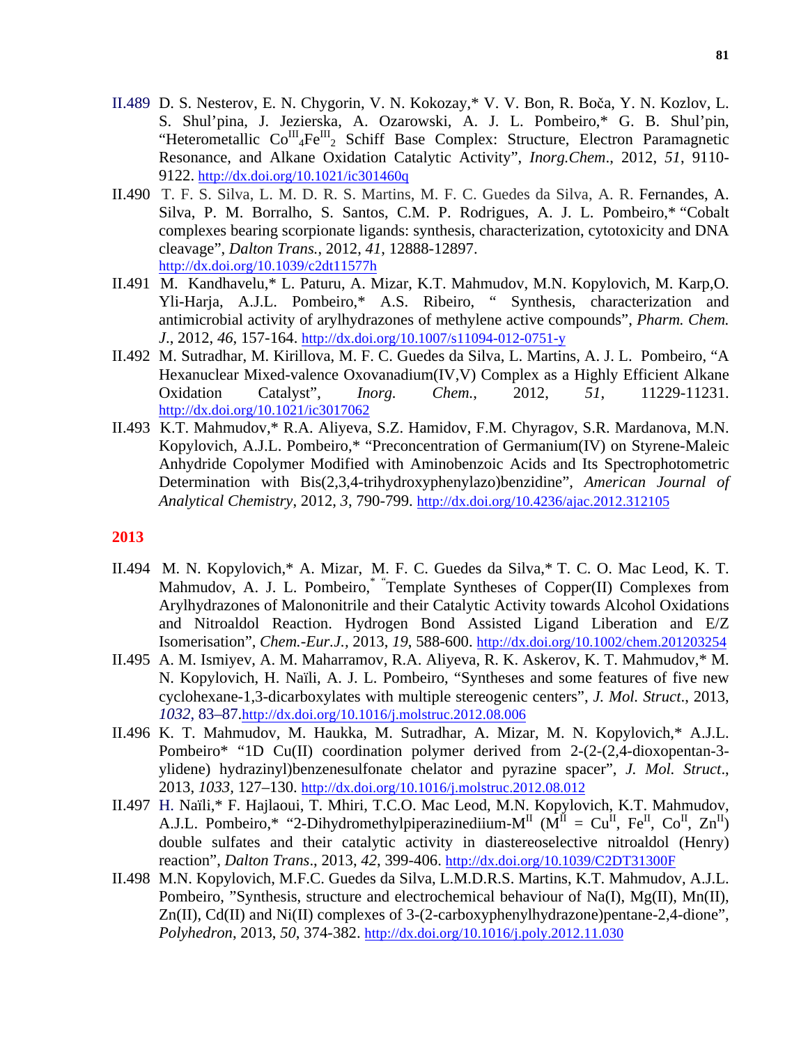II.489 D. S. Nesterov, E. N. Chygorin, V. N. Kokozay,* V. V. Bon, R. Boča, Y. N. Kozlov, L. S. Shul'pina, J. Jezierska, A. Ozarowski, A. J. L. Pombeiro,* G. B. Shul'pin, "Heterometallic $Co^{III}_4Fe^{III}_2$ Schiff Base Complex: Structure, Electron Paramagnetic Resonance, and Alkane Oxidation Catalytic Activity", *Inorg.Chem*., 2012, *51*, 9110-9122. http://dx.doi.org/10.1021/ic301460q

II.490 T. F. S. Silva, L. M. D. R. S. Martins, M. F. C. Guedes da Silva, A. R. Fernandes, A. Silva, P. M. Borralho, S. Santos, C.M. P. Rodrigues, A. J. L. Pombeiro,* "Cobalt complexes bearing scorpionate ligands: synthesis, characterization, cytotoxicity and DNA cleavage", *Dalton Trans.*, 2012, *41*, 12888-12897. http://dx.doi.org/10.1039/c2dt11577h

II.491 M. Kandhavelu,* L. Paturu, A. Mizar, K.T. Mahmudov, M.N. Kopylovich, M. Karp,O. Yli-Harja, A.J.L. Pombeiro,* A.S. Ribeiro, " Synthesis, characterization and antimicrobial activity of arylhydrazones of methylene active compounds", *Pharm. Chem. J*., 2012, *46*, 157-164. http://dx.doi.org/10.1007/s11094-012-0751-y

II.492 M. Sutradhar, M. Kirillova, M. F. C. Guedes da Silva, L. Martins, A. J. L. Pombeiro, "A Hexanuclear Mixed-valence Oxovanadium(IV,V) Complex as a Highly Efficient Alkane Oxidation Catalyst", *Inorg. Chem.*, 2012, *51*, 11229-11231. http://dx.doi.org/10.1021/ic3017062

II.493 K.T. Mahmudov,* R.A. Aliyeva, S.Z. Hamidov, F.M. Chyragov, S.R. Mardanova, M.N. Kopylovich, A.J.L. Pombeiro,* "Preconcentration of Germanium(IV) on Styrene-Maleic Anhydride Copolymer Modified with Aminobenzoic Acids and Its Spectrophotometric Determination with Bis(2,3,4-trihydroxyphenylazo)benzidine", *American Journal of Analytical Chemistry*, 2012, *3*, 790-799. http://dx.doi.org/10.4236/ajac.2012.312105

## 2013

II.494 M. N. Kopylovich,* A. Mizar, M. F. C. Guedes da Silva,* T. C. O. Mac Leod, K. T. Mahmudov, A. J. L. Pombeiro,* "Template Syntheses of Copper(II) Complexes from Arylhydrazones of Malononitrile and their Catalytic Activity towards Alcohol Oxidations and Nitroaldol Reaction. Hydrogen Bond Assisted Ligand Liberation and E/Z Isomerisation", *Chem.-Eur.J.*, 2013, *19*, 588-600. http://dx.doi.org/10.1002/chem.201203254

II.495 A. M. Ismiyev, A. M. Maharramov, R.A. Aliyeva, R. K. Askerov, K. T. Mahmudov,* M. N. Kopylovich, H. Naïli, A. J. L. Pombeiro, "Syntheses and some features of five new cyclohexane-1,3-dicarboxylates with multiple stereogenic centers", *J. Mol. Struct*., 2013, *1032*, 83–87.http://dx.doi.org/10.1016/j.molstruc.2012.08.006

II.496 K. T. Mahmudov, M. Haukka, M. Sutradhar, A. Mizar, M. N. Kopylovich,* A.J.L. Pombeiro* "1D Cu(II) coordination polymer derived from 2-(2-(2,4-dioxopentan-3-ylidene) hydrazinyl)benzenesulfonate chelator and pyrazine spacer", *J. Mol. Struct*., 2013, *1033*, 127–130. http://dx.doi.org/10.1016/j.molstruc.2012.08.012

II.497 H. Naïli,* F. Hajlaoui, T. Mhiri, T.C.O. Mac Leod, M.N. Kopylovich, K.T. Mahmudov, A.J.L. Pombeiro,* "2-Dihydromethylpiperazinediium-$M^{II}$ ($M^{II}$ = $Cu^{II}$, $Fe^{II}$, $Co^{II}$, $Zn^{II}$) double sulfates and their catalytic activity in diastereoselective nitroaldol (Henry) reaction", *Dalton Trans*., 2013, *42*, 399-406. http://dx.doi.org/10.1039/C2DT31300F

II.498 M.N. Kopylovich, M.F.C. Guedes da Silva, L.M.D.R.S. Martins, K.T. Mahmudov, A.J.L. Pombeiro, "Synthesis, structure and electrochemical behaviour of Na(I), Mg(II), Mn(II), Zn(II), Cd(II) and Ni(II) complexes of 3-(2-carboxyphenylhydrazone)pentane-2,4-dione", *Polyhedron*, 2013, *50*, 374-382. http://dx.doi.org/10.1016/j.poly.2012.11.030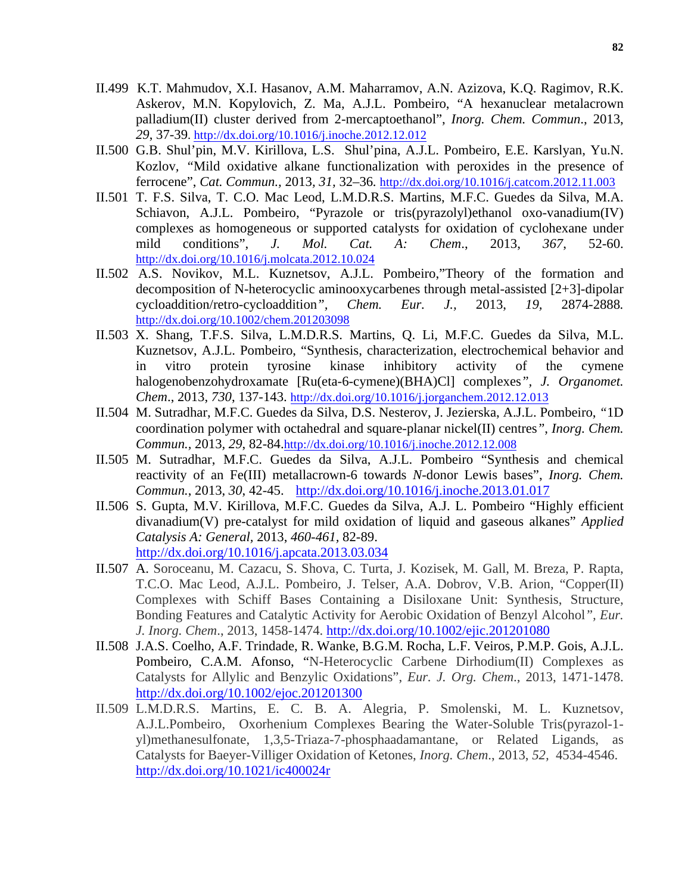II.499 K.T. Mahmudov, X.I. Hasanov, A.M. Maharramov, A.N. Azizova, K.Q. Ragimov, R.K. Askerov, M.N. Kopylovich, Z. Ma, A.J.L. Pombeiro, "A hexanuclear metalacrown palladium(II) cluster derived from 2-mercaptoethanol", *Inorg. Chem. Commun*., 2013, *29*, 37-39. http://dx.doi.org/10.1016/j.inoche.2012.12.012

II.500 G.B. Shul'pin, M.V. Kirillova, L.S. Shul'pina, A.J.L. Pombeiro, E.E. Karslyan, Yu.N. Kozlov, "Mild oxidative alkane functionalization with peroxides in the presence of ferrocene", *Cat. Commun.,* 2013, *31*, 32–36. http://dx.doi.org/10.1016/j.catcom.2012.11.003

II.501 T. F.S. Silva, T. C.O. Mac Leod, L.M.D.R.S. Martins, M.F.C. Guedes da Silva, M.A. Schiavon, A.J.L. Pombeiro, "Pyrazole or tris(pyrazolyl)ethanol oxo-vanadium(IV) complexes as homogeneous or supported catalysts for oxidation of cyclohexane under mild conditions", *J. Mol. Cat. A: Chem*., 2013, *367*, 52-60. http://dx.doi.org/10.1016/j.molcata.2012.10.024

II.502 A.S. Novikov, M.L. Kuznetsov, A.J.L. Pombeiro,"Theory of the formation and decomposition of N-heterocyclic aminooxycarbenes through metal-assisted [2+3]-dipolar cycloaddition/retro-cycloaddition", *Chem. Eur. J.,* 2013, *19,* 2874-2888. http://dx.doi.org/10.1002/chem.201203098

II.503 X. Shang, T.F.S. Silva, L.M.D.R.S. Martins, Q. Li, M.F.C. Guedes da Silva, M.L. Kuznetsov, A.J.L. Pombeiro, "Synthesis, characterization, electrochemical behavior and in vitro protein tyrosine kinase inhibitory activity of the cymene halogenobenzohydroxamate [Ru(eta-6-cymene)(BHA)Cl] complexes", *J. Organomet. Chem*., 2013, *730*, 137-143. http://dx.doi.org/10.1016/j.jorganchem.2012.12.013

II.504 M. Sutradhar, M.F.C. Guedes da Silva, D.S. Nesterov, J. Jezierska, A.J.L. Pombeiro, "1D coordination polymer with octahedral and square-planar nickel(II) centres", *Inorg. Chem. Commun.*, 2013, *29*, 82-84.http://dx.doi.org/10.1016/j.inoche.2012.12.008

II.505 M. Sutradhar, M.F.C. Guedes da Silva, A.J.L. Pombeiro "Synthesis and chemical reactivity of an Fe(III) metallacrown-6 towards *N*-donor Lewis bases", *Inorg. Chem. Commun.*, 2013, *30*, 42-45. http://dx.doi.org/10.1016/j.inoche.2013.01.017

II.506 S. Gupta, M.V. Kirillova, M.F.C. Guedes da Silva, A.J. L. Pombeiro "Highly efficient divanadium(V) pre-catalyst for mild oxidation of liquid and gaseous alkanes" *Applied Catalysis A: General,* 2013, *460-461,* 82-89. http://dx.doi.org/10.1016/j.apcata.2013.03.034

II.507 A. Soroceanu, M. Cazacu, S. Shova, C. Turta, J. Kozisek, M. Gall, M. Breza, P. Rapta, T.C.O. Mac Leod, A.J.L. Pombeiro, J. Telser, A.A. Dobrov, V.B. Arion, "Copper(II) Complexes with Schiff Bases Containing a Disiloxane Unit: Synthesis, Structure, Bonding Features and Catalytic Activity for Aerobic Oxidation of Benzyl Alcohol", *Eur. J. Inorg. Chem*., 2013, 1458-1474. http://dx.doi.org/10.1002/ejic.201201080

II.508 J.A.S. Coelho, A.F. Trindade, R. Wanke, B.G.M. Rocha, L.F. Veiros, P.M.P. Gois, A.J.L. Pombeiro, C.A.M. Afonso, "N-Heterocyclic Carbene Dirhodium(II) Complexes as Catalysts for Allylic and Benzylic Oxidations", *Eur. J. Org. Chem*., 2013, 1471-1478. http://dx.doi.org/10.1002/ejoc.201201300

II.509 L.M.D.R.S. Martins, E. C. B. A. Alegria, P. Smolenski, M. L. Kuznetsov, A.J.L.Pombeiro, Oxorhenium Complexes Bearing the Water-Soluble Tris(pyrazol-1-yl)methanesulfonate, 1,3,5-Triaza-7-phosphaadamantane, or Related Ligands, as Catalysts for Baeyer-Villiger Oxidation of Ketones, *Inorg. Chem*., 2013, *52,* 4534-4546. http://dx.doi.org/10.1021/ic400024r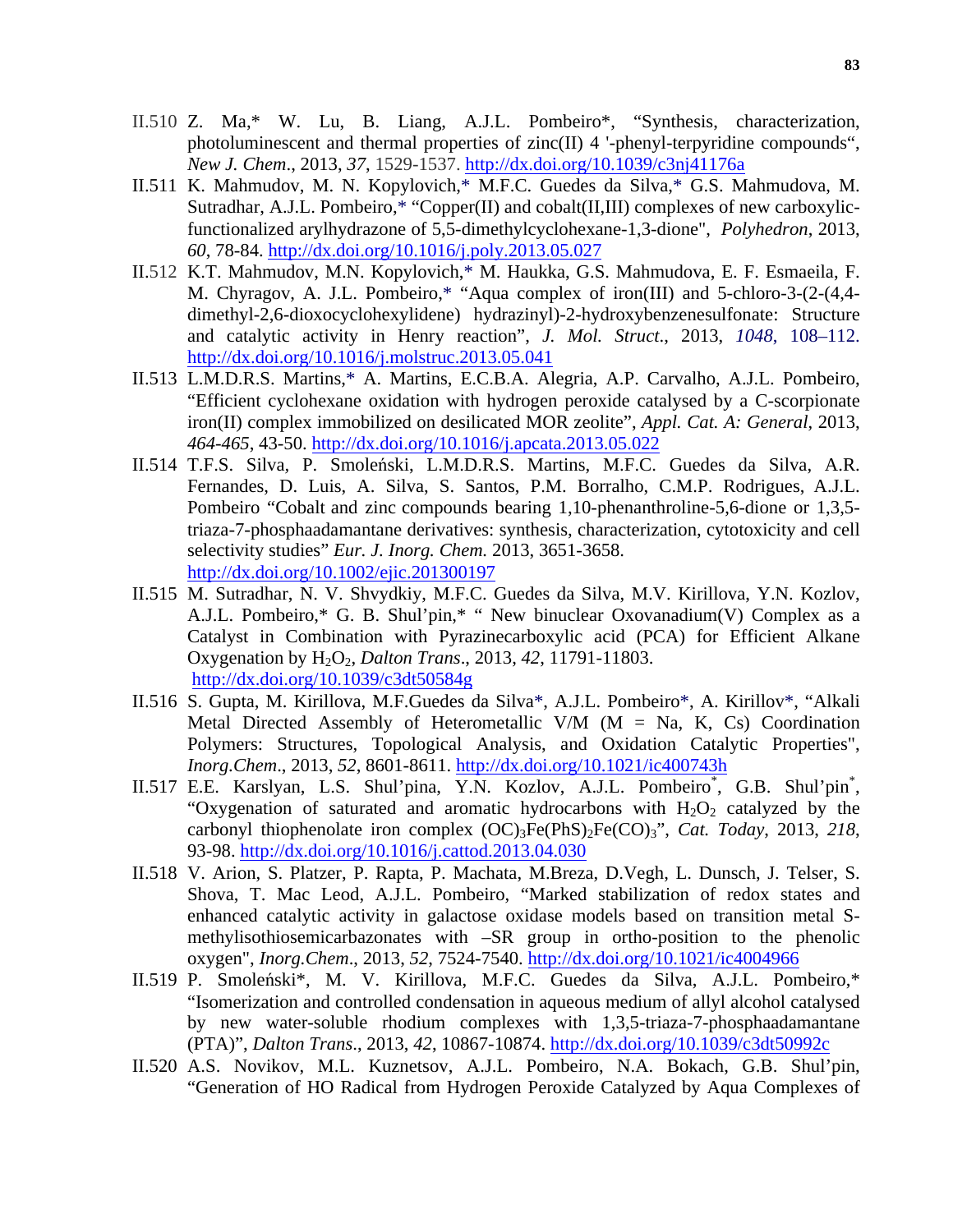II.510 Z. Ma,* W. Lu, B. Liang, A.J.L. Pombeiro*, "Synthesis, characterization, photoluminescent and thermal properties of zinc(II) 4 '-phenyl-terpyridine compounds", *New J. Chem*., 2013, *37*, 1529-1537. http://dx.doi.org/10.1039/c3nj41176a

II.511 K. Mahmudov, M. N. Kopylovich,* M.F.C. Guedes da Silva,* G.S. Mahmudova, M. Sutradhar, A.J.L. Pombeiro,* "Copper(II) and cobalt(II,III) complexes of new carboxylic-functionalized arylhydrazone of 5,5-dimethylcyclohexane-1,3-dione", *Polyhedron*, 2013, *60*, 78-84. http://dx.doi.org/10.1016/j.poly.2013.05.027

II.512 K.T. Mahmudov, M.N. Kopylovich,* M. Haukka, G.S. Mahmudova, E. F. Esmaeila, F. M. Chyragov, A. J.L. Pombeiro,* "Aqua complex of iron(III) and 5-chloro-3-(2-(4,4-dimethyl-2,6-dioxocyclohexylidene) hydrazinyl)-2-hydroxybenzenesulfonate: Structure and catalytic activity in Henry reaction", *J. Mol. Struct*., 2013, *1048*, 108–112. http://dx.doi.org/10.1016/j.molstruc.2013.05.041

II.513 L.M.D.R.S. Martins,* A. Martins, E.C.B.A. Alegria, A.P. Carvalho, A.J.L. Pombeiro, "Efficient cyclohexane oxidation with hydrogen peroxide catalysed by a C-scorpionate iron(II) complex immobilized on desilicated MOR zeolite", *Appl. Cat. A: General*, 2013, *464-465*, 43-50. http://dx.doi.org/10.1016/j.apcata.2013.05.022

II.514 T.F.S. Silva, P. Smoleński, L.M.D.R.S. Martins, M.F.C. Guedes da Silva, A.R. Fernandes, D. Luis, A. Silva, S. Santos, P.M. Borralho, C.M.P. Rodrigues, A.J.L. Pombeiro "Cobalt and zinc compounds bearing 1,10-phenanthroline-5,6-dione or 1,3,5-triaza-7-phosphaadamantane derivatives: synthesis, characterization, cytotoxicity and cell selectivity studies" *Eur. J. Inorg. Chem.* 2013, 3651-3658. http://dx.doi.org/10.1002/ejic.201300197

II.515 M. Sutradhar, N. V. Shvydkiy, M.F.C. Guedes da Silva, M.V. Kirillova, Y.N. Kozlov, A.J.L. Pombeiro,* G. B. Shul'pin,* " New binuclear Oxovanadium(V) Complex as a Catalyst in Combination with Pyrazinecarboxylic acid (PCA) for Efficient Alkane Oxygenation by $H_2O_2$, *Dalton Trans*., 2013, *42*, 11791-11803. http://dx.doi.org/10.1039/c3dt50584g

II.516 S. Gupta, M. Kirillova, M.F.Guedes da Silva*, A.J.L. Pombeiro*, A. Kirillov*, "Alkali Metal Directed Assembly of Heterometallic V/M (M = Na, K, Cs) Coordination Polymers: Structures, Topological Analysis, and Oxidation Catalytic Properties", *Inorg.Chem*., 2013, *52*, 8601-8611. http://dx.doi.org/10.1021/ic400743h

II.517 E.E. Karslyan, L.S. Shul'pina, Y.N. Kozlov, A.J.L. Pombeiro*, G.B. Shul'pin*, "Oxygenation of saturated and aromatic hydrocarbons with $H_2O_2$ catalyzed by the carbonyl thiophenolate iron complex $(OC)_3Fe(PhS)_2Fe(CO)_3$", *Cat. Today*, 2013, *218*, 93-98. http://dx.doi.org/10.1016/j.cattod.2013.04.030

II.518 V. Arion, S. Platzer, P. Rapta, P. Machata, M.Breza, D.Vegh, L. Dunsch, J. Telser, S. Shova, T. Mac Leod, A.J.L. Pombeiro, "Marked stabilization of redox states and enhanced catalytic activity in galactose oxidase models based on transition metal S-methylisothiosemicarbazonates with –SR group in ortho-position to the phenolic oxygen", *Inorg.Chem*., 2013, *52*, 7524-7540. http://dx.doi.org/10.1021/ic4004966

II.519 P. Smoleński*, M. V. Kirillova, M.F.C. Guedes da Silva, A.J.L. Pombeiro,* "Isomerization and controlled condensation in aqueous medium of allyl alcohol catalysed by new water-soluble rhodium complexes with 1,3,5-triaza-7-phosphaadamantane (PTA)", *Dalton Trans*., 2013, *42*, 10867-10874. http://dx.doi.org/10.1039/c3dt50992c

II.520 A.S. Novikov, M.L. Kuznetsov, A.J.L. Pombeiro, N.A. Bokach, G.B. Shul'pin, "Generation of HO Radical from Hydrogen Peroxide Catalyzed by Aqua Complexes of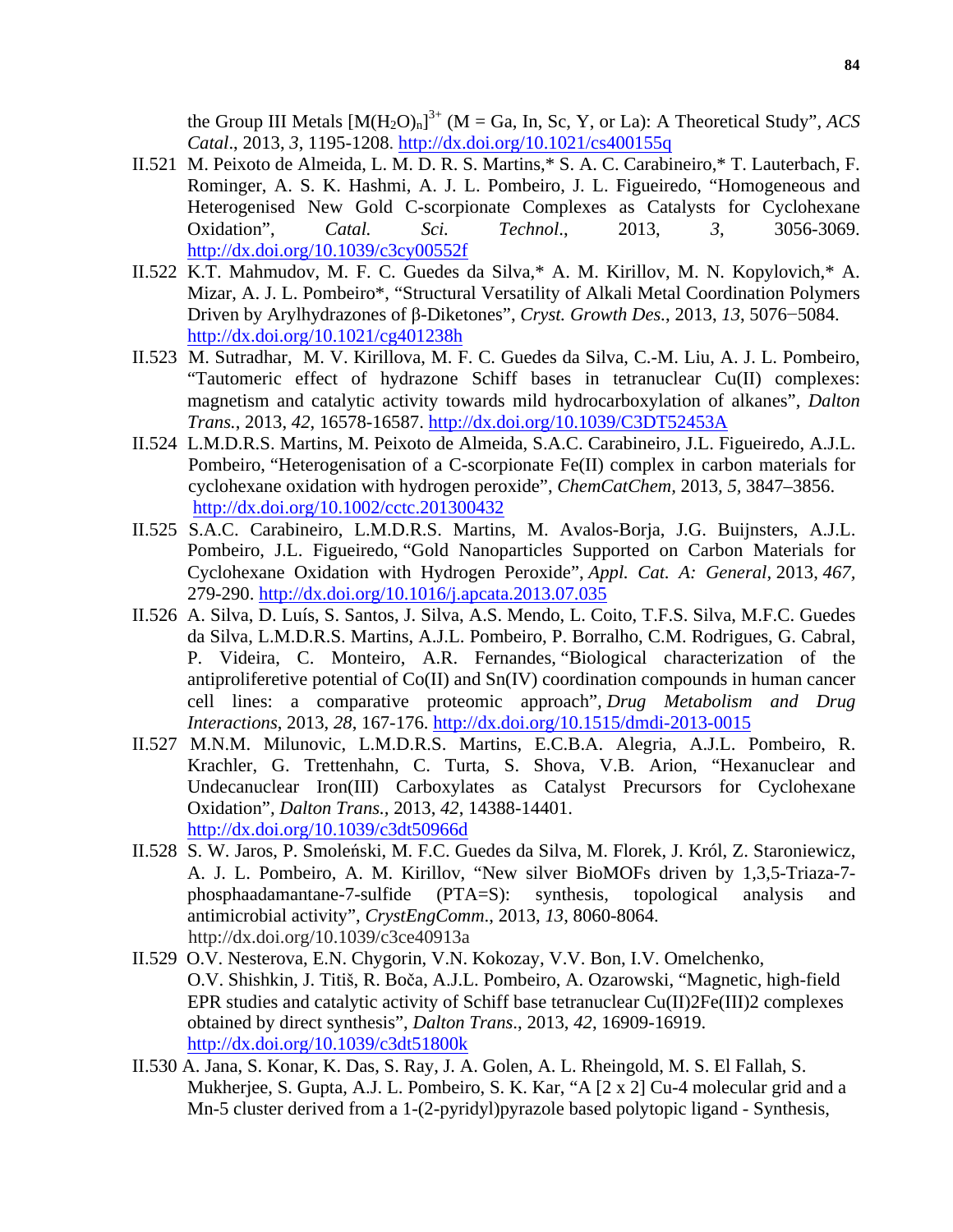the Group III Metals $[M(H_2O)_n]^{3+}$ (M = Ga, In, Sc, Y, or La): A Theoretical Study", *ACS Catal*., 2013, *3*, 1195-1208. http://dx.doi.org/10.1021/cs400155q

II.521 M. Peixoto de Almeida, L. M. D. R. S. Martins,* S. A. C. Carabineiro,* T. Lauterbach, F. Rominger, A. S. K. Hashmi, A. J. L. Pombeiro, J. L. Figueiredo, "Homogeneous and Heterogenised New Gold C-scorpionate Complexes as Catalysts for Cyclohexane Oxidation", *Catal. Sci. Technol*., 2013, *3*, 3056-3069. http://dx.doi.org/10.1039/c3cy00552f

II.522 K.T. Mahmudov, M. F. C. Guedes da Silva,* A. M. Kirillov, M. N. Kopylovich,* A. Mizar, A. J. L. Pombeiro*, "Structural Versatility of Alkali Metal Coordination Polymers Driven by Arylhydrazones of β-Diketones", *Cryst. Growth Des.*, 2013, *13*, 5076−5084. http://dx.doi.org/10.1021/cg401238h

II.523 M. Sutradhar, M. V. Kirillova, M. F. C. Guedes da Silva, C.-M. Liu, A. J. L. Pombeiro, "Tautomeric effect of hydrazone Schiff bases in tetranuclear Cu(II) complexes: magnetism and catalytic activity towards mild hydrocarboxylation of alkanes", *Dalton Trans.*, 2013, *42*, 16578-16587. http://dx.doi.org/10.1039/C3DT52453A

II.524 L.M.D.R.S. Martins, M. Peixoto de Almeida, S.A.C. Carabineiro, J.L. Figueiredo, A.J.L. Pombeiro, "Heterogenisation of a C-scorpionate Fe(II) complex in carbon materials for cyclohexane oxidation with hydrogen peroxide", *ChemCatChem*, 2013, *5*, 3847–3856. http://dx.doi.org/10.1002/cctc.201300432

II.525 S.A.C. Carabineiro, L.M.D.R.S. Martins, M. Avalos-Borja, J.G. Buijnsters, A.J.L. Pombeiro, J.L. Figueiredo, "Gold Nanoparticles Supported on Carbon Materials for Cyclohexane Oxidation with Hydrogen Peroxide", *Appl. Cat. A: General*, 2013, *467*, 279-290. http://dx.doi.org/10.1016/j.apcata.2013.07.035

II.526 A. Silva, D. Luís, S. Santos, J. Silva, A.S. Mendo, L. Coito, T.F.S. Silva, M.F.C. Guedes da Silva, L.M.D.R.S. Martins, A.J.L. Pombeiro, P. Borralho, C.M. Rodrigues, G. Cabral, P. Videira, C. Monteiro, A.R. Fernandes, "Biological characterization of the antiproliferetive potential of Co(II) and Sn(IV) coordination compounds in human cancer cell lines: a comparative proteomic approach", *Drug Metabolism and Drug Interactions*, 2013, *28*, 167-176. http://dx.doi.org/10.1515/dmdi-2013-0015

II.527 M.N.M. Milunovic, L.M.D.R.S. Martins, E.C.B.A. Alegria, A.J.L. Pombeiro, R. Krachler, G. Trettenhahn, C. Turta, S. Shova, V.B. Arion, "Hexanuclear and Undecanuclear Iron(III) Carboxylates as Catalyst Precursors for Cyclohexane Oxidation", *Dalton Trans.*, 2013, *42*, 14388-14401. http://dx.doi.org/10.1039/c3dt50966d

II.528 S. W. Jaros, P. Smoleński, M. F.C. Guedes da Silva, M. Florek, J. Król, Z. Staroniewicz, A. J. L. Pombeiro, A. M. Kirillov, "New silver BioMOFs driven by 1,3,5-Triaza-7-phosphaadamantane-7-sulfide (PTA=S): synthesis, topological analysis and antimicrobial activity", *CrystEngComm*., 2013, *13*, 8060-8064. http://dx.doi.org/10.1039/c3ce40913a

II.529 O.V. Nesterova, E.N. Chygorin, V.N. Kokozay, V.V. Bon, I.V. Omelchenko, O.V. Shishkin, J. Titiš, R. Boča, A.J.L. Pombeiro, A. Ozarowski, "Magnetic, high-field EPR studies and catalytic activity of Schiff base tetranuclear Cu(II)2Fe(III)2 complexes obtained by direct synthesis", *Dalton Trans*., 2013, *42*, 16909-16919. http://dx.doi.org/10.1039/c3dt51800k

II.530 A. Jana, S. Konar, K. Das, S. Ray, J. A. Golen, A. L. Rheingold, M. S. El Fallah, S. Mukherjee, S. Gupta, A.J. L. Pombeiro, S. K. Kar, "A [2 x 2] Cu-4 molecular grid and a Mn-5 cluster derived from a 1-(2-pyridyl)pyrazole based polytopic ligand - Synthesis,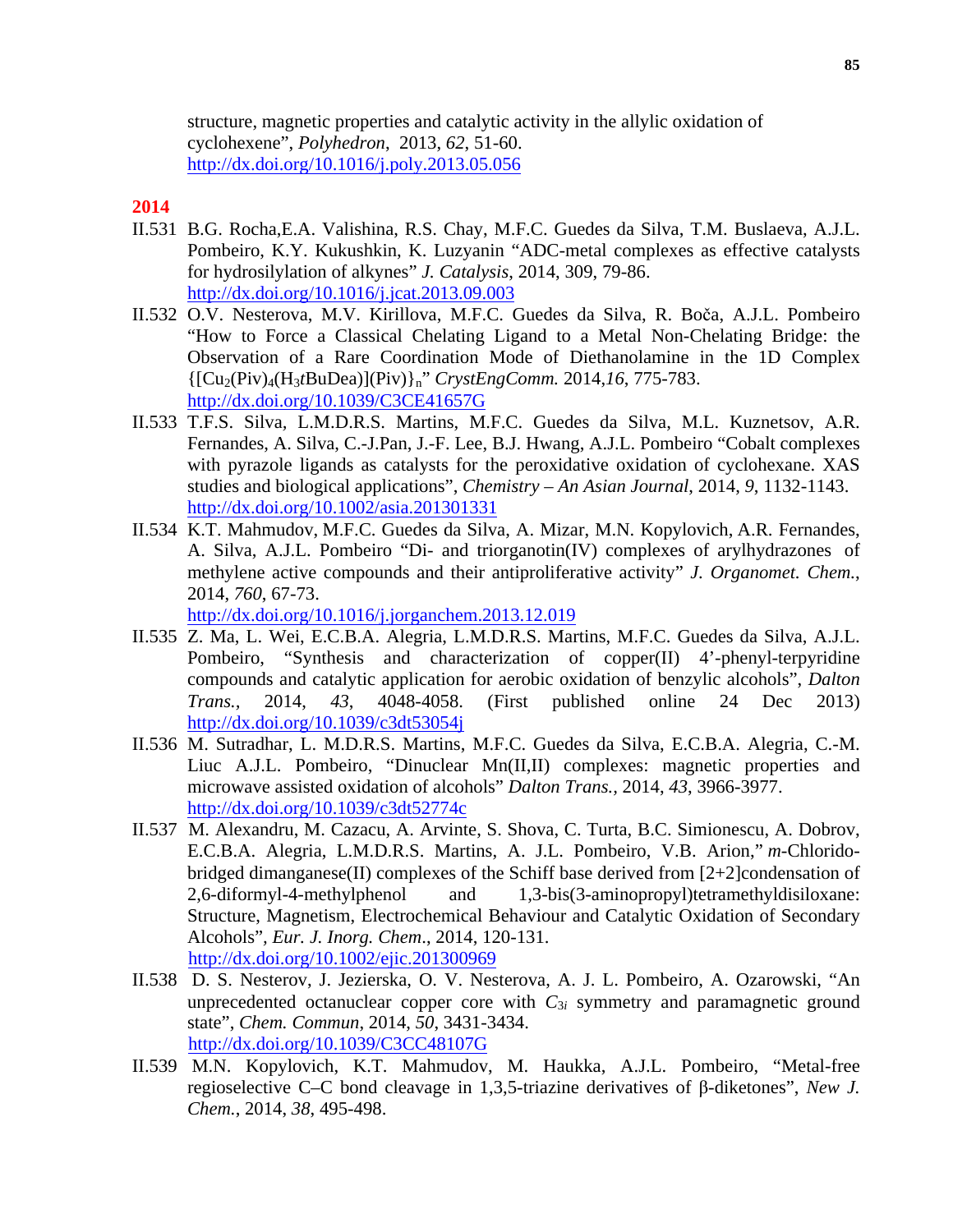structure, magnetic properties and catalytic activity in the allylic oxidation of cyclohexene", *Polyhedron*, 2013, *62*, 51-60.
http://dx.doi.org/10.1016/j.poly.2013.05.056

## 2014

II.531 B.G. Rocha,E.A. Valishina, R.S. Chay, M.F.C. Guedes da Silva, T.M. Buslaeva, A.J.L. Pombeiro, K.Y. Kukushkin, K. Luzyanin "ADC-metal complexes as effective catalysts for hydrosilylation of alkynes" *J. Catalysis*, 2014, 309, 79-86.
http://dx.doi.org/10.1016/j.jcat.2013.09.003

II.532 O.V. Nesterova, M.V. Kirillova, M.F.C. Guedes da Silva, R. Boča, A.J.L. Pombeiro "How to Force a Classical Chelating Ligand to a Metal Non-Chelating Bridge: the Observation of a Rare Coordination Mode of Diethanolamine in the 1D Complex $\{[Cu_2(Piv)_4(H_3t\text{BuDea})](Piv)\}_n$" *CrystEngComm.* 2014,*16*, 775-783.
http://dx.doi.org/10.1039/C3CE41657G

II.533 T.F.S. Silva, L.M.D.R.S. Martins, M.F.C. Guedes da Silva, M.L. Kuznetsov, A.R. Fernandes, A. Silva, C.-J.Pan, J.-F. Lee, B.J. Hwang, A.J.L. Pombeiro "Cobalt complexes with pyrazole ligands as catalysts for the peroxidative oxidation of cyclohexane. XAS studies and biological applications", *Chemistry – An Asian Journal*, 2014, *9*, 1132-1143.
http://dx.doi.org/10.1002/asia.201301331

II.534 K.T. Mahmudov, M.F.C. Guedes da Silva, A. Mizar, M.N. Kopylovich, A.R. Fernandes, A. Silva, A.J.L. Pombeiro "Di- and triorganotin(IV) complexes of arylhydrazones of methylene active compounds and their antiproliferative activity" *J. Organomet. Chem.*, 2014, *760*, 67-73.
http://dx.doi.org/10.1016/j.jorganchem.2013.12.019

II.535 Z. Ma, L. Wei, E.C.B.A. Alegria, L.M.D.R.S. Martins, M.F.C. Guedes da Silva, A.J.L. Pombeiro, "Synthesis and characterization of copper(II) 4'-phenyl-terpyridine compounds and catalytic application for aerobic oxidation of benzylic alcohols", *Dalton Trans.*, 2014, *43*, 4048-4058. (First published online 24 Dec 2013)
http://dx.doi.org/10.1039/c3dt53054j

II.536 M. Sutradhar, L. M.D.R.S. Martins, M.F.C. Guedes da Silva, E.C.B.A. Alegria, C.-M. Liuc A.J.L. Pombeiro, "Dinuclear Mn(II,II) complexes: magnetic properties and microwave assisted oxidation of alcohols" *Dalton Trans.*, 2014, *43*, 3966-3977.
http://dx.doi.org/10.1039/c3dt52774c

II.537 M. Alexandru, M. Cazacu, A. Arvinte, S. Shova, C. Turta, B.C. Simionescu, A. Dobrov, E.C.B.A. Alegria, L.M.D.R.S. Martins, A. J.L. Pombeiro, V.B. Arion," *m*-Chlorido-bridged dimanganese(II) complexes of the Schiff base derived from [2+2]condensation of 2,6-diformyl-4-methylphenol and 1,3-bis(3-aminopropyl)tetramethyldisiloxane: Structure, Magnetism, Electrochemical Behaviour and Catalytic Oxidation of Secondary Alcohols", *Eur. J. Inorg. Chem*., 2014, 120-131.
http://dx.doi.org/10.1002/ejic.201300969

II.538 D. S. Nesterov, J. Jezierska, O. V. Nesterova, A. J. L. Pombeiro, A. Ozarowski, "An unprecedented octanuclear copper core with $C_{3i}$ symmetry and paramagnetic ground state", *Chem. Commun*, 2014, *50*, 3431-3434.
http://dx.doi.org/10.1039/C3CC48107G

II.539 M.N. Kopylovich, K.T. Mahmudov, M. Haukka, A.J.L. Pombeiro, "Metal-free regioselective C–C bond cleavage in 1,3,5-triazine derivatives of β-diketones", *New J. Chem.*, 2014, *38*, 495-498.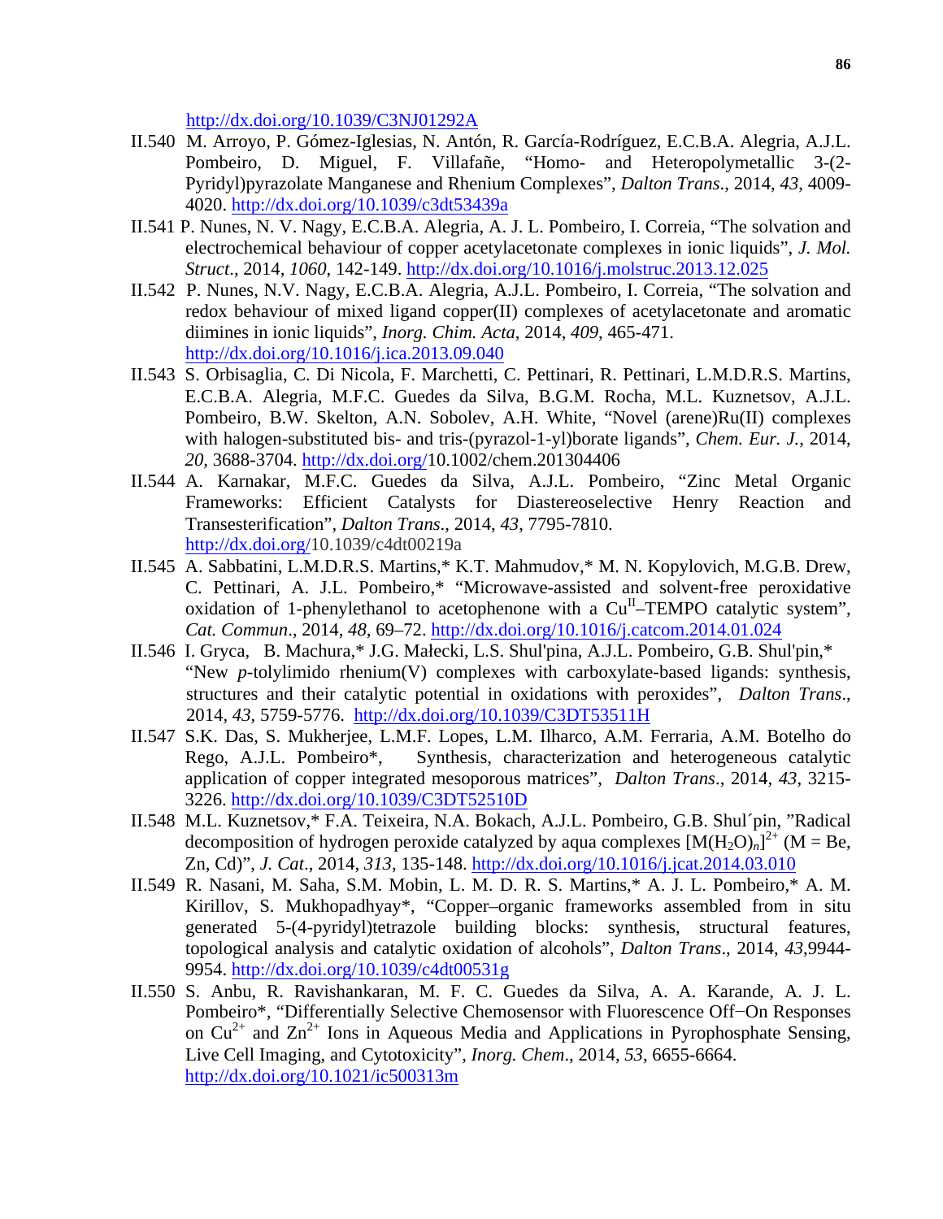http://dx.doi.org/10.1039/C3NJ01292A

II.540 M. Arroyo, P. Gómez-Iglesias, N. Antón, R. García-Rodríguez, E.C.B.A. Alegria, A.J.L. Pombeiro, D. Miguel, F. Villafañe, "Homo- and Heteropolymetallic 3-(2-Pyridyl)pyrazolate Manganese and Rhenium Complexes", *Dalton Trans*., 2014, *43*, 4009-4020. http://dx.doi.org/10.1039/c3dt53439a

II.541 P. Nunes, N. V. Nagy, E.C.B.A. Alegria, A. J. L. Pombeiro, I. Correia, "The solvation and electrochemical behaviour of copper acetylacetonate complexes in ionic liquids", *J. Mol. Struct*., 2014, *1060*, 142-149. http://dx.doi.org/10.1016/j.molstruc.2013.12.025

II.542 P. Nunes, N.V. Nagy, E.C.B.A. Alegria, A.J.L. Pombeiro, I. Correia, "The solvation and redox behaviour of mixed ligand copper(II) complexes of acetylacetonate and aromatic diimines in ionic liquids", *Inorg. Chim. Acta*, 2014, *409*, 465-471. http://dx.doi.org/10.1016/j.ica.2013.09.040

II.543 S. Orbisaglia, C. Di Nicola, F. Marchetti, C. Pettinari, R. Pettinari, L.M.D.R.S. Martins, E.C.B.A. Alegria, M.F.C. Guedes da Silva, B.G.M. Rocha, M.L. Kuznetsov, A.J.L. Pombeiro, B.W. Skelton, A.N. Sobolev, A.H. White, "Novel (arene)Ru(II) complexes with halogen-substituted bis- and tris-(pyrazol-1-yl)borate ligands", *Chem. Eur. J.*, 2014, *20*, 3688-3704. http://dx.doi.org/10.1002/chem.201304406

II.544 A. Karnakar, M.F.C. Guedes da Silva, A.J.L. Pombeiro, "Zinc Metal Organic Frameworks: Efficient Catalysts for Diastereoselective Henry Reaction and Transesterification", *Dalton Trans*., 2014, *43*, 7795-7810. http://dx.doi.org/10.1039/c4dt00219a

II.545 A. Sabbatini, L.M.D.R.S. Martins,* K.T. Mahmudov,* M. N. Kopylovich, M.G.B. Drew, C. Pettinari, A. J.L. Pombeiro,* "Microwave-assisted and solvent-free peroxidative oxidation of 1-phenylethanol to acetophenone with a $Cu^{II}$–TEMPO catalytic system", *Cat. Commun*., 2014, *48*, 69–72. http://dx.doi.org/10.1016/j.catcom.2014.01.024

II.546 I. Gryca, B. Machura,* J.G. Małecki, L.S. Shul'pina, A.J.L. Pombeiro, G.B. Shul'pin,* "New *p*-tolylimido rhenium(V) complexes with carboxylate-based ligands: synthesis, structures and their catalytic potential in oxidations with peroxides", *Dalton Trans*., 2014, *43*, 5759-5776. http://dx.doi.org/10.1039/C3DT53511H

II.547 S.K. Das, S. Mukherjee, L.M.F. Lopes, L.M. Ilharco, A.M. Ferraria, A.M. Botelho do Rego, A.J.L. Pombeiro*, Synthesis, characterization and heterogeneous catalytic application of copper integrated mesoporous matrices", *Dalton Trans*., 2014, *43*, 3215-3226. http://dx.doi.org/10.1039/C3DT52510D

II.548 M.L. Kuznetsov,* F.A. Teixeira, N.A. Bokach, A.J.L. Pombeiro, G.B. Shul´pin, "Radical decomposition of hydrogen peroxide catalyzed by aqua complexes $[M(H_2O)_n]^{2+}$ (M = Be, Zn, Cd)", *J. Cat*., 2014, *313*, 135-148. http://dx.doi.org/10.1016/j.jcat.2014.03.010

II.549 R. Nasani, M. Saha, S.M. Mobin, L. M. D. R. S. Martins,* A. J. L. Pombeiro,* A. M. Kirillov, S. Mukhopadhyay*, "Copper–organic frameworks assembled from in situ generated 5-(4-pyridyl)tetrazole building blocks: synthesis, structural features, topological analysis and catalytic oxidation of alcohols", *Dalton Trans*., 2014, *43*,9944-9954. http://dx.doi.org/10.1039/c4dt00531g

II.550 S. Anbu, R. Ravishankaran, M. F. C. Guedes da Silva, A. A. Karande, A. J. L. Pombeiro*, "Differentially Selective Chemosensor with Fluorescence Off−On Responses on $Cu^{2+}$ and $Zn^{2+}$ Ions in Aqueous Media and Applications in Pyrophosphate Sensing, Live Cell Imaging, and Cytotoxicity", *Inorg. Chem*., 2014, *53*, 6655-6664. http://dx.doi.org/10.1021/ic500313m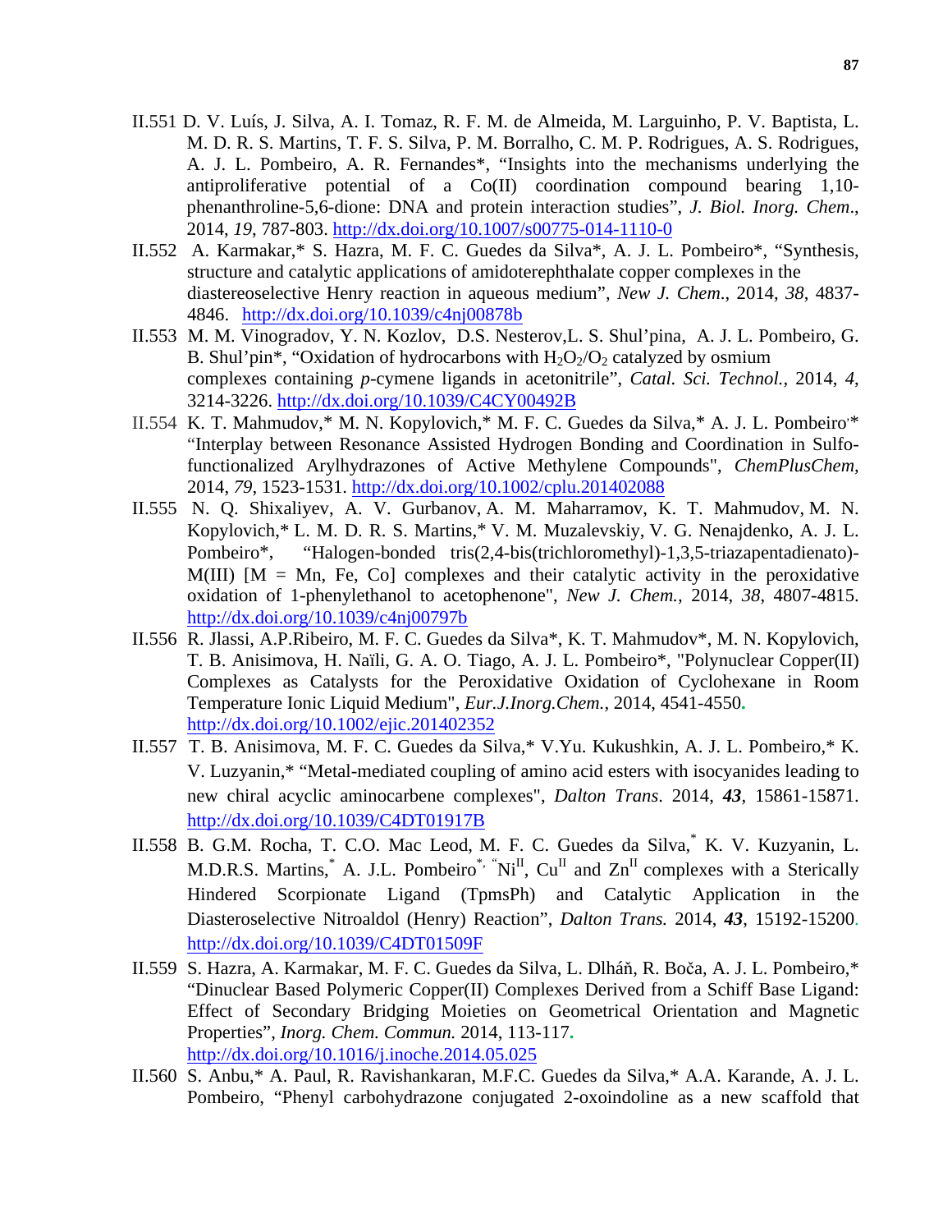II.551 D. V. Luís, J. Silva, A. I. Tomaz, R. F. M. de Almeida, M. Larguinho, P. V. Baptista, L. M. D. R. S. Martins, T. F. S. Silva, P. M. Borralho, C. M. P. Rodrigues, A. S. Rodrigues, A. J. L. Pombeiro, A. R. Fernandes*, "Insights into the mechanisms underlying the antiproliferative potential of a Co(II) coordination compound bearing 1,10-phenanthroline-5,6-dione: DNA and protein interaction studies", *J. Biol. Inorg. Chem*., 2014, *19*, 787-803. http://dx.doi.org/10.1007/s00775-014-1110-0

II.552 A. Karmakar,* S. Hazra, M. F. C. Guedes da Silva*, A. J. L. Pombeiro*, "Synthesis, structure and catalytic applications of amidoterephthalate copper complexes in the diastereoselective Henry reaction in aqueous medium", *New J. Chem*., 2014, *38*, 4837-4846. http://dx.doi.org/10.1039/c4nj00878b

II.553 M. M. Vinogradov, Y. N. Kozlov, D.S. Nesterov,L. S. Shul'pina, A. J. L. Pombeiro, G. B. Shul'pin*, "Oxidation of hydrocarbons with $H_2O_2/O_2$ catalyzed by osmium complexes containing *p*-cymene ligands in acetonitrile", *Catal. Sci. Technol.,* 2014, *4*, 3214-3226. http://dx.doi.org/10.1039/C4CY00492B

II.554 K. T. Mahmudov,* M. N. Kopylovich,* M. F. C. Guedes da Silva,* A. J. L. Pombeiro,* "Interplay between Resonance Assisted Hydrogen Bonding and Coordination in Sulfo-functionalized Arylhydrazones of Active Methylene Compounds", *ChemPlusChem,* 2014, *79*, 1523-1531. http://dx.doi.org/10.1002/cplu.201402088

II.555 N. Q. Shixaliyev, A. V. Gurbanov, A. M. Maharramov, K. T. Mahmudov, M. N. Kopylovich,* L. M. D. R. S. Martins,* V. M. Muzalevskiy, V. G. Nenajdenko, A. J. L. Pombeiro*, "Halogen-bonded tris(2,4-bis(trichloromethyl)-1,3,5-triazapentadienato)-M(III) [M = Mn, Fe, Co] complexes and their catalytic activity in the peroxidative oxidation of 1-phenylethanol to acetophenone", *New J. Chem.,* 2014, *38*, 4807-4815. http://dx.doi.org/10.1039/c4nj00797b

II.556 R. Jlassi, A.P.Ribeiro, M. F. C. Guedes da Silva*, K. T. Mahmudov*, M. N. Kopylovich, T. B. Anisimova, H. Naïli, G. A. O. Tiago, A. J. L. Pombeiro*, "Polynuclear Copper(II) Complexes as Catalysts for the Peroxidative Oxidation of Cyclohexane in Room Temperature Ionic Liquid Medium", *Eur.J.Inorg.Chem.*, 2014, 4541-4550. http://dx.doi.org/10.1002/ejic.201402352

II.557 T. B. Anisimova, M. F. C. Guedes da Silva,* V.Yu. Kukushkin, A. J. L. Pombeiro,* K. V. Luzyanin,* "Metal-mediated coupling of amino acid esters with isocyanides leading to new chiral acyclic aminocarbene complexes", *Dalton Trans*. 2014, ***43***, 15861-15871. http://dx.doi.org/10.1039/C4DT01917B

II.558 B. G.M. Rocha, T. C.O. Mac Leod, M. F. C. Guedes da Silva,* K. V. Kuzyanin, L. M.D.R.S. Martins,* A. J.L. Pombeiro*, "$Ni^{II}$, $Cu^{II}$ and $Zn^{II}$ complexes with a Sterically Hindered Scorpionate Ligand (TpmsPh) and Catalytic Application in the Diasteroselective Nitroaldol (Henry) Reaction", *Dalton Trans.* 2014, ***43***, 15192-15200. http://dx.doi.org/10.1039/C4DT01509F

II.559 S. Hazra, A. Karmakar, M. F. C. Guedes da Silva, L. Dlháň, R. Boča, A. J. L. Pombeiro,* "Dinuclear Based Polymeric Copper(II) Complexes Derived from a Schiff Base Ligand: Effect of Secondary Bridging Moieties on Geometrical Orientation and Magnetic Properties", *Inorg. Chem. Commun.* 2014, 113-117. http://dx.doi.org/10.1016/j.inoche.2014.05.025

II.560 S. Anbu,* A. Paul, R. Ravishankaran, M.F.C. Guedes da Silva,* A.A. Karande, A. J. L. Pombeiro, "Phenyl carbohydrazone conjugated 2-oxoindoline as a new scaffold that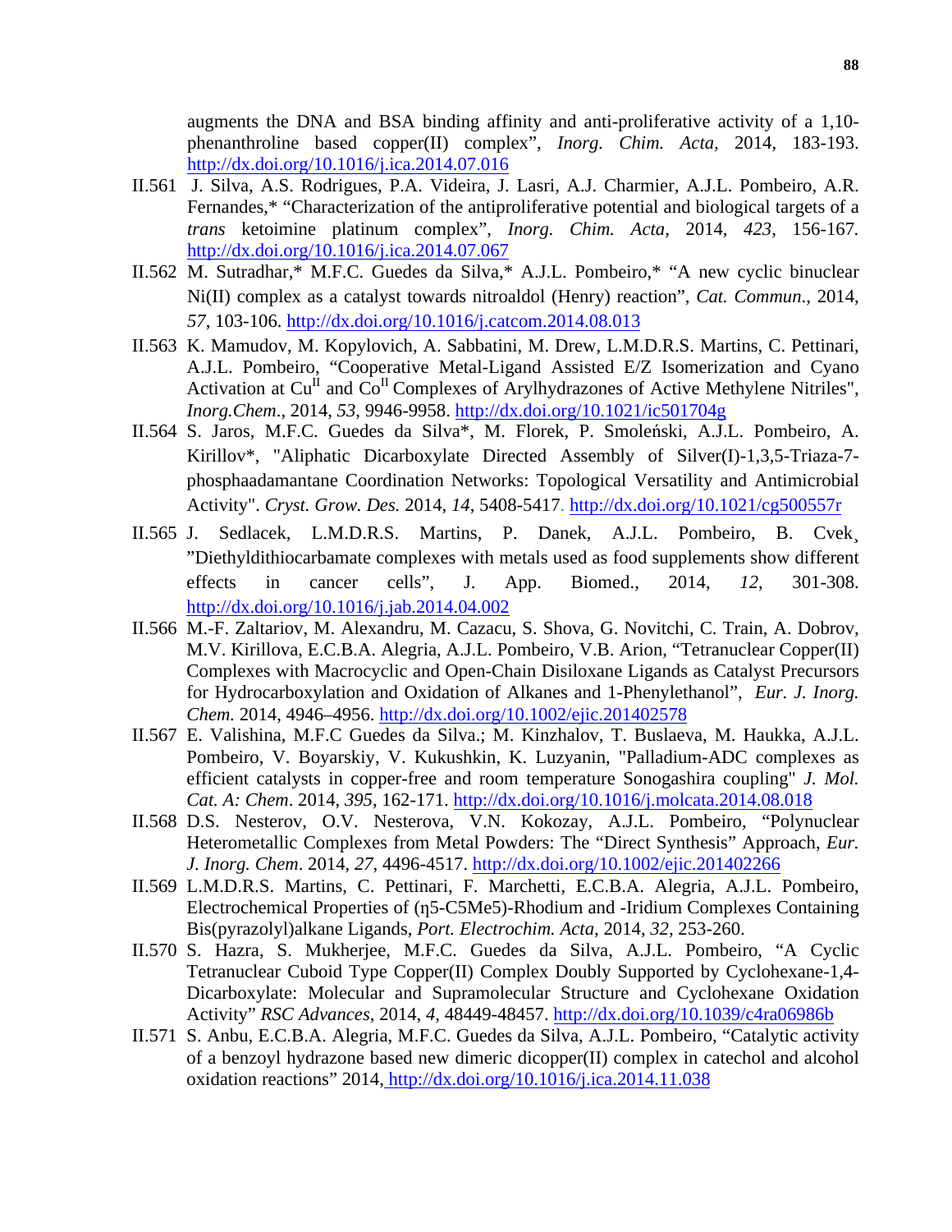augments the DNA and BSA binding affinity and anti-proliferative activity of a 1,10-phenanthroline based copper(II) complex", *Inorg. Chim. Acta*, 2014, 183-193. http://dx.doi.org/10.1016/j.ica.2014.07.016

II.561 J. Silva, A.S. Rodrigues, P.A. Videira, J. Lasri, A.J. Charmier, A.J.L. Pombeiro, A.R. Fernandes,* "Characterization of the antiproliferative potential and biological targets of a *trans* ketoimine platinum complex", *Inorg. Chim. Acta*, 2014, *423*, 156-167. http://dx.doi.org/10.1016/j.ica.2014.07.067

II.562 M. Sutradhar,* M.F.C. Guedes da Silva,* A.J.L. Pombeiro,* "A new cyclic binuclear Ni(II) complex as a catalyst towards nitroaldol (Henry) reaction", *Cat. Commun*., 2014, *57*, 103-106. http://dx.doi.org/10.1016/j.catcom.2014.08.013

II.563 K. Mamudov, M. Kopylovich, A. Sabbatini, M. Drew, L.M.D.R.S. Martins, C. Pettinari, A.J.L. Pombeiro, "Cooperative Metal-Ligand Assisted E/Z Isomerization and Cyano Activation at $Cu^{II}$ and $Co^{II}$ Complexes of Arylhydrazones of Active Methylene Nitriles", *Inorg.Chem*., 2014, *53*, 9946-9958. http://dx.doi.org/10.1021/ic501704g

II.564 S. Jaros, M.F.C. Guedes da Silva*, M. Florek, P. Smoleński, A.J.L. Pombeiro, A. Kirillov*, "Aliphatic Dicarboxylate Directed Assembly of Silver(I)-1,3,5-Triaza-7-phosphaadamantane Coordination Networks: Topological Versatility and Antimicrobial Activity". *Cryst. Grow. Des.* 2014, *14*, 5408-5417. http://dx.doi.org/10.1021/cg500557r

II.565 J. Sedlacek, L.M.D.R.S. Martins, P. Danek, A.J.L. Pombeiro, B. Cvek¸ "Diethyldithiocarbamate complexes with metals used as food supplements show different effects in cancer cells", J. App. Biomed., 2014, *12*, 301-308. http://dx.doi.org/10.1016/j.jab.2014.04.002

II.566 M.-F. Zaltariov, M. Alexandru, M. Cazacu, S. Shova, G. Novitchi, C. Train, A. Dobrov, M.V. Kirillova, E.C.B.A. Alegria, A.J.L. Pombeiro, V.B. Arion, "Tetranuclear Copper(II) Complexes with Macrocyclic and Open-Chain Disiloxane Ligands as Catalyst Precursors for Hydrocarboxylation and Oxidation of Alkanes and 1-Phenylethanol", *Eur. J. Inorg. Chem.* 2014, 4946–4956. http://dx.doi.org/10.1002/ejic.201402578

II.567 E. Valishina, M.F.C Guedes da Silva.; M. Kinzhalov, T. Buslaeva, M. Haukka, A.J.L. Pombeiro, V. Boyarskiy, V. Kukushkin, K. Luzyanin, "Palladium-ADC complexes as efficient catalysts in copper-free and room temperature Sonogashira coupling" *J. Mol. Cat. A: Chem*. 2014, *395*, 162-171. http://dx.doi.org/10.1016/j.molcata.2014.08.018

II.568 D.S. Nesterov, O.V. Nesterova, V.N. Kokozay, A.J.L. Pombeiro, "Polynuclear Heterometallic Complexes from Metal Powders: The "Direct Synthesis" Approach, *Eur. J. Inorg. Chem*. 2014, *27*, 4496-4517. http://dx.doi.org/10.1002/ejic.201402266

II.569 L.M.D.R.S. Martins, C. Pettinari, F. Marchetti, E.C.B.A. Alegria, A.J.L. Pombeiro, Electrochemical Properties of ($\eta$5-C5Me5)-Rhodium and -Iridium Complexes Containing Bis(pyrazolyl)alkane Ligands, *Port. Electrochim. Acta*, 2014, *32*, 253-260.

II.570 S. Hazra, S. Mukherjee, M.F.C. Guedes da Silva, A.J.L. Pombeiro, "A Cyclic Tetranuclear Cuboid Type Copper(II) Complex Doubly Supported by Cyclohexane-1,4-Dicarboxylate: Molecular and Supramolecular Structure and Cyclohexane Oxidation Activity" *RSC Advances*, 2014, *4*, 48449-48457. http://dx.doi.org/10.1039/c4ra06986b

II.571 S. Anbu, E.C.B.A. Alegria, M.F.C. Guedes da Silva, A.J.L. Pombeiro, "Catalytic activity of a benzoyl hydrazone based new dimeric dicopper(II) complex in catechol and alcohol oxidation reactions" 2014, http://dx.doi.org/10.1016/j.ica.2014.11.038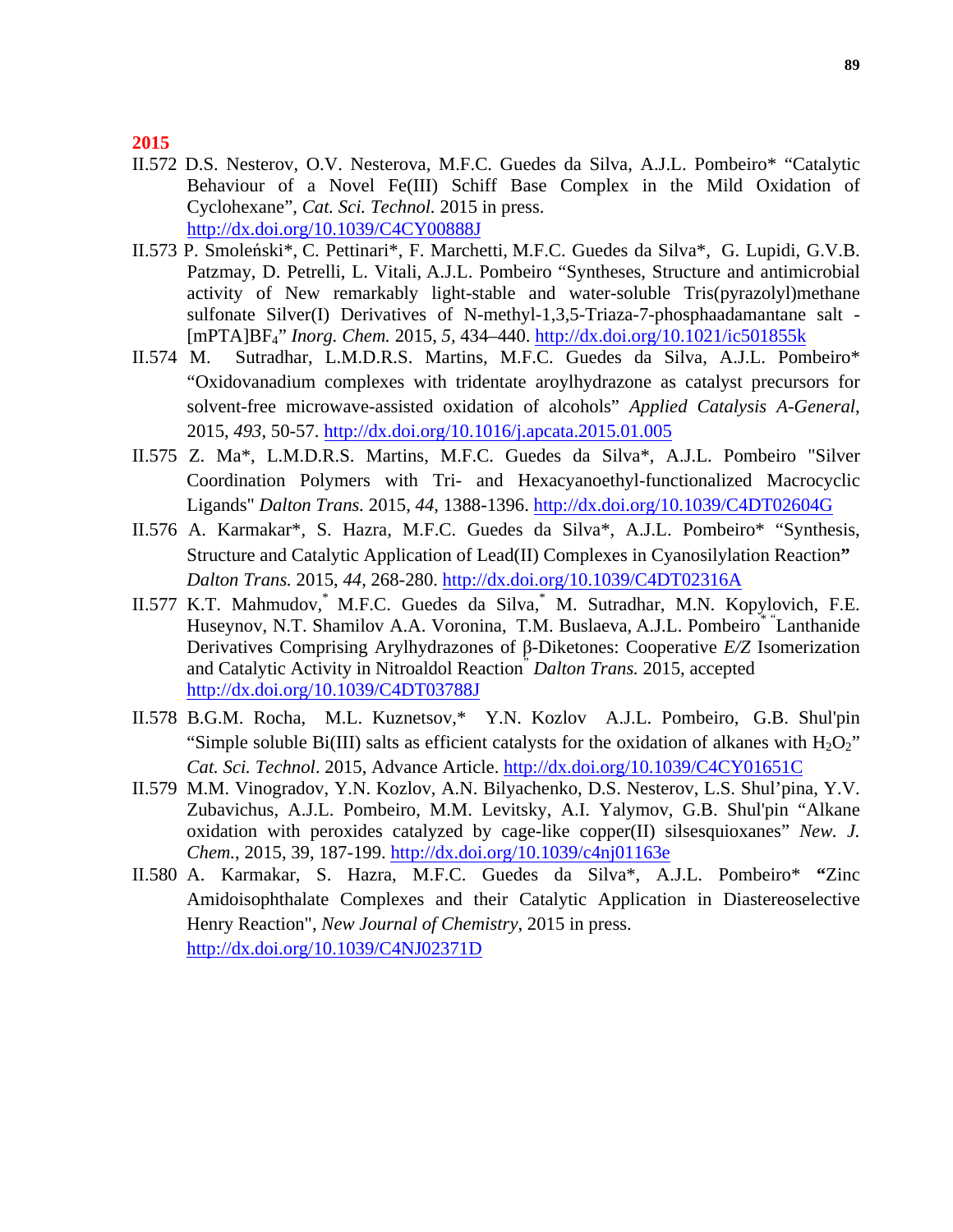**2015**

II.572 D.S. Nesterov, O.V. Nesterova, M.F.C. Guedes da Silva, A.J.L. Pombeiro* "Catalytic Behaviour of a Novel Fe(III) Schiff Base Complex in the Mild Oxidation of Cyclohexane", *Cat. Sci. Technol.* 2015 in press. http://dx.doi.org/10.1039/C4CY00888J

II.573 P. Smoleński*, C. Pettinari*, F. Marchetti, M.F.C. Guedes da Silva*, G. Lupidi, G.V.B. Patzmay, D. Petrelli, L. Vitali, A.J.L. Pombeiro "Syntheses, Structure and antimicrobial activity of New remarkably light-stable and water-soluble Tris(pyrazolyl)methane sulfonate Silver(I) Derivatives of N-methyl-1,3,5-Triaza-7-phosphaadamantane salt - [mPTA]$BF_4$" *Inorg. Chem.* 2015, *5*, 434–440. http://dx.doi.org/10.1021/ic501855k

II.574 M. Sutradhar, L.M.D.R.S. Martins, M.F.C. Guedes da Silva, A.J.L. Pombeiro* "Oxidovanadium complexes with tridentate aroylhydrazone as catalyst precursors for solvent-free microwave-assisted oxidation of alcohols" *Applied Catalysis A-General*, 2015, *493*, 50-57. http://dx.doi.org/10.1016/j.apcata.2015.01.005

II.575 Z. Ma*, L.M.D.R.S. Martins, M.F.C. Guedes da Silva*, A.J.L. Pombeiro "Silver Coordination Polymers with Tri- and Hexacyanoethyl-functionalized Macrocyclic Ligands" *Dalton Trans.* 2015, *44*, 1388-1396. http://dx.doi.org/10.1039/C4DT02604G

II.576 A. Karmakar*, S. Hazra, M.F.C. Guedes da Silva*, A.J.L. Pombeiro* "Synthesis, Structure and Catalytic Application of Lead(II) Complexes in Cyanosilylation Reaction" *Dalton Trans.* 2015, *44*, 268-280. http://dx.doi.org/10.1039/C4DT02316A

II.577 K.T. Mahmudov,* M.F.C. Guedes da Silva,* M. Sutradhar, M.N. Kopylovich, F.E. Huseynov, N.T. Shamilov A.A. Voronina, T.M. Buslaeva, A.J.L. Pombeiro* "Lanthanide Derivatives Comprising Arylhydrazones of β-Diketones: Cooperative *E/Z* Isomerization and Catalytic Activity in Nitroaldol Reaction" *Dalton Trans.* 2015, accepted http://dx.doi.org/10.1039/C4DT03788J

II.578 B.G.M. Rocha, M.L. Kuznetsov,* Y.N. Kozlov A.J.L. Pombeiro, G.B. Shul'pin "Simple soluble Bi(III) salts as efficient catalysts for the oxidation of alkanes with $H_2O_2$" *Cat. Sci. Technol*. 2015, Advance Article. http://dx.doi.org/10.1039/C4CY01651C

II.579 M.M. Vinogradov, Y.N. Kozlov, A.N. Bilyachenko, D.S. Nesterov, L.S. Shul'pina, Y.V. Zubavichus, A.J.L. Pombeiro, M.M. Levitsky, A.I. Yalymov, G.B. Shul'pin "Alkane oxidation with peroxides catalyzed by cage-like copper(II) silsesquioxanes" *New. J. Chem.*, 2015, 39, 187-199. http://dx.doi.org/10.1039/c4nj01163e

II.580 A. Karmakar, S. Hazra, M.F.C. Guedes da Silva*, A.J.L. Pombeiro* "Zinc Amidoisophthalate Complexes and their Catalytic Application in Diastereoselective Henry Reaction", *New Journal of Chemistry*, 2015 in press. http://dx.doi.org/10.1039/C4NJ02371D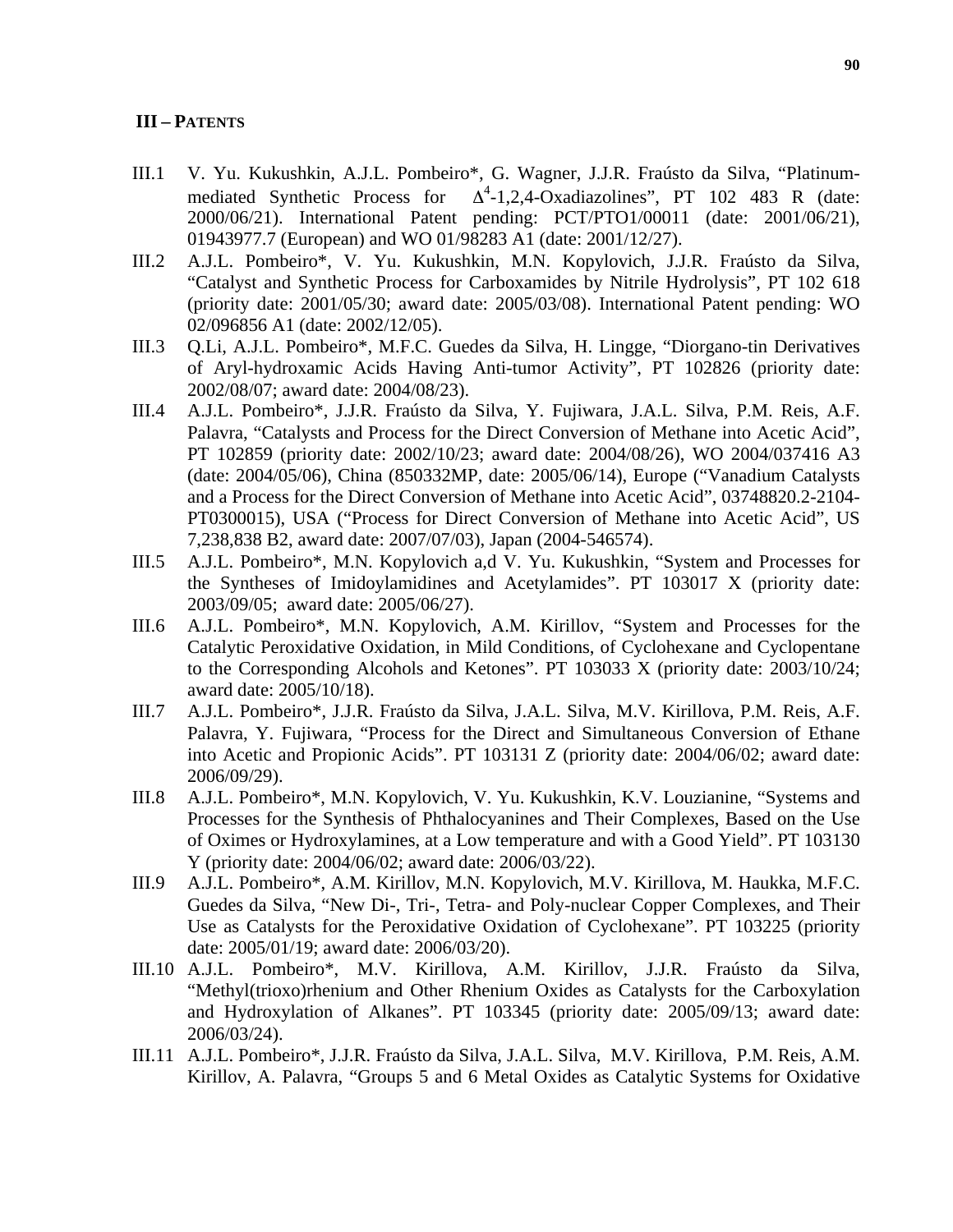## III – PATENTS

III.1 V. Yu. Kukushkin, A.J.L. Pombeiro*, G. Wagner, J.J.R. Fraústo da Silva, "Platinum-mediated Synthetic Process for $\Delta^4$-1,2,4-Oxadiazolines", PT 102 483 R (date: 2000/06/21). International Patent pending: PCT/PTO1/00011 (date: 2001/06/21), 01943977.7 (European) and WO 01/98283 A1 (date: 2001/12/27).

III.2 A.J.L. Pombeiro*, V. Yu. Kukushkin, M.N. Kopylovich, J.J.R. Fraústo da Silva, "Catalyst and Synthetic Process for Carboxamides by Nitrile Hydrolysis", PT 102 618 (priority date: 2001/05/30; award date: 2005/03/08). International Patent pending: WO 02/096856 A1 (date: 2002/12/05).

III.3 Q.Li, A.J.L. Pombeiro*, M.F.C. Guedes da Silva, H. Lingge, "Diorgano-tin Derivatives of Aryl-hydroxamic Acids Having Anti-tumor Activity", PT 102826 (priority date: 2002/08/07; award date: 2004/08/23).

III.4 A.J.L. Pombeiro*, J.J.R. Fraústo da Silva, Y. Fujiwara, J.A.L. Silva, P.M. Reis, A.F. Palavra, "Catalysts and Process for the Direct Conversion of Methane into Acetic Acid", PT 102859 (priority date: 2002/10/23; award date: 2004/08/26), WO 2004/037416 A3 (date: 2004/05/06), China (850332MP, date: 2005/06/14), Europe ("Vanadium Catalysts and a Process for the Direct Conversion of Methane into Acetic Acid", 03748820.2-2104-PT0300015), USA ("Process for Direct Conversion of Methane into Acetic Acid", US 7,238,838 B2, award date: 2007/07/03), Japan (2004-546574).

III.5 A.J.L. Pombeiro*, M.N. Kopylovich a,d V. Yu. Kukushkin, "System and Processes for the Syntheses of Imidoylamidines and Acetylamides". PT 103017 X (priority date: 2003/09/05; award date: 2005/06/27).

III.6 A.J.L. Pombeiro*, M.N. Kopylovich, A.M. Kirillov, "System and Processes for the Catalytic Peroxidative Oxidation, in Mild Conditions, of Cyclohexane and Cyclopentane to the Corresponding Alcohols and Ketones". PT 103033 X (priority date: 2003/10/24; award date: 2005/10/18).

III.7 A.J.L. Pombeiro*, J.J.R. Fraústo da Silva, J.A.L. Silva, M.V. Kirillova, P.M. Reis, A.F. Palavra, Y. Fujiwara, "Process for the Direct and Simultaneous Conversion of Ethane into Acetic and Propionic Acids". PT 103131 Z (priority date: 2004/06/02; award date: 2006/09/29).

III.8 A.J.L. Pombeiro*, M.N. Kopylovich, V. Yu. Kukushkin, K.V. Louzianine, "Systems and Processes for the Synthesis of Phthalocyanines and Their Complexes, Based on the Use of Oximes or Hydroxylamines, at a Low temperature and with a Good Yield". PT 103130 Y (priority date: 2004/06/02; award date: 2006/03/22).

III.9 A.J.L. Pombeiro*, A.M. Kirillov, M.N. Kopylovich, M.V. Kirillova, M. Haukka, M.F.C. Guedes da Silva, "New Di-, Tri-, Tetra- and Poly-nuclear Copper Complexes, and Their Use as Catalysts for the Peroxidative Oxidation of Cyclohexane". PT 103225 (priority date: 2005/01/19; award date: 2006/03/20).

III.10 A.J.L. Pombeiro*, M.V. Kirillova, A.M. Kirillov, J.J.R. Fraústo da Silva, "Methyl(trioxo)rhenium and Other Rhenium Oxides as Catalysts for the Carboxylation and Hydroxylation of Alkanes". PT 103345 (priority date: 2005/09/13; award date: 2006/03/24).

III.11 A.J.L. Pombeiro*, J.J.R. Fraústo da Silva, J.A.L. Silva, M.V. Kirillova, P.M. Reis, A.M. Kirillov, A. Palavra, "Groups 5 and 6 Metal Oxides as Catalytic Systems for Oxidative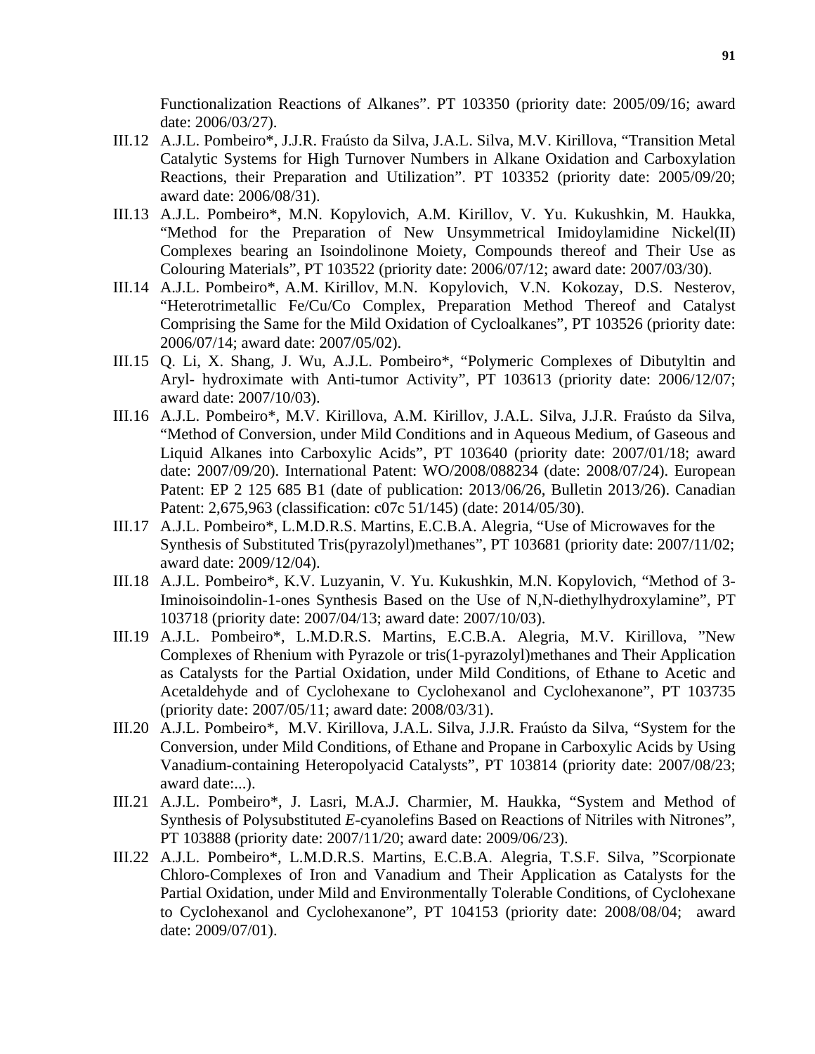Functionalization Reactions of Alkanes". PT 103350 (priority date: 2005/09/16; award date: 2006/03/27).

III.12 A.J.L. Pombeiro*, J.J.R. Fraústo da Silva, J.A.L. Silva, M.V. Kirillova, "Transition Metal Catalytic Systems for High Turnover Numbers in Alkane Oxidation and Carboxylation Reactions, their Preparation and Utilization". PT 103352 (priority date: 2005/09/20; award date: 2006/08/31).

III.13 A.J.L. Pombeiro*, M.N. Kopylovich, A.M. Kirillov, V. Yu. Kukushkin, M. Haukka, "Method for the Preparation of New Unsymmetrical Imidoylamidine Nickel(II) Complexes bearing an Isoindolinone Moiety, Compounds thereof and Their Use as Colouring Materials", PT 103522 (priority date: 2006/07/12; award date: 2007/03/30).

III.14 A.J.L. Pombeiro*, A.M. Kirillov, M.N. Kopylovich, V.N. Kokozay, D.S. Nesterov, "Heterotrimetallic Fe/Cu/Co Complex, Preparation Method Thereof and Catalyst Comprising the Same for the Mild Oxidation of Cycloalkanes", PT 103526 (priority date: 2006/07/14; award date: 2007/05/02).

III.15 Q. Li, X. Shang, J. Wu, A.J.L. Pombeiro*, "Polymeric Complexes of Dibutyltin and Aryl- hydroximate with Anti-tumor Activity", PT 103613 (priority date: 2006/12/07; award date: 2007/10/03).

III.16 A.J.L. Pombeiro*, M.V. Kirillova, A.M. Kirillov, J.A.L. Silva, J.J.R. Fraústo da Silva, "Method of Conversion, under Mild Conditions and in Aqueous Medium, of Gaseous and Liquid Alkanes into Carboxylic Acids", PT 103640 (priority date: 2007/01/18; award date: 2007/09/20). International Patent: WO/2008/088234 (date: 2008/07/24). European Patent: EP 2 125 685 B1 (date of publication: 2013/06/26, Bulletin 2013/26). Canadian Patent: 2,675,963 (classification: c07c 51/145) (date: 2014/05/30).

III.17 A.J.L. Pombeiro*, L.M.D.R.S. Martins, E.C.B.A. Alegria, "Use of Microwaves for the Synthesis of Substituted Tris(pyrazolyl)methanes", PT 103681 (priority date: 2007/11/02; award date: 2009/12/04).

III.18 A.J.L. Pombeiro*, K.V. Luzyanin, V. Yu. Kukushkin, M.N. Kopylovich, "Method of 3-Iminoisoindolin-1-ones Synthesis Based on the Use of N,N-diethylhydroxylamine", PT 103718 (priority date: 2007/04/13; award date: 2007/10/03).

III.19 A.J.L. Pombeiro*, L.M.D.R.S. Martins, E.C.B.A. Alegria, M.V. Kirillova, "New Complexes of Rhenium with Pyrazole or tris(1-pyrazolyl)methanes and Their Application as Catalysts for the Partial Oxidation, under Mild Conditions, of Ethane to Acetic and Acetaldehyde and of Cyclohexane to Cyclohexanol and Cyclohexanone", PT 103735 (priority date: 2007/05/11; award date: 2008/03/31).

III.20 A.J.L. Pombeiro*, M.V. Kirillova, J.A.L. Silva, J.J.R. Fraústo da Silva, "System for the Conversion, under Mild Conditions, of Ethane and Propane in Carboxylic Acids by Using Vanadium-containing Heteropolyacid Catalysts", PT 103814 (priority date: 2007/08/23; award date:...).

III.21 A.J.L. Pombeiro*, J. Lasri, M.A.J. Charmier, M. Haukka, "System and Method of Synthesis of Polysubstituted *E*-cyanolefins Based on Reactions of Nitriles with Nitrones", PT 103888 (priority date: 2007/11/20; award date: 2009/06/23).

III.22 A.J.L. Pombeiro*, L.M.D.R.S. Martins, E.C.B.A. Alegria, T.S.F. Silva, "Scorpionate Chloro-Complexes of Iron and Vanadium and Their Application as Catalysts for the Partial Oxidation, under Mild and Environmentally Tolerable Conditions, of Cyclohexane to Cyclohexanol and Cyclohexanone", PT 104153 (priority date: 2008/08/04; award date: 2009/07/01).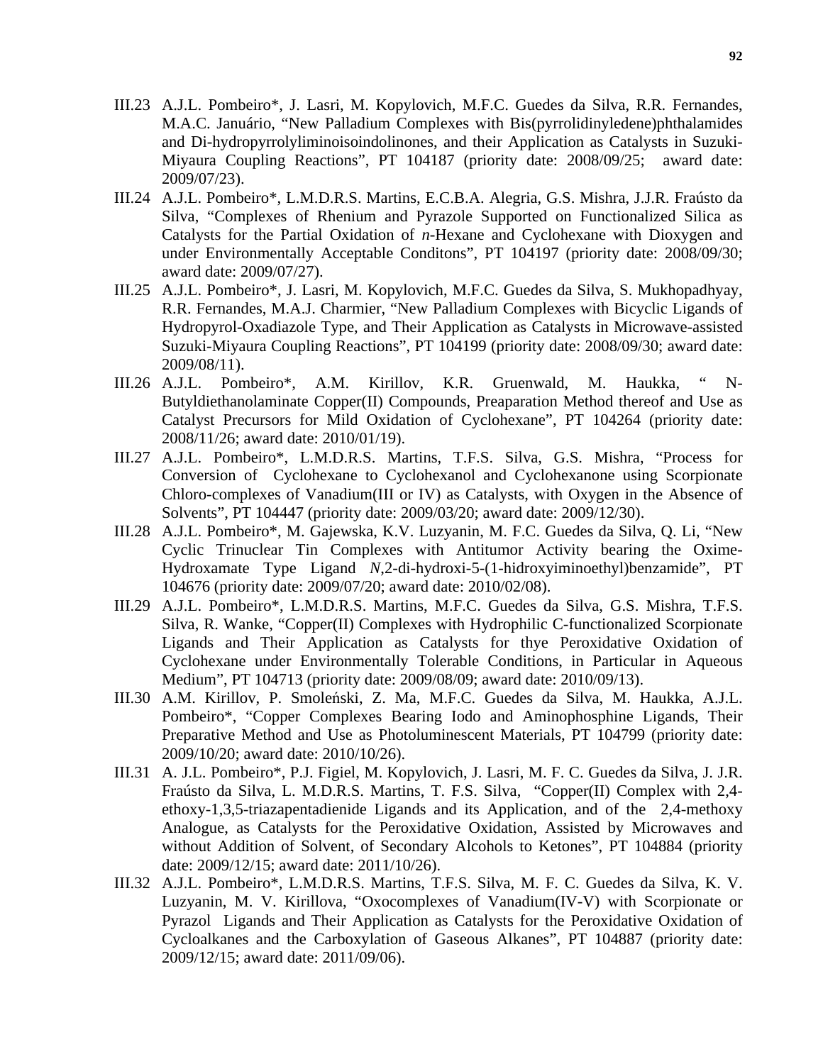III.23 A.J.L. Pombeiro*, J. Lasri, M. Kopylovich, M.F.C. Guedes da Silva, R.R. Fernandes, M.A.C. Januário, "New Palladium Complexes with Bis(pyrrolidinyledene)phthalamides and Di-hydropyrrolyliminoisoindolinones, and their Application as Catalysts in Suzuki-Miyaura Coupling Reactions", PT 104187 (priority date: 2008/09/25; award date: 2009/07/23).

III.24 A.J.L. Pombeiro*, L.M.D.R.S. Martins, E.C.B.A. Alegria, G.S. Mishra, J.J.R. Fraústo da Silva, "Complexes of Rhenium and Pyrazole Supported on Functionalized Silica as Catalysts for the Partial Oxidation of *n*-Hexane and Cyclohexane with Dioxygen and under Environmentally Acceptable Conditons", PT 104197 (priority date: 2008/09/30; award date: 2009/07/27).

III.25 A.J.L. Pombeiro*, J. Lasri, M. Kopylovich, M.F.C. Guedes da Silva, S. Mukhopadhyay, R.R. Fernandes, M.A.J. Charmier, "New Palladium Complexes with Bicyclic Ligands of Hydropyrol-Oxadiazole Type, and Their Application as Catalysts in Microwave-assisted Suzuki-Miyaura Coupling Reactions", PT 104199 (priority date: 2008/09/30; award date: 2009/08/11).

III.26 A.J.L. Pombeiro*, A.M. Kirillov, K.R. Gruenwald, M. Haukka, " N-Butyldiethanolaminate Copper(II) Compounds, Preaparation Method thereof and Use as Catalyst Precursors for Mild Oxidation of Cyclohexane", PT 104264 (priority date: 2008/11/26; award date: 2010/01/19).

III.27 A.J.L. Pombeiro*, L.M.D.R.S. Martins, T.F.S. Silva, G.S. Mishra, "Process for Conversion of Cyclohexane to Cyclohexanol and Cyclohexanone using Scorpionate Chloro-complexes of Vanadium(III or IV) as Catalysts, with Oxygen in the Absence of Solvents", PT 104447 (priority date: 2009/03/20; award date: 2009/12/30).

III.28 A.J.L. Pombeiro*, M. Gajewska, K.V. Luzyanin, M. F.C. Guedes da Silva, Q. Li, "New Cyclic Trinuclear Tin Complexes with Antitumor Activity bearing the Oxime-Hydroxamate Type Ligand *N*,2-di-hydroxi-5-(1-hidroxyiminoethyl)benzamide", PT 104676 (priority date: 2009/07/20; award date: 2010/02/08).

III.29 A.J.L. Pombeiro*, L.M.D.R.S. Martins, M.F.C. Guedes da Silva, G.S. Mishra, T.F.S. Silva, R. Wanke, "Copper(II) Complexes with Hydrophilic C-functionalized Scorpionate Ligands and Their Application as Catalysts for thye Peroxidative Oxidation of Cyclohexane under Environmentally Tolerable Conditions, in Particular in Aqueous Medium", PT 104713 (priority date: 2009/08/09; award date: 2010/09/13).

III.30 A.M. Kirillov, P. Smoleński, Z. Ma, M.F.C. Guedes da Silva, M. Haukka, A.J.L. Pombeiro*, "Copper Complexes Bearing Iodo and Aminophosphine Ligands, Their Preparative Method and Use as Photoluminescent Materials, PT 104799 (priority date: 2009/10/20; award date: 2010/10/26).

III.31 A. J.L. Pombeiro*, P.J. Figiel, M. Kopylovich, J. Lasri, M. F. C. Guedes da Silva, J. J.R. Fraústo da Silva, L. M.D.R.S. Martins, T. F.S. Silva, "Copper(II) Complex with 2,4-ethoxy-1,3,5-triazapentadienide Ligands and its Application, and of the 2,4-methoxy Analogue, as Catalysts for the Peroxidative Oxidation, Assisted by Microwaves and without Addition of Solvent, of Secondary Alcohols to Ketones", PT 104884 (priority date: 2009/12/15; award date: 2011/10/26).

III.32 A.J.L. Pombeiro*, L.M.D.R.S. Martins, T.F.S. Silva, M. F. C. Guedes da Silva, K. V. Luzyanin, M. V. Kirillova, "Oxocomplexes of Vanadium(IV-V) with Scorpionate or Pyrazol Ligands and Their Application as Catalysts for the Peroxidative Oxidation of Cycloalkanes and the Carboxylation of Gaseous Alkanes", PT 104887 (priority date: 2009/12/15; award date: 2011/09/06).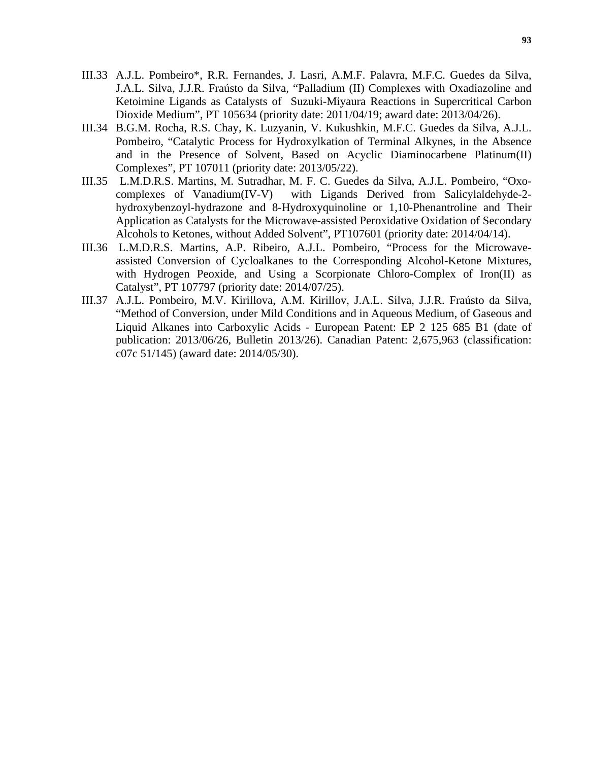III.33 A.J.L. Pombeiro*, R.R. Fernandes, J. Lasri, A.M.F. Palavra, M.F.C. Guedes da Silva, J.A.L. Silva, J.J.R. Fraústo da Silva, "Palladium (II) Complexes with Oxadiazoline and Ketoimine Ligands as Catalysts of Suzuki-Miyaura Reactions in Supercritical Carbon Dioxide Medium", PT 105634 (priority date: 2011/04/19; award date: 2013/04/26).

III.34 B.G.M. Rocha, R.S. Chay, K. Luzyanin, V. Kukushkin, M.F.C. Guedes da Silva, A.J.L. Pombeiro, "Catalytic Process for Hydroxylkation of Terminal Alkynes, in the Absence and in the Presence of Solvent, Based on Acyclic Diaminocarbene Platinum(II) Complexes", PT 107011 (priority date: 2013/05/22).

III.35 L.M.D.R.S. Martins, M. Sutradhar, M. F. C. Guedes da Silva, A.J.L. Pombeiro, "Oxo-complexes of Vanadium(IV-V) with Ligands Derived from Salicylaldehyde-2-hydroxybenzoyl-hydrazone and 8-Hydroxyquinoline or 1,10-Phenantroline and Their Application as Catalysts for the Microwave-assisted Peroxidative Oxidation of Secondary Alcohols to Ketones, without Added Solvent", PT107601 (priority date: 2014/04/14).

III.36 L.M.D.R.S. Martins, A.P. Ribeiro, A.J.L. Pombeiro, "Process for the Microwave-assisted Conversion of Cycloalkanes to the Corresponding Alcohol-Ketone Mixtures, with Hydrogen Peoxide, and Using a Scorpionate Chloro-Complex of Iron(II) as Catalyst", PT 107797 (priority date: 2014/07/25).

III.37 A.J.L. Pombeiro, M.V. Kirillova, A.M. Kirillov, J.A.L. Silva, J.J.R. Fraústo da Silva, "Method of Conversion, under Mild Conditions and in Aqueous Medium, of Gaseous and Liquid Alkanes into Carboxylic Acids - European Patent: EP 2 125 685 B1 (date of publication: 2013/06/26, Bulletin 2013/26). Canadian Patent: 2,675,963 (classification: c07c 51/145) (award date: 2014/05/30).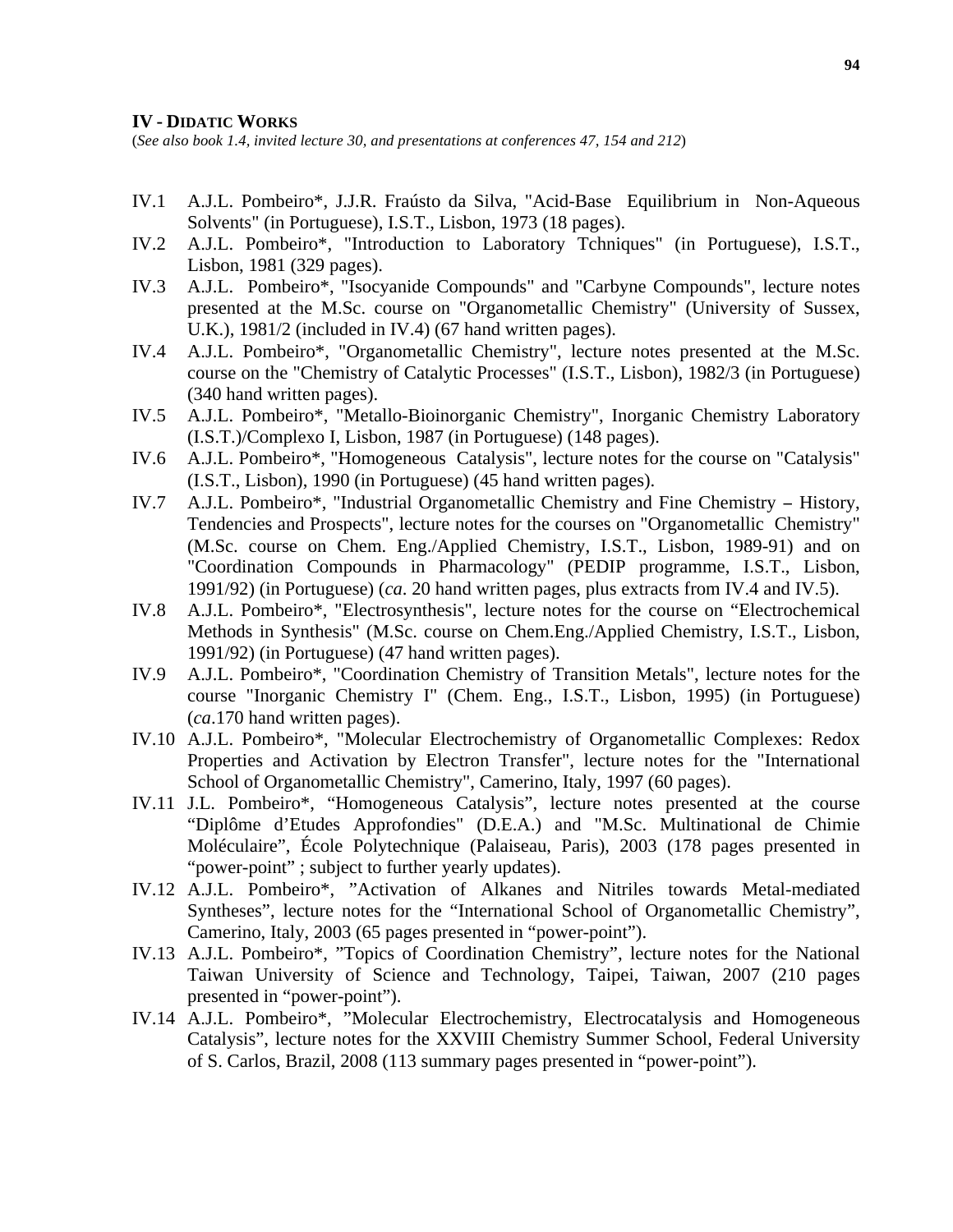## IV - DIDATIC WORKS

(*See also book 1.4, invited lecture 30, and presentations at conferences 47, 154 and 212*)

IV.1 A.J.L. Pombeiro*, J.J.R. Fraústo da Silva, "Acid-Base Equilibrium in Non-Aqueous Solvents" (in Portuguese), I.S.T., Lisbon, 1973 (18 pages).

IV.2 A.J.L. Pombeiro*, "Introduction to Laboratory Tchniques" (in Portuguese), I.S.T., Lisbon, 1981 (329 pages).

IV.3 A.J.L. Pombeiro*, "Isocyanide Compounds" and "Carbyne Compounds", lecture notes presented at the M.Sc. course on "Organometallic Chemistry" (University of Sussex, U.K.), 1981/2 (included in IV.4) (67 hand written pages).

IV.4 A.J.L. Pombeiro*, "Organometallic Chemistry", lecture notes presented at the M.Sc. course on the "Chemistry of Catalytic Processes" (I.S.T., Lisbon), 1982/3 (in Portuguese) (340 hand written pages).

IV.5 A.J.L. Pombeiro*, "Metallo-Bioinorganic Chemistry", Inorganic Chemistry Laboratory (I.S.T.)/Complexo I, Lisbon, 1987 (in Portuguese) (148 pages).

IV.6 A.J.L. Pombeiro*, "Homogeneous Catalysis", lecture notes for the course on "Catalysis" (I.S.T., Lisbon), 1990 (in Portuguese) (45 hand written pages).

IV.7 A.J.L. Pombeiro*, "Industrial Organometallic Chemistry and Fine Chemistry – History, Tendencies and Prospects", lecture notes for the courses on "Organometallic Chemistry" (M.Sc. course on Chem. Eng./Applied Chemistry, I.S.T., Lisbon, 1989-91) and on "Coordination Compounds in Pharmacology" (PEDIP programme, I.S.T., Lisbon, 1991/92) (in Portuguese) (*ca*. 20 hand written pages, plus extracts from IV.4 and IV.5).

IV.8 A.J.L. Pombeiro*, "Electrosynthesis", lecture notes for the course on "Electrochemical Methods in Synthesis" (M.Sc. course on Chem.Eng./Applied Chemistry, I.S.T., Lisbon, 1991/92) (in Portuguese) (47 hand written pages).

IV.9 A.J.L. Pombeiro*, "Coordination Chemistry of Transition Metals", lecture notes for the course "Inorganic Chemistry I" (Chem. Eng., I.S.T., Lisbon, 1995) (in Portuguese) (*ca*.170 hand written pages).

IV.10 A.J.L. Pombeiro*, "Molecular Electrochemistry of Organometallic Complexes: Redox Properties and Activation by Electron Transfer", lecture notes for the "International School of Organometallic Chemistry", Camerino, Italy, 1997 (60 pages).

IV.11 J.L. Pombeiro*, "Homogeneous Catalysis", lecture notes presented at the course "Diplôme d'Etudes Approfondies" (D.E.A.) and "M.Sc. Multinational de Chimie Moléculaire", École Polytechnique (Palaiseau, Paris), 2003 (178 pages presented in "power-point" ; subject to further yearly updates).

IV.12 A.J.L. Pombeiro*, "Activation of Alkanes and Nitriles towards Metal-mediated Syntheses", lecture notes for the "International School of Organometallic Chemistry", Camerino, Italy, 2003 (65 pages presented in "power-point").

IV.13 A.J.L. Pombeiro*, "Topics of Coordination Chemistry", lecture notes for the National Taiwan University of Science and Technology, Taipei, Taiwan, 2007 (210 pages presented in "power-point").

IV.14 A.J.L. Pombeiro*, "Molecular Electrochemistry, Electrocatalysis and Homogeneous Catalysis", lecture notes for the XXVIII Chemistry Summer School, Federal University of S. Carlos, Brazil, 2008 (113 summary pages presented in "power-point").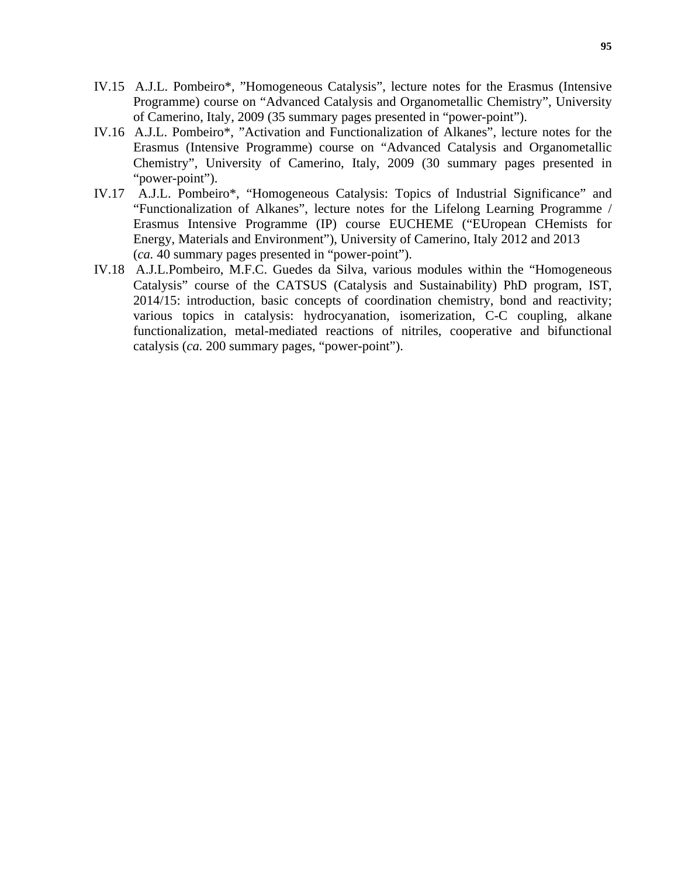IV.15 A.J.L. Pombeiro*, ”Homogeneous Catalysis”, lecture notes for the Erasmus (Intensive Programme) course on “Advanced Catalysis and Organometallic Chemistry”, University of Camerino, Italy, 2009 (35 summary pages presented in “power-point”).

IV.16 A.J.L. Pombeiro*, ”Activation and Functionalization of Alkanes”, lecture notes for the Erasmus (Intensive Programme) course on “Advanced Catalysis and Organometallic Chemistry”, University of Camerino, Italy, 2009 (30 summary pages presented in “power-point”).

IV.17 A.J.L. Pombeiro*, “Homogeneous Catalysis: Topics of Industrial Significance” and “Functionalization of Alkanes”, lecture notes for the Lifelong Learning Programme / Erasmus Intensive Programme (IP) course EUCHEME (“EUropean CHemists for Energy, Materials and Environment”), University of Camerino, Italy 2012 and 2013 (*ca.* 40 summary pages presented in “power-point”).

IV.18 A.J.L.Pombeiro, M.F.C. Guedes da Silva, various modules within the “Homogeneous Catalysis” course of the CATSUS (Catalysis and Sustainability) PhD program, IST, 2014/15: introduction, basic concepts of coordination chemistry, bond and reactivity; various topics in catalysis: hydrocyanation, isomerization, C-C coupling, alkane functionalization, metal-mediated reactions of nitriles, cooperative and bifunctional catalysis (*ca.* 200 summary pages, “power-point”).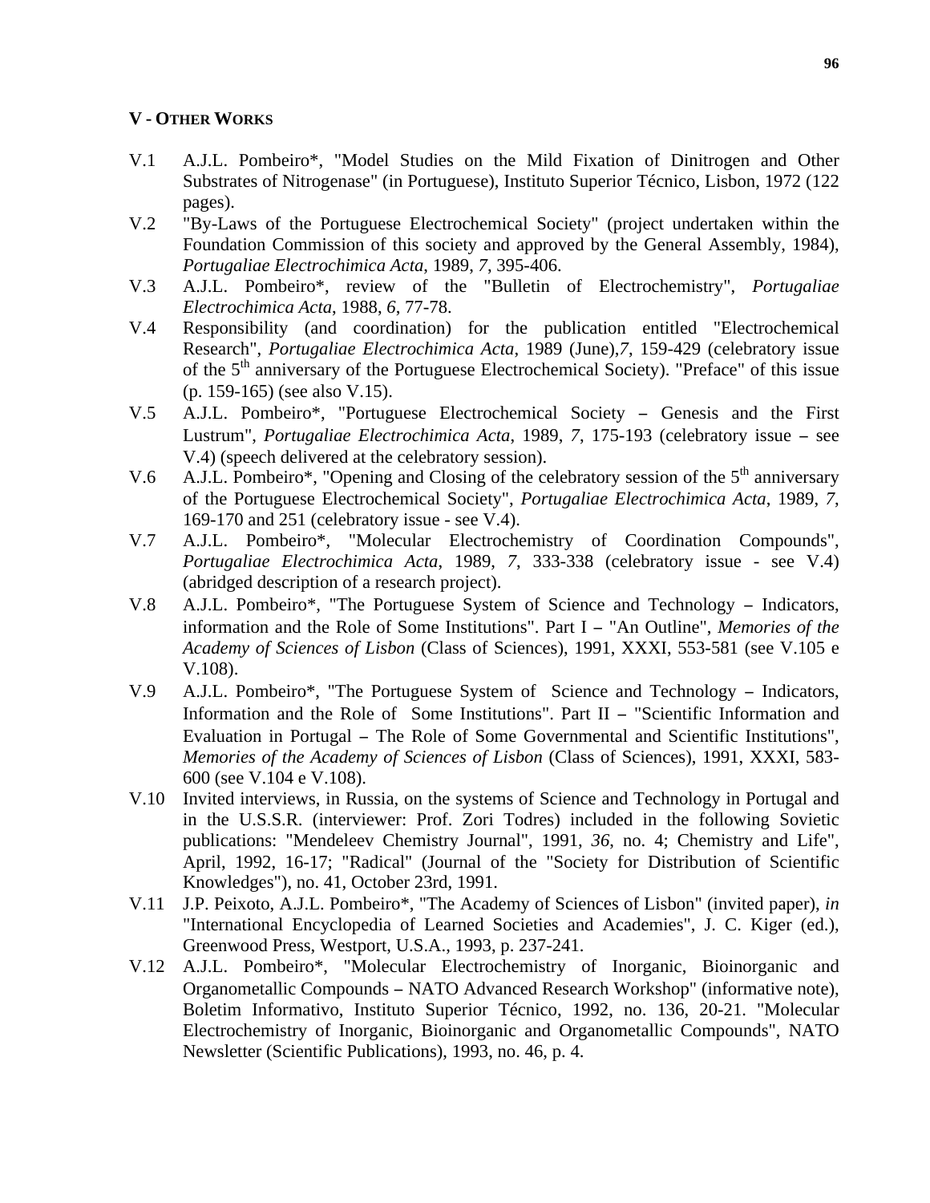## V - Other Works

V.1 A.J.L. Pombeiro*, "Model Studies on the Mild Fixation of Dinitrogen and Other Substrates of Nitrogenase" (in Portuguese), Instituto Superior Técnico, Lisbon, 1972 (122 pages).

V.2 "By-Laws of the Portuguese Electrochemical Society" (project undertaken within the Foundation Commission of this society and approved by the General Assembly, 1984), *Portugaliae Electrochimica Acta*, 1989, *7*, 395-406.

V.3 A.J.L. Pombeiro*, review of the "Bulletin of Electrochemistry", *Portugaliae Electrochimica Acta*, 1988, *6*, 77-78.

V.4 Responsibility (and coordination) for the publication entitled "Electrochemical Research", *Portugaliae Electrochimica Acta*, 1989 (June),*7*, 159-429 (celebratory issue of the 5$^{th}$ anniversary of the Portuguese Electrochemical Society). "Preface" of this issue (p. 159-165) (see also V.15).

V.5 A.J.L. Pombeiro*, "Portuguese Electrochemical Society – Genesis and the First Lustrum", *Portugaliae Electrochimica Acta*, 1989, *7*, 175-193 (celebratory issue – see V.4) (speech delivered at the celebratory session).

V.6 A.J.L. Pombeiro*, "Opening and Closing of the celebratory session of the 5$^{th}$ anniversary of the Portuguese Electrochemical Society", *Portugaliae Electrochimica Acta*, 1989, *7*, 169-170 and 251 (celebratory issue - see V.4).

V.7 A.J.L. Pombeiro*, "Molecular Electrochemistry of Coordination Compounds", *Portugaliae Electrochimica Acta*, 1989, *7*, 333-338 (celebratory issue - see V.4) (abridged description of a research project).

V.8 A.J.L. Pombeiro*, "The Portuguese System of Science and Technology – Indicators, information and the Role of Some Institutions". Part I – "An Outline", *Memories of the Academy of Sciences of Lisbon* (Class of Sciences), 1991, XXXI, 553-581 (see V.105 e V.108).

V.9 A.J.L. Pombeiro*, "The Portuguese System of Science and Technology – Indicators, Information and the Role of Some Institutions". Part II – "Scientific Information and Evaluation in Portugal – The Role of Some Governmental and Scientific Institutions", *Memories of the Academy of Sciences of Lisbon* (Class of Sciences), 1991, XXXI, 583-600 (see V.104 e V.108).

V.10 Invited interviews, in Russia, on the systems of Science and Technology in Portugal and in the U.S.S.R. (interviewer: Prof. Zori Todres) included in the following Sovietic publications: "Mendeleev Chemistry Journal", 1991, *36*, no. 4; Chemistry and Life", April, 1992, 16-17; "Radical" (Journal of the "Society for Distribution of Scientific Knowledges"), no. 41, October 23rd, 1991.

V.11 J.P. Peixoto, A.J.L. Pombeiro*, "The Academy of Sciences of Lisbon" (invited paper), *in* "International Encyclopedia of Learned Societies and Academies", J. C. Kiger (ed.), Greenwood Press, Westport, U.S.A., 1993, p. 237-241.

V.12 A.J.L. Pombeiro*, "Molecular Electrochemistry of Inorganic, Bioinorganic and Organometallic Compounds – NATO Advanced Research Workshop" (informative note), Boletim Informativo, Instituto Superior Técnico, 1992, no. 136, 20-21. "Molecular Electrochemistry of Inorganic, Bioinorganic and Organometallic Compounds", NATO Newsletter (Scientific Publications), 1993, no. 46, p. 4.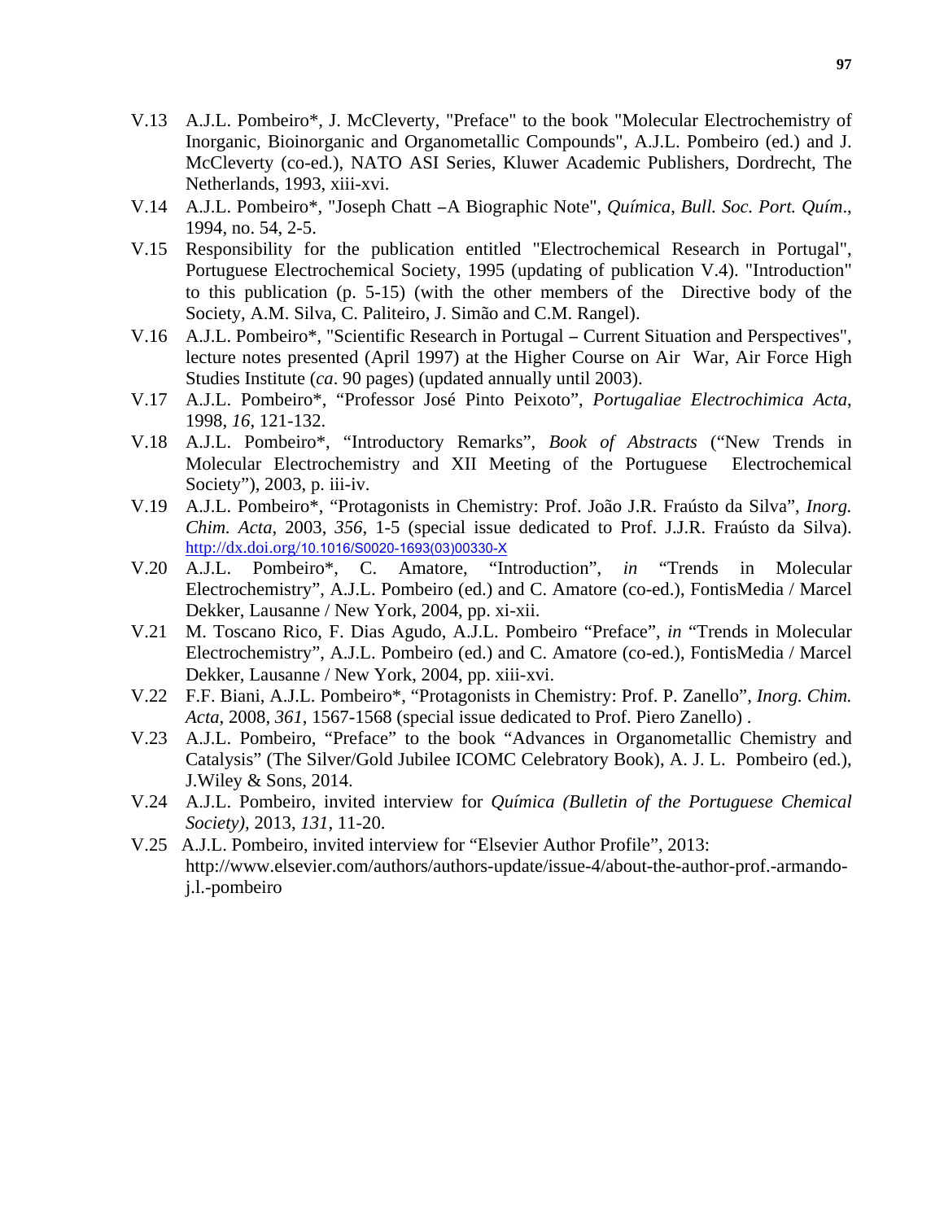V.13 A.J.L. Pombeiro*, J. McCleverty, "Preface" to the book "Molecular Electrochemistry of Inorganic, Bioinorganic and Organometallic Compounds", A.J.L. Pombeiro (ed.) and J. McCleverty (co-ed.), NATO ASI Series, Kluwer Academic Publishers, Dordrecht, The Netherlands, 1993, xiii-xvi.

V.14 A.J.L. Pombeiro*, "Joseph Chatt –A Biographic Note", *Química*, *Bull. Soc. Port. Quím*., 1994, no. 54, 2-5.

V.15 Responsibility for the publication entitled "Electrochemical Research in Portugal", Portuguese Electrochemical Society, 1995 (updating of publication V.4). "Introduction" to this publication (p. 5-15) (with the other members of the Directive body of the Society, A.M. Silva, C. Paliteiro, J. Simão and C.M. Rangel).

V.16 A.J.L. Pombeiro*, "Scientific Research in Portugal – Current Situation and Perspectives", lecture notes presented (April 1997) at the Higher Course on Air War, Air Force High Studies Institute (*ca*. 90 pages) (updated annually until 2003).

V.17 A.J.L. Pombeiro*, "Professor José Pinto Peixoto", *Portugaliae Electrochimica Acta*, 1998, *16*, 121-132.

V.18 A.J.L. Pombeiro*, "Introductory Remarks", *Book of Abstracts* ("New Trends in Molecular Electrochemistry and XII Meeting of the Portuguese Electrochemical Society"), 2003, p. iii-iv.

V.19 A.J.L. Pombeiro*, "Protagonists in Chemistry: Prof. João J.R. Fraústo da Silva", *Inorg. Chim. Acta*, 2003, *356*, 1-5 (special issue dedicated to Prof. J.J.R. Fraústo da Silva). http://dx.doi.org/10.1016/S0020-1693(03)00330-X

V.20 A.J.L. Pombeiro*, C. Amatore, "Introduction", *in* "Trends in Molecular Electrochemistry", A.J.L. Pombeiro (ed.) and C. Amatore (co-ed.), FontisMedia / Marcel Dekker, Lausanne / New York, 2004, pp. xi-xii.

V.21 M. Toscano Rico, F. Dias Agudo, A.J.L. Pombeiro "Preface", *in* "Trends in Molecular Electrochemistry", A.J.L. Pombeiro (ed.) and C. Amatore (co-ed.), FontisMedia / Marcel Dekker, Lausanne / New York, 2004, pp. xiii-xvi.

V.22 F.F. Biani, A.J.L. Pombeiro*, "Protagonists in Chemistry: Prof. P. Zanello", *Inorg. Chim. Acta*, 2008, *361*, 1567-1568 (special issue dedicated to Prof. Piero Zanello) .

V.23 A.J.L. Pombeiro, "Preface" to the book "Advances in Organometallic Chemistry and Catalysis" (The Silver/Gold Jubilee ICOMC Celebratory Book), A. J. L. Pombeiro (ed.), J.Wiley & Sons, 2014.

V.24 A.J.L. Pombeiro, invited interview for *Química (Bulletin of the Portuguese Chemical Society)*, 2013, *131*, 11-20.

V.25 A.J.L. Pombeiro, invited interview for "Elsevier Author Profile", 2013: http://www.elsevier.com/authors/authors-update/issue-4/about-the-author-prof.-armando-j.l.-pombeiro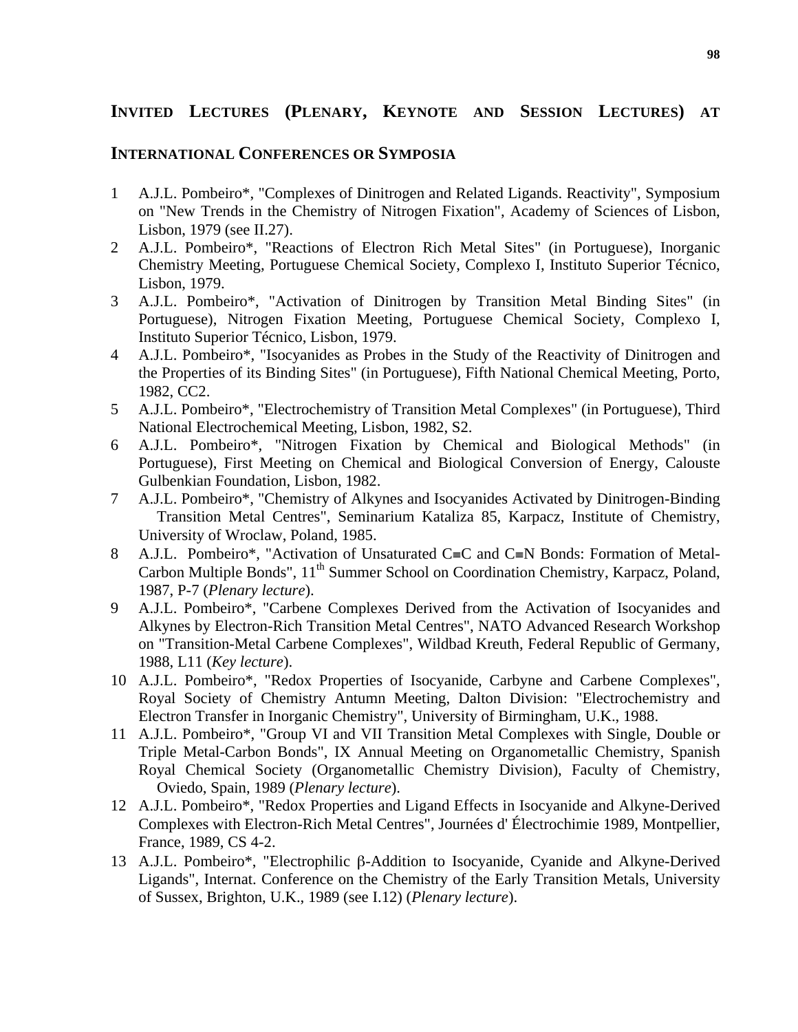## Invited Lectures (Plenary, Keynote and Session Lectures) at International Conferences or Symposia

1. A.J.L. Pombeiro*, "Complexes of Dinitrogen and Related Ligands. Reactivity", Symposium on "New Trends in the Chemistry of Nitrogen Fixation", Academy of Sciences of Lisbon, Lisbon, 1979 (see II.27).
2. A.J.L. Pombeiro*, "Reactions of Electron Rich Metal Sites" (in Portuguese), Inorganic Chemistry Meeting, Portuguese Chemical Society, Complexo I, Instituto Superior Técnico, Lisbon, 1979.
3. A.J.L. Pombeiro*, "Activation of Dinitrogen by Transition Metal Binding Sites" (in Portuguese), Nitrogen Fixation Meeting, Portuguese Chemical Society, Complexo I, Instituto Superior Técnico, Lisbon, 1979.
4. A.J.L. Pombeiro*, "Isocyanides as Probes in the Study of the Reactivity of Dinitrogen and the Properties of its Binding Sites" (in Portuguese), Fifth National Chemical Meeting, Porto, 1982, CC2.
5. A.J.L. Pombeiro*, "Electrochemistry of Transition Metal Complexes" (in Portuguese), Third National Electrochemical Meeting, Lisbon, 1982, S2.
6. A.J.L. Pombeiro*, "Nitrogen Fixation by Chemical and Biological Methods" (in Portuguese), First Meeting on Chemical and Biological Conversion of Energy, Calouste Gulbenkian Foundation, Lisbon, 1982.
7. A.J.L. Pombeiro*, "Chemistry of Alkynes and Isocyanides Activated by Dinitrogen-Binding Transition Metal Centres", Seminarium Kataliza 85, Karpacz, Institute of Chemistry, University of Wroclaw, Poland, 1985.
8. A.J.L. Pombeiro*, "Activation of Unsaturated C≡C and C≡N Bonds: Formation of Metal-Carbon Multiple Bonds", 11th Summer School on Coordination Chemistry, Karpacz, Poland, 1987, P-7 (*Plenary lecture*).
9. A.J.L. Pombeiro*, "Carbene Complexes Derived from the Activation of Isocyanides and Alkynes by Electron-Rich Transition Metal Centres", NATO Advanced Research Workshop on "Transition-Metal Carbene Complexes", Wildbad Kreuth, Federal Republic of Germany, 1988, L11 (*Key lecture*).
10. A.J.L. Pombeiro*, "Redox Properties of Isocyanide, Carbyne and Carbene Complexes", Royal Society of Chemistry Antumn Meeting, Dalton Division: "Electrochemistry and Electron Transfer in Inorganic Chemistry", University of Birmingham, U.K., 1988.
11. A.J.L. Pombeiro*, "Group VI and VII Transition Metal Complexes with Single, Double or Triple Metal-Carbon Bonds", IX Annual Meeting on Organometallic Chemistry, Spanish Royal Chemical Society (Organometallic Chemistry Division), Faculty of Chemistry, Oviedo, Spain, 1989 (*Plenary lecture*).
12. A.J.L. Pombeiro*, "Redox Properties and Ligand Effects in Isocyanide and Alkyne-Derived Complexes with Electron-Rich Metal Centres", Journées d' Électrochimie 1989, Montpellier, France, 1989, CS 4-2.
13. A.J.L. Pombeiro*, "Electrophilic β-Addition to Isocyanide, Cyanide and Alkyne-Derived Ligands", Internat. Conference on the Chemistry of the Early Transition Metals, University of Sussex, Brighton, U.K., 1989 (see I.12) (*Plenary lecture*).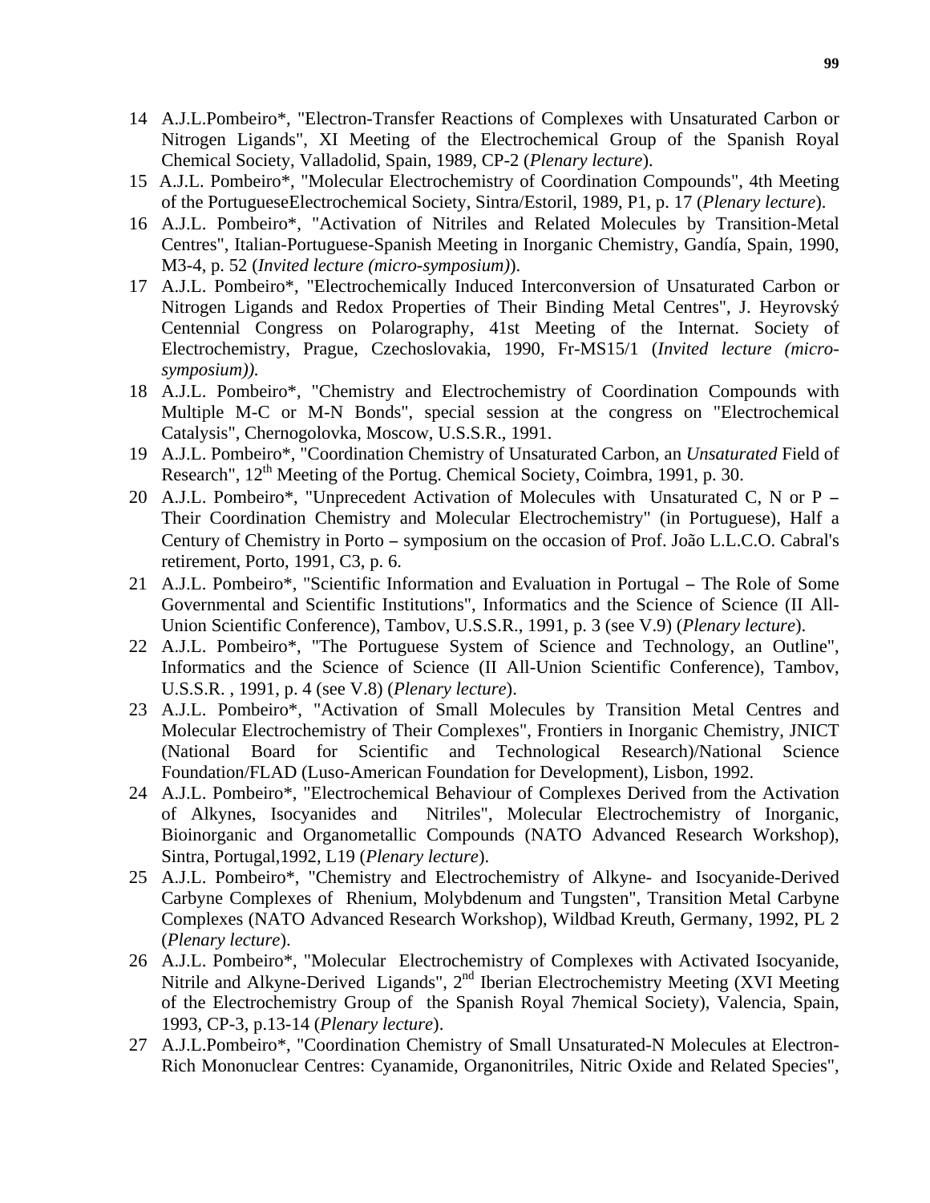14 A.J.L.Pombeiro*, "Electron-Transfer Reactions of Complexes with Unsaturated Carbon or Nitrogen Ligands", XI Meeting of the Electrochemical Group of the Spanish Royal Chemical Society, Valladolid, Spain, 1989, CP-2 (*Plenary lecture*).

15 A.J.L. Pombeiro*, "Molecular Electrochemistry of Coordination Compounds", 4th Meeting of the PortugueseElectrochemical Society, Sintra/Estoril, 1989, P1, p. 17 (*Plenary lecture*).

16 A.J.L. Pombeiro*, "Activation of Nitriles and Related Molecules by Transition-Metal Centres", Italian-Portuguese-Spanish Meeting in Inorganic Chemistry, Gandía, Spain, 1990, M3-4, p. 52 (*Invited lecture (micro-symposium)*).

17 A.J.L. Pombeiro*, "Electrochemically Induced Interconversion of Unsaturated Carbon or Nitrogen Ligands and Redox Properties of Their Binding Metal Centres", J. Heyrovský Centennial Congress on Polarography, 41st Meeting of the Internat. Society of Electrochemistry, Prague, Czechoslovakia, 1990, Fr-MS15/1 (*Invited lecture (micro-symposium)).*

18 A.J.L. Pombeiro*, "Chemistry and Electrochemistry of Coordination Compounds with Multiple M-C or M-N Bonds", special session at the congress on "Electrochemical Catalysis", Chernogolovka, Moscow, U.S.S.R., 1991.

19 A.J.L. Pombeiro*, "Coordination Chemistry of Unsaturated Carbon, an *Unsaturated* Field of Research", 12th Meeting of the Portug. Chemical Society, Coimbra, 1991, p. 30.

20 A.J.L. Pombeiro*, "Unprecedent Activation of Molecules with Unsaturated C, N or P – Their Coordination Chemistry and Molecular Electrochemistry" (in Portuguese), Half a Century of Chemistry in Porto – symposium on the occasion of Prof. João L.L.C.O. Cabral's retirement, Porto, 1991, C3, p. 6.

21 A.J.L. Pombeiro*, "Scientific Information and Evaluation in Portugal – The Role of Some Governmental and Scientific Institutions", Informatics and the Science of Science (II All-Union Scientific Conference), Tambov, U.S.S.R., 1991, p. 3 (see V.9) (*Plenary lecture*).

22 A.J.L. Pombeiro*, "The Portuguese System of Science and Technology, an Outline", Informatics and the Science of Science (II All-Union Scientific Conference), Tambov, U.S.S.R. , 1991, p. 4 (see V.8) (*Plenary lecture*).

23 A.J.L. Pombeiro*, "Activation of Small Molecules by Transition Metal Centres and Molecular Electrochemistry of Their Complexes", Frontiers in Inorganic Chemistry, JNICT (National Board for Scientific and Technological Research)/National Science Foundation/FLAD (Luso-American Foundation for Development), Lisbon, 1992.

24 A.J.L. Pombeiro*, "Electrochemical Behaviour of Complexes Derived from the Activation of Alkynes, Isocyanides and Nitriles", Molecular Electrochemistry of Inorganic, Bioinorganic and Organometallic Compounds (NATO Advanced Research Workshop), Sintra, Portugal,1992, L19 (*Plenary lecture*).

25 A.J.L. Pombeiro*, "Chemistry and Electrochemistry of Alkyne- and Isocyanide-Derived Carbyne Complexes of Rhenium, Molybdenum and Tungsten", Transition Metal Carbyne Complexes (NATO Advanced Research Workshop), Wildbad Kreuth, Germany, 1992, PL 2 (*Plenary lecture*).

26 A.J.L. Pombeiro*, "Molecular Electrochemistry of Complexes with Activated Isocyanide, Nitrile and Alkyne-Derived Ligands", 2nd Iberian Electrochemistry Meeting (XVI Meeting of the Electrochemistry Group of the Spanish Royal 7hemical Society), Valencia, Spain, 1993, CP-3, p.13-14 (*Plenary lecture*).

27 A.J.L.Pombeiro*, "Coordination Chemistry of Small Unsaturated-N Molecules at Electron-Rich Mononuclear Centres: Cyanamide, Organonitriles, Nitric Oxide and Related Species",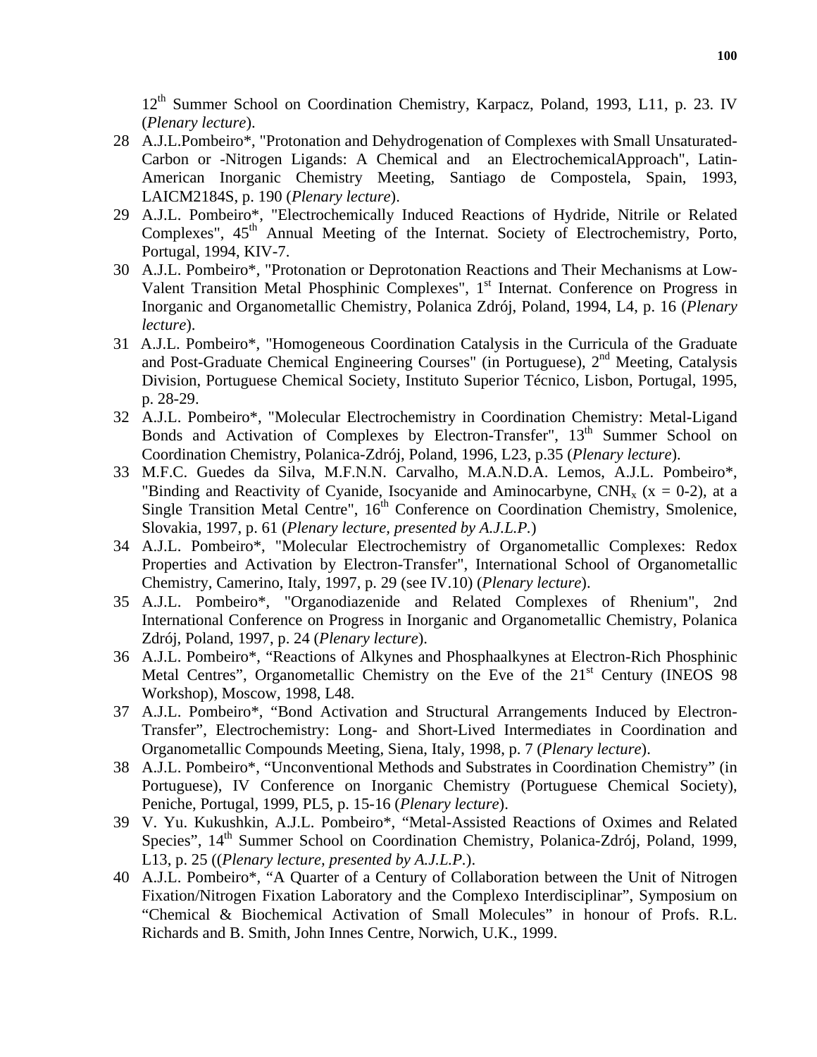12th Summer School on Coordination Chemistry, Karpacz, Poland, 1993, L11, p. 23. IV (*Plenary lecture*).

28 A.J.L.Pombeiro*, "Protonation and Dehydrogenation of Complexes with Small Unsaturated-Carbon or -Nitrogen Ligands: A Chemical and an ElectrochemicalApproach", Latin-American Inorganic Chemistry Meeting, Santiago de Compostela, Spain, 1993, LAICM2184S, p. 190 (*Plenary lecture*).

29 A.J.L. Pombeiro*, "Electrochemically Induced Reactions of Hydride, Nitrile or Related Complexes", 45th Annual Meeting of the Internat. Society of Electrochemistry, Porto, Portugal, 1994, KIV-7.

30 A.J.L. Pombeiro*, "Protonation or Deprotonation Reactions and Their Mechanisms at Low-Valent Transition Metal Phosphinic Complexes", 1st Internat. Conference on Progress in Inorganic and Organometallic Chemistry, Polanica Zdrój, Poland, 1994, L4, p. 16 (*Plenary lecture*).

31 A.J.L. Pombeiro*, "Homogeneous Coordination Catalysis in the Curricula of the Graduate and Post-Graduate Chemical Engineering Courses" (in Portuguese), 2nd Meeting, Catalysis Division, Portuguese Chemical Society, Instituto Superior Técnico, Lisbon, Portugal, 1995, p. 28-29.

32 A.J.L. Pombeiro*, "Molecular Electrochemistry in Coordination Chemistry: Metal-Ligand Bonds and Activation of Complexes by Electron-Transfer", 13th Summer School on Coordination Chemistry, Polanica-Zdrój, Poland, 1996, L23, p.35 (*Plenary lecture*).

33 M.F.C. Guedes da Silva, M.F.N.N. Carvalho, M.A.N.D.A. Lemos, A.J.L. Pombeiro*, "Binding and Reactivity of Cyanide, Isocyanide and Aminocarbyne, $CNH_x$ ($x = 0$-$2$), at a Single Transition Metal Centre", 16th Conference on Coordination Chemistry, Smolenice, Slovakia, 1997, p. 61 (*Plenary lecture, presented by A.J.L.P.*)

34 A.J.L. Pombeiro*, "Molecular Electrochemistry of Organometallic Complexes: Redox Properties and Activation by Electron-Transfer", International School of Organometallic Chemistry, Camerino, Italy, 1997, p. 29 (see IV.10) (*Plenary lecture*).

35 A.J.L. Pombeiro*, "Organodiazenide and Related Complexes of Rhenium", 2nd International Conference on Progress in Inorganic and Organometallic Chemistry, Polanica Zdrój, Poland, 1997, p. 24 (*Plenary lecture*).

36 A.J.L. Pombeiro*, "Reactions of Alkynes and Phosphaalkynes at Electron-Rich Phosphinic Metal Centres", Organometallic Chemistry on the Eve of the 21st Century (INEOS 98 Workshop), Moscow, 1998, L48.

37 A.J.L. Pombeiro*, "Bond Activation and Structural Arrangements Induced by Electron-Transfer", Electrochemistry: Long- and Short-Lived Intermediates in Coordination and Organometallic Compounds Meeting, Siena, Italy, 1998, p. 7 (*Plenary lecture*).

38 A.J.L. Pombeiro*, "Unconventional Methods and Substrates in Coordination Chemistry" (in Portuguese), IV Conference on Inorganic Chemistry (Portuguese Chemical Society), Peniche, Portugal, 1999, PL5, p. 15-16 (*Plenary lecture*).

39 V. Yu. Kukushkin, A.J.L. Pombeiro*, "Metal-Assisted Reactions of Oximes and Related Species", 14th Summer School on Coordination Chemistry, Polanica-Zdrój, Poland, 1999, L13, p. 25 ((*Plenary lecture, presented by A.J.L.P*.).

40 A.J.L. Pombeiro*, "A Quarter of a Century of Collaboration between the Unit of Nitrogen Fixation/Nitrogen Fixation Laboratory and the Complexo Interdisciplinar", Symposium on "Chemical & Biochemical Activation of Small Molecules" in honour of Profs. R.L. Richards and B. Smith, John Innes Centre, Norwich, U.K., 1999.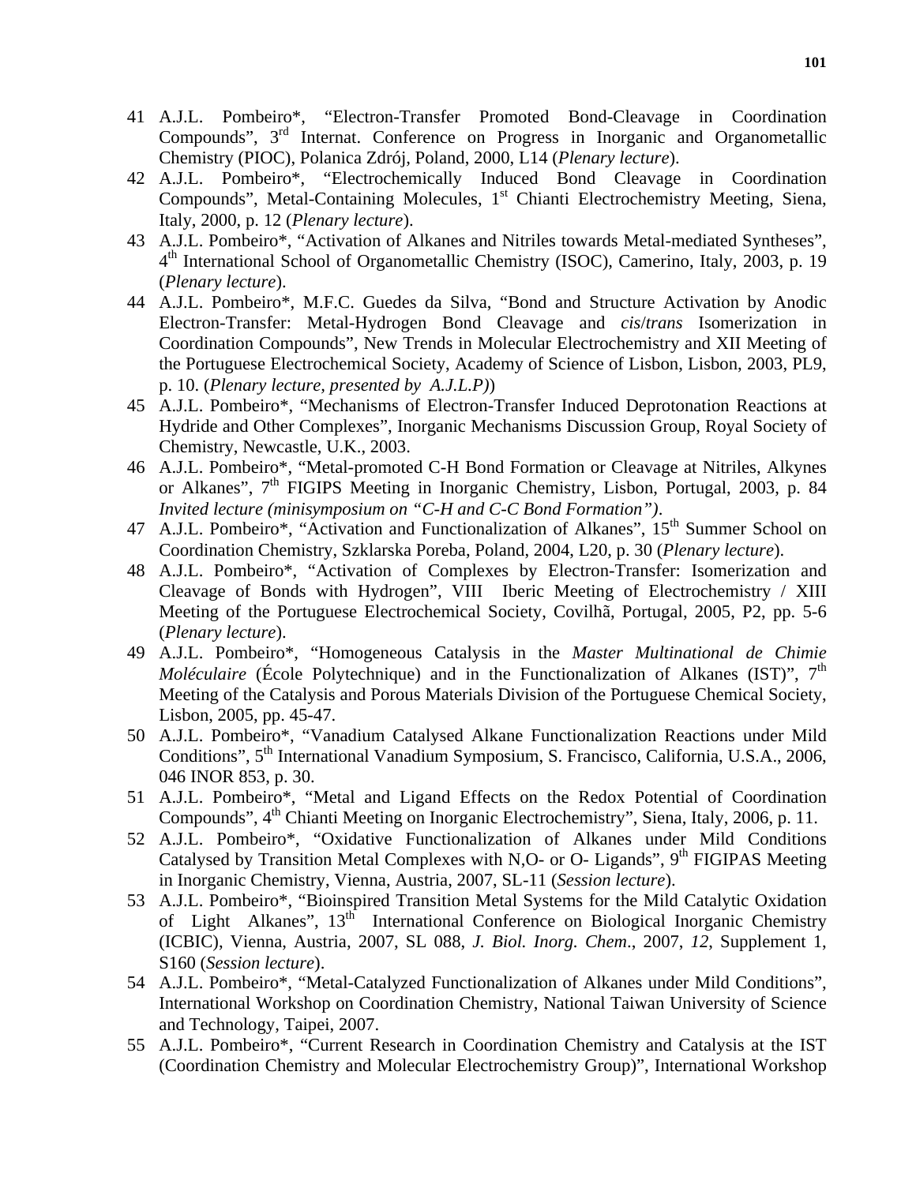41 A.J.L. Pombeiro*, "Electron-Transfer Promoted Bond-Cleavage in Coordination Compounds", 3rd Internat. Conference on Progress in Inorganic and Organometallic Chemistry (PIOC), Polanica Zdrój, Poland, 2000, L14 (*Plenary lecture*).

42 A.J.L. Pombeiro*, "Electrochemically Induced Bond Cleavage in Coordination Compounds", Metal-Containing Molecules, 1st Chianti Electrochemistry Meeting, Siena, Italy, 2000, p. 12 (*Plenary lecture*).

43 A.J.L. Pombeiro*, "Activation of Alkanes and Nitriles towards Metal-mediated Syntheses", 4th International School of Organometallic Chemistry (ISOC), Camerino, Italy, 2003, p. 19 (*Plenary lecture*).

44 A.J.L. Pombeiro*, M.F.C. Guedes da Silva, "Bond and Structure Activation by Anodic Electron-Transfer: Metal-Hydrogen Bond Cleavage and *cis*/*trans* Isomerization in Coordination Compounds", New Trends in Molecular Electrochemistry and XII Meeting of the Portuguese Electrochemical Society, Academy of Science of Lisbon, Lisbon, 2003, PL9, p. 10. (*Plenary lecture, presented by A.J.L.P)*)

45 A.J.L. Pombeiro*, "Mechanisms of Electron-Transfer Induced Deprotonation Reactions at Hydride and Other Complexes", Inorganic Mechanisms Discussion Group, Royal Society of Chemistry, Newcastle, U.K., 2003.

46 A.J.L. Pombeiro*, "Metal-promoted C-H Bond Formation or Cleavage at Nitriles, Alkynes or Alkanes", 7th FIGIPS Meeting in Inorganic Chemistry, Lisbon, Portugal, 2003, p. 84 *Invited lecture (minisymposium on "C-H and C-C Bond Formation")*.

47 A.J.L. Pombeiro*, "Activation and Functionalization of Alkanes", 15th Summer School on Coordination Chemistry, Szklarska Poreba, Poland, 2004, L20, p. 30 (*Plenary lecture*).

48 A.J.L. Pombeiro*, "Activation of Complexes by Electron-Transfer: Isomerization and Cleavage of Bonds with Hydrogen", VIII Iberic Meeting of Electrochemistry / XIII Meeting of the Portuguese Electrochemical Society, Covilhã, Portugal, 2005, P2, pp. 5-6 (*Plenary lecture*).

49 A.J.L. Pombeiro*, "Homogeneous Catalysis in the *Master Multinational de Chimie Moléculaire* (École Polytechnique) and in the Functionalization of Alkanes (IST)", 7th Meeting of the Catalysis and Porous Materials Division of the Portuguese Chemical Society, Lisbon, 2005, pp. 45-47.

50 A.J.L. Pombeiro*, "Vanadium Catalysed Alkane Functionalization Reactions under Mild Conditions", 5th International Vanadium Symposium, S. Francisco, California, U.S.A., 2006, 046 INOR 853, p. 30.

51 A.J.L. Pombeiro*, "Metal and Ligand Effects on the Redox Potential of Coordination Compounds", 4th Chianti Meeting on Inorganic Electrochemistry", Siena, Italy, 2006, p. 11.

52 A.J.L. Pombeiro*, "Oxidative Functionalization of Alkanes under Mild Conditions Catalysed by Transition Metal Complexes with N,O- or O- Ligands", 9th FIGIPAS Meeting in Inorganic Chemistry, Vienna, Austria, 2007, SL-11 (*Session lecture*).

53 A.J.L. Pombeiro*, "Bioinspired Transition Metal Systems for the Mild Catalytic Oxidation of Light Alkanes", 13th International Conference on Biological Inorganic Chemistry (ICBIC), Vienna, Austria, 2007, SL 088, *J. Biol. Inorg. Chem*., 2007, *12*, Supplement 1, S160 (*Session lecture*).

54 A.J.L. Pombeiro*, "Metal-Catalyzed Functionalization of Alkanes under Mild Conditions", International Workshop on Coordination Chemistry, National Taiwan University of Science and Technology, Taipei, 2007.

55 A.J.L. Pombeiro*, "Current Research in Coordination Chemistry and Catalysis at the IST (Coordination Chemistry and Molecular Electrochemistry Group)", International Workshop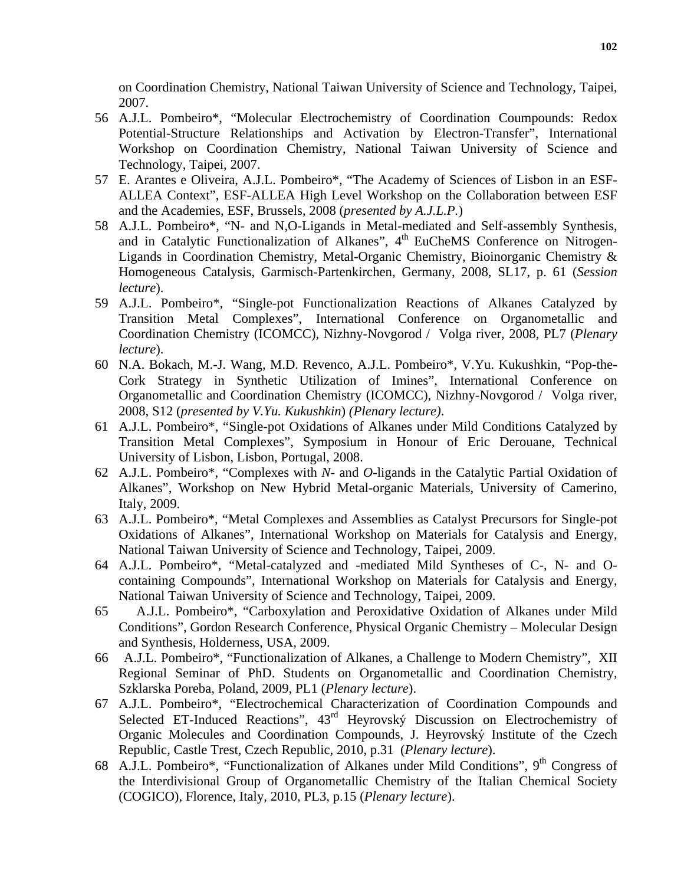on Coordination Chemistry, National Taiwan University of Science and Technology, Taipei, 2007.

56 A.J.L. Pombeiro*, "Molecular Electrochemistry of Coordination Coumpounds: Redox Potential-Structure Relationships and Activation by Electron-Transfer", International Workshop on Coordination Chemistry, National Taiwan University of Science and Technology, Taipei, 2007.

57 E. Arantes e Oliveira, A.J.L. Pombeiro*, "The Academy of Sciences of Lisbon in an ESF-ALLEA Context", ESF-ALLEA High Level Workshop on the Collaboration between ESF and the Academies, ESF, Brussels, 2008 (*presented by A.J.L.P.*)

58 A.J.L. Pombeiro*, "N- and N,O-Ligands in Metal-mediated and Self-assembly Synthesis, and in Catalytic Functionalization of Alkanes", 4th EuCheMS Conference on Nitrogen-Ligands in Coordination Chemistry, Metal-Organic Chemistry, Bioinorganic Chemistry & Homogeneous Catalysis, Garmisch-Partenkirchen, Germany, 2008, SL17, p. 61 (*Session lecture*).

59 A.J.L. Pombeiro*, "Single-pot Functionalization Reactions of Alkanes Catalyzed by Transition Metal Complexes", International Conference on Organometallic and Coordination Chemistry (ICOMCC), Nizhny-Novgorod / Volga river, 2008, PL7 (*Plenary lecture*).

60 N.A. Bokach, M.-J. Wang, M.D. Revenco, A.J.L. Pombeiro*, V.Yu. Kukushkin, "Pop-the-Cork Strategy in Synthetic Utilization of Imines", International Conference on Organometallic and Coordination Chemistry (ICOMCC), Nizhny-Novgorod / Volga river, 2008, S12 (*presented by V.Yu. Kukushkin*) *(Plenary lecture)*.

61 A.J.L. Pombeiro*, "Single-pot Oxidations of Alkanes under Mild Conditions Catalyzed by Transition Metal Complexes", Symposium in Honour of Eric Derouane, Technical University of Lisbon, Lisbon, Portugal, 2008.

62 A.J.L. Pombeiro*, "Complexes with *N*- and *O*-ligands in the Catalytic Partial Oxidation of Alkanes", Workshop on New Hybrid Metal-organic Materials, University of Camerino, Italy, 2009.

63 A.J.L. Pombeiro*, "Metal Complexes and Assemblies as Catalyst Precursors for Single-pot Oxidations of Alkanes", International Workshop on Materials for Catalysis and Energy, National Taiwan University of Science and Technology, Taipei, 2009.

64 A.J.L. Pombeiro*, "Metal-catalyzed and -mediated Mild Syntheses of C-, N- and O-containing Compounds", International Workshop on Materials for Catalysis and Energy, National Taiwan University of Science and Technology, Taipei, 2009.

65 A.J.L. Pombeiro*, "Carboxylation and Peroxidative Oxidation of Alkanes under Mild Conditions", Gordon Research Conference, Physical Organic Chemistry – Molecular Design and Synthesis, Holderness, USA, 2009.

66 A.J.L. Pombeiro*, "Functionalization of Alkanes, a Challenge to Modern Chemistry", XII Regional Seminar of PhD. Students on Organometallic and Coordination Chemistry, Szklarska Poreba, Poland, 2009, PL1 (*Plenary lecture*).

67 A.J.L. Pombeiro*, "Electrochemical Characterization of Coordination Compounds and Selected ET-Induced Reactions", 43rd Heyrovský Discussion on Electrochemistry of Organic Molecules and Coordination Compounds, J. Heyrovský Institute of the Czech Republic, Castle Trest, Czech Republic, 2010, p.31 (*Plenary lecture*).

68 A.J.L. Pombeiro*, "Functionalization of Alkanes under Mild Conditions", 9th Congress of the Interdivisional Group of Organometallic Chemistry of the Italian Chemical Society (COGICO), Florence, Italy, 2010, PL3, p.15 (*Plenary lecture*).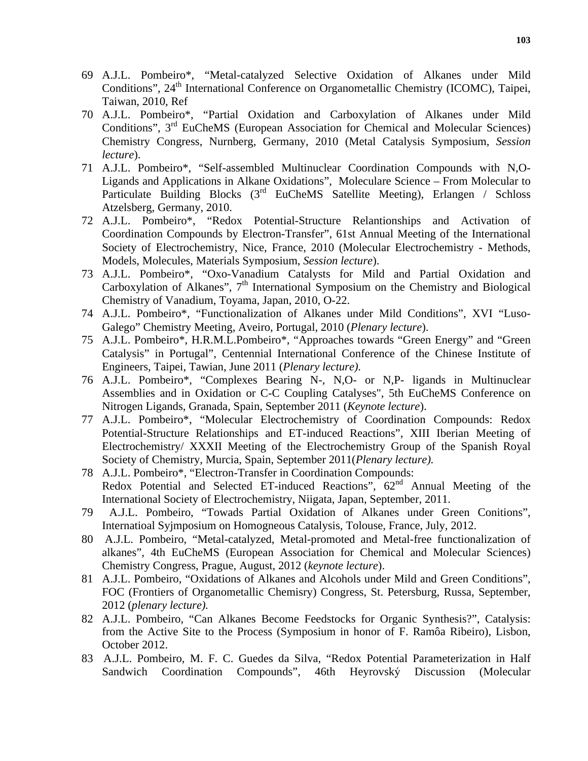69 A.J.L. Pombeiro*, "Metal-catalyzed Selective Oxidation of Alkanes under Mild Conditions", 24th International Conference on Organometallic Chemistry (ICOMC), Taipei, Taiwan, 2010, Ref

70 A.J.L. Pombeiro*, "Partial Oxidation and Carboxylation of Alkanes under Mild Conditions", 3rd EuCheMS (European Association for Chemical and Molecular Sciences) Chemistry Congress, Nurnberg, Germany, 2010 (Metal Catalysis Symposium, *Session lecture*).

71 A.J.L. Pombeiro*, "Self-assembled Multinuclear Coordination Compounds with N,O-Ligands and Applications in Alkane Oxidations", Moleculare Science – From Molecular to Particulate Building Blocks (3rd EuCheMS Satellite Meeting), Erlangen / Schloss Atzelsberg, Germany, 2010.

72 A.J.L. Pombeiro*, "Redox Potential-Structure Relantionships and Activation of Coordination Compounds by Electron-Transfer", 61st Annual Meeting of the International Society of Electrochemistry, Nice, France, 2010 (Molecular Electrochemistry - Methods, Models, Molecules, Materials Symposium, *Session lecture*).

73 A.J.L. Pombeiro*, "Oxo-Vanadium Catalysts for Mild and Partial Oxidation and Carboxylation of Alkanes", 7th International Symposium on the Chemistry and Biological Chemistry of Vanadium, Toyama, Japan, 2010, O-22.

74 A.J.L. Pombeiro*, "Functionalization of Alkanes under Mild Conditions", XVI "Luso-Galego" Chemistry Meeting, Aveiro, Portugal, 2010 (*Plenary lecture*).

75 A.J.L. Pombeiro*, H.R.M.L.Pombeiro*, "Approaches towards "Green Energy" and "Green Catalysis" in Portugal", Centennial International Conference of the Chinese Institute of Engineers, Taipei, Tawian, June 2011 (*Plenary lecture).*

76 A.J.L. Pombeiro*, "Complexes Bearing N-, N,O- or N,P- ligands in Multinuclear Assemblies and in Oxidation or C-C Coupling Catalyses", 5th EuCheMS Conference on Nitrogen Ligands, Granada, Spain, September 2011 (*Keynote lecture*).

77 A.J.L. Pombeiro*, "Molecular Electrochemistry of Coordination Compounds: Redox Potential-Structure Relationships and ET-induced Reactions", XIII Iberian Meeting of Electrochemistry/ XXXII Meeting of the Electrochemistry Group of the Spanish Royal Society of Chemistry, Murcia, Spain, September 2011(*Plenary lecture).*

78 A.J.L. Pombeiro*, "Electron-Transfer in Coordination Compounds: Redox Potential and Selected ET-induced Reactions", 62nd Annual Meeting of the International Society of Electrochemistry, Niigata, Japan, September, 2011.

79 A.J.L. Pombeiro, "Towads Partial Oxidation of Alkanes under Green Conitions", Internatioal Syjmposium on Homogneous Catalysis, Tolouse, France, July, 2012.

80 A.J.L. Pombeiro, "Metal-catalyzed, Metal-promoted and Metal-free functionalization of alkanes", 4th EuCheMS (European Association for Chemical and Molecular Sciences) Chemistry Congress, Prague, August, 2012 (*keynote lecture*).

81 A.J.L. Pombeiro, "Oxidations of Alkanes and Alcohols under Mild and Green Conditions", FOC (Frontiers of Organometallic Chemisry) Congress, St. Petersburg, Russa, September, 2012 (*plenary lecture).*

82 A.J.L. Pombeiro, "Can Alkanes Become Feedstocks for Organic Synthesis?", Catalysis: from the Active Site to the Process (Symposium in honor of F. Ramôa Ribeiro), Lisbon, October 2012.

83 A.J.L. Pombeiro, M. F. C. Guedes da Silva, "Redox Potential Parameterization in Half Sandwich Coordination Compounds", 46th Heyrovský Discussion (Molecular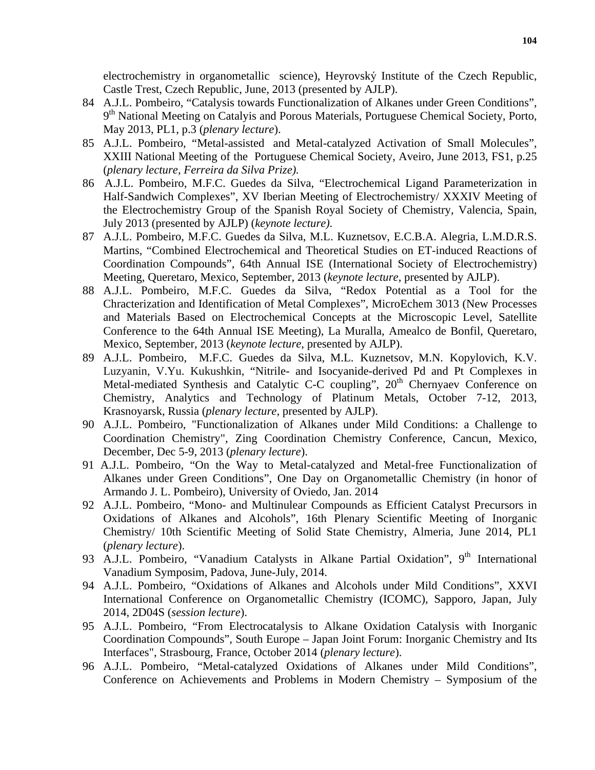electrochemistry in organometallic science), Heyrovský Institute of the Czech Republic, Castle Trest, Czech Republic, June, 2013 (presented by AJLP).

84 A.J.L. Pombeiro, “Catalysis towards Functionalization of Alkanes under Green Conditions”, 9th National Meeting on Catalyis and Porous Materials, Portuguese Chemical Society, Porto, May 2013, PL1, p.3 (*plenary lecture*).

85 A.J.L. Pombeiro, “Metal-assisted and Metal-catalyzed Activation of Small Molecules”, XXIII National Meeting of the Portuguese Chemical Society, Aveiro, June 2013, FS1, p.25 (*plenary lecture, Ferreira da Silva Prize).*

86 A.J.L. Pombeiro, M.F.C. Guedes da Silva, “Electrochemical Ligand Parameterization in Half-Sandwich Complexes”, XV Iberian Meeting of Electrochemistry/ XXXIV Meeting of the Electrochemistry Group of the Spanish Royal Society of Chemistry, Valencia, Spain, July 2013 (presented by AJLP) (*keynote lecture).*

87 A.J.L. Pombeiro, M.F.C. Guedes da Silva, M.L. Kuznetsov, E.C.B.A. Alegria, L.M.D.R.S. Martins, “Combined Electrochemical and Theoretical Studies on ET-induced Reactions of Coordination Compounds”, 64th Annual ISE (International Society of Electrochemistry) Meeting, Queretaro, Mexico, September, 2013 (*keynote lecture*, presented by AJLP).

88 A.J.L. Pombeiro, M.F.C. Guedes da Silva, “Redox Potential as a Tool for the Chracterization and Identification of Metal Complexes”, MicroEchem 3013 (New Processes and Materials Based on Electrochemical Concepts at the Microscopic Level, Satellite Conference to the 64th Annual ISE Meeting), La Muralla, Amealco de Bonfil, Queretaro, Mexico, September, 2013 (*keynote lecture*, presented by AJLP).

89 A.J.L. Pombeiro, M.F.C. Guedes da Silva, M.L. Kuznetsov, M.N. Kopylovich, K.V. Luzyanin, V.Yu. Kukushkin, “Nitrile- and Isocyanide-derived Pd and Pt Complexes in Metal-mediated Synthesis and Catalytic C-C coupling”, 20th Chernyaev Conference on Chemistry, Analytics and Technology of Platinum Metals, October 7-12, 2013, Krasnoyarsk, Russia (*plenary lecture*, presented by AJLP).

90 A.J.L. Pombeiro, "Functionalization of Alkanes under Mild Conditions: a Challenge to Coordination Chemistry", Zing Coordination Chemistry Conference, Cancun, Mexico, December, Dec 5-9, 2013 (*plenary lecture*).

91 A.J.L. Pombeiro, “On the Way to Metal-catalyzed and Metal-free Functionalization of Alkanes under Green Conditions”, One Day on Organometallic Chemistry (in honor of Armando J. L. Pombeiro), University of Oviedo, Jan. 2014

92 A.J.L. Pombeiro, “Mono- and Multinulear Compounds as Efficient Catalyst Precursors in Oxidations of Alkanes and Alcohols”, 16th Plenary Scientific Meeting of Inorganic Chemistry/ 10th Scientific Meeting of Solid State Chemistry, Almeria, June 2014, PL1 (*plenary lecture*).

93 A.J.L. Pombeiro, “Vanadium Catalysts in Alkane Partial Oxidation”, 9th International Vanadium Symposim, Padova, June-July, 2014.

94 A.J.L. Pombeiro, “Oxidations of Alkanes and Alcohols under Mild Conditions”, XXVI International Conference on Organometallic Chemistry (ICOMC), Sapporo, Japan, July 2014, 2D04S (*session lecture*).

95 A.J.L. Pombeiro, “From Electrocatalysis to Alkane Oxidation Catalysis with Inorganic Coordination Compounds”, South Europe – Japan Joint Forum: Inorganic Chemistry and Its Interfaces", Strasbourg, France, October 2014 (*plenary lecture*).

96 A.J.L. Pombeiro, “Metal-catalyzed Oxidations of Alkanes under Mild Conditions”, Conference on Achievements and Problems in Modern Chemistry – Symposium of the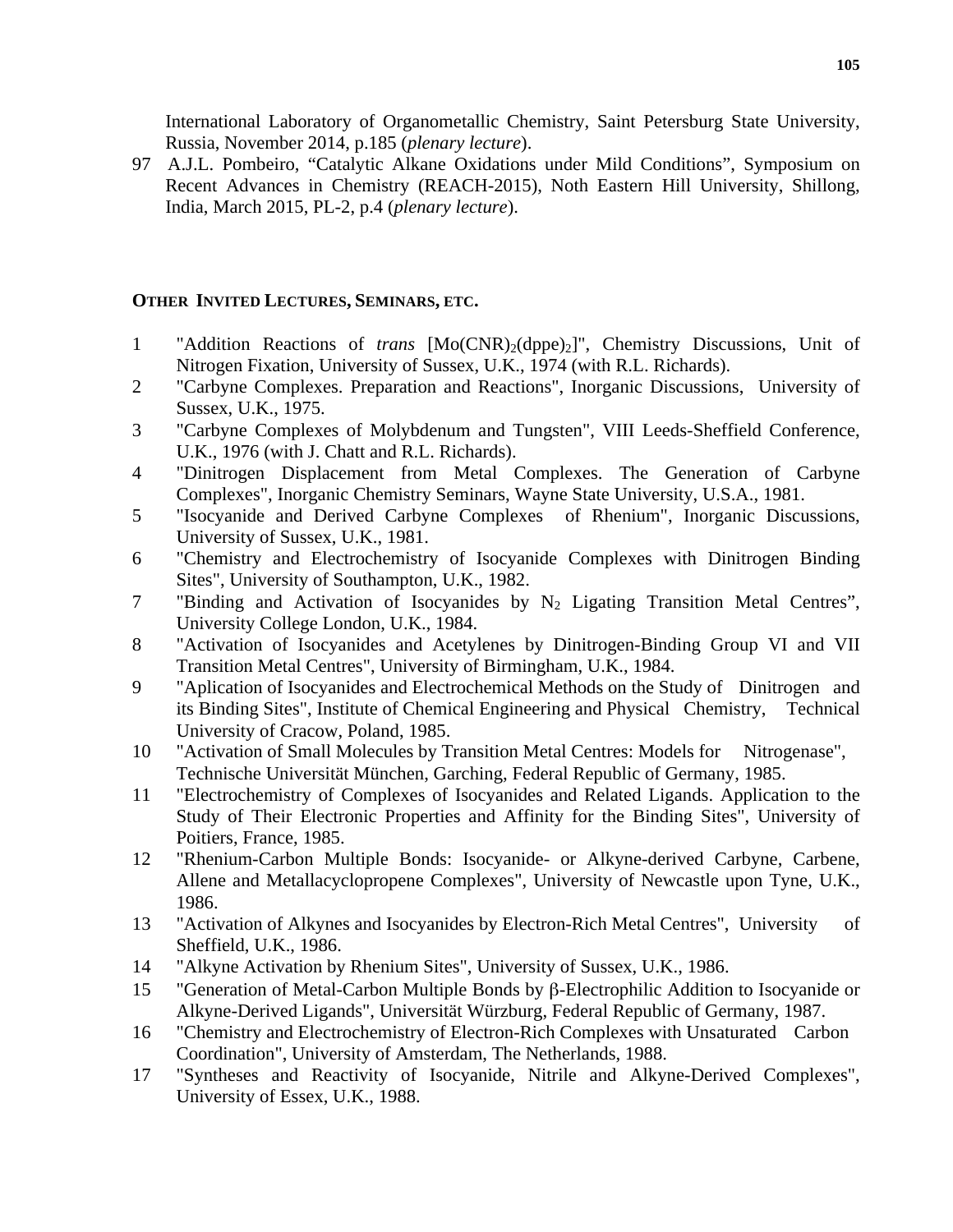International Laboratory of Organometallic Chemistry, Saint Petersburg State University, Russia, November 2014, p.185 (*plenary lecture*).

97 A.J.L. Pombeiro, “Catalytic Alkane Oxidations under Mild Conditions”, Symposium on Recent Advances in Chemistry (REACH-2015), Noth Eastern Hill University, Shillong, India, March 2015, PL-2, p.4 (*plenary lecture*).

### OTHER INVITED LECTURES, SEMINARS, ETC.

1 "Addition Reactions of *trans* $[Mo(CNR)_2(dppe)_2]$", Chemistry Discussions, Unit of Nitrogen Fixation, University of Sussex, U.K., 1974 (with R.L. Richards).

2 "Carbyne Complexes. Preparation and Reactions", Inorganic Discussions, University of Sussex, U.K., 1975.

3 "Carbyne Complexes of Molybdenum and Tungsten", VIII Leeds-Sheffield Conference, U.K., 1976 (with J. Chatt and R.L. Richards).

4 "Dinitrogen Displacement from Metal Complexes. The Generation of Carbyne Complexes", Inorganic Chemistry Seminars, Wayne State University, U.S.A., 1981.

5 "Isocyanide and Derived Carbyne Complexes of Rhenium", Inorganic Discussions, University of Sussex, U.K., 1981.

6 "Chemistry and Electrochemistry of Isocyanide Complexes with Dinitrogen Binding Sites", University of Southampton, U.K., 1982.

7 "Binding and Activation of Isocyanides by $N_2$ Ligating Transition Metal Centres”, University College London, U.K., 1984.

8 "Activation of Isocyanides and Acetylenes by Dinitrogen-Binding Group VI and VII Transition Metal Centres", University of Birmingham, U.K., 1984.

9 "Aplication of Isocyanides and Electrochemical Methods on the Study of Dinitrogen and its Binding Sites", Institute of Chemical Engineering and Physical Chemistry, Technical University of Cracow, Poland, 1985.

10 "Activation of Small Molecules by Transition Metal Centres: Models for Nitrogenase", Technische Universität München, Garching, Federal Republic of Germany, 1985.

11 "Electrochemistry of Complexes of Isocyanides and Related Ligands. Application to the Study of Their Electronic Properties and Affinity for the Binding Sites", University of Poitiers, France, 1985.

12 "Rhenium-Carbon Multiple Bonds: Isocyanide- or Alkyne-derived Carbyne, Carbene, Allene and Metallacyclopropene Complexes", University of Newcastle upon Tyne, U.K., 1986.

13 "Activation of Alkynes and Isocyanides by Electron-Rich Metal Centres", University of Sheffield, U.K., 1986.

14 "Alkyne Activation by Rhenium Sites", University of Sussex, U.K., 1986.

15 "Generation of Metal-Carbon Multiple Bonds by β-Electrophilic Addition to Isocyanide or Alkyne-Derived Ligands", Universität Würzburg, Federal Republic of Germany, 1987.

16 "Chemistry and Electrochemistry of Electron-Rich Complexes with Unsaturated Carbon Coordination", University of Amsterdam, The Netherlands, 1988.

17 "Syntheses and Reactivity of Isocyanide, Nitrile and Alkyne-Derived Complexes", University of Essex, U.K., 1988.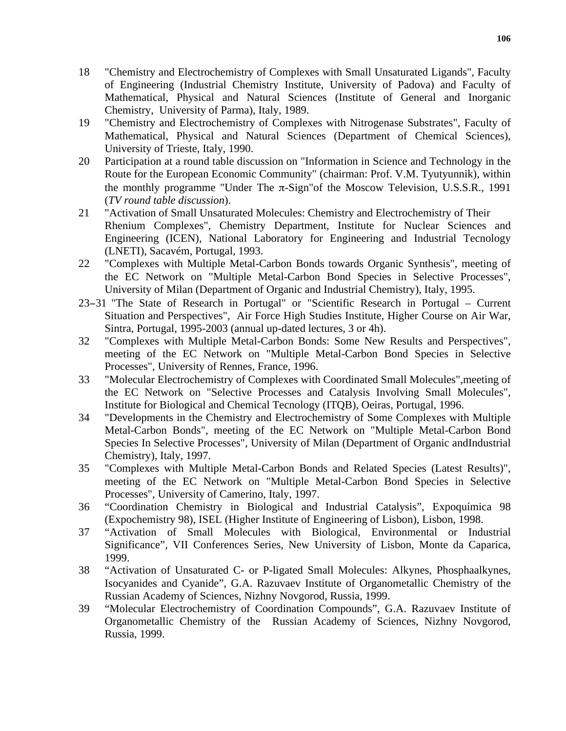18 "Chemistry and Electrochemistry of Complexes with Small Unsaturated Ligands", Faculty of Engineering (Industrial Chemistry Institute, University of Padova) and Faculty of Mathematical, Physical and Natural Sciences (Institute of General and Inorganic Chemistry, University of Parma), Italy, 1989.

19 "Chemistry and Electrochemistry of Complexes with Nitrogenase Substrates", Faculty of Mathematical, Physical and Natural Sciences (Department of Chemical Sciences), University of Trieste, Italy, 1990.

20 Participation at a round table discussion on "Information in Science and Technology in the Route for the European Economic Community" (chairman: Prof. V.M. Tyutyunnik), within the monthly programme "Under The $\pi$-Sign"of the Moscow Television, U.S.S.R., 1991 (*TV round table discussion*).

21 "Activation of Small Unsaturated Molecules: Chemistry and Electrochemistry of Their Rhenium Complexes", Chemistry Department, Institute for Nuclear Sciences and Engineering (ICEN), National Laboratory for Engineering and Industrial Tecnology (LNETI), Sacavém, Portugal, 1993.

22 "Complexes with Multiple Metal-Carbon Bonds towards Organic Synthesis", meeting of the EC Network on "Multiple Metal-Carbon Bond Species in Selective Processes", University of Milan (Department of Organic and Industrial Chemistry), Italy, 1995.

23–31 "The State of Research in Portugal" or "Scientific Research in Portugal – Current Situation and Perspectives", Air Force High Studies Institute, Higher Course on Air War, Sintra, Portugal, 1995-2003 (annual up-dated lectures, 3 or 4h).

32 "Complexes with Multiple Metal-Carbon Bonds: Some New Results and Perspectives", meeting of the EC Network on "Multiple Metal-Carbon Bond Species in Selective Processes", University of Rennes, France, 1996.

33 "Molecular Electrochemistry of Complexes with Coordinated Small Molecules",meeting of the EC Network on "Selective Processes and Catalysis Involving Small Molecules", Institute for Biological and Chemical Tecnology (ITQB), Oeiras, Portugal, 1996.

34 "Developments in the Chemistry and Electrochemistry of Some Complexes with Multiple Metal-Carbon Bonds", meeting of the EC Network on "Multiple Metal-Carbon Bond Species In Selective Processes", University of Milan (Department of Organic andIndustrial Chemistry), Italy, 1997.

35 "Complexes with Multiple Metal-Carbon Bonds and Related Species (Latest Results)", meeting of the EC Network on "Multiple Metal-Carbon Bond Species in Selective Processes", University of Camerino, Italy, 1997.

36 "Coordination Chemistry in Biological and Industrial Catalysis", Expoquímica 98 (Expochemistry 98), ISEL (Higher Institute of Engineering of Lisbon), Lisbon, 1998.

37 "Activation of Small Molecules with Biological, Environmental or Industrial Significance", VII Conferences Series, New University of Lisbon, Monte da Caparica, 1999.

38 "Activation of Unsaturated C- or P-ligated Small Molecules: Alkynes, Phosphaalkynes, Isocyanides and Cyanide", G.A. Razuvaev Institute of Organometallic Chemistry of the Russian Academy of Sciences, Nizhny Novgorod, Russia, 1999.

39 "Molecular Electrochemistry of Coordination Compounds", G.A. Razuvaev Institute of Organometallic Chemistry of the Russian Academy of Sciences, Nizhny Novgorod, Russia, 1999.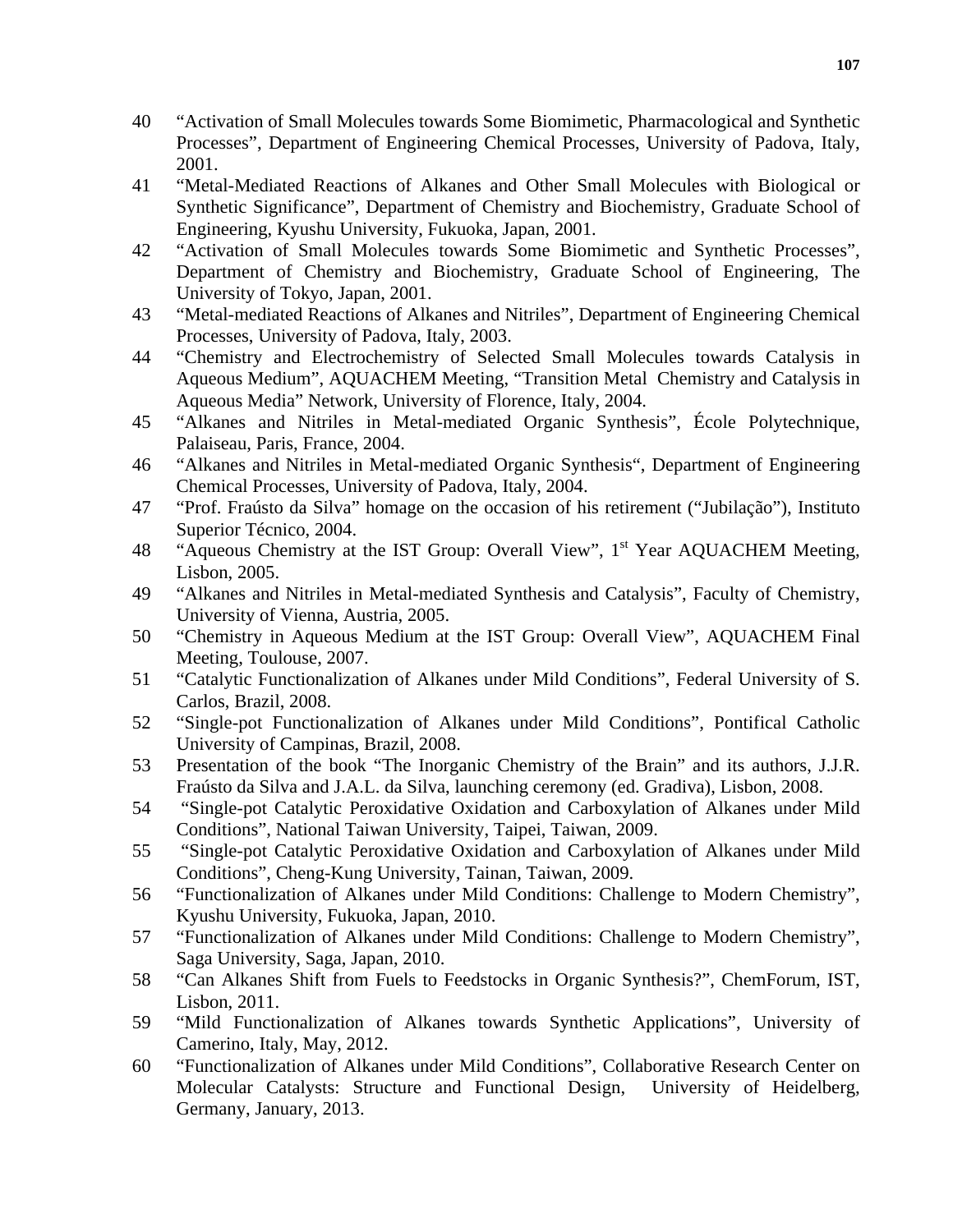40 “Activation of Small Molecules towards Some Biomimetic, Pharmacological and Synthetic Processes”, Department of Engineering Chemical Processes, University of Padova, Italy, 2001.

41 “Metal-Mediated Reactions of Alkanes and Other Small Molecules with Biological or Synthetic Significance”, Department of Chemistry and Biochemistry, Graduate School of Engineering, Kyushu University, Fukuoka, Japan, 2001.

42 “Activation of Small Molecules towards Some Biomimetic and Synthetic Processes”, Department of Chemistry and Biochemistry, Graduate School of Engineering, The University of Tokyo, Japan, 2001.

43 “Metal-mediated Reactions of Alkanes and Nitriles”, Department of Engineering Chemical Processes, University of Padova, Italy, 2003.

44 “Chemistry and Electrochemistry of Selected Small Molecules towards Catalysis in Aqueous Medium”, AQUACHEM Meeting, “Transition Metal Chemistry and Catalysis in Aqueous Media” Network, University of Florence, Italy, 2004.

45 “Alkanes and Nitriles in Metal-mediated Organic Synthesis”, École Polytechnique, Palaiseau, Paris, France, 2004.

46 “Alkanes and Nitriles in Metal-mediated Organic Synthesis“, Department of Engineering Chemical Processes, University of Padova, Italy, 2004.

47 “Prof. Fraústo da Silva” homage on the occasion of his retirement (“Jubilação”), Instituto Superior Técnico, 2004.

48 “Aqueous Chemistry at the IST Group: Overall View”, 1st Year AQUACHEM Meeting, Lisbon, 2005.

49 “Alkanes and Nitriles in Metal-mediated Synthesis and Catalysis”, Faculty of Chemistry, University of Vienna, Austria, 2005.

50 “Chemistry in Aqueous Medium at the IST Group: Overall View”, AQUACHEM Final Meeting, Toulouse, 2007.

51 “Catalytic Functionalization of Alkanes under Mild Conditions”, Federal University of S. Carlos, Brazil, 2008.

52 “Single-pot Functionalization of Alkanes under Mild Conditions”, Pontifical Catholic University of Campinas, Brazil, 2008.

53 Presentation of the book “The Inorganic Chemistry of the Brain” and its authors, J.J.R. Fraústo da Silva and J.A.L. da Silva, launching ceremony (ed. Gradiva), Lisbon, 2008.

54 “Single-pot Catalytic Peroxidative Oxidation and Carboxylation of Alkanes under Mild Conditions”, National Taiwan University, Taipei, Taiwan, 2009.

55 “Single-pot Catalytic Peroxidative Oxidation and Carboxylation of Alkanes under Mild Conditions”, Cheng-Kung University, Tainan, Taiwan, 2009.

56 “Functionalization of Alkanes under Mild Conditions: Challenge to Modern Chemistry”, Kyushu University, Fukuoka, Japan, 2010.

57 “Functionalization of Alkanes under Mild Conditions: Challenge to Modern Chemistry”, Saga University, Saga, Japan, 2010.

58 “Can Alkanes Shift from Fuels to Feedstocks in Organic Synthesis?”, ChemForum, IST, Lisbon, 2011.

59 “Mild Functionalization of Alkanes towards Synthetic Applications”, University of Camerino, Italy, May, 2012.

60 “Functionalization of Alkanes under Mild Conditions”, Collaborative Research Center on Molecular Catalysts: Structure and Functional Design, University of Heidelberg, Germany, January, 2013.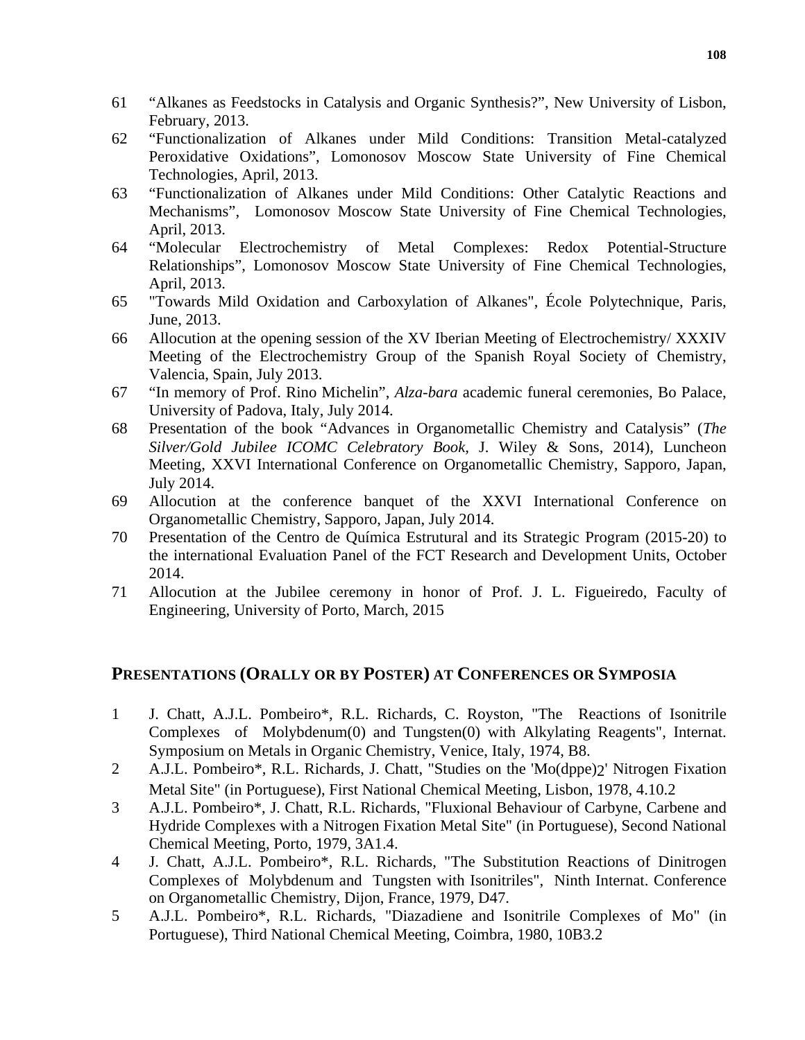61 "Alkanes as Feedstocks in Catalysis and Organic Synthesis?", New University of Lisbon, February, 2013.

62 "Functionalization of Alkanes under Mild Conditions: Transition Metal-catalyzed Peroxidative Oxidations", Lomonosov Moscow State University of Fine Chemical Technologies, April, 2013.

63 "Functionalization of Alkanes under Mild Conditions: Other Catalytic Reactions and Mechanisms", Lomonosov Moscow State University of Fine Chemical Technologies, April, 2013.

64 "Molecular Electrochemistry of Metal Complexes: Redox Potential-Structure Relationships", Lomonosov Moscow State University of Fine Chemical Technologies, April, 2013.

65 "Towards Mild Oxidation and Carboxylation of Alkanes", École Polytechnique, Paris, June, 2013.

66 Allocution at the opening session of the XV Iberian Meeting of Electrochemistry/ XXXIV Meeting of the Electrochemistry Group of the Spanish Royal Society of Chemistry, Valencia, Spain, July 2013.

67 "In memory of Prof. Rino Michelin", *Alza-bara* academic funeral ceremonies, Bo Palace, University of Padova, Italy, July 2014.

68 Presentation of the book "Advances in Organometallic Chemistry and Catalysis" (*The Silver/Gold Jubilee ICOMC Celebratory Book*, J. Wiley & Sons, 2014), Luncheon Meeting, XXVI International Conference on Organometallic Chemistry, Sapporo, Japan, July 2014.

69 Allocution at the conference banquet of the XXVI International Conference on Organometallic Chemistry, Sapporo, Japan, July 2014.

70 Presentation of the Centro de Química Estrutural and its Strategic Program (2015-20) to the international Evaluation Panel of the FCT Research and Development Units, October 2014.

71 Allocution at the Jubilee ceremony in honor of Prof. J. L. Figueiredo, Faculty of Engineering, University of Porto, March, 2015

## PRESENTATIONS (ORALLY OR BY POSTER) AT CONFERENCES OR SYMPOSIA

1 J. Chatt, A.J.L. Pombeiro*, R.L. Richards, C. Royston, "The Reactions of Isonitrile Complexes of Molybdenum(0) and Tungsten(0) with Alkylating Reagents", Internat. Symposium on Metals in Organic Chemistry, Venice, Italy, 1974, B8.

2 A.J.L. Pombeiro*, R.L. Richards, J. Chatt, "Studies on the 'Mo(dppe)$_2$' Nitrogen Fixation Metal Site" (in Portuguese), First National Chemical Meeting, Lisbon, 1978, 4.10.2

3 A.J.L. Pombeiro*, J. Chatt, R.L. Richards, "Fluxional Behaviour of Carbyne, Carbene and Hydride Complexes with a Nitrogen Fixation Metal Site" (in Portuguese), Second National Chemical Meeting, Porto, 1979, 3A1.4.

4 J. Chatt, A.J.L. Pombeiro*, R.L. Richards, "The Substitution Reactions of Dinitrogen Complexes of Molybdenum and Tungsten with Isonitriles", Ninth Internat. Conference on Organometallic Chemistry, Dijon, France, 1979, D47.

5 A.J.L. Pombeiro*, R.L. Richards, "Diazadiene and Isonitrile Complexes of Mo" (in Portuguese), Third National Chemical Meeting, Coimbra, 1980, 10B3.2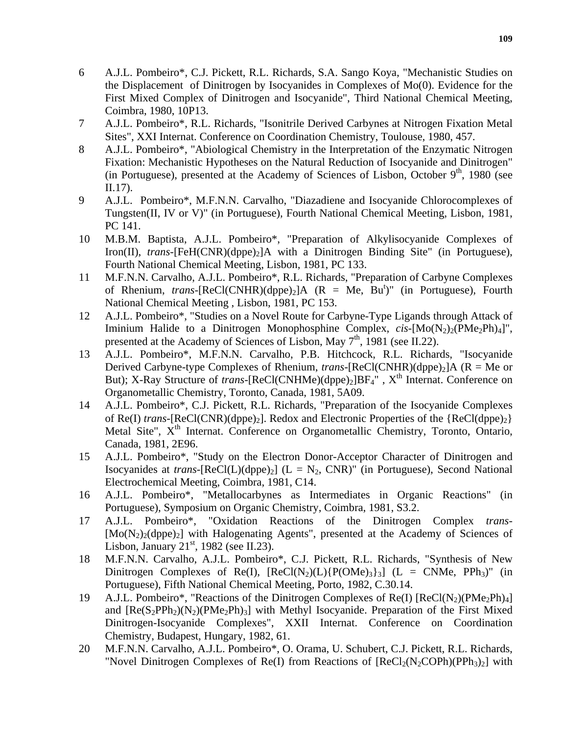6 A.J.L. Pombeiro*, C.J. Pickett, R.L. Richards, S.A. Sango Koya, "Mechanistic Studies on the Displacement of Dinitrogen by Isocyanides in Complexes of Mo(0). Evidence for the First Mixed Complex of Dinitrogen and Isocyanide", Third National Chemical Meeting, Coimbra, 1980, 10P13.

7 A.J.L. Pombeiro*, R.L. Richards, "Isonitrile Derived Carbynes at Nitrogen Fixation Metal Sites", XXI Internat. Conference on Coordination Chemistry, Toulouse, 1980, 457.

8 A.J.L. Pombeiro*, "Abiological Chemistry in the Interpretation of the Enzymatic Nitrogen Fixation: Mechanistic Hypotheses on the Natural Reduction of Isocyanide and Dinitrogen" (in Portuguese), presented at the Academy of Sciences of Lisbon, October 9th, 1980 (see II.17).

9 A.J.L. Pombeiro*, M.F.N.N. Carvalho, "Diazadiene and Isocyanide Chlorocomplexes of Tungsten(II, IV or V)" (in Portuguese), Fourth National Chemical Meeting, Lisbon, 1981, PC 141.

10 M.B.M. Baptista, A.J.L. Pombeiro*, "Preparation of Alkylisocyanide Complexes of Iron(II), *trans*-$[FeH(CNR)(dppe)_2]A$ with a Dinitrogen Binding Site" (in Portuguese), Fourth National Chemical Meeting, Lisbon, 1981, PC 133.

11 M.F.N.N. Carvalho, A.J.L. Pombeiro*, R.L. Richards, "Preparation of Carbyne Complexes of Rhenium, *trans*-$[ReCl(CNHR)(dppe)_2]A$ (R = Me, $Bu^t$)" (in Portuguese), Fourth National Chemical Meeting , Lisbon, 1981, PC 153.

12 A.J.L. Pombeiro*, "Studies on a Novel Route for Carbyne-Type Ligands through Attack of Iminium Halide to a Dinitrogen Monophosphine Complex, *cis*-$[Mo(N_2)_2(PMe_2Ph)_4]$", presented at the Academy of Sciences of Lisbon, May 7th, 1981 (see II.22).

13 A.J.L. Pombeiro*, M.F.N.N. Carvalho, P.B. Hitchcock, R.L. Richards, "Isocyanide Derived Carbyne-type Complexes of Rhenium, *trans*-$[ReCl(CNHR)(dppe)_2]A$ (R = Me or But); X-Ray Structure of *trans*-$[ReCl(CNHMe)(dppe)_2]BF_4$" , Xth Internat. Conference on Organometallic Chemistry, Toronto, Canada, 1981, 5A09.

14 A.J.L. Pombeiro*, C.J. Pickett, R.L. Richards, "Preparation of the Isocyanide Complexes of Re(I) *trans*-$[ReCl(CNR)(dppe)_2]$. Redox and Electronic Properties of the $\{ReCl(dppe)_2\}$ Metal Site", Xth Internat. Conference on Organometallic Chemistry, Toronto, Ontario, Canada, 1981, 2E96.

15 A.J.L. Pombeiro*, "Study on the Electron Donor-Acceptor Character of Dinitrogen and Isocyanides at *trans*-$[ReCl(L)(dppe)_2]$ (L = $N_2$, CNR)" (in Portuguese), Second National Electrochemical Meeting, Coimbra, 1981, C14.

16 A.J.L. Pombeiro*, "Metallocarbynes as Intermediates in Organic Reactions" (in Portuguese), Symposium on Organic Chemistry, Coimbra, 1981, S3.2.

17 A.J.L. Pombeiro*, "Oxidation Reactions of the Dinitrogen Complex *trans*-$[Mo(N_2)_2(dppe)_2]$ with Halogenating Agents", presented at the Academy of Sciences of Lisbon, January 21st, 1982 (see II.23).

18 M.F.N.N. Carvalho, A.J.L. Pombeiro*, C.J. Pickett, R.L. Richards, "Synthesis of New Dinitrogen Complexes of Re(I), $[ReCl(N_2)(L)\{P(OMe)_3\}_3]$ (L = CNMe, $PPh_3$)" (in Portuguese), Fifth National Chemical Meeting, Porto, 1982, C.30.14.

19 A.J.L. Pombeiro*, "Reactions of the Dinitrogen Complexes of Re(I) $[ReCl(N_2)(PMe_2Ph)_4]$ and $[Re(S_2PPh_2)(N_2)(PMe_2Ph)_3]$ with Methyl Isocyanide. Preparation of the First Mixed Dinitrogen-Isocyanide Complexes", XXII Internat. Conference on Coordination Chemistry, Budapest, Hungary, 1982, 61.

20 M.F.N.N. Carvalho, A.J.L. Pombeiro*, O. Orama, U. Schubert, C.J. Pickett, R.L. Richards, "Novel Dinitrogen Complexes of Re(I) from Reactions of $[ReCl_2(N_2COPh)(PPh_3)_2]$ with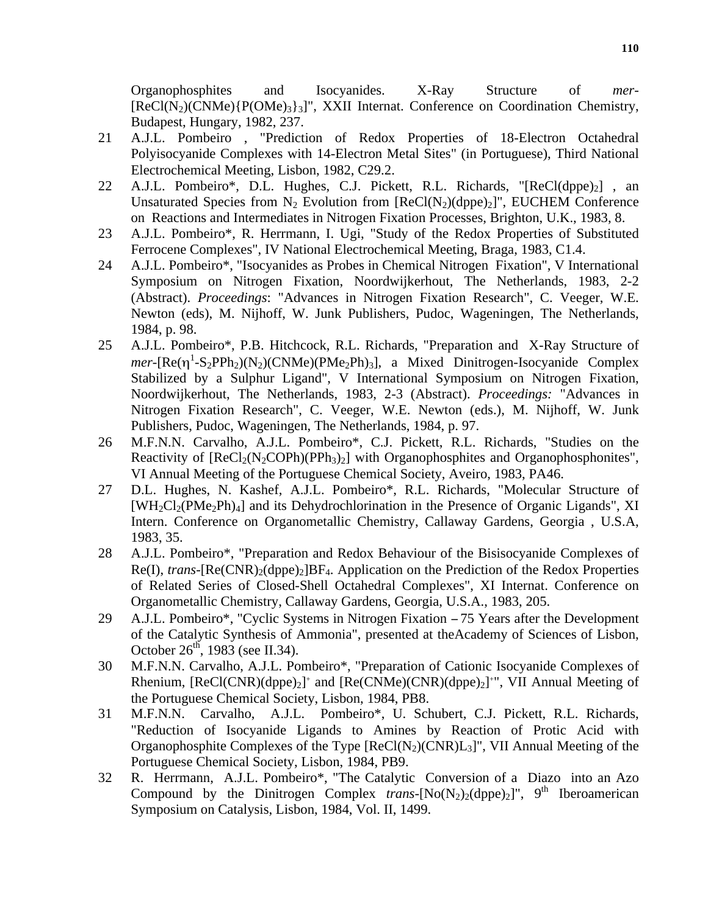Organophosphites and Isocyanides. X-Ray Structure of *mer*-$[ReCl(N_2)(CNMe)\{P(OMe)_3\}_3]$", XXII Internat. Conference on Coordination Chemistry, Budapest, Hungary, 1982, 237.

21 A.J.L. Pombeiro , "Prediction of Redox Properties of 18-Electron Octahedral Polyisocyanide Complexes with 14-Electron Metal Sites" (in Portuguese), Third National Electrochemical Meeting, Lisbon, 1982, C29.2.

22 A.J.L. Pombeiro*, D.L. Hughes, C.J. Pickett, R.L. Richards, "$[ReCl(dppe)_2]$ , an Unsaturated Species from $N_2$ Evolution from $[ReCl(N_2)(dppe)_2]$", EUCHEM Conference on Reactions and Intermediates in Nitrogen Fixation Processes, Brighton, U.K., 1983, 8.

23 A.J.L. Pombeiro*, R. Herrmann, I. Ugi, "Study of the Redox Properties of Substituted Ferrocene Complexes", IV National Electrochemical Meeting, Braga, 1983, C1.4.

24 A.J.L. Pombeiro*, "Isocyanides as Probes in Chemical Nitrogen Fixation", V International Symposium on Nitrogen Fixation, Noordwijkerhout, The Netherlands, 1983, 2-2 (Abstract). *Proceedings*: "Advances in Nitrogen Fixation Research", C. Veeger, W.E. Newton (eds), M. Nijhoff, W. Junk Publishers, Pudoc, Wageningen, The Netherlands, 1984, p. 98.

25 A.J.L. Pombeiro*, P.B. Hitchcock, R.L. Richards, "Preparation and X-Ray Structure of *mer*-$[Re(\eta^1\text{-}S_2PPh_2)(N_2)(CNMe)(PMe_2Ph)_3]$, a Mixed Dinitrogen-Isocyanide Complex Stabilized by a Sulphur Ligand", V International Symposium on Nitrogen Fixation, Noordwijkerhout, The Netherlands, 1983, 2-3 (Abstract). *Proceedings:* "Advances in Nitrogen Fixation Research", C. Veeger, W.E. Newton (eds.), M. Nijhoff, W. Junk Publishers, Pudoc, Wageningen, The Netherlands, 1984, p. 97.

26 M.F.N.N. Carvalho, A.J.L. Pombeiro*, C.J. Pickett, R.L. Richards, "Studies on the Reactivity of $[ReCl_2(N_2COPh)(PPh_3)_2]$ with Organophosphites and Organophosphonites", VI Annual Meeting of the Portuguese Chemical Society, Aveiro, 1983, PA46.

27 D.L. Hughes, N. Kashef, A.J.L. Pombeiro*, R.L. Richards, "Molecular Structure of $[WH_2Cl_2(PMe_2Ph)_4]$ and its Dehydrochlorination in the Presence of Organic Ligands", XI Intern. Conference on Organometallic Chemistry, Callaway Gardens, Georgia , U.S.A, 1983, 35.

28 A.J.L. Pombeiro*, "Preparation and Redox Behaviour of the Bisisocyanide Complexes of Re(I), *trans*-$[Re(CNR)_2(dppe)_2]BF_4$. Application on the Prediction of the Redox Properties of Related Series of Closed-Shell Octahedral Complexes", XI Internat. Conference on Organometallic Chemistry, Callaway Gardens, Georgia, U.S.A., 1983, 205.

29 A.J.L. Pombeiro*, "Cyclic Systems in Nitrogen Fixation – 75 Years after the Development of the Catalytic Synthesis of Ammonia", presented at theAcademy of Sciences of Lisbon, October 26th, 1983 (see II.34).

30 M.F.N.N. Carvalho, A.J.L. Pombeiro*, "Preparation of Cationic Isocyanide Complexes of Rhenium, $[ReCl(CNR)(dppe)_2]^+$ and $[Re(CNMe)(CNR)(dppe)_2]^+$", VII Annual Meeting of the Portuguese Chemical Society, Lisbon, 1984, PB8.

31 M.F.N.N. Carvalho, A.J.L. Pombeiro*, U. Schubert, C.J. Pickett, R.L. Richards, "Reduction of Isocyanide Ligands to Amines by Reaction of Protic Acid with Organophosphite Complexes of the Type $[ReCl(N_2)(CNR)L_3]$", VII Annual Meeting of the Portuguese Chemical Society, Lisbon, 1984, PB9.

32 R. Herrmann, A.J.L. Pombeiro*, "The Catalytic Conversion of a Diazo into an Azo Compound by the Dinitrogen Complex *trans*-$[No(N_2)_2(dppe)_2]$", 9th Iberoamerican Symposium on Catalysis, Lisbon, 1984, Vol. II, 1499.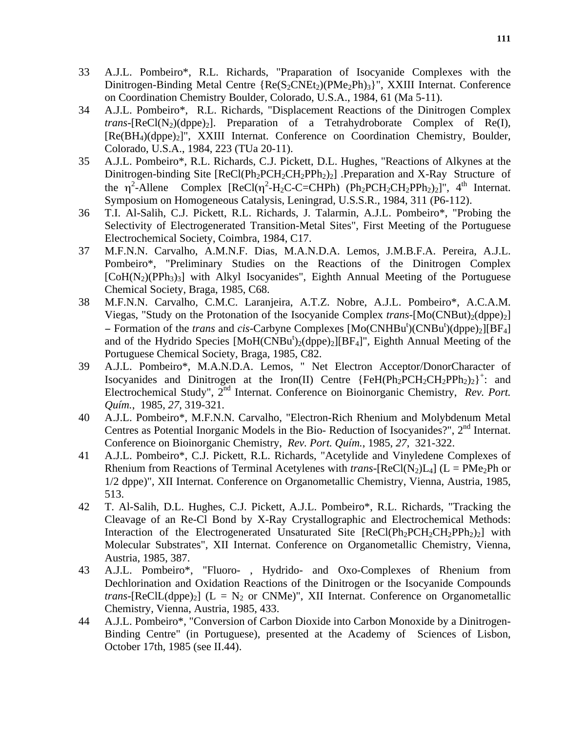33 A.J.L. Pombeiro*, R.L. Richards, "Praparation of Isocyanide Complexes with the Dinitrogen-Binding Metal Centre $\{Re(S_2CNEt_2)(PMe_2Ph)_3\}$", XXIII Internat. Conference on Coordination Chemistry Boulder, Colorado, U.S.A., 1984, 61 (Ma 5-11).

34 A.J.L. Pombeiro*, R.L. Richards, "Displacement Reactions of the Dinitrogen Complex *trans*-$[ReCl(N_2)(dppe)_2]$. Preparation of a Tetrahydroborate Complex of Re(I), $[Re(BH_4)(dppe)_2]$", XXIII Internat. Conference on Coordination Chemistry, Boulder, Colorado, U.S.A., 1984, 223 (TUa 20-11).

35 A.J.L. Pombeiro*, R.L. Richards, C.J. Pickett, D.L. Hughes, "Reactions of Alkynes at the Dinitrogen-binding Site $[ReCl(Ph_2PCH_2CH_2PPh_2)_2]$ .Preparation and X-Ray Structure of the $\eta^2$-Allene Complex $[ReCl(\eta^2\text{-}H_2C\text{-}C\text{=}CHPh)\ (Ph_2PCH_2CH_2PPh_2)_2]$", 4[th] Internat. Symposium on Homogeneous Catalysis, Leningrad, U.S.S.R., 1984, 311 (P6-112).

36 T.I. Al-Salih, C.J. Pickett, R.L. Richards, J. Talarmin, A.J.L. Pombeiro*, "Probing the Selectivity of Electrogenerated Transition-Metal Sites", First Meeting of the Portuguese Electrochemical Society, Coimbra, 1984, C17.

37 M.F.N.N. Carvalho, A.M.N.F. Dias, M.A.N.D.A. Lemos, J.M.B.F.A. Pereira, A.J.L. Pombeiro*, "Preliminary Studies on the Reactions of the Dinitrogen Complex $[CoH(N_2)(PPh_3)_3]$ with Alkyl Isocyanides", Eighth Annual Meeting of the Portuguese Chemical Society, Braga, 1985, C68.

38 M.F.N.N. Carvalho, C.M.C. Laranjeira, A.T.Z. Nobre, A.J.L. Pombeiro*, A.C.A.M. Viegas, "Study on the Protonation of the Isocyanide Complex *trans*-$[Mo(CNBut)_2(dppe)_2]$ – Formation of the *trans* and *cis*-Carbyne Complexes $[Mo(CNHBu^t)(CNBu^t)(dppe)_2][BF_4]$ and of the Hydrido Species $[MoH(CNBu^t)_2(dppe)_2][BF_4]$", Eighth Annual Meeting of the Portuguese Chemical Society, Braga, 1985, C82.

39 A.J.L. Pombeiro*, M.A.N.D.A. Lemos, " Net Electron Acceptor/DonorCharacter of Isocyanides and Dinitrogen at the Iron(II) Centre $\{FeH(Ph_2PCH_2CH_2PPh_2)_2\}^+$: and Electrochemical Study", 2[nd] Internat. Conference on Bioinorganic Chemistry, *Rev. Port. Quím.*, 1985, *27*, 319-321.

40 A.J.L. Pombeiro*, M.F.N.N. Carvalho, "Electron-Rich Rhenium and Molybdenum Metal Centres as Potential Inorganic Models in the Bio- Reduction of Isocyanides?", 2[nd] Internat. Conference on Bioinorganic Chemistry, *Rev. Port. Quím.*, 1985, *27*, 321-322.

41 A.J.L. Pombeiro*, C.J. Pickett, R.L. Richards, "Acetylide and Vinyledene Complexes of Rhenium from Reactions of Terminal Acetylenes with *trans*-$[ReCl(N_2)L_4]$ (L = $PMe_2Ph$ or 1/2 dppe)", XII Internat. Conference on Organometallic Chemistry, Vienna, Austria, 1985, 513.

42 T. Al-Salih, D.L. Hughes, C.J. Pickett, A.J.L. Pombeiro*, R.L. Richards, "Tracking the Cleavage of an Re-Cl Bond by X-Ray Crystallographic and Electrochemical Methods: Interaction of the Electrogenerated Unsaturated Site $[ReCl(Ph_2PCH_2CH_2PPh_2)_2]$ with Molecular Substrates", XII Internat. Conference on Organometallic Chemistry, Vienna, Austria, 1985, 387.

43 A.J.L. Pombeiro*, "Fluoro- , Hydrido- and Oxo-Complexes of Rhenium from Dechlorination and Oxidation Reactions of the Dinitrogen or the Isocyanide Compounds *trans*-$[ReClL(dppe)_2]$ (L = $N_2$ or CNMe)", XII Internat. Conference on Organometallic Chemistry, Vienna, Austria, 1985, 433.

44 A.J.L. Pombeiro*, "Conversion of Carbon Dioxide into Carbon Monoxide by a Dinitrogen-Binding Centre" (in Portuguese), presented at the Academy of Sciences of Lisbon, October 17th, 1985 (see II.44).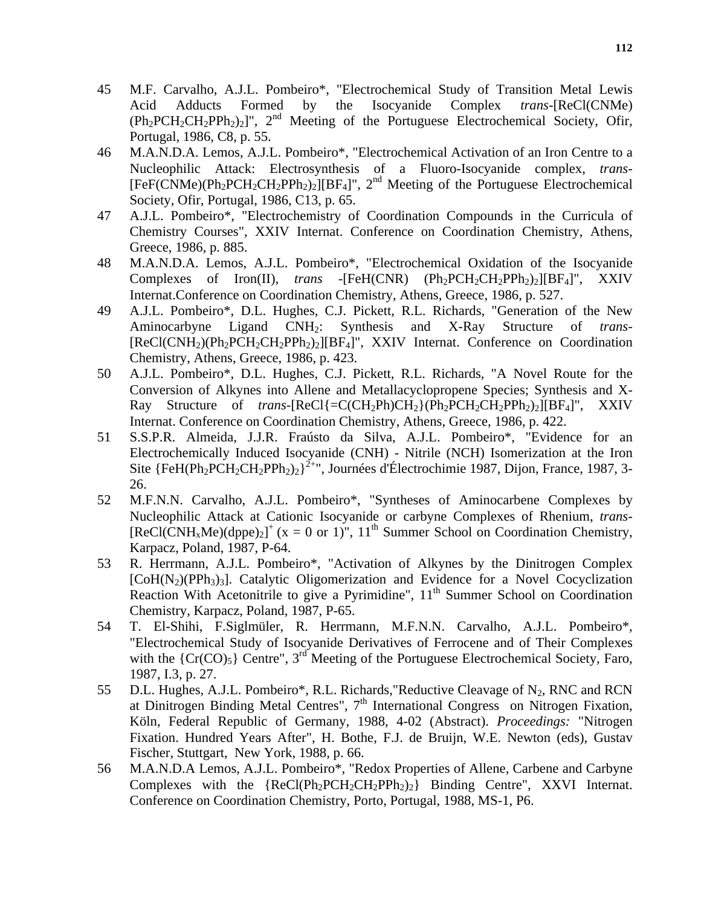45 M.F. Carvalho, A.J.L. Pombeiro*, "Electrochemical Study of Transition Metal Lewis Acid Adducts Formed by the Isocyanide Complex *trans*-$[ReCl(CNMe)(Ph_2PCH_2CH_2PPh_2)_2]$", 2[nd] Meeting of the Portuguese Electrochemical Society, Ofir, Portugal, 1986, C8, p. 55.

46 M.A.N.D.A. Lemos, A.J.L. Pombeiro*, "Electrochemical Activation of an Iron Centre to a Nucleophilic Attack: Electrosynthesis of a Fluoro-Isocyanide complex, *trans*-$[FeF(CNMe)(Ph_2PCH_2CH_2PPh_2)_2][BF_4]$", 2[nd] Meeting of the Portuguese Electrochemical Society, Ofir, Portugal, 1986, C13, p. 65.

47 A.J.L. Pombeiro*, "Electrochemistry of Coordination Compounds in the Curricula of Chemistry Courses", XXIV Internat. Conference on Coordination Chemistry, Athens, Greece, 1986, p. 885.

48 M.A.N.D.A. Lemos, A.J.L. Pombeiro*, "Electrochemical Oxidation of the Isocyanide Complexes of Iron(II), *trans* -$[FeH(CNR)(Ph_2PCH_2CH_2PPh_2)_2][BF_4]$", XXIV Internat.Conference on Coordination Chemistry, Athens, Greece, 1986, p. 527.

49 A.J.L. Pombeiro*, D.L. Hughes, C.J. Pickett, R.L. Richards, "Generation of the New Aminocarbyne Ligand $CNH_2$: Synthesis and X-Ray Structure of *trans*-$[ReCl(CNH_2)(Ph_2PCH_2CH_2PPh_2)_2][BF_4]$", XXIV Internat. Conference on Coordination Chemistry, Athens, Greece, 1986, p. 423.

50 A.J.L. Pombeiro*, D.L. Hughes, C.J. Pickett, R.L. Richards, "A Novel Route for the Conversion of Alkynes into Allene and Metallacyclopropene Species; Synthesis and X-Ray Structure of *trans*-$[ReCl\{=C(CH_2Ph)CH_2\}(Ph_2PCH_2CH_2PPh_2)_2][BF_4]$", XXIV Internat. Conference on Coordination Chemistry, Athens, Greece, 1986, p. 422.

51 S.S.P.R. Almeida, J.J.R. Fraústo da Silva, A.J.L. Pombeiro*, "Evidence for an Electrochemically Induced Isocyanide (CNH) - Nitrile (NCH) Isomerization at the Iron Site $\{FeH(Ph_2PCH_2CH_2PPh_2)_2\}^{2+}$", Journées d'Électrochimie 1987, Dijon, France, 1987, 3-26.

52 M.F.N.N. Carvalho, A.J.L. Pombeiro*, "Syntheses of Aminocarbene Complexes by Nucleophilic Attack at Cationic Isocyanide or carbyne Complexes of Rhenium, *trans*-$[ReCl(CNH_xMe)(dppe)_2]^+$ (x = 0 or 1)", 11[th] Summer School on Coordination Chemistry, Karpacz, Poland, 1987, P-64.

53 R. Herrmann, A.J.L. Pombeiro*, "Activation of Alkynes by the Dinitrogen Complex $[CoH(N_2)(PPh_3)_3]$. Catalytic Oligomerization and Evidence for a Novel Cocyclization Reaction With Acetonitrile to give a Pyrimidine", 11[th] Summer School on Coordination Chemistry, Karpacz, Poland, 1987, P-65.

54 T. El-Shihi, F.Siglmüler, R. Herrmann, M.F.N.N. Carvalho, A.J.L. Pombeiro*, "Electrochemical Study of Isocyanide Derivatives of Ferrocene and of Their Complexes with the $\{Cr(CO)_5\}$ Centre", 3[rd] Meeting of the Portuguese Electrochemical Society, Faro, 1987, I.3, p. 27.

55 D.L. Hughes, A.J.L. Pombeiro*, R.L. Richards,"Reductive Cleavage of $N_2$, RNC and RCN at Dinitrogen Binding Metal Centres", 7[th] International Congress on Nitrogen Fixation, Köln, Federal Republic of Germany, 1988, 4-02 (Abstract). *Proceedings:* "Nitrogen Fixation. Hundred Years After", H. Bothe, F.J. de Bruijn, W.E. Newton (eds), Gustav Fischer, Stuttgart, New York, 1988, p. 66.

56 M.A.N.D.A Lemos, A.J.L. Pombeiro*, "Redox Properties of Allene, Carbene and Carbyne Complexes with the $\{ReCl(Ph_2PCH_2CH_2PPh_2)_2\}$ Binding Centre", XXVI Internat. Conference on Coordination Chemistry, Porto, Portugal, 1988, MS-1, P6.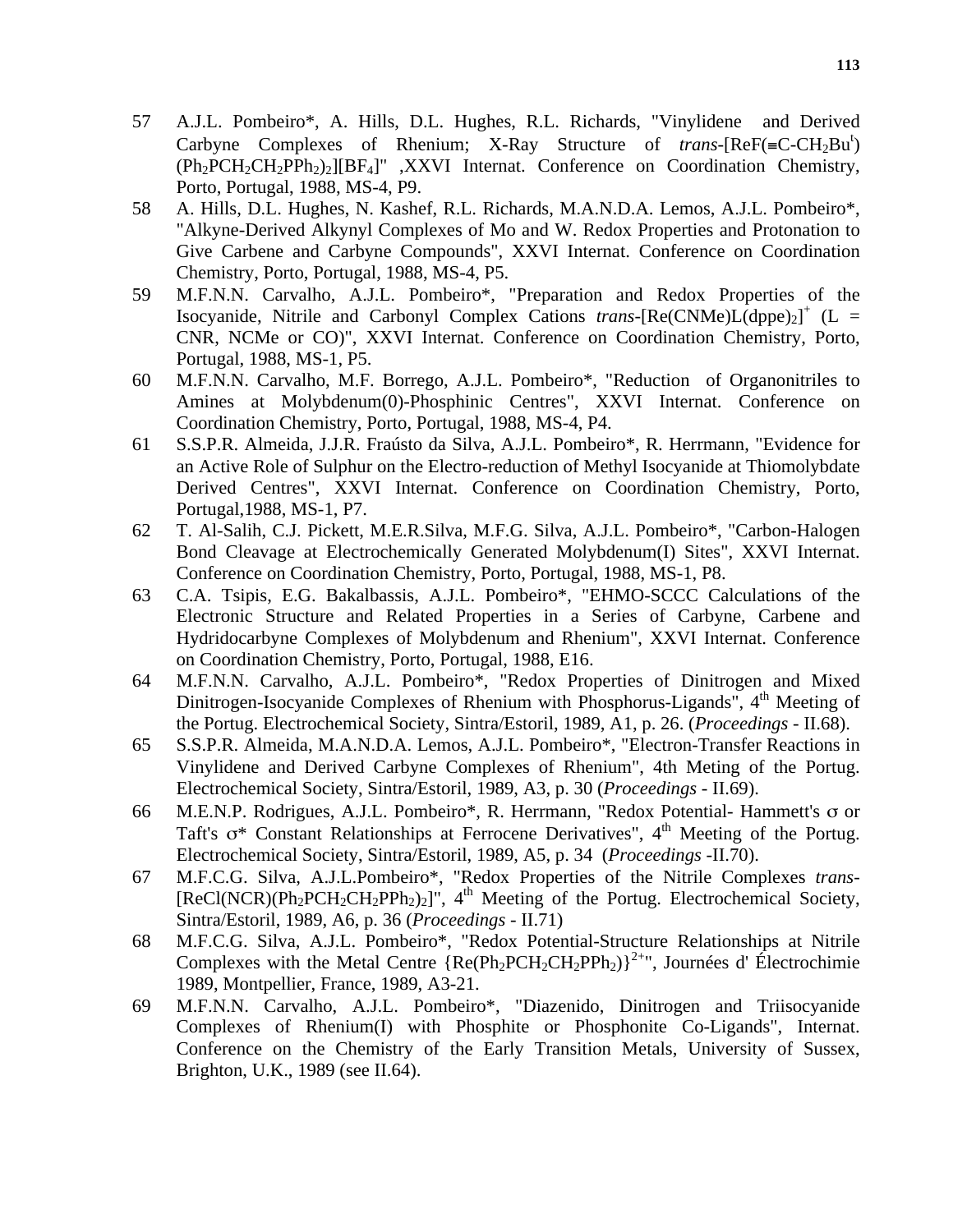57 A.J.L. Pombeiro*, A. Hills, D.L. Hughes, R.L. Richards, "Vinylidene and Derived Carbyne Complexes of Rhenium; X-Ray Structure of *trans*-$[ReF(\equiv C\text{-}CH_2Bu^t)(Ph_2PCH_2CH_2PPh_2)_2][BF_4]$" ,XXVI Internat. Conference on Coordination Chemistry, Porto, Portugal, 1988, MS-4, P9.

58 A. Hills, D.L. Hughes, N. Kashef, R.L. Richards, M.A.N.D.A. Lemos, A.J.L. Pombeiro*, "Alkyne-Derived Alkynyl Complexes of Mo and W. Redox Properties and Protonation to Give Carbene and Carbyne Compounds", XXVI Internat. Conference on Coordination Chemistry, Porto, Portugal, 1988, MS-4, P5.

59 M.F.N.N. Carvalho, A.J.L. Pombeiro*, "Preparation and Redox Properties of the Isocyanide, Nitrile and Carbonyl Complex Cations *trans*-$[Re(CNMe)L(dppe)_2]^+$ (L = CNR, NCMe or CO)", XXVI Internat. Conference on Coordination Chemistry, Porto, Portugal, 1988, MS-1, P5.

60 M.F.N.N. Carvalho, M.F. Borrego, A.J.L. Pombeiro*, "Reduction of Organonitriles to Amines at Molybdenum(0)-Phosphinic Centres", XXVI Internat. Conference on Coordination Chemistry, Porto, Portugal, 1988, MS-4, P4.

61 S.S.P.R. Almeida, J.J.R. Fraústo da Silva, A.J.L. Pombeiro*, R. Herrmann, "Evidence for an Active Role of Sulphur on the Electro-reduction of Methyl Isocyanide at Thiomolybdate Derived Centres", XXVI Internat. Conference on Coordination Chemistry, Porto, Portugal,1988, MS-1, P7.

62 T. Al-Salih, C.J. Pickett, M.E.R.Silva, M.F.G. Silva, A.J.L. Pombeiro*, "Carbon-Halogen Bond Cleavage at Electrochemically Generated Molybdenum(I) Sites", XXVI Internat. Conference on Coordination Chemistry, Porto, Portugal, 1988, MS-1, P8.

63 C.A. Tsipis, E.G. Bakalbassis, A.J.L. Pombeiro*, "EHMO-SCCC Calculations of the Electronic Structure and Related Properties in a Series of Carbyne, Carbene and Hydridocarbyne Complexes of Molybdenum and Rhenium", XXVI Internat. Conference on Coordination Chemistry, Porto, Portugal, 1988, E16.

64 M.F.N.N. Carvalho, A.J.L. Pombeiro*, "Redox Properties of Dinitrogen and Mixed Dinitrogen-Isocyanide Complexes of Rhenium with Phosphorus-Ligands", 4th Meeting of the Portug. Electrochemical Society, Sintra/Estoril, 1989, A1, p. 26. (*Proceedings* - II.68).

65 S.S.P.R. Almeida, M.A.N.D.A. Lemos, A.J.L. Pombeiro*, "Electron-Transfer Reactions in Vinylidene and Derived Carbyne Complexes of Rhenium", 4th Meting of the Portug. Electrochemical Society, Sintra/Estoril, 1989, A3, p. 30 (*Proceedings* - II.69).

66 M.E.N.P. Rodrigues, A.J.L. Pombeiro*, R. Herrmann, "Redox Potential- Hammett's $\sigma$ or Taft's $\sigma^*$ Constant Relationships at Ferrocene Derivatives", 4th Meeting of the Portug. Electrochemical Society, Sintra/Estoril, 1989, A5, p. 34 (*Proceedings* -II.70).

67 M.F.C.G. Silva, A.J.L.Pombeiro*, "Redox Properties of the Nitrile Complexes *trans*-$[ReCl(NCR)(Ph_2PCH_2CH_2PPh_2)_2]$", 4th Meeting of the Portug. Electrochemical Society, Sintra/Estoril, 1989, A6, p. 36 (*Proceedings* - II.71)

68 M.F.C.G. Silva, A.J.L. Pombeiro*, "Redox Potential-Structure Relationships at Nitrile Complexes with the Metal Centre $\{Re(Ph_2PCH_2CH_2PPh_2)\}^{2+}$", Journées d' Électrochimie 1989, Montpellier, France, 1989, A3-21.

69 M.F.N.N. Carvalho, A.J.L. Pombeiro*, "Diazenido, Dinitrogen and Triisocyanide Complexes of Rhenium(I) with Phosphite or Phosphonite Co-Ligands", Internat. Conference on the Chemistry of the Early Transition Metals, University of Sussex, Brighton, U.K., 1989 (see II.64).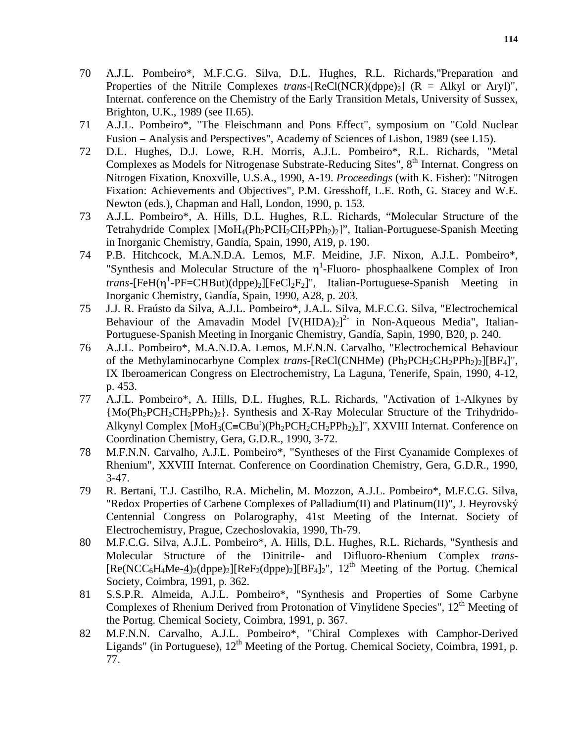70 A.J.L. Pombeiro*, M.F.C.G. Silva, D.L. Hughes, R.L. Richards,"Preparation and Properties of the Nitrile Complexes *trans*-[ReCl(NCR)(dppe)$_2$] (R = Alkyl or Aryl)", Internat. conference on the Chemistry of the Early Transition Metals, University of Sussex, Brighton, U.K., 1989 (see II.65).

71 A.J.L. Pombeiro*, "The Fleischmann and Pons Effect", symposium on "Cold Nuclear Fusion – Analysis and Perspectives", Academy of Sciences of Lisbon, 1989 (see I.15).

72 D.L. Hughes, D.J. Lowe, R.H. Morris, A.J.L. Pombeiro*, R.L. Richards, "Metal Complexes as Models for Nitrogenase Substrate-Reducing Sites", 8th Internat. Congress on Nitrogen Fixation, Knoxville, U.S.A., 1990, A-19. *Proceedings* (with K. Fisher): "Nitrogen Fixation: Achievements and Objectives", P.M. Gresshoff, L.E. Roth, G. Stacey and W.E. Newton (eds.), Chapman and Hall, London, 1990, p. 153.

73 A.J.L. Pombeiro*, A. Hills, D.L. Hughes, R.L. Richards, "Molecular Structure of the Tetrahydride Complex [$MoH_4(Ph_2PCH_2CH_2PPh_2)_2$]", Italian-Portuguese-Spanish Meeting in Inorganic Chemistry, Gandía, Spain, 1990, A19, p. 190.

74 P.B. Hitchcock, M.A.N.D.A. Lemos, M.F. Meidine, J.F. Nixon, A.J.L. Pombeiro*, "Synthesis and Molecular Structure of the $\eta^1$-Fluoro- phosphaalkene Complex of Iron *trans*-[FeH($\eta^1$-PF=CHBut)(dppe)$_2$][$FeCl_2F_2$]", Italian-Portuguese-Spanish Meeting in Inorganic Chemistry, Gandía, Spain, 1990, A28, p. 203.

75 J.J. R. Fraústo da Silva, A.J.L. Pombeiro*, J.A.L. Silva, M.F.C.G. Silva, "Electrochemical Behaviour of the Amavadin Model [$V(HIDA)_2$]$^{2-}$ in Non-Aqueous Media", Italian-Portuguese-Spanish Meeting in Inorganic Chemistry, Gandía, Sapin, 1990, B20, p. 240.

76 A.J.L. Pombeiro*, M.A.N.D.A. Lemos, M.F.N.N. Carvalho, "Electrochemical Behaviour of the Methylaminocarbyne Complex *trans*-[ReCl(CNHMe) ($Ph_2PCH_2CH_2PPh_2)_2$][$BF_4$]", IX Iberoamerican Congress on Electrochemistry, La Laguna, Tenerife, Spain, 1990, 4-12, p. 453.

77 A.J.L. Pombeiro*, A. Hills, D.L. Hughes, R.L. Richards, "Activation of 1-Alkynes by {$Mo(Ph_2PCH_2CH_2PPh_2)_2$}. Synthesis and X-Ray Molecular Structure of the Trihydrido-Alkynyl Complex [$MoH_3(C{\equiv}CBu^t)(Ph_2PCH_2CH_2PPh_2)_2$]", XXVIII Internat. Conference on Coordination Chemistry, Gera, G.D.R., 1990, 3-72.

78 M.F.N.N. Carvalho, A.J.L. Pombeiro*, "Syntheses of the First Cyanamide Complexes of Rhenium", XXVIII Internat. Conference on Coordination Chemistry, Gera, G.D.R., 1990, 3-47.

79 R. Bertani, T.J. Castilho, R.A. Michelin, M. Mozzon, A.J.L. Pombeiro*, M.F.C.G. Silva, "Redox Properties of Carbene Complexes of Palladium(II) and Platinum(II)", J. Heyrovský Centennial Congress on Polarography, 41st Meeting of the Internat. Society of Electrochemistry, Prague, Czechoslovakia, 1990, Th-79.

80 M.F.C.G. Silva, A.J.L. Pombeiro*, A. Hills, D.L. Hughes, R.L. Richards, "Synthesis and Molecular Structure of the Dinitrile- and Difluoro-Rhenium Complex *trans*-[Re($NCC_6H_4Me$-4)$_2$(dppe)$_2$][$ReF_2$(dppe)$_2$][$BF_4$]$_2$", 12th Meeting of the Portug. Chemical Society, Coimbra, 1991, p. 362.

81 S.S.P.R. Almeida, A.J.L. Pombeiro*, "Synthesis and Properties of Some Carbyne Complexes of Rhenium Derived from Protonation of Vinylidene Species", 12th Meeting of the Portug. Chemical Society, Coimbra, 1991, p. 367.

82 M.F.N.N. Carvalho, A.J.L. Pombeiro*, "Chiral Complexes with Camphor-Derived Ligands" (in Portuguese), 12th Meeting of the Portug. Chemical Society, Coimbra, 1991, p. 77.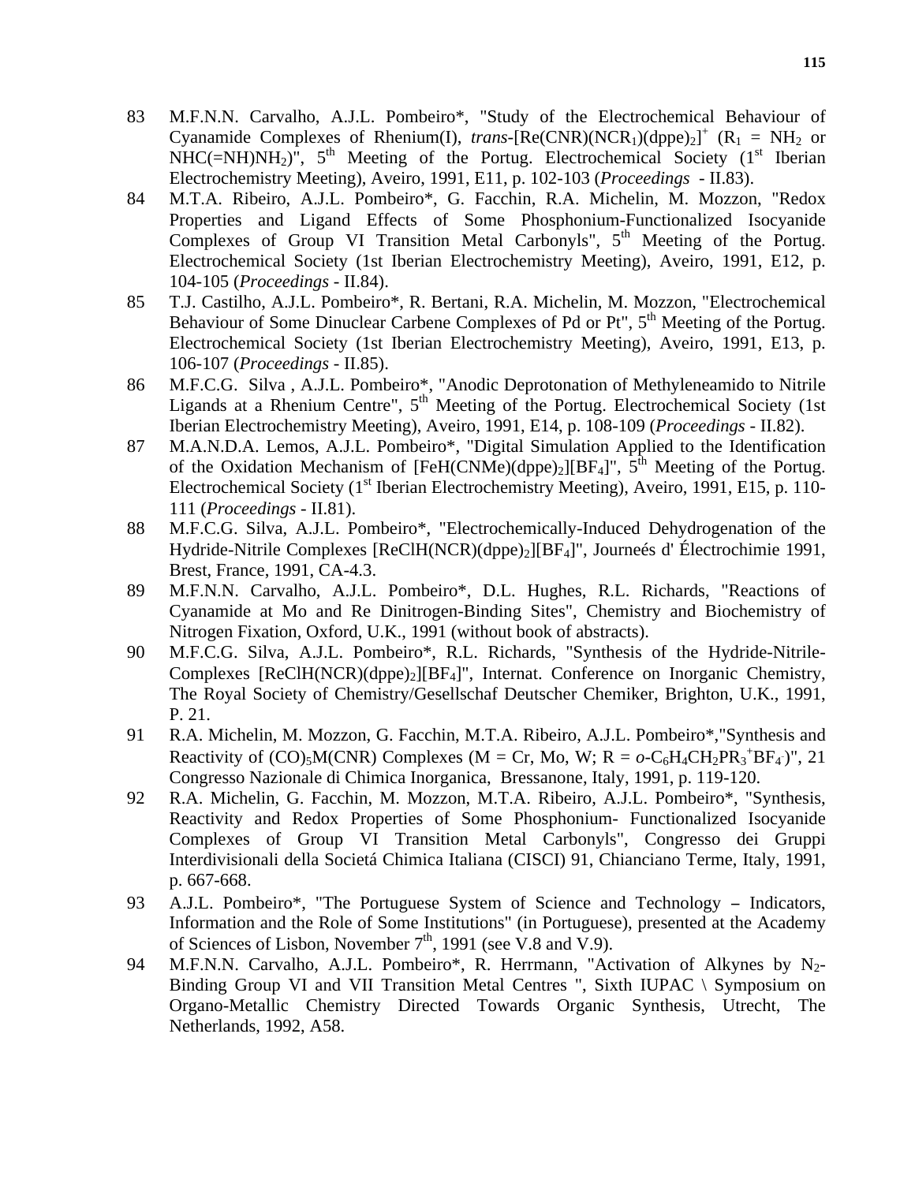83 M.F.N.N. Carvalho, A.J.L. Pombeiro*, "Study of the Electrochemical Behaviour of Cyanamide Complexes of Rhenium(I), *trans*-$[Re(CNR)(NCR_1)(dppe)_2]^+$ ($R_1$ = $NH_2$ or $NHC(=NH)NH_2$)", 5th Meeting of the Portug. Electrochemical Society (1st Iberian Electrochemistry Meeting), Aveiro, 1991, E11, p. 102-103 (*Proceedings* - II.83).

84 M.T.A. Ribeiro, A.J.L. Pombeiro*, G. Facchin, R.A. Michelin, M. Mozzon, "Redox Properties and Ligand Effects of Some Phosphonium-Functionalized Isocyanide Complexes of Group VI Transition Metal Carbonyls", 5th Meeting of the Portug. Electrochemical Society (1st Iberian Electrochemistry Meeting), Aveiro, 1991, E12, p. 104-105 (*Proceedings* - II.84).

85 T.J. Castilho, A.J.L. Pombeiro*, R. Bertani, R.A. Michelin, M. Mozzon, "Electrochemical Behaviour of Some Dinuclear Carbene Complexes of Pd or Pt", 5th Meeting of the Portug. Electrochemical Society (1st Iberian Electrochemistry Meeting), Aveiro, 1991, E13, p. 106-107 (*Proceedings* - II.85).

86 M.F.C.G. Silva , A.J.L. Pombeiro*, "Anodic Deprotonation of Methyleneamido to Nitrile Ligands at a Rhenium Centre", 5th Meeting of the Portug. Electrochemical Society (1st Iberian Electrochemistry Meeting), Aveiro, 1991, E14, p. 108-109 (*Proceedings* - II.82).

87 M.A.N.D.A. Lemos, A.J.L. Pombeiro*, "Digital Simulation Applied to the Identification of the Oxidation Mechanism of $[FeH(CNMe)(dppe)_2][BF_4]$", 5th Meeting of the Portug. Electrochemical Society (1st Iberian Electrochemistry Meeting), Aveiro, 1991, E15, p. 110-111 (*Proceedings* - II.81).

88 M.F.C.G. Silva, A.J.L. Pombeiro*, "Electrochemically-Induced Dehydrogenation of the Hydride-Nitrile Complexes $[ReClH(NCR)(dppe)_2][BF_4]$", Journeés d' Électrochimie 1991, Brest, France, 1991, CA-4.3.

89 M.F.N.N. Carvalho, A.J.L. Pombeiro*, D.L. Hughes, R.L. Richards, "Reactions of Cyanamide at Mo and Re Dinitrogen-Binding Sites", Chemistry and Biochemistry of Nitrogen Fixation, Oxford, U.K., 1991 (without book of abstracts).

90 M.F.C.G. Silva, A.J.L. Pombeiro*, R.L. Richards, "Synthesis of the Hydride-Nitrile-Complexes $[ReClH(NCR)(dppe)_2][BF_4]$", Internat. Conference on Inorganic Chemistry, The Royal Society of Chemistry/Gesellschaf Deutscher Chemiker, Brighton, U.K., 1991, P. 21.

91 R.A. Michelin, M. Mozzon, G. Facchin, M.T.A. Ribeiro, A.J.L. Pombeiro*,"Synthesis and Reactivity of $(CO)_5M(CNR)$ Complexes (M = Cr, Mo, W; R = *o*-$C_6H_4CH_2PR_3^+BF_4^-$)", 21 Congresso Nazionale di Chimica Inorganica, Bressanone, Italy, 1991, p. 119-120.

92 R.A. Michelin, G. Facchin, M. Mozzon, M.T.A. Ribeiro, A.J.L. Pombeiro*, "Synthesis, Reactivity and Redox Properties of Some Phosphonium- Functionalized Isocyanide Complexes of Group VI Transition Metal Carbonyls", Congresso dei Gruppi Interdivisionali della Societá Chimica Italiana (CISCI) 91, Chianciano Terme, Italy, 1991, p. 667-668.

93 A.J.L. Pombeiro*, "The Portuguese System of Science and Technology – Indicators, Information and the Role of Some Institutions" (in Portuguese), presented at the Academy of Sciences of Lisbon, November 7th, 1991 (see V.8 and V.9).

94 M.F.N.N. Carvalho, A.J.L. Pombeiro*, R. Herrmann, "Activation of Alkynes by $N_2$-Binding Group VI and VII Transition Metal Centres ", Sixth IUPAC \ Symposium on Organo-Metallic Chemistry Directed Towards Organic Synthesis, Utrecht, The Netherlands, 1992, A58.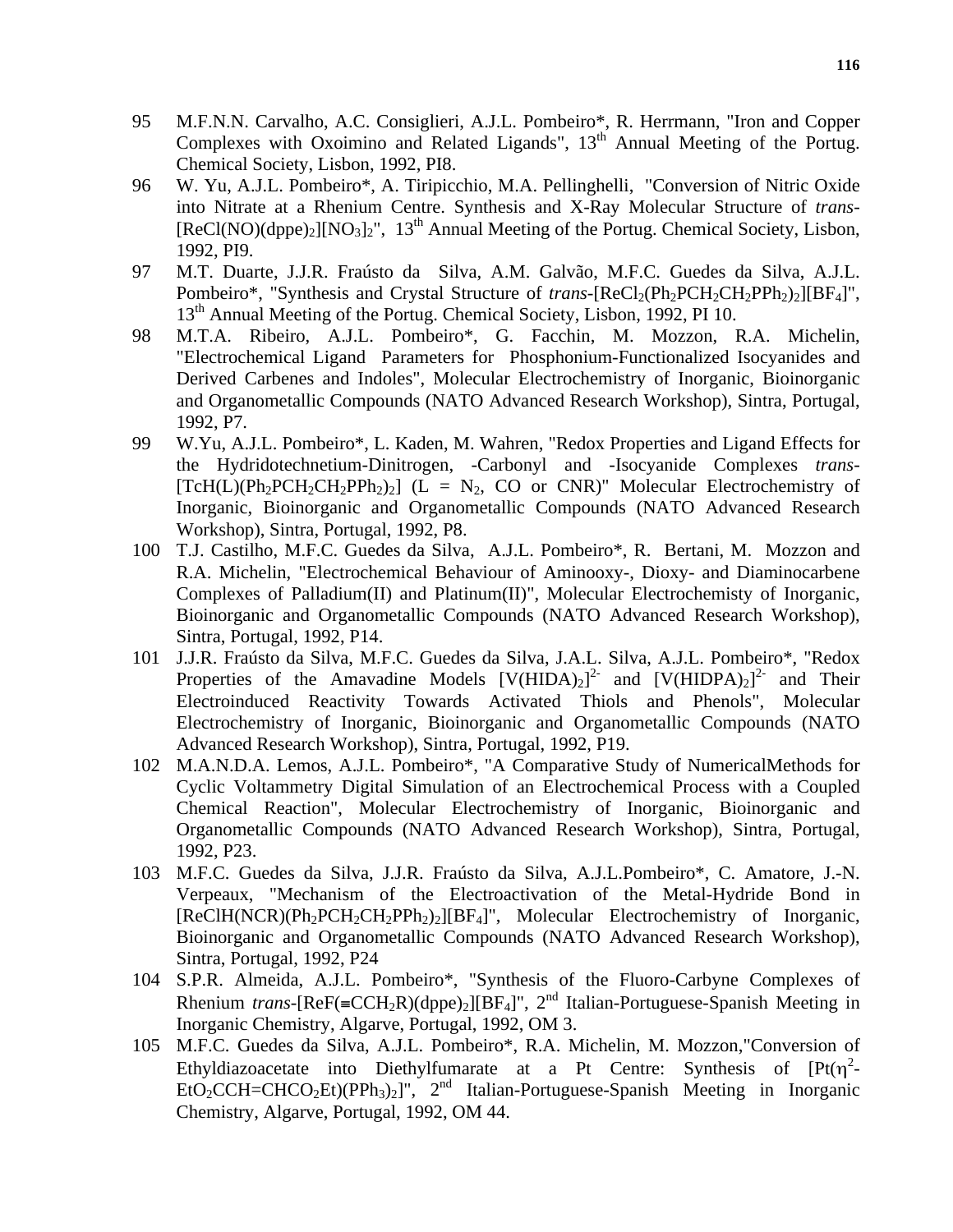95 M.F.N.N. Carvalho, A.C. Consiglieri, A.J.L. Pombeiro*, R. Herrmann, "Iron and Copper Complexes with Oxoimino and Related Ligands", 13th Annual Meeting of the Portug. Chemical Society, Lisbon, 1992, PI8.

96 W. Yu, A.J.L. Pombeiro*, A. Tiripicchio, M.A. Pellinghelli, "Conversion of Nitric Oxide into Nitrate at a Rhenium Centre. Synthesis and X-Ray Molecular Structure of *trans*-$[ReCl(NO)(dppe)_2][NO_3]_2$", 13th Annual Meeting of the Portug. Chemical Society, Lisbon, 1992, PI9.

97 M.T. Duarte, J.J.R. Fraústo da Silva, A.M. Galvão, M.F.C. Guedes da Silva, A.J.L. Pombeiro*, "Synthesis and Crystal Structure of *trans*-$[ReCl_2(Ph_2PCH_2CH_2PPh_2)_2][BF_4]$", 13th Annual Meeting of the Portug. Chemical Society, Lisbon, 1992, PI 10.

98 M.T.A. Ribeiro, A.J.L. Pombeiro*, G. Facchin, M. Mozzon, R.A. Michelin, "Electrochemical Ligand Parameters for Phosphonium-Functionalized Isocyanides and Derived Carbenes and Indoles", Molecular Electrochemistry of Inorganic, Bioinorganic and Organometallic Compounds (NATO Advanced Research Workshop), Sintra, Portugal, 1992, P7.

99 W.Yu, A.J.L. Pombeiro*, L. Kaden, M. Wahren, "Redox Properties and Ligand Effects for the Hydridotechnetium-Dinitrogen, -Carbonyl and -Isocyanide Complexes *trans*-$[TcH(L)(Ph_2PCH_2CH_2PPh_2)_2]$ (L = $N_2$, CO or CNR)" Molecular Electrochemistry of Inorganic, Bioinorganic and Organometallic Compounds (NATO Advanced Research Workshop), Sintra, Portugal, 1992, P8.

100 T.J. Castilho, M.F.C. Guedes da Silva, A.J.L. Pombeiro*, R. Bertani, M. Mozzon and R.A. Michelin, "Electrochemical Behaviour of Aminooxy-, Dioxy- and Diaminocarbene Complexes of Palladium(II) and Platinum(II)", Molecular Electrochemisty of Inorganic, Bioinorganic and Organometallic Compounds (NATO Advanced Research Workshop), Sintra, Portugal, 1992, P14.

101 J.J.R. Fraústo da Silva, M.F.C. Guedes da Silva, J.A.L. Silva, A.J.L. Pombeiro*, "Redox Properties of the Amavadine Models $[V(HIDA)_2]^{2-}$ and $[V(HIDPA)_2]^{2-}$ and Their Electroinduced Reactivity Towards Activated Thiols and Phenols", Molecular Electrochemistry of Inorganic, Bioinorganic and Organometallic Compounds (NATO Advanced Research Workshop), Sintra, Portugal, 1992, P19.

102 M.A.N.D.A. Lemos, A.J.L. Pombeiro*, "A Comparative Study of NumericalMethods for Cyclic Voltammetry Digital Simulation of an Electrochemical Process with a Coupled Chemical Reaction", Molecular Electrochemistry of Inorganic, Bioinorganic and Organometallic Compounds (NATO Advanced Research Workshop), Sintra, Portugal, 1992, P23.

103 M.F.C. Guedes da Silva, J.J.R. Fraústo da Silva, A.J.L.Pombeiro*, C. Amatore, J.-N. Verpeaux, "Mechanism of the Electroactivation of the Metal-Hydride Bond in $[ReClH(NCR)(Ph_2PCH_2CH_2PPh_2)_2][BF_4]$", Molecular Electrochemistry of Inorganic, Bioinorganic and Organometallic Compounds (NATO Advanced Research Workshop), Sintra, Portugal, 1992, P24

104 S.P.R. Almeida, A.J.L. Pombeiro*, "Synthesis of the Fluoro-Carbyne Complexes of Rhenium *trans*-$[ReF(\equiv CCH_2R)(dppe)_2][BF_4]$", 2nd Italian-Portuguese-Spanish Meeting in Inorganic Chemistry, Algarve, Portugal, 1992, OM 3.

105 M.F.C. Guedes da Silva, A.J.L. Pombeiro*, R.A. Michelin, M. Mozzon,"Conversion of Ethyldiazoacetate into Diethylfumarate at a Pt Centre: Synthesis of $[Pt(\eta^2\text{-}EtO_2CCH{=}CHCO_2Et)(PPh_3)_2]$", 2nd Italian-Portuguese-Spanish Meeting in Inorganic Chemistry, Algarve, Portugal, 1992, OM 44.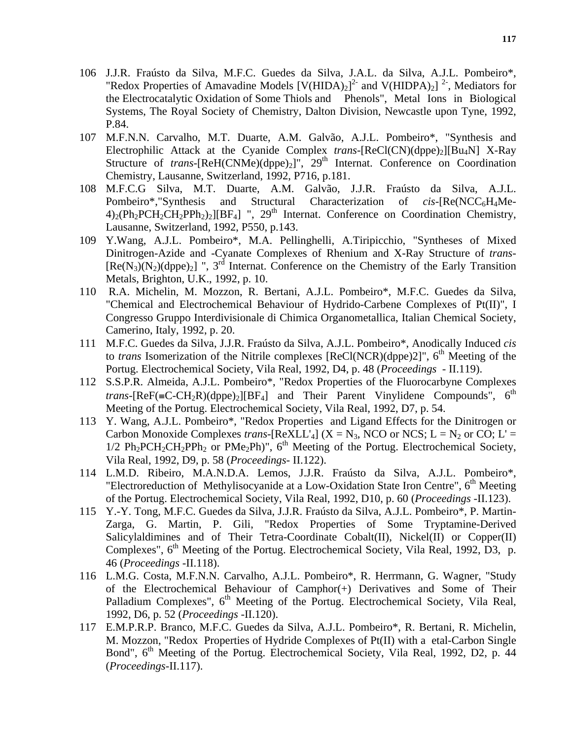106 J.J.R. Fraústo da Silva, M.F.C. Guedes da Silva, J.A.L. da Silva, A.J.L. Pombeiro*, "Redox Properties of Amavadine Models $[V(HIDA)_2]^{2-}$ and $V(HIDPA)_2]^{2-}$, Mediators for the Electrocatalytic Oxidation of Some Thiols and Phenols", Metal Ions in Biological Systems, The Royal Society of Chemistry, Dalton Division, Newcastle upon Tyne, 1992, P.84.

107 M.F.N.N. Carvalho, M.T. Duarte, A.M. Galvão, A.J.L. Pombeiro*, "Synthesis and Electrophilic Attack at the Cyanide Complex *trans*-$[ReCl(CN)(dppe)_2][Bu_4N]$ X-Ray Structure of *trans*-$[ReH(CNMe)(dppe)_2]$", 29[th] Internat. Conference on Coordination Chemistry, Lausanne, Switzerland, 1992, P716, p.181.

108 M.F.C.G Silva, M.T. Duarte, A.M. Galvão, J.J.R. Fraústo da Silva, A.J.L. Pombeiro*,"Synthesis and Structural Characterization of *cis*-$[Re(NCC_6H_4Me\text{-}4)_2(Ph_2PCH_2CH_2PPh_2)_2][BF_4]$ ", 29[th] Internat. Conference on Coordination Chemistry, Lausanne, Switzerland, 1992, P550, p.143.

109 Y.Wang, A.J.L. Pombeiro*, M.A. Pellinghelli, A.Tiripicchio, "Syntheses of Mixed Dinitrogen-Azide and -Cyanate Complexes of Rhenium and X-Ray Structure of *trans*-$[Re(N_3)(N_2)(dppe)_2]$ ", 3[rd] Internat. Conference on the Chemistry of the Early Transition Metals, Brighton, U.K., 1992, p. 10.

110 R.A. Michelin, M. Mozzon, R. Bertani, A.J.L. Pombeiro*, M.F.C. Guedes da Silva, "Chemical and Electrochemical Behaviour of Hydrido-Carbene Complexes of Pt(II)", I Congresso Gruppo Interdivisionale di Chimica Organometallica, Italian Chemical Society, Camerino, Italy, 1992, p. 20.

111 M.F.C. Guedes da Silva, J.J.R. Fraústo da Silva, A.J.L. Pombeiro*, Anodically Induced *cis* to *trans* Isomerization of the Nitrile complexes [ReCl(NCR)(dppe)2]", 6[th] Meeting of the Portug. Electrochemical Society, Vila Real, 1992, D4, p. 48 (*Proceedings* - II.119).

112 S.S.P.R. Almeida, A.J.L. Pombeiro*, "Redox Properties of the Fluorocarbyne Complexes *trans*-$[ReF(\equiv C\text{-}CH_2R)(dppe)_2][BF_4]$ and Their Parent Vinylidene Compounds", 6[th] Meeting of the Portug. Electrochemical Society, Vila Real, 1992, D7, p. 54.

113 Y. Wang, A.J.L. Pombeiro*, "Redox Properties and Ligand Effects for the Dinitrogen or Carbon Monoxide Complexes *trans*-$[ReXLL'_4]$ ($X = N_3$, NCO or NCS; $L = N_2$ or CO; L' = 1/2 $Ph_2PCH_2CH_2PPh_2$ or $PMe_2Ph$)", 6[th] Meeting of the Portug. Electrochemical Society, Vila Real, 1992, D9, p. 58 (*Proceedings*- II.122).

114 L.M.D. Ribeiro, M.A.N.D.A. Lemos, J.J.R. Fraústo da Silva, A.J.L. Pombeiro*, "Electroreduction of Methylisocyanide at a Low-Oxidation State Iron Centre", 6[th] Meeting of the Portug. Electrochemical Society, Vila Real, 1992, D10, p. 60 (*Proceedings* -II.123).

115 Y.-Y. Tong, M.F.C. Guedes da Silva, J.J.R. Fraústo da Silva, A.J.L. Pombeiro*, P. Martin-Zarga, G. Martin, P. Gili, "Redox Properties of Some Tryptamine-Derived Salicylaldimines and of Their Tetra-Coordinate Cobalt(II), Nickel(II) or Copper(II) Complexes", 6[th] Meeting of the Portug. Electrochemical Society, Vila Real, 1992, D3, p. 46 (*Proceedings* -II.118).

116 L.M.G. Costa, M.F.N.N. Carvalho, A.J.L. Pombeiro*, R. Herrmann, G. Wagner, "Study of the Electrochemical Behaviour of Camphor(+) Derivatives and Some of Their Palladium Complexes", 6[th] Meeting of the Portug. Electrochemical Society, Vila Real, 1992, D6, p. 52 (*Proceedings* -II.120).

117 E.M.P.R.P. Branco, M.F.C. Guedes da Silva, A.J.L. Pombeiro*, R. Bertani, R. Michelin, M. Mozzon, "Redox Properties of Hydride Complexes of Pt(II) with a etal-Carbon Single Bond", 6[th] Meeting of the Portug. Electrochemical Society, Vila Real, 1992, D2, p. 44 (*Proceedings*-II.117).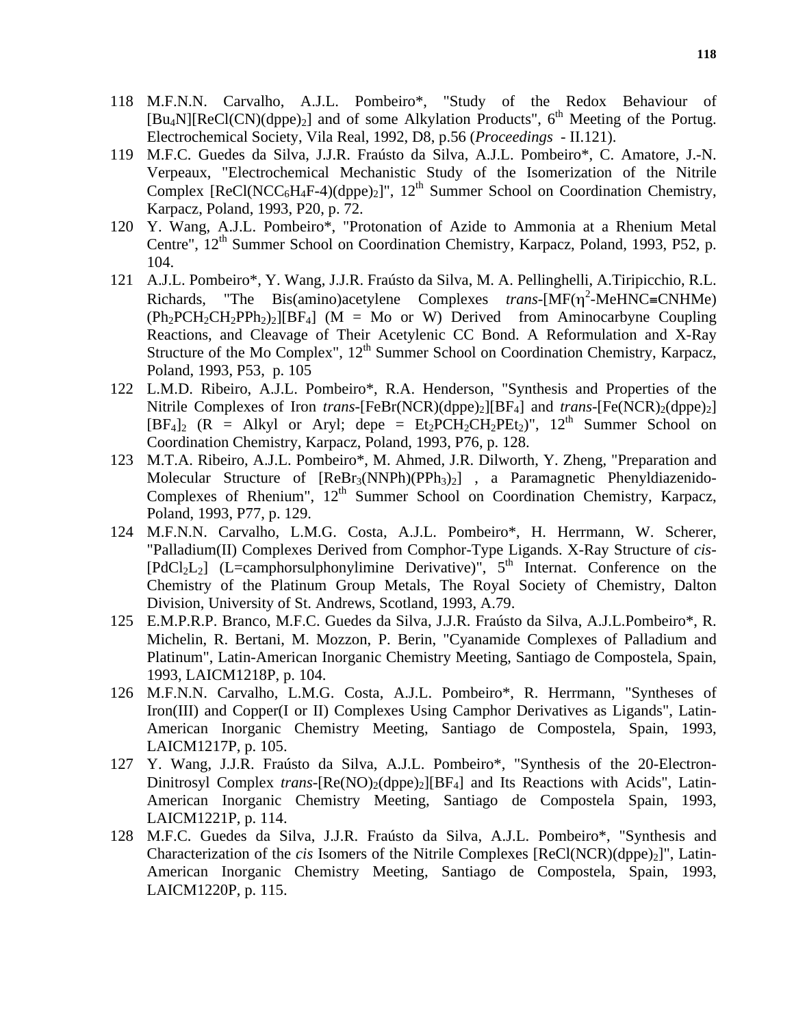118 M.F.N.N. Carvalho, A.J.L. Pombeiro*, "Study of the Redox Behaviour of $[Bu_4N][ReCl(CN)(dppe)_2]$ and of some Alkylation Products", 6th Meeting of the Portug. Electrochemical Society, Vila Real, 1992, D8, p.56 (*Proceedings* - II.121).

119 M.F.C. Guedes da Silva, J.J.R. Fraústo da Silva, A.J.L. Pombeiro*, C. Amatore, J.-N. Verpeaux, "Electrochemical Mechanistic Study of the Isomerization of the Nitrile Complex $[ReCl(NCC_6H_4F\text{-}4)(dppe)_2]$", 12th Summer School on Coordination Chemistry, Karpacz, Poland, 1993, P20, p. 72.

120 Y. Wang, A.J.L. Pombeiro*, "Protonation of Azide to Ammonia at a Rhenium Metal Centre", 12th Summer School on Coordination Chemistry, Karpacz, Poland, 1993, P52, p. 104.

121 A.J.L. Pombeiro*, Y. Wang, J.J.R. Fraústo da Silva, M. A. Pellinghelli, A.Tiripicchio, R.L. Richards, "The Bis(amino)acetylene Complexes *trans*-$[MF(\eta^2\text{-}MeHNC{\equiv}CNHMe)(Ph_2PCH_2CH_2PPh_2)_2][BF_4]$ (M = Mo or W) Derived from Aminocarbyne Coupling Reactions, and Cleavage of Their Acetylenic CC Bond. A Reformulation and X-Ray Structure of the Mo Complex", 12th Summer School on Coordination Chemistry, Karpacz, Poland, 1993, P53, p. 105

122 L.M.D. Ribeiro, A.J.L. Pombeiro*, R.A. Henderson, "Synthesis and Properties of the Nitrile Complexes of Iron *trans*-$[FeBr(NCR)(dppe)_2][BF_4]$ and *trans*-$[Fe(NCR)_2(dppe)_2][BF_4]_2$ (R = Alkyl or Aryl; depe = $Et_2PCH_2CH_2PEt_2$)", 12th Summer School on Coordination Chemistry, Karpacz, Poland, 1993, P76, p. 128.

123 M.T.A. Ribeiro, A.J.L. Pombeiro*, M. Ahmed, J.R. Dilworth, Y. Zheng, "Preparation and Molecular Structure of $[ReBr_3(NNPh)(PPh_3)_2]$ , a Paramagnetic Phenyldiazenido-Complexes of Rhenium", 12th Summer School on Coordination Chemistry, Karpacz, Poland, 1993, P77, p. 129.

124 M.F.N.N. Carvalho, L.M.G. Costa, A.J.L. Pombeiro*, H. Herrmann, W. Scherer, "Palladium(II) Complexes Derived from Comphor-Type Ligands. X-Ray Structure of *cis*-$[PdCl_2L_2]$ (L=camphorsulphonylimine Derivative)", 5th Internat. Conference on the Chemistry of the Platinum Group Metals, The Royal Society of Chemistry, Dalton Division, University of St. Andrews, Scotland, 1993, A.79.

125 E.M.P.R.P. Branco, M.F.C. Guedes da Silva, J.J.R. Fraústo da Silva, A.J.L.Pombeiro*, R. Michelin, R. Bertani, M. Mozzon, P. Berin, "Cyanamide Complexes of Palladium and Platinum", Latin-American Inorganic Chemistry Meeting, Santiago de Compostela, Spain, 1993, LAICM1218P, p. 104.

126 M.F.N.N. Carvalho, L.M.G. Costa, A.J.L. Pombeiro*, R. Herrmann, "Syntheses of Iron(III) and Copper(I or II) Complexes Using Camphor Derivatives as Ligands", Latin-American Inorganic Chemistry Meeting, Santiago de Compostela, Spain, 1993, LAICM1217P, p. 105.

127 Y. Wang, J.J.R. Fraústo da Silva, A.J.L. Pombeiro*, "Synthesis of the 20-Electron-Dinitrosyl Complex *trans*-$[Re(NO)_2(dppe)_2][BF_4]$ and Its Reactions with Acids", Latin-American Inorganic Chemistry Meeting, Santiago de Compostela Spain, 1993, LAICM1221P, p. 114.

128 M.F.C. Guedes da Silva, J.J.R. Fraústo da Silva, A.J.L. Pombeiro*, "Synthesis and Characterization of the *cis* Isomers of the Nitrile Complexes $[ReCl(NCR)(dppe)_2]$", Latin-American Inorganic Chemistry Meeting, Santiago de Compostela, Spain, 1993, LAICM1220P, p. 115.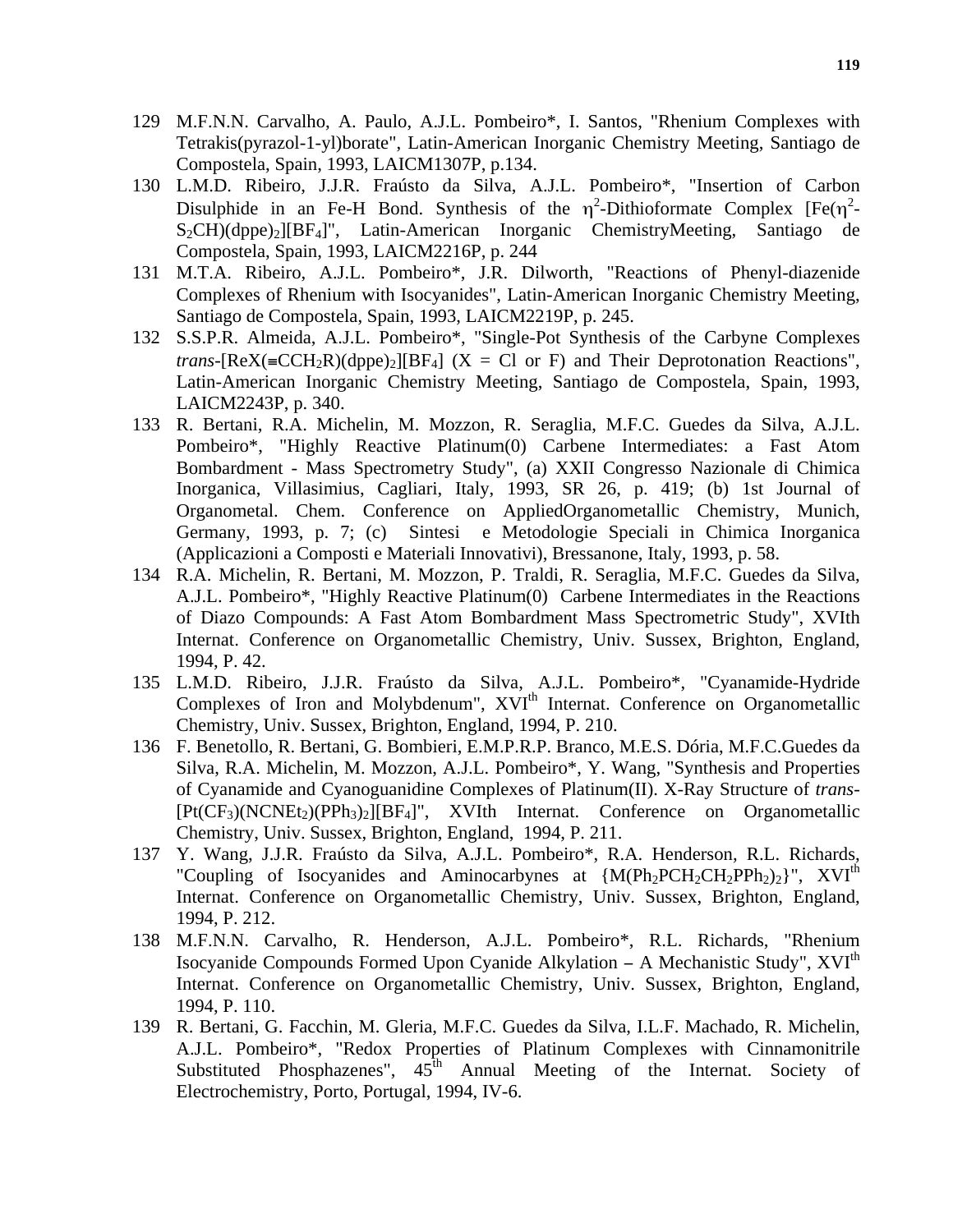129 M.F.N.N. Carvalho, A. Paulo, A.J.L. Pombeiro*, I. Santos, "Rhenium Complexes with Tetrakis(pyrazol-1-yl)borate", Latin-American Inorganic Chemistry Meeting, Santiago de Compostela, Spain, 1993, LAICM1307P, p.134.

130 L.M.D. Ribeiro, J.J.R. Fraústo da Silva, A.J.L. Pombeiro*, "Insertion of Carbon Disulphide in an Fe-H Bond. Synthesis of the $\eta^2$-Dithioformate Complex [Fe($\eta^2$-$S_2CH$)(dppe)$_2$][$BF_4$]", Latin-American Inorganic ChemistryMeeting, Santiago de Compostela, Spain, 1993, LAICM2216P, p. 244

131 M.T.A. Ribeiro, A.J.L. Pombeiro*, J.R. Dilworth, "Reactions of Phenyl-diazenide Complexes of Rhenium with Isocyanides", Latin-American Inorganic Chemistry Meeting, Santiago de Compostela, Spain, 1993, LAICM2219P, p. 245.

132 S.S.P.R. Almeida, A.J.L. Pombeiro*, "Single-Pot Synthesis of the Carbyne Complexes *trans*-[ReX($\equiv$$CCH_2R$)(dppe)$_2$][$BF_4$] (X = Cl or F) and Their Deprotonation Reactions", Latin-American Inorganic Chemistry Meeting, Santiago de Compostela, Spain, 1993, LAICM2243P, p. 340.

133 R. Bertani, R.A. Michelin, M. Mozzon, R. Seraglia, M.F.C. Guedes da Silva, A.J.L. Pombeiro*, "Highly Reactive Platinum(0) Carbene Intermediates: a Fast Atom Bombardment - Mass Spectrometry Study", (a) XXII Congresso Nazionale di Chimica Inorganica, Villasimius, Cagliari, Italy, 1993, SR 26, p. 419; (b) 1st Journal of Organometal. Chem. Conference on AppliedOrganometallic Chemistry, Munich, Germany, 1993, p. 7; (c) Sintesi e Metodologie Speciali in Chimica Inorganica (Applicazioni a Composti e Materiali Innovativi), Bressanone, Italy, 1993, p. 58.

134 R.A. Michelin, R. Bertani, M. Mozzon, P. Traldi, R. Seraglia, M.F.C. Guedes da Silva, A.J.L. Pombeiro*, "Highly Reactive Platinum(0) Carbene Intermediates in the Reactions of Diazo Compounds: A Fast Atom Bombardment Mass Spectrometric Study", XVIth Internat. Conference on Organometallic Chemistry, Univ. Sussex, Brighton, England, 1994, P. 42.

135 L.M.D. Ribeiro, J.J.R. Fraústo da Silva, A.J.L. Pombeiro*, "Cyanamide-Hydride Complexes of Iron and Molybdenum", XVI$^{th}$ Internat. Conference on Organometallic Chemistry, Univ. Sussex, Brighton, England, 1994, P. 210.

136 F. Benetollo, R. Bertani, G. Bombieri, E.M.P.R.P. Branco, M.E.S. Dória, M.F.C.Guedes da Silva, R.A. Michelin, M. Mozzon, A.J.L. Pombeiro*, Y. Wang, "Synthesis and Properties of Cyanamide and Cyanoguanidine Complexes of Platinum(II). X-Ray Structure of *trans*-[Pt($CF_3$)($NCNEt_2$)($PPh_3$)$_2$][$BF_4$]", XVIth Internat. Conference on Organometallic Chemistry, Univ. Sussex, Brighton, England, 1994, P. 211.

137 Y. Wang, J.J.R. Fraústo da Silva, A.J.L. Pombeiro*, R.A. Henderson, R.L. Richards, "Coupling of Isocyanides and Aminocarbynes at {M($Ph_2PCH_2CH_2PPh_2$)$_2$}", XVI$^{th}$ Internat. Conference on Organometallic Chemistry, Univ. Sussex, Brighton, England, 1994, P. 212.

138 M.F.N.N. Carvalho, R. Henderson, A.J.L. Pombeiro*, R.L. Richards, "Rhenium Isocyanide Compounds Formed Upon Cyanide Alkylation – A Mechanistic Study", XVI$^{th}$ Internat. Conference on Organometallic Chemistry, Univ. Sussex, Brighton, England, 1994, P. 110.

139 R. Bertani, G. Facchin, M. Gleria, M.F.C. Guedes da Silva, I.L.F. Machado, R. Michelin, A.J.L. Pombeiro*, "Redox Properties of Platinum Complexes with Cinnamonitrile Substituted Phosphazenes", 45$^{th}$ Annual Meeting of the Internat. Society of Electrochemistry, Porto, Portugal, 1994, IV-6.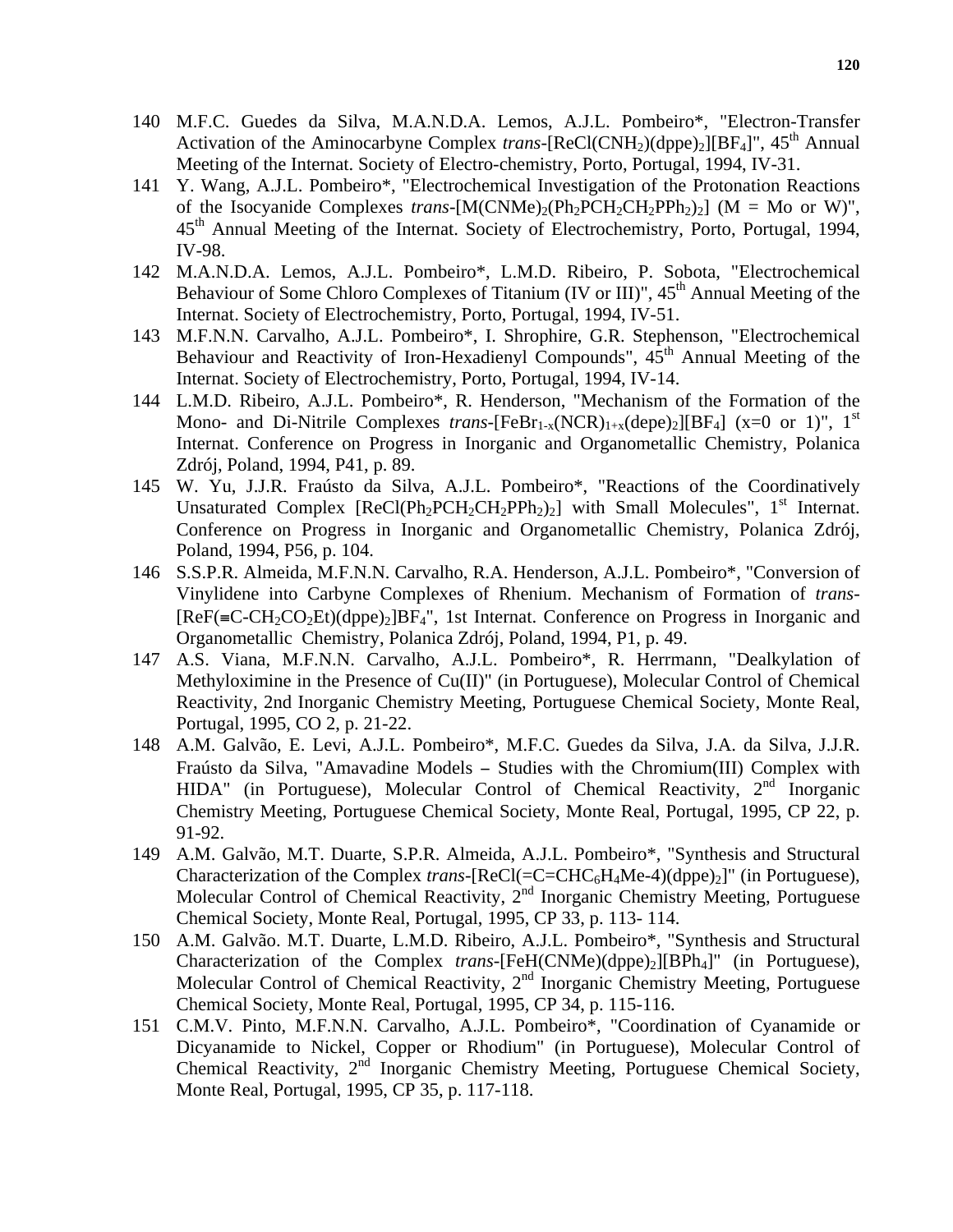140 M.F.C. Guedes da Silva, M.A.N.D.A. Lemos, A.J.L. Pombeiro*, "Electron-Transfer Activation of the Aminocarbyne Complex *trans*-$[ReCl(CNH_2)(dppe)_2][BF_4]$", 45[th] Annual Meeting of the Internat. Society of Electro-chemistry, Porto, Portugal, 1994, IV-31.

141 Y. Wang, A.J.L. Pombeiro*, "Electrochemical Investigation of the Protonation Reactions of the Isocyanide Complexes *trans*-$[M(CNMe)_2(Ph_2PCH_2CH_2PPh_2)_2]$ (M = Mo or W)", 45[th] Annual Meeting of the Internat. Society of Electrochemistry, Porto, Portugal, 1994, IV-98.

142 M.A.N.D.A. Lemos, A.J.L. Pombeiro*, L.M.D. Ribeiro, P. Sobota, "Electrochemical Behaviour of Some Chloro Complexes of Titanium (IV or III)", 45[th] Annual Meeting of the Internat. Society of Electrochemistry, Porto, Portugal, 1994, IV-51.

143 M.F.N.N. Carvalho, A.J.L. Pombeiro*, I. Shrophire, G.R. Stephenson, "Electrochemical Behaviour and Reactivity of Iron-Hexadienyl Compounds", 45[th] Annual Meeting of the Internat. Society of Electrochemistry, Porto, Portugal, 1994, IV-14.

144 L.M.D. Ribeiro, A.J.L. Pombeiro*, R. Henderson, "Mechanism of the Formation of the Mono- and Di-Nitrile Complexes *trans*-$[FeBr_{1-x}(NCR)_{1+x}(depe)_2][BF_4]$ (x=0 or 1)", 1[st] Internat. Conference on Progress in Inorganic and Organometallic Chemistry, Polanica Zdrój, Poland, 1994, P41, p. 89.

145 W. Yu, J.J.R. Fraústo da Silva, A.J.L. Pombeiro*, "Reactions of the Coordinatively Unsaturated Complex $[ReCl(Ph_2PCH_2CH_2PPh_2)_2]$ with Small Molecules", 1[st] Internat. Conference on Progress in Inorganic and Organometallic Chemistry, Polanica Zdrój, Poland, 1994, P56, p. 104.

146 S.S.P.R. Almeida, M.F.N.N. Carvalho, R.A. Henderson, A.J.L. Pombeiro*, "Conversion of Vinylidene into Carbyne Complexes of Rhenium. Mechanism of Formation of *trans*-$[ReF(\equiv C\text{-}CH_2CO_2Et)(dppe)_2]BF_4$", 1st Internat. Conference on Progress in Inorganic and Organometallic Chemistry, Polanica Zdrój, Poland, 1994, P1, p. 49.

147 A.S. Viana, M.F.N.N. Carvalho, A.J.L. Pombeiro*, R. Herrmann, "Dealkylation of Methyloximine in the Presence of Cu(II)" (in Portuguese), Molecular Control of Chemical Reactivity, 2nd Inorganic Chemistry Meeting, Portuguese Chemical Society, Monte Real, Portugal, 1995, CO 2, p. 21-22.

148 A.M. Galvão, E. Levi, A.J.L. Pombeiro*, M.F.C. Guedes da Silva, J.A. da Silva, J.J.R. Fraústo da Silva, "Amavadine Models – Studies with the Chromium(III) Complex with HIDA" (in Portuguese), Molecular Control of Chemical Reactivity, 2[nd] Inorganic Chemistry Meeting, Portuguese Chemical Society, Monte Real, Portugal, 1995, CP 22, p. 91-92.

149 A.M. Galvão, M.T. Duarte, S.P.R. Almeida, A.J.L. Pombeiro*, "Synthesis and Structural Characterization of the Complex *trans*-$[ReCl(=C=CHC_6H_4Me\text{-}4)(dppe)_2]$" (in Portuguese), Molecular Control of Chemical Reactivity, 2[nd] Inorganic Chemistry Meeting, Portuguese Chemical Society, Monte Real, Portugal, 1995, CP 33, p. 113- 114.

150 A.M. Galvão. M.T. Duarte, L.M.D. Ribeiro, A.J.L. Pombeiro*, "Synthesis and Structural Characterization of the Complex *trans*-$[FeH(CNMe)(dppe)_2][BPh_4]$" (in Portuguese), Molecular Control of Chemical Reactivity, 2[nd] Inorganic Chemistry Meeting, Portuguese Chemical Society, Monte Real, Portugal, 1995, CP 34, p. 115-116.

151 C.M.V. Pinto, M.F.N.N. Carvalho, A.J.L. Pombeiro*, "Coordination of Cyanamide or Dicyanamide to Nickel, Copper or Rhodium" (in Portuguese), Molecular Control of Chemical Reactivity, 2[nd] Inorganic Chemistry Meeting, Portuguese Chemical Society, Monte Real, Portugal, 1995, CP 35, p. 117-118.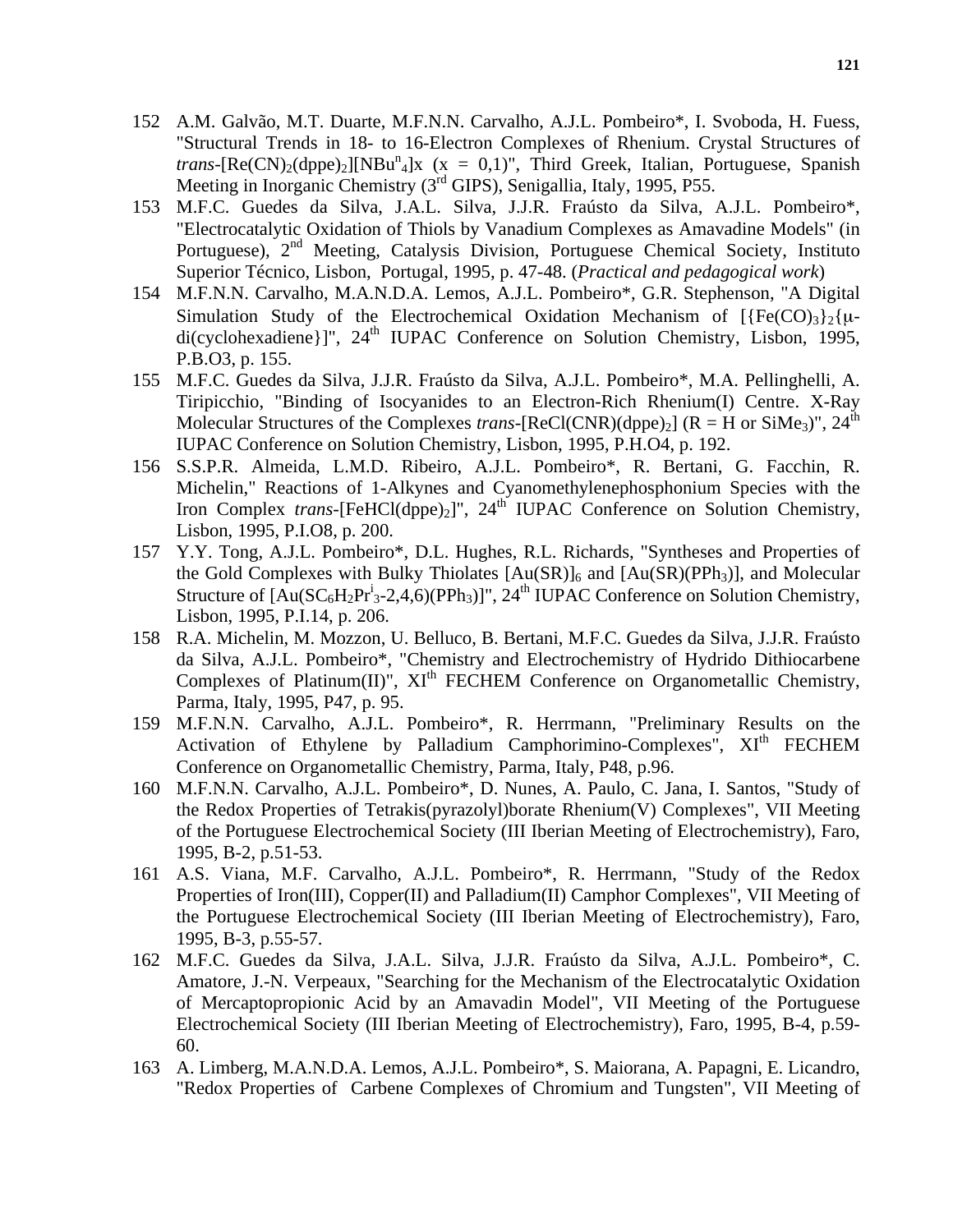152 A.M. Galvão, M.T. Duarte, M.F.N.N. Carvalho, A.J.L. Pombeiro*, I. Svoboda, H. Fuess, "Structural Trends in 18- to 16-Electron Complexes of Rhenium. Crystal Structures of *trans*-$[Re(CN)_2(dppe)_2][NBu^n{}_4]x$ (x = 0,1)", Third Greek, Italian, Portuguese, Spanish Meeting in Inorganic Chemistry (3rd GIPS), Senigallia, Italy, 1995, P55.

153 M.F.C. Guedes da Silva, J.A.L. Silva, J.J.R. Fraústo da Silva, A.J.L. Pombeiro*, "Electrocatalytic Oxidation of Thiols by Vanadium Complexes as Amavadine Models" (in Portuguese), 2nd Meeting, Catalysis Division, Portuguese Chemical Society, Instituto Superior Técnico, Lisbon, Portugal, 1995, p. 47-48. (*Practical and pedagogical work*)

154 M.F.N.N. Carvalho, M.A.N.D.A. Lemos, A.J.L. Pombeiro*, G.R. Stephenson, "A Digital Simulation Study of the Electrochemical Oxidation Mechanism of $[\{Fe(CO)_3\}_2\{\mu$-di(cyclohexadiene}]", 24th IUPAC Conference on Solution Chemistry, Lisbon, 1995, P.B.O3, p. 155.

155 M.F.C. Guedes da Silva, J.J.R. Fraústo da Silva, A.J.L. Pombeiro*, M.A. Pellinghelli, A. Tiripicchio, "Binding of Isocyanides to an Electron-Rich Rhenium(I) Centre. X-Ray Molecular Structures of the Complexes *trans*-$[ReCl(CNR)(dppe)_2]$ (R = H or $SiMe_3$)", 24th IUPAC Conference on Solution Chemistry, Lisbon, 1995, P.H.O4, p. 192.

156 S.S.P.R. Almeida, L.M.D. Ribeiro, A.J.L. Pombeiro*, R. Bertani, G. Facchin, R. Michelin," Reactions of 1-Alkynes and Cyanomethylenephosphonium Species with the Iron Complex *trans*-$[FeHCl(dppe)_2]$", 24th IUPAC Conference on Solution Chemistry, Lisbon, 1995, P.I.O8, p. 200.

157 Y.Y. Tong, A.J.L. Pombeiro*, D.L. Hughes, R.L. Richards, "Syntheses and Properties of the Gold Complexes with Bulky Thiolates $[Au(SR)]_6$ and $[Au(SR)(PPh_3)]$, and Molecular Structure of $[Au(SC_6H_2Pr^i{}_3$-2,4,6)$(PPh_3)]$", 24th IUPAC Conference on Solution Chemistry, Lisbon, 1995, P.I.14, p. 206.

158 R.A. Michelin, M. Mozzon, U. Belluco, B. Bertani, M.F.C. Guedes da Silva, J.J.R. Fraústo da Silva, A.J.L. Pombeiro*, "Chemistry and Electrochemistry of Hydrido Dithiocarbene Complexes of Platinum(II)", XIth FECHEM Conference on Organometallic Chemistry, Parma, Italy, 1995, P47, p. 95.

159 M.F.N.N. Carvalho, A.J.L. Pombeiro*, R. Herrmann, "Preliminary Results on the Activation of Ethylene by Palladium Camphorimino-Complexes", XIth FECHEM Conference on Organometallic Chemistry, Parma, Italy, P48, p.96.

160 M.F.N.N. Carvalho, A.J.L. Pombeiro*, D. Nunes, A. Paulo, C. Jana, I. Santos, "Study of the Redox Properties of Tetrakis(pyrazolyl)borate Rhenium(V) Complexes", VII Meeting of the Portuguese Electrochemical Society (III Iberian Meeting of Electrochemistry), Faro, 1995, B-2, p.51-53.

161 A.S. Viana, M.F. Carvalho, A.J.L. Pombeiro*, R. Herrmann, "Study of the Redox Properties of Iron(III), Copper(II) and Palladium(II) Camphor Complexes", VII Meeting of the Portuguese Electrochemical Society (III Iberian Meeting of Electrochemistry), Faro, 1995, B-3, p.55-57.

162 M.F.C. Guedes da Silva, J.A.L. Silva, J.J.R. Fraústo da Silva, A.J.L. Pombeiro*, C. Amatore, J.-N. Verpeaux, "Searching for the Mechanism of the Electrocatalytic Oxidation of Mercaptopropionic Acid by an Amavadin Model", VII Meeting of the Portuguese Electrochemical Society (III Iberian Meeting of Electrochemistry), Faro, 1995, B-4, p.59-60.

163 A. Limberg, M.A.N.D.A. Lemos, A.J.L. Pombeiro*, S. Maiorana, A. Papagni, E. Licandro, "Redox Properties of Carbene Complexes of Chromium and Tungsten", VII Meeting of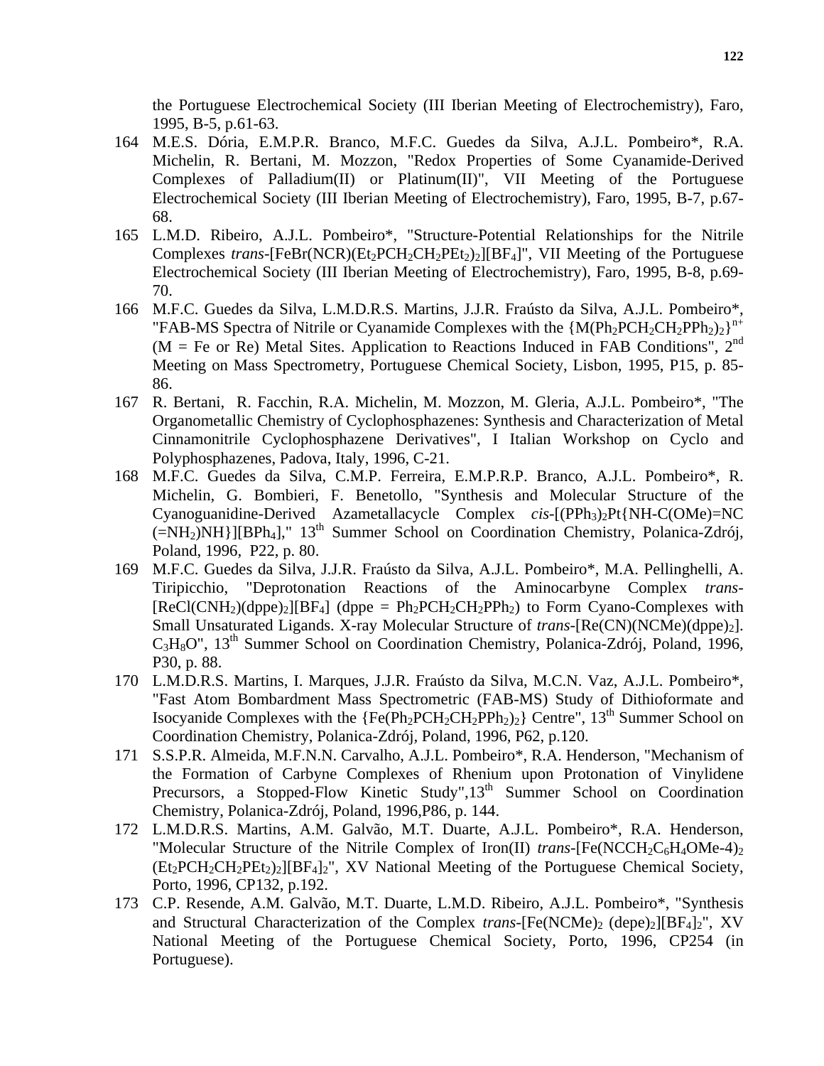the Portuguese Electrochemical Society (III Iberian Meeting of Electrochemistry), Faro, 1995, B-5, p.61-63.

164 M.E.S. Dória, E.M.P.R. Branco, M.F.C. Guedes da Silva, A.J.L. Pombeiro*, R.A. Michelin, R. Bertani, M. Mozzon, "Redox Properties of Some Cyanamide-Derived Complexes of Palladium(II) or Platinum(II)", VII Meeting of the Portuguese Electrochemical Society (III Iberian Meeting of Electrochemistry), Faro, 1995, B-7, p.67-68.

165 L.M.D. Ribeiro, A.J.L. Pombeiro*, "Structure-Potential Relationships for the Nitrile Complexes *trans*-$[FeBr(NCR)(Et_2PCH_2CH_2PEt_2)_2][BF_4]$", VII Meeting of the Portuguese Electrochemical Society (III Iberian Meeting of Electrochemistry), Faro, 1995, B-8, p.69-70.

166 M.F.C. Guedes da Silva, L.M.D.R.S. Martins, J.J.R. Fraústo da Silva, A.J.L. Pombeiro*, "FAB-MS Spectra of Nitrile or Cyanamide Complexes with the $\{M(Ph_2PCH_2CH_2PPh_2)_2\}^{n+}$ (M = Fe or Re) Metal Sites. Application to Reactions Induced in FAB Conditions", 2nd Meeting on Mass Spectrometry, Portuguese Chemical Society, Lisbon, 1995, P15, p. 85-86.

167 R. Bertani, R. Facchin, R.A. Michelin, M. Mozzon, M. Gleria, A.J.L. Pombeiro*, "The Organometallic Chemistry of Cyclophosphazenes: Synthesis and Characterization of Metal Cinnamonitrile Cyclophosphazene Derivatives", I Italian Workshop on Cyclo and Polyphosphazenes, Padova, Italy, 1996, C-21.

168 M.F.C. Guedes da Silva, C.M.P. Ferreira, E.M.P.R.P. Branco, A.J.L. Pombeiro*, R. Michelin, G. Bombieri, F. Benetollo, "Synthesis and Molecular Structure of the Cyanoguanidine-Derived Azametallacycle Complex *cis*-$[(PPh_3)_2Pt\{NH\text{-}C(OMe)=NC(=NH_2)NH\}][BPh_4]$," 13th Summer School on Coordination Chemistry, Polanica-Zdrój, Poland, 1996, P22, p. 80.

169 M.F.C. Guedes da Silva, J.J.R. Fraústo da Silva, A.J.L. Pombeiro*, M.A. Pellinghelli, A. Tiripicchio, "Deprotonation Reactions of the Aminocarbyne Complex *trans*-$[ReCl(CNH_2)(dppe)_2][BF_4]$ (dppe = $Ph_2PCH_2CH_2PPh_2$) to Form Cyano-Complexes with Small Unsaturated Ligands. X-ray Molecular Structure of *trans*-$[Re(CN)(NCMe)(dppe)_2]$. $C_3H_8O$", 13th Summer School on Coordination Chemistry, Polanica-Zdrój, Poland, 1996, P30, p. 88.

170 L.M.D.R.S. Martins, I. Marques, J.J.R. Fraústo da Silva, M.C.N. Vaz, A.J.L. Pombeiro*, "Fast Atom Bombardment Mass Spectrometric (FAB-MS) Study of Dithioformate and Isocyanide Complexes with the $\{Fe(Ph_2PCH_2CH_2PPh_2)_2\}$ Centre", 13th Summer School on Coordination Chemistry, Polanica-Zdrój, Poland, 1996, P62, p.120.

171 S.S.P.R. Almeida, M.F.N.N. Carvalho, A.J.L. Pombeiro*, R.A. Henderson, "Mechanism of the Formation of Carbyne Complexes of Rhenium upon Protonation of Vinylidene Precursors, a Stopped-Flow Kinetic Study",13th Summer School on Coordination Chemistry, Polanica-Zdrój, Poland, 1996,P86, p. 144.

172 L.M.D.R.S. Martins, A.M. Galvão, M.T. Duarte, A.J.L. Pombeiro*, R.A. Henderson, "Molecular Structure of the Nitrile Complex of Iron(II) *trans*-$[Fe(NCCH_2C_6H_4OMe\text{-}4)_2(Et_2PCH_2CH_2PEt_2)_2][BF_4]_2$", XV National Meeting of the Portuguese Chemical Society, Porto, 1996, CP132, p.192.

173 C.P. Resende, A.M. Galvão, M.T. Duarte, L.M.D. Ribeiro, A.J.L. Pombeiro*, "Synthesis and Structural Characterization of the Complex *trans*-$[Fe(NCMe)_2(depe)_2][BF_4]_2$", XV National Meeting of the Portuguese Chemical Society, Porto, 1996, CP254 (in Portuguese).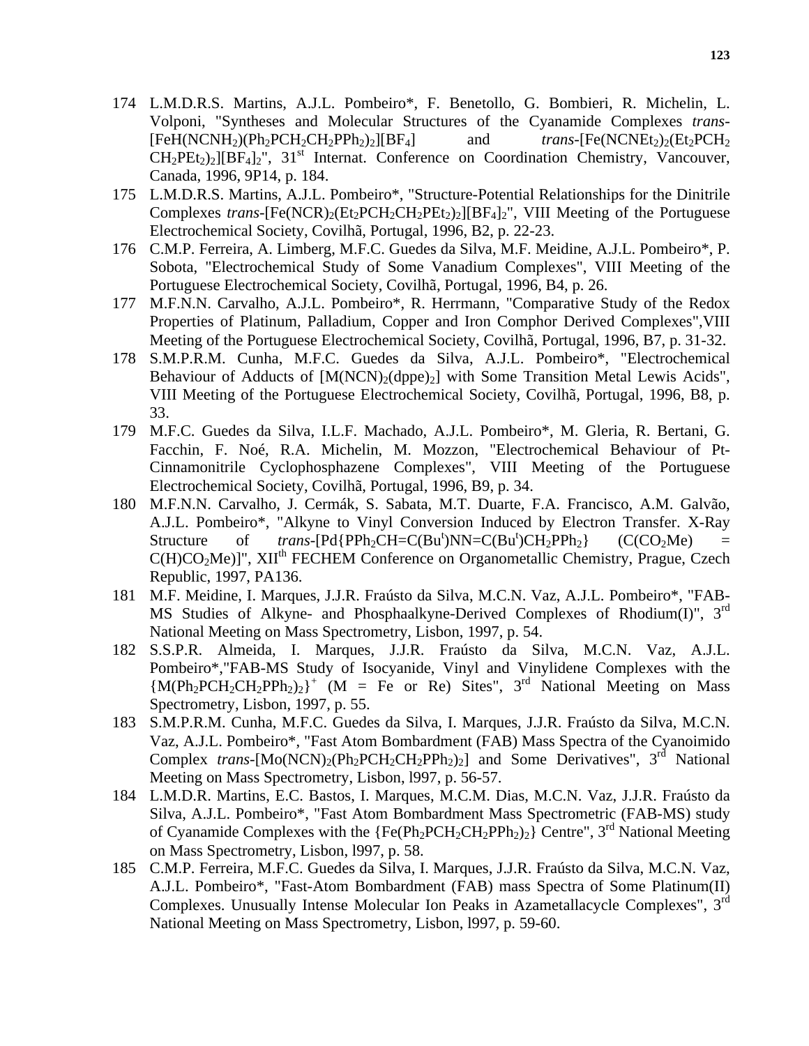174 L.M.D.R.S. Martins, A.J.L. Pombeiro*, F. Benetollo, G. Bombieri, R. Michelin, L. Volponi, "Syntheses and Molecular Structures of the Cyanamide Complexes *trans*-$[FeH(NCNH_2)(Ph_2PCH_2CH_2PPh_2)_2][BF_4]$ and *trans*-$[Fe(NCNEt_2)_2(Et_2PCH_2CH_2PEt_2)_2][BF_4]_2$", 31st Internat. Conference on Coordination Chemistry, Vancouver, Canada, 1996, 9P14, p. 184.

175 L.M.D.R.S. Martins, A.J.L. Pombeiro*, "Structure-Potential Relationships for the Dinitrile Complexes *trans*-$[Fe(NCR)_2(Et_2PCH_2CH_2PEt_2)_2][BF_4]_2$", VIII Meeting of the Portuguese Electrochemical Society, Covilhã, Portugal, 1996, B2, p. 22-23.

176 C.M.P. Ferreira, A. Limberg, M.F.C. Guedes da Silva, M.F. Meidine, A.J.L. Pombeiro*, P. Sobota, "Electrochemical Study of Some Vanadium Complexes", VIII Meeting of the Portuguese Electrochemical Society, Covilhã, Portugal, 1996, B4, p. 26.

177 M.F.N.N. Carvalho, A.J.L. Pombeiro*, R. Herrmann, "Comparative Study of the Redox Properties of Platinum, Palladium, Copper and Iron Comphor Derived Complexes",VIII Meeting of the Portuguese Electrochemical Society, Covilhã, Portugal, 1996, B7, p. 31-32.

178 S.M.P.R.M. Cunha, M.F.C. Guedes da Silva, A.J.L. Pombeiro*, "Electrochemical Behaviour of Adducts of $[M(NCN)_2(dppe)_2]$ with Some Transition Metal Lewis Acids", VIII Meeting of the Portuguese Electrochemical Society, Covilhã, Portugal, 1996, B8, p. 33.

179 M.F.C. Guedes da Silva, I.L.F. Machado, A.J.L. Pombeiro*, M. Gleria, R. Bertani, G. Facchin, F. Noé, R.A. Michelin, M. Mozzon, "Electrochemical Behaviour of Pt-Cinnamonitrile Cyclophosphazene Complexes", VIII Meeting of the Portuguese Electrochemical Society, Covilhã, Portugal, 1996, B9, p. 34.

180 M.F.N.N. Carvalho, J. Cermák, S. Sabata, M.T. Duarte, F.A. Francisco, A.M. Galvão, A.J.L. Pombeiro*, "Alkyne to Vinyl Conversion Induced by Electron Transfer. X-Ray Structure of *trans*-$[Pd\{PPh_2CH{=}C(Bu^t)NN{=}C(Bu^t)CH_2PPh_2\}$ $(C(CO_2Me) = C(H)CO_2Me)]$", XIIth FECHEM Conference on Organometallic Chemistry, Prague, Czech Republic, 1997, PA136.

181 M.F. Meidine, I. Marques, J.J.R. Fraústo da Silva, M.C.N. Vaz, A.J.L. Pombeiro*, "FAB-MS Studies of Alkyne- and Phosphaalkyne-Derived Complexes of Rhodium(I)", 3rd National Meeting on Mass Spectrometry, Lisbon, 1997, p. 54.

182 S.S.P.R. Almeida, I. Marques, J.J.R. Fraústo da Silva, M.C.N. Vaz, A.J.L. Pombeiro*,"FAB-MS Study of Isocyanide, Vinyl and Vinylidene Complexes with the $\{M(Ph_2PCH_2CH_2PPh_2)_2\}^+$ (M = Fe or Re) Sites", 3rd National Meeting on Mass Spectrometry, Lisbon, 1997, p. 55.

183 S.M.P.R.M. Cunha, M.F.C. Guedes da Silva, I. Marques, J.J.R. Fraústo da Silva, M.C.N. Vaz, A.J.L. Pombeiro*, "Fast Atom Bombardment (FAB) Mass Spectra of the Cyanoimido Complex *trans*-$[Mo(NCN)_2(Ph_2PCH_2CH_2PPh_2)_2]$ and Some Derivatives", 3rd National Meeting on Mass Spectrometry, Lisbon, l997, p. 56-57.

184 L.M.D.R. Martins, E.C. Bastos, I. Marques, M.C.M. Dias, M.C.N. Vaz, J.J.R. Fraústo da Silva, A.J.L. Pombeiro*, "Fast Atom Bombardment Mass Spectrometric (FAB-MS) study of Cyanamide Complexes with the $\{Fe(Ph_2PCH_2CH_2PPh_2)_2\}$ Centre", 3rd National Meeting on Mass Spectrometry, Lisbon, l997, p. 58.

185 C.M.P. Ferreira, M.F.C. Guedes da Silva, I. Marques, J.J.R. Fraústo da Silva, M.C.N. Vaz, A.J.L. Pombeiro*, "Fast-Atom Bombardment (FAB) mass Spectra of Some Platinum(II) Complexes. Unusually Intense Molecular Ion Peaks in Azametallacycle Complexes", 3rd National Meeting on Mass Spectrometry, Lisbon, l997, p. 59-60.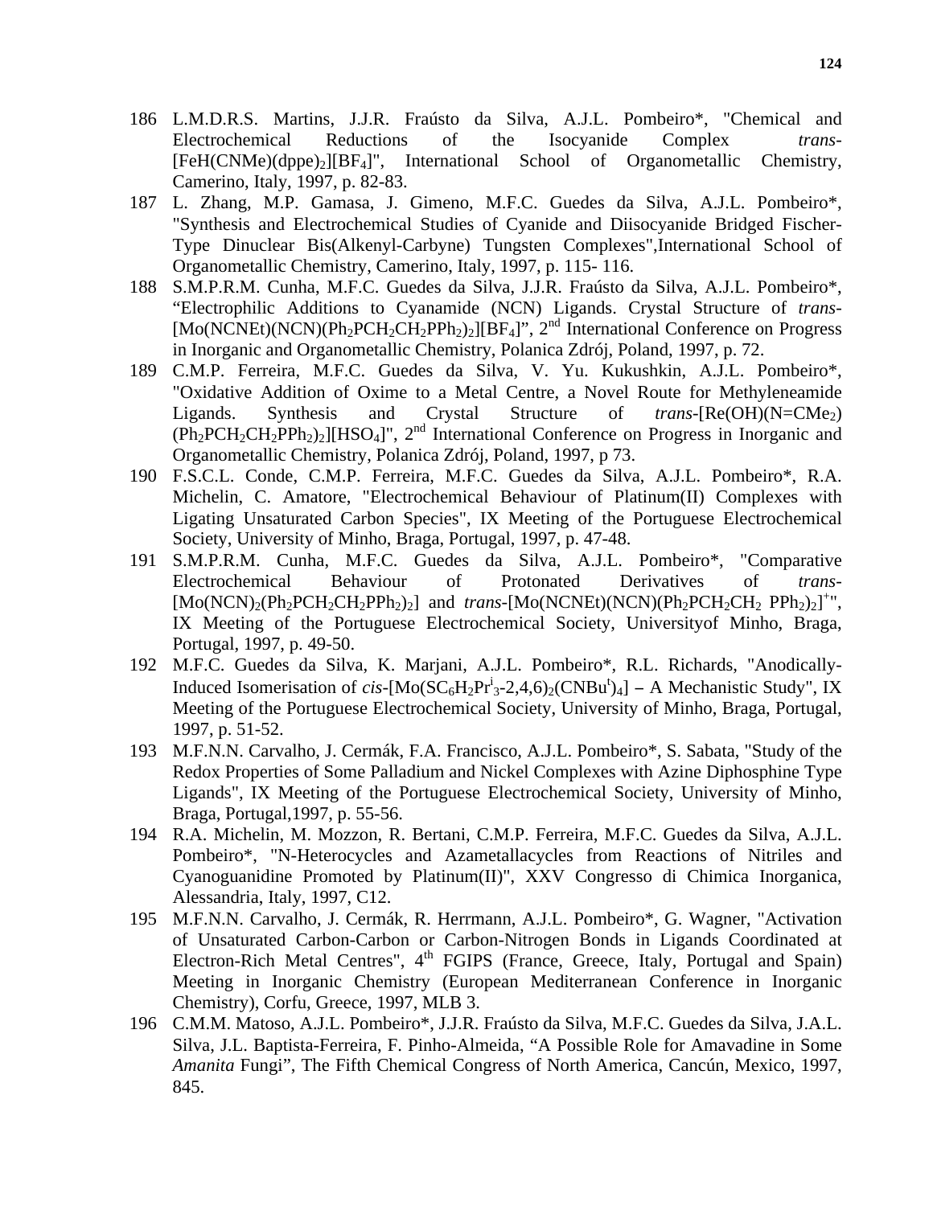186 L.M.D.R.S. Martins, J.J.R. Fraústo da Silva, A.J.L. Pombeiro*, "Chemical and Electrochemical Reductions of the Isocyanide Complex *trans*-$[FeH(CNMe)(dppe)_2][BF_4]$", International School of Organometallic Chemistry, Camerino, Italy, 1997, p. 82-83.

187 L. Zhang, M.P. Gamasa, J. Gimeno, M.F.C. Guedes da Silva, A.J.L. Pombeiro*, "Synthesis and Electrochemical Studies of Cyanide and Diisocyanide Bridged Fischer-Type Dinuclear Bis(Alkenyl-Carbyne) Tungsten Complexes",International School of Organometallic Chemistry, Camerino, Italy, 1997, p. 115- 116.

188 S.M.P.R.M. Cunha, M.F.C. Guedes da Silva, J.J.R. Fraústo da Silva, A.J.L. Pombeiro*, "Electrophilic Additions to Cyanamide (NCN) Ligands. Crystal Structure of *trans*-$[Mo(NCNEt)(NCN)(Ph_2PCH_2CH_2PPh_2)_2][BF_4]$", 2nd International Conference on Progress in Inorganic and Organometallic Chemistry, Polanica Zdrój, Poland, 1997, p. 72.

189 C.M.P. Ferreira, M.F.C. Guedes da Silva, V. Yu. Kukushkin, A.J.L. Pombeiro*, "Oxidative Addition of Oxime to a Metal Centre, a Novel Route for Methyleneamide Ligands. Synthesis and Crystal Structure of *trans*-$[Re(OH)(N{=}CMe_2)(Ph_2PCH_2CH_2PPh_2)_2][HSO_4]$", 2nd International Conference on Progress in Inorganic and Organometallic Chemistry, Polanica Zdrój, Poland, 1997, p 73.

190 F.S.C.L. Conde, C.M.P. Ferreira, M.F.C. Guedes da Silva, A.J.L. Pombeiro*, R.A. Michelin, C. Amatore, "Electrochemical Behaviour of Platinum(II) Complexes with Ligating Unsaturated Carbon Species", IX Meeting of the Portuguese Electrochemical Society, University of Minho, Braga, Portugal, 1997, p. 47-48.

191 S.M.P.R.M. Cunha, M.F.C. Guedes da Silva, A.J.L. Pombeiro*, "Comparative Electrochemical Behaviour of Protonated Derivatives of *trans*-$[Mo(NCN)_2(Ph_2PCH_2CH_2PPh_2)_2]$ and *trans*-$[Mo(NCNEt)(NCN)(Ph_2PCH_2CH_2\ PPh_2)_2]^{+}$", IX Meeting of the Portuguese Electrochemical Society, Universityof Minho, Braga, Portugal, 1997, p. 49-50.

192 M.F.C. Guedes da Silva, K. Marjani, A.J.L. Pombeiro*, R.L. Richards, "Anodically-Induced Isomerisation of *cis*-$[Mo(SC_6H_2Pr^i_3\text{-}2,4,6)_2(CNBu^t)_4]$ – A Mechanistic Study", IX Meeting of the Portuguese Electrochemical Society, University of Minho, Braga, Portugal, 1997, p. 51-52.

193 M.F.N.N. Carvalho, J. Cermák, F.A. Francisco, A.J.L. Pombeiro*, S. Sabata, "Study of the Redox Properties of Some Palladium and Nickel Complexes with Azine Diphosphine Type Ligands", IX Meeting of the Portuguese Electrochemical Society, University of Minho, Braga, Portugal,1997, p. 55-56.

194 R.A. Michelin, M. Mozzon, R. Bertani, C.M.P. Ferreira, M.F.C. Guedes da Silva, A.J.L. Pombeiro*, "N-Heterocycles and Azametallacycles from Reactions of Nitriles and Cyanoguanidine Promoted by Platinum(II)", XXV Congresso di Chimica Inorganica, Alessandria, Italy, 1997, C12.

195 M.F.N.N. Carvalho, J. Cermák, R. Herrmann, A.J.L. Pombeiro*, G. Wagner, "Activation of Unsaturated Carbon-Carbon or Carbon-Nitrogen Bonds in Ligands Coordinated at Electron-Rich Metal Centres", 4th FGIPS (France, Greece, Italy, Portugal and Spain) Meeting in Inorganic Chemistry (European Mediterranean Conference in Inorganic Chemistry), Corfu, Greece, 1997, MLB 3.

196 C.M.M. Matoso, A.J.L. Pombeiro*, J.J.R. Fraústo da Silva, M.F.C. Guedes da Silva, J.A.L. Silva, J.L. Baptista-Ferreira, F. Pinho-Almeida, "A Possible Role for Amavadine in Some *Amanita* Fungi", The Fifth Chemical Congress of North America, Cancún, Mexico, 1997, 845.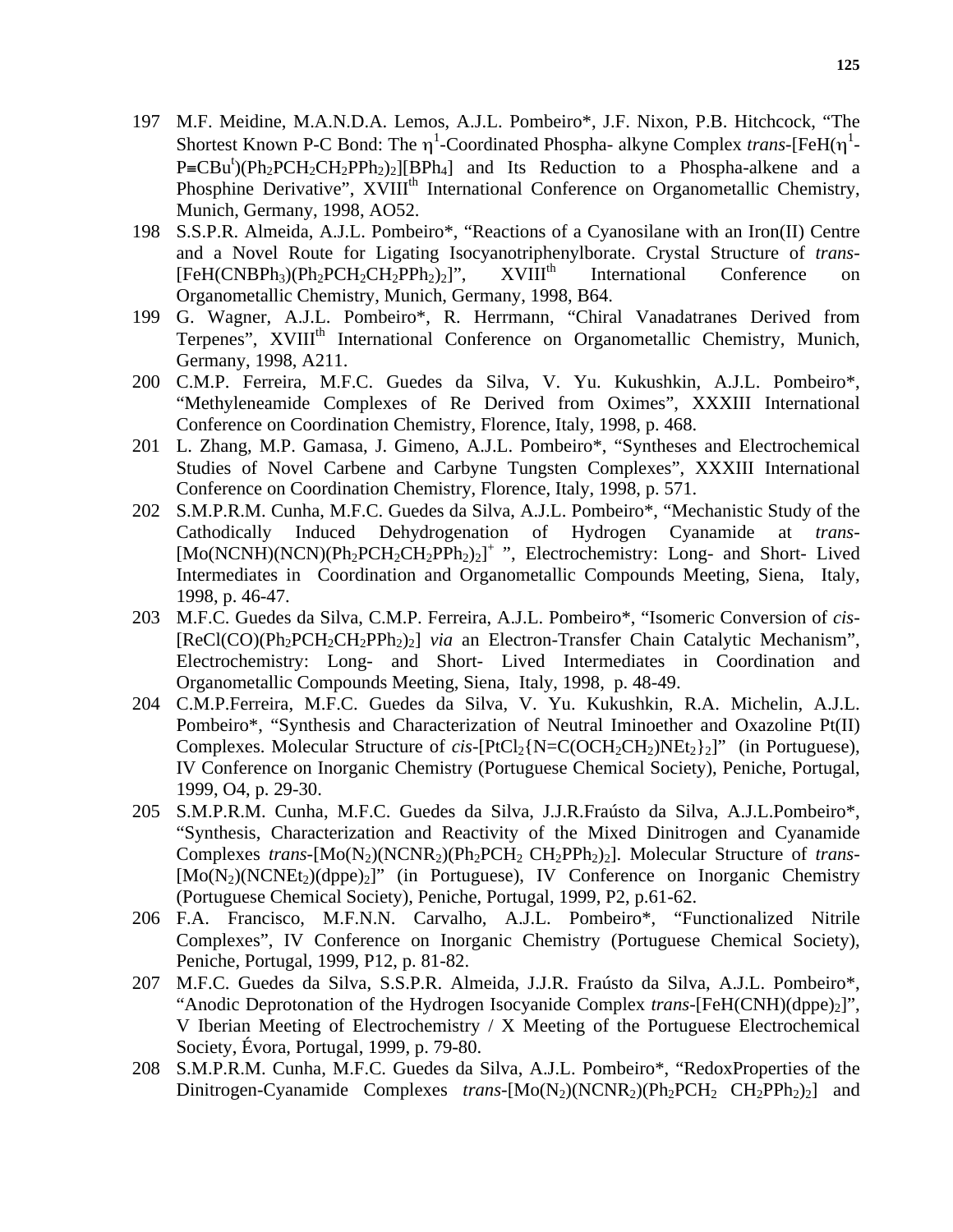197 M.F. Meidine, M.A.N.D.A. Lemos, A.J.L. Pombeiro*, J.F. Nixon, P.B. Hitchcock, "The Shortest Known P-C Bond: The $\eta^1$-Coordinated Phospha- alkyne Complex *trans*-$[FeH(\eta^1\text{-}P{\equiv}CBu^t)(Ph_2PCH_2CH_2PPh_2)_2][BPh_4]$ and Its Reduction to a Phospha-alkene and a Phosphine Derivative", XVIII$^{th}$ International Conference on Organometallic Chemistry, Munich, Germany, 1998, AO52.

198 S.S.P.R. Almeida, A.J.L. Pombeiro*, "Reactions of a Cyanosilane with an Iron(II) Centre and a Novel Route for Ligating Isocyanotriphenylborate. Crystal Structure of *trans*-$[FeH(CNBPh_3)(Ph_2PCH_2CH_2PPh_2)_2]$", XVIII$^{th}$ International Conference on Organometallic Chemistry, Munich, Germany, 1998, B64.

199 G. Wagner, A.J.L. Pombeiro*, R. Herrmann, "Chiral Vanadatranes Derived from Terpenes", XVIII$^{th}$ International Conference on Organometallic Chemistry, Munich, Germany, 1998, A211.

200 C.M.P. Ferreira, M.F.C. Guedes da Silva, V. Yu. Kukushkin, A.J.L. Pombeiro*, "Methyleneamide Complexes of Re Derived from Oximes", XXXIII International Conference on Coordination Chemistry, Florence, Italy, 1998, p. 468.

201 L. Zhang, M.P. Gamasa, J. Gimeno, A.J.L. Pombeiro*, "Syntheses and Electrochemical Studies of Novel Carbene and Carbyne Tungsten Complexes", XXXIII International Conference on Coordination Chemistry, Florence, Italy, 1998, p. 571.

202 S.M.P.R.M. Cunha, M.F.C. Guedes da Silva, A.J.L. Pombeiro*, "Mechanistic Study of the Cathodically Induced Dehydrogenation of Hydrogen Cyanamide at *trans*-$[Mo(NCNH)(NCN)(Ph_2PCH_2CH_2PPh_2)_2]^+$ ", Electrochemistry: Long- and Short- Lived Intermediates in Coordination and Organometallic Compounds Meeting, Siena, Italy, 1998, p. 46-47.

203 M.F.C. Guedes da Silva, C.M.P. Ferreira, A.J.L. Pombeiro*, "Isomeric Conversion of *cis*-$[ReCl(CO)(Ph_2PCH_2CH_2PPh_2)_2]$ *via* an Electron-Transfer Chain Catalytic Mechanism", Electrochemistry: Long- and Short- Lived Intermediates in Coordination and Organometallic Compounds Meeting, Siena, Italy, 1998, p. 48-49.

204 C.M.P.Ferreira, M.F.C. Guedes da Silva, V. Yu. Kukushkin, R.A. Michelin, A.J.L. Pombeiro*, "Synthesis and Characterization of Neutral Iminoether and Oxazoline Pt(II) Complexes. Molecular Structure of *cis*-$[PtCl_2\{N{=}C(OCH_2CH_2)NEt_2\}_2]$" (in Portuguese), IV Conference on Inorganic Chemistry (Portuguese Chemical Society), Peniche, Portugal, 1999, O4, p. 29-30.

205 S.M.P.R.M. Cunha, M.F.C. Guedes da Silva, J.J.R.Fraústo da Silva, A.J.L.Pombeiro*, "Synthesis, Characterization and Reactivity of the Mixed Dinitrogen and Cyanamide Complexes *trans*-$[Mo(N_2)(NCNR_2)(Ph_2PCH_2\ CH_2PPh_2)_2]$. Molecular Structure of *trans*-$[Mo(N_2)(NCNEt_2)(dppe)_2]$" (in Portuguese), IV Conference on Inorganic Chemistry (Portuguese Chemical Society), Peniche, Portugal, 1999, P2, p.61-62.

206 F.A. Francisco, M.F.N.N. Carvalho, A.J.L. Pombeiro*, "Functionalized Nitrile Complexes", IV Conference on Inorganic Chemistry (Portuguese Chemical Society), Peniche, Portugal, 1999, P12, p. 81-82.

207 M.F.C. Guedes da Silva, S.S.P.R. Almeida, J.J.R. Fraústo da Silva, A.J.L. Pombeiro*, "Anodic Deprotonation of the Hydrogen Isocyanide Complex *trans*-$[FeH(CNH)(dppe)_2]$", V Iberian Meeting of Electrochemistry / X Meeting of the Portuguese Electrochemical Society, Évora, Portugal, 1999, p. 79-80.

208 S.M.P.R.M. Cunha, M.F.C. Guedes da Silva, A.J.L. Pombeiro*, "RedoxProperties of the Dinitrogen-Cyanamide Complexes *trans*-$[Mo(N_2)(NCNR_2)(Ph_2PCH_2\ CH_2PPh_2)_2]$ and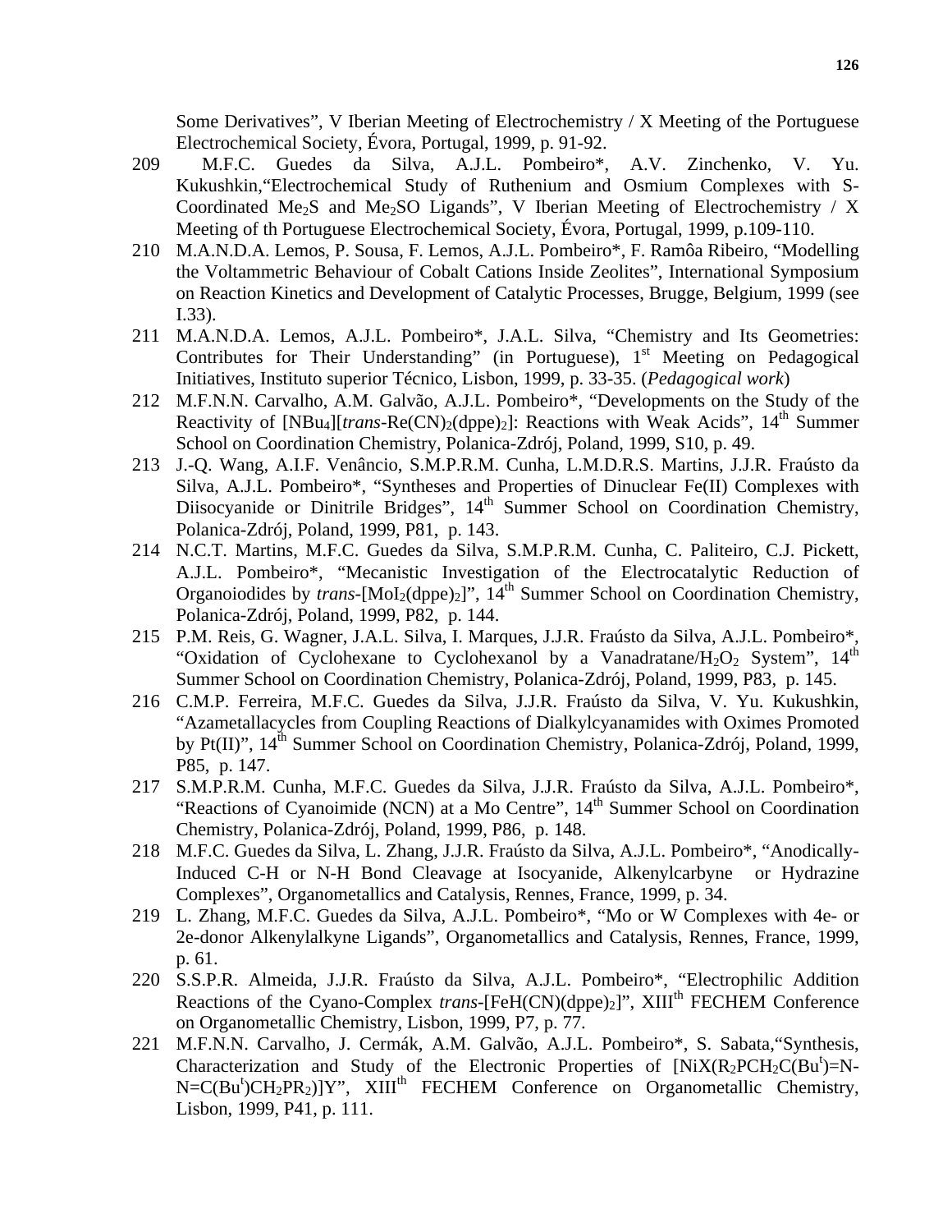Some Derivatives", V Iberian Meeting of Electrochemistry / X Meeting of the Portuguese Electrochemical Society, Évora, Portugal, 1999, p. 91-92.

209 M.F.C. Guedes da Silva, A.J.L. Pombeiro*, A.V. Zinchenko, V. Yu. Kukushkin,"Electrochemical Study of Ruthenium and Osmium Complexes with S-Coordinated $Me_2S$ and $Me_2SO$ Ligands", V Iberian Meeting of Electrochemistry / X Meeting of th Portuguese Electrochemical Society, Évora, Portugal, 1999, p.109-110.

210 M.A.N.D.A. Lemos, P. Sousa, F. Lemos, A.J.L. Pombeiro*, F. Ramôa Ribeiro, "Modelling the Voltammetric Behaviour of Cobalt Cations Inside Zeolites", International Symposium on Reaction Kinetics and Development of Catalytic Processes, Brugge, Belgium, 1999 (see I.33).

211 M.A.N.D.A. Lemos, A.J.L. Pombeiro*, J.A.L. Silva, "Chemistry and Its Geometries: Contributes for Their Understanding" (in Portuguese), 1st Meeting on Pedagogical Initiatives, Instituto superior Técnico, Lisbon, 1999, p. 33-35. (*Pedagogical work*)

212 M.F.N.N. Carvalho, A.M. Galvão, A.J.L. Pombeiro*, "Developments on the Study of the Reactivity of $[NBu_4]$[*trans*-$Re(CN)_2(dppe)_2$]: Reactions with Weak Acids", 14th Summer School on Coordination Chemistry, Polanica-Zdrój, Poland, 1999, S10, p. 49.

213 J.-Q. Wang, A.I.F. Venâncio, S.M.P.R.M. Cunha, L.M.D.R.S. Martins, J.J.R. Fraústo da Silva, A.J.L. Pombeiro*, "Syntheses and Properties of Dinuclear Fe(II) Complexes with Diisocyanide or Dinitrile Bridges", 14th Summer School on Coordination Chemistry, Polanica-Zdrój, Poland, 1999, P81, p. 143.

214 N.C.T. Martins, M.F.C. Guedes da Silva, S.M.P.R.M. Cunha, C. Paliteiro, C.J. Pickett, A.J.L. Pombeiro*, "Mecanistic Investigation of the Electrocatalytic Reduction of Organoiodides by *trans*-$[MoI_2(dppe)_2]$", 14th Summer School on Coordination Chemistry, Polanica-Zdrój, Poland, 1999, P82, p. 144.

215 P.M. Reis, G. Wagner, J.A.L. Silva, I. Marques, J.J.R. Fraústo da Silva, A.J.L. Pombeiro*, "Oxidation of Cyclohexane to Cyclohexanol by a Vanadratane/$H_2O_2$ System", 14th Summer School on Coordination Chemistry, Polanica-Zdrój, Poland, 1999, P83, p. 145.

216 C.M.P. Ferreira, M.F.C. Guedes da Silva, J.J.R. Fraústo da Silva, V. Yu. Kukushkin, "Azametallacycles from Coupling Reactions of Dialkylcyanamides with Oximes Promoted by Pt(II)", 14th Summer School on Coordination Chemistry, Polanica-Zdrój, Poland, 1999, P85, p. 147.

217 S.M.P.R.M. Cunha, M.F.C. Guedes da Silva, J.J.R. Fraústo da Silva, A.J.L. Pombeiro*, "Reactions of Cyanoimide (NCN) at a Mo Centre", 14th Summer School on Coordination Chemistry, Polanica-Zdrój, Poland, 1999, P86, p. 148.

218 M.F.C. Guedes da Silva, L. Zhang, J.J.R. Fraústo da Silva, A.J.L. Pombeiro*, "Anodically-Induced C-H or N-H Bond Cleavage at Isocyanide, Alkenylcarbyne or Hydrazine Complexes", Organometallics and Catalysis, Rennes, France, 1999, p. 34.

219 L. Zhang, M.F.C. Guedes da Silva, A.J.L. Pombeiro*, "Mo or W Complexes with 4e- or 2e-donor Alkenylalkyne Ligands", Organometallics and Catalysis, Rennes, France, 1999, p. 61.

220 S.S.P.R. Almeida, J.J.R. Fraústo da Silva, A.J.L. Pombeiro*, "Electrophilic Addition Reactions of the Cyano-Complex *trans*-$[FeH(CN)(dppe)_2]$", XIIIth FECHEM Conference on Organometallic Chemistry, Lisbon, 1999, P7, p. 77.

221 M.F.N.N. Carvalho, J. Cermák, A.M. Galvão, A.J.L. Pombeiro*, S. Sabata,"Synthesis, Characterization and Study of the Electronic Properties of $[NiX(R_2PCH_2C(Bu^t)=N-N=C(Bu^t)CH_2PR_2)]Y$", XIIIth FECHEM Conference on Organometallic Chemistry, Lisbon, 1999, P41, p. 111.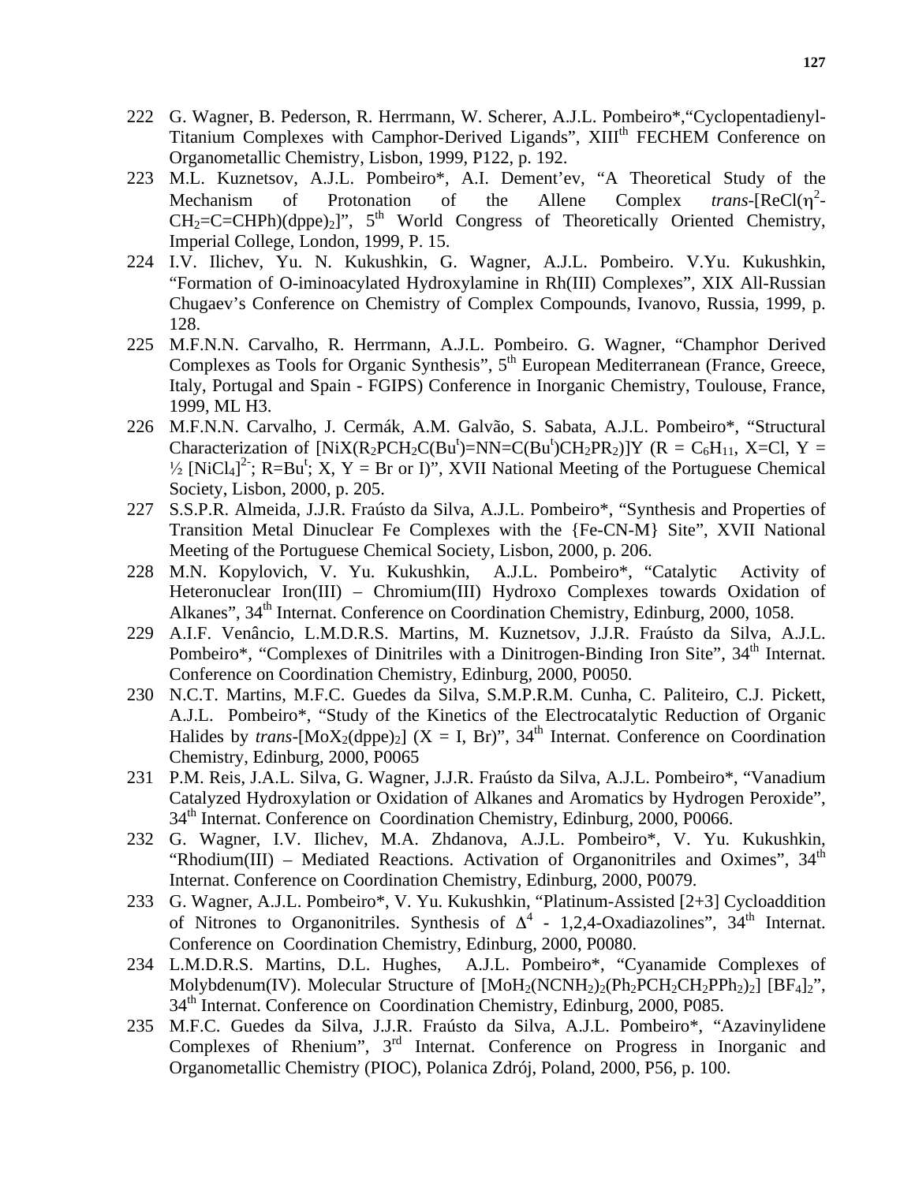222 G. Wagner, B. Pederson, R. Herrmann, W. Scherer, A.J.L. Pombeiro*,"Cyclopentadienyl-Titanium Complexes with Camphor-Derived Ligands", XIII$^{th}$ FECHEM Conference on Organometallic Chemistry, Lisbon, 1999, P122, p. 192.

223 M.L. Kuznetsov, A.J.L. Pombeiro*, A.I. Dement'ev, "A Theoretical Study of the Mechanism of Protonation of the Allene Complex *trans*-[ReCl($\eta^2$-$CH_2$=C=CHPh)(dppe)$_2$]", 5$^{th}$ World Congress of Theoretically Oriented Chemistry, Imperial College, London, 1999, P. 15.

224 I.V. Ilichev, Yu. N. Kukushkin, G. Wagner, A.J.L. Pombeiro. V.Yu. Kukushkin, "Formation of O-iminoacylated Hydroxylamine in Rh(III) Complexes", XIX All-Russian Chugaev's Conference on Chemistry of Complex Compounds, Ivanovo, Russia, 1999, p. 128.

225 M.F.N.N. Carvalho, R. Herrmann, A.J.L. Pombeiro. G. Wagner, "Champhor Derived Complexes as Tools for Organic Synthesis", 5$^{th}$ European Mediterranean (France, Greece, Italy, Portugal and Spain - FGIPS) Conference in Inorganic Chemistry, Toulouse, France, 1999, ML H3.

226 M.F.N.N. Carvalho, J. Cermák, A.M. Galvão, S. Sabata, A.J.L. Pombeiro*, "Structural Characterization of [NiX($R_2PCH_2C$(Bu$^t$)=NN=C(Bu$^t$)$CH_2PR_2$)]Y (R = $C_6H_{11}$, X=Cl, Y = ½ $[NiCl_4]^{2-}$; R=Bu$^t$; X, Y = Br or I)", XVII National Meeting of the Portuguese Chemical Society, Lisbon, 2000, p. 205.

227 S.S.P.R. Almeida, J.J.R. Fraústo da Silva, A.J.L. Pombeiro*, "Synthesis and Properties of Transition Metal Dinuclear Fe Complexes with the {Fe-CN-M} Site", XVII National Meeting of the Portuguese Chemical Society, Lisbon, 2000, p. 206.

228 M.N. Kopylovich, V. Yu. Kukushkin, A.J.L. Pombeiro*, "Catalytic Activity of Heteronuclear Iron(III) – Chromium(III) Hydroxo Complexes towards Oxidation of Alkanes", 34$^{th}$ Internat. Conference on Coordination Chemistry, Edinburg, 2000, 1058.

229 A.I.F. Venâncio, L.M.D.R.S. Martins, M. Kuznetsov, J.J.R. Fraústo da Silva, A.J.L. Pombeiro*, "Complexes of Dinitriles with a Dinitrogen-Binding Iron Site", 34$^{th}$ Internat. Conference on Coordination Chemistry, Edinburg, 2000, P0050.

230 N.C.T. Martins, M.F.C. Guedes da Silva, S.M.P.R.M. Cunha, C. Paliteiro, C.J. Pickett, A.J.L. Pombeiro*, "Study of the Kinetics of the Electrocatalytic Reduction of Organic Halides by *trans*-[$MoX_2$(dppe)$_2$] (X = I, Br)", 34$^{th}$ Internat. Conference on Coordination Chemistry, Edinburg, 2000, P0065

231 P.M. Reis, J.A.L. Silva, G. Wagner, J.J.R. Fraústo da Silva, A.J.L. Pombeiro*, "Vanadium Catalyzed Hydroxylation or Oxidation of Alkanes and Aromatics by Hydrogen Peroxide", 34$^{th}$ Internat. Conference on Coordination Chemistry, Edinburg, 2000, P0066.

232 G. Wagner, I.V. Ilichev, M.A. Zhdanova, A.J.L. Pombeiro*, V. Yu. Kukushkin, "Rhodium(III) – Mediated Reactions. Activation of Organonitriles and Oximes", 34$^{th}$ Internat. Conference on Coordination Chemistry, Edinburg, 2000, P0079.

233 G. Wagner, A.J.L. Pombeiro*, V. Yu. Kukushkin, "Platinum-Assisted [2+3] Cycloaddition of Nitrones to Organonitriles. Synthesis of $\Delta^4$ - 1,2,4-Oxadiazolines", 34$^{th}$ Internat. Conference on Coordination Chemistry, Edinburg, 2000, P0080.

234 L.M.D.R.S. Martins, D.L. Hughes, A.J.L. Pombeiro*, "Cyanamide Complexes of Molybdenum(IV). Molecular Structure of [$MoH_2(NCNH_2)_2(Ph_2PCH_2CH_2PPh_2)_2$] $[BF_4]_2$", 34$^{th}$ Internat. Conference on Coordination Chemistry, Edinburg, 2000, P085.

235 M.F.C. Guedes da Silva, J.J.R. Fraústo da Silva, A.J.L. Pombeiro*, "Azavinylidene Complexes of Rhenium", 3$^{rd}$ Internat. Conference on Progress in Inorganic and Organometallic Chemistry (PIOC), Polanica Zdrój, Poland, 2000, P56, p. 100.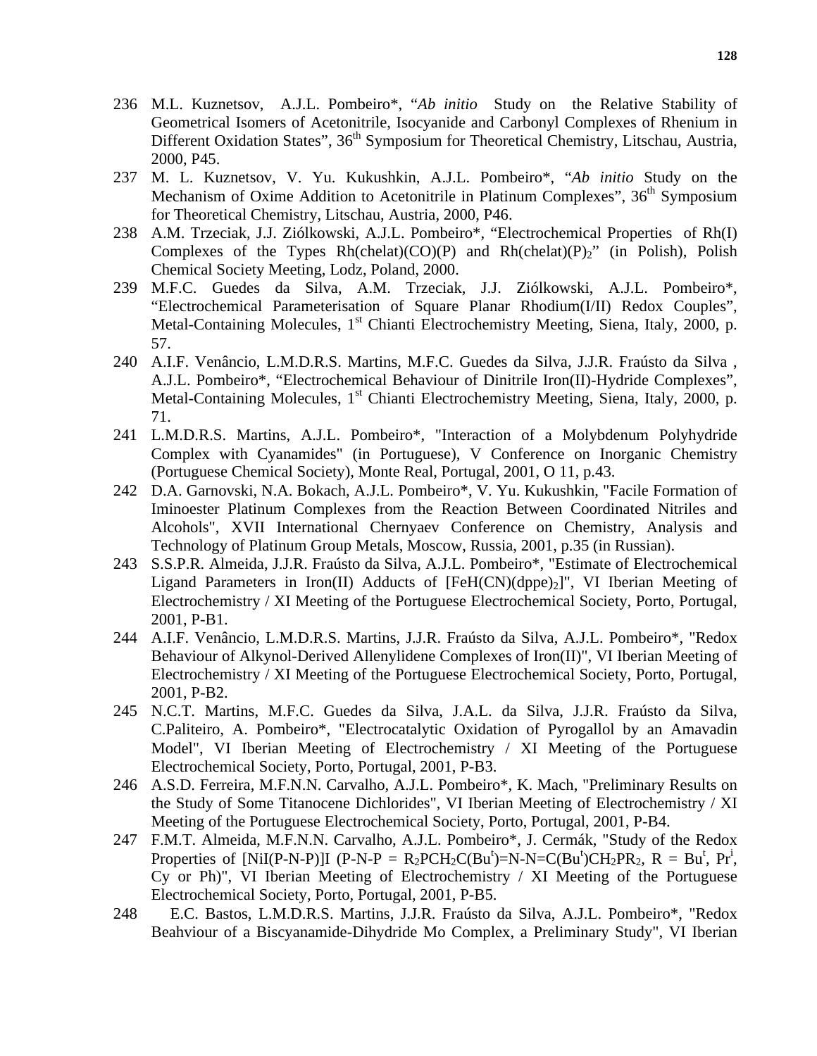236 M.L. Kuznetsov, A.J.L. Pombeiro*, "*Ab initio* Study on the Relative Stability of Geometrical Isomers of Acetonitrile, Isocyanide and Carbonyl Complexes of Rhenium in Different Oxidation States", 36th Symposium for Theoretical Chemistry, Litschau, Austria, 2000, P45.

237 M. L. Kuznetsov, V. Yu. Kukushkin, A.J.L. Pombeiro*, "*Ab initio* Study on the Mechanism of Oxime Addition to Acetonitrile in Platinum Complexes", 36th Symposium for Theoretical Chemistry, Litschau, Austria, 2000, P46.

238 A.M. Trzeciak, J.J. Ziólkowski, A.J.L. Pombeiro*, "Electrochemical Properties of Rh(I) Complexes of the Types Rh(chelat)(CO)(P) and Rh(chelat)$(P)_2$" (in Polish), Polish Chemical Society Meeting, Lodz, Poland, 2000.

239 M.F.C. Guedes da Silva, A.M. Trzeciak, J.J. Ziólkowski, A.J.L. Pombeiro*, "Electrochemical Parameterisation of Square Planar Rhodium(I/II) Redox Couples", Metal-Containing Molecules, 1st Chianti Electrochemistry Meeting, Siena, Italy, 2000, p. 57.

240 A.I.F. Venâncio, L.M.D.R.S. Martins, M.F.C. Guedes da Silva, J.J.R. Fraústo da Silva , A.J.L. Pombeiro*, "Electrochemical Behaviour of Dinitrile Iron(II)-Hydride Complexes", Metal-Containing Molecules, 1st Chianti Electrochemistry Meeting, Siena, Italy, 2000, p. 71.

241 L.M.D.R.S. Martins, A.J.L. Pombeiro*, "Interaction of a Molybdenum Polyhydride Complex with Cyanamides" (in Portuguese), V Conference on Inorganic Chemistry (Portuguese Chemical Society), Monte Real, Portugal, 2001, O 11, p.43.

242 D.A. Garnovski, N.A. Bokach, A.J.L. Pombeiro*, V. Yu. Kukushkin, "Facile Formation of Iminoester Platinum Complexes from the Reaction Between Coordinated Nitriles and Alcohols", XVII International Chernyaev Conference on Chemistry, Analysis and Technology of Platinum Group Metals, Moscow, Russia, 2001, p.35 (in Russian).

243 S.S.P.R. Almeida, J.J.R. Fraústo da Silva, A.J.L. Pombeiro*, "Estimate of Electrochemical Ligand Parameters in Iron(II) Adducts of $[FeH(CN)(dppe)_2]$", VI Iberian Meeting of Electrochemistry / XI Meeting of the Portuguese Electrochemical Society, Porto, Portugal, 2001, P-B1.

244 A.I.F. Venâncio, L.M.D.R.S. Martins, J.J.R. Fraústo da Silva, A.J.L. Pombeiro*, "Redox Behaviour of Alkynol-Derived Allenylidene Complexes of Iron(II)", VI Iberian Meeting of Electrochemistry / XI Meeting of the Portuguese Electrochemical Society, Porto, Portugal, 2001, P-B2.

245 N.C.T. Martins, M.F.C. Guedes da Silva, J.A.L. da Silva, J.J.R. Fraústo da Silva, C.Paliteiro, A. Pombeiro*, "Electrocatalytic Oxidation of Pyrogallol by an Amavadin Model", VI Iberian Meeting of Electrochemistry / XI Meeting of the Portuguese Electrochemical Society, Porto, Portugal, 2001, P-B3.

246 A.S.D. Ferreira, M.F.N.N. Carvalho, A.J.L. Pombeiro*, K. Mach, "Preliminary Results on the Study of Some Titanocene Dichlorides", VI Iberian Meeting of Electrochemistry / XI Meeting of the Portuguese Electrochemical Society, Porto, Portugal, 2001, P-B4.

247 F.M.T. Almeida, M.F.N.N. Carvalho, A.J.L. Pombeiro*, J. Cermák, "Study of the Redox Properties of [NiI(P-N-P)]I (P-N-P = $R_2PCH_2C(Bu^t)$=N-N=$C(Bu^t)CH_2PR_2$, R = $Bu^t$, $Pr^i$, Cy or Ph)", VI Iberian Meeting of Electrochemistry / XI Meeting of the Portuguese Electrochemical Society, Porto, Portugal, 2001, P-B5.

248 E.C. Bastos, L.M.D.R.S. Martins, J.J.R. Fraústo da Silva, A.J.L. Pombeiro*, "Redox Beahviour of a Biscyanamide-Dihydride Mo Complex, a Preliminary Study", VI Iberian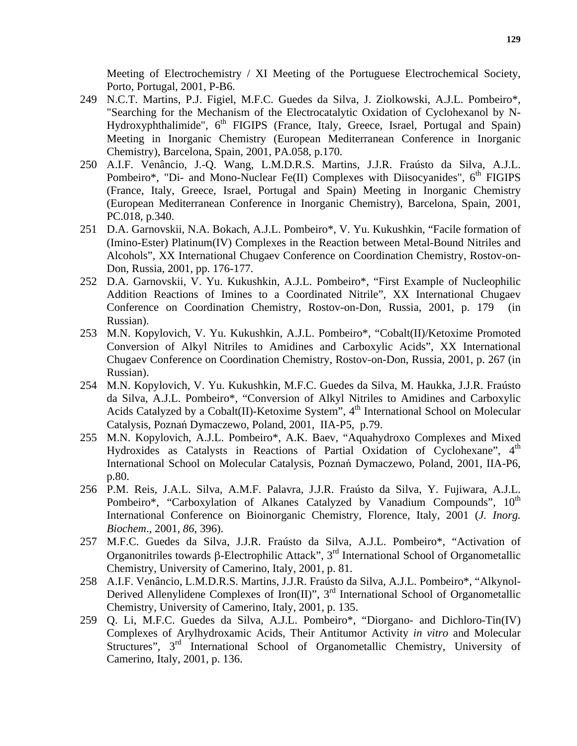Meeting of Electrochemistry / XI Meeting of the Portuguese Electrochemical Society, Porto, Portugal, 2001, P-B6.

249 N.C.T. Martins, P.J. Figiel, M.F.C. Guedes da Silva, J. Ziolkowski, A.J.L. Pombeiro*, "Searching for the Mechanism of the Electrocatalytic Oxidation of Cyclohexanol by N-Hydroxyphthalimide", 6th FIGIPS (France, Italy, Greece, Israel, Portugal and Spain) Meeting in Inorganic Chemistry (European Mediterranean Conference in Inorganic Chemistry), Barcelona, Spain, 2001, PA.058, p.170.

250 A.I.F. Venâncio, J.-Q. Wang, L.M.D.R.S. Martins, J.J.R. Fraústo da Silva, A.J.L. Pombeiro*, "Di- and Mono-Nuclear Fe(II) Complexes with Diisocyanides", 6th FIGIPS (France, Italy, Greece, Israel, Portugal and Spain) Meeting in Inorganic Chemistry (European Mediterranean Conference in Inorganic Chemistry), Barcelona, Spain, 2001, PC.018, p.340.

251 D.A. Garnovskii, N.A. Bokach, A.J.L. Pombeiro*, V. Yu. Kukushkin, "Facile formation of (Imino-Ester) Platinum(IV) Complexes in the Reaction between Metal-Bound Nitriles and Alcohols", XX International Chugaev Conference on Coordination Chemistry, Rostov-on-Don, Russia, 2001, pp. 176-177.

252 D.A. Garnovskii, V. Yu. Kukushkin, A.J.L. Pombeiro*, "First Example of Nucleophilic Addition Reactions of Imines to a Coordinated Nitrile", XX International Chugaev Conference on Coordination Chemistry, Rostov-on-Don, Russia, 2001, p. 179 (in Russian).

253 M.N. Kopylovich, V. Yu. Kukushkin, A.J.L. Pombeiro*, "Cobalt(II)/Ketoxime Promoted Conversion of Alkyl Nitriles to Amidines and Carboxylic Acids", XX International Chugaev Conference on Coordination Chemistry, Rostov-on-Don, Russia, 2001, p. 267 (in Russian).

254 M.N. Kopylovich, V. Yu. Kukushkin, M.F.C. Guedes da Silva, M. Haukka, J.J.R. Fraústo da Silva, A.J.L. Pombeiro*, "Conversion of Alkyl Nitriles to Amidines and Carboxylic Acids Catalyzed by a Cobalt(II)-Ketoxime System", 4th International School on Molecular Catalysis, Poznań Dymaczewo, Poland, 2001, IIA-P5, p.79.

255 M.N. Kopylovich, A.J.L. Pombeiro*, A.K. Baev, "Aquahydroxo Complexes and Mixed Hydroxides as Catalysts in Reactions of Partial Oxidation of Cyclohexane", 4th International School on Molecular Catalysis, Poznań Dymaczewo, Poland, 2001, IIA-P6, p.80.

256 P.M. Reis, J.A.L. Silva, A.M.F. Palavra, J.J.R. Fraústo da Silva, Y. Fujiwara, A.J.L. Pombeiro*, "Carboxylation of Alkanes Catalyzed by Vanadium Compounds", 10th International Conference on Bioinorganic Chemistry, Florence, Italy, 2001 (*J. Inorg. Biochem*., 2001, *86*, 396).

257 M.F.C. Guedes da Silva, J.J.R. Fraústo da Silva, A.J.L. Pombeiro*, "Activation of Organonitriles towards β-Electrophilic Attack", 3rd International School of Organometallic Chemistry, University of Camerino, Italy, 2001, p. 81.

258 A.I.F. Venâncio, L.M.D.R.S. Martins, J.J.R. Fraústo da Silva, A.J.L. Pombeiro*, "Alkynol-Derived Allenylidene Complexes of Iron(II)", 3rd International School of Organometallic Chemistry, University of Camerino, Italy, 2001, p. 135.

259 Q. Li, M.F.C. Guedes da Silva, A.J.L. Pombeiro*, "Diorgano- and Dichloro-Tin(IV) Complexes of Arylhydroxamic Acids, Their Antitumor Activity *in vitro* and Molecular Structures", 3rd International School of Organometallic Chemistry, University of Camerino, Italy, 2001, p. 136.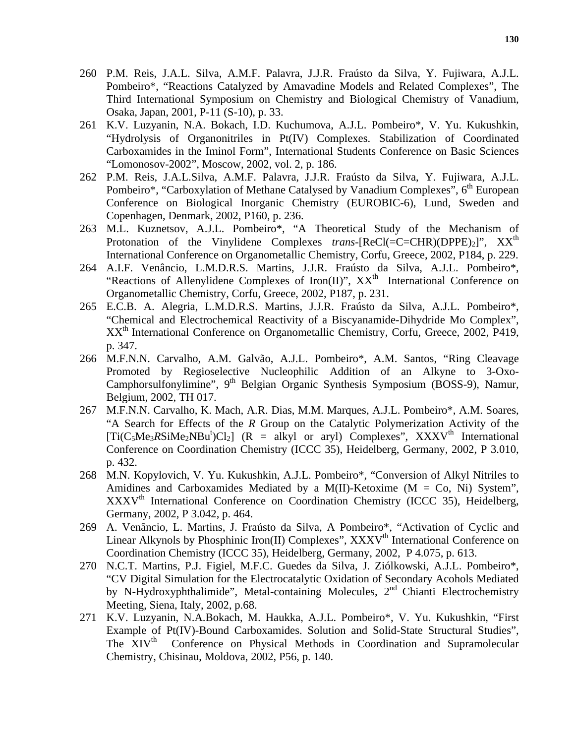260 P.M. Reis, J.A.L. Silva, A.M.F. Palavra, J.J.R. Fraústo da Silva, Y. Fujiwara, A.J.L. Pombeiro*, "Reactions Catalyzed by Amavadine Models and Related Complexes", The Third International Symposium on Chemistry and Biological Chemistry of Vanadium, Osaka, Japan, 2001, P-11 (S-10), p. 33.

261 K.V. Luzyanin, N.A. Bokach, I.D. Kuchumova, A.J.L. Pombeiro*, V. Yu. Kukushkin, "Hydrolysis of Organonitriles in Pt(IV) Complexes. Stabilization of Coordinated Carboxamides in the Iminol Form", International Students Conference on Basic Sciences "Lomonosov-2002", Moscow, 2002, vol. 2, p. 186.

262 P.M. Reis, J.A.L.Silva, A.M.F. Palavra, J.J.R. Fraústo da Silva, Y. Fujiwara, A.J.L. Pombeiro*, "Carboxylation of Methane Catalysed by Vanadium Complexes", 6th European Conference on Biological Inorganic Chemistry (EUROBIC-6), Lund, Sweden and Copenhagen, Denmark, 2002, P160, p. 236.

263 M.L. Kuznetsov, A.J.L. Pombeiro*, "A Theoretical Study of the Mechanism of Protonation of the Vinylidene Complexes *trans*-$[ReCl(=C=CHR)(DPPE)_2]$", XXth International Conference on Organometallic Chemistry, Corfu, Greece, 2002, P184, p. 229.

264 A.I.F. Venâncio, L.M.D.R.S. Martins, J.J.R. Fraústo da Silva, A.J.L. Pombeiro*, "Reactions of Allenylidene Complexes of Iron(II)", XXth International Conference on Organometallic Chemistry, Corfu, Greece, 2002, P187, p. 231.

265 E.C.B. A. Alegria, L.M.D.R.S. Martins, J.J.R. Fraústo da Silva, A.J.L. Pombeiro*, "Chemical and Electrochemical Reactivity of a Biscyanamide-Dihydride Mo Complex", XXth International Conference on Organometallic Chemistry, Corfu, Greece, 2002, P419, p. 347.

266 M.F.N.N. Carvalho, A.M. Galvão, A.J.L. Pombeiro*, A.M. Santos, "Ring Cleavage Promoted by Regioselective Nucleophilic Addition of an Alkyne to 3-Oxo-Camphorsulfonylimine", 9th Belgian Organic Synthesis Symposium (BOSS-9), Namur, Belgium, 2002, TH 017.

267 M.F.N.N. Carvalho, K. Mach, A.R. Dias, M.M. Marques, A.J.L. Pombeiro*, A.M. Soares, "A Search for Effects of the *R* Group on the Catalytic Polymerization Activity of the $[Ti(C_5Me_3RSiMe_2NBu^t)Cl_2]$ (R = alkyl or aryl) Complexes", XXXVth International Conference on Coordination Chemistry (ICCC 35), Heidelberg, Germany, 2002, P 3.010, p. 432.

268 M.N. Kopylovich, V. Yu. Kukushkin, A.J.L. Pombeiro*, "Conversion of Alkyl Nitriles to Amidines and Carboxamides Mediated by a M(II)-Ketoxime (M = Co, Ni) System", XXXVth International Conference on Coordination Chemistry (ICCC 35), Heidelberg, Germany, 2002, P 3.042, p. 464.

269 A. Venâncio, L. Martins, J. Fraústo da Silva, A Pombeiro*, "Activation of Cyclic and Linear Alkynols by Phosphinic Iron(II) Complexes", XXXVth International Conference on Coordination Chemistry (ICCC 35), Heidelberg, Germany, 2002, P 4.075, p. 613.

270 N.C.T. Martins, P.J. Figiel, M.F.C. Guedes da Silva, J. Ziólkowski, A.J.L. Pombeiro*, "CV Digital Simulation for the Electrocatalytic Oxidation of Secondary Acohols Mediated by N-Hydroxyphthalimide", Metal-containing Molecules, 2nd Chianti Electrochemistry Meeting, Siena, Italy, 2002, p.68.

271 K.V. Luzyanin, N.A.Bokach, M. Haukka, A.J.L. Pombeiro*, V. Yu. Kukushkin, "First Example of Pt(IV)-Bound Carboxamides. Solution and Solid-State Structural Studies", The XIVth Conference on Physical Methods in Coordination and Supramolecular Chemistry, Chisinau, Moldova, 2002, P56, p. 140.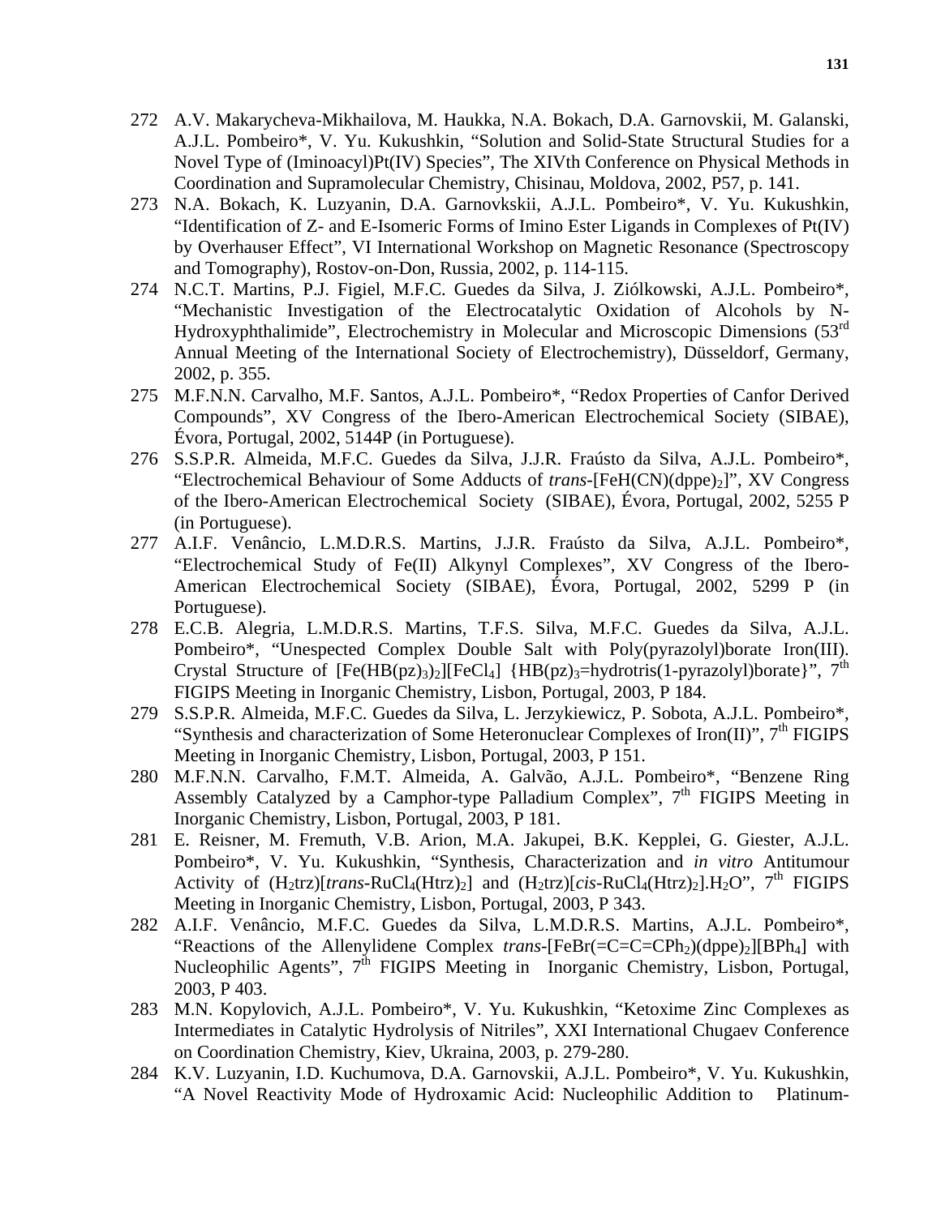272 A.V. Makarycheva-Mikhailova, M. Haukka, N.A. Bokach, D.A. Garnovskii, M. Galanski, A.J.L. Pombeiro*, V. Yu. Kukushkin, "Solution and Solid-State Structural Studies for a Novel Type of (Iminoacyl)Pt(IV) Species", The XIVth Conference on Physical Methods in Coordination and Supramolecular Chemistry, Chisinau, Moldova, 2002, P57, p. 141.

273 N.A. Bokach, K. Luzyanin, D.A. Garnovkskii, A.J.L. Pombeiro*, V. Yu. Kukushkin, "Identification of Z- and E-Isomeric Forms of Imino Ester Ligands in Complexes of Pt(IV) by Overhauser Effect", VI International Workshop on Magnetic Resonance (Spectroscopy and Tomography), Rostov-on-Don, Russia, 2002, p. 114-115.

274 N.C.T. Martins, P.J. Figiel, M.F.C. Guedes da Silva, J. Ziólkowski, A.J.L. Pombeiro*, "Mechanistic Investigation of the Electrocatalytic Oxidation of Alcohols by N-Hydroxyphthalimide", Electrochemistry in Molecular and Microscopic Dimensions (53rd Annual Meeting of the International Society of Electrochemistry), Düsseldorf, Germany, 2002, p. 355.

275 M.F.N.N. Carvalho, M.F. Santos, A.J.L. Pombeiro*, "Redox Properties of Canfor Derived Compounds", XV Congress of the Ibero-American Electrochemical Society (SIBAE), Évora, Portugal, 2002, 5144P (in Portuguese).

276 S.S.P.R. Almeida, M.F.C. Guedes da Silva, J.J.R. Fraústo da Silva, A.J.L. Pombeiro*, "Electrochemical Behaviour of Some Adducts of *trans*-$[FeH(CN)(dppe)_2]$", XV Congress of the Ibero-American Electrochemical Society (SIBAE), Évora, Portugal, 2002, 5255 P (in Portuguese).

277 A.I.F. Venâncio, L.M.D.R.S. Martins, J.J.R. Fraústo da Silva, A.J.L. Pombeiro*, "Electrochemical Study of Fe(II) Alkynyl Complexes", XV Congress of the Ibero-American Electrochemical Society (SIBAE), Évora, Portugal, 2002, 5299 P (in Portuguese).

278 E.C.B. Alegria, L.M.D.R.S. Martins, T.F.S. Silva, M.F.C. Guedes da Silva, A.J.L. Pombeiro*, "Unespected Complex Double Salt with Poly(pyrazolyl)borate Iron(III). Crystal Structure of $[Fe(HB(pz)_3)_2][FeCl_4]$ {$HB(pz)_3$=hydrotris(1-pyrazolyl)borate}", 7th FIGIPS Meeting in Inorganic Chemistry, Lisbon, Portugal, 2003, P 184.

279 S.S.P.R. Almeida, M.F.C. Guedes da Silva, L. Jerzykiewicz, P. Sobota, A.J.L. Pombeiro*, "Synthesis and characterization of Some Heteronuclear Complexes of Iron(II)", 7th FIGIPS Meeting in Inorganic Chemistry, Lisbon, Portugal, 2003, P 151.

280 M.F.N.N. Carvalho, F.M.T. Almeida, A. Galvão, A.J.L. Pombeiro*, "Benzene Ring Assembly Catalyzed by a Camphor-type Palladium Complex", 7th FIGIPS Meeting in Inorganic Chemistry, Lisbon, Portugal, 2003, P 181.

281 E. Reisner, M. Fremuth, V.B. Arion, M.A. Jakupei, B.K. Kepplei, G. Giester, A.J.L. Pombeiro*, V. Yu. Kukushkin, "Synthesis, Characterization and *in vitro* Antitumour Activity of $(H_2trz)$[*trans*-$RuCl_4(Htrz)_2$] and $(H_2trz)$[*cis*-$RuCl_4(Htrz)_2$].$H_2O$", 7th FIGIPS Meeting in Inorganic Chemistry, Lisbon, Portugal, 2003, P 343.

282 A.I.F. Venâncio, M.F.C. Guedes da Silva, L.M.D.R.S. Martins, A.J.L. Pombeiro*, "Reactions of the Allenylidene Complex *trans*-$[FeBr(=C=C=CPh_2)(dppe)_2][BPh_4]$ with Nucleophilic Agents", 7th FIGIPS Meeting in Inorganic Chemistry, Lisbon, Portugal, 2003, P 403.

283 M.N. Kopylovich, A.J.L. Pombeiro*, V. Yu. Kukushkin, "Ketoxime Zinc Complexes as Intermediates in Catalytic Hydrolysis of Nitriles", XXI International Chugaev Conference on Coordination Chemistry, Kiev, Ukraina, 2003, p. 279-280.

284 K.V. Luzyanin, I.D. Kuchumova, D.A. Garnovskii, A.J.L. Pombeiro*, V. Yu. Kukushkin, "A Novel Reactivity Mode of Hydroxamic Acid: Nucleophilic Addition to Platinum-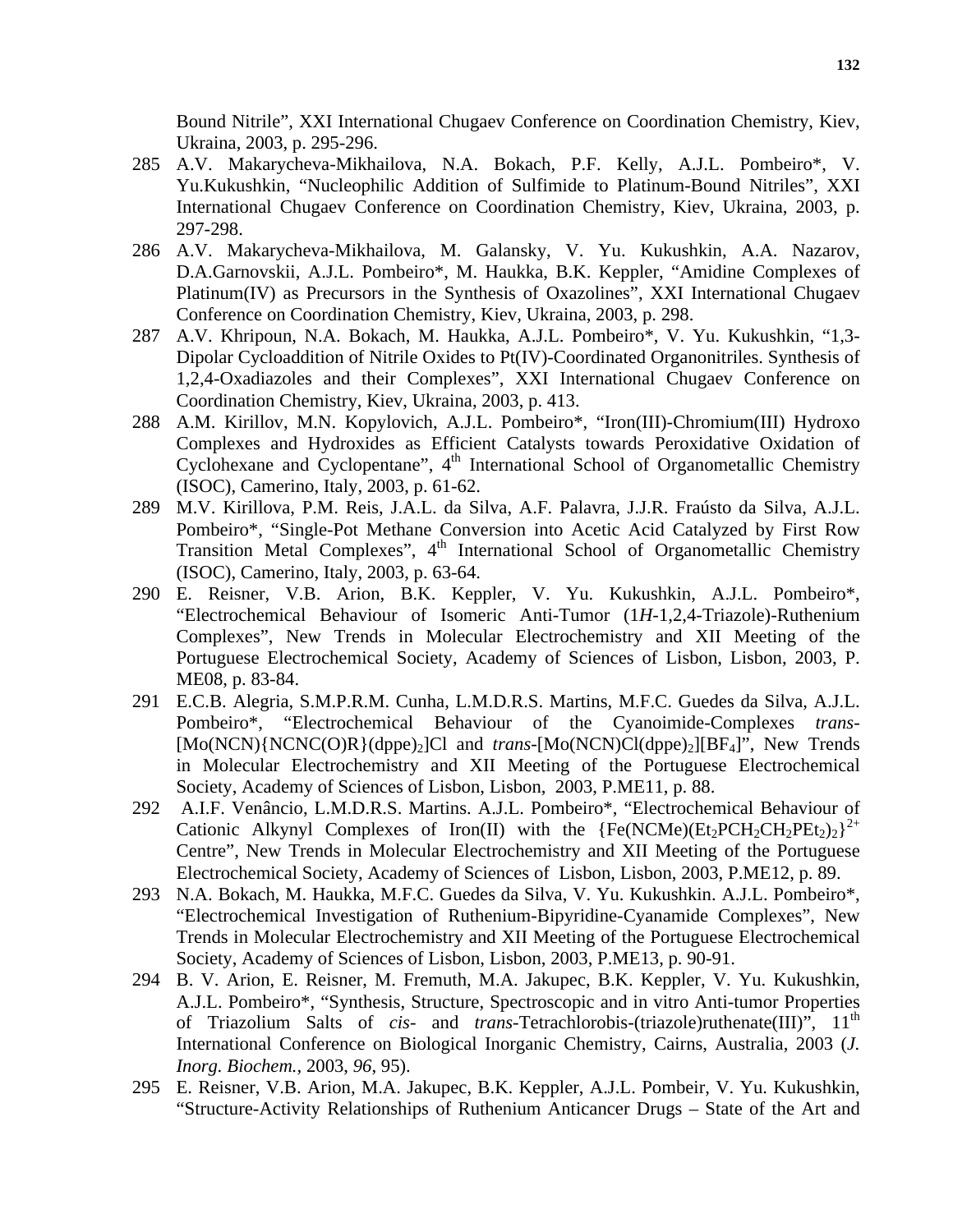Bound Nitrile", XXI International Chugaev Conference on Coordination Chemistry, Kiev, Ukraina, 2003, p. 295-296.

285 A.V. Makarycheva-Mikhailova, N.A. Bokach, P.F. Kelly, A.J.L. Pombeiro*, V. Yu.Kukushkin, "Nucleophilic Addition of Sulfimide to Platinum-Bound Nitriles", XXI International Chugaev Conference on Coordination Chemistry, Kiev, Ukraina, 2003, p. 297-298.

286 A.V. Makarycheva-Mikhailova, M. Galansky, V. Yu. Kukushkin, A.A. Nazarov, D.A.Garnovskii, A.J.L. Pombeiro*, M. Haukka, B.K. Keppler, "Amidine Complexes of Platinum(IV) as Precursors in the Synthesis of Oxazolines", XXI International Chugaev Conference on Coordination Chemistry, Kiev, Ukraina, 2003, p. 298.

287 A.V. Khripoun, N.A. Bokach, M. Haukka, A.J.L. Pombeiro*, V. Yu. Kukushkin, "1,3-Dipolar Cycloaddition of Nitrile Oxides to Pt(IV)-Coordinated Organonitriles. Synthesis of 1,2,4-Oxadiazoles and their Complexes", XXI International Chugaev Conference on Coordination Chemistry, Kiev, Ukraina, 2003, p. 413.

288 A.M. Kirillov, M.N. Kopylovich, A.J.L. Pombeiro*, "Iron(III)-Chromium(III) Hydroxo Complexes and Hydroxides as Efficient Catalysts towards Peroxidative Oxidation of Cyclohexane and Cyclopentane", 4[th] International School of Organometallic Chemistry (ISOC), Camerino, Italy, 2003, p. 61-62.

289 M.V. Kirillova, P.M. Reis, J.A.L. da Silva, A.F. Palavra, J.J.R. Fraústo da Silva, A.J.L. Pombeiro*, "Single-Pot Methane Conversion into Acetic Acid Catalyzed by First Row Transition Metal Complexes", 4[th] International School of Organometallic Chemistry (ISOC), Camerino, Italy, 2003, p. 63-64.

290 E. Reisner, V.B. Arion, B.K. Keppler, V. Yu. Kukushkin, A.J.L. Pombeiro*, "Electrochemical Behaviour of Isomeric Anti-Tumor (1*H*-1,2,4-Triazole)-Ruthenium Complexes", New Trends in Molecular Electrochemistry and XII Meeting of the Portuguese Electrochemical Society, Academy of Sciences of Lisbon, Lisbon, 2003, P. ME08, p. 83-84.

291 E.C.B. Alegria, S.M.P.R.M. Cunha, L.M.D.R.S. Martins, M.F.C. Guedes da Silva, A.J.L. Pombeiro*, "Electrochemical Behaviour of the Cyanoimide-Complexes *trans*-$[Mo(NCN)\{NCNC(O)R\}(dppe)_2]Cl$ and *trans*-$[Mo(NCN)Cl(dppe)_2][BF_4]$", New Trends in Molecular Electrochemistry and XII Meeting of the Portuguese Electrochemical Society, Academy of Sciences of Lisbon, Lisbon, 2003, P.ME11, p. 88.

292 A.I.F. Venâncio, L.M.D.R.S. Martins. A.J.L. Pombeiro*, "Electrochemical Behaviour of Cationic Alkynyl Complexes of Iron(II) with the $\{Fe(NCMe)(Et_2PCH_2CH_2PEt_2)_2\}^{2+}$ Centre", New Trends in Molecular Electrochemistry and XII Meeting of the Portuguese Electrochemical Society, Academy of Sciences of Lisbon, Lisbon, 2003, P.ME12, p. 89.

293 N.A. Bokach, M. Haukka, M.F.C. Guedes da Silva, V. Yu. Kukushkin. A.J.L. Pombeiro*, "Electrochemical Investigation of Ruthenium-Bipyridine-Cyanamide Complexes", New Trends in Molecular Electrochemistry and XII Meeting of the Portuguese Electrochemical Society, Academy of Sciences of Lisbon, Lisbon, 2003, P.ME13, p. 90-91.

294 B. V. Arion, E. Reisner, M. Fremuth, M.A. Jakupec, B.K. Keppler, V. Yu. Kukushkin, A.J.L. Pombeiro*, "Synthesis, Structure, Spectroscopic and in vitro Anti-tumor Properties of Triazolium Salts of *cis*- and *trans*-Tetrachlorobis-(triazole)ruthenate(III)", 11[th] International Conference on Biological Inorganic Chemistry, Cairns, Australia, 2003 (*J. Inorg. Biochem.*, 2003, *96*, 95).

295 E. Reisner, V.B. Arion, M.A. Jakupec, B.K. Keppler, A.J.L. Pombeir, V. Yu. Kukushkin, "Structure-Activity Relationships of Ruthenium Anticancer Drugs – State of the Art and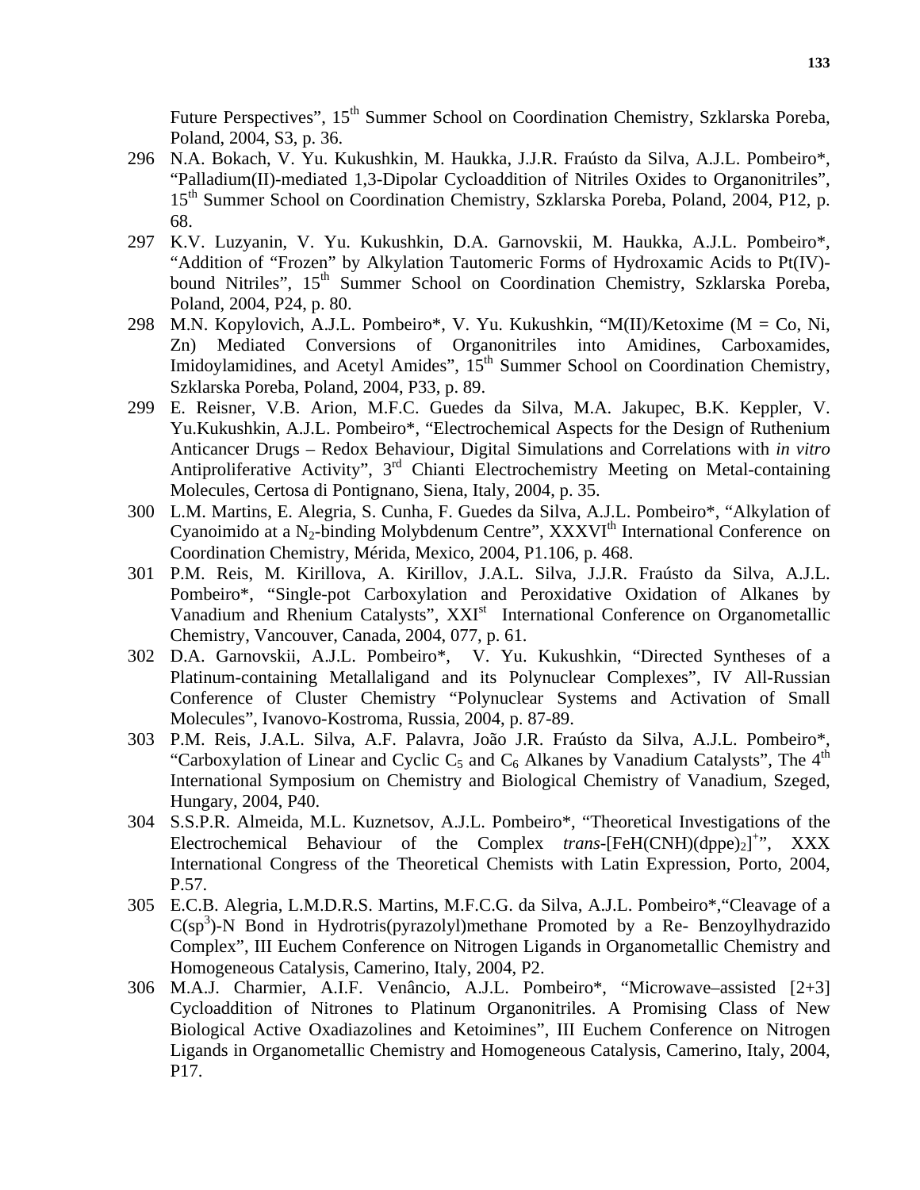Future Perspectives", 15th Summer School on Coordination Chemistry, Szklarska Poreba, Poland, 2004, S3, p. 36.

296 N.A. Bokach, V. Yu. Kukushkin, M. Haukka, J.J.R. Fraústo da Silva, A.J.L. Pombeiro*, "Palladium(II)-mediated 1,3-Dipolar Cycloaddition of Nitriles Oxides to Organonitriles", 15th Summer School on Coordination Chemistry, Szklarska Poreba, Poland, 2004, P12, p. 68.

297 K.V. Luzyanin, V. Yu. Kukushkin, D.A. Garnovskii, M. Haukka, A.J.L. Pombeiro*, "Addition of "Frozen" by Alkylation Tautomeric Forms of Hydroxamic Acids to Pt(IV)-bound Nitriles", 15th Summer School on Coordination Chemistry, Szklarska Poreba, Poland, 2004, P24, p. 80.

298 M.N. Kopylovich, A.J.L. Pombeiro*, V. Yu. Kukushkin, "M(II)/Ketoxime (M = Co, Ni, Zn) Mediated Conversions of Organonitriles into Amidines, Carboxamides, Imidoylamidines, and Acetyl Amides", 15th Summer School on Coordination Chemistry, Szklarska Poreba, Poland, 2004, P33, p. 89.

299 E. Reisner, V.B. Arion, M.F.C. Guedes da Silva, M.A. Jakupec, B.K. Keppler, V. Yu.Kukushkin, A.J.L. Pombeiro*, "Electrochemical Aspects for the Design of Ruthenium Anticancer Drugs – Redox Behaviour, Digital Simulations and Correlations with *in vitro* Antiproliferative Activity", 3rd Chianti Electrochemistry Meeting on Metal-containing Molecules, Certosa di Pontignano, Siena, Italy, 2004, p. 35.

300 L.M. Martins, E. Alegria, S. Cunha, F. Guedes da Silva, A.J.L. Pombeiro*, "Alkylation of Cyanoimido at a $N_2$-binding Molybdenum Centre", XXXVIth International Conference on Coordination Chemistry, Mérida, Mexico, 2004, P1.106, p. 468.

301 P.M. Reis, M. Kirillova, A. Kirillov, J.A.L. Silva, J.J.R. Fraústo da Silva, A.J.L. Pombeiro*, "Single-pot Carboxylation and Peroxidative Oxidation of Alkanes by Vanadium and Rhenium Catalysts", XXIst International Conference on Organometallic Chemistry, Vancouver, Canada, 2004, 077, p. 61.

302 D.A. Garnovskii, A.J.L. Pombeiro*, V. Yu. Kukushkin, "Directed Syntheses of a Platinum-containing Metallaligand and its Polynuclear Complexes", IV All-Russian Conference of Cluster Chemistry "Polynuclear Systems and Activation of Small Molecules", Ivanovo-Kostroma, Russia, 2004, p. 87-89.

303 P.M. Reis, J.A.L. Silva, A.F. Palavra, João J.R. Fraústo da Silva, A.J.L. Pombeiro*, "Carboxylation of Linear and Cyclic $C_5$ and $C_6$ Alkanes by Vanadium Catalysts", The 4th International Symposium on Chemistry and Biological Chemistry of Vanadium, Szeged, Hungary, 2004, P40.

304 S.S.P.R. Almeida, M.L. Kuznetsov, A.J.L. Pombeiro*, "Theoretical Investigations of the Electrochemical Behaviour of the Complex *trans*-$[FeH(CNH)(dppe)_2]^{+}$", XXX International Congress of the Theoretical Chemists with Latin Expression, Porto, 2004, P.57.

305 E.C.B. Alegria, L.M.D.R.S. Martins, M.F.C.G. da Silva, A.J.L. Pombeiro*,"Cleavage of a $C(sp^3)$-N Bond in Hydrotris(pyrazolyl)methane Promoted by a Re- Benzoylhydrazido Complex", III Euchem Conference on Nitrogen Ligands in Organometallic Chemistry and Homogeneous Catalysis, Camerino, Italy, 2004, P2.

306 M.A.J. Charmier, A.I.F. Venâncio, A.J.L. Pombeiro*, "Microwave–assisted [2+3] Cycloaddition of Nitrones to Platinum Organonitriles. A Promising Class of New Biological Active Oxadiazolines and Ketoimines", III Euchem Conference on Nitrogen Ligands in Organometallic Chemistry and Homogeneous Catalysis, Camerino, Italy, 2004, P17.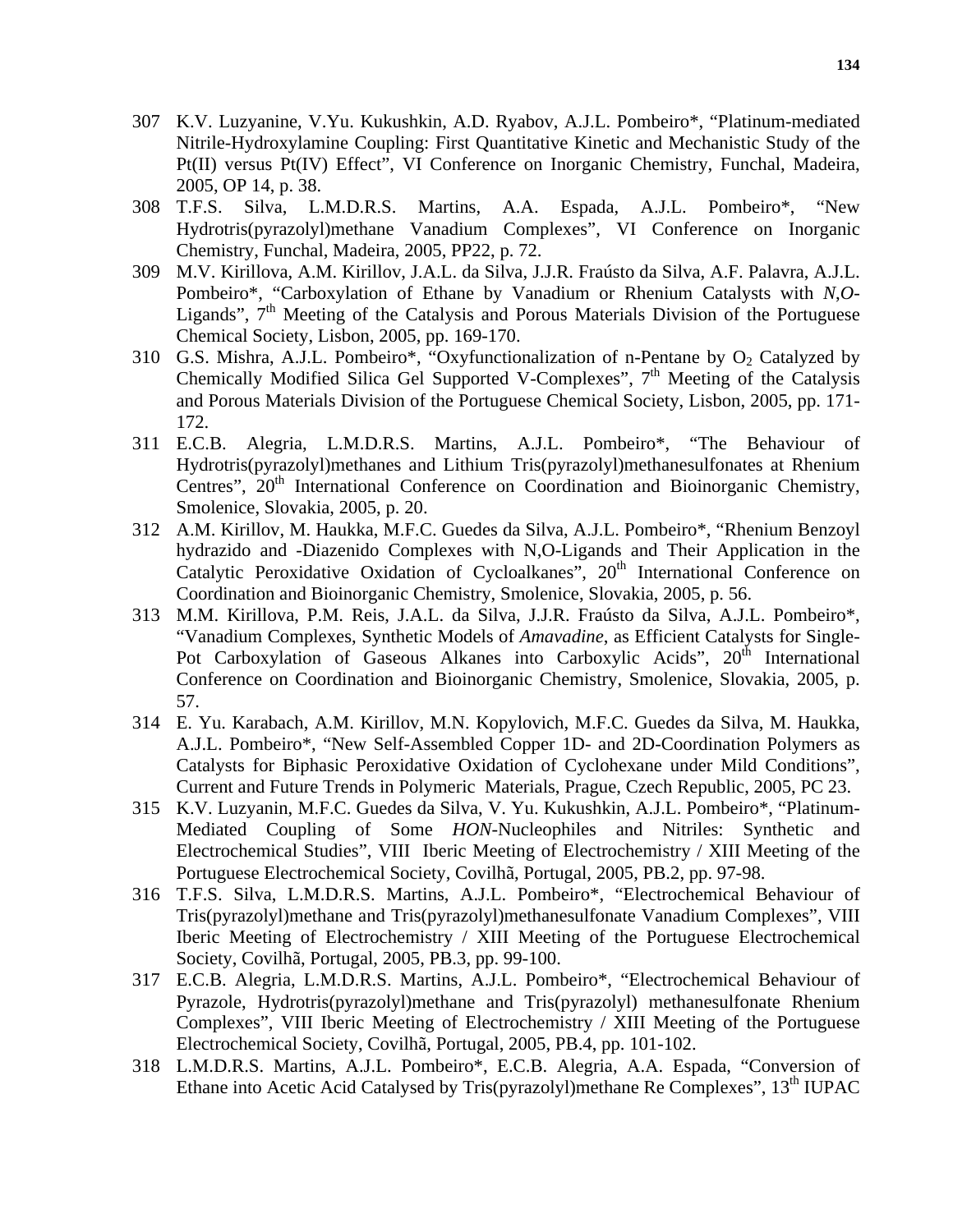307 K.V. Luzyanine, V.Yu. Kukushkin, A.D. Ryabov, A.J.L. Pombeiro*, "Platinum-mediated Nitrile-Hydroxylamine Coupling: First Quantitative Kinetic and Mechanistic Study of the Pt(II) versus Pt(IV) Effect", VI Conference on Inorganic Chemistry, Funchal, Madeira, 2005, OP 14, p. 38.

308 T.F.S. Silva, L.M.D.R.S. Martins, A.A. Espada, A.J.L. Pombeiro*, "New Hydrotris(pyrazolyl)methane Vanadium Complexes", VI Conference on Inorganic Chemistry, Funchal, Madeira, 2005, PP22, p. 72.

309 M.V. Kirillova, A.M. Kirillov, J.A.L. da Silva, J.J.R. Fraústo da Silva, A.F. Palavra, A.J.L. Pombeiro*, "Carboxylation of Ethane by Vanadium or Rhenium Catalysts with *N,O*-Ligands", 7th Meeting of the Catalysis and Porous Materials Division of the Portuguese Chemical Society, Lisbon, 2005, pp. 169-170.

310 G.S. Mishra, A.J.L. Pombeiro*, "Oxyfunctionalization of n-Pentane by $O_2$ Catalyzed by Chemically Modified Silica Gel Supported V-Complexes", 7th Meeting of the Catalysis and Porous Materials Division of the Portuguese Chemical Society, Lisbon, 2005, pp. 171-172.

311 E.C.B. Alegria, L.M.D.R.S. Martins, A.J.L. Pombeiro*, "The Behaviour of Hydrotris(pyrazolyl)methanes and Lithium Tris(pyrazolyl)methanesulfonates at Rhenium Centres", 20th International Conference on Coordination and Bioinorganic Chemistry, Smolenice, Slovakia, 2005, p. 20.

312 A.M. Kirillov, M. Haukka, M.F.C. Guedes da Silva, A.J.L. Pombeiro*, "Rhenium Benzoyl hydrazido and -Diazenido Complexes with N,O-Ligands and Their Application in the Catalytic Peroxidative Oxidation of Cycloalkanes", 20th International Conference on Coordination and Bioinorganic Chemistry, Smolenice, Slovakia, 2005, p. 56.

313 M.M. Kirillova, P.M. Reis, J.A.L. da Silva, J.J.R. Fraústo da Silva, A.J.L. Pombeiro*, "Vanadium Complexes, Synthetic Models of *Amavadine*, as Efficient Catalysts for Single-Pot Carboxylation of Gaseous Alkanes into Carboxylic Acids", 20th International Conference on Coordination and Bioinorganic Chemistry, Smolenice, Slovakia, 2005, p. 57.

314 E. Yu. Karabach, A.M. Kirillov, M.N. Kopylovich, M.F.C. Guedes da Silva, M. Haukka, A.J.L. Pombeiro*, "New Self-Assembled Copper 1D- and 2D-Coordination Polymers as Catalysts for Biphasic Peroxidative Oxidation of Cyclohexane under Mild Conditions", Current and Future Trends in Polymeric Materials, Prague, Czech Republic, 2005, PC 23.

315 K.V. Luzyanin, M.F.C. Guedes da Silva, V. Yu. Kukushkin, A.J.L. Pombeiro*, "Platinum-Mediated Coupling of Some *HON*-Nucleophiles and Nitriles: Synthetic and Electrochemical Studies", VIII Iberic Meeting of Electrochemistry / XIII Meeting of the Portuguese Electrochemical Society, Covilhã, Portugal, 2005, PB.2, pp. 97-98.

316 T.F.S. Silva, L.M.D.R.S. Martins, A.J.L. Pombeiro*, "Electrochemical Behaviour of Tris(pyrazolyl)methane and Tris(pyrazolyl)methanesulfonate Vanadium Complexes", VIII Iberic Meeting of Electrochemistry / XIII Meeting of the Portuguese Electrochemical Society, Covilhã, Portugal, 2005, PB.3, pp. 99-100.

317 E.C.B. Alegria, L.M.D.R.S. Martins, A.J.L. Pombeiro*, "Electrochemical Behaviour of Pyrazole, Hydrotris(pyrazolyl)methane and Tris(pyrazolyl) methanesulfonate Rhenium Complexes", VIII Iberic Meeting of Electrochemistry / XIII Meeting of the Portuguese Electrochemical Society, Covilhã, Portugal, 2005, PB.4, pp. 101-102.

318 L.M.D.R.S. Martins, A.J.L. Pombeiro*, E.C.B. Alegria, A.A. Espada, "Conversion of Ethane into Acetic Acid Catalysed by Tris(pyrazolyl)methane Re Complexes", 13th IUPAC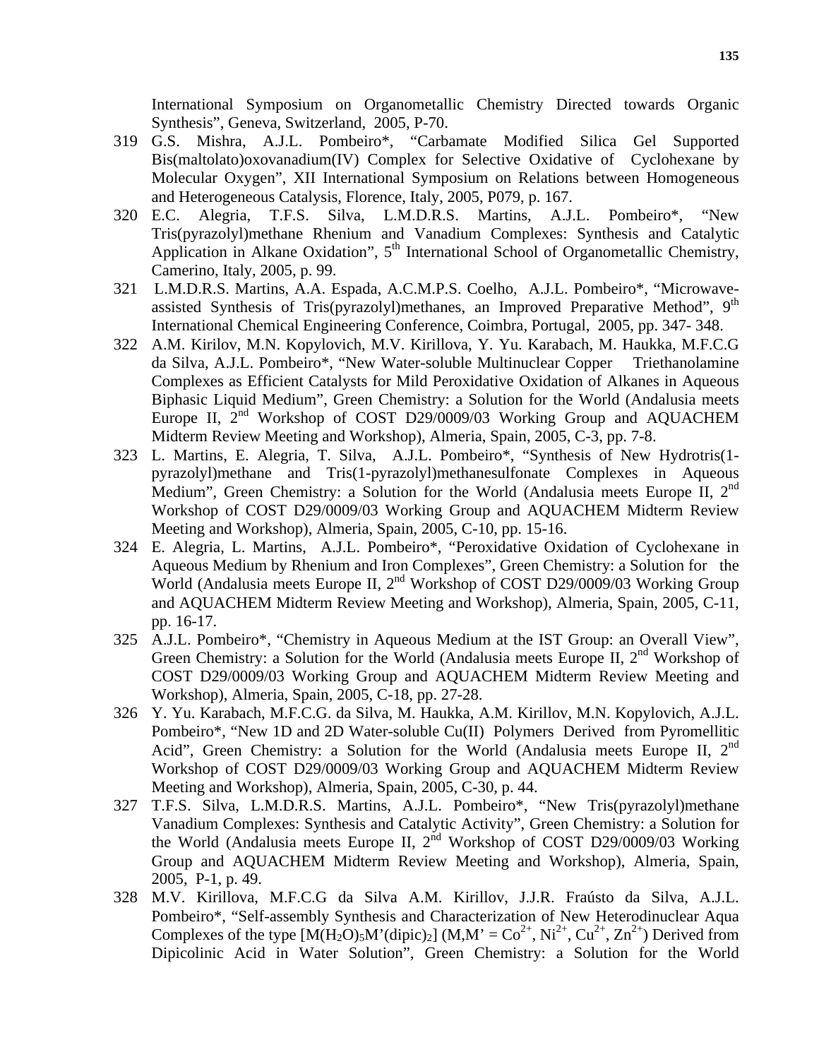International Symposium on Organometallic Chemistry Directed towards Organic Synthesis", Geneva, Switzerland, 2005, P-70.

319 G.S. Mishra, A.J.L. Pombeiro*, "Carbamate Modified Silica Gel Supported Bis(maltolato)oxovanadium(IV) Complex for Selective Oxidative of Cyclohexane by Molecular Oxygen", XII International Symposium on Relations between Homogeneous and Heterogeneous Catalysis, Florence, Italy, 2005, P079, p. 167.

320 E.C. Alegria, T.F.S. Silva, L.M.D.R.S. Martins, A.J.L. Pombeiro*, "New Tris(pyrazolyl)methane Rhenium and Vanadium Complexes: Synthesis and Catalytic Application in Alkane Oxidation", 5th International School of Organometallic Chemistry, Camerino, Italy, 2005, p. 99.

321 L.M.D.R.S. Martins, A.A. Espada, A.C.M.P.S. Coelho, A.J.L. Pombeiro*, "Microwave-assisted Synthesis of Tris(pyrazolyl)methanes, an Improved Preparative Method", 9th International Chemical Engineering Conference, Coimbra, Portugal, 2005, pp. 347- 348.

322 A.M. Kirilov, M.N. Kopylovich, M.V. Kirillova, Y. Yu. Karabach, M. Haukka, M.F.C.G da Silva, A.J.L. Pombeiro*, "New Water-soluble Multinuclear Copper Triethanolamine Complexes as Efficient Catalysts for Mild Peroxidative Oxidation of Alkanes in Aqueous Biphasic Liquid Medium", Green Chemistry: a Solution for the World (Andalusia meets Europe II, 2nd Workshop of COST D29/0009/03 Working Group and AQUACHEM Midterm Review Meeting and Workshop), Almeria, Spain, 2005, C-3, pp. 7-8.

323 L. Martins, E. Alegria, T. Silva, A.J.L. Pombeiro*, "Synthesis of New Hydrotris(1-pyrazolyl)methane and Tris(1-pyrazolyl)methanesulfonate Complexes in Aqueous Medium", Green Chemistry: a Solution for the World (Andalusia meets Europe II, 2nd Workshop of COST D29/0009/03 Working Group and AQUACHEM Midterm Review Meeting and Workshop), Almeria, Spain, 2005, C-10, pp. 15-16.

324 E. Alegria, L. Martins, A.J.L. Pombeiro*, "Peroxidative Oxidation of Cyclohexane in Aqueous Medium by Rhenium and Iron Complexes", Green Chemistry: a Solution for the World (Andalusia meets Europe II, 2nd Workshop of COST D29/0009/03 Working Group and AQUACHEM Midterm Review Meeting and Workshop), Almeria, Spain, 2005, C-11, pp. 16-17.

325 A.J.L. Pombeiro*, "Chemistry in Aqueous Medium at the IST Group: an Overall View", Green Chemistry: a Solution for the World (Andalusia meets Europe II, 2nd Workshop of COST D29/0009/03 Working Group and AQUACHEM Midterm Review Meeting and Workshop), Almeria, Spain, 2005, C-18, pp. 27-28.

326 Y. Yu. Karabach, M.F.C.G. da Silva, M. Haukka, A.M. Kirillov, M.N. Kopylovich, A.J.L. Pombeiro*, "New 1D and 2D Water-soluble Cu(II) Polymers Derived from Pyromellitic Acid", Green Chemistry: a Solution for the World (Andalusia meets Europe II, 2nd Workshop of COST D29/0009/03 Working Group and AQUACHEM Midterm Review Meeting and Workshop), Almeria, Spain, 2005, C-30, p. 44.

327 T.F.S. Silva, L.M.D.R.S. Martins, A.J.L. Pombeiro*, "New Tris(pyrazolyl)methane Vanadium Complexes: Synthesis and Catalytic Activity", Green Chemistry: a Solution for the World (Andalusia meets Europe II, 2nd Workshop of COST D29/0009/03 Working Group and AQUACHEM Midterm Review Meeting and Workshop), Almeria, Spain, 2005, P-1, p. 49.

328 M.V. Kirillova, M.F.C.G da Silva A.M. Kirillov, J.J.R. Fraústo da Silva, A.J.L. Pombeiro*, "Self-assembly Synthesis and Characterization of New Heterodinuclear Aqua Complexes of the type $[M(H_2O)_5M'(dipic)_2]$ ($M,M' = Co^{2+}, Ni^{2+}, Cu^{2+}, Zn^{2+}$) Derived from Dipicolinic Acid in Water Solution", Green Chemistry: a Solution for the World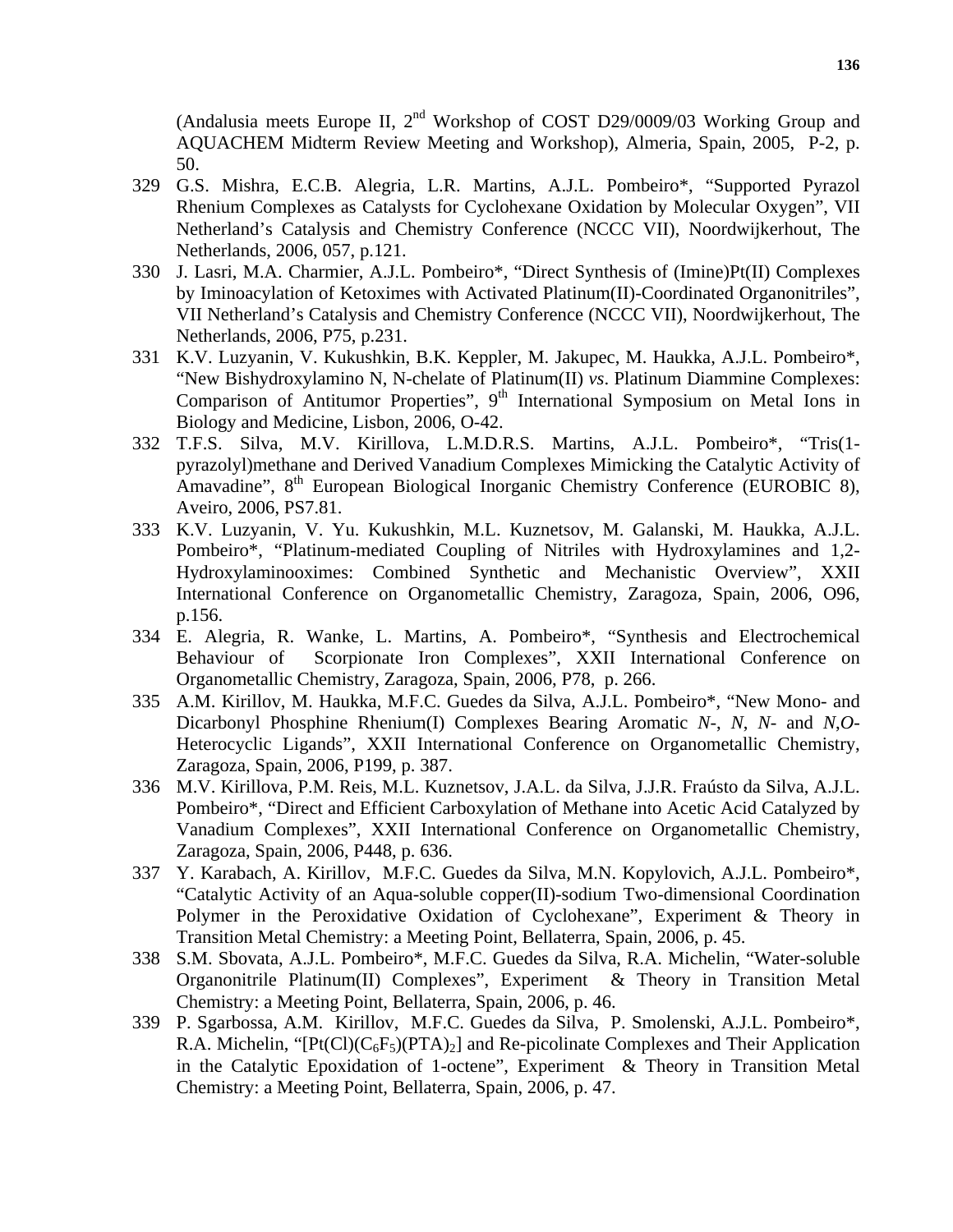(Andalusia meets Europe II, 2nd Workshop of COST D29/0009/03 Working Group and AQUACHEM Midterm Review Meeting and Workshop), Almeria, Spain, 2005, P-2, p. 50.

329 G.S. Mishra, E.C.B. Alegria, L.R. Martins, A.J.L. Pombeiro*, "Supported Pyrazol Rhenium Complexes as Catalysts for Cyclohexane Oxidation by Molecular Oxygen", VII Netherland's Catalysis and Chemistry Conference (NCCC VII), Noordwijkerhout, The Netherlands, 2006, 057, p.121.

330 J. Lasri, M.A. Charmier, A.J.L. Pombeiro*, "Direct Synthesis of (Imine)Pt(II) Complexes by Iminoacylation of Ketoximes with Activated Platinum(II)-Coordinated Organonitriles", VII Netherland's Catalysis and Chemistry Conference (NCCC VII), Noordwijkerhout, The Netherlands, 2006, P75, p.231.

331 K.V. Luzyanin, V. Kukushkin, B.K. Keppler, M. Jakupec, M. Haukka, A.J.L. Pombeiro*, "New Bishydroxylamino N, N-chelate of Platinum(II) *vs*. Platinum Diammine Complexes: Comparison of Antitumor Properties", 9th International Symposium on Metal Ions in Biology and Medicine, Lisbon, 2006, O-42.

332 T.F.S. Silva, M.V. Kirillova, L.M.D.R.S. Martins, A.J.L. Pombeiro*, "Tris(1-pyrazolyl)methane and Derived Vanadium Complexes Mimicking the Catalytic Activity of Amavadine", 8th European Biological Inorganic Chemistry Conference (EUROBIC 8), Aveiro, 2006, PS7.81.

333 K.V. Luzyanin, V. Yu. Kukushkin, M.L. Kuznetsov, M. Galanski, M. Haukka, A.J.L. Pombeiro*, "Platinum-mediated Coupling of Nitriles with Hydroxylamines and 1,2-Hydroxylaminooximes: Combined Synthetic and Mechanistic Overview", XXII International Conference on Organometallic Chemistry, Zaragoza, Spain, 2006, O96, p.156.

334 E. Alegria, R. Wanke, L. Martins, A. Pombeiro*, "Synthesis and Electrochemical Behaviour of Scorpionate Iron Complexes", XXII International Conference on Organometallic Chemistry, Zaragoza, Spain, 2006, P78, p. 266.

335 A.M. Kirillov, M. Haukka, M.F.C. Guedes da Silva, A.J.L. Pombeiro*, "New Mono- and Dicarbonyl Phosphine Rhenium(I) Complexes Bearing Aromatic *N*-, *N*, *N*- and *N*,*O*-Heterocyclic Ligands", XXII International Conference on Organometallic Chemistry, Zaragoza, Spain, 2006, P199, p. 387.

336 M.V. Kirillova, P.M. Reis, M.L. Kuznetsov, J.A.L. da Silva, J.J.R. Fraústo da Silva, A.J.L. Pombeiro*, "Direct and Efficient Carboxylation of Methane into Acetic Acid Catalyzed by Vanadium Complexes", XXII International Conference on Organometallic Chemistry, Zaragoza, Spain, 2006, P448, p. 636.

337 Y. Karabach, A. Kirillov, M.F.C. Guedes da Silva, M.N. Kopylovich, A.J.L. Pombeiro*, "Catalytic Activity of an Aqua-soluble copper(II)-sodium Two-dimensional Coordination Polymer in the Peroxidative Oxidation of Cyclohexane", Experiment & Theory in Transition Metal Chemistry: a Meeting Point, Bellaterra, Spain, 2006, p. 45.

338 S.M. Sbovata, A.J.L. Pombeiro*, M.F.C. Guedes da Silva, R.A. Michelin, "Water-soluble Organonitrile Platinum(II) Complexes", Experiment & Theory in Transition Metal Chemistry: a Meeting Point, Bellaterra, Spain, 2006, p. 46.

339 P. Sgarbossa, A.M. Kirillov, M.F.C. Guedes da Silva, P. Smolenski, A.J.L. Pombeiro*, R.A. Michelin, "$[Pt(Cl)(C_6F_5)(PTA)_2]$ and Re-picolinate Complexes and Their Application in the Catalytic Epoxidation of 1-octene", Experiment & Theory in Transition Metal Chemistry: a Meeting Point, Bellaterra, Spain, 2006, p. 47.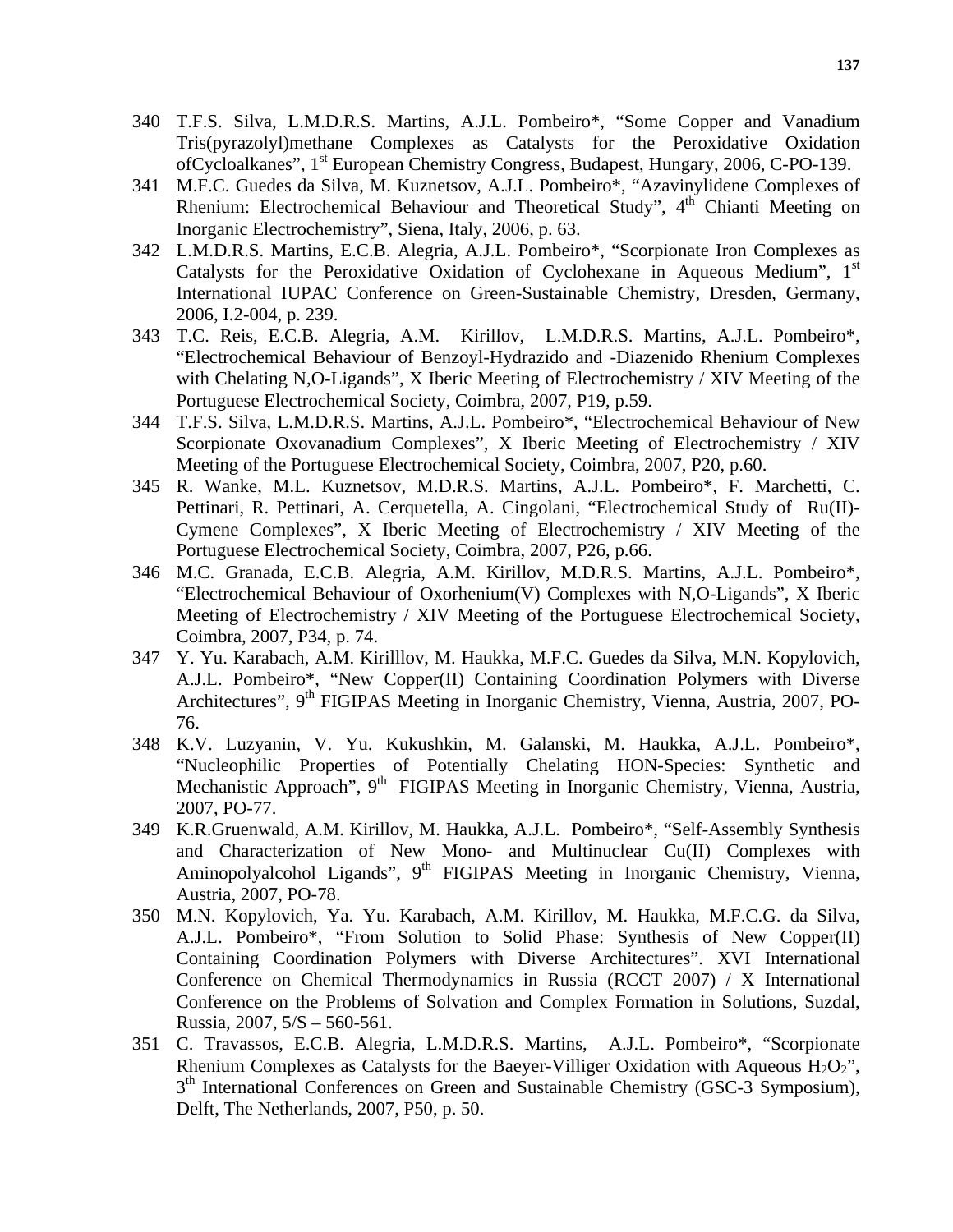340 T.F.S. Silva, L.M.D.R.S. Martins, A.J.L. Pombeiro*, “Some Copper and Vanadium Tris(pyrazolyl)methane Complexes as Catalysts for the Peroxidative Oxidation ofCycloalkanes”, 1st European Chemistry Congress, Budapest, Hungary, 2006, C-PO-139.

341 M.F.C. Guedes da Silva, M. Kuznetsov, A.J.L. Pombeiro*, “Azavinylidene Complexes of Rhenium: Electrochemical Behaviour and Theoretical Study”, 4th Chianti Meeting on Inorganic Electrochemistry”, Siena, Italy, 2006, p. 63.

342 L.M.D.R.S. Martins, E.C.B. Alegria, A.J.L. Pombeiro*, “Scorpionate Iron Complexes as Catalysts for the Peroxidative Oxidation of Cyclohexane in Aqueous Medium”, 1st International IUPAC Conference on Green-Sustainable Chemistry, Dresden, Germany, 2006, I.2-004, p. 239.

343 T.C. Reis, E.C.B. Alegria, A.M. Kirillov, L.M.D.R.S. Martins, A.J.L. Pombeiro*, “Electrochemical Behaviour of Benzoyl-Hydrazido and -Diazenido Rhenium Complexes with Chelating N,O-Ligands”, X Iberic Meeting of Electrochemistry / XIV Meeting of the Portuguese Electrochemical Society, Coimbra, 2007, P19, p.59.

344 T.F.S. Silva, L.M.D.R.S. Martins, A.J.L. Pombeiro*, “Electrochemical Behaviour of New Scorpionate Oxovanadium Complexes”, X Iberic Meeting of Electrochemistry / XIV Meeting of the Portuguese Electrochemical Society, Coimbra, 2007, P20, p.60.

345 R. Wanke, M.L. Kuznetsov, M.D.R.S. Martins, A.J.L. Pombeiro*, F. Marchetti, C. Pettinari, R. Pettinari, A. Cerquetella, A. Cingolani, “Electrochemical Study of Ru(II)-Cymene Complexes”, X Iberic Meeting of Electrochemistry / XIV Meeting of the Portuguese Electrochemical Society, Coimbra, 2007, P26, p.66.

346 M.C. Granada, E.C.B. Alegria, A.M. Kirillov, M.D.R.S. Martins, A.J.L. Pombeiro*, “Electrochemical Behaviour of Oxorhenium(V) Complexes with N,O-Ligands”, X Iberic Meeting of Electrochemistry / XIV Meeting of the Portuguese Electrochemical Society, Coimbra, 2007, P34, p. 74.

347 Y. Yu. Karabach, A.M. Kirilllov, M. Haukka, M.F.C. Guedes da Silva, M.N. Kopylovich, A.J.L. Pombeiro*, “New Copper(II) Containing Coordination Polymers with Diverse Architectures”, 9th FIGIPAS Meeting in Inorganic Chemistry, Vienna, Austria, 2007, PO-76.

348 K.V. Luzyanin, V. Yu. Kukushkin, M. Galanski, M. Haukka, A.J.L. Pombeiro*, “Nucleophilic Properties of Potentially Chelating HON-Species: Synthetic and Mechanistic Approach”, 9th FIGIPAS Meeting in Inorganic Chemistry, Vienna, Austria, 2007, PO-77.

349 K.R.Gruenwald, A.M. Kirillov, M. Haukka, A.J.L. Pombeiro*, “Self-Assembly Synthesis and Characterization of New Mono- and Multinuclear Cu(II) Complexes with Aminopolyalcohol Ligands”, 9th FIGIPAS Meeting in Inorganic Chemistry, Vienna, Austria, 2007, PO-78.

350 M.N. Kopylovich, Ya. Yu. Karabach, A.M. Kirillov, M. Haukka, M.F.C.G. da Silva, A.J.L. Pombeiro*, “From Solution to Solid Phase: Synthesis of New Copper(II) Containing Coordination Polymers with Diverse Architectures”. XVI International Conference on Chemical Thermodynamics in Russia (RCCT 2007) / X International Conference on the Problems of Solvation and Complex Formation in Solutions, Suzdal, Russia, 2007, 5/S – 560-561.

351 C. Travassos, E.C.B. Alegria, L.M.D.R.S. Martins, A.J.L. Pombeiro*, “Scorpionate Rhenium Complexes as Catalysts for the Baeyer-Villiger Oxidation with Aqueous $H_2O_2$”, 3rd International Conferences on Green and Sustainable Chemistry (GSC-3 Symposium), Delft, The Netherlands, 2007, P50, p. 50.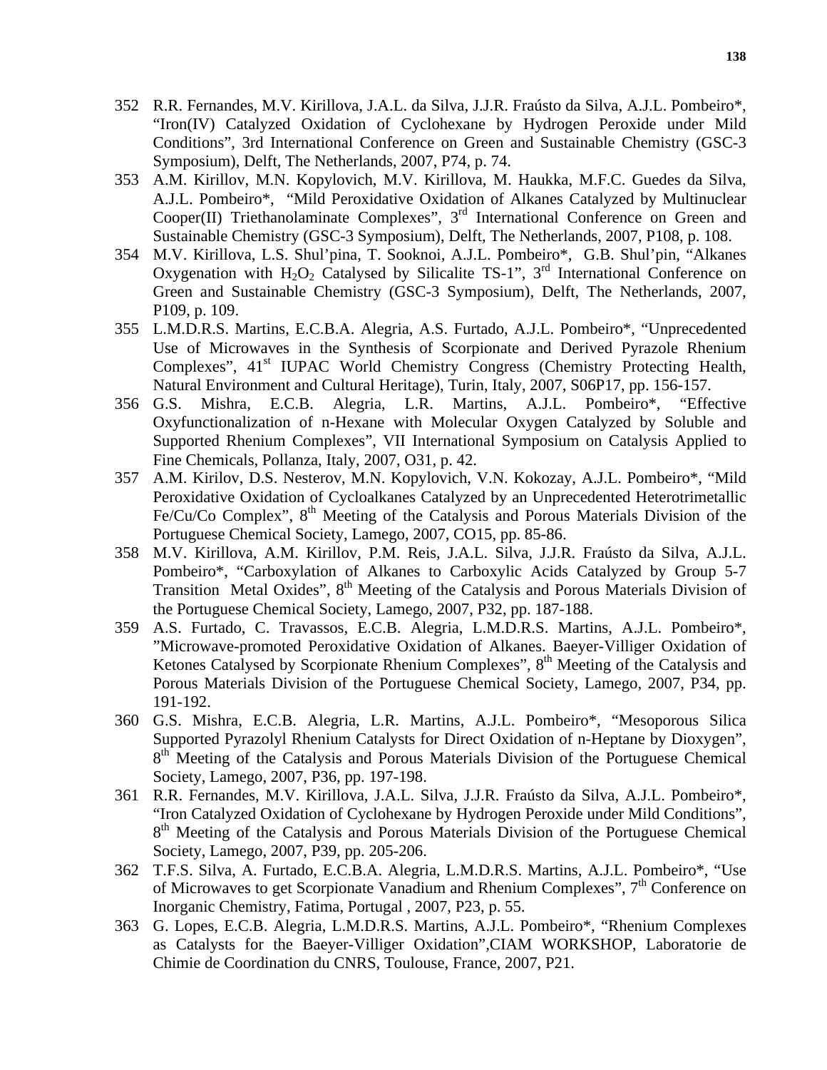352 R.R. Fernandes, M.V. Kirillova, J.A.L. da Silva, J.J.R. Fraústo da Silva, A.J.L. Pombeiro*, "Iron(IV) Catalyzed Oxidation of Cyclohexane by Hydrogen Peroxide under Mild Conditions", 3rd International Conference on Green and Sustainable Chemistry (GSC-3 Symposium), Delft, The Netherlands, 2007, P74, p. 74.

353 A.M. Kirillov, M.N. Kopylovich, M.V. Kirillova, M. Haukka, M.F.C. Guedes da Silva, A.J.L. Pombeiro*, "Mild Peroxidative Oxidation of Alkanes Catalyzed by Multinuclear Cooper(II) Triethanolaminate Complexes", 3rd International Conference on Green and Sustainable Chemistry (GSC-3 Symposium), Delft, The Netherlands, 2007, P108, p. 108.

354 M.V. Kirillova, L.S. Shul'pina, T. Sooknoi, A.J.L. Pombeiro*, G.B. Shul'pin, "Alkanes Oxygenation with $H_2O_2$ Catalysed by Silicalite TS-1", 3rd International Conference on Green and Sustainable Chemistry (GSC-3 Symposium), Delft, The Netherlands, 2007, P109, p. 109.

355 L.M.D.R.S. Martins, E.C.B.A. Alegria, A.S. Furtado, A.J.L. Pombeiro*, "Unprecedented Use of Microwaves in the Synthesis of Scorpionate and Derived Pyrazole Rhenium Complexes", 41st IUPAC World Chemistry Congress (Chemistry Protecting Health, Natural Environment and Cultural Heritage), Turin, Italy, 2007, S06P17, pp. 156-157.

356 G.S. Mishra, E.C.B. Alegria, L.R. Martins, A.J.L. Pombeiro*, "Effective Oxyfunctionalization of n-Hexane with Molecular Oxygen Catalyzed by Soluble and Supported Rhenium Complexes", VII International Symposium on Catalysis Applied to Fine Chemicals, Pollanza, Italy, 2007, O31, p. 42.

357 A.M. Kirilov, D.S. Nesterov, M.N. Kopylovich, V.N. Kokozay, A.J.L. Pombeiro*, "Mild Peroxidative Oxidation of Cycloalkanes Catalyzed by an Unprecedented Heterotrimetallic Fe/Cu/Co Complex", 8th Meeting of the Catalysis and Porous Materials Division of the Portuguese Chemical Society, Lamego, 2007, CO15, pp. 85-86.

358 M.V. Kirillova, A.M. Kirillov, P.M. Reis, J.A.L. Silva, J.J.R. Fraústo da Silva, A.J.L. Pombeiro*, "Carboxylation of Alkanes to Carboxylic Acids Catalyzed by Group 5-7 Transition Metal Oxides", 8th Meeting of the Catalysis and Porous Materials Division of the Portuguese Chemical Society, Lamego, 2007, P32, pp. 187-188.

359 A.S. Furtado, C. Travassos, E.C.B. Alegria, L.M.D.R.S. Martins, A.J.L. Pombeiro*, "Microwave-promoted Peroxidative Oxidation of Alkanes. Baeyer-Villiger Oxidation of Ketones Catalysed by Scorpionate Rhenium Complexes", 8th Meeting of the Catalysis and Porous Materials Division of the Portuguese Chemical Society, Lamego, 2007, P34, pp. 191-192.

360 G.S. Mishra, E.C.B. Alegria, L.R. Martins, A.J.L. Pombeiro*, "Mesoporous Silica Supported Pyrazolyl Rhenium Catalysts for Direct Oxidation of n-Heptane by Dioxygen", 8th Meeting of the Catalysis and Porous Materials Division of the Portuguese Chemical Society, Lamego, 2007, P36, pp. 197-198.

361 R.R. Fernandes, M.V. Kirillova, J.A.L. Silva, J.J.R. Fraústo da Silva, A.J.L. Pombeiro*, "Iron Catalyzed Oxidation of Cyclohexane by Hydrogen Peroxide under Mild Conditions", 8th Meeting of the Catalysis and Porous Materials Division of the Portuguese Chemical Society, Lamego, 2007, P39, pp. 205-206.

362 T.F.S. Silva, A. Furtado, E.C.B.A. Alegria, L.M.D.R.S. Martins, A.J.L. Pombeiro*, "Use of Microwaves to get Scorpionate Vanadium and Rhenium Complexes", 7th Conference on Inorganic Chemistry, Fatima, Portugal , 2007, P23, p. 55.

363 G. Lopes, E.C.B. Alegria, L.M.D.R.S. Martins, A.J.L. Pombeiro*, "Rhenium Complexes as Catalysts for the Baeyer-Villiger Oxidation",CIAM WORKSHOP, Laboratorie de Chimie de Coordination du CNRS, Toulouse, France, 2007, P21.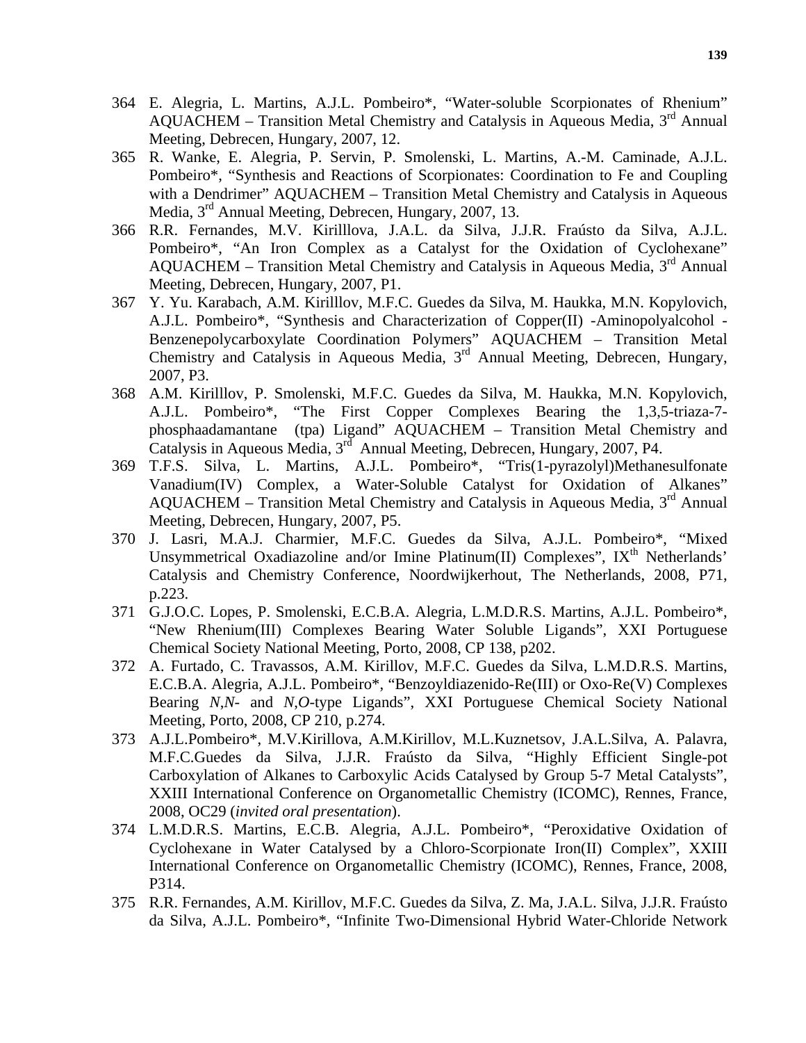364 E. Alegria, L. Martins, A.J.L. Pombeiro*, "Water-soluble Scorpionates of Rhenium" AQUACHEM – Transition Metal Chemistry and Catalysis in Aqueous Media, 3rd Annual Meeting, Debrecen, Hungary, 2007, 12.

365 R. Wanke, E. Alegria, P. Servin, P. Smolenski, L. Martins, A.-M. Caminade, A.J.L. Pombeiro*, "Synthesis and Reactions of Scorpionates: Coordination to Fe and Coupling with a Dendrimer" AQUACHEM – Transition Metal Chemistry and Catalysis in Aqueous Media, 3rd Annual Meeting, Debrecen, Hungary, 2007, 13.

366 R.R. Fernandes, M.V. Kirilllova, J.A.L. da Silva, J.J.R. Fraústo da Silva, A.J.L. Pombeiro*, "An Iron Complex as a Catalyst for the Oxidation of Cyclohexane" AQUACHEM – Transition Metal Chemistry and Catalysis in Aqueous Media, 3rd Annual Meeting, Debrecen, Hungary, 2007, P1.

367 Y. Yu. Karabach, A.M. Kirilllov, M.F.C. Guedes da Silva, M. Haukka, M.N. Kopylovich, A.J.L. Pombeiro*, "Synthesis and Characterization of Copper(II) -Aminopolyalcohol - Benzenepolycarboxylate Coordination Polymers" AQUACHEM – Transition Metal Chemistry and Catalysis in Aqueous Media, 3rd Annual Meeting, Debrecen, Hungary, 2007, P3.

368 A.M. Kirilllov, P. Smolenski, M.F.C. Guedes da Silva, M. Haukka, M.N. Kopylovich, A.J.L. Pombeiro*, "The First Copper Complexes Bearing the 1,3,5-triaza-7-phosphaadamantane (tpa) Ligand" AQUACHEM – Transition Metal Chemistry and Catalysis in Aqueous Media, 3rd Annual Meeting, Debrecen, Hungary, 2007, P4.

369 T.F.S. Silva, L. Martins, A.J.L. Pombeiro*, "Tris(1-pyrazolyl)Methanesulfonate Vanadium(IV) Complex, a Water-Soluble Catalyst for Oxidation of Alkanes" AQUACHEM – Transition Metal Chemistry and Catalysis in Aqueous Media, 3rd Annual Meeting, Debrecen, Hungary, 2007, P5.

370 J. Lasri, M.A.J. Charmier, M.F.C. Guedes da Silva, A.J.L. Pombeiro*, "Mixed Unsymmetrical Oxadiazoline and/or Imine Platinum(II) Complexes", IXth Netherlands' Catalysis and Chemistry Conference, Noordwijkerhout, The Netherlands, 2008, P71, p.223.

371 G.J.O.C. Lopes, P. Smolenski, E.C.B.A. Alegria, L.M.D.R.S. Martins, A.J.L. Pombeiro*, "New Rhenium(III) Complexes Bearing Water Soluble Ligands", XXI Portuguese Chemical Society National Meeting, Porto, 2008, CP 138, p202.

372 A. Furtado, C. Travassos, A.M. Kirillov, M.F.C. Guedes da Silva, L.M.D.R.S. Martins, E.C.B.A. Alegria, A.J.L. Pombeiro*, "Benzoyldiazenido-Re(III) or Oxo-Re(V) Complexes Bearing *N*,*N*- and *N*,*O*-type Ligands", XXI Portuguese Chemical Society National Meeting, Porto, 2008, CP 210, p.274.

373 A.J.L.Pombeiro*, M.V.Kirillova, A.M.Kirillov, M.L.Kuznetsov, J.A.L.Silva, A. Palavra, M.F.C.Guedes da Silva, J.J.R. Fraústo da Silva, "Highly Efficient Single-pot Carboxylation of Alkanes to Carboxylic Acids Catalysed by Group 5-7 Metal Catalysts", XXIII International Conference on Organometallic Chemistry (ICOMC), Rennes, France, 2008, OC29 (*invited oral presentation*).

374 L.M.D.R.S. Martins, E.C.B. Alegria, A.J.L. Pombeiro*, "Peroxidative Oxidation of Cyclohexane in Water Catalysed by a Chloro-Scorpionate Iron(II) Complex", XXIII International Conference on Organometallic Chemistry (ICOMC), Rennes, France, 2008, P314.

375 R.R. Fernandes, A.M. Kirillov, M.F.C. Guedes da Silva, Z. Ma, J.A.L. Silva, J.J.R. Fraústo da Silva, A.J.L. Pombeiro*, "Infinite Two-Dimensional Hybrid Water-Chloride Network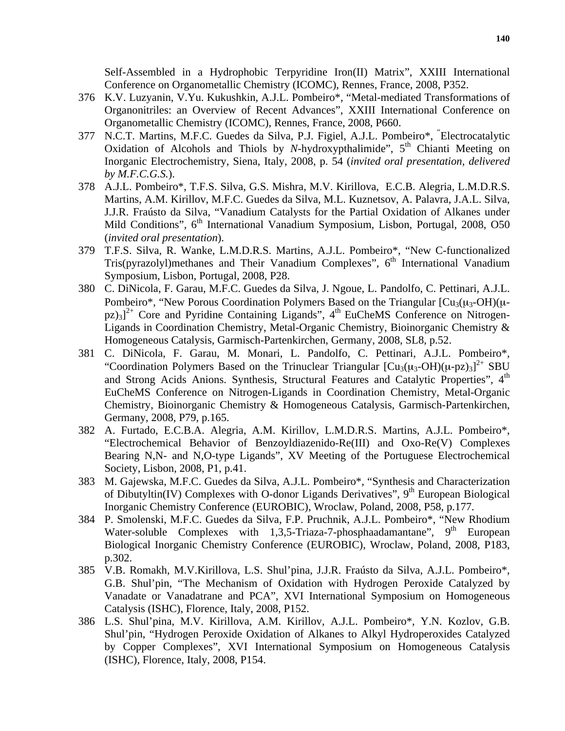Self-Assembled in a Hydrophobic Terpyridine Iron(II) Matrix", XXIII International Conference on Organometallic Chemistry (ICOMC), Rennes, France, 2008, P352.

376 K.V. Luzyanin, V.Yu. Kukushkin, A.J.L. Pombeiro*, "Metal-mediated Transformations of Organonitriles: an Overview of Recent Advances", XXIII International Conference on Organometallic Chemistry (ICOMC), Rennes, France, 2008, P660.

377 N.C.T. Martins, M.F.C. Guedes da Silva, P.J. Figiel, A.J.L. Pombeiro*, "Electrocatalytic Oxidation of Alcohols and Thiols by *N*-hydroxypthalimide", 5th Chianti Meeting on Inorganic Electrochemistry, Siena, Italy, 2008, p. 54 (*invited oral presentation, delivered by M.F.C.G.S.*).

378 A.J.L. Pombeiro*, T.F.S. Silva, G.S. Mishra, M.V. Kirillova, E.C.B. Alegria, L.M.D.R.S. Martins, A.M. Kirillov, M.F.C. Guedes da Silva, M.L. Kuznetsov, A. Palavra, J.A.L. Silva, J.J.R. Fraústo da Silva, "Vanadium Catalysts for the Partial Oxidation of Alkanes under Mild Conditions", 6th International Vanadium Symposium, Lisbon, Portugal, 2008, O50 (*invited oral presentation*).

379 T.F.S. Silva, R. Wanke, L.M.D.R.S. Martins, A.J.L. Pombeiro*, "New C-functionalized Tris(pyrazolyl)methanes and Their Vanadium Complexes", 6th International Vanadium Symposium, Lisbon, Portugal, 2008, P28.

380 C. DiNicola, F. Garau, M.F.C. Guedes da Silva, J. Ngoue, L. Pandolfo, C. Pettinari, A.J.L. Pombeiro*, "New Porous Coordination Polymers Based on the Triangular $[Cu_3(\mu_3\text{-}OH)(\mu\text{-}pz)_3]^{2+}$ Core and Pyridine Containing Ligands", 4th EuCheMS Conference on Nitrogen-Ligands in Coordination Chemistry, Metal-Organic Chemistry, Bioinorganic Chemistry & Homogeneous Catalysis, Garmisch-Partenkirchen, Germany, 2008, SL8, p.52.

381 C. DiNicola, F. Garau, M. Monari, L. Pandolfo, C. Pettinari, A.J.L. Pombeiro*, "Coordination Polymers Based on the Trinuclear Triangular $[Cu_3(\mu_3\text{-}OH)(\mu\text{-}pz)_3]^{2+}$ SBU and Strong Acids Anions. Synthesis, Structural Features and Catalytic Properties", 4th EuCheMS Conference on Nitrogen-Ligands in Coordination Chemistry, Metal-Organic Chemistry, Bioinorganic Chemistry & Homogeneous Catalysis, Garmisch-Partenkirchen, Germany, 2008, P79, p.165.

382 A. Furtado, E.C.B.A. Alegria, A.M. Kirillov, L.M.D.R.S. Martins, A.J.L. Pombeiro*, "Electrochemical Behavior of Benzoyldiazenido-Re(III) and Oxo-Re(V) Complexes Bearing N,N- and N,O-type Ligands", XV Meeting of the Portuguese Electrochemical Society, Lisbon, 2008, P1, p.41.

383 M. Gajewska, M.F.C. Guedes da Silva, A.J.L. Pombeiro*, "Synthesis and Characterization of Dibutyltin(IV) Complexes with O-donor Ligands Derivatives", 9th European Biological Inorganic Chemistry Conference (EUROBIC), Wroclaw, Poland, 2008, P58, p.177.

384 P. Smolenski, M.F.C. Guedes da Silva, F.P. Pruchnik, A.J.L. Pombeiro*, "New Rhodium Water-soluble Complexes with 1,3,5-Triaza-7-phosphaadamantane", 9th European Biological Inorganic Chemistry Conference (EUROBIC), Wroclaw, Poland, 2008, P183, p.302.

385 V.B. Romakh, M.V.Kirillova, L.S. Shul'pina, J.J.R. Fraústo da Silva, A.J.L. Pombeiro*, G.B. Shul'pin, "The Mechanism of Oxidation with Hydrogen Peroxide Catalyzed by Vanadate or Vanadatrane and PCA", XVI International Symposium on Homogeneous Catalysis (ISHC), Florence, Italy, 2008, P152.

386 L.S. Shul'pina, M.V. Kirillova, A.M. Kirillov, A.J.L. Pombeiro*, Y.N. Kozlov, G.B. Shul'pin, "Hydrogen Peroxide Oxidation of Alkanes to Alkyl Hydroperoxides Catalyzed by Copper Complexes", XVI International Symposium on Homogeneous Catalysis (ISHC), Florence, Italy, 2008, P154.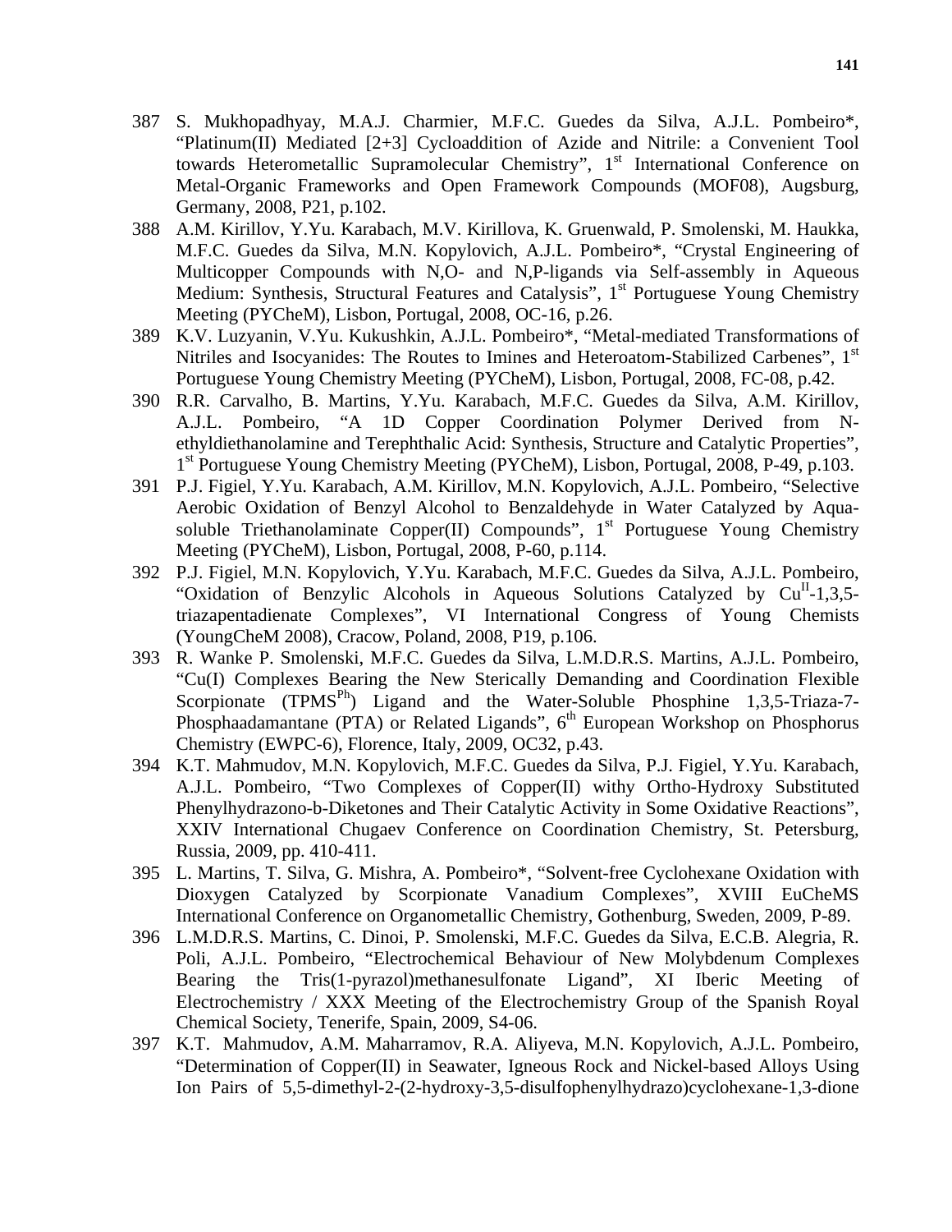387 S. Mukhopadhyay, M.A.J. Charmier, M.F.C. Guedes da Silva, A.J.L. Pombeiro*, "Platinum(II) Mediated [2+3] Cycloaddition of Azide and Nitrile: a Convenient Tool towards Heterometallic Supramolecular Chemistry", 1st International Conference on Metal-Organic Frameworks and Open Framework Compounds (MOF08), Augsburg, Germany, 2008, P21, p.102.

388 A.M. Kirillov, Y.Yu. Karabach, M.V. Kirillova, K. Gruenwald, P. Smolenski, M. Haukka, M.F.C. Guedes da Silva, M.N. Kopylovich, A.J.L. Pombeiro*, "Crystal Engineering of Multicopper Compounds with N,O- and N,P-ligands via Self-assembly in Aqueous Medium: Synthesis, Structural Features and Catalysis", 1st Portuguese Young Chemistry Meeting (PYCheM), Lisbon, Portugal, 2008, OC-16, p.26.

389 K.V. Luzyanin, V.Yu. Kukushkin, A.J.L. Pombeiro*, "Metal-mediated Transformations of Nitriles and Isocyanides: The Routes to Imines and Heteroatom-Stabilized Carbenes", 1st Portuguese Young Chemistry Meeting (PYCheM), Lisbon, Portugal, 2008, FC-08, p.42.

390 R.R. Carvalho, B. Martins, Y.Yu. Karabach, M.F.C. Guedes da Silva, A.M. Kirillov, A.J.L. Pombeiro, "A 1D Copper Coordination Polymer Derived from N-ethyldiethanolamine and Terephthalic Acid: Synthesis, Structure and Catalytic Properties", 1st Portuguese Young Chemistry Meeting (PYCheM), Lisbon, Portugal, 2008, P-49, p.103.

391 P.J. Figiel, Y.Yu. Karabach, A.M. Kirillov, M.N. Kopylovich, A.J.L. Pombeiro, "Selective Aerobic Oxidation of Benzyl Alcohol to Benzaldehyde in Water Catalyzed by Aqua-soluble Triethanolaminate Copper(II) Compounds", 1st Portuguese Young Chemistry Meeting (PYCheM), Lisbon, Portugal, 2008, P-60, p.114.

392 P.J. Figiel, M.N. Kopylovich, Y.Yu. Karabach, M.F.C. Guedes da Silva, A.J.L. Pombeiro, "Oxidation of Benzylic Alcohols in Aqueous Solutions Catalyzed by $Cu^{II}$-1,3,5-triazapentadienate Complexes", VI International Congress of Young Chemists (YoungCheM 2008), Cracow, Poland, 2008, P19, p.106.

393 R. Wanke P. Smolenski, M.F.C. Guedes da Silva, L.M.D.R.S. Martins, A.J.L. Pombeiro, "Cu(I) Complexes Bearing the New Sterically Demanding and Coordination Flexible Scorpionate ($TPMS^{Ph}$) Ligand and the Water-Soluble Phosphine 1,3,5-Triaza-7-Phosphaadamantane (PTA) or Related Ligands", 6th European Workshop on Phosphorus Chemistry (EWPC-6), Florence, Italy, 2009, OC32, p.43.

394 K.T. Mahmudov, M.N. Kopylovich, M.F.C. Guedes da Silva, P.J. Figiel, Y.Yu. Karabach, A.J.L. Pombeiro, "Two Complexes of Copper(II) withy Ortho-Hydroxy Substituted Phenylhydrazono-b-Diketones and Their Catalytic Activity in Some Oxidative Reactions", XXIV International Chugaev Conference on Coordination Chemistry, St. Petersburg, Russia, 2009, pp. 410-411.

395 L. Martins, T. Silva, G. Mishra, A. Pombeiro*, "Solvent-free Cyclohexane Oxidation with Dioxygen Catalyzed by Scorpionate Vanadium Complexes", XVIII EuCheMS International Conference on Organometallic Chemistry, Gothenburg, Sweden, 2009, P-89.

396 L.M.D.R.S. Martins, C. Dinoi, P. Smolenski, M.F.C. Guedes da Silva, E.C.B. Alegria, R. Poli, A.J.L. Pombeiro, "Electrochemical Behaviour of New Molybdenum Complexes Bearing the Tris(1-pyrazol)methanesulfonate Ligand", XI Iberic Meeting of Electrochemistry / XXX Meeting of the Electrochemistry Group of the Spanish Royal Chemical Society, Tenerife, Spain, 2009, S4-06.

397 K.T. Mahmudov, A.M. Maharramov, R.A. Aliyeva, M.N. Kopylovich, A.J.L. Pombeiro, "Determination of Copper(II) in Seawater, Igneous Rock and Nickel-based Alloys Using Ion Pairs of 5,5-dimethyl-2-(2-hydroxy-3,5-disulfophenylhydrazo)cyclohexane-1,3-dione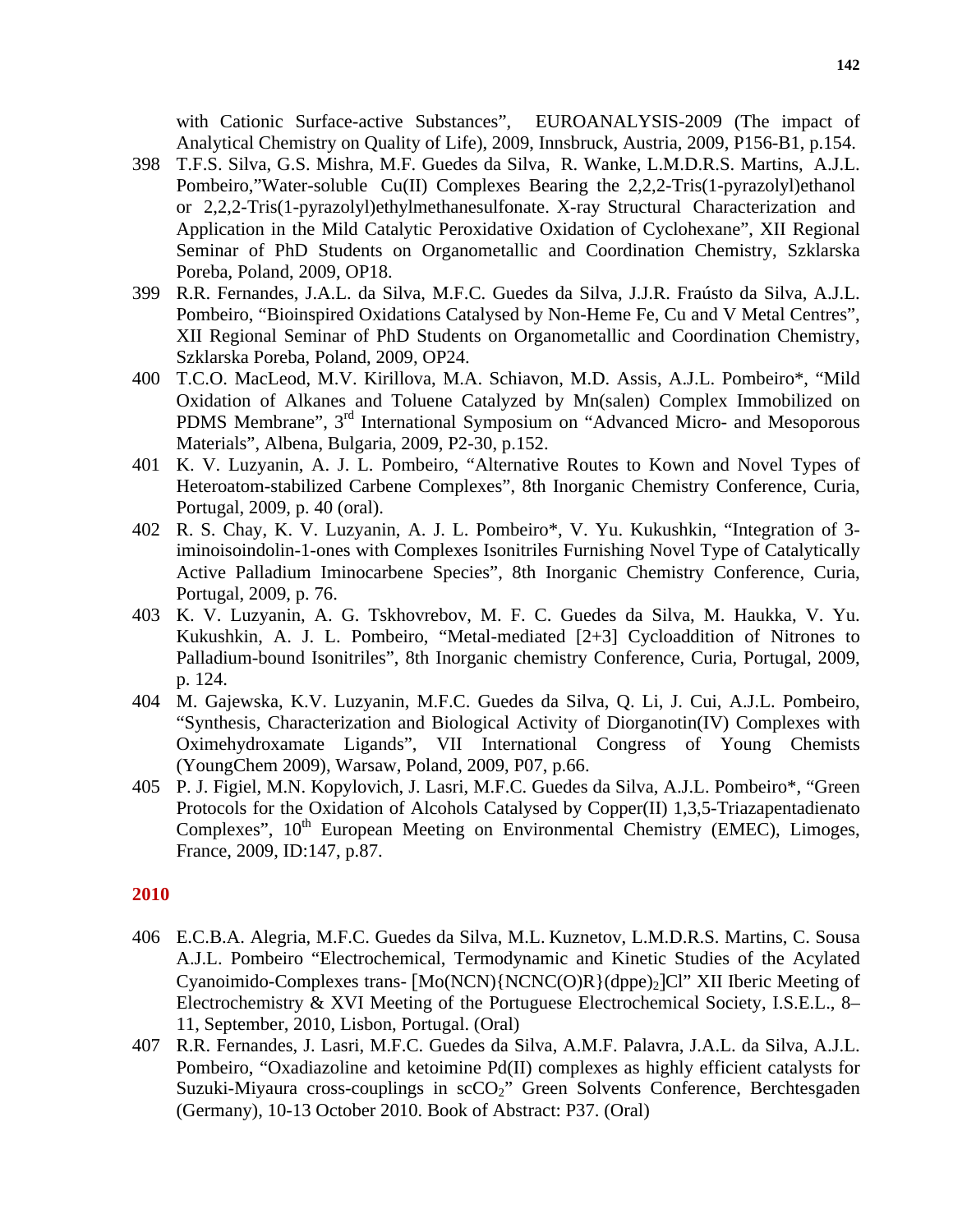with Cationic Surface-active Substances", EUROANALYSIS-2009 (The impact of Analytical Chemistry on Quality of Life), 2009, Innsbruck, Austria, 2009, P156-B1, p.154.

398 T.F.S. Silva, G.S. Mishra, M.F. Guedes da Silva, R. Wanke, L.M.D.R.S. Martins, A.J.L. Pombeiro,"Water-soluble Cu(II) Complexes Bearing the 2,2,2-Tris(1-pyrazolyl)ethanol or 2,2,2-Tris(1-pyrazolyl)ethylmethanesulfonate. X-ray Structural Characterization and Application in the Mild Catalytic Peroxidative Oxidation of Cyclohexane", XII Regional Seminar of PhD Students on Organometallic and Coordination Chemistry, Szklarska Poreba, Poland, 2009, OP18.

399 R.R. Fernandes, J.A.L. da Silva, M.F.C. Guedes da Silva, J.J.R. Fraústo da Silva, A.J.L. Pombeiro, "Bioinspired Oxidations Catalysed by Non-Heme Fe, Cu and V Metal Centres", XII Regional Seminar of PhD Students on Organometallic and Coordination Chemistry, Szklarska Poreba, Poland, 2009, OP24.

400 T.C.O. MacLeod, M.V. Kirillova, M.A. Schiavon, M.D. Assis, A.J.L. Pombeiro*, "Mild Oxidation of Alkanes and Toluene Catalyzed by Mn(salen) Complex Immobilized on PDMS Membrane", 3rd International Symposium on "Advanced Micro- and Mesoporous Materials", Albena, Bulgaria, 2009, P2-30, p.152.

401 K. V. Luzyanin, A. J. L. Pombeiro, "Alternative Routes to Kown and Novel Types of Heteroatom-stabilized Carbene Complexes", 8th Inorganic Chemistry Conference, Curia, Portugal, 2009, p. 40 (oral).

402 R. S. Chay, K. V. Luzyanin, A. J. L. Pombeiro*, V. Yu. Kukushkin, "Integration of 3-iminoisoindolin-1-ones with Complexes Isonitriles Furnishing Novel Type of Catalytically Active Palladium Iminocarbene Species", 8th Inorganic Chemistry Conference, Curia, Portugal, 2009, p. 76.

403 K. V. Luzyanin, A. G. Tskhovrebov, M. F. C. Guedes da Silva, M. Haukka, V. Yu. Kukushkin, A. J. L. Pombeiro, "Metal-mediated [2+3] Cycloaddition of Nitrones to Palladium-bound Isonitriles", 8th Inorganic chemistry Conference, Curia, Portugal, 2009, p. 124.

404 M. Gajewska, K.V. Luzyanin, M.F.C. Guedes da Silva, Q. Li, J. Cui, A.J.L. Pombeiro, "Synthesis, Characterization and Biological Activity of Diorganotin(IV) Complexes with Oximehydroxamate Ligands", VII International Congress of Young Chemists (YoungChem 2009), Warsaw, Poland, 2009, P07, p.66.

405 P. J. Figiel, M.N. Kopylovich, J. Lasri, M.F.C. Guedes da Silva, A.J.L. Pombeiro*, "Green Protocols for the Oxidation of Alcohols Catalysed by Copper(II) 1,3,5-Triazapentadienato Complexes", 10th European Meeting on Environmental Chemistry (EMEC), Limoges, France, 2009, ID:147, p.87.

## 2010

406 E.C.B.A. Alegria, M.F.C. Guedes da Silva, M.L. Kuznetov, L.M.D.R.S. Martins, C. Sousa A.J.L. Pombeiro "Electrochemical, Termodynamic and Kinetic Studies of the Acylated Cyanoimido-Complexes trans- $[Mo(NCN)\{NCNC(O)R\}(dppe)_2]Cl$" XII Iberic Meeting of Electrochemistry & XVI Meeting of the Portuguese Electrochemical Society, I.S.E.L., 8–11, September, 2010, Lisbon, Portugal. (Oral)

407 R.R. Fernandes, J. Lasri, M.F.C. Guedes da Silva, A.M.F. Palavra, J.A.L. da Silva, A.J.L. Pombeiro, "Oxadiazoline and ketoimine Pd(II) complexes as highly efficient catalysts for Suzuki-Miyaura cross-couplings in $scCO_2$" Green Solvents Conference, Berchtesgaden (Germany), 10-13 October 2010. Book of Abstract: P37. (Oral)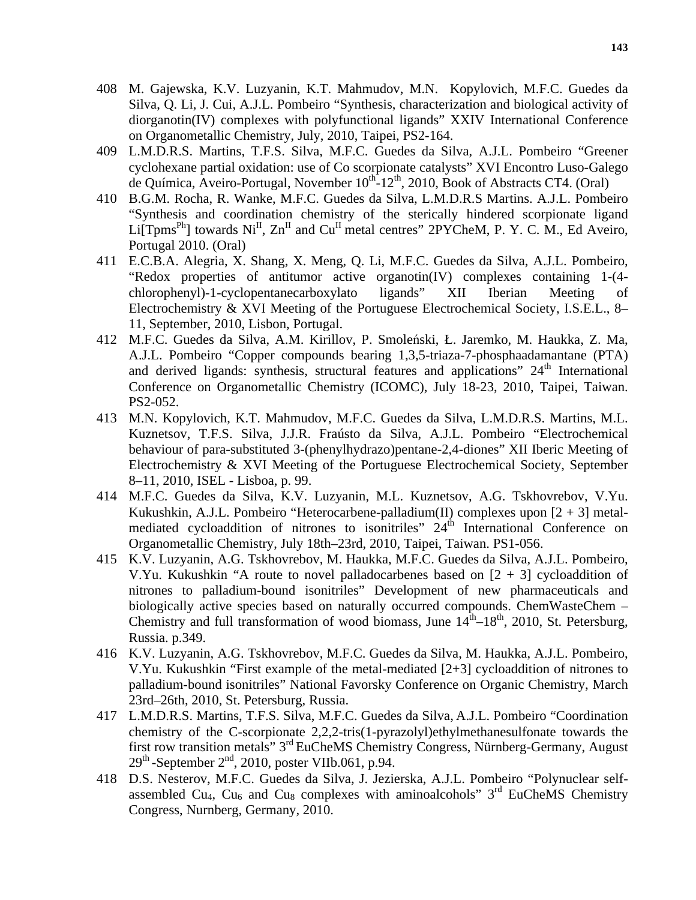408 M. Gajewska, K.V. Luzyanin, K.T. Mahmudov, M.N. Kopylovich, M.F.C. Guedes da Silva, Q. Li, J. Cui, A.J.L. Pombeiro "Synthesis, characterization and biological activity of diorganotin(IV) complexes with polyfunctional ligands" XXIV International Conference on Organometallic Chemistry, July, 2010, Taipei, PS2-164.

409 L.M.D.R.S. Martins, T.F.S. Silva, M.F.C. Guedes da Silva, A.J.L. Pombeiro "Greener cyclohexane partial oxidation: use of Co scorpionate catalysts" XVI Encontro Luso-Galego de Química, Aveiro-Portugal, November 10th-12th, 2010, Book of Abstracts CT4. (Oral)

410 B.G.M. Rocha, R. Wanke, M.F.C. Guedes da Silva, L.M.D.R.S Martins. A.J.L. Pombeiro "Synthesis and coordination chemistry of the sterically hindered scorpionate ligand Li[$Tpms^{Ph}$] towards $Ni^{II}$, $Zn^{II}$ and $Cu^{II}$ metal centres" 2PYCheM, P. Y. C. M., Ed Aveiro, Portugal 2010. (Oral)

411 E.C.B.A. Alegria, X. Shang, X. Meng, Q. Li, M.F.C. Guedes da Silva, A.J.L. Pombeiro, "Redox properties of antitumor active organotin(IV) complexes containing 1-(4-chlorophenyl)-1-cyclopentanecarboxylato ligands" XII Iberian Meeting of Electrochemistry & XVI Meeting of the Portuguese Electrochemical Society, I.S.E.L., 8–11, September, 2010, Lisbon, Portugal.

412 M.F.C. Guedes da Silva, A.M. Kirillov, P. Smoleński, Ł. Jaremko, M. Haukka, Z. Ma, A.J.L. Pombeiro "Copper compounds bearing 1,3,5-triaza-7-phosphaadamantane (PTA) and derived ligands: synthesis, structural features and applications" 24th International Conference on Organometallic Chemistry (ICOMC), July 18-23, 2010, Taipei, Taiwan. PS2-052.

413 M.N. Kopylovich, K.T. Mahmudov, M.F.C. Guedes da Silva, L.M.D.R.S. Martins, M.L. Kuznetsov, T.F.S. Silva, J.J.R. Fraústo da Silva, A.J.L. Pombeiro "Electrochemical behaviour of para-substituted 3-(phenylhydrazo)pentane-2,4-diones" XII Iberic Meeting of Electrochemistry & XVI Meeting of the Portuguese Electrochemical Society, September 8–11, 2010, ISEL - Lisboa, p. 99.

414 M.F.C. Guedes da Silva, K.V. Luzyanin, M.L. Kuznetsov, A.G. Tskhovrebov, V.Yu. Kukushkin, A.J.L. Pombeiro "Heterocarbene-palladium(II) complexes upon [2 + 3] metal-mediated cycloaddition of nitrones to isonitriles" 24th International Conference on Organometallic Chemistry, July 18th–23rd, 2010, Taipei, Taiwan. PS1-056.

415 K.V. Luzyanin, A.G. Tskhovrebov, M. Haukka, M.F.C. Guedes da Silva, A.J.L. Pombeiro, V.Yu. Kukushkin "A route to novel palladocarbenes based on [2 + 3] cycloaddition of nitrones to palladium-bound isonitriles" Development of new pharmaceuticals and biologically active species based on naturally occurred compounds. ChemWasteChem – Chemistry and full transformation of wood biomass, June 14th–18th, 2010, St. Petersburg, Russia. p.349.

416 K.V. Luzyanin, A.G. Tskhovrebov, M.F.C. Guedes da Silva, M. Haukka, A.J.L. Pombeiro, V.Yu. Kukushkin "First example of the metal-mediated [2+3] cycloaddition of nitrones to palladium-bound isonitriles" National Favorsky Conference on Organic Chemistry, March 23rd–26th, 2010, St. Petersburg, Russia.

417 L.M.D.R.S. Martins, T.F.S. Silva, M.F.C. Guedes da Silva, A.J.L. Pombeiro "Coordination chemistry of the C-scorpionate 2,2,2-tris(1-pyrazolyl)ethylmethanesulfonate towards the first row transition metals" 3rd EuCheMS Chemistry Congress, Nürnberg-Germany, August 29th -September 2nd, 2010, poster VIIb.061, p.94.

418 D.S. Nesterov, M.F.C. Guedes da Silva, J. Jezierska, A.J.L. Pombeiro "Polynuclear self-assembled $Cu_4$, $Cu_6$ and $Cu_8$ complexes with aminoalcohols" 3rd EuCheMS Chemistry Congress, Nurnberg, Germany, 2010.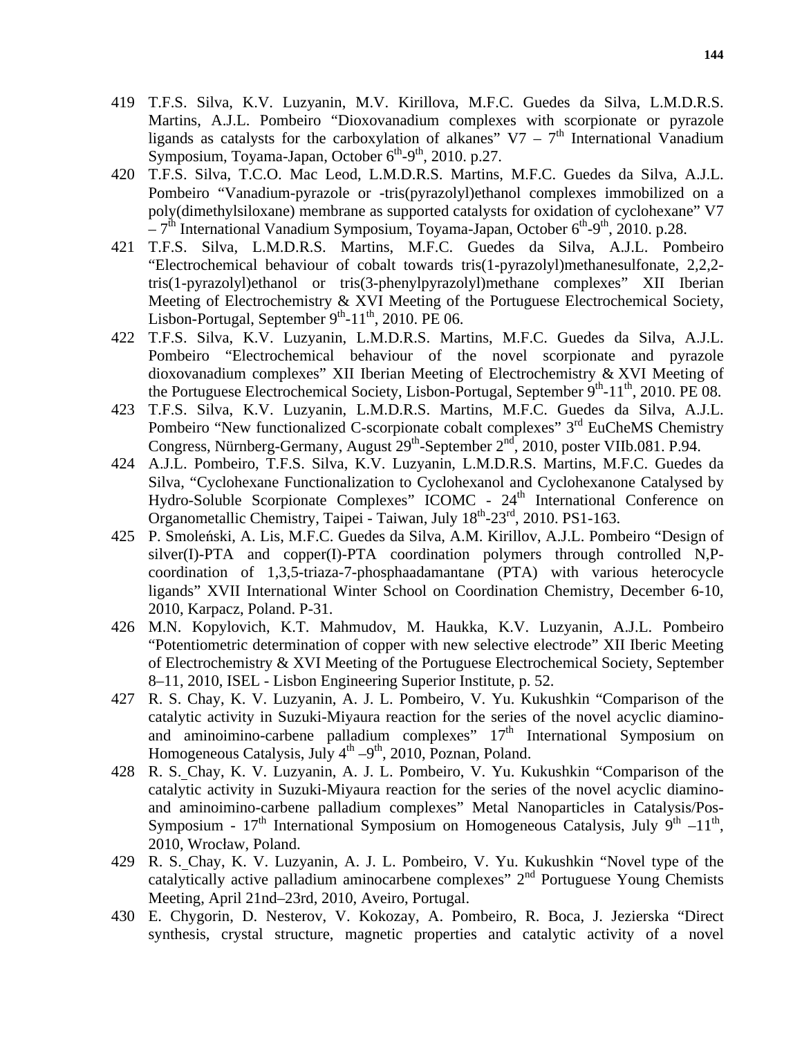419 T.F.S. Silva, K.V. Luzyanin, M.V. Kirillova, M.F.C. Guedes da Silva, L.M.D.R.S. Martins, A.J.L. Pombeiro "Dioxovanadium complexes with scorpionate or pyrazole ligands as catalysts for the carboxylation of alkanes" V7 – 7th International Vanadium Symposium, Toyama-Japan, October 6th-9th, 2010. p.27.

420 T.F.S. Silva, T.C.O. Mac Leod, L.M.D.R.S. Martins, M.F.C. Guedes da Silva, A.J.L. Pombeiro "Vanadium-pyrazole or -tris(pyrazolyl)ethanol complexes immobilized on a poly(dimethylsiloxane) membrane as supported catalysts for oxidation of cyclohexane" V7 – 7th International Vanadium Symposium, Toyama-Japan, October 6th-9th, 2010. p.28.

421 T.F.S. Silva, L.M.D.R.S. Martins, M.F.C. Guedes da Silva, A.J.L. Pombeiro "Electrochemical behaviour of cobalt towards tris(1-pyrazolyl)methanesulfonate, 2,2,2-tris(1-pyrazolyl)ethanol or tris(3-phenylpyrazolyl)methane complexes" XII Iberian Meeting of Electrochemistry & XVI Meeting of the Portuguese Electrochemical Society, Lisbon-Portugal, September 9th-11th, 2010. PE 06.

422 T.F.S. Silva, K.V. Luzyanin, L.M.D.R.S. Martins, M.F.C. Guedes da Silva, A.J.L. Pombeiro "Electrochemical behaviour of the novel scorpionate and pyrazole dioxovanadium complexes" XII Iberian Meeting of Electrochemistry & XVI Meeting of the Portuguese Electrochemical Society, Lisbon-Portugal, September 9th-11th, 2010. PE 08.

423 T.F.S. Silva, K.V. Luzyanin, L.M.D.R.S. Martins, M.F.C. Guedes da Silva, A.J.L. Pombeiro "New functionalized C-scorpionate cobalt complexes" 3rd EuCheMS Chemistry Congress, Nürnberg-Germany, August 29th-September 2nd, 2010, poster VIIb.081. P.94.

424 A.J.L. Pombeiro, T.F.S. Silva, K.V. Luzyanin, L.M.D.R.S. Martins, M.F.C. Guedes da Silva, "Cyclohexane Functionalization to Cyclohexanol and Cyclohexanone Catalysed by Hydro-Soluble Scorpionate Complexes" ICOMC - 24th International Conference on Organometallic Chemistry, Taipei - Taiwan, July 18th-23rd, 2010. PS1-163.

425 P. Smoleński, A. Lis, M.F.C. Guedes da Silva, A.M. Kirillov, A.J.L. Pombeiro "Design of silver(I)-PTA and copper(I)-PTA coordination polymers through controlled N,P-coordination of 1,3,5-triaza-7-phosphaadamantane (PTA) with various heterocycle ligands" XVII International Winter School on Coordination Chemistry, December 6-10, 2010, Karpacz, Poland. P-31.

426 M.N. Kopylovich, K.T. Mahmudov, M. Haukka, K.V. Luzyanin, A.J.L. Pombeiro "Potentiometric determination of copper with new selective electrode" XII Iberic Meeting of Electrochemistry & XVI Meeting of the Portuguese Electrochemical Society, September 8–11, 2010, ISEL - Lisbon Engineering Superior Institute, p. 52.

427 R. S. Chay, K. V. Luzyanin, A. J. L. Pombeiro, V. Yu. Kukushkin "Comparison of the catalytic activity in Suzuki-Miyaura reaction for the series of the novel acyclic diamino- and aminoimino-carbene palladium complexes" 17th International Symposium on Homogeneous Catalysis, July 4th –9th, 2010, Poznan, Poland.

428 R. S. Chay, K. V. Luzyanin, A. J. L. Pombeiro, V. Yu. Kukushkin "Comparison of the catalytic activity in Suzuki-Miyaura reaction for the series of the novel acyclic diamino- and aminoimino-carbene palladium complexes" Metal Nanoparticles in Catalysis/Pos-Symposium - 17th International Symposium on Homogeneous Catalysis, July 9th –11th, 2010, Wrocław, Poland.

429 R. S. Chay, K. V. Luzyanin, A. J. L. Pombeiro, V. Yu. Kukushkin "Novel type of the catalytically active palladium aminocarbene complexes" 2nd Portuguese Young Chemists Meeting, April 21nd–23rd, 2010, Aveiro, Portugal.

430 E. Chygorin, D. Nesterov, V. Kokozay, A. Pombeiro, R. Boca, J. Jezierska "Direct synthesis, crystal structure, magnetic properties and catalytic activity of a novel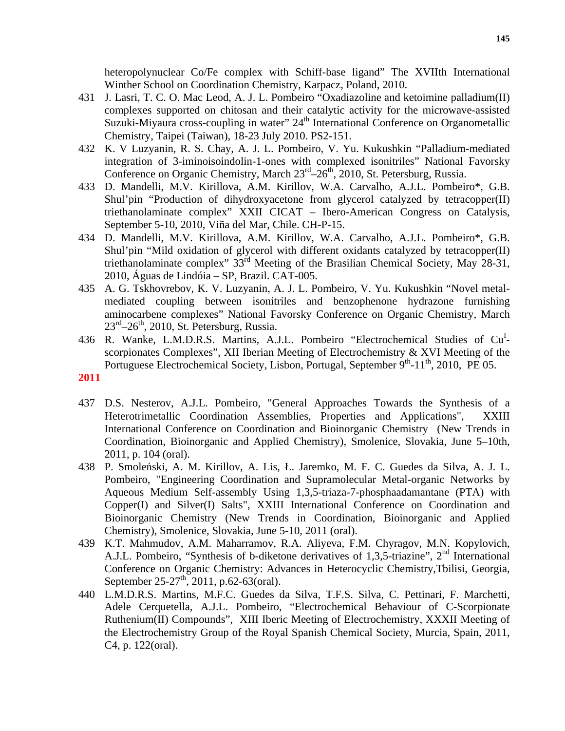heteropolynuclear Co/Fe complex with Schiff-base ligand" The XVIIth International Winther School on Coordination Chemistry, Karpacz, Poland, 2010.

431 J. Lasri, T. C. O. Mac Leod, A. J. L. Pombeiro "Oxadiazoline and ketoimine palladium(II) complexes supported on chitosan and their catalytic activity for the microwave-assisted Suzuki-Miyaura cross-coupling in water" 24th International Conference on Organometallic Chemistry, Taipei (Taiwan), 18-23 July 2010. PS2-151.

432 K. V Luzyanin, R. S. Chay, A. J. L. Pombeiro, V. Yu. Kukushkin "Palladium-mediated integration of 3-iminoisoindolin-1-ones with complexed isonitriles" National Favorsky Conference on Organic Chemistry, March 23rd–26th, 2010, St. Petersburg, Russia.

433 D. Mandelli, M.V. Kirillova, A.M. Kirillov, W.A. Carvalho, A.J.L. Pombeiro*, G.B. Shul'pin "Production of dihydroxyacetone from glycerol catalyzed by tetracopper(II) triethanolaminate complex" XXII CICAT – Ibero-American Congress on Catalysis, September 5-10, 2010, Viña del Mar, Chile. CH-P-15.

434 D. Mandelli, M.V. Kirillova, A.M. Kirillov, W.A. Carvalho, A.J.L. Pombeiro*, G.B. Shul'pin "Mild oxidation of glycerol with different oxidants catalyzed by tetracopper(II) triethanolaminate complex" 33rd Meeting of the Brasilian Chemical Society, May 28-31, 2010, Águas de Lindóia – SP, Brazil. CAT-005.

435 A. G. Tskhovrebov, K. V. Luzyanin, A. J. L. Pombeiro, V. Yu. Kukushkin "Novel metal-mediated coupling between isonitriles and benzophenone hydrazone furnishing aminocarbene complexes" National Favorsky Conference on Organic Chemistry, March 23rd–26th, 2010, St. Petersburg, Russia.

436 R. Wanke, L.M.D.R.S. Martins, A.J.L. Pombeiro "Electrochemical Studies of $Cu^{I}$-scorpionates Complexes", XII Iberian Meeting of Electrochemistry & XVI Meeting of the Portuguese Electrochemical Society, Lisbon, Portugal, September 9th-11th, 2010, PE 05.

## 2011

437 D.S. Nesterov, A.J.L. Pombeiro, "General Approaches Towards the Synthesis of a Heterotrimetallic Coordination Assemblies, Properties and Applications", XXIII International Conference on Coordination and Bioinorganic Chemistry (New Trends in Coordination, Bioinorganic and Applied Chemistry), Smolenice, Slovakia, June 5–10th, 2011, p. 104 (oral).

438 P. Smoleński, A. M. Kirillov, A. Lis, Ł. Jaremko, M. F. C. Guedes da Silva, A. J. L. Pombeiro, "Engineering Coordination and Supramolecular Metal-organic Networks by Aqueous Medium Self-assembly Using 1,3,5-triaza-7-phosphaadamantane (PTA) with Copper(I) and Silver(I) Salts", XXIII International Conference on Coordination and Bioinorganic Chemistry (New Trends in Coordination, Bioinorganic and Applied Chemistry), Smolenice, Slovakia, June 5-10, 2011 (oral).

439 K.T. Mahmudov, A.M. Maharramov, R.A. Aliyeva, F.M. Chyragov, M.N. Kopylovich, A.J.L. Pombeiro, "Synthesis of b-diketone derivatives of 1,3,5-triazine", 2nd International Conference on Organic Chemistry: Advances in Heterocyclic Chemistry,Tbilisi, Georgia, September 25-27th, 2011, p.62-63(oral).

440 L.M.D.R.S. Martins, M.F.C. Guedes da Silva, T.F.S. Silva, C. Pettinari, F. Marchetti, Adele Cerquetella, A.J.L. Pombeiro, "Electrochemical Behaviour of C-Scorpionate Ruthenium(II) Compounds", XIII Iberic Meeting of Electrochemistry, XXXII Meeting of the Electrochemistry Group of the Royal Spanish Chemical Society, Murcia, Spain, 2011, C4, p. 122(oral).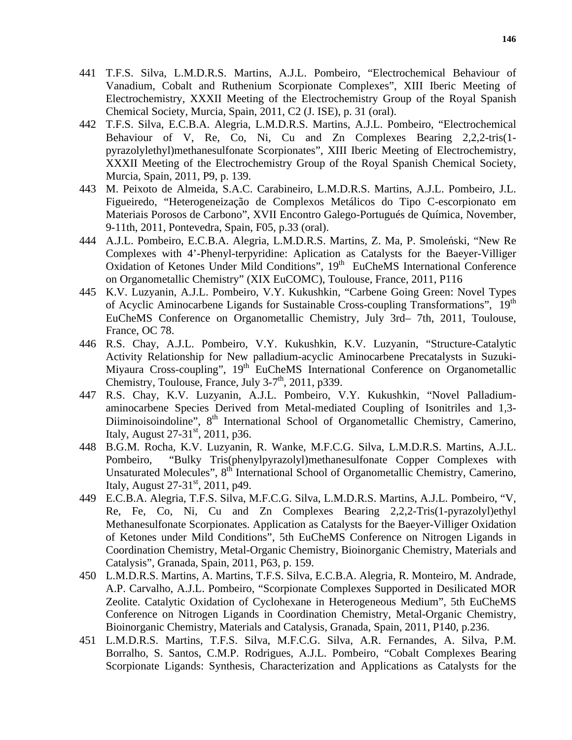441 T.F.S. Silva, L.M.D.R.S. Martins, A.J.L. Pombeiro, "Electrochemical Behaviour of Vanadium, Cobalt and Ruthenium Scorpionate Complexes", XIII Iberic Meeting of Electrochemistry, XXXII Meeting of the Electrochemistry Group of the Royal Spanish Chemical Society, Murcia, Spain, 2011, C2 (J. ISE), p. 31 (oral).

442 T.F.S. Silva, E.C.B.A. Alegria, L.M.D.R.S. Martins, A.J.L. Pombeiro, "Electrochemical Behaviour of V, Re, Co, Ni, Cu and Zn Complexes Bearing 2,2,2-tris(1-pyrazolylethyl)methanesulfonate Scorpionates", XIII Iberic Meeting of Electrochemistry, XXXII Meeting of the Electrochemistry Group of the Royal Spanish Chemical Society, Murcia, Spain, 2011, P9, p. 139.

443 M. Peixoto de Almeida, S.A.C. Carabineiro, L.M.D.R.S. Martins, A.J.L. Pombeiro, J.L. Figueiredo, "Heterogeneização de Complexos Metálicos do Tipo C-escorpionato em Materiais Porosos de Carbono", XVII Encontro Galego-Portugués de Química, November, 9-11th, 2011, Pontevedra, Spain, F05, p.33 (oral).

444 A.J.L. Pombeiro, E.C.B.A. Alegria, L.M.D.R.S. Martins, Z. Ma, P. Smoleński, "New Re Complexes with 4'-Phenyl-terpyridine: Aplication as Catalysts for the Baeyer-Villiger Oxidation of Ketones Under Mild Conditions", 19th EuCheMS International Conference on Organometallic Chemistry" (XIX EuCOMC), Toulouse, France, 2011, P116

445 K.V. Luzyanin, A.J.L. Pombeiro, V.Y. Kukushkin, "Carbene Going Green: Novel Types of Acyclic Aminocarbene Ligands for Sustainable Cross-coupling Transformations", 19th EuCheMS Conference on Organometallic Chemistry, July 3rd– 7th, 2011, Toulouse, France, OC 78.

446 R.S. Chay, A.J.L. Pombeiro, V.Y. Kukushkin, K.V. Luzyanin, "Structure-Catalytic Activity Relationship for New palladium-acyclic Aminocarbene Precatalysts in Suzuki-Miyaura Cross-coupling", 19th EuCheMS International Conference on Organometallic Chemistry, Toulouse, France, July 3-7th, 2011, p339.

447 R.S. Chay, K.V. Luzyanin, A.J.L. Pombeiro, V.Y. Kukushkin, "Novel Palladium-aminocarbene Species Derived from Metal-mediated Coupling of Isonitriles and 1,3-Diiminoisoindoline", 8th International School of Organometallic Chemistry, Camerino, Italy, August 27-31st, 2011, p36.

448 B.G.M. Rocha, K.V. Luzyanin, R. Wanke, M.F.C.G. Silva, L.M.D.R.S. Martins, A.J.L. Pombeiro, "Bulky Tris(phenylpyrazolyl)methanesulfonate Copper Complexes with Unsaturated Molecules", 8th International School of Organometallic Chemistry, Camerino, Italy, August 27-31st, 2011, p49.

449 E.C.B.A. Alegria, T.F.S. Silva, M.F.C.G. Silva, L.M.D.R.S. Martins, A.J.L. Pombeiro, "V, Re, Fe, Co, Ni, Cu and Zn Complexes Bearing 2,2,2-Tris(1-pyrazolyl)ethyl Methanesulfonate Scorpionates. Application as Catalysts for the Baeyer-Villiger Oxidation of Ketones under Mild Conditions", 5th EuCheMS Conference on Nitrogen Ligands in Coordination Chemistry, Metal-Organic Chemistry, Bioinorganic Chemistry, Materials and Catalysis", Granada, Spain, 2011, P63, p. 159.

450 L.M.D.R.S. Martins, A. Martins, T.F.S. Silva, E.C.B.A. Alegria, R. Monteiro, M. Andrade, A.P. Carvalho, A.J.L. Pombeiro, "Scorpionate Complexes Supported in Desilicated MOR Zeolite. Catalytic Oxidation of Cyclohexane in Heterogeneous Medium", 5th EuCheMS Conference on Nitrogen Ligands in Coordination Chemistry, Metal-Organic Chemistry, Bioinorganic Chemistry, Materials and Catalysis, Granada, Spain, 2011, P140, p.236.

451 L.M.D.R.S. Martins, T.F.S. Silva, M.F.C.G. Silva, A.R. Fernandes, A. Silva, P.M. Borralho, S. Santos, C.M.P. Rodrigues, A.J.L. Pombeiro, "Cobalt Complexes Bearing Scorpionate Ligands: Synthesis, Characterization and Applications as Catalysts for the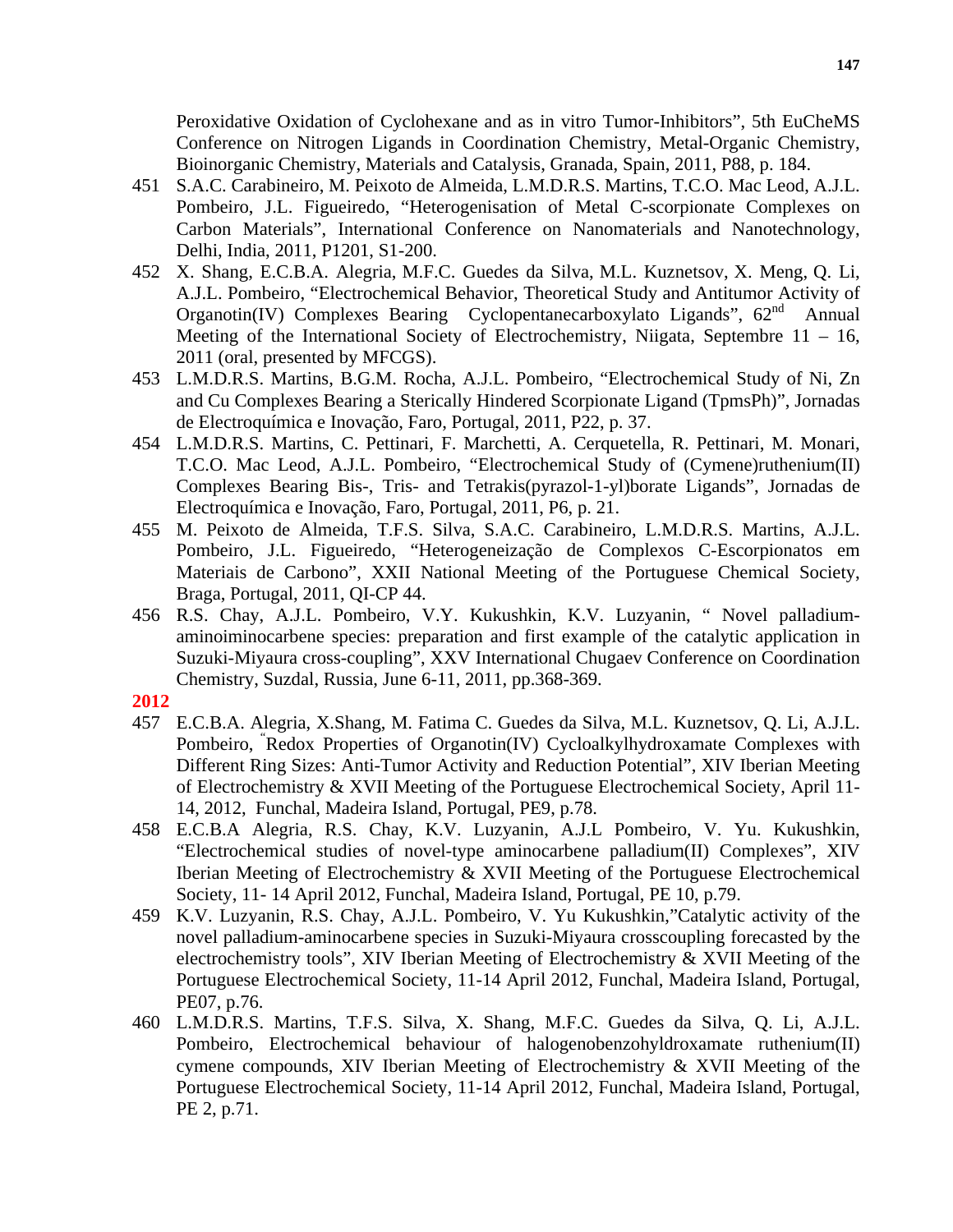Peroxidative Oxidation of Cyclohexane and as in vitro Tumor-Inhibitors", 5th EuCheMS Conference on Nitrogen Ligands in Coordination Chemistry, Metal-Organic Chemistry, Bioinorganic Chemistry, Materials and Catalysis, Granada, Spain, 2011, P88, p. 184.

451 S.A.C. Carabineiro, M. Peixoto de Almeida, L.M.D.R.S. Martins, T.C.O. Mac Leod, A.J.L. Pombeiro, J.L. Figueiredo, "Heterogenisation of Metal C-scorpionate Complexes on Carbon Materials", International Conference on Nanomaterials and Nanotechnology, Delhi, India, 2011, P1201, S1-200.

452 X. Shang, E.C.B.A. Alegria, M.F.C. Guedes da Silva, M.L. Kuznetsov, X. Meng, Q. Li, A.J.L. Pombeiro, "Electrochemical Behavior, Theoretical Study and Antitumor Activity of Organotin(IV) Complexes Bearing Cyclopentanecarboxylato Ligands", 62nd Annual Meeting of the International Society of Electrochemistry, Niigata, Septembre 11 – 16, 2011 (oral, presented by MFCGS).

453 L.M.D.R.S. Martins, B.G.M. Rocha, A.J.L. Pombeiro, "Electrochemical Study of Ni, Zn and Cu Complexes Bearing a Sterically Hindered Scorpionate Ligand (TpmsPh)", Jornadas de Electroquímica e Inovação, Faro, Portugal, 2011, P22, p. 37.

454 L.M.D.R.S. Martins, C. Pettinari, F. Marchetti, A. Cerquetella, R. Pettinari, M. Monari, T.C.O. Mac Leod, A.J.L. Pombeiro, "Electrochemical Study of (Cymene)ruthenium(II) Complexes Bearing Bis-, Tris- and Tetrakis(pyrazol-1-yl)borate Ligands", Jornadas de Electroquímica e Inovação, Faro, Portugal, 2011, P6, p. 21.

455 M. Peixoto de Almeida, T.F.S. Silva, S.A.C. Carabineiro, L.M.D.R.S. Martins, A.J.L. Pombeiro, J.L. Figueiredo, "Heterogeneização de Complexos C-Escorpionatos em Materiais de Carbono", XXII National Meeting of the Portuguese Chemical Society, Braga, Portugal, 2011, QI-CP 44.

456 R.S. Chay, A.J.L. Pombeiro, V.Y. Kukushkin, K.V. Luzyanin, " Novel palladium-aminoiminocarbene species: preparation and first example of the catalytic application in Suzuki-Miyaura cross-coupling", XXV International Chugaev Conference on Coordination Chemistry, Suzdal, Russia, June 6-11, 2011, pp.368-369.

**2012**

457 E.C.B.A. Alegria, X.Shang, M. Fatima C. Guedes da Silva, M.L. Kuznetsov, Q. Li, A.J.L. Pombeiro, "Redox Properties of Organotin(IV) Cycloalkylhydroxamate Complexes with Different Ring Sizes: Anti-Tumor Activity and Reduction Potential", XIV Iberian Meeting of Electrochemistry & XVII Meeting of the Portuguese Electrochemical Society, April 11-14, 2012, Funchal, Madeira Island, Portugal, PE9, p.78.

458 E.C.B.A Alegria, R.S. Chay, K.V. Luzyanin, A.J.L Pombeiro, V. Yu. Kukushkin, "Electrochemical studies of novel-type aminocarbene palladium(II) Complexes", XIV Iberian Meeting of Electrochemistry & XVII Meeting of the Portuguese Electrochemical Society, 11- 14 April 2012, Funchal, Madeira Island, Portugal, PE 10, p.79.

459 K.V. Luzyanin, R.S. Chay, A.J.L. Pombeiro, V. Yu Kukushkin,"Catalytic activity of the novel palladium-aminocarbene species in Suzuki-Miyaura crosscoupling forecasted by the electrochemistry tools", XIV Iberian Meeting of Electrochemistry & XVII Meeting of the Portuguese Electrochemical Society, 11-14 April 2012, Funchal, Madeira Island, Portugal, PE07, p.76.

460 L.M.D.R.S. Martins, T.F.S. Silva, X. Shang, M.F.C. Guedes da Silva, Q. Li, A.J.L. Pombeiro, Electrochemical behaviour of halogenobenzohyldroxamate ruthenium(II) cymene compounds, XIV Iberian Meeting of Electrochemistry & XVII Meeting of the Portuguese Electrochemical Society, 11-14 April 2012, Funchal, Madeira Island, Portugal, PE 2, p.71.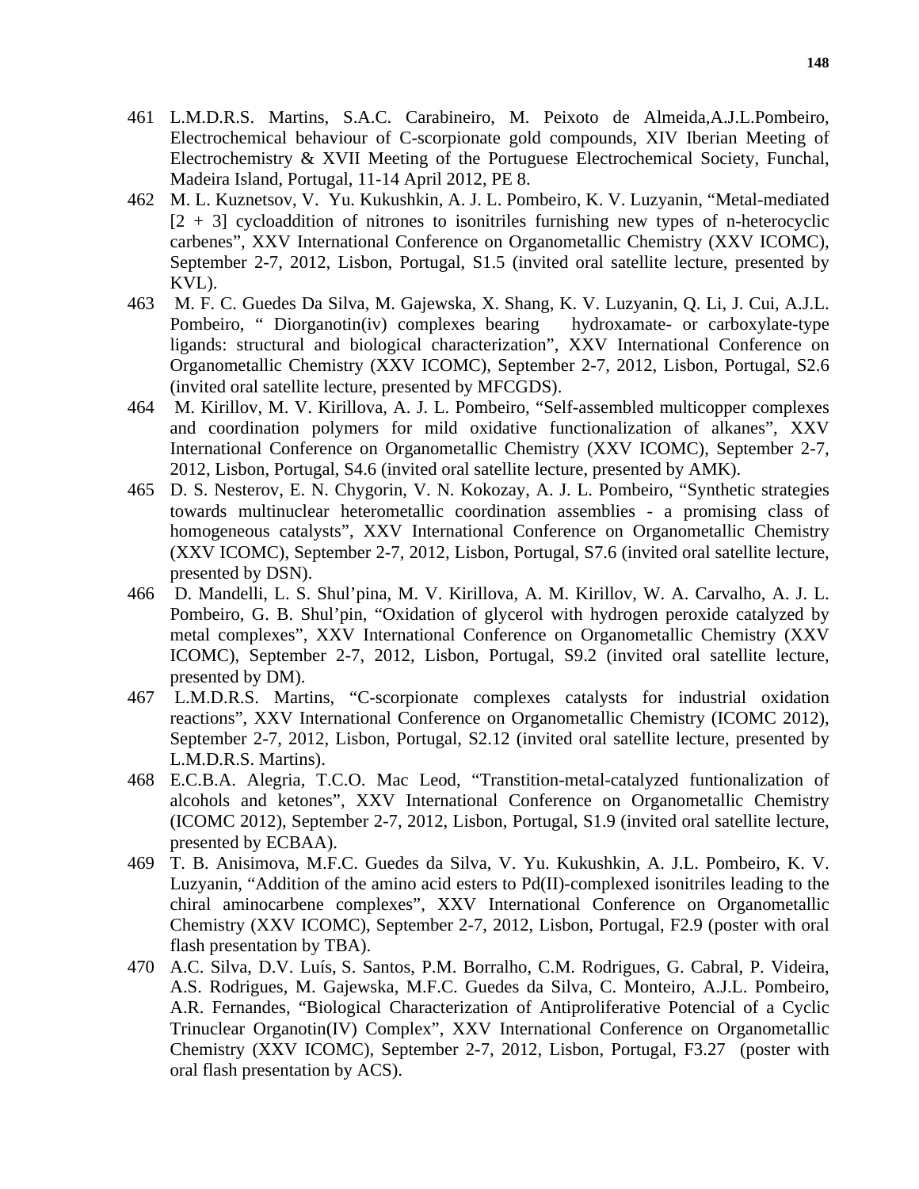461 L.M.D.R.S. Martins, S.A.C. Carabineiro, M. Peixoto de Almeida,A.J.L.Pombeiro, Electrochemical behaviour of C-scorpionate gold compounds, XIV Iberian Meeting of Electrochemistry & XVII Meeting of the Portuguese Electrochemical Society, Funchal, Madeira Island, Portugal, 11-14 April 2012, PE 8.

462 M. L. Kuznetsov, V. Yu. Kukushkin, A. J. L. Pombeiro, K. V. Luzyanin, "Metal-mediated [2 + 3] cycloaddition of nitrones to isonitriles furnishing new types of n-heterocyclic carbenes", XXV International Conference on Organometallic Chemistry (XXV ICOMC), September 2-7, 2012, Lisbon, Portugal, S1.5 (invited oral satellite lecture, presented by KVL).

463 M. F. C. Guedes Da Silva, M. Gajewska, X. Shang, K. V. Luzyanin, Q. Li, J. Cui, A.J.L. Pombeiro, " Diorganotin(iv) complexes bearing hydroxamate- or carboxylate-type ligands: structural and biological characterization", XXV International Conference on Organometallic Chemistry (XXV ICOMC), September 2-7, 2012, Lisbon, Portugal, S2.6 (invited oral satellite lecture, presented by MFCGDS).

464 M. Kirillov, M. V. Kirillova, A. J. L. Pombeiro, "Self-assembled multicopper complexes and coordination polymers for mild oxidative functionalization of alkanes", XXV International Conference on Organometallic Chemistry (XXV ICOMC), September 2-7, 2012, Lisbon, Portugal, S4.6 (invited oral satellite lecture, presented by AMK).

465 D. S. Nesterov, E. N. Chygorin, V. N. Kokozay, A. J. L. Pombeiro, "Synthetic strategies towards multinuclear heterometallic coordination assemblies - a promising class of homogeneous catalysts", XXV International Conference on Organometallic Chemistry (XXV ICOMC), September 2-7, 2012, Lisbon, Portugal, S7.6 (invited oral satellite lecture, presented by DSN).

466 D. Mandelli, L. S. Shul'pina, M. V. Kirillova, A. M. Kirillov, W. A. Carvalho, A. J. L. Pombeiro, G. B. Shul'pin, "Oxidation of glycerol with hydrogen peroxide catalyzed by metal complexes", XXV International Conference on Organometallic Chemistry (XXV ICOMC), September 2-7, 2012, Lisbon, Portugal, S9.2 (invited oral satellite lecture, presented by DM).

467 L.M.D.R.S. Martins, "C-scorpionate complexes catalysts for industrial oxidation reactions", XXV International Conference on Organometallic Chemistry (ICOMC 2012), September 2-7, 2012, Lisbon, Portugal, S2.12 (invited oral satellite lecture, presented by L.M.D.R.S. Martins).

468 E.C.B.A. Alegria, T.C.O. Mac Leod, "Transtition-metal-catalyzed funtionalization of alcohols and ketones", XXV International Conference on Organometallic Chemistry (ICOMC 2012), September 2-7, 2012, Lisbon, Portugal, S1.9 (invited oral satellite lecture, presented by ECBAA).

469 T. B. Anisimova, M.F.C. Guedes da Silva, V. Yu. Kukushkin, A. J.L. Pombeiro, K. V. Luzyanin, "Addition of the amino acid esters to Pd(II)-complexed isonitriles leading to the chiral aminocarbene complexes", XXV International Conference on Organometallic Chemistry (XXV ICOMC), September 2-7, 2012, Lisbon, Portugal, F2.9 (poster with oral flash presentation by TBA).

470 A.C. Silva, D.V. Luís, S. Santos, P.M. Borralho, C.M. Rodrigues, G. Cabral, P. Videira, A.S. Rodrigues, M. Gajewska, M.F.C. Guedes da Silva, C. Monteiro, A.J.L. Pombeiro, A.R. Fernandes, "Biological Characterization of Antiproliferative Potencial of a Cyclic Trinuclear Organotin(IV) Complex", XXV International Conference on Organometallic Chemistry (XXV ICOMC), September 2-7, 2012, Lisbon, Portugal, F3.27 (poster with oral flash presentation by ACS).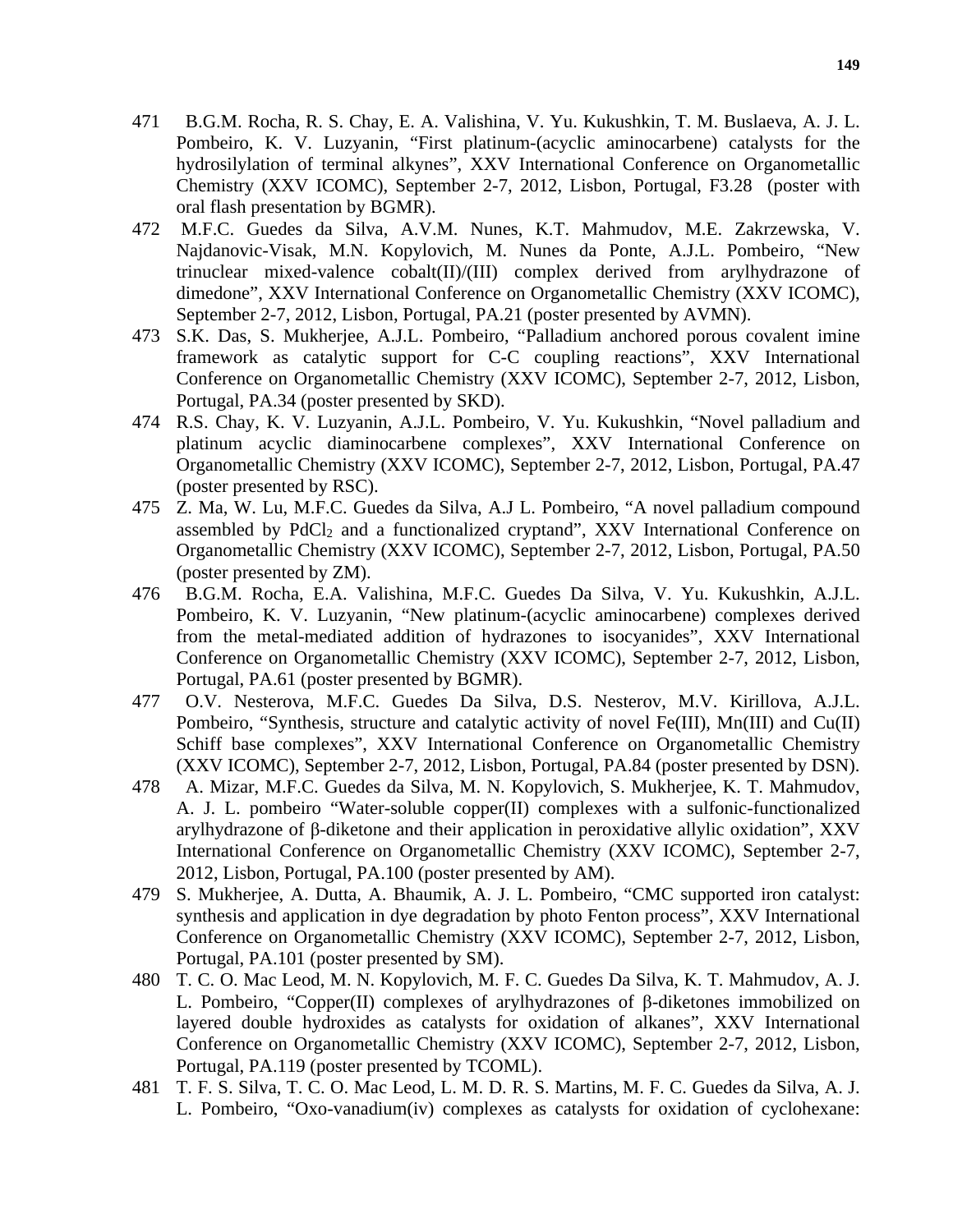471 B.G.M. Rocha, R. S. Chay, E. A. Valishina, V. Yu. Kukushkin, T. M. Buslaeva, A. J. L. Pombeiro, K. V. Luzyanin, "First platinum-(acyclic aminocarbene) catalysts for the hydrosilylation of terminal alkynes", XXV International Conference on Organometallic Chemistry (XXV ICOMC), September 2-7, 2012, Lisbon, Portugal, F3.28 (poster with oral flash presentation by BGMR).

472 M.F.C. Guedes da Silva, A.V.M. Nunes, K.T. Mahmudov, M.E. Zakrzewska, V. Najdanovic-Visak, M.N. Kopylovich, M. Nunes da Ponte, A.J.L. Pombeiro, "New trinuclear mixed-valence cobalt(II)/(III) complex derived from arylhydrazone of dimedone", XXV International Conference on Organometallic Chemistry (XXV ICOMC), September 2-7, 2012, Lisbon, Portugal, PA.21 (poster presented by AVMN).

473 S.K. Das, S. Mukherjee, A.J.L. Pombeiro, "Palladium anchored porous covalent imine framework as catalytic support for C-C coupling reactions", XXV International Conference on Organometallic Chemistry (XXV ICOMC), September 2-7, 2012, Lisbon, Portugal, PA.34 (poster presented by SKD).

474 R.S. Chay, K. V. Luzyanin, A.J.L. Pombeiro, V. Yu. Kukushkin, "Novel palladium and platinum acyclic diaminocarbene complexes", XXV International Conference on Organometallic Chemistry (XXV ICOMC), September 2-7, 2012, Lisbon, Portugal, PA.47 (poster presented by RSC).

475 Z. Ma, W. Lu, M.F.C. Guedes da Silva, A.J L. Pombeiro, "A novel palladium compound assembled by $PdCl_2$ and a functionalized cryptand", XXV International Conference on Organometallic Chemistry (XXV ICOMC), September 2-7, 2012, Lisbon, Portugal, PA.50 (poster presented by ZM).

476 B.G.M. Rocha, E.A. Valishina, M.F.C. Guedes Da Silva, V. Yu. Kukushkin, A.J.L. Pombeiro, K. V. Luzyanin, "New platinum-(acyclic aminocarbene) complexes derived from the metal-mediated addition of hydrazones to isocyanides", XXV International Conference on Organometallic Chemistry (XXV ICOMC), September 2-7, 2012, Lisbon, Portugal, PA.61 (poster presented by BGMR).

477 O.V. Nesterova, M.F.C. Guedes Da Silva, D.S. Nesterov, M.V. Kirillova, A.J.L. Pombeiro, "Synthesis, structure and catalytic activity of novel Fe(III), Mn(III) and Cu(II) Schiff base complexes", XXV International Conference on Organometallic Chemistry (XXV ICOMC), September 2-7, 2012, Lisbon, Portugal, PA.84 (poster presented by DSN).

478 A. Mizar, M.F.C. Guedes da Silva, M. N. Kopylovich, S. Mukherjee, K. T. Mahmudov, A. J. L. pombeiro "Water-soluble copper(II) complexes with a sulfonic-functionalized arylhydrazone of β-diketone and their application in peroxidative allylic oxidation", XXV International Conference on Organometallic Chemistry (XXV ICOMC), September 2-7, 2012, Lisbon, Portugal, PA.100 (poster presented by AM).

479 S. Mukherjee, A. Dutta, A. Bhaumik, A. J. L. Pombeiro, "CMC supported iron catalyst: synthesis and application in dye degradation by photo Fenton process", XXV International Conference on Organometallic Chemistry (XXV ICOMC), September 2-7, 2012, Lisbon, Portugal, PA.101 (poster presented by SM).

480 T. C. O. Mac Leod, M. N. Kopylovich, M. F. C. Guedes Da Silva, K. T. Mahmudov, A. J. L. Pombeiro, "Copper(II) complexes of arylhydrazones of β-diketones immobilized on layered double hydroxides as catalysts for oxidation of alkanes", XXV International Conference on Organometallic Chemistry (XXV ICOMC), September 2-7, 2012, Lisbon, Portugal, PA.119 (poster presented by TCOML).

481 T. F. S. Silva, T. C. O. Mac Leod, L. M. D. R. S. Martins, M. F. C. Guedes da Silva, A. J. L. Pombeiro, "Oxo-vanadium(iv) complexes as catalysts for oxidation of cyclohexane: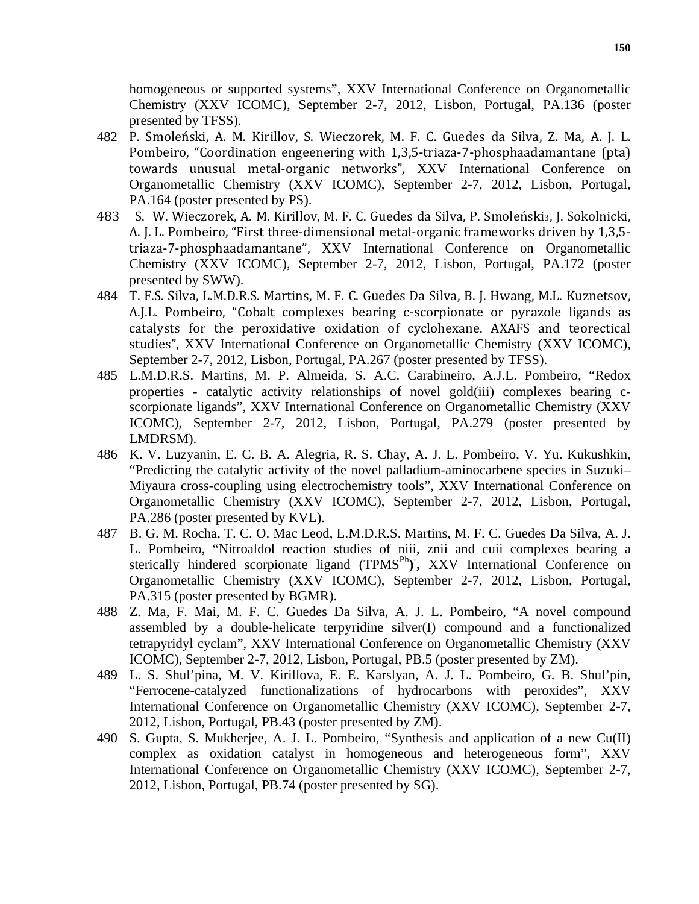homogeneous or supported systems", XXV International Conference on Organometallic Chemistry (XXV ICOMC), September 2-7, 2012, Lisbon, Portugal, PA.136 (poster presented by TFSS).

482 P. Smoleński, A. M. Kirillov, S. Wieczorek, M. F. C. Guedes da Silva, Z. Ma, A. J. L. Pombeiro, "Coordination engeenering with 1,3,5-triaza-7-phosphaadamantane (pta) towards unusual metal-organic networks", XXV International Conference on Organometallic Chemistry (XXV ICOMC), September 2-7, 2012, Lisbon, Portugal, PA.164 (poster presented by PS).

483 S. W. Wieczorek, A. M. Kirillov, M. F. C. Guedes da Silva, P. Smoleński3, J. Sokolnicki, A. J. L. Pombeiro, "First three-dimensional metal-organic frameworks driven by 1,3,5-triaza-7-phosphaadamantane", XXV International Conference on Organometallic Chemistry (XXV ICOMC), September 2-7, 2012, Lisbon, Portugal, PA.172 (poster presented by SWW).

484 T. F.S. Silva, L.M.D.R.S. Martins, M. F. C. Guedes Da Silva, B. J. Hwang, M.L. Kuznetsov, A.J.L. Pombeiro, "Cobalt complexes bearing c-scorpionate or pyrazole ligands as catalysts for the peroxidative oxidation of cyclohexane. AXAFS and teorectical studies", XXV International Conference on Organometallic Chemistry (XXV ICOMC), September 2-7, 2012, Lisbon, Portugal, PA.267 (poster presented by TFSS).

485 L.M.D.R.S. Martins, M. P. Almeida, S. A.C. Carabineiro, A.J.L. Pombeiro, "Redox properties - catalytic activity relationships of novel gold(iii) complexes bearing c-scorpionate ligands", XXV International Conference on Organometallic Chemistry (XXV ICOMC), September 2-7, 2012, Lisbon, Portugal, PA.279 (poster presented by LMDRSM).

486 K. V. Luzyanin, E. C. B. A. Alegria, R. S. Chay, A. J. L. Pombeiro, V. Yu. Kukushkin, "Predicting the catalytic activity of the novel palladium-aminocarbene species in Suzuki–Miyaura cross-coupling using electrochemistry tools", XXV International Conference on Organometallic Chemistry (XXV ICOMC), September 2-7, 2012, Lisbon, Portugal, PA.286 (poster presented by KVL).

487 B. G. M. Rocha, T. C. O. Mac Leod, L.M.D.R.S. Martins, M. F. C. Guedes Da Silva, A. J. L. Pombeiro, "Nitroaldol reaction studies of niii, znii and cuii complexes bearing a sterically hindered scorpionate ligand ($TPMS^{Ph}$)$^{-}$**,** XXV International Conference on Organometallic Chemistry (XXV ICOMC), September 2-7, 2012, Lisbon, Portugal, PA.315 (poster presented by BGMR).

488 Z. Ma, F. Mai, M. F. C. Guedes Da Silva, A. J. L. Pombeiro, "A novel compound assembled by a double-helicate terpyridine silver(I) compound and a functionalized tetrapyridyl cyclam", XXV International Conference on Organometallic Chemistry (XXV ICOMC), September 2-7, 2012, Lisbon, Portugal, PB.5 (poster presented by ZM).

489 L. S. Shul'pina, M. V. Kirillova, E. E. Karslyan, A. J. L. Pombeiro, G. B. Shul'pin, "Ferrocene-catalyzed functionalizations of hydrocarbons with peroxides", XXV International Conference on Organometallic Chemistry (XXV ICOMC), September 2-7, 2012, Lisbon, Portugal, PB.43 (poster presented by ZM).

490 S. Gupta, S. Mukherjee, A. J. L. Pombeiro, "Synthesis and application of a new Cu(II) complex as oxidation catalyst in homogeneous and heterogeneous form", XXV International Conference on Organometallic Chemistry (XXV ICOMC), September 2-7, 2012, Lisbon, Portugal, PB.74 (poster presented by SG).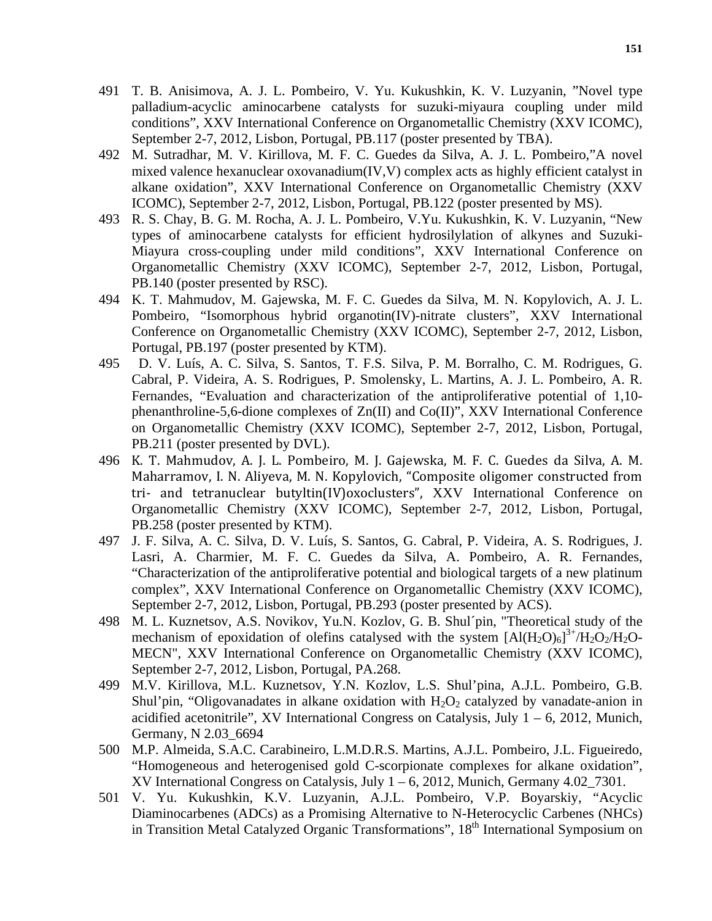491 T. B. Anisimova, A. J. L. Pombeiro, V. Yu. Kukushkin, K. V. Luzyanin, ”Novel type palladium-acyclic aminocarbene catalysts for suzuki-miyaura coupling under mild conditions”, XXV International Conference on Organometallic Chemistry (XXV ICOMC), September 2-7, 2012, Lisbon, Portugal, PB.117 (poster presented by TBA).

492 M. Sutradhar, M. V. Kirillova, M. F. C. Guedes da Silva, A. J. L. Pombeiro,”A novel mixed valence hexanuclear oxovanadium(IV,V) complex acts as highly efficient catalyst in alkane oxidation”, XXV International Conference on Organometallic Chemistry (XXV ICOMC), September 2-7, 2012, Lisbon, Portugal, PB.122 (poster presented by MS).

493 R. S. Chay, B. G. M. Rocha, A. J. L. Pombeiro, V.Yu. Kukushkin, K. V. Luzyanin, “New types of aminocarbene catalysts for efficient hydrosilylation of alkynes and Suzuki-Miayura cross-coupling under mild conditions”, XXV International Conference on Organometallic Chemistry (XXV ICOMC), September 2-7, 2012, Lisbon, Portugal, PB.140 (poster presented by RSC).

494 K. T. Mahmudov, M. Gajewska, M. F. C. Guedes da Silva, M. N. Kopylovich, A. J. L. Pombeiro, “Isomorphous hybrid organotin(IV)-nitrate clusters”, XXV International Conference on Organometallic Chemistry (XXV ICOMC), September 2-7, 2012, Lisbon, Portugal, PB.197 (poster presented by KTM).

495 D. V. Luís, A. C. Silva, S. Santos, T. F.S. Silva, P. M. Borralho, C. M. Rodrigues, G. Cabral, P. Videira, A. S. Rodrigues, P. Smolensky, L. Martins, A. J. L. Pombeiro, A. R. Fernandes, “Evaluation and characterization of the antiproliferative potential of 1,10-phenanthroline-5,6-dione complexes of Zn(II) and Co(II)”, XXV International Conference on Organometallic Chemistry (XXV ICOMC), September 2-7, 2012, Lisbon, Portugal, PB.211 (poster presented by DVL).

496 K. T. Mahmudov, A. J. L. Pombeiro, M. J. Gajewska, M. F. C. Guedes da Silva, A. M. Maharramov, I. N. Aliyeva, M. N. Kopylovich, “Composite oligomer constructed from tri- and tetranuclear butyltin(IV)oxoclusters”, XXV International Conference on Organometallic Chemistry (XXV ICOMC), September 2-7, 2012, Lisbon, Portugal, PB.258 (poster presented by KTM).

497 J. F. Silva, A. C. Silva, D. V. Luís, S. Santos, G. Cabral, P. Videira, A. S. Rodrigues, J. Lasri, A. Charmier, M. F. C. Guedes da Silva, A. Pombeiro, A. R. Fernandes, “Characterization of the antiproliferative potential and biological targets of a new platinum complex”, XXV International Conference on Organometallic Chemistry (XXV ICOMC), September 2-7, 2012, Lisbon, Portugal, PB.293 (poster presented by ACS).

498 M. L. Kuznetsov, A.S. Novikov, Yu.N. Kozlov, G. B. Shul´pin, "Theoretical study of the mechanism of epoxidation of olefins catalysed with the system $[Al(H_2O)_6]^{3+}/H_2O_2/H_2O$-MECN", XXV International Conference on Organometallic Chemistry (XXV ICOMC), September 2-7, 2012, Lisbon, Portugal, PA.268.

499 M.V. Kirillova, M.L. Kuznetsov, Y.N. Kozlov, L.S. Shul’pina, A.J.L. Pombeiro, G.B. Shul’pin, “Oligovanadates in alkane oxidation with $H_2O_2$ catalyzed by vanadate-anion in acidified acetonitrile”, XV International Congress on Catalysis, July 1 – 6, 2012, Munich, Germany, N 2.03_6694

500 M.P. Almeida, S.A.C. Carabineiro, L.M.D.R.S. Martins, A.J.L. Pombeiro, J.L. Figueiredo, “Homogeneous and heterogenised gold C-scorpionate complexes for alkane oxidation”, XV International Congress on Catalysis, July 1 – 6, 2012, Munich, Germany 4.02_7301.

501 V. Yu. Kukushkin, K.V. Luzyanin, A.J.L. Pombeiro, V.P. Boyarskiy, “Acyclic Diaminocarbenes (ADCs) as a Promising Alternative to N-Heterocyclic Carbenes (NHCs) in Transition Metal Catalyzed Organic Transformations”, 18[th] International Symposium on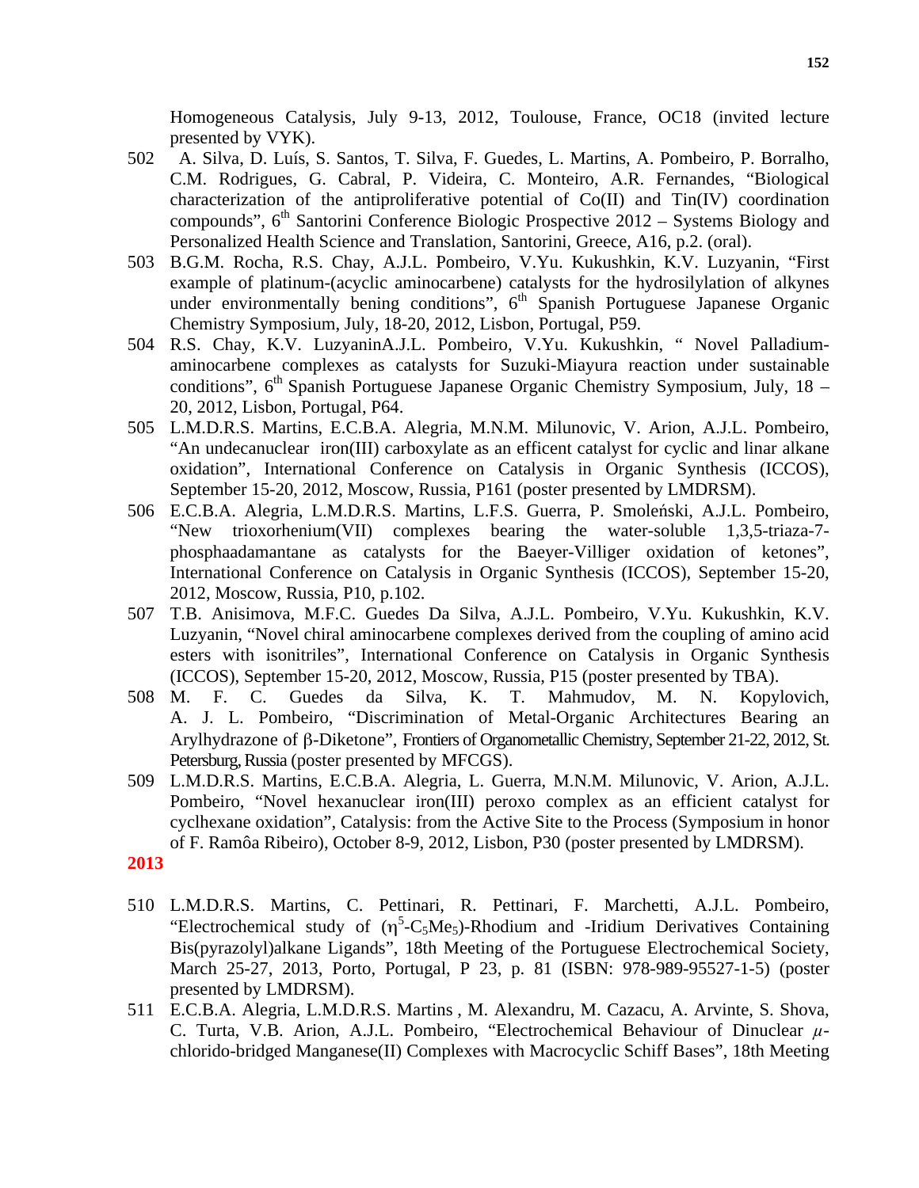Homogeneous Catalysis, July 9-13, 2012, Toulouse, France, OC18 (invited lecture presented by VYK).

502 A. Silva, D. Luís, S. Santos, T. Silva, F. Guedes, L. Martins, A. Pombeiro, P. Borralho, C.M. Rodrigues, G. Cabral, P. Videira, C. Monteiro, A.R. Fernandes, "Biological characterization of the antiproliferative potential of Co(II) and Tin(IV) coordination compounds", 6$^{th}$ Santorini Conference Biologic Prospective 2012 – Systems Biology and Personalized Health Science and Translation, Santorini, Greece, A16, p.2. (oral).

503 B.G.M. Rocha, R.S. Chay, A.J.L. Pombeiro, V.Yu. Kukushkin, K.V. Luzyanin, "First example of platinum-(acyclic aminocarbene) catalysts for the hydrosilylation of alkynes under environmentally bening conditions", 6$^{th}$ Spanish Portuguese Japanese Organic Chemistry Symposium, July, 18-20, 2012, Lisbon, Portugal, P59.

504 R.S. Chay, K.V. LuzyaninA.J.L. Pombeiro, V.Yu. Kukushkin, " Novel Palladium-aminocarbene complexes as catalysts for Suzuki-Miayura reaction under sustainable conditions", 6$^{th}$ Spanish Portuguese Japanese Organic Chemistry Symposium, July, 18 – 20, 2012, Lisbon, Portugal, P64.

505 L.M.D.R.S. Martins, E.C.B.A. Alegria, M.N.M. Milunovic, V. Arion, A.J.L. Pombeiro, "An undecanuclear iron(III) carboxylate as an efficent catalyst for cyclic and linar alkane oxidation", International Conference on Catalysis in Organic Synthesis (ICCOS), September 15-20, 2012, Moscow, Russia, P161 (poster presented by LMDRSM).

506 E.C.B.A. Alegria, L.M.D.R.S. Martins, L.F.S. Guerra, P. Smoleński, A.J.L. Pombeiro, "New trioxorhenium(VII) complexes bearing the water-soluble 1,3,5-triaza-7-phosphaadamantane as catalysts for the Baeyer-Villiger oxidation of ketones", International Conference on Catalysis in Organic Synthesis (ICCOS), September 15-20, 2012, Moscow, Russia, P10, p.102.

507 T.B. Anisimova, M.F.C. Guedes Da Silva, A.J.L. Pombeiro, V.Yu. Kukushkin, K.V. Luzyanin, "Novel chiral aminocarbene complexes derived from the coupling of amino acid esters with isonitriles", International Conference on Catalysis in Organic Synthesis (ICCOS), September 15-20, 2012, Moscow, Russia, P15 (poster presented by TBA).

508 M. F. C. Guedes da Silva, K. T. Mahmudov, M. N. Kopylovich, A. J. L. Pombeiro, "Discrimination of Metal-Organic Architectures Bearing an Arylhydrazone of β-Diketone", Frontiers of Organometallic Chemistry, September 21-22, 2012, St. Petersburg, Russia (poster presented by MFCGS).

509 L.M.D.R.S. Martins, E.C.B.A. Alegria, L. Guerra, M.N.M. Milunovic, V. Arion, A.J.L. Pombeiro, "Novel hexanuclear iron(III) peroxo complex as an efficient catalyst for cyclhexane oxidation", Catalysis: from the Active Site to the Process (Symposium in honor of F. Ramôa Ribeiro), October 8-9, 2012, Lisbon, P30 (poster presented by LMDRSM).

**2013**

510 L.M.D.R.S. Martins, C. Pettinari, R. Pettinari, F. Marchetti, A.J.L. Pombeiro, "Electrochemical study of ($\eta^5$-$C_5Me_5$)-Rhodium and -Iridium Derivatives Containing Bis(pyrazolyl)alkane Ligands", 18th Meeting of the Portuguese Electrochemical Society, March 25-27, 2013, Porto, Portugal, P 23, p. 81 (ISBN: 978-989-95527-1-5) (poster presented by LMDRSM).

511 E.C.B.A. Alegria, L.M.D.R.S. Martins , M. Alexandru, M. Cazacu, A. Arvinte, S. Shova, C. Turta, V.B. Arion, A.J.L. Pombeiro, "Electrochemical Behaviour of Dinuclear $\mu$-chlorido-bridged Manganese(II) Complexes with Macrocyclic Schiff Bases", 18th Meeting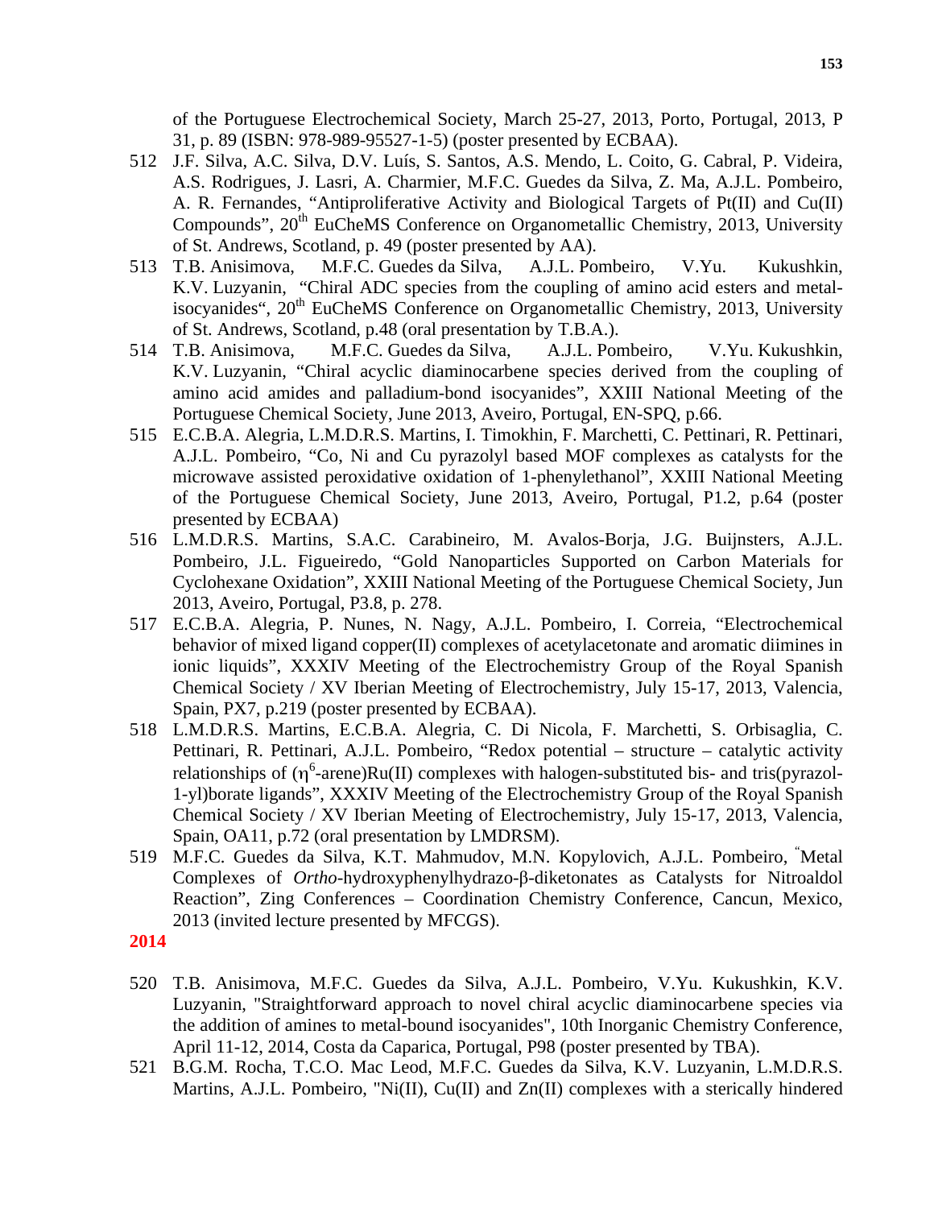of the Portuguese Electrochemical Society, March 25-27, 2013, Porto, Portugal, 2013, P 31, p. 89 (ISBN: 978-989-95527-1-5) (poster presented by ECBAA).

512 J.F. Silva, A.C. Silva, D.V. Luís, S. Santos, A.S. Mendo, L. Coito, G. Cabral, P. Videira, A.S. Rodrigues, J. Lasri, A. Charmier, M.F.C. Guedes da Silva, Z. Ma, A.J.L. Pombeiro, A. R. Fernandes, "Antiproliferative Activity and Biological Targets of Pt(II) and Cu(II) Compounds", 20[th] EuCheMS Conference on Organometallic Chemistry, 2013, University of St. Andrews, Scotland, p. 49 (poster presented by AA).

513 T.B. Anisimova, M.F.C. Guedes da Silva, A.J.L. Pombeiro, V.Yu. Kukushkin, K.V. Luzyanin, "Chiral ADC species from the coupling of amino acid esters and metal-isocyanides", 20[th] EuCheMS Conference on Organometallic Chemistry, 2013, University of St. Andrews, Scotland, p.48 (oral presentation by T.B.A.).

514 T.B. Anisimova, M.F.C. Guedes da Silva, A.J.L. Pombeiro, V.Yu. Kukushkin, K.V. Luzyanin, "Chiral acyclic diaminocarbene species derived from the coupling of amino acid amides and palladium-bond isocyanides", XXIII National Meeting of the Portuguese Chemical Society, June 2013, Aveiro, Portugal, EN-SPQ, p.66.

515 E.C.B.A. Alegria, L.M.D.R.S. Martins, I. Timokhin, F. Marchetti, C. Pettinari, R. Pettinari, A.J.L. Pombeiro, "Co, Ni and Cu pyrazolyl based MOF complexes as catalysts for the microwave assisted peroxidative oxidation of 1-phenylethanol", XXIII National Meeting of the Portuguese Chemical Society, June 2013, Aveiro, Portugal, P1.2, p.64 (poster presented by ECBAA)

516 L.M.D.R.S. Martins, S.A.C. Carabineiro, M. Avalos-Borja, J.G. Buijnsters, A.J.L. Pombeiro, J.L. Figueiredo, "Gold Nanoparticles Supported on Carbon Materials for Cyclohexane Oxidation", XXIII National Meeting of the Portuguese Chemical Society, Jun 2013, Aveiro, Portugal, P3.8, p. 278.

517 E.C.B.A. Alegria, P. Nunes, N. Nagy, A.J.L. Pombeiro, I. Correia, "Electrochemical behavior of mixed ligand copper(II) complexes of acetylacetonate and aromatic diimines in ionic liquids", XXXIV Meeting of the Electrochemistry Group of the Royal Spanish Chemical Society / XV Iberian Meeting of Electrochemistry, July 15-17, 2013, Valencia, Spain, PX7, p.219 (poster presented by ECBAA).

518 L.M.D.R.S. Martins, E.C.B.A. Alegria, C. Di Nicola, F. Marchetti, S. Orbisaglia, C. Pettinari, R. Pettinari, A.J.L. Pombeiro, "Redox potential – structure – catalytic activity relationships of ($\eta^6$-arene)Ru(II) complexes with halogen-substituted bis- and tris(pyrazol-1-yl)borate ligands", XXXIV Meeting of the Electrochemistry Group of the Royal Spanish Chemical Society / XV Iberian Meeting of Electrochemistry, July 15-17, 2013, Valencia, Spain, OA11, p.72 (oral presentation by LMDRSM).

519 M.F.C. Guedes da Silva, K.T. Mahmudov, M.N. Kopylovich, A.J.L. Pombeiro, "Metal Complexes of *Ortho*-hydroxyphenylhydrazo-β-diketonates as Catalysts for Nitroaldol Reaction", Zing Conferences – Coordination Chemistry Conference, Cancun, Mexico, 2013 (invited lecture presented by MFCGS).

**2014**

520 T.B. Anisimova, M.F.C. Guedes da Silva, A.J.L. Pombeiro, V.Yu. Kukushkin, K.V. Luzyanin, "Straightforward approach to novel chiral acyclic diaminocarbene species via the addition of amines to metal-bound isocyanides", 10th Inorganic Chemistry Conference, April 11-12, 2014, Costa da Caparica, Portugal, P98 (poster presented by TBA).

521 B.G.M. Rocha, T.C.O. Mac Leod, M.F.C. Guedes da Silva, K.V. Luzyanin, L.M.D.R.S. Martins, A.J.L. Pombeiro, "Ni(II), Cu(II) and Zn(II) complexes with a sterically hindered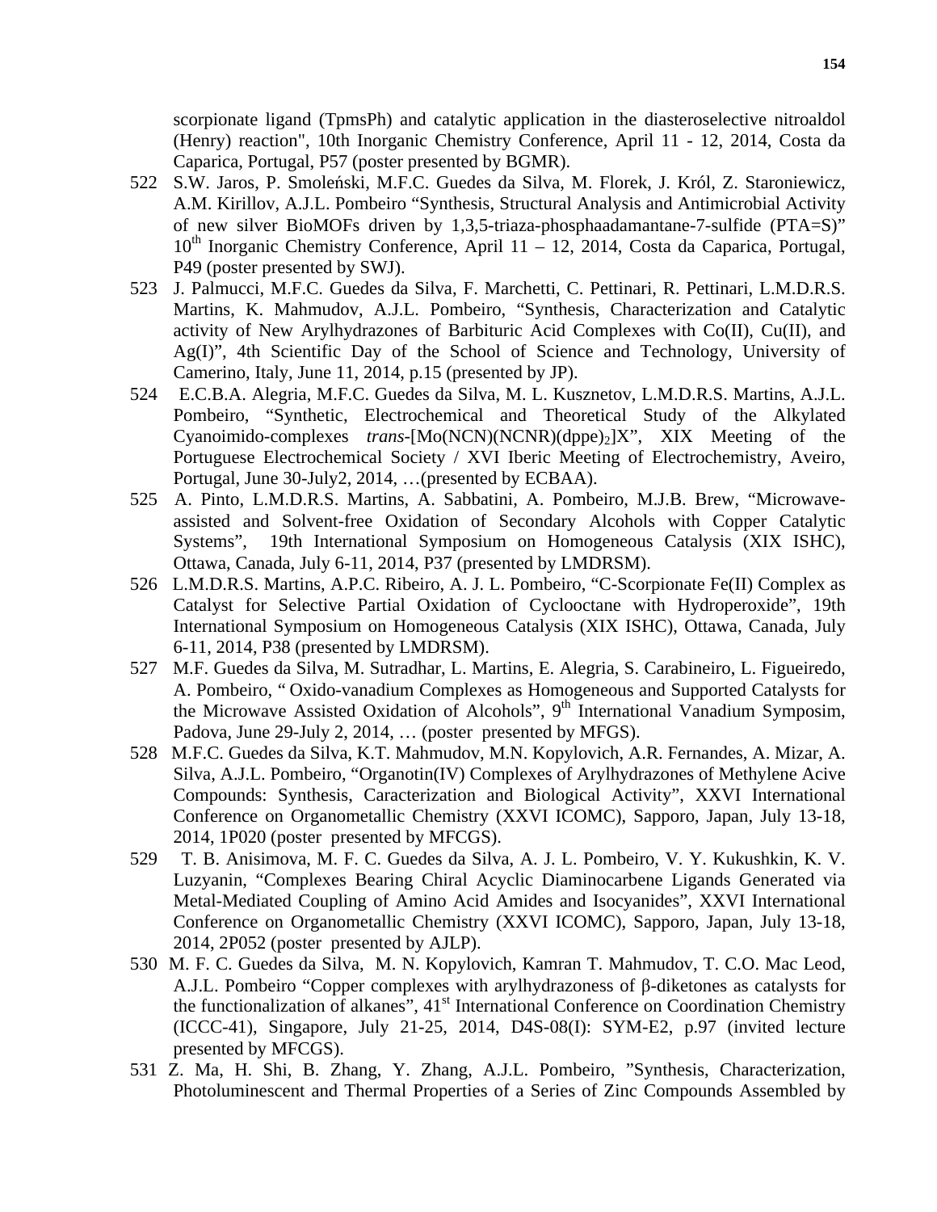scorpionate ligand (TpmsPh) and catalytic application in the diasteroselective nitroaldol (Henry) reaction", 10th Inorganic Chemistry Conference, April 11 - 12, 2014, Costa da Caparica, Portugal, P57 (poster presented by BGMR).

522 S.W. Jaros, P. Smoleński, M.F.C. Guedes da Silva, M. Florek, J. Król, Z. Staroniewicz, A.M. Kirillov, A.J.L. Pombeiro "Synthesis, Structural Analysis and Antimicrobial Activity of new silver BioMOFs driven by 1,3,5-triaza-phosphaadamantane-7-sulfide (PTA=S)" 10th Inorganic Chemistry Conference, April 11 – 12, 2014, Costa da Caparica, Portugal, P49 (poster presented by SWJ).

523 J. Palmucci, M.F.C. Guedes da Silva, F. Marchetti, C. Pettinari, R. Pettinari, L.M.D.R.S. Martins, K. Mahmudov, A.J.L. Pombeiro, "Synthesis, Characterization and Catalytic activity of New Arylhydrazones of Barbituric Acid Complexes with Co(II), Cu(II), and Ag(I)", 4th Scientific Day of the School of Science and Technology, University of Camerino, Italy, June 11, 2014, p.15 (presented by JP).

524 E.C.B.A. Alegria, M.F.C. Guedes da Silva, M. L. Kusznetov, L.M.D.R.S. Martins, A.J.L. Pombeiro, "Synthetic, Electrochemical and Theoretical Study of the Alkylated Cyanoimido-complexes *trans*-$[Mo(NCN)(NCNR)(dppe)_2]X$", XIX Meeting of the Portuguese Electrochemical Society / XVI Iberic Meeting of Electrochemistry, Aveiro, Portugal, June 30-July2, 2014, …(presented by ECBAA).

525 A. Pinto, L.M.D.R.S. Martins, A. Sabbatini, A. Pombeiro, M.J.B. Brew, "Microwave-assisted and Solvent-free Oxidation of Secondary Alcohols with Copper Catalytic Systems", 19th International Symposium on Homogeneous Catalysis (XIX ISHC), Ottawa, Canada, July 6-11, 2014, P37 (presented by LMDRSM).

526 L.M.D.R.S. Martins, A.P.C. Ribeiro, A. J. L. Pombeiro, "C-Scorpionate Fe(II) Complex as Catalyst for Selective Partial Oxidation of Cyclooctane with Hydroperoxide", 19th International Symposium on Homogeneous Catalysis (XIX ISHC), Ottawa, Canada, July 6-11, 2014, P38 (presented by LMDRSM).

527 M.F. Guedes da Silva, M. Sutradhar, L. Martins, E. Alegria, S. Carabineiro, L. Figueiredo, A. Pombeiro, " Oxido-vanadium Complexes as Homogeneous and Supported Catalysts for the Microwave Assisted Oxidation of Alcohols", 9th International Vanadium Symposim, Padova, June 29-July 2, 2014, … (poster presented by MFGS).

528 M.F.C. Guedes da Silva, K.T. Mahmudov, M.N. Kopylovich, A.R. Fernandes, A. Mizar, A. Silva, A.J.L. Pombeiro, "Organotin(IV) Complexes of Arylhydrazones of Methylene Acive Compounds: Synthesis, Caracterization and Biological Activity", XXVI International Conference on Organometallic Chemistry (XXVI ICOMC), Sapporo, Japan, July 13-18, 2014, 1P020 (poster presented by MFCGS).

529 T. B. Anisimova, M. F. C. Guedes da Silva, A. J. L. Pombeiro, V. Y. Kukushkin, K. V. Luzyanin, "Complexes Bearing Chiral Acyclic Diaminocarbene Ligands Generated via Metal-Mediated Coupling of Amino Acid Amides and Isocyanides", XXVI International Conference on Organometallic Chemistry (XXVI ICOMC), Sapporo, Japan, July 13-18, 2014, 2P052 (poster presented by AJLP).

530 M. F. C. Guedes da Silva, M. N. Kopylovich, Kamran T. Mahmudov, T. C.O. Mac Leod, A.J.L. Pombeiro "Copper complexes with arylhydrazoness of β-diketones as catalysts for the functionalization of alkanes", 41st International Conference on Coordination Chemistry (ICCC-41), Singapore, July 21-25, 2014, D4S-08(I): SYM-E2, p.97 (invited lecture presented by MFCGS).

531 Z. Ma, H. Shi, B. Zhang, Y. Zhang, A.J.L. Pombeiro, "Synthesis, Characterization, Photoluminescent and Thermal Properties of a Series of Zinc Compounds Assembled by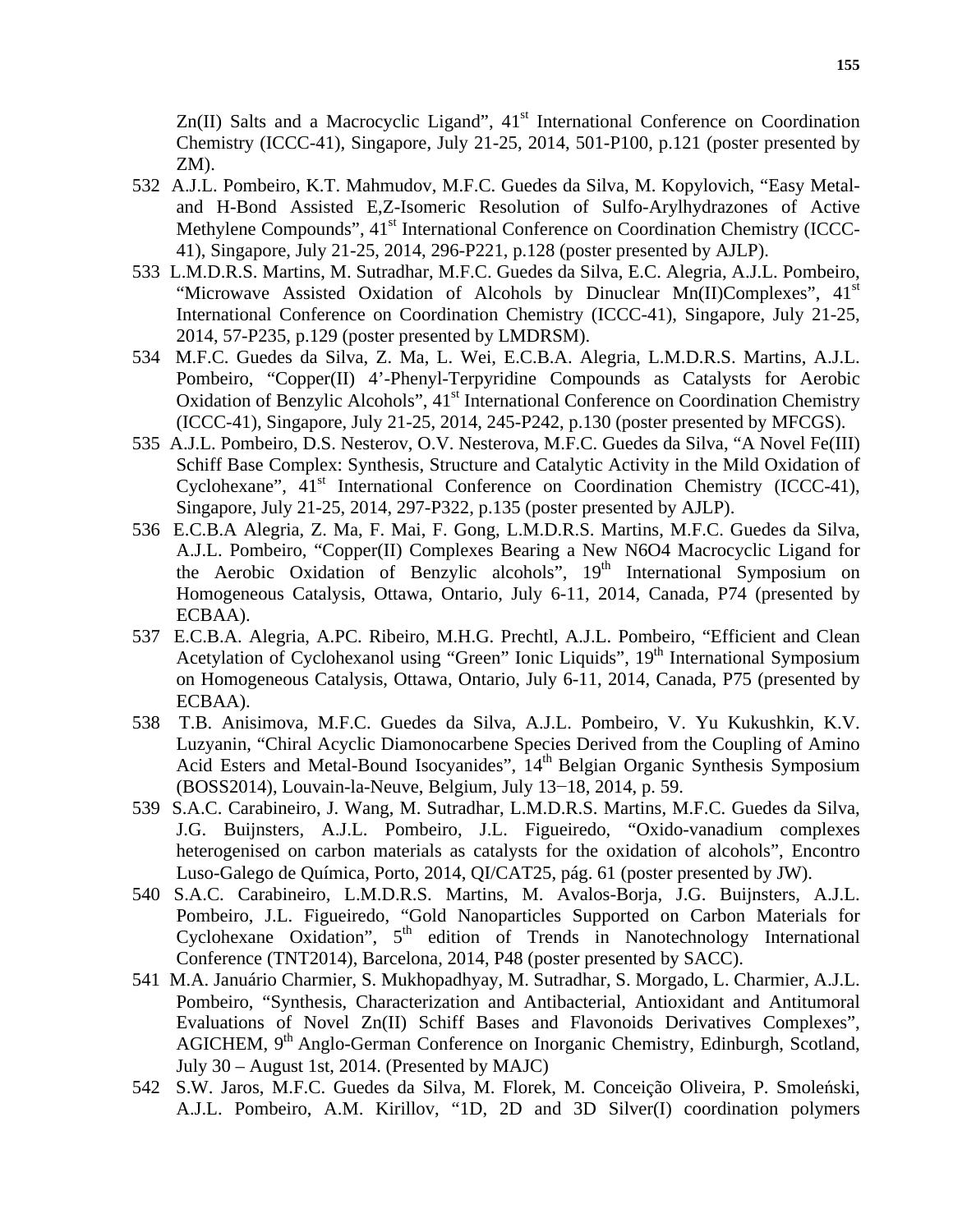Zn(II) Salts and a Macrocyclic Ligand", 41st International Conference on Coordination Chemistry (ICCC-41), Singapore, July 21-25, 2014, 501-P100, p.121 (poster presented by ZM).

532 A.J.L. Pombeiro, K.T. Mahmudov, M.F.C. Guedes da Silva, M. Kopylovich, "Easy Metal- and H-Bond Assisted E,Z-Isomeric Resolution of Sulfo-Arylhydrazones of Active Methylene Compounds", 41st International Conference on Coordination Chemistry (ICCC-41), Singapore, July 21-25, 2014, 296-P221, p.128 (poster presented by AJLP).

533 L.M.D.R.S. Martins, M. Sutradhar, M.F.C. Guedes da Silva, E.C. Alegria, A.J.L. Pombeiro, "Microwave Assisted Oxidation of Alcohols by Dinuclear Mn(II)Complexes", 41st International Conference on Coordination Chemistry (ICCC-41), Singapore, July 21-25, 2014, 57-P235, p.129 (poster presented by LMDRSM).

534 M.F.C. Guedes da Silva, Z. Ma, L. Wei, E.C.B.A. Alegria, L.M.D.R.S. Martins, A.J.L. Pombeiro, "Copper(II) 4'-Phenyl-Terpyridine Compounds as Catalysts for Aerobic Oxidation of Benzylic Alcohols", 41st International Conference on Coordination Chemistry (ICCC-41), Singapore, July 21-25, 2014, 245-P242, p.130 (poster presented by MFCGS).

535 A.J.L. Pombeiro, D.S. Nesterov, O.V. Nesterova, M.F.C. Guedes da Silva, "A Novel Fe(III) Schiff Base Complex: Synthesis, Structure and Catalytic Activity in the Mild Oxidation of Cyclohexane", 41st International Conference on Coordination Chemistry (ICCC-41), Singapore, July 21-25, 2014, 297-P322, p.135 (poster presented by AJLP).

536 E.C.B.A Alegria, Z. Ma, F. Mai, F. Gong, L.M.D.R.S. Martins, M.F.C. Guedes da Silva, A.J.L. Pombeiro, "Copper(II) Complexes Bearing a New N6O4 Macrocyclic Ligand for the Aerobic Oxidation of Benzylic alcohols", 19th International Symposium on Homogeneous Catalysis, Ottawa, Ontario, July 6-11, 2014, Canada, P74 (presented by ECBAA).

537 E.C.B.A. Alegria, A.PC. Ribeiro, M.H.G. Prechtl, A.J.L. Pombeiro, "Efficient and Clean Acetylation of Cyclohexanol using "Green" Ionic Liquids", 19th International Symposium on Homogeneous Catalysis, Ottawa, Ontario, July 6-11, 2014, Canada, P75 (presented by ECBAA).

538 T.B. Anisimova, M.F.C. Guedes da Silva, A.J.L. Pombeiro, V. Yu Kukushkin, K.V. Luzyanin, "Chiral Acyclic Diamonocarbene Species Derived from the Coupling of Amino Acid Esters and Metal-Bound Isocyanides", 14th Belgian Organic Synthesis Symposium (BOSS2014), Louvain-la-Neuve, Belgium, July 13−18, 2014, p. 59.

539 S.A.C. Carabineiro, J. Wang, M. Sutradhar, L.M.D.R.S. Martins, M.F.C. Guedes da Silva, J.G. Buijnsters, A.J.L. Pombeiro, J.L. Figueiredo, "Oxido-vanadium complexes heterogenised on carbon materials as catalysts for the oxidation of alcohols", Encontro Luso-Galego de Química, Porto, 2014, QI/CAT25, pág. 61 (poster presented by JW).

540 S.A.C. Carabineiro, L.M.D.R.S. Martins, M. Avalos-Borja, J.G. Buijnsters, A.J.L. Pombeiro, J.L. Figueiredo, "Gold Nanoparticles Supported on Carbon Materials for Cyclohexane Oxidation", 5th edition of Trends in Nanotechnology International Conference (TNT2014), Barcelona, 2014, P48 (poster presented by SACC).

541 M.A. Januário Charmier, S. Mukhopadhyay, M. Sutradhar, S. Morgado, L. Charmier, A.J.L. Pombeiro, "Synthesis, Characterization and Antibacterial, Antioxidant and Antitumoral Evaluations of Novel Zn(II) Schiff Bases and Flavonoids Derivatives Complexes", AGICHEM, 9th Anglo-German Conference on Inorganic Chemistry, Edinburgh, Scotland, July 30 – August 1st, 2014. (Presented by MAJC)

542 S.W. Jaros, M.F.C. Guedes da Silva, M. Florek, M. Conceição Oliveira, P. Smoleński, A.J.L. Pombeiro, A.M. Kirillov, "1D, 2D and 3D Silver(I) coordination polymers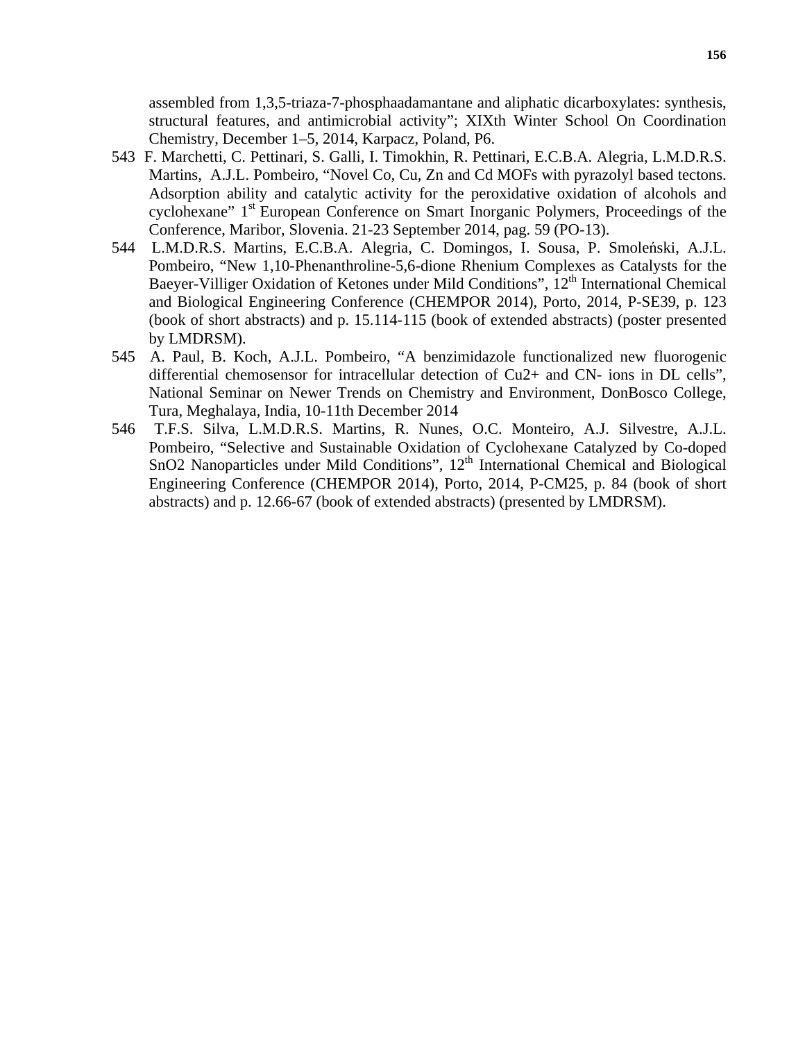assembled from 1,3,5-triaza-7-phosphaadamantane and aliphatic dicarboxylates: synthesis, structural features, and antimicrobial activity"; XIXth Winter School On Coordination Chemistry, December 1–5, 2014, Karpacz, Poland, P6.

543 F. Marchetti, C. Pettinari, S. Galli, I. Timokhin, R. Pettinari, E.C.B.A. Alegria, L.M.D.R.S. Martins, A.J.L. Pombeiro, "Novel Co, Cu, Zn and Cd MOFs with pyrazolyl based tectons. Adsorption ability and catalytic activity for the peroxidative oxidation of alcohols and cyclohexane" 1st European Conference on Smart Inorganic Polymers, Proceedings of the Conference, Maribor, Slovenia. 21-23 September 2014, pag. 59 (PO-13).

544 L.M.D.R.S. Martins, E.C.B.A. Alegria, C. Domingos, I. Sousa, P. Smoleński, A.J.L. Pombeiro, "New 1,10-Phenanthroline-5,6-dione Rhenium Complexes as Catalysts for the Baeyer-Villiger Oxidation of Ketones under Mild Conditions", 12th International Chemical and Biological Engineering Conference (CHEMPOR 2014), Porto, 2014, P-SE39, p. 123 (book of short abstracts) and p. 15.114-115 (book of extended abstracts) (poster presented by LMDRSM).

545 A. Paul, B. Koch, A.J.L. Pombeiro, "A benzimidazole functionalized new fluorogenic differential chemosensor for intracellular detection of $Cu^{2+}$ and $CN^-$ ions in DL cells", National Seminar on Newer Trends on Chemistry and Environment, DonBosco College, Tura, Meghalaya, India, 10-11th December 2014

546 T.F.S. Silva, L.M.D.R.S. Martins, R. Nunes, O.C. Monteiro, A.J. Silvestre, A.J.L. Pombeiro, "Selective and Sustainable Oxidation of Cyclohexane Catalyzed by Co-doped $SnO_2$ Nanoparticles under Mild Conditions", 12th International Chemical and Biological Engineering Conference (CHEMPOR 2014), Porto, 2014, P-CM25, p. 84 (book of short abstracts) and p. 12.66-67 (book of extended abstracts) (presented by LMDRSM).